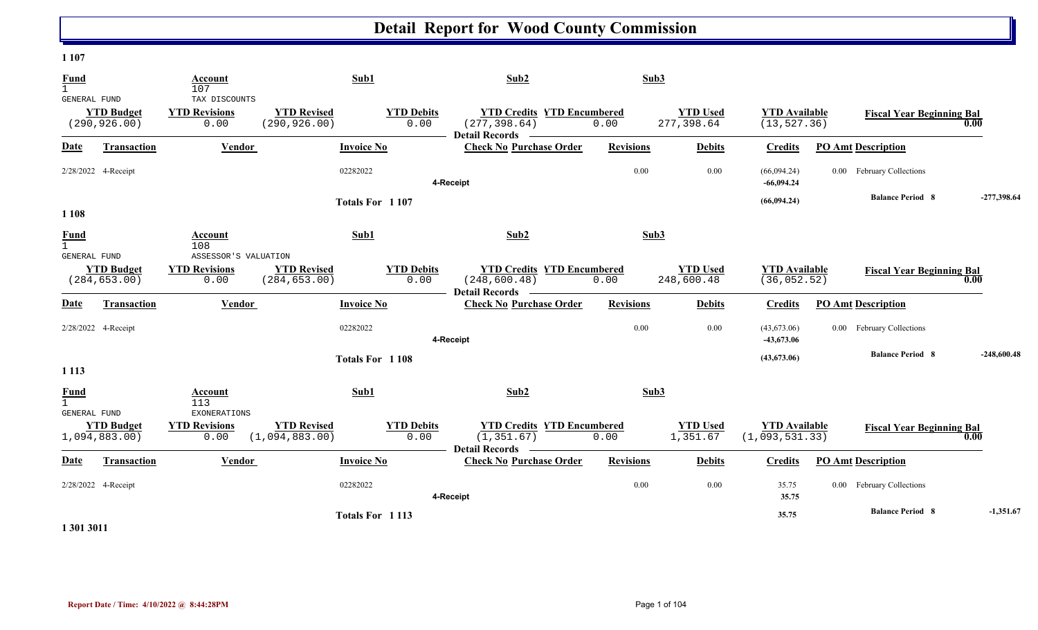# Detail Report for Wood County Commission

**1 107**

| Fund | Account | Sub1 | Sub2 | Sub3 |
|---|---|---|---|---|
| 1 GENERAL FUND | 107 TAX DISCOUNTS | | | |

| YTD Budget | YTD Revisions | YTD Revised | YTD Debits | YTD Credits | YTD Encumbered | YTD Used | YTD Available | Fiscal Year Beginning Bal |
|---|---|---|---|---|---|---|---|---|
| (290,926.00) | 0.00 | (290,926.00) | 0.00 | (277,398.64) | 0.00 | 277,398.64 | (13,527.36) | 0.00 |

**Detail Records**

| Date | Transaction | Vendor | Invoice No | Check No | Purchase Order | Revisions | Debits | Credits | PO Amt | Description |
|---|---|---|---|---|---|---|---|---|---|---|
| 2/28/2022 | 4-Receipt | | 02282022 | | | 0.00 | 0.00 | (66,094.24) | 0.00 | February Collections |
| | | | | 4-Receipt | | | | -66,094.24 | | |
| | | | Totals For 1 107 | | | | | (66,094.24) | | Balance Period 8 -277,398.64 |

**1 108**

| Fund | Account | Sub1 | Sub2 | Sub3 |
|---|---|---|---|---|
| 1 GENERAL FUND | 108 ASSESSOR'S VALUATION | | | |

| YTD Budget | YTD Revisions | YTD Revised | YTD Debits | YTD Credits | YTD Encumbered | YTD Used | YTD Available | Fiscal Year Beginning Bal |
|---|---|---|---|---|---|---|---|---|
| (284,653.00) | 0.00 | (284,653.00) | 0.00 | (248,600.48) | 0.00 | 248,600.48 | (36,052.52) | 0.00 |

**Detail Records**

| Date | Transaction | Vendor | Invoice No | Check No | Purchase Order | Revisions | Debits | Credits | PO Amt | Description |
|---|---|---|---|---|---|---|---|---|---|---|
| 2/28/2022 | 4-Receipt | | 02282022 | | | 0.00 | 0.00 | (43,673.06) | 0.00 | February Collections |
| | | | | 4-Receipt | | | | -43,673.06 | | |
| | | | Totals For 1 108 | | | | | (43,673.06) | | Balance Period 8 -248,600.48 |

**1 113**

| Fund | Account | Sub1 | Sub2 | Sub3 |
|---|---|---|---|---|
| 1 GENERAL FUND | 113 EXONERATIONS | | | |

| YTD Budget | YTD Revisions | YTD Revised | YTD Debits | YTD Credits | YTD Encumbered | YTD Used | YTD Available | Fiscal Year Beginning Bal |
|---|---|---|---|---|---|---|---|---|
| 1,094,883.00) | 0.00 | (1,094,883.00) | 0.00 | (1,351.67) | 0.00 | 1,351.67 | (1,093,531.33) | 0.00 |

**Detail Records**

| Date | Transaction | Vendor | Invoice No | Check No | Purchase Order | Revisions | Debits | Credits | PO Amt | Description |
|---|---|---|---|---|---|---|---|---|---|---|
| 2/28/2022 | 4-Receipt | | 02282022 | | | 0.00 | 0.00 | 35.75 | 0.00 | February Collections |
| | | | | 4-Receipt | | | | 35.75 | | |
| | | | Totals For 1 113 | | | | | 35.75 | | Balance Period 8 -1,351.67 |

**1 301 3011**

Report Date / Time: 4/10/2022 @ 8:44:28PM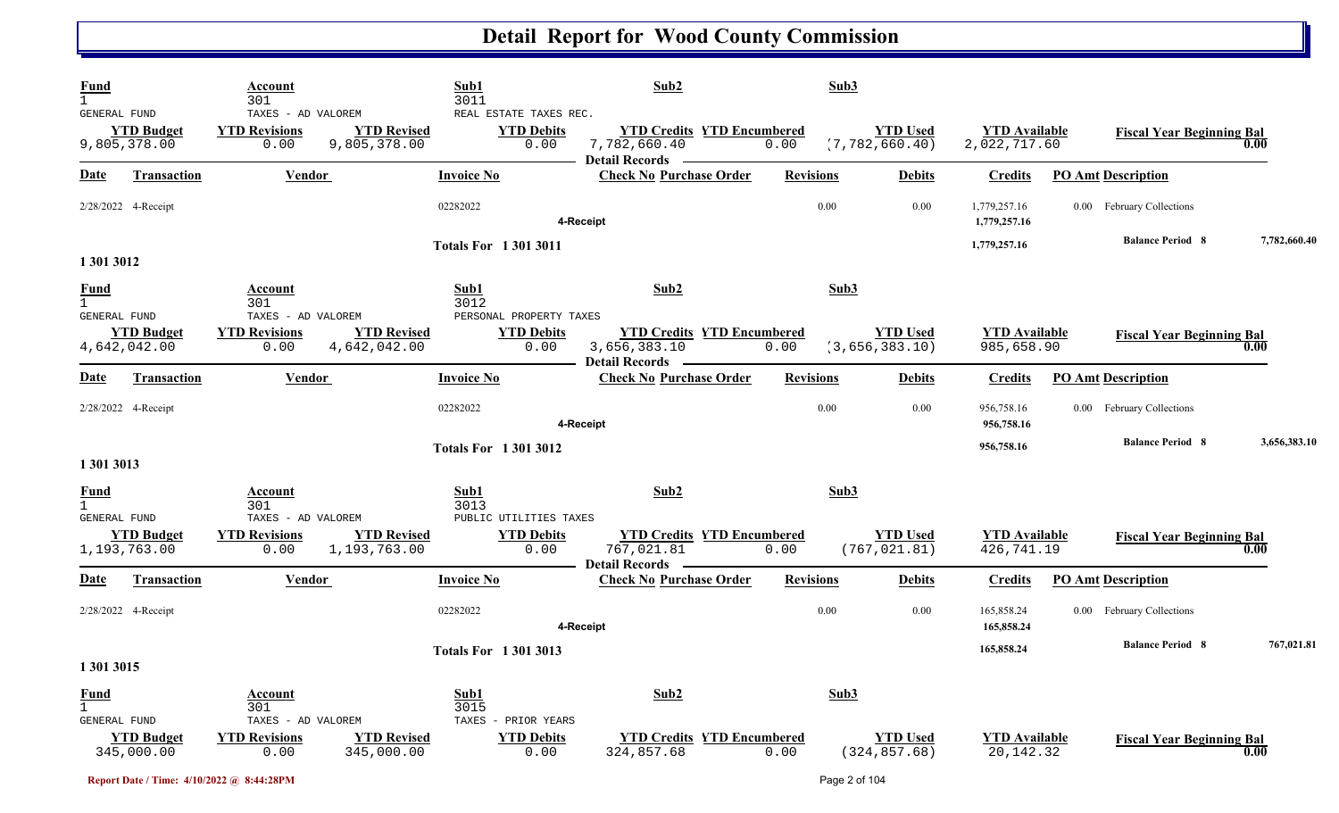# Detail Report for Wood County Commission

| Fund | Account | | Sub1 | Sub2 | Sub3 | | |
|---|---|---|---|---|---|---|---|
| 1 | 301 | | 3011 | | | | |
| GENERAL FUND | TAXES - AD VALOREM | | REAL ESTATE TAXES REC. | | | | |
| **YTD Budget** | **YTD Revisions** | **YTD Revised** | **YTD Debits** | **YTD Credits** | **YTD Encumbered** | **YTD Used** | **YTD Available** | **Fiscal Year Beginning Bal** |
| 9,805,378.00 | 0.00 | 9,805,378.00 | 0.00 | 7,782,660.40 | 0.00 | (7,782,660.40) | 2,022,717.60 | 0.00 |

**Detail Records**

| Date | Transaction | Vendor | Invoice No | Check No | Purchase Order | Revisions | Debits | Credits | PO Amt | Description |
|---|---|---|---|---|---|---|---|---|---|---|
| 2/28/2022 | 4-Receipt | | 02282022 | | | 0.00 | 0.00 | 1,779,257.16 | 0.00 | February Collections |
| | | | 4-Receipt | | | | | 1,779,257.16 | | |
| | | | **Totals For 1 301 3011** | | | | | 1,779,257.16 | | **Balance Period 8** 7,782,660.40 |

## 1 301 3012

| Fund | Account | | Sub1 | Sub2 | Sub3 | | | |
|---|---|---|---|---|---|---|---|---|
| 1 | 301 | | 3012 | | | | | |
| GENERAL FUND | TAXES - AD VALOREM | | PERSONAL PROPERTY TAXES | | | | | |
| **YTD Budget** | **YTD Revisions** | **YTD Revised** | **YTD Debits** | **YTD Credits** | **YTD Encumbered** | **YTD Used** | **YTD Available** | **Fiscal Year Beginning Bal** |
| 4,642,042.00 | 0.00 | 4,642,042.00 | 0.00 | 3,656,383.10 | 0.00 | (3,656,383.10) | 985,658.90 | 0.00 |

**Detail Records**

| Date | Transaction | Vendor | Invoice No | Check No | Purchase Order | Revisions | Debits | Credits | PO Amt | Description |
|---|---|---|---|---|---|---|---|---|---|---|
| 2/28/2022 | 4-Receipt | | 02282022 | | | 0.00 | 0.00 | 956,758.16 | 0.00 | February Collections |
| | | | 4-Receipt | | | | | 956,758.16 | | |
| | | | **Totals For 1 301 3012** | | | | | 956,758.16 | | **Balance Period 8** 3,656,383.10 |

## 1 301 3013

| Fund | Account | | Sub1 | Sub2 | Sub3 | | | |
|---|---|---|---|---|---|---|---|---|
| 1 | 301 | | 3013 | | | | | |
| GENERAL FUND | TAXES - AD VALOREM | | PUBLIC UTILITIES TAXES | | | | | |
| **YTD Budget** | **YTD Revisions** | **YTD Revised** | **YTD Debits** | **YTD Credits** | **YTD Encumbered** | **YTD Used** | **YTD Available** | **Fiscal Year Beginning Bal** |
| 1,193,763.00 | 0.00 | 1,193,763.00 | 0.00 | 767,021.81 | 0.00 | (767,021.81) | 426,741.19 | 0.00 |

**Detail Records**

| Date | Transaction | Vendor | Invoice No | Check No | Purchase Order | Revisions | Debits | Credits | PO Amt | Description |
|---|---|---|---|---|---|---|---|---|---|---|
| 2/28/2022 | 4-Receipt | | 02282022 | | | 0.00 | 0.00 | 165,858.24 | 0.00 | February Collections |
| | | | 4-Receipt | | | | | 165,858.24 | | |
| | | | **Totals For 1 301 3013** | | | | | 165,858.24 | | **Balance Period 8** 767,021.81 |

## 1 301 3015

| Fund | Account | | Sub1 | Sub2 | Sub3 | | | |
|---|---|---|---|---|---|---|---|---|
| 1 | 301 | | 3015 | | | | | |
| GENERAL FUND | TAXES - AD VALOREM | | TAXES - PRIOR YEARS | | | | | |
| **YTD Budget** | **YTD Revisions** | **YTD Revised** | **YTD Debits** | **YTD Credits** | **YTD Encumbered** | **YTD Used** | **YTD Available** | **Fiscal Year Beginning Bal** |
| 345,000.00 | 0.00 | 345,000.00 | 0.00 | 324,857.68 | 0.00 | (324,857.68) | 20,142.32 | 0.00 |

Report Date / Time: 4/10/2022 @ 8:44:28PM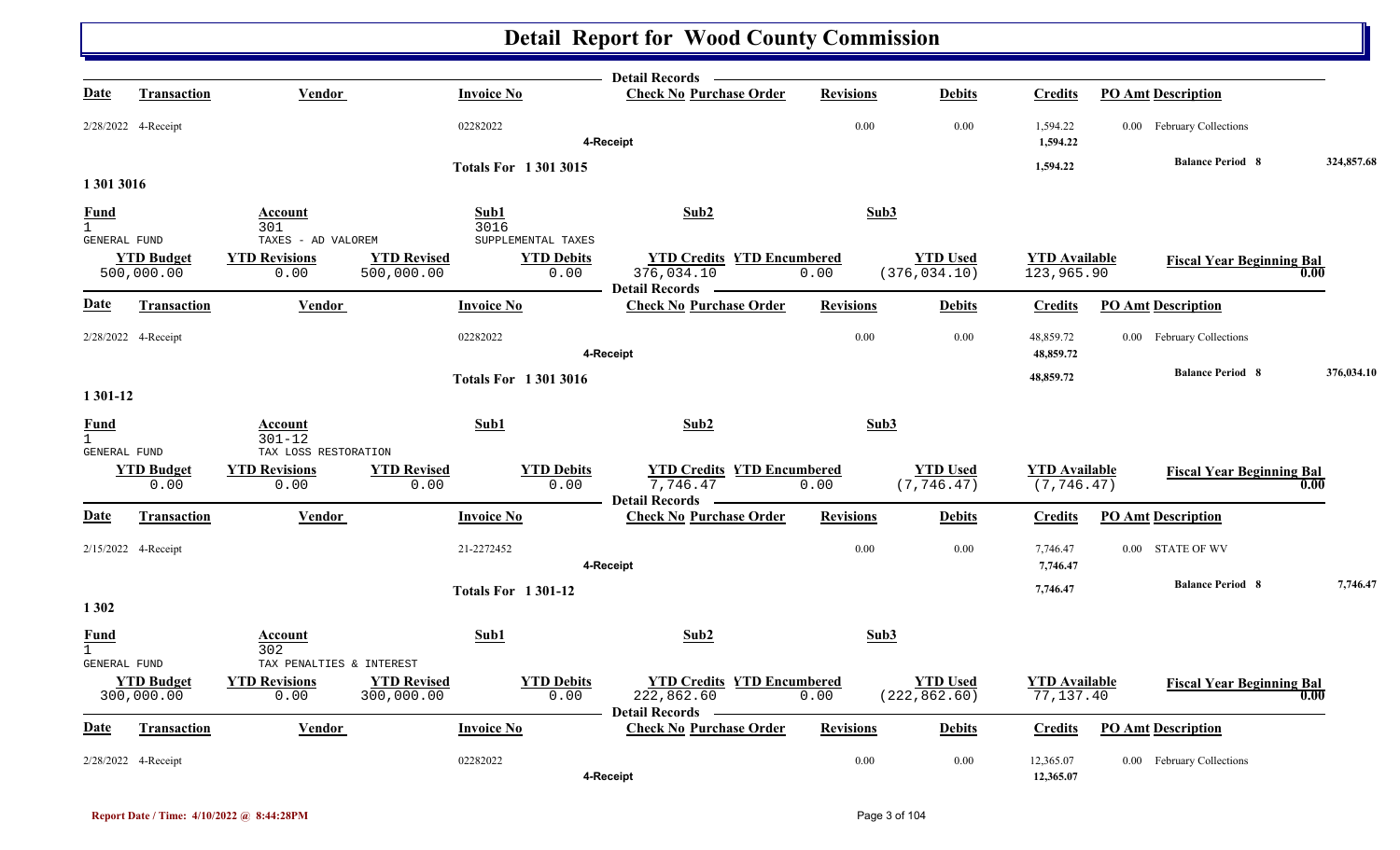# Detail Report for Wood County Commission

| Date | Transaction | Vendor | Invoice No | Check No | Purchase Order | Revisions | Debits | Credits | PO Amt | Description |
|---|---|---|---|---|---|---|---|---|---|---|
| 2/28/2022 | 4-Receipt | | 02282022 | | | 0.00 | 0.00 | 1,594.22 | 0.00 | February Collections |
| | | | | 4-Receipt | | | | 1,594.22 | | |

**Totals For 1 301 3015** — 1,594.22 — **Balance Period 8** 324,857.68

## 1 301 3016

| Fund | Account | Sub1 | Sub2 | Sub3 |
|---|---|---|---|---|
| 1 GENERAL FUND | 301 TAXES - AD VALOREM | 3016 SUPPLEMENTAL TAXES | | |

| YTD Budget | YTD Revisions | YTD Revised | YTD Debits | YTD Credits | YTD Encumbered | YTD Used | YTD Available | Fiscal Year Beginning Bal |
|---|---|---|---|---|---|---|---|---|
| 500,000.00 | 0.00 | 500,000.00 | 0.00 | 376,034.10 | 0.00 | (376,034.10) | 123,965.90 | 0.00 |

| Date | Transaction | Vendor | Invoice No | Check No | Purchase Order | Revisions | Debits | Credits | PO Amt | Description |
|---|---|---|---|---|---|---|---|---|---|---|
| 2/28/2022 | 4-Receipt | | 02282022 | | | 0.00 | 0.00 | 48,859.72 | 0.00 | February Collections |
| | | | | 4-Receipt | | | | 48,859.72 | | |

**Totals For 1 301 3016** — 48,859.72 — **Balance Period 8** 376,034.10

## 1 301-12

| Fund | Account | Sub1 | Sub2 | Sub3 |
|---|---|---|---|---|
| 1 GENERAL FUND | 301-12 TAX LOSS RESTORATION | | | |

| YTD Budget | YTD Revisions | YTD Revised | YTD Debits | YTD Credits | YTD Encumbered | YTD Used | YTD Available | Fiscal Year Beginning Bal |
|---|---|---|---|---|---|---|---|---|
| 0.00 | 0.00 | 0.00 | 0.00 | 7,746.47 | 0.00 | (7,746.47) | (7,746.47) | 0.00 |

| Date | Transaction | Vendor | Invoice No | Check No | Purchase Order | Revisions | Debits | Credits | PO Amt | Description |
|---|---|---|---|---|---|---|---|---|---|---|
| 2/15/2022 | 4-Receipt | | 21-2272452 | | | 0.00 | 0.00 | 7,746.47 | 0.00 | STATE OF WV |
| | | | | 4-Receipt | | | | 7,746.47 | | |

**Totals For 1 301-12** — 7,746.47 — **Balance Period 8** 7,746.47

## 1 302

| Fund | Account | Sub1 | Sub2 | Sub3 |
|---|---|---|---|---|
| 1 GENERAL FUND | 302 TAX PENALTIES & INTEREST | | | |

| YTD Budget | YTD Revisions | YTD Revised | YTD Debits | YTD Credits | YTD Encumbered | YTD Used | YTD Available | Fiscal Year Beginning Bal |
|---|---|---|---|---|---|---|---|---|
| 300,000.00 | 0.00 | 300,000.00 | 0.00 | 222,862.60 | 0.00 | (222,862.60) | 77,137.40 | 0.00 |

| Date | Transaction | Vendor | Invoice No | Check No | Purchase Order | Revisions | Debits | Credits | PO Amt | Description |
|---|---|---|---|---|---|---|---|---|---|---|
| 2/28/2022 | 4-Receipt | | 02282022 | | | 0.00 | 0.00 | 12,365.07 | 0.00 | February Collections |
| | | | | 4-Receipt | | | | 12,365.07 | | |

**Report Date / Time: 4/10/2022 @ 8:44:28PM**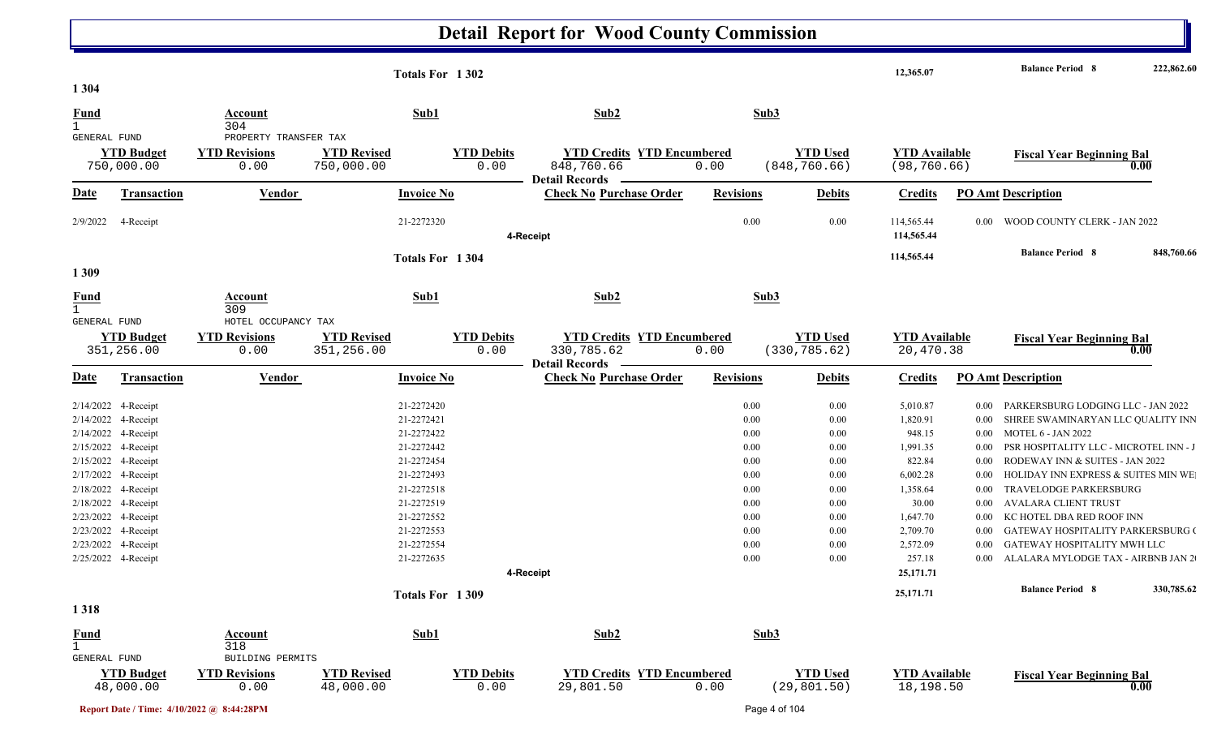# Detail Report for Wood County Commission

| | | | Totals For 1 302 | | | | 12,365.07 | Balance Period 8 | 222,862.60 |
|---|---|---|---|---|---|---|---|---|---|

## 1 304

| Fund | Account | Sub1 | Sub2 | Sub3 |
|---|---|---|---|---|
| 1 GENERAL FUND | 304 PROPERTY TRANSFER TAX | | | |

| YTD Budget | YTD Revisions | YTD Revised | YTD Debits | YTD Credits | YTD Encumbered | YTD Used | YTD Available | Fiscal Year Beginning Bal |
|---|---|---|---|---|---|---|---|---|
| 750,000.00 | 0.00 | 750,000.00 | 0.00 | 848,760.66 | 0.00 | (848,760.66) | (98,760.66) | 0.00 |

Detail Records

| Date | Transaction | Vendor | Invoice No | Check No | Purchase Order | Revisions | Debits | Credits | PO Amt | Description |
|---|---|---|---|---|---|---|---|---|---|---|
| 2/9/2022 | 4-Receipt | | 21-2272320 | | | 0.00 | 0.00 | 114,565.44 | 0.00 | WOOD COUNTY CLERK - JAN 2022 |
| | | | | 4-Receipt | | | | 114,565.44 | | |
| | | | Totals For 1 304 | | | | | 114,565.44 | | Balance Period 8 848,760.66 |

## 1 309

| Fund | Account | Sub1 | Sub2 | Sub3 |
|---|---|---|---|---|
| 1 GENERAL FUND | 309 HOTEL OCCUPANCY TAX | | | |

| YTD Budget | YTD Revisions | YTD Revised | YTD Debits | YTD Credits | YTD Encumbered | YTD Used | YTD Available | Fiscal Year Beginning Bal |
|---|---|---|---|---|---|---|---|---|
| 351,256.00 | 0.00 | 351,256.00 | 0.00 | 330,785.62 | 0.00 | (330,785.62) | 20,470.38 | 0.00 |

Detail Records

| Date | Transaction | Vendor | Invoice No | Check No | Purchase Order | Revisions | Debits | Credits | PO Amt | Description |
|---|---|---|---|---|---|---|---|---|---|---|
| 2/14/2022 | 4-Receipt | | 21-2272420 | | | 0.00 | 0.00 | 5,010.87 | 0.00 | PARKERSBURG LODGING LLC - JAN 2022 |
| 2/14/2022 | 4-Receipt | | 21-2272421 | | | 0.00 | 0.00 | 1,820.91 | 0.00 | SHREE SWAMINARYAN LLC QUALITY INN |
| 2/14/2022 | 4-Receipt | | 21-2272422 | | | 0.00 | 0.00 | 948.15 | 0.00 | MOTEL 6 - JAN 2022 |
| 2/15/2022 | 4-Receipt | | 21-2272442 | | | 0.00 | 0.00 | 1,991.35 | 0.00 | PSR HOSPITALITY LLC - MICROTEL INN - J |
| 2/15/2022 | 4-Receipt | | 21-2272454 | | | 0.00 | 0.00 | 822.84 | 0.00 | RODEWAY INN & SUITES - JAN 2022 |
| 2/17/2022 | 4-Receipt | | 21-2272493 | | | 0.00 | 0.00 | 6,002.28 | 0.00 | HOLIDAY INN EXPRESS & SUITES MIN WE |
| 2/18/2022 | 4-Receipt | | 21-2272518 | | | 0.00 | 0.00 | 1,358.64 | 0.00 | TRAVELODGE PARKERSBURG |
| 2/18/2022 | 4-Receipt | | 21-2272519 | | | 0.00 | 0.00 | 30.00 | 0.00 | AVALARA CLIENT TRUST |
| 2/23/2022 | 4-Receipt | | 21-2272552 | | | 0.00 | 0.00 | 1,647.70 | 0.00 | KC HOTEL DBA RED ROOF INN |
| 2/23/2022 | 4-Receipt | | 21-2272553 | | | 0.00 | 0.00 | 2,709.70 | 0.00 | GATEWAY HOSPITALITY PARKERSBURG ( |
| 2/23/2022 | 4-Receipt | | 21-2272554 | | | 0.00 | 0.00 | 2,572.09 | 0.00 | GATEWAY HOSPITALITY MWH LLC |
| 2/25/2022 | 4-Receipt | | 21-2272635 | | | 0.00 | 0.00 | 257.18 | 0.00 | ALALARA MYLODGE TAX - AIRBNB JAN 2( |
| | | | | 4-Receipt | | | | 25,171.71 | | |
| | | | Totals For 1 309 | | | | | 25,171.71 | | Balance Period 8 330,785.62 |

## 1 318

| Fund | Account | Sub1 | Sub2 | Sub3 |
|---|---|---|---|---|
| 1 GENERAL FUND | 318 BUILDING PERMITS | | | |

| YTD Budget | YTD Revisions | YTD Revised | YTD Debits | YTD Credits | YTD Encumbered | YTD Used | YTD Available | Fiscal Year Beginning Bal |
|---|---|---|---|---|---|---|---|---|
| 48,000.00 | 0.00 | 48,000.00 | 0.00 | 29,801.50 | 0.00 | (29,801.50) | 18,198.50 | 0.00 |

Report Date / Time: 4/10/2022 @ 8:44:28PM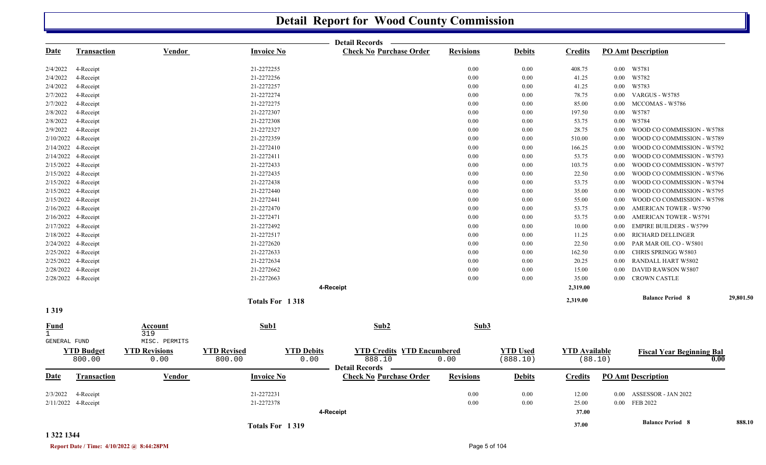# Detail Report for Wood County Commission

Detail Records

| Date | Transaction | Vendor | Invoice No | Check No | Purchase Order | Revisions | Debits | Credits | PO Amt | Description |
|---|---|---|---|---|---|---|---|---|---|---|
| 2/4/2022 | 4-Receipt | | 21-2272255 | | | 0.00 | 0.00 | 408.75 | 0.00 | W5781 |
| 2/4/2022 | 4-Receipt | | 21-2272256 | | | 0.00 | 0.00 | 41.25 | 0.00 | W5782 |
| 2/4/2022 | 4-Receipt | | 21-2272257 | | | 0.00 | 0.00 | 41.25 | 0.00 | W5783 |
| 2/7/2022 | 4-Receipt | | 21-2272274 | | | 0.00 | 0.00 | 78.75 | 0.00 | VARGUS - W5785 |
| 2/7/2022 | 4-Receipt | | 21-2272275 | | | 0.00 | 0.00 | 85.00 | 0.00 | MCCOMAS - W5786 |
| 2/8/2022 | 4-Receipt | | 21-2272307 | | | 0.00 | 0.00 | 197.50 | 0.00 | W5787 |
| 2/8/2022 | 4-Receipt | | 21-2272308 | | | 0.00 | 0.00 | 53.75 | 0.00 | W5784 |
| 2/9/2022 | 4-Receipt | | 21-2272327 | | | 0.00 | 0.00 | 28.75 | 0.00 | WOOD CO COMMISSION - W5788 |
| 2/10/2022 | 4-Receipt | | 21-2272359 | | | 0.00 | 0.00 | 510.00 | 0.00 | WOOD CO COMMISSION - W5789 |
| 2/14/2022 | 4-Receipt | | 21-2272410 | | | 0.00 | 0.00 | 166.25 | 0.00 | WOOD CO COMMISSION - W5792 |
| 2/14/2022 | 4-Receipt | | 21-2272411 | | | 0.00 | 0.00 | 53.75 | 0.00 | WOOD CO COMMISSION - W5793 |
| 2/15/2022 | 4-Receipt | | 21-2272433 | | | 0.00 | 0.00 | 103.75 | 0.00 | WOOD CO COMMISSION - W5797 |
| 2/15/2022 | 4-Receipt | | 21-2272435 | | | 0.00 | 0.00 | 22.50 | 0.00 | WOOD CO COMMISSION - W5796 |
| 2/15/2022 | 4-Receipt | | 21-2272438 | | | 0.00 | 0.00 | 53.75 | 0.00 | WOOD CO COMMISSION - W5794 |
| 2/15/2022 | 4-Receipt | | 21-2272440 | | | 0.00 | 0.00 | 35.00 | 0.00 | WOOD CO COMMISSION - W5795 |
| 2/15/2022 | 4-Receipt | | 21-2272441 | | | 0.00 | 0.00 | 55.00 | 0.00 | WOOD CO COMMISSION - W5798 |
| 2/16/2022 | 4-Receipt | | 21-2272470 | | | 0.00 | 0.00 | 53.75 | 0.00 | AMERICAN TOWER - W5790 |
| 2/16/2022 | 4-Receipt | | 21-2272471 | | | 0.00 | 0.00 | 53.75 | 0.00 | AMERICAN TOWER - W5791 |
| 2/17/2022 | 4-Receipt | | 21-2272492 | | | 0.00 | 0.00 | 10.00 | 0.00 | EMPIRE BUILDERS - W5799 |
| 2/18/2022 | 4-Receipt | | 21-2272517 | | | 0.00 | 0.00 | 11.25 | 0.00 | RICHARD DELLINGER |
| 2/24/2022 | 4-Receipt | | 21-2272620 | | | 0.00 | 0.00 | 22.50 | 0.00 | PAR MAR OIL CO - W5801 |
| 2/25/2022 | 4-Receipt | | 21-2272633 | | | 0.00 | 0.00 | 162.50 | 0.00 | CHRIS SPRINGG W5803 |
| 2/25/2022 | 4-Receipt | | 21-2272634 | | | 0.00 | 0.00 | 20.25 | 0.00 | RANDALL HART W5802 |
| 2/28/2022 | 4-Receipt | | 21-2272662 | | | 0.00 | 0.00 | 15.00 | 0.00 | DAVID RAWSON W5807 |
| 2/28/2022 | 4-Receipt | | 21-2272663 | | | 0.00 | 0.00 | 35.00 | 0.00 | CROWN CASTLE |
| | | | | 4-Receipt | | | | 2,319.00 | | |
| | | | Totals For 1 318 | | | | | 2,319.00 | | Balance Period 8 29,801.50 |

1 319

| Fund | Account | Sub1 | Sub2 | Sub3 |
|---|---|---|---|---|
| 1 GENERAL FUND | 319 MISC. PERMITS | | | |

| YTD Budget | YTD Revisions | YTD Revised | YTD Debits | YTD Credits | YTD Encumbered | YTD Used | YTD Available | Fiscal Year Beginning Bal |
|---|---|---|---|---|---|---|---|---|
| 800.00 | 0.00 | 800.00 | 0.00 | 888.10 | 0.00 | (888.10) | (88.10) | 0.00 |

Detail Records

| Date | Transaction | Vendor | Invoice No | Check No | Purchase Order | Revisions | Debits | Credits | PO Amt | Description |
|---|---|---|---|---|---|---|---|---|---|---|
| 2/3/2022 | 4-Receipt | | 21-2272231 | | | 0.00 | 0.00 | 12.00 | 0.00 | ASSESSOR - JAN 2022 |
| 2/11/2022 | 4-Receipt | | 21-2272378 | | | 0.00 | 0.00 | 25.00 | 0.00 | FEB 2022 |
| | | | | 4-Receipt | | | | 37.00 | | |
| | | | Totals For 1 319 | | | | | 37.00 | | Balance Period 8 888.10 |

1 322 1344

Report Date / Time: 4/10/2022 @ 8:44:28PM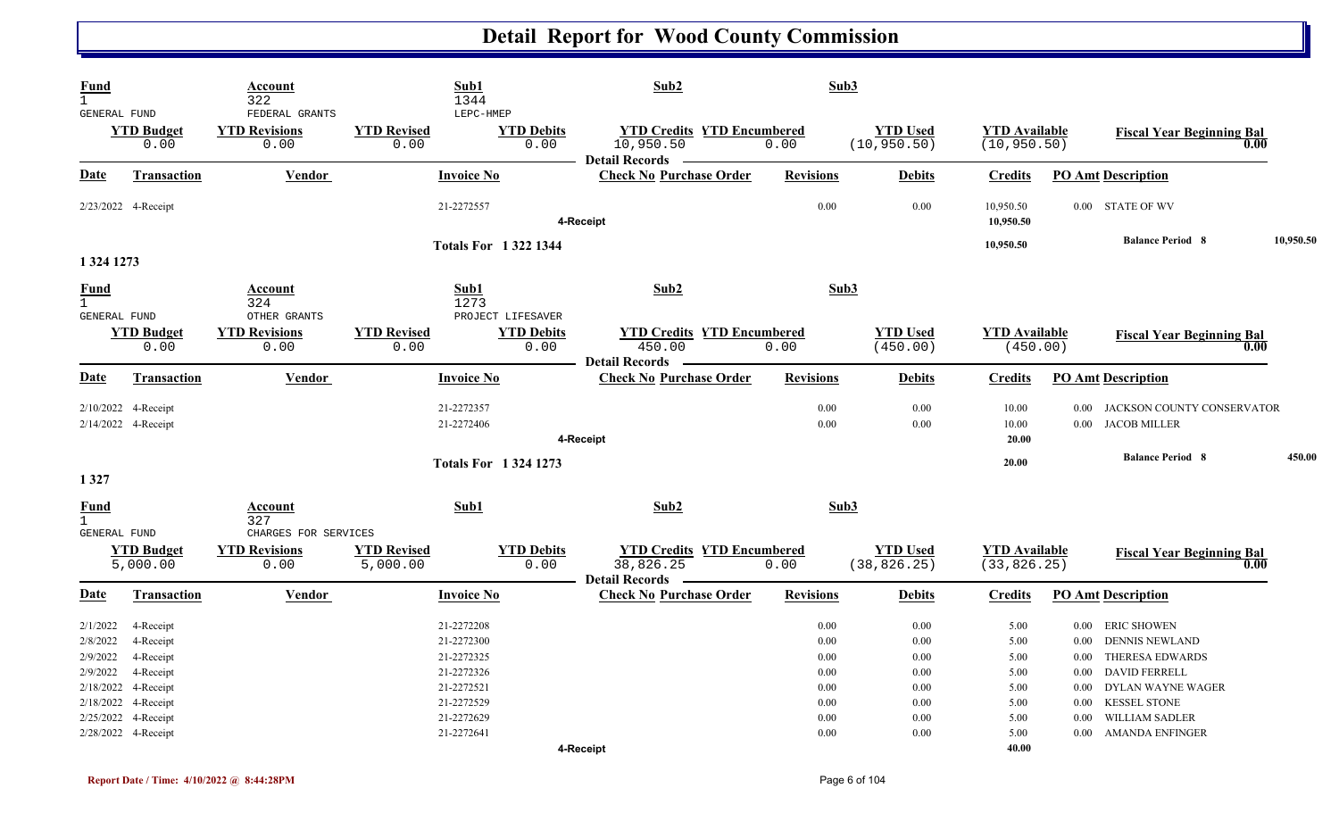# Detail Report for Wood County Commission

| Fund | Account | Sub1 | Sub2 | Sub3 |
|---|---|---|---|---|
| 1 GENERAL FUND | 322 FEDERAL GRANTS | 1344 LEPC-HMEP | | |

| YTD Budget | YTD Revisions | YTD Revised | YTD Debits | YTD Credits | YTD Encumbered | YTD Used | YTD Available | Fiscal Year Beginning Bal |
|---|---|---|---|---|---|---|---|---|
| 0.00 | 0.00 | 0.00 | 0.00 | 10,950.50 | 0.00 | (10,950.50) | (10,950.50) | 0.00 |

**Detail Records**

| Date | Transaction | Vendor | Invoice No | Check No | Purchase Order | Revisions | Debits | Credits | PO Amt | Description |
|---|---|---|---|---|---|---|---|---|---|---|
| 2/23/2022 | 4-Receipt | | 21-2272557 | | | 0.00 | 0.00 | 10,950.50 | 0.00 | STATE OF WV |
| | 4-Receipt | | | | | | | 10,950.50 | | |
| | Totals For 1 322 1344 | | | | | | | 10,950.50 | | Balance Period 8 10,950.50 |

**1 324 1273**

| Fund | Account | Sub1 | Sub2 | Sub3 |
|---|---|---|---|---|
| 1 GENERAL FUND | 324 OTHER GRANTS | 1273 PROJECT LIFESAVER | | |

| YTD Budget | YTD Revisions | YTD Revised | YTD Debits | YTD Credits | YTD Encumbered | YTD Used | YTD Available | Fiscal Year Beginning Bal |
|---|---|---|---|---|---|---|---|---|
| 0.00 | 0.00 | 0.00 | 0.00 | 450.00 | 0.00 | (450.00) | (450.00) | 0.00 |

**Detail Records**

| Date | Transaction | Vendor | Invoice No | Check No | Purchase Order | Revisions | Debits | Credits | PO Amt | Description |
|---|---|---|---|---|---|---|---|---|---|---|
| 2/10/2022 | 4-Receipt | | 21-2272357 | | | 0.00 | 0.00 | 10.00 | 0.00 | JACKSON COUNTY CONSERVATOR |
| 2/14/2022 | 4-Receipt | | 21-2272406 | | | 0.00 | 0.00 | 10.00 | 0.00 | JACOB MILLER |
| | 4-Receipt | | | | | | | 20.00 | | |
| | Totals For 1 324 1273 | | | | | | | 20.00 | | Balance Period 8 450.00 |

**1 327**

| Fund | Account | Sub1 | Sub2 | Sub3 |
|---|---|---|---|---|
| 1 GENERAL FUND | 327 CHARGES FOR SERVICES | | | |

| YTD Budget | YTD Revisions | YTD Revised | YTD Debits | YTD Credits | YTD Encumbered | YTD Used | YTD Available | Fiscal Year Beginning Bal |
|---|---|---|---|---|---|---|---|---|
| 5,000.00 | 0.00 | 5,000.00 | 0.00 | 38,826.25 | 0.00 | (38,826.25) | (33,826.25) | 0.00 |

**Detail Records**

| Date | Transaction | Vendor | Invoice No | Check No | Purchase Order | Revisions | Debits | Credits | PO Amt | Description |
|---|---|---|---|---|---|---|---|---|---|---|
| 2/1/2022 | 4-Receipt | | 21-2272208 | | | 0.00 | 0.00 | 5.00 | 0.00 | ERIC SHOWEN |
| 2/8/2022 | 4-Receipt | | 21-2272300 | | | 0.00 | 0.00 | 5.00 | 0.00 | DENNIS NEWLAND |
| 2/9/2022 | 4-Receipt | | 21-2272325 | | | 0.00 | 0.00 | 5.00 | 0.00 | THERESA EDWARDS |
| 2/9/2022 | 4-Receipt | | 21-2272326 | | | 0.00 | 0.00 | 5.00 | 0.00 | DAVID FERRELL |
| 2/18/2022 | 4-Receipt | | 21-2272521 | | | 0.00 | 0.00 | 5.00 | 0.00 | DYLAN WAYNE WAGER |
| 2/18/2022 | 4-Receipt | | 21-2272529 | | | 0.00 | 0.00 | 5.00 | 0.00 | KESSEL STONE |
| 2/25/2022 | 4-Receipt | | 21-2272629 | | | 0.00 | 0.00 | 5.00 | 0.00 | WILLIAM SADLER |
| 2/28/2022 | 4-Receipt | | 21-2272641 | | | 0.00 | 0.00 | 5.00 | 0.00 | AMANDA ENFINGER |
| | 4-Receipt | | | | | | | 40.00 | | |

Report Date / Time: 4/10/2022 @ 8:44:28PM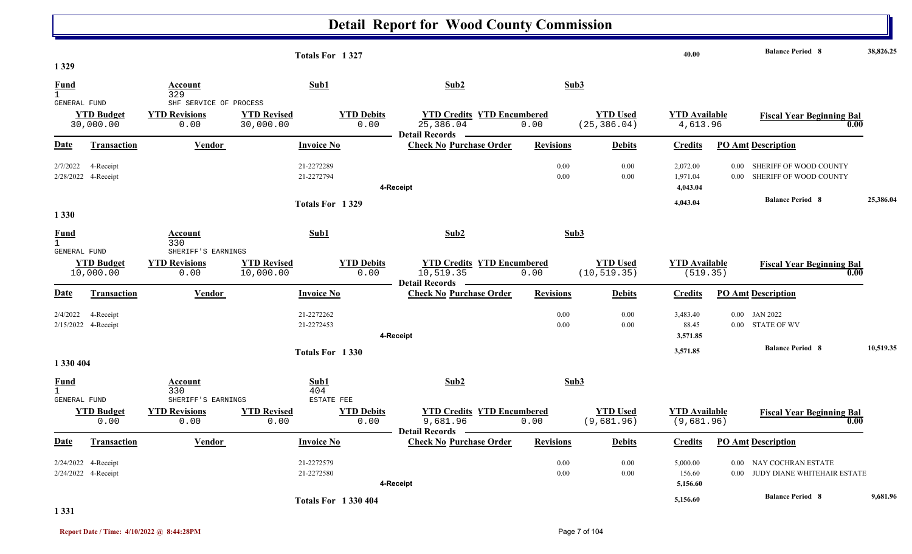# Detail Report for Wood County Commission

| | | | |
|---|---|---|---|
| Totals For 1 327 | 40.00 | Balance Period 8 | 38,826.25 |

## 1 329

| Fund | Account | Sub1 | Sub2 | Sub3 |
|---|---|---|---|---|
| 1 GENERAL FUND | 329 SHF SERVICE OF PROCESS | | | |

| YTD Budget | YTD Revisions | YTD Revised | YTD Debits | YTD Credits | YTD Encumbered | YTD Used | YTD Available | Fiscal Year Beginning Bal |
|---|---|---|---|---|---|---|---|---|
| 30,000.00 | 0.00 | 30,000.00 | 0.00 | 25,386.04 | 0.00 | (25,386.04) | 4,613.96 | 0.00 |

**Detail Records**

| Date | Transaction | Vendor | Invoice No | Check No | Purchase Order | Revisions | Debits | Credits | PO Amt | Description |
|---|---|---|---|---|---|---|---|---|---|---|
| 2/7/2022 | 4-Receipt | | 21-2272289 | | | 0.00 | 0.00 | 2,072.00 | 0.00 | SHERIFF OF WOOD COUNTY |
| 2/28/2022 | 4-Receipt | | 21-2272794 | | | 0.00 | 0.00 | 1,971.04 | 0.00 | SHERIFF OF WOOD COUNTY |
| | | | | 4-Receipt | | | | 4,043.04 | | |
| | | | Totals For 1 329 | | | | | 4,043.04 | | Balance Period 8 25,386.04 |

## 1 330

| Fund | Account | Sub1 | Sub2 | Sub3 |
|---|---|---|---|---|
| 1 GENERAL FUND | 330 SHERIFF'S EARNINGS | | | |

| YTD Budget | YTD Revisions | YTD Revised | YTD Debits | YTD Credits | YTD Encumbered | YTD Used | YTD Available | Fiscal Year Beginning Bal |
|---|---|---|---|---|---|---|---|---|
| 10,000.00 | 0.00 | 10,000.00 | 0.00 | 10,519.35 | 0.00 | (10,519.35) | (519.35) | 0.00 |

**Detail Records**

| Date | Transaction | Vendor | Invoice No | Check No | Purchase Order | Revisions | Debits | Credits | PO Amt | Description |
|---|---|---|---|---|---|---|---|---|---|---|
| 2/4/2022 | 4-Receipt | | 21-2272262 | | | 0.00 | 0.00 | 3,483.40 | 0.00 | JAN 2022 |
| 2/15/2022 | 4-Receipt | | 21-2272453 | | | 0.00 | 0.00 | 88.45 | 0.00 | STATE OF WV |
| | | | | 4-Receipt | | | | 3,571.85 | | |
| | | | Totals For 1 330 | | | | | 3,571.85 | | Balance Period 8 10,519.35 |

## 1 330 404

| Fund | Account | Sub1 | Sub2 | Sub3 |
|---|---|---|---|---|
| 1 GENERAL FUND | 330 SHERIFF'S EARNINGS | 404 ESTATE FEE | | |

| YTD Budget | YTD Revisions | YTD Revised | YTD Debits | YTD Credits | YTD Encumbered | YTD Used | YTD Available | Fiscal Year Beginning Bal |
|---|---|---|---|---|---|---|---|---|
| 0.00 | 0.00 | 0.00 | 0.00 | 9,681.96 | 0.00 | (9,681.96) | (9,681.96) | 0.00 |

**Detail Records**

| Date | Transaction | Vendor | Invoice No | Check No | Purchase Order | Revisions | Debits | Credits | PO Amt | Description |
|---|---|---|---|---|---|---|---|---|---|---|
| 2/24/2022 | 4-Receipt | | 21-2272579 | | | 0.00 | 0.00 | 5,000.00 | 0.00 | NAY COCHRAN ESTATE |
| 2/24/2022 | 4-Receipt | | 21-2272580 | | | 0.00 | 0.00 | 156.60 | 0.00 | JUDY DIANE WHITEHAIR ESTATE |
| | | | | 4-Receipt | | | | 5,156.60 | | |
| | | | Totals For 1 330 404 | | | | | 5,156.60 | | Balance Period 8 9,681.96 |

## 1 331

Report Date / Time: 4/10/2022 @ 8:44:28PM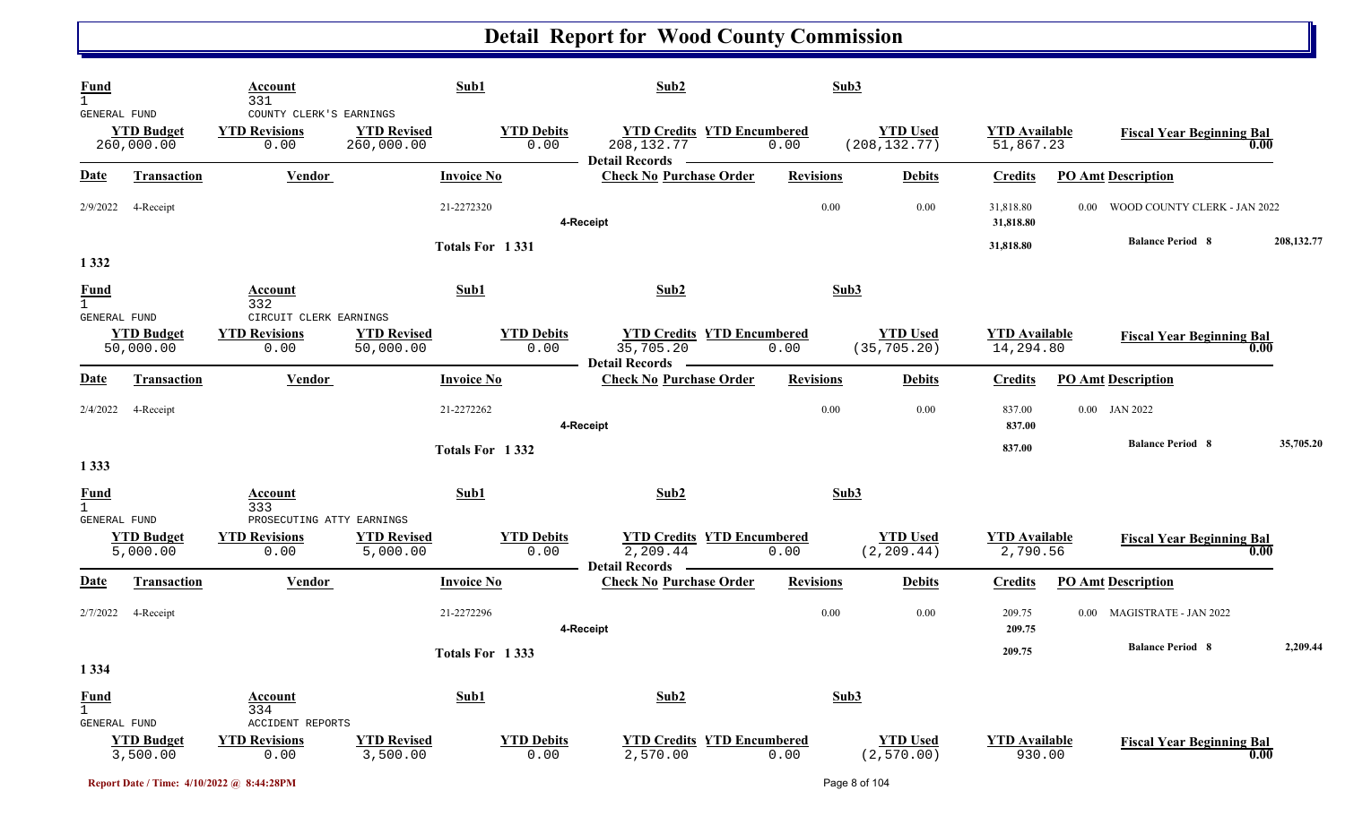# Detail Report for Wood County Commission

| Fund | Account | Sub1 | Sub2 | Sub3 |
|---|---|---|---|---|
| 1 GENERAL FUND | 331 COUNTY CLERK'S EARNINGS | | | |

| YTD Budget | YTD Revisions | YTD Revised | YTD Debits | YTD Credits | YTD Encumbered | YTD Used | YTD Available | Fiscal Year Beginning Bal |
|---|---|---|---|---|---|---|---|---|
| 260,000.00 | 0.00 | 260,000.00 | 0.00 | 208,132.77 | 0.00 | (208,132.77) | 51,867.23 | 0.00 |

**Detail Records**

| Date | Transaction | Vendor | Invoice No | Check No | Purchase Order | Revisions | Debits | Credits | PO Amt | Description |
|---|---|---|---|---|---|---|---|---|---|---|
| 2/9/2022 | 4-Receipt | | 21-2272320 | | | 0.00 | 0.00 | 31,818.80 | 0.00 | WOOD COUNTY CLERK - JAN 2022 |
| | | | | 4-Receipt | | | | 31,818.80 | | |
| | | | Totals For 1 331 | | | | | 31,818.80 | | Balance Period 8 208,132.77 |

## 1 332

| Fund | Account | Sub1 | Sub2 | Sub3 |
|---|---|---|---|---|
| 1 GENERAL FUND | 332 CIRCUIT CLERK EARNINGS | | | |

| YTD Budget | YTD Revisions | YTD Revised | YTD Debits | YTD Credits | YTD Encumbered | YTD Used | YTD Available | Fiscal Year Beginning Bal |
|---|---|---|---|---|---|---|---|---|
| 50,000.00 | 0.00 | 50,000.00 | 0.00 | 35,705.20 | 0.00 | (35,705.20) | 14,294.80 | 0.00 |

**Detail Records**

| Date | Transaction | Vendor | Invoice No | Check No | Purchase Order | Revisions | Debits | Credits | PO Amt | Description |
|---|---|---|---|---|---|---|---|---|---|---|
| 2/4/2022 | 4-Receipt | | 21-2272262 | | | 0.00 | 0.00 | 837.00 | 0.00 | JAN 2022 |
| | | | | 4-Receipt | | | | 837.00 | | |
| | | | Totals For 1 332 | | | | | 837.00 | | Balance Period 8 35,705.20 |

## 1 333

| Fund | Account | Sub1 | Sub2 | Sub3 |
|---|---|---|---|---|
| 1 GENERAL FUND | 333 PROSECUTING ATTY EARNINGS | | | |

| YTD Budget | YTD Revisions | YTD Revised | YTD Debits | YTD Credits | YTD Encumbered | YTD Used | YTD Available | Fiscal Year Beginning Bal |
|---|---|---|---|---|---|---|---|---|
| 5,000.00 | 0.00 | 5,000.00 | 0.00 | 2,209.44 | 0.00 | (2,209.44) | 2,790.56 | 0.00 |

**Detail Records**

| Date | Transaction | Vendor | Invoice No | Check No | Purchase Order | Revisions | Debits | Credits | PO Amt | Description |
|---|---|---|---|---|---|---|---|---|---|---|
| 2/7/2022 | 4-Receipt | | 21-2272296 | | | 0.00 | 0.00 | 209.75 | 0.00 | MAGISTRATE - JAN 2022 |
| | | | | 4-Receipt | | | | 209.75 | | |
| | | | Totals For 1 333 | | | | | 209.75 | | Balance Period 8 2,209.44 |

## 1 334

| Fund | Account | Sub1 | Sub2 | Sub3 |
|---|---|---|---|---|
| 1 GENERAL FUND | 334 ACCIDENT REPORTS | | | |

| YTD Budget | YTD Revisions | YTD Revised | YTD Debits | YTD Credits | YTD Encumbered | YTD Used | YTD Available | Fiscal Year Beginning Bal |
|---|---|---|---|---|---|---|---|---|
| 3,500.00 | 0.00 | 3,500.00 | 0.00 | 2,570.00 | 0.00 | (2,570.00) | 930.00 | 0.00 |

Report Date / Time: 4/10/2022 @ 8:44:28PM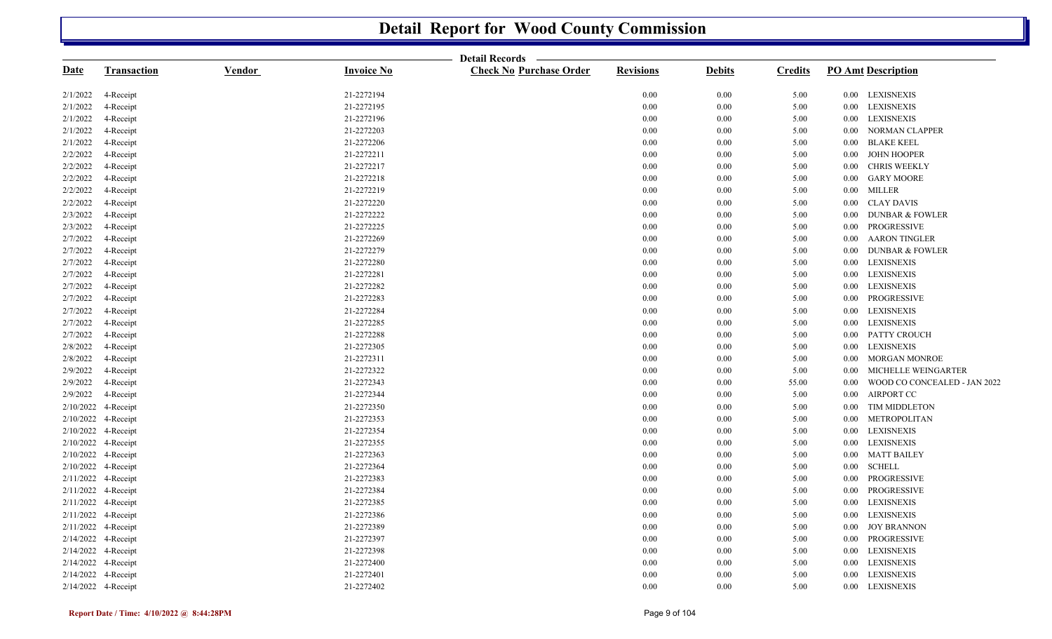# Detail Report for Wood County Commission

Detail Records

| Date | Transaction | Vendor | Invoice No | Check No | Purchase Order | Revisions | Debits | Credits | PO Amt | Description |
|---|---|---|---|---|---|---|---|---|---|---|
| 2/1/2022 | 4-Receipt | | 21-2272194 | | | 0.00 | 0.00 | 5.00 | 0.00 | LEXISNEXIS |
| 2/1/2022 | 4-Receipt | | 21-2272195 | | | 0.00 | 0.00 | 5.00 | 0.00 | LEXISNEXIS |
| 2/1/2022 | 4-Receipt | | 21-2272196 | | | 0.00 | 0.00 | 5.00 | 0.00 | LEXISNEXIS |
| 2/1/2022 | 4-Receipt | | 21-2272203 | | | 0.00 | 0.00 | 5.00 | 0.00 | NORMAN CLAPPER |
| 2/1/2022 | 4-Receipt | | 21-2272206 | | | 0.00 | 0.00 | 5.00 | 0.00 | BLAKE KEEL |
| 2/2/2022 | 4-Receipt | | 21-2272211 | | | 0.00 | 0.00 | 5.00 | 0.00 | JOHN HOOPER |
| 2/2/2022 | 4-Receipt | | 21-2272217 | | | 0.00 | 0.00 | 5.00 | 0.00 | CHRIS WEEKLY |
| 2/2/2022 | 4-Receipt | | 21-2272218 | | | 0.00 | 0.00 | 5.00 | 0.00 | GARY MOORE |
| 2/2/2022 | 4-Receipt | | 21-2272219 | | | 0.00 | 0.00 | 5.00 | 0.00 | MILLER |
| 2/2/2022 | 4-Receipt | | 21-2272220 | | | 0.00 | 0.00 | 5.00 | 0.00 | CLAY DAVIS |
| 2/3/2022 | 4-Receipt | | 21-2272222 | | | 0.00 | 0.00 | 5.00 | 0.00 | DUNBAR & FOWLER |
| 2/3/2022 | 4-Receipt | | 21-2272225 | | | 0.00 | 0.00 | 5.00 | 0.00 | PROGRESSIVE |
| 2/7/2022 | 4-Receipt | | 21-2272269 | | | 0.00 | 0.00 | 5.00 | 0.00 | AARON TINGLER |
| 2/7/2022 | 4-Receipt | | 21-2272279 | | | 0.00 | 0.00 | 5.00 | 0.00 | DUNBAR & FOWLER |
| 2/7/2022 | 4-Receipt | | 21-2272280 | | | 0.00 | 0.00 | 5.00 | 0.00 | LEXISNEXIS |
| 2/7/2022 | 4-Receipt | | 21-2272281 | | | 0.00 | 0.00 | 5.00 | 0.00 | LEXISNEXIS |
| 2/7/2022 | 4-Receipt | | 21-2272282 | | | 0.00 | 0.00 | 5.00 | 0.00 | LEXISNEXIS |
| 2/7/2022 | 4-Receipt | | 21-2272283 | | | 0.00 | 0.00 | 5.00 | 0.00 | PROGRESSIVE |
| 2/7/2022 | 4-Receipt | | 21-2272284 | | | 0.00 | 0.00 | 5.00 | 0.00 | LEXISNEXIS |
| 2/7/2022 | 4-Receipt | | 21-2272285 | | | 0.00 | 0.00 | 5.00 | 0.00 | LEXISNEXIS |
| 2/7/2022 | 4-Receipt | | 21-2272288 | | | 0.00 | 0.00 | 5.00 | 0.00 | PATTY CROUCH |
| 2/8/2022 | 4-Receipt | | 21-2272305 | | | 0.00 | 0.00 | 5.00 | 0.00 | LEXISNEXIS |
| 2/8/2022 | 4-Receipt | | 21-2272311 | | | 0.00 | 0.00 | 5.00 | 0.00 | MORGAN MONROE |
| 2/9/2022 | 4-Receipt | | 21-2272322 | | | 0.00 | 0.00 | 5.00 | 0.00 | MICHELLE WEINGARTER |
| 2/9/2022 | 4-Receipt | | 21-2272343 | | | 0.00 | 0.00 | 55.00 | 0.00 | WOOD CO CONCEALED - JAN 2022 |
| 2/9/2022 | 4-Receipt | | 21-2272344 | | | 0.00 | 0.00 | 5.00 | 0.00 | AIRPORT CC |
| 2/10/2022 | 4-Receipt | | 21-2272350 | | | 0.00 | 0.00 | 5.00 | 0.00 | TIM MIDDLETON |
| 2/10/2022 | 4-Receipt | | 21-2272353 | | | 0.00 | 0.00 | 5.00 | 0.00 | METROPOLITAN |
| 2/10/2022 | 4-Receipt | | 21-2272354 | | | 0.00 | 0.00 | 5.00 | 0.00 | LEXISNEXIS |
| 2/10/2022 | 4-Receipt | | 21-2272355 | | | 0.00 | 0.00 | 5.00 | 0.00 | LEXISNEXIS |
| 2/10/2022 | 4-Receipt | | 21-2272363 | | | 0.00 | 0.00 | 5.00 | 0.00 | MATT BAILEY |
| 2/10/2022 | 4-Receipt | | 21-2272364 | | | 0.00 | 0.00 | 5.00 | 0.00 | SCHELL |
| 2/11/2022 | 4-Receipt | | 21-2272383 | | | 0.00 | 0.00 | 5.00 | 0.00 | PROGRESSIVE |
| 2/11/2022 | 4-Receipt | | 21-2272384 | | | 0.00 | 0.00 | 5.00 | 0.00 | PROGRESSIVE |
| 2/11/2022 | 4-Receipt | | 21-2272385 | | | 0.00 | 0.00 | 5.00 | 0.00 | LEXISNEXIS |
| 2/11/2022 | 4-Receipt | | 21-2272386 | | | 0.00 | 0.00 | 5.00 | 0.00 | LEXISNEXIS |
| 2/11/2022 | 4-Receipt | | 21-2272389 | | | 0.00 | 0.00 | 5.00 | 0.00 | JOY BRANNON |
| 2/14/2022 | 4-Receipt | | 21-2272397 | | | 0.00 | 0.00 | 5.00 | 0.00 | PROGRESSIVE |
| 2/14/2022 | 4-Receipt | | 21-2272398 | | | 0.00 | 0.00 | 5.00 | 0.00 | LEXISNEXIS |
| 2/14/2022 | 4-Receipt | | 21-2272400 | | | 0.00 | 0.00 | 5.00 | 0.00 | LEXISNEXIS |
| 2/14/2022 | 4-Receipt | | 21-2272401 | | | 0.00 | 0.00 | 5.00 | 0.00 | LEXISNEXIS |
| 2/14/2022 | 4-Receipt | | 21-2272402 | | | 0.00 | 0.00 | 5.00 | 0.00 | LEXISNEXIS |

Report Date / Time: 4/10/2022 @ 8:44:28PM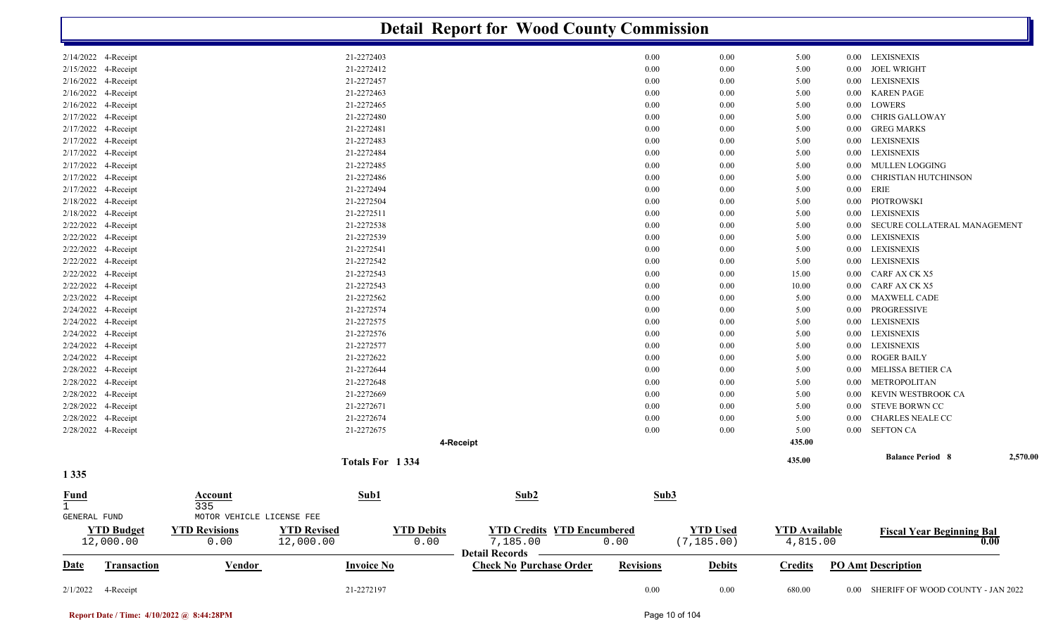# Detail Report for Wood County Commission

| Date | Transaction | Invoice No | Revisions | Debits | Credits | PO Amt | Description |
|---|---|---|---|---|---|---|---|
| 2/14/2022 | 4-Receipt | 21-2272403 | 0.00 | 0.00 | 5.00 | 0.00 | LEXISNEXIS |
| 2/15/2022 | 4-Receipt | 21-2272412 | 0.00 | 0.00 | 5.00 | 0.00 | JOEL WRIGHT |
| 2/16/2022 | 4-Receipt | 21-2272457 | 0.00 | 0.00 | 5.00 | 0.00 | LEXISNEXIS |
| 2/16/2022 | 4-Receipt | 21-2272463 | 0.00 | 0.00 | 5.00 | 0.00 | KAREN PAGE |
| 2/16/2022 | 4-Receipt | 21-2272465 | 0.00 | 0.00 | 5.00 | 0.00 | LOWERS |
| 2/17/2022 | 4-Receipt | 21-2272480 | 0.00 | 0.00 | 5.00 | 0.00 | CHRIS GALLOWAY |
| 2/17/2022 | 4-Receipt | 21-2272481 | 0.00 | 0.00 | 5.00 | 0.00 | GREG MARKS |
| 2/17/2022 | 4-Receipt | 21-2272483 | 0.00 | 0.00 | 5.00 | 0.00 | LEXISNEXIS |
| 2/17/2022 | 4-Receipt | 21-2272484 | 0.00 | 0.00 | 5.00 | 0.00 | LEXISNEXIS |
| 2/17/2022 | 4-Receipt | 21-2272485 | 0.00 | 0.00 | 5.00 | 0.00 | MULLEN LOGGING |
| 2/17/2022 | 4-Receipt | 21-2272486 | 0.00 | 0.00 | 5.00 | 0.00 | CHRISTIAN HUTCHINSON |
| 2/17/2022 | 4-Receipt | 21-2272494 | 0.00 | 0.00 | 5.00 | 0.00 | ERIE |
| 2/18/2022 | 4-Receipt | 21-2272504 | 0.00 | 0.00 | 5.00 | 0.00 | PIOTROWSKI |
| 2/18/2022 | 4-Receipt | 21-2272511 | 0.00 | 0.00 | 5.00 | 0.00 | LEXISNEXIS |
| 2/22/2022 | 4-Receipt | 21-2272538 | 0.00 | 0.00 | 5.00 | 0.00 | SECURE COLLATERAL MANAGEMENT |
| 2/22/2022 | 4-Receipt | 21-2272539 | 0.00 | 0.00 | 5.00 | 0.00 | LEXISNEXIS |
| 2/22/2022 | 4-Receipt | 21-2272541 | 0.00 | 0.00 | 5.00 | 0.00 | LEXISNEXIS |
| 2/22/2022 | 4-Receipt | 21-2272542 | 0.00 | 0.00 | 5.00 | 0.00 | LEXISNEXIS |
| 2/22/2022 | 4-Receipt | 21-2272543 | 0.00 | 0.00 | 15.00 | 0.00 | CARF AX CK X5 |
| 2/22/2022 | 4-Receipt | 21-2272543 | 0.00 | 0.00 | 10.00 | 0.00 | CARF AX CK X5 |
| 2/23/2022 | 4-Receipt | 21-2272562 | 0.00 | 0.00 | 5.00 | 0.00 | MAXWELL CADE |
| 2/24/2022 | 4-Receipt | 21-2272574 | 0.00 | 0.00 | 5.00 | 0.00 | PROGRESSIVE |
| 2/24/2022 | 4-Receipt | 21-2272575 | 0.00 | 0.00 | 5.00 | 0.00 | LEXISNEXIS |
| 2/24/2022 | 4-Receipt | 21-2272576 | 0.00 | 0.00 | 5.00 | 0.00 | LEXISNEXIS |
| 2/24/2022 | 4-Receipt | 21-2272577 | 0.00 | 0.00 | 5.00 | 0.00 | LEXISNEXIS |
| 2/24/2022 | 4-Receipt | 21-2272622 | 0.00 | 0.00 | 5.00 | 0.00 | ROGER BAILY |
| 2/28/2022 | 4-Receipt | 21-2272644 | 0.00 | 0.00 | 5.00 | 0.00 | MELISSA BETIER CA |
| 2/28/2022 | 4-Receipt | 21-2272648 | 0.00 | 0.00 | 5.00 | 0.00 | METROPOLITAN |
| 2/28/2022 | 4-Receipt | 21-2272669 | 0.00 | 0.00 | 5.00 | 0.00 | KEVIN WESTBROOK CA |
| 2/28/2022 | 4-Receipt | 21-2272671 | 0.00 | 0.00 | 5.00 | 0.00 | STEVE BORWN CC |
| 2/28/2022 | 4-Receipt | 21-2272674 | 0.00 | 0.00 | 5.00 | 0.00 | CHARLES NEALE CC |
| 2/28/2022 | 4-Receipt | 21-2272675 | 0.00 | 0.00 | 5.00 | 0.00 | SEFTON CA |
| | | 4-Receipt | | | 435.00 | | |
| | | Totals For 1 334 | | | 435.00 | | Balance Period 8: 2,570.00 |

## 1 335

| Fund | Account | Sub1 | Sub2 | Sub3 |
|---|---|---|---|---|
| 1 | 335 | | | |
| GENERAL FUND | MOTOR VEHICLE LICENSE FEE | | | |

| YTD Budget | YTD Revisions | YTD Revised | YTD Debits | YTD Credits | YTD Encumbered | YTD Used | YTD Available | Fiscal Year Beginning Bal |
|---|---|---|---|---|---|---|---|---|
| 12,000.00 | 0.00 | 12,000.00 | 0.00 | 7,185.00 | 0.00 | (7,185.00) | 4,815.00 | 0.00 |

Detail Records

| Date | Transaction | Vendor | Invoice No | Check No | Purchase Order | Revisions | Debits | Credits | PO Amt | Description |
|---|---|---|---|---|---|---|---|---|---|---|
| 2/1/2022 | 4-Receipt | | 21-2272197 | | | 0.00 | 0.00 | 680.00 | 0.00 | SHERIFF OF WOOD COUNTY - JAN 2022 |

Report Date / Time: 4/10/2022 @ 8:44:28PM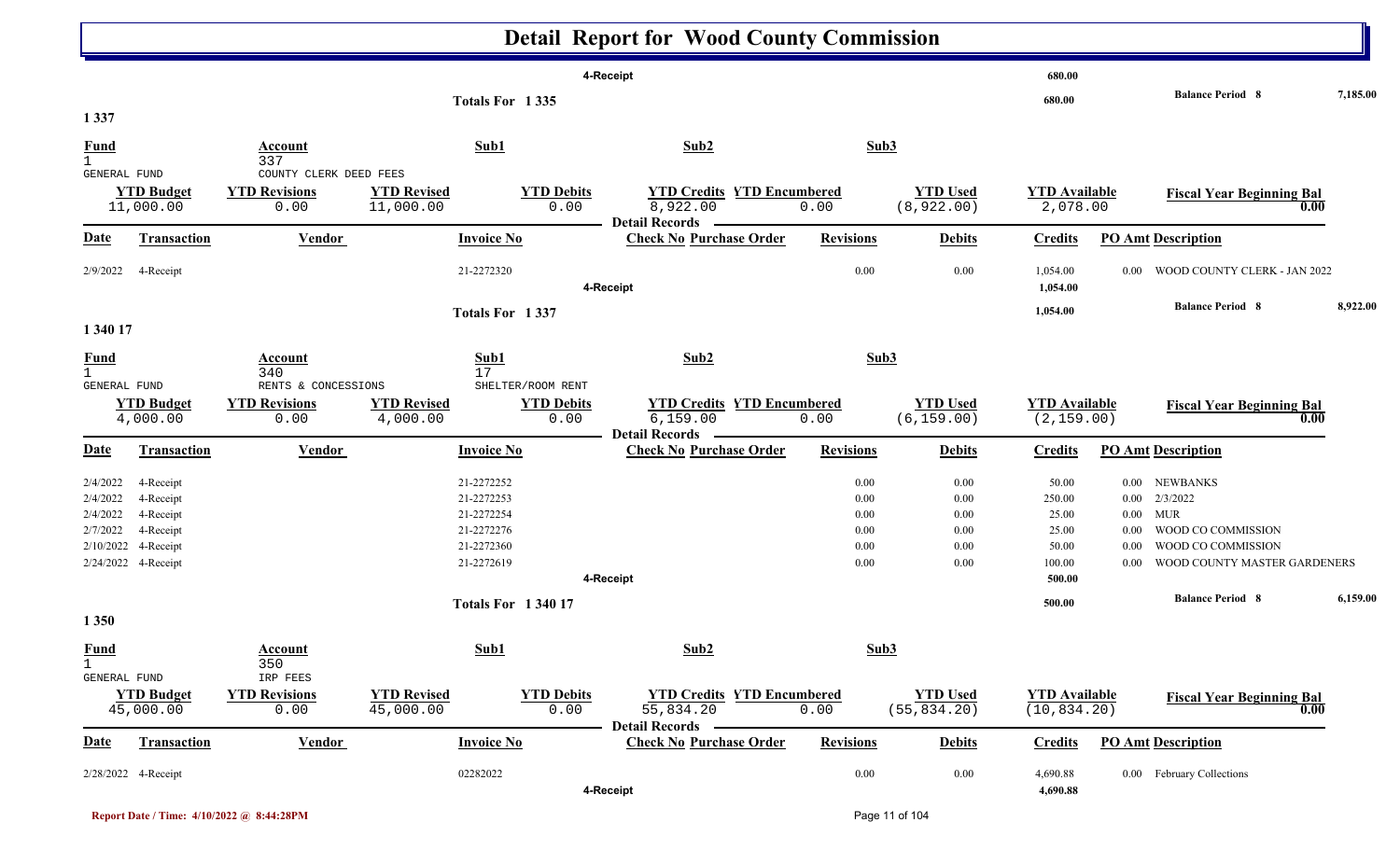# Detail Report for Wood County Commission

| | | | | 4-Receipt | | | | 680.00 | | |
|---|---|---|---|---|---|---|---|---|---|---|
| | | | Totals For 1 335 | | | | | 680.00 | Balance Period 8 | 7,185.00 |

## 1 337

| Fund | Account | | Sub1 | Sub2 | | Sub3 | | | |
|---|---|---|---|---|---|---|---|---|---|
| 1 GENERAL FUND | 337 COUNTY CLERK DEED FEES | | | | | | | | |
| **YTD Budget** | **YTD Revisions** | **YTD Revised** | **YTD Debits** | **YTD Credits** | **YTD Encumbered** | **YTD Used** | **YTD Available** | **Fiscal Year Beginning Bal** | |
| 11,000.00 | 0.00 | 11,000.00 | 0.00 | 8,922.00 | 0.00 | (8,922.00) | 2,078.00 | 0.00 | |

Detail Records

| Date | Transaction | Vendor | Invoice No | Check No | Purchase Order | Revisions | Debits | Credits | PO Amt | Description |
|---|---|---|---|---|---|---|---|---|---|---|
| 2/9/2022 | 4-Receipt | | 21-2272320 | | | 0.00 | 0.00 | 1,054.00 | 0.00 | WOOD COUNTY CLERK - JAN 2022 |
| | | | | 4-Receipt | | | | 1,054.00 | | |
| | | | Totals For 1 337 | | | | | 1,054.00 | | Balance Period 8 8,922.00 |

## 1 340 17

| Fund | Account | | Sub1 | Sub2 | | Sub3 | | | |
|---|---|---|---|---|---|---|---|---|---|
| 1 GENERAL FUND | 340 RENTS & CONCESSIONS | | 17 SHELTER/ROOM RENT | | | | | | |
| **YTD Budget** | **YTD Revisions** | **YTD Revised** | **YTD Debits** | **YTD Credits** | **YTD Encumbered** | **YTD Used** | **YTD Available** | **Fiscal Year Beginning Bal** | |
| 4,000.00 | 0.00 | 4,000.00 | 0.00 | 6,159.00 | 0.00 | (6,159.00) | (2,159.00) | 0.00 | |

Detail Records

| Date | Transaction | Vendor | Invoice No | Check No | Purchase Order | Revisions | Debits | Credits | PO Amt | Description |
|---|---|---|---|---|---|---|---|---|---|---|
| 2/4/2022 | 4-Receipt | | 21-2272252 | | | 0.00 | 0.00 | 50.00 | 0.00 | NEWBANKS |
| 2/4/2022 | 4-Receipt | | 21-2272253 | | | 0.00 | 0.00 | 250.00 | 0.00 | 2/3/2022 |
| 2/4/2022 | 4-Receipt | | 21-2272254 | | | 0.00 | 0.00 | 25.00 | 0.00 | MUR |
| 2/7/2022 | 4-Receipt | | 21-2272276 | | | 0.00 | 0.00 | 25.00 | 0.00 | WOOD CO COMMISSION |
| 2/10/2022 | 4-Receipt | | 21-2272360 | | | 0.00 | 0.00 | 50.00 | 0.00 | WOOD CO COMMISSION |
| 2/24/2022 | 4-Receipt | | 21-2272619 | | | 0.00 | 0.00 | 100.00 | 0.00 | WOOD COUNTY MASTER GARDENERS |
| | | | | 4-Receipt | | | | 500.00 | | |
| | | | Totals For 1 340 17 | | | | | 500.00 | | Balance Period 8 6,159.00 |

## 1 350

| Fund | Account | | Sub1 | Sub2 | | Sub3 | | | |
|---|---|---|---|---|---|---|---|---|---|
| 1 GENERAL FUND | 350 IRP FEES | | | | | | | | |
| **YTD Budget** | **YTD Revisions** | **YTD Revised** | **YTD Debits** | **YTD Credits** | **YTD Encumbered** | **YTD Used** | **YTD Available** | **Fiscal Year Beginning Bal** | |
| 45,000.00 | 0.00 | 45,000.00 | 0.00 | 55,834.20 | 0.00 | (55,834.20) | (10,834.20) | 0.00 | |

Detail Records

| Date | Transaction | Vendor | Invoice No | Check No | Purchase Order | Revisions | Debits | Credits | PO Amt | Description |
|---|---|---|---|---|---|---|---|---|---|---|
| 2/28/2022 | 4-Receipt | | 02282022 | | | 0.00 | 0.00 | 4,690.88 | 0.00 | February Collections |
| | | | | 4-Receipt | | | | 4,690.88 | | |

Report Date / Time: 4/10/2022 @ 8:44:28PM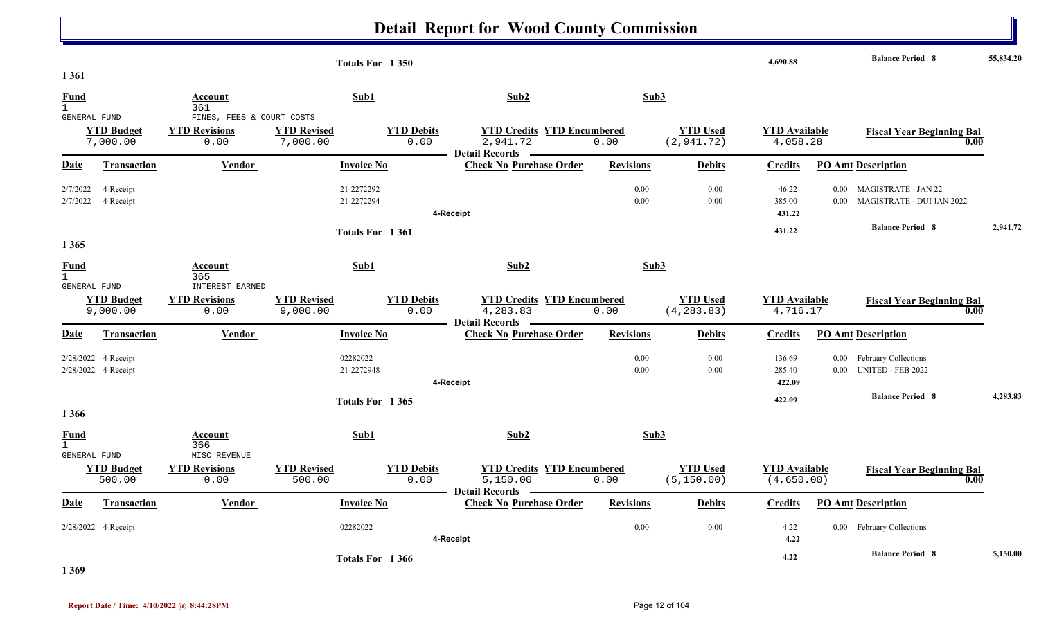# Detail Report for Wood County Commission

| | | | | |
|---|---|---|---|---|
| Totals For 1 350 | 4,690.88 | | Balance Period 8 | 55,834.20 |

## 1 361

| Fund | Account | Sub1 | Sub2 | Sub3 |
|---|---|---|---|---|
| 1 | 361 | | | |
| GENERAL FUND | FINES, FEES & COURT COSTS | | | |

| YTD Budget | YTD Revisions | YTD Revised | YTD Debits | YTD Credits | YTD Encumbered | YTD Used | YTD Available | Fiscal Year Beginning Bal |
|---|---|---|---|---|---|---|---|---|
| 7,000.00 | 0.00 | 7,000.00 | 0.00 | 2,941.72 | 0.00 | (2,941.72) | 4,058.28 | 0.00 |

Detail Records

| Date | Transaction | Vendor | Invoice No | Check No | Purchase Order | Revisions | Debits | Credits | PO Amt | Description |
|---|---|---|---|---|---|---|---|---|---|---|
| 2/7/2022 | 4-Receipt | | 21-2272292 | | | 0.00 | 0.00 | 46.22 | 0.00 | MAGISTRATE - JAN 22 |
| 2/7/2022 | 4-Receipt | | 21-2272294 | | | 0.00 | 0.00 | 385.00 | 0.00 | MAGISTRATE - DUI JAN 2022 |
| | | | 4-Receipt | | | | | 431.22 | | |
| | | | Totals For 1 361 | | | | | 431.22 | | Balance Period 8 — 2,941.72 |

## 1 365

| Fund | Account | Sub1 | Sub2 | Sub3 |
|---|---|---|---|---|
| 1 | 365 | | | |
| GENERAL FUND | INTEREST EARNED | | | |

| YTD Budget | YTD Revisions | YTD Revised | YTD Debits | YTD Credits | YTD Encumbered | YTD Used | YTD Available | Fiscal Year Beginning Bal |
|---|---|---|---|---|---|---|---|---|
| 9,000.00 | 0.00 | 9,000.00 | 0.00 | 4,283.83 | 0.00 | (4,283.83) | 4,716.17 | 0.00 |

Detail Records

| Date | Transaction | Vendor | Invoice No | Check No | Purchase Order | Revisions | Debits | Credits | PO Amt | Description |
|---|---|---|---|---|---|---|---|---|---|---|
| 2/28/2022 | 4-Receipt | | 02282022 | | | 0.00 | 0.00 | 136.69 | 0.00 | February Collections |
| 2/28/2022 | 4-Receipt | | 21-2272948 | | | 0.00 | 0.00 | 285.40 | 0.00 | UNITED - FEB 2022 |
| | | | 4-Receipt | | | | | 422.09 | | |
| | | | Totals For 1 365 | | | | | 422.09 | | Balance Period 8 — 4,283.83 |

## 1 366

| Fund | Account | Sub1 | Sub2 | Sub3 |
|---|---|---|---|---|
| 1 | 366 | | | |
| GENERAL FUND | MISC REVENUE | | | |

| YTD Budget | YTD Revisions | YTD Revised | YTD Debits | YTD Credits | YTD Encumbered | YTD Used | YTD Available | Fiscal Year Beginning Bal |
|---|---|---|---|---|---|---|---|---|
| 500.00 | 0.00 | 500.00 | 0.00 | 5,150.00 | 0.00 | (5,150.00) | (4,650.00) | 0.00 |

Detail Records

| Date | Transaction | Vendor | Invoice No | Check No | Purchase Order | Revisions | Debits | Credits | PO Amt | Description |
|---|---|---|---|---|---|---|---|---|---|---|
| 2/28/2022 | 4-Receipt | | 02282022 | | | 0.00 | 0.00 | 4.22 | 0.00 | February Collections |
| | | | 4-Receipt | | | | | 4.22 | | |
| | | | Totals For 1 366 | | | | | 4.22 | | Balance Period 8 — 5,150.00 |

## 1 369

Report Date / Time: 4/10/2022 @ 8:44:28PM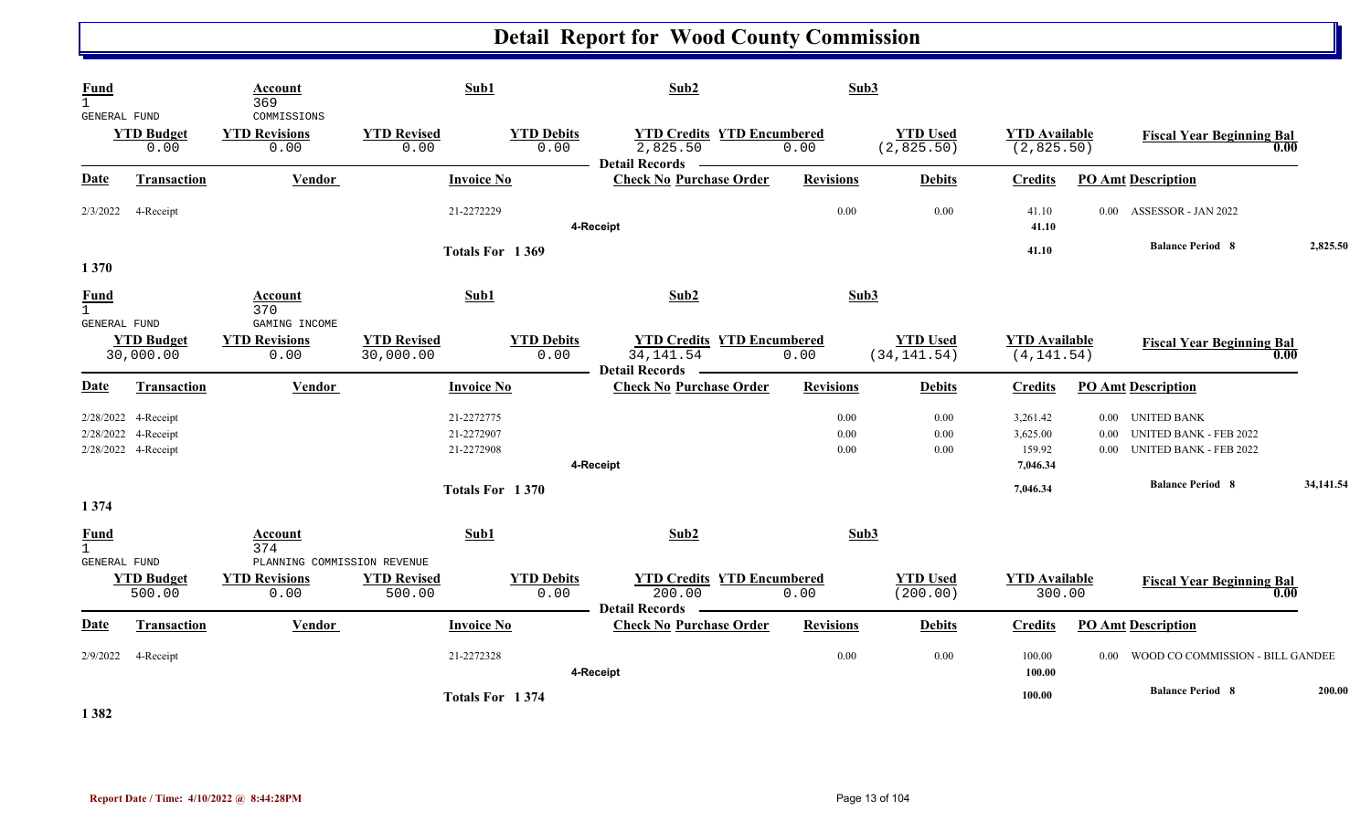# Detail Report for Wood County Commission

| Fund | Account | Sub1 | Sub2 | Sub3 |
|---|---|---|---|---|
| 1 GENERAL FUND | 369 COMMISSIONS | | | |

| YTD Budget | YTD Revisions | YTD Revised | YTD Debits | YTD Credits | YTD Encumbered | YTD Used | YTD Available | Fiscal Year Beginning Bal |
|---|---|---|---|---|---|---|---|---|
| 0.00 | 0.00 | 0.00 | 0.00 | 2,825.50 | 0.00 | (2,825.50) | (2,825.50) | 0.00 |

**Detail Records**

| Date | Transaction | Vendor | Invoice No | Check No | Purchase Order | Revisions | Debits | Credits | PO Amt | Description |
|---|---|---|---|---|---|---|---|---|---|---|
| 2/3/2022 | 4-Receipt | | 21-2272229 | | | 0.00 | 0.00 | 41.10 | 0.00 | ASSESSOR - JAN 2022 |
| | | | | 4-Receipt | | | | 41.10 | | |
| | | | Totals For 1 369 | | | | | 41.10 | | Balance Period 8 2,825.50 |

1 370

| Fund | Account | Sub1 | Sub2 | Sub3 |
|---|---|---|---|---|
| 1 GENERAL FUND | 370 GAMING INCOME | | | |

| YTD Budget | YTD Revisions | YTD Revised | YTD Debits | YTD Credits | YTD Encumbered | YTD Used | YTD Available | Fiscal Year Beginning Bal |
|---|---|---|---|---|---|---|---|---|
| 30,000.00 | 0.00 | 30,000.00 | 0.00 | 34,141.54 | 0.00 | (34,141.54) | (4,141.54) | 0.00 |

**Detail Records**

| Date | Transaction | Vendor | Invoice No | Check No | Purchase Order | Revisions | Debits | Credits | PO Amt | Description |
|---|---|---|---|---|---|---|---|---|---|---|
| 2/28/2022 | 4-Receipt | | 21-2272775 | | | 0.00 | 0.00 | 3,261.42 | 0.00 | UNITED BANK |
| 2/28/2022 | 4-Receipt | | 21-2272907 | | | 0.00 | 0.00 | 3,625.00 | 0.00 | UNITED BANK - FEB 2022 |
| 2/28/2022 | 4-Receipt | | 21-2272908 | | | 0.00 | 0.00 | 159.92 | 0.00 | UNITED BANK - FEB 2022 |
| | | | | 4-Receipt | | | | 7,046.34 | | |
| | | | Totals For 1 370 | | | | | 7,046.34 | | Balance Period 8 34,141.54 |

1 374

| Fund | Account | Sub1 | Sub2 | Sub3 |
|---|---|---|---|---|
| 1 GENERAL FUND | 374 PLANNING COMMISSION REVENUE | | | |

| YTD Budget | YTD Revisions | YTD Revised | YTD Debits | YTD Credits | YTD Encumbered | YTD Used | YTD Available | Fiscal Year Beginning Bal |
|---|---|---|---|---|---|---|---|---|
| 500.00 | 0.00 | 500.00 | 0.00 | 200.00 | 0.00 | (200.00) | 300.00 | 0.00 |

**Detail Records**

| Date | Transaction | Vendor | Invoice No | Check No | Purchase Order | Revisions | Debits | Credits | PO Amt | Description |
|---|---|---|---|---|---|---|---|---|---|---|
| 2/9/2022 | 4-Receipt | | 21-2272328 | | | 0.00 | 0.00 | 100.00 | 0.00 | WOOD CO COMMISSION - BILL GANDEE |
| | | | | 4-Receipt | | | | 100.00 | | |
| | | | Totals For 1 374 | | | | | 100.00 | | Balance Period 8 200.00 |

1 382

Report Date / Time: 4/10/2022 @ 8:44:28PM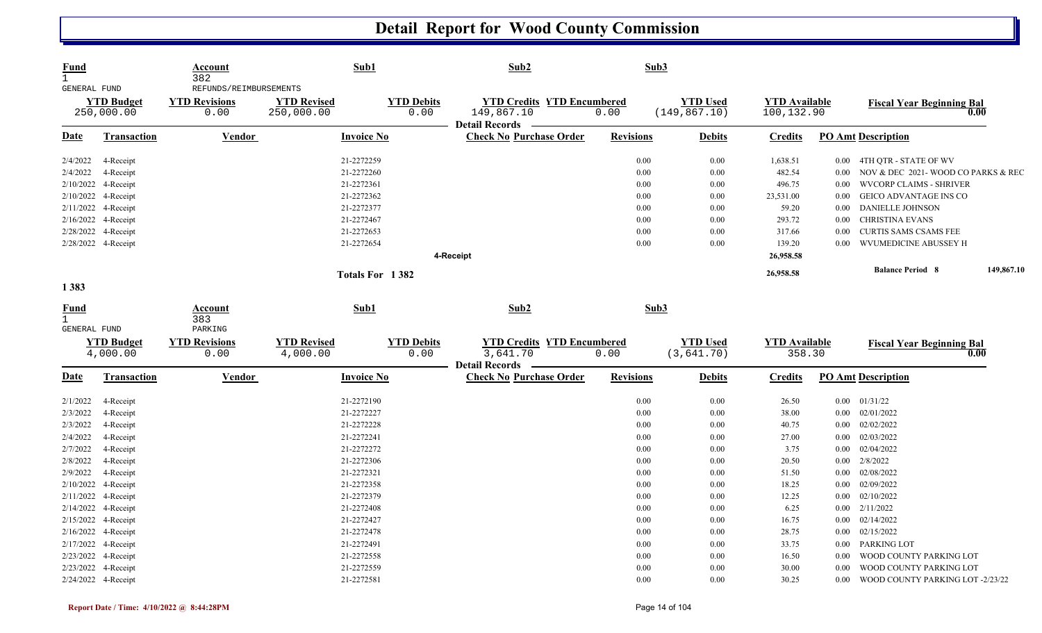# Detail Report for Wood County Commission

| Fund | Account | Sub1 | Sub2 | Sub3 |
|---|---|---|---|---|
| 1 GENERAL FUND | 382 REFUNDS/REIMBURSEMENTS | | | |

| YTD Budget | YTD Revisions | YTD Revised | YTD Debits | YTD Credits | YTD Encumbered | YTD Used | YTD Available | Fiscal Year Beginning Bal |
|---|---|---|---|---|---|---|---|---|
| 250,000.00 | 0.00 | 250,000.00 | 0.00 | 149,867.10 | 0.00 | (149,867.10) | 100,132.90 | 0.00 |

**Detail Records**

| Date | Transaction | Vendor | Invoice No | Check No | Purchase Order | Revisions | Debits | Credits | PO Amt | Description |
|---|---|---|---|---|---|---|---|---|---|---|
| 2/4/2022 | 4-Receipt | | 21-2272259 | | | 0.00 | 0.00 | 1,638.51 | 0.00 | 4TH QTR - STATE OF WV |
| 2/4/2022 | 4-Receipt | | 21-2272260 | | | 0.00 | 0.00 | 482.54 | 0.00 | NOV & DEC 2021- WOOD CO PARKS & REC |
| 2/10/2022 | 4-Receipt | | 21-2272361 | | | 0.00 | 0.00 | 496.75 | 0.00 | WVCORP CLAIMS - SHRIVER |
| 2/10/2022 | 4-Receipt | | 21-2272362 | | | 0.00 | 0.00 | 23,531.00 | 0.00 | GEICO ADVANTAGE INS CO |
| 2/11/2022 | 4-Receipt | | 21-2272377 | | | 0.00 | 0.00 | 59.20 | 0.00 | DANIELLE JOHNSON |
| 2/16/2022 | 4-Receipt | | 21-2272467 | | | 0.00 | 0.00 | 293.72 | 0.00 | CHRISTINA EVANS |
| 2/28/2022 | 4-Receipt | | 21-2272653 | | | 0.00 | 0.00 | 317.66 | 0.00 | CURTIS SAMS CSAMS FEE |
| 2/28/2022 | 4-Receipt | | 21-2272654 | | | 0.00 | 0.00 | 139.20 | 0.00 | WVUMEDICINE ABUSSEY H |
| | | | | 4-Receipt | | | | 26,958.58 | | |
| | | | Totals For 1 382 | | | | | 26,958.58 | | Balance Period 8 149,867.10 |

1 383

| Fund | Account | Sub1 | Sub2 | Sub3 |
|---|---|---|---|---|
| 1 GENERAL FUND | 383 PARKING | | | |

| YTD Budget | YTD Revisions | YTD Revised | YTD Debits | YTD Credits | YTD Encumbered | YTD Used | YTD Available | Fiscal Year Beginning Bal |
|---|---|---|---|---|---|---|---|---|
| 4,000.00 | 0.00 | 4,000.00 | 0.00 | 3,641.70 | 0.00 | (3,641.70) | 358.30 | 0.00 |

**Detail Records**

| Date | Transaction | Vendor | Invoice No | Check No | Purchase Order | Revisions | Debits | Credits | PO Amt | Description |
|---|---|---|---|---|---|---|---|---|---|---|
| 2/1/2022 | 4-Receipt | | 21-2272190 | | | 0.00 | 0.00 | 26.50 | 0.00 | 01/31/22 |
| 2/3/2022 | 4-Receipt | | 21-2272227 | | | 0.00 | 0.00 | 38.00 | 0.00 | 02/01/2022 |
| 2/3/2022 | 4-Receipt | | 21-2272228 | | | 0.00 | 0.00 | 40.75 | 0.00 | 02/02/2022 |
| 2/4/2022 | 4-Receipt | | 21-2272241 | | | 0.00 | 0.00 | 27.00 | 0.00 | 02/03/2022 |
| 2/7/2022 | 4-Receipt | | 21-2272272 | | | 0.00 | 0.00 | 3.75 | 0.00 | 02/04/2022 |
| 2/8/2022 | 4-Receipt | | 21-2272306 | | | 0.00 | 0.00 | 20.50 | 0.00 | 2/8/2022 |
| 2/9/2022 | 4-Receipt | | 21-2272321 | | | 0.00 | 0.00 | 51.50 | 0.00 | 02/08/2022 |
| 2/10/2022 | 4-Receipt | | 21-2272358 | | | 0.00 | 0.00 | 18.25 | 0.00 | 02/09/2022 |
| 2/11/2022 | 4-Receipt | | 21-2272379 | | | 0.00 | 0.00 | 12.25 | 0.00 | 02/10/2022 |
| 2/14/2022 | 4-Receipt | | 21-2272408 | | | 0.00 | 0.00 | 6.25 | 0.00 | 2/11/2022 |
| 2/15/2022 | 4-Receipt | | 21-2272427 | | | 0.00 | 0.00 | 16.75 | 0.00 | 02/14/2022 |
| 2/16/2022 | 4-Receipt | | 21-2272478 | | | 0.00 | 0.00 | 28.75 | 0.00 | 02/15/2022 |
| 2/17/2022 | 4-Receipt | | 21-2272491 | | | 0.00 | 0.00 | 33.75 | 0.00 | PARKING LOT |
| 2/23/2022 | 4-Receipt | | 21-2272558 | | | 0.00 | 0.00 | 16.50 | 0.00 | WOOD COUNTY PARKING LOT |
| 2/23/2022 | 4-Receipt | | 21-2272559 | | | 0.00 | 0.00 | 30.00 | 0.00 | WOOD COUNTY PARKING LOT |
| 2/24/2022 | 4-Receipt | | 21-2272581 | | | 0.00 | 0.00 | 30.25 | 0.00 | WOOD COUNTY PARKING LOT -2/23/22 |

Report Date / Time: 4/10/2022 @ 8:44:28PM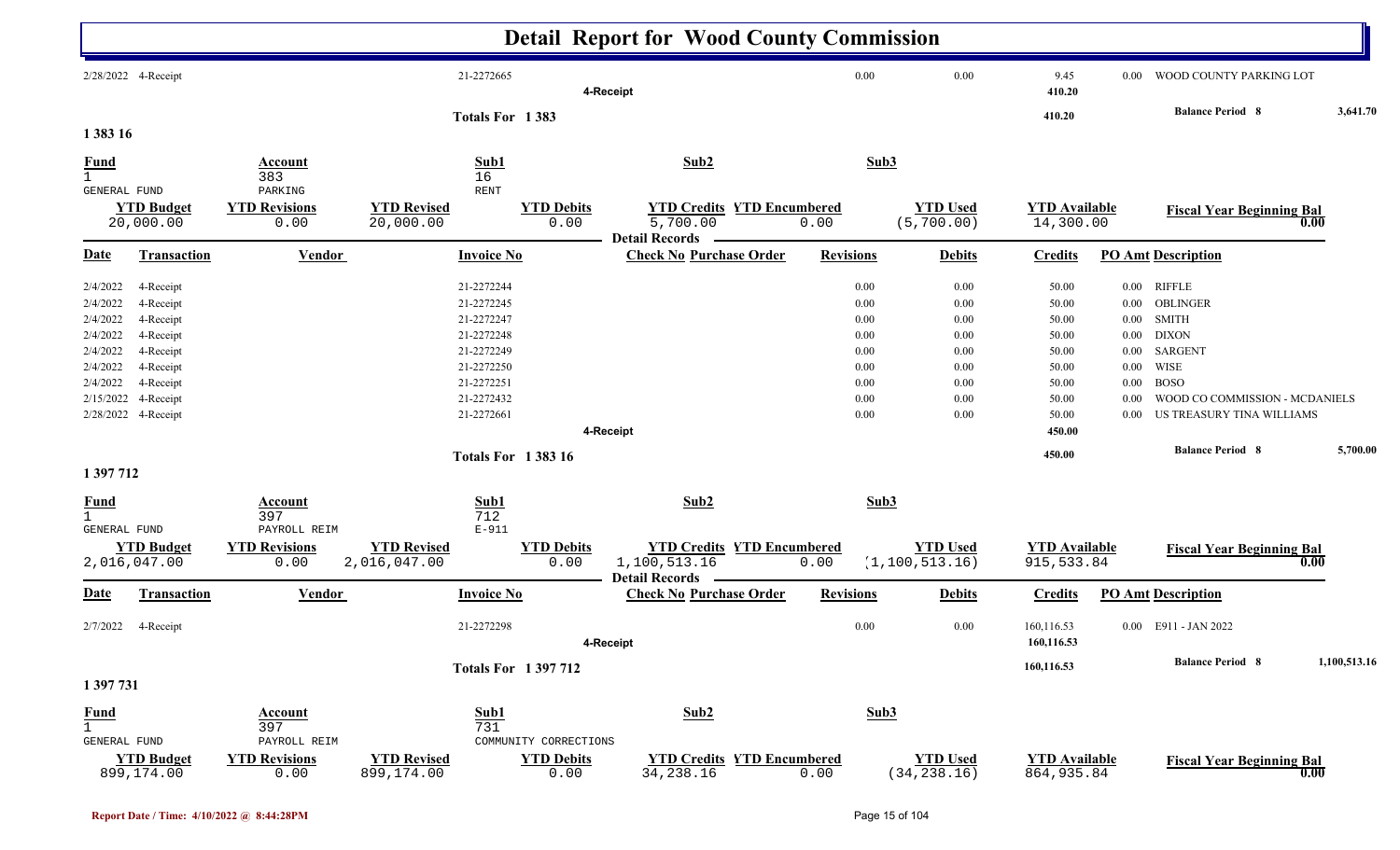# Detail Report for Wood County Commission

| Date | Transaction | Vendor | Invoice No | Check No Purchase Order | Revisions | Debits | Credits | PO Amt | Description |
|---|---|---|---|---|---|---|---|---|---|
| 2/28/2022 | 4-Receipt | | 21-2272665 | | 0.00 | 0.00 | 9.45 | 0.00 | WOOD COUNTY PARKING LOT |
| | | | | 4-Receipt | | | 410.20 | | |

Totals For 1 383 — 410.20 — Balance Period 8 — 3,641.70

## 1 383 16

| Fund | Account | Sub1 | Sub2 | Sub3 |
|---|---|---|---|---|
| 1 GENERAL FUND | 383 PARKING | 16 RENT | | |

| YTD Budget | YTD Revisions | YTD Revised | YTD Debits | YTD Credits | YTD Encumbered | YTD Used | YTD Available | Fiscal Year Beginning Bal |
|---|---|---|---|---|---|---|---|---|
| 20,000.00 | 0.00 | 20,000.00 | 0.00 | 5,700.00 | 0.00 | (5,700.00) | 14,300.00 | 0.00 |

Detail Records

| Date | Transaction | Vendor | Invoice No | Check No Purchase Order | Revisions | Debits | Credits | PO Amt | Description |
|---|---|---|---|---|---|---|---|---|---|
| 2/4/2022 | 4-Receipt | | 21-2272244 | | 0.00 | 0.00 | 50.00 | 0.00 | RIFFLE |
| 2/4/2022 | 4-Receipt | | 21-2272245 | | 0.00 | 0.00 | 50.00 | 0.00 | OBLINGER |
| 2/4/2022 | 4-Receipt | | 21-2272247 | | 0.00 | 0.00 | 50.00 | 0.00 | SMITH |
| 2/4/2022 | 4-Receipt | | 21-2272248 | | 0.00 | 0.00 | 50.00 | 0.00 | DIXON |
| 2/4/2022 | 4-Receipt | | 21-2272249 | | 0.00 | 0.00 | 50.00 | 0.00 | SARGENT |
| 2/4/2022 | 4-Receipt | | 21-2272250 | | 0.00 | 0.00 | 50.00 | 0.00 | WISE |
| 2/4/2022 | 4-Receipt | | 21-2272251 | | 0.00 | 0.00 | 50.00 | 0.00 | BOSO |
| 2/15/2022 | 4-Receipt | | 21-2272432 | | 0.00 | 0.00 | 50.00 | 0.00 | WOOD CO COMMISSION - MCDANIELS |
| 2/28/2022 | 4-Receipt | | 21-2272661 | | 0.00 | 0.00 | 50.00 | 0.00 | US TREASURY TINA WILLIAMS |
| | | | | 4-Receipt | | | 450.00 | | |

Totals For 1 383 16 — 450.00 — Balance Period 8 — 5,700.00

## 1 397 712

| Fund | Account | Sub1 | Sub2 | Sub3 |
|---|---|---|---|---|
| 1 GENERAL FUND | 397 PAYROLL REIM | 712 E-911 | | |

| YTD Budget | YTD Revisions | YTD Revised | YTD Debits | YTD Credits | YTD Encumbered | YTD Used | YTD Available | Fiscal Year Beginning Bal |
|---|---|---|---|---|---|---|---|---|
| 2,016,047.00 | 0.00 | 2,016,047.00 | 0.00 | 1,100,513.16 | 0.00 | (1,100,513.16) | 915,533.84 | 0.00 |

Detail Records

| Date | Transaction | Vendor | Invoice No | Check No Purchase Order | Revisions | Debits | Credits | PO Amt | Description |
|---|---|---|---|---|---|---|---|---|---|
| 2/7/2022 | 4-Receipt | | 21-2272298 | | 0.00 | 0.00 | 160,116.53 | 0.00 | E911 - JAN 2022 |
| | | | | 4-Receipt | | | 160,116.53 | | |

Totals For 1 397 712 — 160,116.53 — Balance Period 8 — 1,100,513.16

## 1 397 731

| Fund | Account | Sub1 | Sub2 | Sub3 |
|---|---|---|---|---|
| 1 GENERAL FUND | 397 PAYROLL REIM | 731 COMMUNITY CORRECTIONS | | |

| YTD Budget | YTD Revisions | YTD Revised | YTD Debits | YTD Credits | YTD Encumbered | YTD Used | YTD Available | Fiscal Year Beginning Bal |
|---|---|---|---|---|---|---|---|---|
| 899,174.00 | 0.00 | 899,174.00 | 0.00 | 34,238.16 | 0.00 | (34,238.16) | 864,935.84 | 0.00 |

Report Date / Time: 4/10/2022 @ 8:44:28PM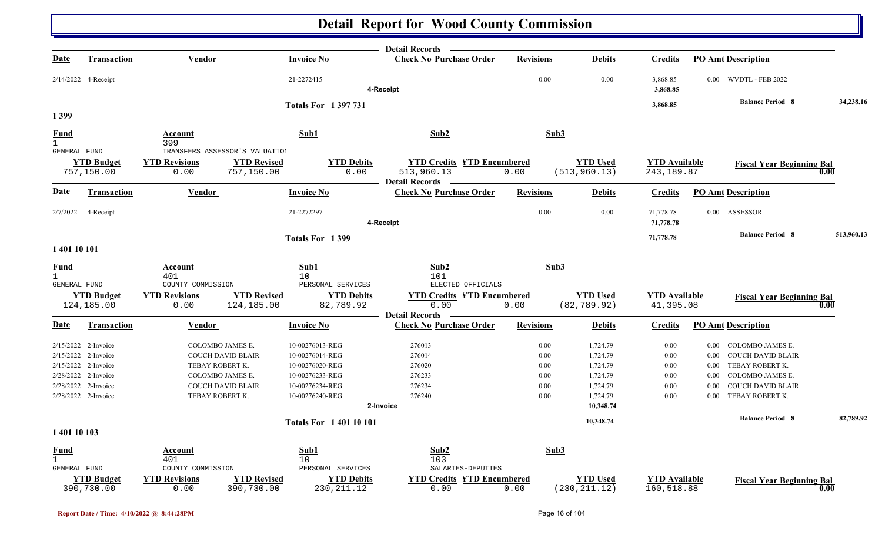# Detail Report for Wood County Commission

Detail Records

| Date | Transaction | Vendor | Invoice No | Check No | Purchase Order | Revisions | Debits | Credits | PO Amt | Description |
|---|---|---|---|---|---|---|---|---|---|---|
| 2/14/2022 | 4-Receipt | | 21-2272415 | | | 0.00 | 0.00 | 3,868.85 | 0.00 | WVDTL - FEB 2022 |
| | | | | 4-Receipt | | | | 3,868.85 | | |
| | | | Totals For 1 397 731 | | | | | 3,868.85 | | Balance Period 8 34,238.16 |

## 1 399

| Fund | Account | Sub1 | Sub2 | Sub3 |
|---|---|---|---|---|
| 1 GENERAL FUND | 399 TRANSFERS ASSESSOR'S VALUATIOI | | | |

| YTD Budget | YTD Revisions | YTD Revised | YTD Debits | YTD Credits | YTD Encumbered | YTD Used | YTD Available | Fiscal Year Beginning Bal |
|---|---|---|---|---|---|---|---|---|
| 757,150.00 | 0.00 | 757,150.00 | 0.00 | 513,960.13 | 0.00 | (513,960.13) | 243,189.87 | 0.00 |

Detail Records

| Date | Transaction | Vendor | Invoice No | Check No | Purchase Order | Revisions | Debits | Credits | PO Amt | Description |
|---|---|---|---|---|---|---|---|---|---|---|
| 2/7/2022 | 4-Receipt | | 21-2272297 | | | 0.00 | 0.00 | 71,778.78 | 0.00 | ASSESSOR |
| | | | | 4-Receipt | | | | 71,778.78 | | |
| | | | Totals For 1 399 | | | | | 71,778.78 | | Balance Period 8 513,960.13 |

## 1 401 10 101

| Fund | Account | Sub1 | Sub2 | Sub3 |
|---|---|---|---|---|
| 1 GENERAL FUND | 401 COUNTY COMMISSION | 10 PERSONAL SERVICES | 101 ELECTED OFFICIALS | |

| YTD Budget | YTD Revisions | YTD Revised | YTD Debits | YTD Credits | YTD Encumbered | YTD Used | YTD Available | Fiscal Year Beginning Bal |
|---|---|---|---|---|---|---|---|---|
| 124,185.00 | 0.00 | 124,185.00 | 82,789.92 | 0.00 | 0.00 | (82,789.92) | 41,395.08 | 0.00 |

Detail Records

| Date | Transaction | Vendor | Invoice No | Check No | Purchase Order | Revisions | Debits | Credits | PO Amt | Description |
|---|---|---|---|---|---|---|---|---|---|---|
| 2/15/2022 | 2-Invoice | COLOMBO JAMES E. | 10-00276013-REG | 276013 | | 0.00 | 1,724.79 | 0.00 | 0.00 | COLOMBO JAMES E. |
| 2/15/2022 | 2-Invoice | COUCH DAVID BLAIR | 10-00276014-REG | 276014 | | 0.00 | 1,724.79 | 0.00 | 0.00 | COUCH DAVID BLAIR |
| 2/15/2022 | 2-Invoice | TEBAY ROBERT K. | 10-00276020-REG | 276020 | | 0.00 | 1,724.79 | 0.00 | 0.00 | TEBAY ROBERT K. |
| 2/28/2022 | 2-Invoice | COLOMBO JAMES E. | 10-00276233-REG | 276233 | | 0.00 | 1,724.79 | 0.00 | 0.00 | COLOMBO JAMES E. |
| 2/28/2022 | 2-Invoice | COUCH DAVID BLAIR | 10-00276234-REG | 276234 | | 0.00 | 1,724.79 | 0.00 | 0.00 | COUCH DAVID BLAIR |
| 2/28/2022 | 2-Invoice | TEBAY ROBERT K. | 10-00276240-REG | 276240 | | 0.00 | 1,724.79 | 0.00 | 0.00 | TEBAY ROBERT K. |
| | | | | 2-Invoice | | | 10,348.74 | | | |
| | | | Totals For 1 401 10 101 | | | | 10,348.74 | | | Balance Period 8 82,789.92 |

## 1 401 10 103

| Fund | Account | Sub1 | Sub2 | Sub3 |
|---|---|---|---|---|
| 1 GENERAL FUND | 401 COUNTY COMMISSION | 10 PERSONAL SERVICES | 103 SALARIES-DEPUTIES | |

| YTD Budget | YTD Revisions | YTD Revised | YTD Debits | YTD Credits | YTD Encumbered | YTD Used | YTD Available | Fiscal Year Beginning Bal |
|---|---|---|---|---|---|---|---|---|
| 390,730.00 | 0.00 | 390,730.00 | 230,211.12 | 0.00 | 0.00 | (230,211.12) | 160,518.88 | 0.00 |

Report Date / Time: 4/10/2022 @ 8:44:28PM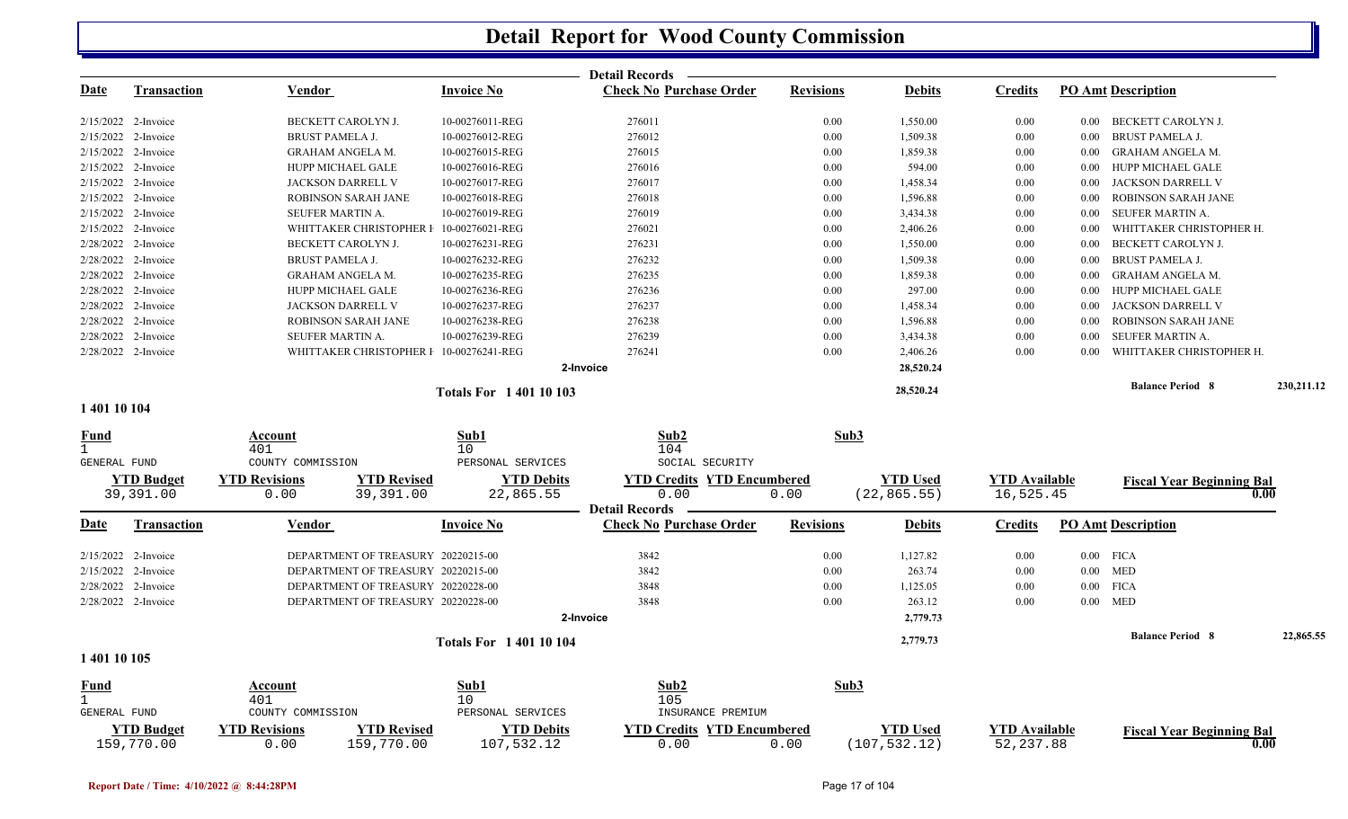# Detail Report for Wood County Commission

Detail Records

| Date | Transaction | Vendor | Invoice No | Check No | Purchase Order | Revisions | Debits | Credits | PO Amt | Description |
|---|---|---|---|---|---|---|---|---|---|---|
| 2/15/2022 | 2-Invoice | BECKETT CAROLYN J. | 10-00276011-REG | 276011 | | 0.00 | 1,550.00 | 0.00 | 0.00 | BECKETT CAROLYN J. |
| 2/15/2022 | 2-Invoice | BRUST PAMELA J. | 10-00276012-REG | 276012 | | 0.00 | 1,509.38 | 0.00 | 0.00 | BRUST PAMELA J. |
| 2/15/2022 | 2-Invoice | GRAHAM ANGELA M. | 10-00276015-REG | 276015 | | 0.00 | 1,859.38 | 0.00 | 0.00 | GRAHAM ANGELA M. |
| 2/15/2022 | 2-Invoice | HUPP MICHAEL GALE | 10-00276016-REG | 276016 | | 0.00 | 594.00 | 0.00 | 0.00 | HUPP MICHAEL GALE |
| 2/15/2022 | 2-Invoice | JACKSON DARRELL V | 10-00276017-REG | 276017 | | 0.00 | 1,458.34 | 0.00 | 0.00 | JACKSON DARRELL V |
| 2/15/2022 | 2-Invoice | ROBINSON SARAH JANE | 10-00276018-REG | 276018 | | 0.00 | 1,596.88 | 0.00 | 0.00 | ROBINSON SARAH JANE |
| 2/15/2022 | 2-Invoice | SEUFER MARTIN A. | 10-00276019-REG | 276019 | | 0.00 | 3,434.38 | 0.00 | 0.00 | SEUFER MARTIN A. |
| 2/15/2022 | 2-Invoice | WHITTAKER CHRISTOPHER H | 10-00276021-REG | 276021 | | 0.00 | 2,406.26 | 0.00 | 0.00 | WHITTAKER CHRISTOPHER H. |
| 2/28/2022 | 2-Invoice | BECKETT CAROLYN J. | 10-00276231-REG | 276231 | | 0.00 | 1,550.00 | 0.00 | 0.00 | BECKETT CAROLYN J. |
| 2/28/2022 | 2-Invoice | BRUST PAMELA J. | 10-00276232-REG | 276232 | | 0.00 | 1,509.38 | 0.00 | 0.00 | BRUST PAMELA J. |
| 2/28/2022 | 2-Invoice | GRAHAM ANGELA M. | 10-00276235-REG | 276235 | | 0.00 | 1,859.38 | 0.00 | 0.00 | GRAHAM ANGELA M. |
| 2/28/2022 | 2-Invoice | HUPP MICHAEL GALE | 10-00276236-REG | 276236 | | 0.00 | 297.00 | 0.00 | 0.00 | HUPP MICHAEL GALE |
| 2/28/2022 | 2-Invoice | JACKSON DARRELL V | 10-00276237-REG | 276237 | | 0.00 | 1,458.34 | 0.00 | 0.00 | JACKSON DARRELL V |
| 2/28/2022 | 2-Invoice | ROBINSON SARAH JANE | 10-00276238-REG | 276238 | | 0.00 | 1,596.88 | 0.00 | 0.00 | ROBINSON SARAH JANE |
| 2/28/2022 | 2-Invoice | SEUFER MARTIN A. | 10-00276239-REG | 276239 | | 0.00 | 3,434.38 | 0.00 | 0.00 | SEUFER MARTIN A. |
| 2/28/2022 | 2-Invoice | WHITTAKER CHRISTOPHER H | 10-00276241-REG | 276241 | | 0.00 | 2,406.26 | 0.00 | 0.00 | WHITTAKER CHRISTOPHER H. |
| | | | | 2-Invoice | | | 28,520.24 | | | |

**Totals For 1 401 10 103** — 28,520.24 — **Balance Period 8** 230,211.12

## 1 401 10 104

| Fund | Account | Sub1 | Sub2 | Sub3 |
|---|---|---|---|---|
| 1 | 401 | 10 | 104 | |
| GENERAL FUND | COUNTY COMMISSION | PERSONAL SERVICES | SOCIAL SECURITY | |

| YTD Budget | YTD Revisions | YTD Revised | YTD Debits | YTD Credits | YTD Encumbered | YTD Used | YTD Available | Fiscal Year Beginning Bal |
|---|---|---|---|---|---|---|---|---|
| 39,391.00 | 0.00 | 39,391.00 | 22,865.55 | 0.00 | 0.00 | (22,865.55) | 16,525.45 | 0.00 |

Detail Records

| Date | Transaction | Vendor | Invoice No | Check No | Purchase Order | Revisions | Debits | Credits | PO Amt | Description |
|---|---|---|---|---|---|---|---|---|---|---|
| 2/15/2022 | 2-Invoice | DEPARTMENT OF TREASURY | 20220215-00 | 3842 | | 0.00 | 1,127.82 | 0.00 | 0.00 | FICA |
| 2/15/2022 | 2-Invoice | DEPARTMENT OF TREASURY | 20220215-00 | 3842 | | 0.00 | 263.74 | 0.00 | 0.00 | MED |
| 2/28/2022 | 2-Invoice | DEPARTMENT OF TREASURY | 20220228-00 | 3848 | | 0.00 | 1,125.05 | 0.00 | 0.00 | FICA |
| 2/28/2022 | 2-Invoice | DEPARTMENT OF TREASURY | 20220228-00 | 3848 | | 0.00 | 263.12 | 0.00 | 0.00 | MED |
| | | | | 2-Invoice | | | 2,779.73 | | | |

**Totals For 1 401 10 104** — 2,779.73 — **Balance Period 8** 22,865.55

## 1 401 10 105

| Fund | Account | Sub1 | Sub2 | Sub3 |
|---|---|---|---|---|
| 1 | 401 | 10 | 105 | |
| GENERAL FUND | COUNTY COMMISSION | PERSONAL SERVICES | INSURANCE PREMIUM | |

| YTD Budget | YTD Revisions | YTD Revised | YTD Debits | YTD Credits | YTD Encumbered | YTD Used | YTD Available | Fiscal Year Beginning Bal |
|---|---|---|---|---|---|---|---|---|
| 159,770.00 | 0.00 | 159,770.00 | 107,532.12 | 0.00 | 0.00 | (107,532.12) | 52,237.88 | 0.00 |

Report Date / Time: 4/10/2022 @ 8:44:28PM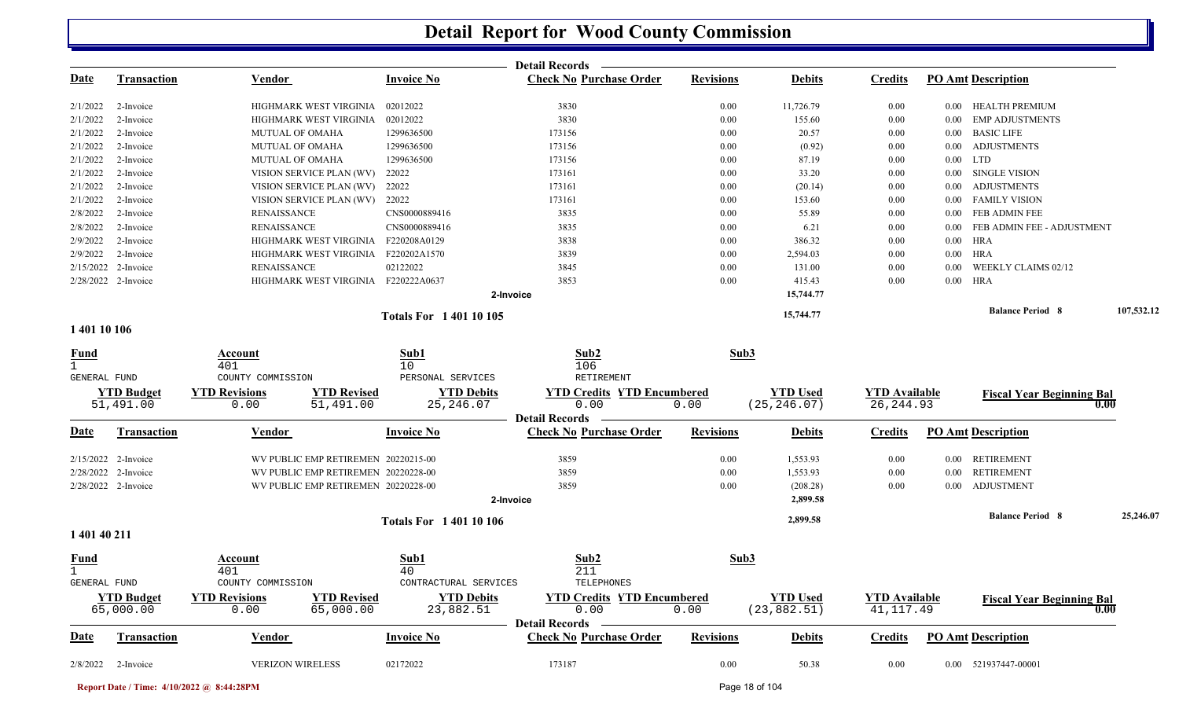# Detail Report for Wood County Commission

**Detail Records**

| Date | Transaction | Vendor | Invoice No | Check No | Purchase Order | Revisions | Debits | Credits | PO Amt | Description |
|---|---|---|---|---|---|---|---|---|---|---|
| 2/1/2022 | 2-Invoice | HIGHMARK WEST VIRGINIA | 02012022 | 3830 | | 0.00 | 11,726.79 | 0.00 | 0.00 | HEALTH PREMIUM |
| 2/1/2022 | 2-Invoice | HIGHMARK WEST VIRGINIA | 02012022 | 3830 | | 0.00 | 155.60 | 0.00 | 0.00 | EMP ADJUSTMENTS |
| 2/1/2022 | 2-Invoice | MUTUAL OF OMAHA | 1299636500 | 173156 | | 0.00 | 20.57 | 0.00 | 0.00 | BASIC LIFE |
| 2/1/2022 | 2-Invoice | MUTUAL OF OMAHA | 1299636500 | 173156 | | 0.00 | (0.92) | 0.00 | 0.00 | ADJUSTMENTS |
| 2/1/2022 | 2-Invoice | MUTUAL OF OMAHA | 1299636500 | 173156 | | 0.00 | 87.19 | 0.00 | 0.00 | LTD |
| 2/1/2022 | 2-Invoice | VISION SERVICE PLAN (WV) | 22022 | 173161 | | 0.00 | 33.20 | 0.00 | 0.00 | SINGLE VISION |
| 2/1/2022 | 2-Invoice | VISION SERVICE PLAN (WV) | 22022 | 173161 | | 0.00 | (20.14) | 0.00 | 0.00 | ADJUSTMENTS |
| 2/1/2022 | 2-Invoice | VISION SERVICE PLAN (WV) | 22022 | 173161 | | 0.00 | 153.60 | 0.00 | 0.00 | FAMILY VISION |
| 2/8/2022 | 2-Invoice | RENAISSANCE | CNS0000889416 | 3835 | | 0.00 | 55.89 | 0.00 | 0.00 | FEB ADMIN FEE |
| 2/8/2022 | 2-Invoice | RENAISSANCE | CNS0000889416 | 3835 | | 0.00 | 6.21 | 0.00 | 0.00 | FEB ADMIN FEE - ADJUSTMENT |
| 2/9/2022 | 2-Invoice | HIGHMARK WEST VIRGINIA | F220208A0129 | 3838 | | 0.00 | 386.32 | 0.00 | 0.00 | HRA |
| 2/9/2022 | 2-Invoice | HIGHMARK WEST VIRGINIA | F220202A1570 | 3839 | | 0.00 | 2,594.03 | 0.00 | 0.00 | HRA |
| 2/15/2022 | 2-Invoice | RENAISSANCE | 02122022 | 3845 | | 0.00 | 131.00 | 0.00 | 0.00 | WEEKLY CLAIMS 02/12 |
| 2/28/2022 | 2-Invoice | HIGHMARK WEST VIRGINIA | F220222A0637 | 3853 | | 0.00 | 415.43 | 0.00 | 0.00 | HRA |
| | | | | 2-Invoice | | | 15,744.77 | | | |
| | | | Totals For 1 401 10 105 | | | | 15,744.77 | | | Balance Period 8 107,532.12 |

## 1 401 10 106

| Fund | Account | Sub1 | Sub2 | Sub3 |
|---|---|---|---|---|
| 1 | 401 | 10 | 106 | |
| GENERAL FUND | COUNTY COMMISSION | PERSONAL SERVICES | RETIREMENT | |

| YTD Budget | YTD Revisions | YTD Revised | YTD Debits | YTD Credits | YTD Encumbered | YTD Used | YTD Available | Fiscal Year Beginning Bal |
|---|---|---|---|---|---|---|---|---|
| 51,491.00 | 0.00 | 51,491.00 | 25,246.07 | 0.00 | 0.00 | (25,246.07) | 26,244.93 | 0.00 |

**Detail Records**

| Date | Transaction | Vendor | Invoice No | Check No | Purchase Order | Revisions | Debits | Credits | PO Amt | Description |
|---|---|---|---|---|---|---|---|---|---|---|
| 2/15/2022 | 2-Invoice | WV PUBLIC EMP RETIREMEN | 20220215-00 | 3859 | | 0.00 | 1,553.93 | 0.00 | 0.00 | RETIREMENT |
| 2/28/2022 | 2-Invoice | WV PUBLIC EMP RETIREMEN | 20220228-00 | 3859 | | 0.00 | 1,553.93 | 0.00 | 0.00 | RETIREMENT |
| 2/28/2022 | 2-Invoice | WV PUBLIC EMP RETIREMEN | 20220228-00 | 3859 | | 0.00 | (208.28) | 0.00 | 0.00 | ADJUSTMENT |
| | | | | 2-Invoice | | | 2,899.58 | | | |
| | | | Totals For 1 401 10 106 | | | | 2,899.58 | | | Balance Period 8 25,246.07 |

## 1 401 40 211

| Fund | Account | Sub1 | Sub2 | Sub3 |
|---|---|---|---|---|
| 1 | 401 | 40 | 211 | |
| GENERAL FUND | COUNTY COMMISSION | CONTRACTURAL SERVICES | TELEPHONES | |

| YTD Budget | YTD Revisions | YTD Revised | YTD Debits | YTD Credits | YTD Encumbered | YTD Used | YTD Available | Fiscal Year Beginning Bal |
|---|---|---|---|---|---|---|---|---|
| 65,000.00 | 0.00 | 65,000.00 | 23,882.51 | 0.00 | 0.00 | (23,882.51) | 41,117.49 | 0.00 |

**Detail Records**

| Date | Transaction | Vendor | Invoice No | Check No | Purchase Order | Revisions | Debits | Credits | PO Amt | Description |
|---|---|---|---|---|---|---|---|---|---|---|
| 2/8/2022 | 2-Invoice | VERIZON WIRELESS | 02172022 | 173187 | | 0.00 | 50.38 | 0.00 | 0.00 | 521937447-00001 |

Report Date / Time: 4/10/2022 @ 8:44:28PM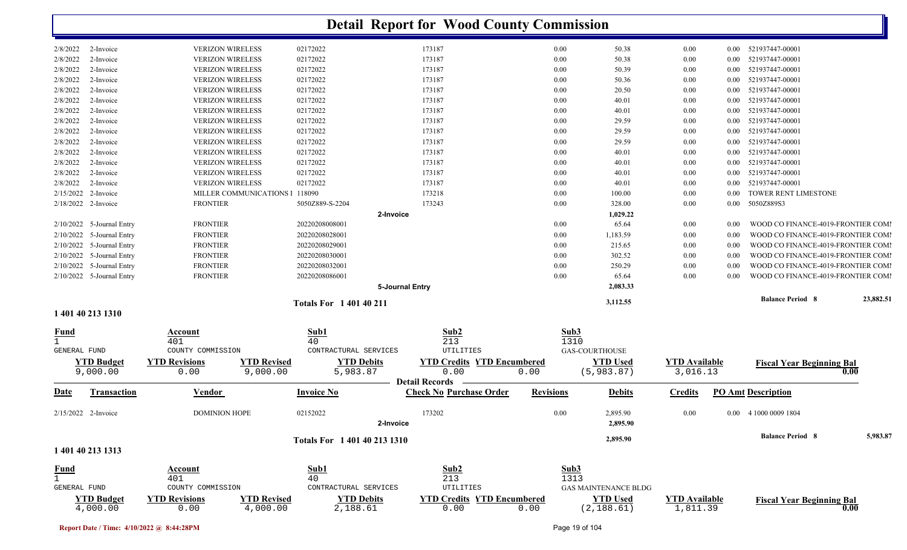# Detail Report for Wood County Commission

| Date | Transaction | Vendor | Invoice No | Check No | Purchase Order | Revisions | Debits | Credits | PO Amt | Description |
|---|---|---|---|---|---|---|---|---|---|---|
| 2/8/2022 | 2-Invoice | VERIZON WIRELESS | 02172022 | 173187 | | 0.00 | 50.38 | 0.00 | 0.00 | 5219374447-00001 |
| 2/8/2022 | 2-Invoice | VERIZON WIRELESS | 02172022 | 173187 | | 0.00 | 50.38 | 0.00 | 0.00 | 5219374447-00001 |
| 2/8/2022 | 2-Invoice | VERIZON WIRELESS | 02172022 | 173187 | | 0.00 | 50.39 | 0.00 | 0.00 | 5219374447-00001 |
| 2/8/2022 | 2-Invoice | VERIZON WIRELESS | 02172022 | 173187 | | 0.00 | 50.36 | 0.00 | 0.00 | 5219374447-00001 |
| 2/8/2022 | 2-Invoice | VERIZON WIRELESS | 02172022 | 173187 | | 0.00 | 20.50 | 0.00 | 0.00 | 5219374447-00001 |
| 2/8/2022 | 2-Invoice | VERIZON WIRELESS | 02172022 | 173187 | | 0.00 | 40.01 | 0.00 | 0.00 | 5219374447-00001 |
| 2/8/2022 | 2-Invoice | VERIZON WIRELESS | 02172022 | 173187 | | 0.00 | 40.01 | 0.00 | 0.00 | 5219374447-00001 |
| 2/8/2022 | 2-Invoice | VERIZON WIRELESS | 02172022 | 173187 | | 0.00 | 29.59 | 0.00 | 0.00 | 5219374447-00001 |
| 2/8/2022 | 2-Invoice | VERIZON WIRELESS | 02172022 | 173187 | | 0.00 | 29.59 | 0.00 | 0.00 | 5219374447-00001 |
| 2/8/2022 | 2-Invoice | VERIZON WIRELESS | 02172022 | 173187 | | 0.00 | 29.59 | 0.00 | 0.00 | 5219374447-00001 |
| 2/8/2022 | 2-Invoice | VERIZON WIRELESS | 02172022 | 173187 | | 0.00 | 40.01 | 0.00 | 0.00 | 5219374447-00001 |
| 2/8/2022 | 2-Invoice | VERIZON WIRELESS | 02172022 | 173187 | | 0.00 | 40.01 | 0.00 | 0.00 | 5219374447-00001 |
| 2/8/2022 | 2-Invoice | VERIZON WIRELESS | 02172022 | 173187 | | 0.00 | 40.01 | 0.00 | 0.00 | 5219374447-00001 |
| 2/8/2022 | 2-Invoice | VERIZON WIRELESS | 02172022 | 173187 | | 0.00 | 40.01 | 0.00 | 0.00 | 5219374447-00001 |
| 2/15/2022 | 2-Invoice | MILLER COMMUNICATIONS I | 118090 | 173218 | | 0.00 | 100.00 | 0.00 | 0.00 | TOWER RENT LIMESTONE |
| 2/18/2022 | 2-Invoice | FRONTIER | 5050Z889-S-2204 | 173243 | | 0.00 | 328.00 | 0.00 | 0.00 | 5050Z889S3 |
| | | | | 2-Invoice | | | 1,029.22 | | | |
| 2/10/2022 | 5-Journal Entry | FRONTIER | 20220208008001 | | | 0.00 | 65.64 | 0.00 | 0.00 | WOOD CO FINANCE-4019-FRONTIER COMI |
| 2/10/2022 | 5-Journal Entry | FRONTIER | 20220208028001 | | | 0.00 | 1,183.59 | 0.00 | 0.00 | WOOD CO FINANCE-4019-FRONTIER COMI |
| 2/10/2022 | 5-Journal Entry | FRONTIER | 20220208029001 | | | 0.00 | 215.65 | 0.00 | 0.00 | WOOD CO FINANCE-4019-FRONTIER COMI |
| 2/10/2022 | 5-Journal Entry | FRONTIER | 20220208030001 | | | 0.00 | 302.52 | 0.00 | 0.00 | WOOD CO FINANCE-4019-FRONTIER COMI |
| 2/10/2022 | 5-Journal Entry | FRONTIER | 20220208032001 | | | 0.00 | 250.29 | 0.00 | 0.00 | WOOD CO FINANCE-4019-FRONTIER COMI |
| 2/10/2022 | 5-Journal Entry | FRONTIER | 20220208086001 | | | 0.00 | 65.64 | 0.00 | 0.00 | WOOD CO FINANCE-4019-FRONTIER COMI |
| | | | | 5-Journal Entry | | | 2,083.33 | | | |
| | | | Totals For 1 401 40 211 | | | | 3,112.55 | | | Balance Period 8 23,882.51 |

## 1 401 40 213 1310

| Fund | Account | Sub1 | Sub2 | Sub3 |
|---|---|---|---|---|
| 1 | 401 | 40 | 213 | 1310 |
| GENERAL FUND | COUNTY COMMISSION | CONTRACTUAL SERVICES | UTILITIES | GAS-COURTHOUSE |

| YTD Budget | YTD Revisions | YTD Revised | YTD Debits | YTD Credits | YTD Encumbered | YTD Used | YTD Available | Fiscal Year Beginning Bal |
|---|---|---|---|---|---|---|---|---|
| 9,000.00 | 0.00 | 9,000.00 | 5,983.87 | 0.00 | 0.00 | (5,983.87) | 3,016.13 | 0.00 |

**Detail Records**

| Date | Transaction | Vendor | Invoice No | Check No | Purchase Order | Revisions | Debits | Credits | PO Amt | Description |
|---|---|---|---|---|---|---|---|---|---|---|
| 2/15/2022 | 2-Invoice | DOMINION HOPE | 02152022 | 173202 | | 0.00 | 2,895.90 | 0.00 | 0.00 | 4 1000 0009 1804 |
| | | | | 2-Invoice | | | 2,895.90 | | | |
| | | | Totals For 1 401 40 213 1310 | | | | 2,895.90 | | | Balance Period 8 5,983.87 |

## 1 401 40 213 1313

| Fund | Account | Sub1 | Sub2 | Sub3 |
|---|---|---|---|---|
| 1 | 401 | 40 | 213 | 1313 |
| GENERAL FUND | COUNTY COMMISSION | CONTRACTUAL SERVICES | UTILITIES | GAS MAINTENANCE BLDG |

| YTD Budget | YTD Revisions | YTD Revised | YTD Debits | YTD Credits | YTD Encumbered | YTD Used | YTD Available | Fiscal Year Beginning Bal |
|---|---|---|---|---|---|---|---|---|
| 4,000.00 | 0.00 | 4,000.00 | 2,188.61 | 0.00 | 0.00 | (2,188.61) | 1,811.39 | 0.00 |

Report Date / Time: 4/10/2022 @ 8:44:28PM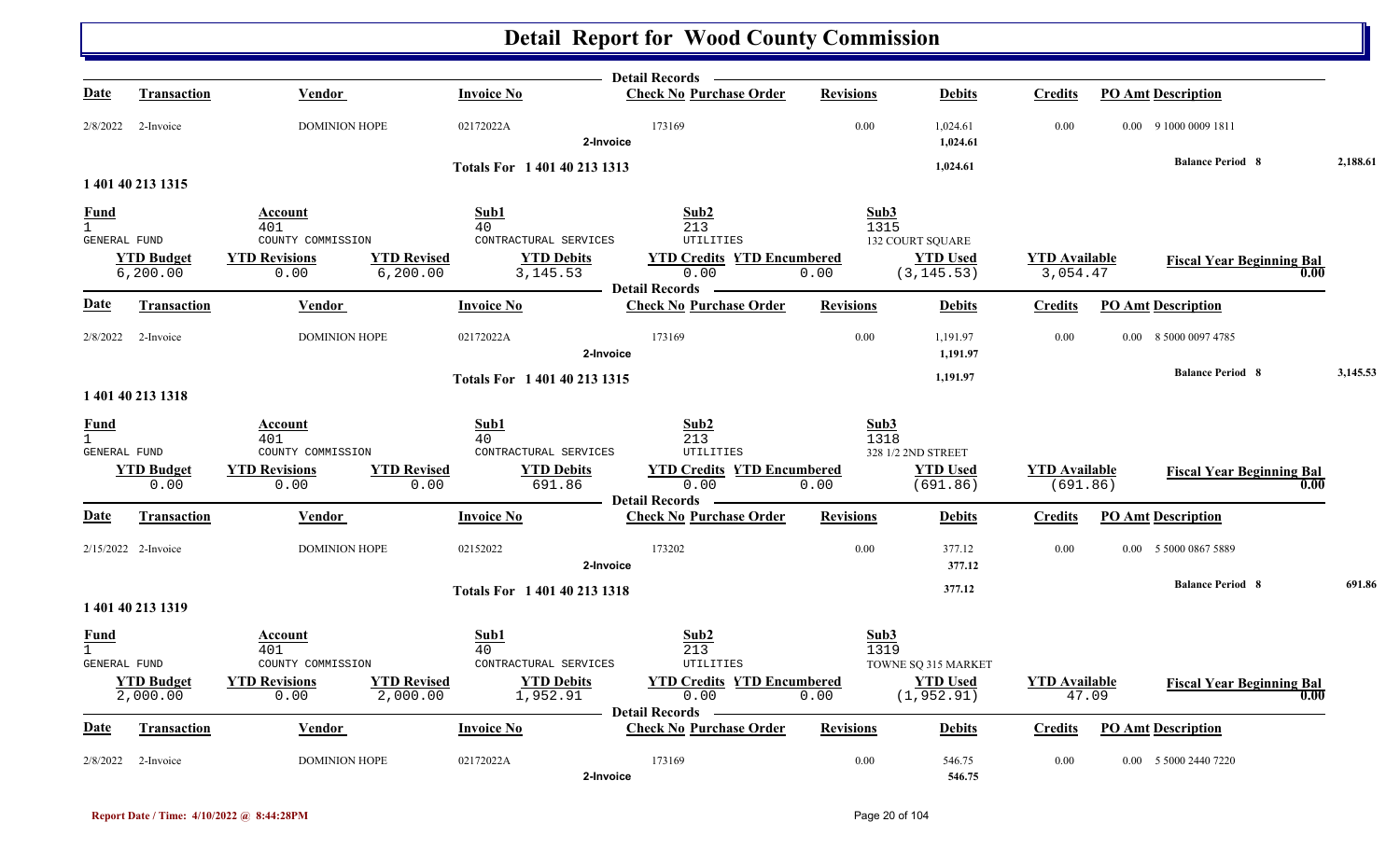# Detail Report for Wood County Commission

**Detail Records**

| Date | Transaction | Vendor | Invoice No | Check No | Purchase Order | Revisions | Debits | Credits | PO Amt | Description |
|---|---|---|---|---|---|---|---|---|---|---|
| 2/8/2022 | 2-Invoice | DOMINION HOPE | 02172022A | 173169 | | 0.00 | 1,024.61 | 0.00 | 0.00 | 9 1000 0009 1811 |
| | | | 2-Invoice | | | | 1,024.61 | | | |

Totals For 1 401 40 213 1313 — 1,024.61 — Balance Period 8: 2,188.61

## 1 401 40 213 1315

| Fund | Account | Sub1 | Sub2 | Sub3 |
|---|---|---|---|---|
| 1 | 401 | 40 | 213 | 1315 |
| GENERAL FUND | COUNTY COMMISSION | CONTRACTUAL SERVICES | UTILITIES | 132 COURT SQUARE |

| YTD Budget | YTD Revisions | YTD Revised | YTD Debits | YTD Credits | YTD Encumbered | YTD Used | YTD Available | Fiscal Year Beginning Bal |
|---|---|---|---|---|---|---|---|---|
| 6,200.00 | 0.00 | 6,200.00 | 3,145.53 | 0.00 | 0.00 | (3,145.53) | 3,054.47 | 0.00 |

**Detail Records**

| Date | Transaction | Vendor | Invoice No | Check No | Purchase Order | Revisions | Debits | Credits | PO Amt | Description |
|---|---|---|---|---|---|---|---|---|---|---|
| 2/8/2022 | 2-Invoice | DOMINION HOPE | 02172022A | 173169 | | 0.00 | 1,191.97 | 0.00 | 0.00 | 8 5000 0097 4785 |
| | | | 2-Invoice | | | | 1,191.97 | | | |

Totals For 1 401 40 213 1315 — 1,191.97 — Balance Period 8: 3,145.53

## 1 401 40 213 1318

| Fund | Account | Sub1 | Sub2 | Sub3 |
|---|---|---|---|---|
| 1 | 401 | 40 | 213 | 1318 |
| GENERAL FUND | COUNTY COMMISSION | CONTRACTUAL SERVICES | UTILITIES | 328 1/2 2ND STREET |

| YTD Budget | YTD Revisions | YTD Revised | YTD Debits | YTD Credits | YTD Encumbered | YTD Used | YTD Available | Fiscal Year Beginning Bal |
|---|---|---|---|---|---|---|---|---|
| 0.00 | 0.00 | 0.00 | 691.86 | 0.00 | 0.00 | (691.86) | (691.86) | 0.00 |

**Detail Records**

| Date | Transaction | Vendor | Invoice No | Check No | Purchase Order | Revisions | Debits | Credits | PO Amt | Description |
|---|---|---|---|---|---|---|---|---|---|---|
| 2/15/2022 | 2-Invoice | DOMINION HOPE | 02152022 | 173202 | | 0.00 | 377.12 | 0.00 | 0.00 | 5 5000 0867 5889 |
| | | | 2-Invoice | | | | 377.12 | | | |

Totals For 1 401 40 213 1318 — 377.12 — Balance Period 8: 691.86

## 1 401 40 213 1319

| Fund | Account | Sub1 | Sub2 | Sub3 |
|---|---|---|---|---|
| 1 | 401 | 40 | 213 | 1319 |
| GENERAL FUND | COUNTY COMMISSION | CONTRACTUAL SERVICES | UTILITIES | TOWNE SQ 315 MARKET |

| YTD Budget | YTD Revisions | YTD Revised | YTD Debits | YTD Credits | YTD Encumbered | YTD Used | YTD Available | Fiscal Year Beginning Bal |
|---|---|---|---|---|---|---|---|---|
| 2,000.00 | 0.00 | 2,000.00 | 1,952.91 | 0.00 | 0.00 | (1,952.91) | 47.09 | 0.00 |

**Detail Records**

| Date | Transaction | Vendor | Invoice No | Check No | Purchase Order | Revisions | Debits | Credits | PO Amt | Description |
|---|---|---|---|---|---|---|---|---|---|---|
| 2/8/2022 | 2-Invoice | DOMINION HOPE | 02172022A | 173169 | | 0.00 | 546.75 | 0.00 | 0.00 | 5 5000 2440 7220 |
| | | | 2-Invoice | | | | 546.75 | | | |

Report Date / Time: 4/10/2022 @ 8:44:28PM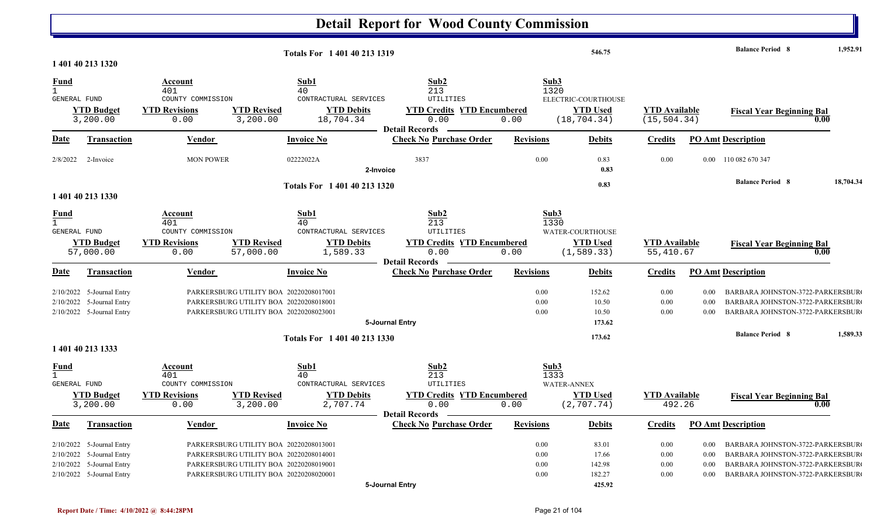# Detail Report for Wood County Commission

| Totals For 1 401 40 213 1319 | 546.75 | Balance Period 8 | 1,952.91 |
|---|---|---|---|

## 1 401 40 213 1320

| Fund | Account | Sub1 | Sub2 | Sub3 |
|---|---|---|---|---|
| 1 | 401 | 40 | 213 | 1320 |
| GENERAL FUND | COUNTY COMMISSION | CONTRACTURAL SERVICES | UTILITIES | ELECTRIC-COURTHOUSE |

| YTD Budget | YTD Revisions | YTD Revised | YTD Debits | YTD Credits | YTD Encumbered | YTD Used | YTD Available | Fiscal Year Beginning Bal |
|---|---|---|---|---|---|---|---|---|
| 3,200.00 | 0.00 | 3,200.00 | 18,704.34 | 0.00 | 0.00 | (18,704.34) | (15,504.34) | 0.00 |

**Detail Records**

| Date | Transaction | Vendor | Invoice No | Check No | Purchase Order | Revisions | Debits | Credits | PO Amt | Description |
|---|---|---|---|---|---|---|---|---|---|---|
| 2/8/2022 | 2-Invoice | MON POWER | 02222022A | 3837 | | 0.00 | 0.83 | 0.00 | 0.00 | 110 082 670 347 |
| | | | | 2-Invoice | | | 0.83 | | | |
| | | | Totals For 1 401 40 213 1320 | | | | 0.83 | | | Balance Period 8 18,704.34 |

## 1 401 40 213 1330

| Fund | Account | Sub1 | Sub2 | Sub3 |
|---|---|---|---|---|
| 1 | 401 | 40 | 213 | 1330 |
| GENERAL FUND | COUNTY COMMISSION | CONTRACTURAL SERVICES | UTILITIES | WATER-COURTHOUSE |

| YTD Budget | YTD Revisions | YTD Revised | YTD Debits | YTD Credits | YTD Encumbered | YTD Used | YTD Available | Fiscal Year Beginning Bal |
|---|---|---|---|---|---|---|---|---|
| 57,000.00 | 0.00 | 57,000.00 | 1,589.33 | 0.00 | 0.00 | (1,589.33) | 55,410.67 | 0.00 |

**Detail Records**

| Date | Transaction | Vendor | Invoice No | Check No | Purchase Order | Revisions | Debits | Credits | PO Amt | Description |
|---|---|---|---|---|---|---|---|---|---|---|
| 2/10/2022 | 5-Journal Entry | PARKERSBURG UTILITY BOA | 20220208017001 | | | 0.00 | 152.62 | 0.00 | 0.00 | BARBARA JOHNSTON-3722-PARKERSBUR |
| 2/10/2022 | 5-Journal Entry | PARKERSBURG UTILITY BOA | 20220208018001 | | | 0.00 | 10.50 | 0.00 | 0.00 | BARBARA JOHNSTON-3722-PARKERSBUR |
| 2/10/2022 | 5-Journal Entry | PARKERSBURG UTILITY BOA | 20220208023001 | | | 0.00 | 10.50 | 0.00 | 0.00 | BARBARA JOHNSTON-3722-PARKERSBUR |
| | | | | 5-Journal Entry | | | 173.62 | | | |
| | | | Totals For 1 401 40 213 1330 | | | | 173.62 | | | Balance Period 8 1,589.33 |

## 1 401 40 213 1333

| Fund | Account | Sub1 | Sub2 | Sub3 |
|---|---|---|---|---|
| 1 | 401 | 40 | 213 | 1333 |
| GENERAL FUND | COUNTY COMMISSION | CONTRACTURAL SERVICES | UTILITIES | WATER-ANNEX |

| YTD Budget | YTD Revisions | YTD Revised | YTD Debits | YTD Credits | YTD Encumbered | YTD Used | YTD Available | Fiscal Year Beginning Bal |
|---|---|---|---|---|---|---|---|---|
| 3,200.00 | 0.00 | 3,200.00 | 2,707.74 | 0.00 | 0.00 | (2,707.74) | 492.26 | 0.00 |

**Detail Records**

| Date | Transaction | Vendor | Invoice No | Check No | Purchase Order | Revisions | Debits | Credits | PO Amt | Description |
|---|---|---|---|---|---|---|---|---|---|---|
| 2/10/2022 | 5-Journal Entry | PARKERSBURG UTILITY BOA | 20220208013001 | | | 0.00 | 83.01 | 0.00 | 0.00 | BARBARA JOHNSTON-3722-PARKERSBUR |
| 2/10/2022 | 5-Journal Entry | PARKERSBURG UTILITY BOA | 20220208014001 | | | 0.00 | 17.66 | 0.00 | 0.00 | BARBARA JOHNSTON-3722-PARKERSBUR |
| 2/10/2022 | 5-Journal Entry | PARKERSBURG UTILITY BOA | 20220208019001 | | | 0.00 | 142.98 | 0.00 | 0.00 | BARBARA JOHNSTON-3722-PARKERSBUR |
| 2/10/2022 | 5-Journal Entry | PARKERSBURG UTILITY BOA | 20220208020001 | | | 0.00 | 182.27 | 0.00 | 0.00 | BARBARA JOHNSTON-3722-PARKERSBUR |
| | | | | 5-Journal Entry | | | 425.92 | | | |

Report Date / Time: 4/10/2022 @ 8:44:28PM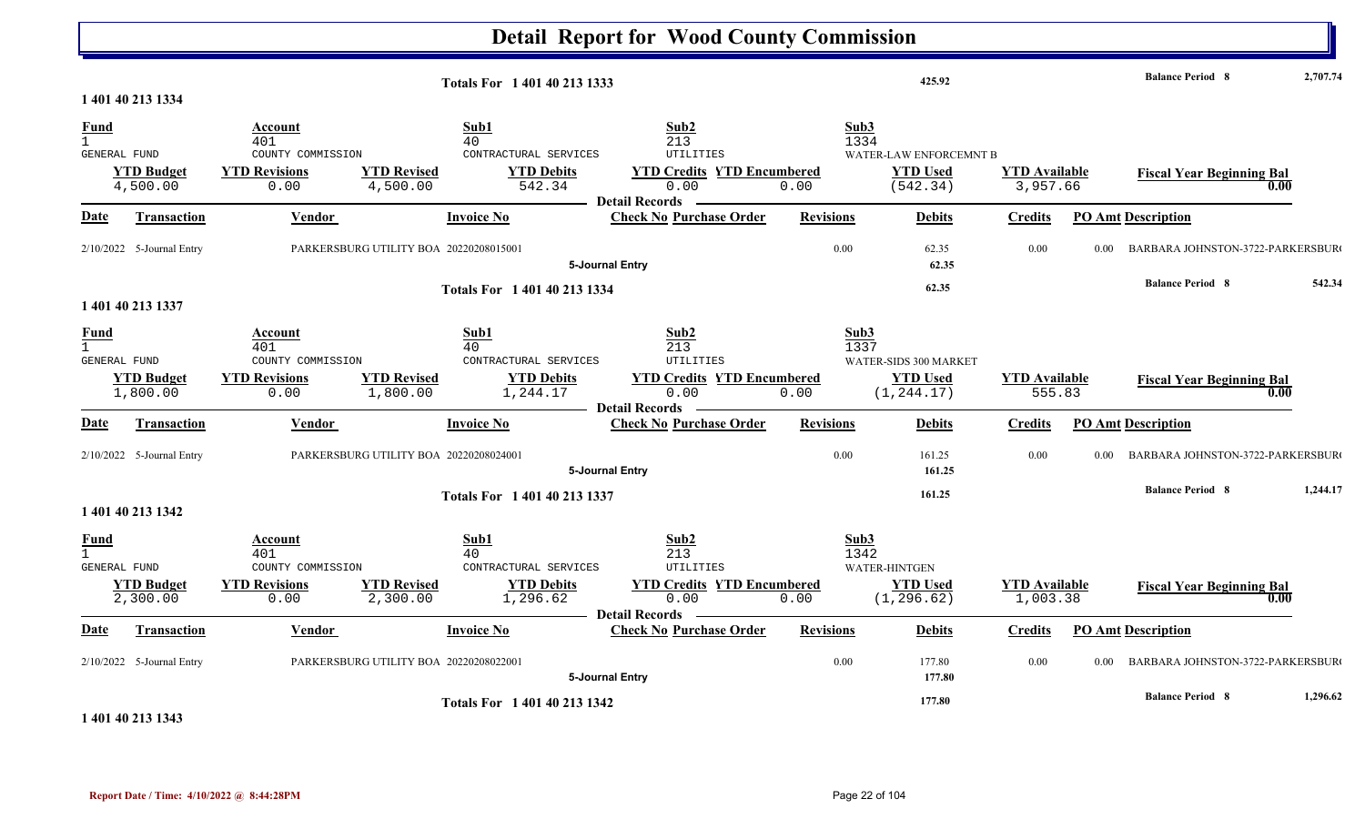# Detail Report for Wood County Commission

**Totals For 1 401 40 213 1333** — 425.92 — **Balance Period 8** 2,707.74

### 1 401 40 213 1334

| Fund | Account | | Sub1 | Sub2 | | Sub3 | | |
|---|---|---|---|---|---|---|---|---|
| 1 | 401 | | 40 | 213 | | 1334 | | |
| GENERAL FUND | COUNTY COMMISSION | | CONTRACTURAL SERVICES | UTILITIES | | WATER-LAW ENFORCEMNT B | | |
| **YTD Budget** | **YTD Revisions** | **YTD Revised** | **YTD Debits** | **YTD Credits** | **YTD Encumbered** | **YTD Used** | **YTD Available** | **Fiscal Year Beginning Bal** |
| 4,500.00 | 0.00 | 4,500.00 | 542.34 | 0.00 | 0.00 | (542.34) | 3,957.66 | 0.00 |

**Detail Records**

| Date | Transaction | Vendor | Invoice No | Check No Purchase Order | Revisions | Debits | Credits | PO Amt | Description |
|---|---|---|---|---|---|---|---|---|---|
| 2/10/2022 | 5-Journal Entry | PARKERSBURG UTILITY BOA | 20220208015001 | | 0.00 | 62.35 | 0.00 | 0.00 | BARBARA JOHNSTON-3722-PARKERSBUR |
| | | | 5-Journal Entry | | | 62.35 | | | |

**Totals For 1 401 40 213 1334** — 62.35 — **Balance Period 8** 542.34

### 1 401 40 213 1337

| Fund | Account | | Sub1 | Sub2 | | Sub3 | | |
|---|---|---|---|---|---|---|---|---|
| 1 | 401 | | 40 | 213 | | 1337 | | |
| GENERAL FUND | COUNTY COMMISSION | | CONTRACTURAL SERVICES | UTILITIES | | WATER-SIDS 300 MARKET | | |
| **YTD Budget** | **YTD Revisions** | **YTD Revised** | **YTD Debits** | **YTD Credits** | **YTD Encumbered** | **YTD Used** | **YTD Available** | **Fiscal Year Beginning Bal** |
| 1,800.00 | 0.00 | 1,800.00 | 1,244.17 | 0.00 | 0.00 | (1,244.17) | 555.83 | 0.00 |

**Detail Records**

| Date | Transaction | Vendor | Invoice No | Check No Purchase Order | Revisions | Debits | Credits | PO Amt | Description |
|---|---|---|---|---|---|---|---|---|---|
| 2/10/2022 | 5-Journal Entry | PARKERSBURG UTILITY BOA | 20220208024001 | | 0.00 | 161.25 | 0.00 | 0.00 | BARBARA JOHNSTON-3722-PARKERSBUR |
| | | | 5-Journal Entry | | | 161.25 | | | |

**Totals For 1 401 40 213 1337** — 161.25 — **Balance Period 8** 1,244.17

### 1 401 40 213 1342

| Fund | Account | | Sub1 | Sub2 | | Sub3 | | |
|---|---|---|---|---|---|---|---|---|
| 1 | 401 | | 40 | 213 | | 1342 | | |
| GENERAL FUND | COUNTY COMMISSION | | CONTRACTURAL SERVICES | UTILITIES | | WATER-HINTGEN | | |
| **YTD Budget** | **YTD Revisions** | **YTD Revised** | **YTD Debits** | **YTD Credits** | **YTD Encumbered** | **YTD Used** | **YTD Available** | **Fiscal Year Beginning Bal** |
| 2,300.00 | 0.00 | 2,300.00 | 1,296.62 | 0.00 | 0.00 | (1,296.62) | 1,003.38 | 0.00 |

**Detail Records**

| Date | Transaction | Vendor | Invoice No | Check No Purchase Order | Revisions | Debits | Credits | PO Amt | Description |
|---|---|---|---|---|---|---|---|---|---|
| 2/10/2022 | 5-Journal Entry | PARKERSBURG UTILITY BOA | 20220208022001 | | 0.00 | 177.80 | 0.00 | 0.00 | BARBARA JOHNSTON-3722-PARKERSBUR |
| | | | 5-Journal Entry | | | 177.80 | | | |

**Totals For 1 401 40 213 1342** — 177.80 — **Balance Period 8** 1,296.62

### 1 401 40 213 1343

**Report Date / Time: 4/10/2022 @ 8:44:28PM**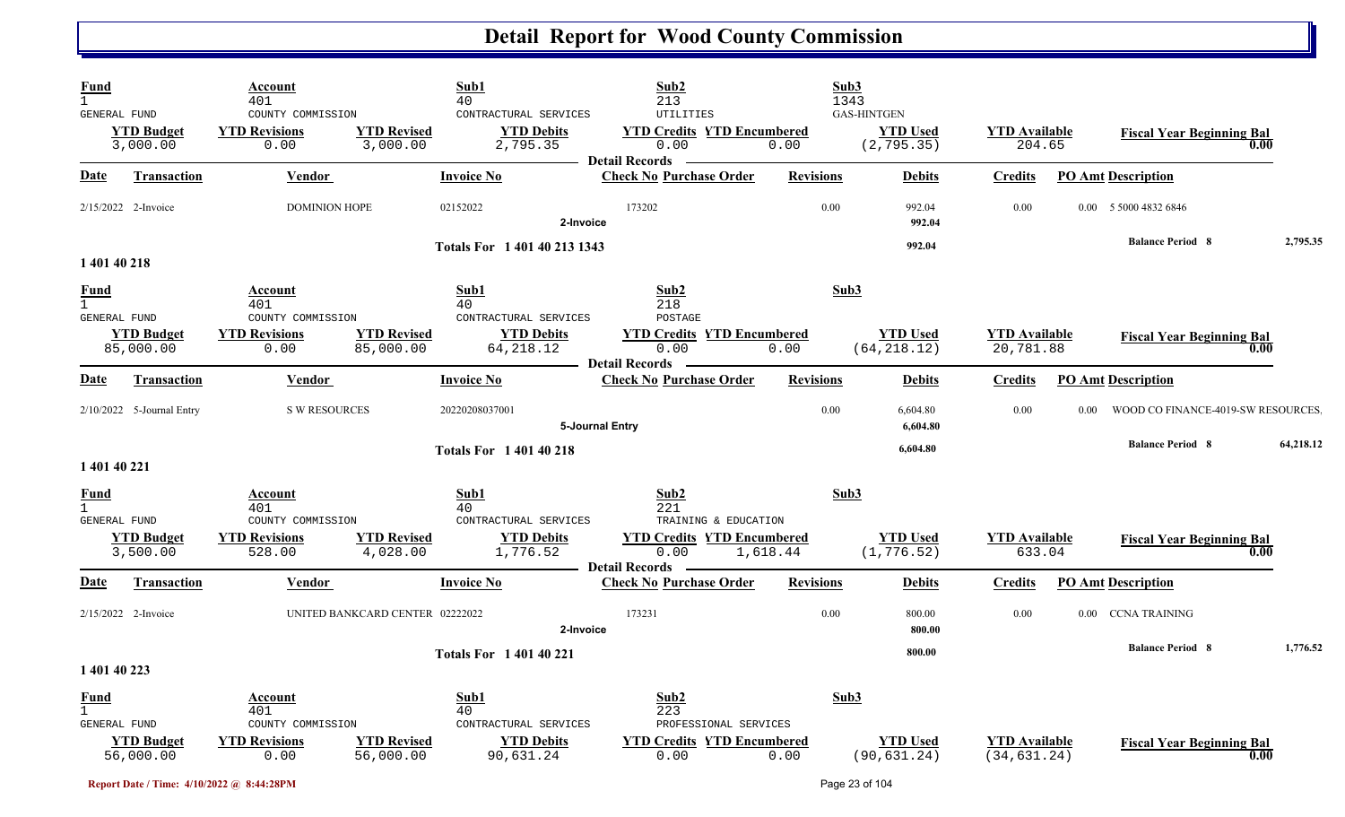# Detail Report for Wood County Commission

| Fund | Account | | Sub1 | Sub2 | | Sub3 | | |
|---|---|---|---|---|---|---|---|---|
| 1 | 401 | | 40 | 213 | | 1343 | | |
| GENERAL FUND | COUNTY COMMISSION | | CONTRACTURAL SERVICES | UTILITIES | | GAS-HINTGEN | | |
| **YTD Budget** | **YTD Revisions** | **YTD Revised** | **YTD Debits** | **YTD Credits** | **YTD Encumbered** | **YTD Used** | **YTD Available** | **Fiscal Year Beginning Bal** |
| 3,000.00 | 0.00 | 3,000.00 | 2,795.35 | 0.00 | 0.00 | (2,795.35) | 204.65 | 0.00 |

Detail Records

| Date | Transaction | Vendor | Invoice No | Check No | Purchase Order | Revisions | Debits | Credits | PO Amt | Description |
|---|---|---|---|---|---|---|---|---|---|---|
| 2/15/2022 | 2-Invoice | DOMINION HOPE | 02152022 | 173202 | | 0.00 | 992.04 | 0.00 | 0.00 | 5 5000 4832 6846 |
| | | | 2-Invoice | | | | 992.04 | | | |
| | | | Totals For 1 401 40 213 1343 | | | | 992.04 | | | Balance Period 8 — 2,795.35 |

**1 401 40 218**

| Fund | Account | | Sub1 | Sub2 | | Sub3 | | |
|---|---|---|---|---|---|---|---|---|
| 1 | 401 | | 40 | 218 | | | | |
| GENERAL FUND | COUNTY COMMISSION | | CONTRACTURAL SERVICES | POSTAGE | | | | |
| **YTD Budget** | **YTD Revisions** | **YTD Revised** | **YTD Debits** | **YTD Credits** | **YTD Encumbered** | **YTD Used** | **YTD Available** | **Fiscal Year Beginning Bal** |
| 85,000.00 | 0.00 | 85,000.00 | 64,218.12 | 0.00 | 0.00 | (64,218.12) | 20,781.88 | 0.00 |

Detail Records

| Date | Transaction | Vendor | Invoice No | Check No | Purchase Order | Revisions | Debits | Credits | PO Amt | Description |
|---|---|---|---|---|---|---|---|---|---|---|
| 2/10/2022 | 5-Journal Entry | S W RESOURCES | 20220208037001 | | | 0.00 | 6,604.80 | 0.00 | 0.00 | WOOD CO FINANCE-4019-SW RESOURCES, |
| | | | 5-Journal Entry | | | | 6,604.80 | | | |
| | | | Totals For 1 401 40 218 | | | | 6,604.80 | | | Balance Period 8 — 64,218.12 |

**1 401 40 221**

| Fund | Account | | Sub1 | Sub2 | | Sub3 | | |
|---|---|---|---|---|---|---|---|---|
| 1 | 401 | | 40 | 221 | | | | |
| GENERAL FUND | COUNTY COMMISSION | | CONTRACTURAL SERVICES | TRAINING & EDUCATION | | | | |
| **YTD Budget** | **YTD Revisions** | **YTD Revised** | **YTD Debits** | **YTD Credits** | **YTD Encumbered** | **YTD Used** | **YTD Available** | **Fiscal Year Beginning Bal** |
| 3,500.00 | 528.00 | 4,028.00 | 1,776.52 | 0.00 | 1,618.44 | (1,776.52) | 633.04 | 0.00 |

Detail Records

| Date | Transaction | Vendor | Invoice No | Check No | Purchase Order | Revisions | Debits | Credits | PO Amt | Description |
|---|---|---|---|---|---|---|---|---|---|---|
| 2/15/2022 | 2-Invoice | UNITED BANKCARD CENTER | 02222022 | 173231 | | 0.00 | 800.00 | 0.00 | 0.00 | CCNA TRAINING |
| | | | 2-Invoice | | | | 800.00 | | | |
| | | | Totals For 1 401 40 221 | | | | 800.00 | | | Balance Period 8 — 1,776.52 |

**1 401 40 223**

| Fund | Account | | Sub1 | Sub2 | | Sub3 | | |
|---|---|---|---|---|---|---|---|---|
| 1 | 401 | | 40 | 223 | | | | |
| GENERAL FUND | COUNTY COMMISSION | | CONTRACTURAL SERVICES | PROFESSIONAL SERVICES | | | | |
| **YTD Budget** | **YTD Revisions** | **YTD Revised** | **YTD Debits** | **YTD Credits** | **YTD Encumbered** | **YTD Used** | **YTD Available** | **Fiscal Year Beginning Bal** |
| 56,000.00 | 0.00 | 56,000.00 | 90,631.24 | 0.00 | 0.00 | (90,631.24) | (34,631.24) | 0.00 |

Report Date / Time: 4/10/2022 @ 8:44:28PM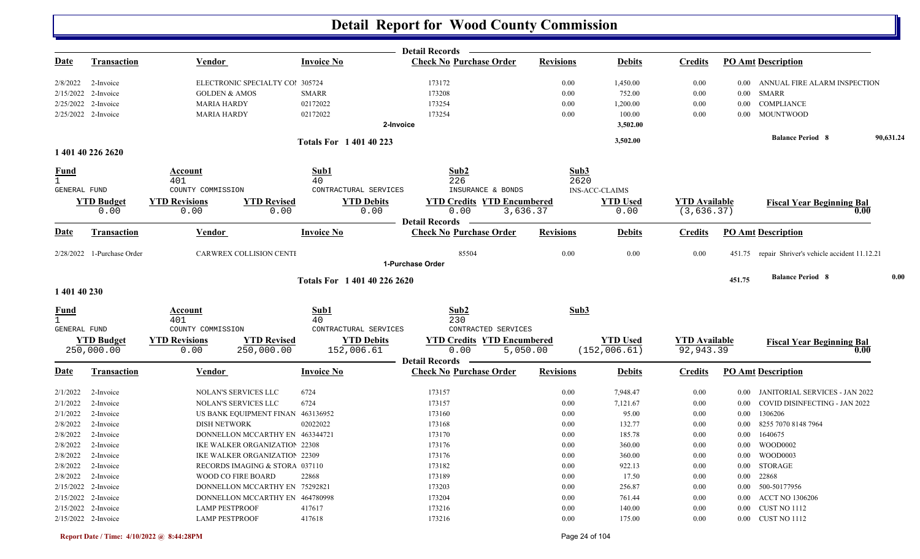# Detail Report for Wood County Commission

| Date | Transaction | Vendor | Invoice No | Check No | Purchase Order | Revisions | Debits | Credits | PO Amt | Description |
|---|---|---|---|---|---|---|---|---|---|---|
| 2/8/2022 | 2-Invoice | ELECTRONIC SPECIALTY CO! | 305724 | 173172 | | 0.00 | 1,450.00 | 0.00 | 0.00 | ANNUAL FIRE ALARM INSPECTION |
| 2/15/2022 | 2-Invoice | GOLDEN & AMOS | SMARR | 173208 | | 0.00 | 752.00 | 0.00 | 0.00 | SMARR |
| 2/25/2022 | 2-Invoice | MARIA HARDY | 02172022 | 173254 | | 0.00 | 1,200.00 | 0.00 | 0.00 | COMPLIANCE |
| 2/25/2022 | 2-Invoice | MARIA HARDY | 02172022 | 173254 | | 0.00 | 100.00 | 0.00 | 0.00 | MOUNTWOOD |
| | | | | 2-Invoice | | | 3,502.00 | | | |

**Totals For 1 401 40 223** — 3,502.00 — Balance Period 8: 90,631.24

## 1 401 40 226 2620

| Fund | Account | Sub1 | Sub2 | Sub3 |
|---|---|---|---|---|
| 1 | 401 | 40 | 226 | 2620 |
| GENERAL FUND | COUNTY COMMISSION | CONTRACTUAL SERVICES | INSURANCE & BONDS | INS-ACC-CLAIMS |

| YTD Budget | YTD Revisions | YTD Revised | YTD Debits | YTD Credits | YTD Encumbered | YTD Used | YTD Available | Fiscal Year Beginning Bal |
|---|---|---|---|---|---|---|---|---|
| 0.00 | 0.00 | 0.00 | 0.00 | 0.00 | 3,636.37 | 0.00 | (3,636.37) | 0.00 |

| Date | Transaction | Vendor | Invoice No | Check No | Purchase Order | Revisions | Debits | Credits | PO Amt | Description |
|---|---|---|---|---|---|---|---|---|---|---|
| 2/28/2022 | 1-Purchase Order | CARWREX COLLISION CENTI | | | 85504 | 0.00 | 0.00 | 0.00 | 451.75 | repair Shriver's vehicle accident 11.12.21 |
| | | | | 1-Purchase Order | | | | | | |

**Totals For 1 401 40 226 2620** — 451.75 — Balance Period 8: 0.00

## 1 401 40 230

| Fund | Account | Sub1 | Sub2 | Sub3 |
|---|---|---|---|---|
| 1 | 401 | 40 | 230 | |
| GENERAL FUND | COUNTY COMMISSION | CONTRACTUAL SERVICES | CONTRACTED SERVICES | |

| YTD Budget | YTD Revisions | YTD Revised | YTD Debits | YTD Credits | YTD Encumbered | YTD Used | YTD Available | Fiscal Year Beginning Bal |
|---|---|---|---|---|---|---|---|---|
| 250,000.00 | 0.00 | 250,000.00 | 152,006.61 | 0.00 | 5,050.00 | (152,006.61) | 92,943.39 | 0.00 |

| Date | Transaction | Vendor | Invoice No | Check No | Purchase Order | Revisions | Debits | Credits | PO Amt | Description |
|---|---|---|---|---|---|---|---|---|---|---|
| 2/1/2022 | 2-Invoice | NOLAN'S SERVICES LLC | 6724 | 173157 | | 0.00 | 7,948.47 | 0.00 | 0.00 | JANITORIAL SERVICES - JAN 2022 |
| 2/1/2022 | 2-Invoice | NOLAN'S SERVICES LLC | 6724 | 173157 | | 0.00 | 7,121.67 | 0.00 | 0.00 | COVID DISINFECTING - JAN 2022 |
| 2/1/2022 | 2-Invoice | US BANK EQUIPMENT FINAN | 463136952 | 173160 | | 0.00 | 95.00 | 0.00 | 0.00 | 1306206 |
| 2/8/2022 | 2-Invoice | DISH NETWORK | 02022022 | 173168 | | 0.00 | 132.77 | 0.00 | 0.00 | 8255 7070 8148 7964 |
| 2/8/2022 | 2-Invoice | DONNELLON MCCARTHY EN | 463344721 | 173170 | | 0.00 | 185.78 | 0.00 | 0.00 | 1640675 |
| 2/8/2022 | 2-Invoice | IKE WALKER ORGANIZATION | 22308 | 173176 | | 0.00 | 360.00 | 0.00 | 0.00 | WOOD0002 |
| 2/8/2022 | 2-Invoice | IKE WALKER ORGANIZATION | 22309 | 173176 | | 0.00 | 360.00 | 0.00 | 0.00 | WOOD0003 |
| 2/8/2022 | 2-Invoice | RECORDS IMAGING & STORA | 037110 | 173182 | | 0.00 | 922.13 | 0.00 | 0.00 | STORAGE |
| 2/8/2022 | 2-Invoice | WOOD CO FIRE BOARD | 22868 | 173189 | | 0.00 | 17.50 | 0.00 | 0.00 | 22868 |
| 2/15/2022 | 2-Invoice | DONNELLON MCCARTHY EN | 75292821 | 173203 | | 0.00 | 256.87 | 0.00 | 0.00 | 500-50177956 |
| 2/15/2022 | 2-Invoice | DONNELLON MCCARTHY EN | 464780998 | 173204 | | 0.00 | 761.44 | 0.00 | 0.00 | ACCT NO 1306206 |
| 2/15/2022 | 2-Invoice | LAMP PESTPROOF | 417617 | 173216 | | 0.00 | 140.00 | 0.00 | 0.00 | CUST NO 1112 |
| 2/15/2022 | 2-Invoice | LAMP PESTPROOF | 417618 | 173216 | | 0.00 | 175.00 | 0.00 | 0.00 | CUST NO 1112 |

Report Date / Time: 4/10/2022 @ 8:44:28PM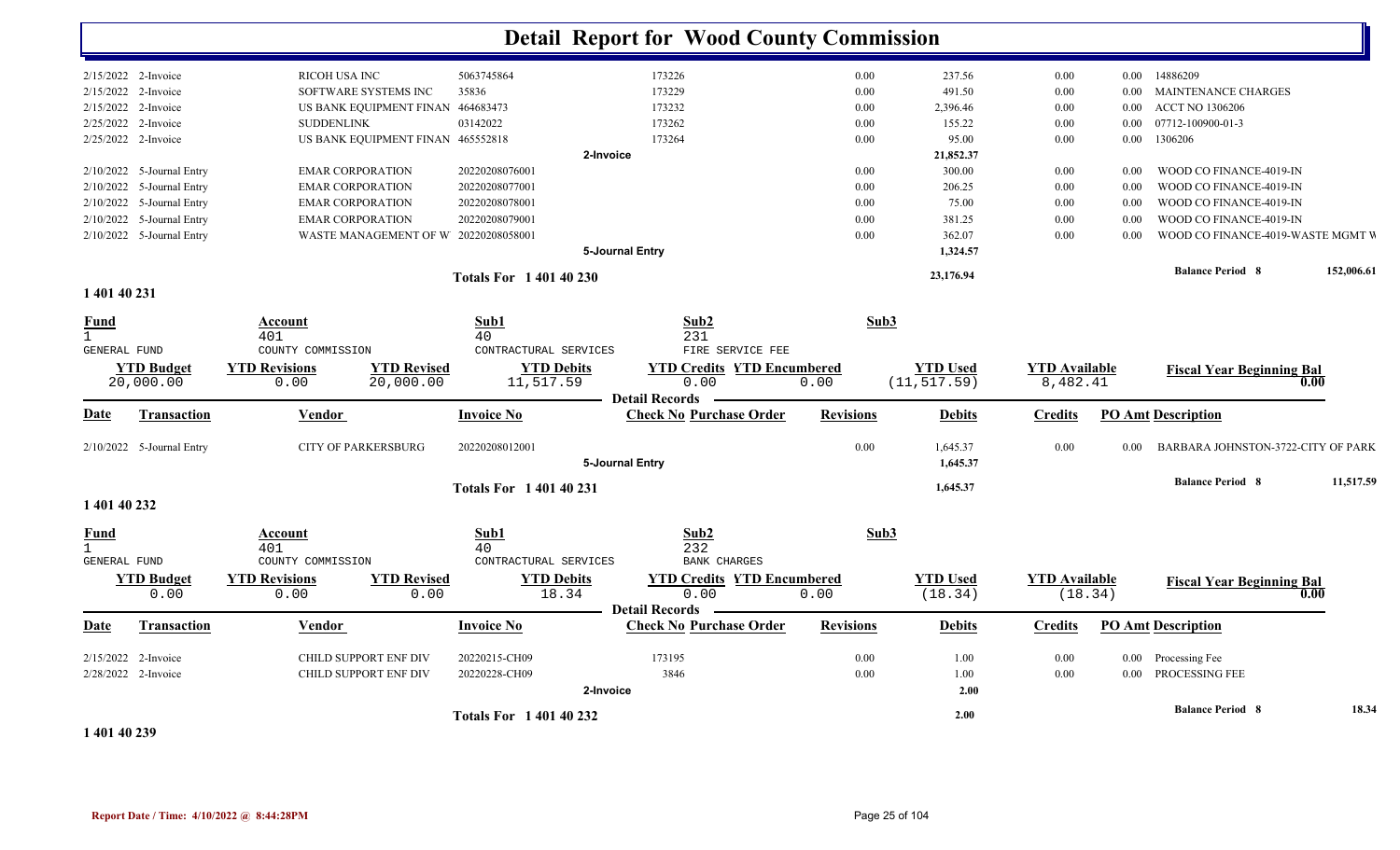# Detail Report for Wood County Commission

| Date | Transaction | Vendor | Invoice No | Check No | Revisions | Debits | Credits | PO Amt | Description |
|---|---|---|---|---|---|---|---|---|---|
| 2/15/2022 | 2-Invoice | RICOH USA INC | 5063745864 | 173226 | 0.00 | 237.56 | 0.00 | 0.00 | 14886209 |
| 2/15/2022 | 2-Invoice | SOFTWARE SYSTEMS INC | 35836 | 173229 | 0.00 | 491.50 | 0.00 | 0.00 | MAINTENANCE CHARGES |
| 2/15/2022 | 2-Invoice | US BANK EQUIPMENT FINAN | 464683473 | 173232 | 0.00 | 2,396.46 | 0.00 | 0.00 | ACCT NO 1306206 |
| 2/25/2022 | 2-Invoice | SUDDENLINK | 03142022 | 173262 | 0.00 | 155.22 | 0.00 | 0.00 | 07712-100900-01-3 |
| 2/25/2022 | 2-Invoice | US BANK EQUIPMENT FINAN | 465552818 | 173264 | 0.00 | 95.00 | 0.00 | 0.00 | 1306206 |
| | | | | 2-Invoice | | 21,852.37 | | | |
| 2/10/2022 | 5-Journal Entry | EMAR CORPORATION | 20220208076001 | | 0.00 | 300.00 | 0.00 | 0.00 | WOOD CO FINANCE-4019-IN |
| 2/10/2022 | 5-Journal Entry | EMAR CORPORATION | 20220208077001 | | 0.00 | 206.25 | 0.00 | 0.00 | WOOD CO FINANCE-4019-IN |
| 2/10/2022 | 5-Journal Entry | EMAR CORPORATION | 20220208078001 | | 0.00 | 75.00 | 0.00 | 0.00 | WOOD CO FINANCE-4019-IN |
| 2/10/2022 | 5-Journal Entry | EMAR CORPORATION | 20220208079001 | | 0.00 | 381.25 | 0.00 | 0.00 | WOOD CO FINANCE-4019-IN |
| 2/10/2022 | 5-Journal Entry | WASTE MANAGEMENT OF W | 20220208058001 | | 0.00 | 362.07 | 0.00 | 0.00 | WOOD CO FINANCE-4019-WASTE MGMT W |
| | | | | 5-Journal Entry | | 1,324.57 | | | |
| | | | Totals For 1 401 40 230 | | | 23,176.94 | | | Balance Period 8 — 152,006.61 |

## 1 401 40 231

| Fund | Account | Sub1 | Sub2 | Sub3 |
|---|---|---|---|---|
| 1 — GENERAL FUND | 401 — COUNTY COMMISSION | 40 — CONTRACTURAL SERVICES | 231 — FIRE SERVICE FEE | |

| YTD Budget | YTD Revisions | YTD Revised | YTD Debits | YTD Credits | YTD Encumbered | YTD Used | YTD Available | Fiscal Year Beginning Bal |
|---|---|---|---|---|---|---|---|---|
| 20,000.00 | 0.00 | 20,000.00 | 11,517.59 | 0.00 | 0.00 | (11,517.59) | 8,482.41 | 0.00 |

Detail Records

| Date | Transaction | Vendor | Invoice No | Check No | Purchase Order | Revisions | Debits | Credits | PO Amt | Description |
|---|---|---|---|---|---|---|---|---|---|---|
| 2/10/2022 | 5-Journal Entry | CITY OF PARKERSBURG | 20220208012001 | | | 0.00 | 1,645.37 | 0.00 | 0.00 | BARBARA JOHNSTON-3722-CITY OF PARK |
| | | | | 5-Journal Entry | | | 1,645.37 | | | |
| | | | Totals For 1 401 40 231 | | | | 1,645.37 | | | Balance Period 8 — 11,517.59 |

## 1 401 40 232

| Fund | Account | Sub1 | Sub2 | Sub3 |
|---|---|---|---|---|
| 1 — GENERAL FUND | 401 — COUNTY COMMISSION | 40 — CONTRACTURAL SERVICES | 232 — BANK CHARGES | |

| YTD Budget | YTD Revisions | YTD Revised | YTD Debits | YTD Credits | YTD Encumbered | YTD Used | YTD Available | Fiscal Year Beginning Bal |
|---|---|---|---|---|---|---|---|---|
| 0.00 | 0.00 | 0.00 | 18.34 | 0.00 | 0.00 | (18.34) | (18.34) | 0.00 |

Detail Records

| Date | Transaction | Vendor | Invoice No | Check No | Purchase Order | Revisions | Debits | Credits | PO Amt | Description |
|---|---|---|---|---|---|---|---|---|---|---|
| 2/15/2022 | 2-Invoice | CHILD SUPPORT ENF DIV | 20220215-CH09 | 173195 | | 0.00 | 1.00 | 0.00 | 0.00 | Processing Fee |
| 2/28/2022 | 2-Invoice | CHILD SUPPORT ENF DIV | 20220228-CH09 | 3846 | | 0.00 | 1.00 | 0.00 | 0.00 | PROCESSING FEE |
| | | | | 2-Invoice | | | 2.00 | | | |
| | | | Totals For 1 401 40 232 | | | | 2.00 | | | Balance Period 8 — 18.34 |

## 1 401 40 239

Report Date / Time: 4/10/2022 @ 8:44:28PM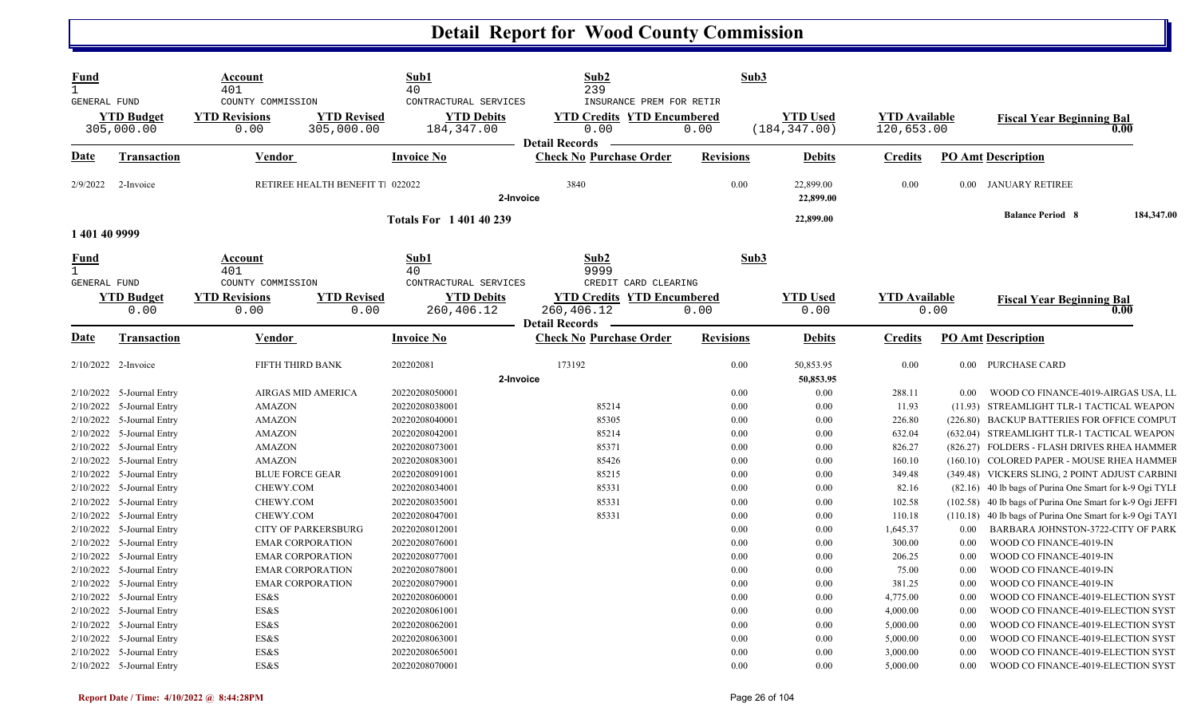# Detail Report for Wood County Commission

| Fund | Account | Sub1 | Sub2 | Sub3 | | | |
|---|---|---|---|---|---|---|---|
| 1 | 401 | 40 | 239 | | | | |
| GENERAL FUND | COUNTY COMMISSION | CONTRACTURAL SERVICES | INSURANCE PREM FOR RETIR | | | | |

| YTD Budget | YTD Revisions | YTD Revised | YTD Debits | YTD Credits | YTD Encumbered | YTD Used | YTD Available | Fiscal Year Beginning Bal |
|---|---|---|---|---|---|---|---|---|
| 305,000.00 | 0.00 | 305,000.00 | 184,347.00 | 0.00 | 0.00 | (184,347.00) | 120,653.00 | 0.00 |

**Detail Records**

| Date | Transaction | Vendor | Invoice No | Check No | Purchase Order | Revisions | Debits | Credits | PO Amt | Description |
|---|---|---|---|---|---|---|---|---|---|---|
| 2/9/2022 | 2-Invoice | RETIREE HEALTH BENEFIT TI | 022022 | 3840 | | 0.00 | 22,899.00 | 0.00 | 0.00 | JANUARY RETIREE |
| | | | | 2-Invoice | | | 22,899.00 | | | |
| | | | Totals For 1 401 40 239 | | | | 22,899.00 | | | Balance Period 8 184,347.00 |

**1 401 40 9999**

| Fund | Account | Sub1 | Sub2 | Sub3 | | | |
|---|---|---|---|---|---|---|---|
| 1 | 401 | 40 | 9999 | | | | |
| GENERAL FUND | COUNTY COMMISSION | CONTRACTURAL SERVICES | CREDIT CARD CLEARING | | | | |

| YTD Budget | YTD Revisions | YTD Revised | YTD Debits | YTD Credits | YTD Encumbered | YTD Used | YTD Available | Fiscal Year Beginning Bal |
|---|---|---|---|---|---|---|---|---|
| 0.00 | 0.00 | 0.00 | 260,406.12 | 260,406.12 | 0.00 | 0.00 | 0.00 | 0.00 |

**Detail Records**

| Date | Transaction | Vendor | Invoice No | Check No | Purchase Order | Revisions | Debits | Credits | PO Amt | Description |
|---|---|---|---|---|---|---|---|---|---|---|
| 2/10/2022 | 2-Invoice | FIFTH THIRD BANK | 202202081 | 173192 | | 0.00 | 50,853.95 | 0.00 | 0.00 | PURCHASE CARD |
| | | | | 2-Invoice | | | 50,853.95 | | | |
| 2/10/2022 | 5-Journal Entry | AIRGAS MID AMERICA | 20220208050001 | | | 0.00 | 0.00 | 288.11 | 0.00 | WOOD CO FINANCE-4019-AIRGAS USA, LL |
| 2/10/2022 | 5-Journal Entry | AMAZON | 20220208038001 | | 85214 | 0.00 | 0.00 | 11.93 | (11.93) | STREAMLIGHT TLR-1 TACTICAL WEAPON |
| 2/10/2022 | 5-Journal Entry | AMAZON | 20220208040001 | | 85305 | 0.00 | 0.00 | 226.80 | (226.80) | BACKUP BATTERIES FOR OFFICE COMPUT |
| 2/10/2022 | 5-Journal Entry | AMAZON | 20220208042001 | | 85214 | 0.00 | 0.00 | 632.04 | (632.04) | STREAMLIGHT TLR-1 TACTICAL WEAPON |
| 2/10/2022 | 5-Journal Entry | AMAZON | 20220208073001 | | 85371 | 0.00 | 0.00 | 826.27 | (826.27) | FOLDERS - FLASH DRIVES RHEA HAMMER |
| 2/10/2022 | 5-Journal Entry | AMAZON | 20220208083001 | | 85426 | 0.00 | 0.00 | 160.10 | (160.10) | COLORED PAPER - MOUSE RHEA HAMMER |
| 2/10/2022 | 5-Journal Entry | BLUE FORCE GEAR | 20220208091001 | | 85215 | 0.00 | 0.00 | 349.48 | (349.48) | VICKERS SLING, 2 POINT ADJUST CARBINI |
| 2/10/2022 | 5-Journal Entry | CHEWY.COM | 20220208034001 | | 85331 | 0.00 | 0.00 | 82.16 | (82.16) | 40 lb bags of Purina One Smart for k-9 Ogi TYLE |
| 2/10/2022 | 5-Journal Entry | CHEWY.COM | 20220208035001 | | 85331 | 0.00 | 0.00 | 102.58 | (102.58) | 40 lb bags of Purina One Smart for k-9 Ogi JEFFI |
| 2/10/2022 | 5-Journal Entry | CHEWY.COM | 20220208047001 | | 85331 | 0.00 | 0.00 | 110.18 | (110.18) | 40 lb bags of Purina One Smart for k-9 Ogi TAYI |
| 2/10/2022 | 5-Journal Entry | CITY OF PARKERSBURG | 20220208012001 | | | 0.00 | 0.00 | 1,645.37 | 0.00 | BARBARA JOHNSTON-3722-CITY OF PARK |
| 2/10/2022 | 5-Journal Entry | EMAR CORPORATION | 20220208076001 | | | 0.00 | 0.00 | 300.00 | 0.00 | WOOD CO FINANCE-4019-IN |
| 2/10/2022 | 5-Journal Entry | EMAR CORPORATION | 20220208077001 | | | 0.00 | 0.00 | 206.25 | 0.00 | WOOD CO FINANCE-4019-IN |
| 2/10/2022 | 5-Journal Entry | EMAR CORPORATION | 20220208078001 | | | 0.00 | 0.00 | 75.00 | 0.00 | WOOD CO FINANCE-4019-IN |
| 2/10/2022 | 5-Journal Entry | EMAR CORPORATION | 20220208079001 | | | 0.00 | 0.00 | 381.25 | 0.00 | WOOD CO FINANCE-4019-IN |
| 2/10/2022 | 5-Journal Entry | ES&S | 20220208060001 | | | 0.00 | 0.00 | 4,775.00 | 0.00 | WOOD CO FINANCE-4019-ELECTION SYST |
| 2/10/2022 | 5-Journal Entry | ES&S | 20220208061001 | | | 0.00 | 0.00 | 4,000.00 | 0.00 | WOOD CO FINANCE-4019-ELECTION SYST |
| 2/10/2022 | 5-Journal Entry | ES&S | 20220208062001 | | | 0.00 | 0.00 | 5,000.00 | 0.00 | WOOD CO FINANCE-4019-ELECTION SYST |
| 2/10/2022 | 5-Journal Entry | ES&S | 20220208063001 | | | 0.00 | 0.00 | 5,000.00 | 0.00 | WOOD CO FINANCE-4019-ELECTION SYST |
| 2/10/2022 | 5-Journal Entry | ES&S | 20220208065001 | | | 0.00 | 0.00 | 3,000.00 | 0.00 | WOOD CO FINANCE-4019-ELECTION SYST |
| 2/10/2022 | 5-Journal Entry | ES&S | 20220208070001 | | | 0.00 | 0.00 | 5,000.00 | 0.00 | WOOD CO FINANCE-4019-ELECTION SYST |

Report Date / Time: 4/10/2022 @ 8:44:28PM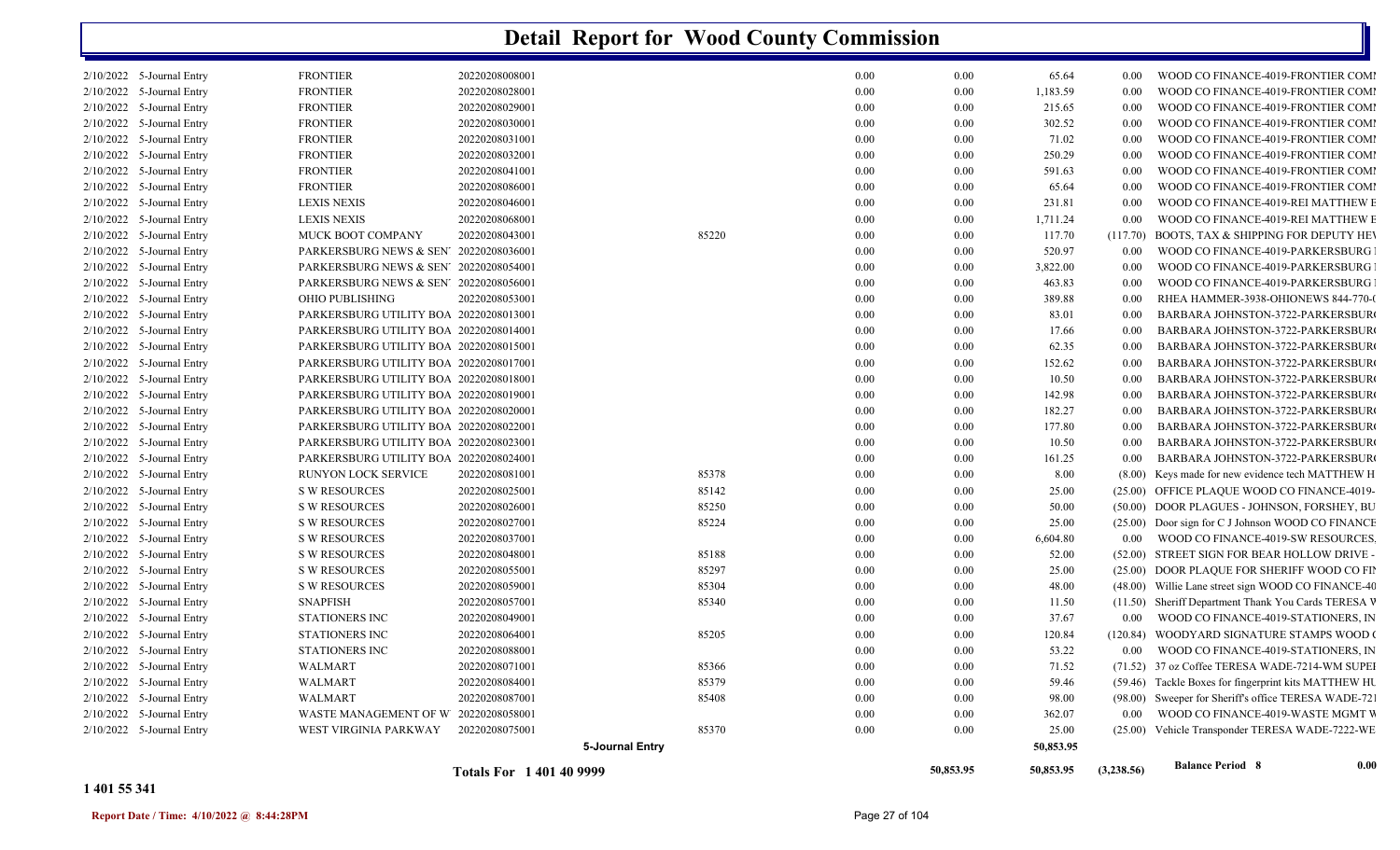# Detail Report for Wood County Commission

| Date | Type | Vendor | Reference | PO | | | | | | Description |
|---|---|---|---|---|---|---|---|---|---|---|
| 2/10/2022 | 5-Journal Entry | FRONTIER | 20220208008001 | | 0.00 | 0.00 | 65.64 | 0.00 | | WOOD CO FINANCE-4019-FRONTIER COMI |
| 2/10/2022 | 5-Journal Entry | FRONTIER | 20220208028001 | | 0.00 | 0.00 | 1,183.59 | 0.00 | | WOOD CO FINANCE-4019-FRONTIER COMI |
| 2/10/2022 | 5-Journal Entry | FRONTIER | 20220208029001 | | 0.00 | 0.00 | 215.65 | 0.00 | | WOOD CO FINANCE-4019-FRONTIER COMI |
| 2/10/2022 | 5-Journal Entry | FRONTIER | 20220208030001 | | 0.00 | 0.00 | 302.52 | 0.00 | | WOOD CO FINANCE-4019-FRONTIER COMI |
| 2/10/2022 | 5-Journal Entry | FRONTIER | 20220208031001 | | 0.00 | 0.00 | 71.02 | 0.00 | | WOOD CO FINANCE-4019-FRONTIER COMI |
| 2/10/2022 | 5-Journal Entry | FRONTIER | 20220208032001 | | 0.00 | 0.00 | 250.29 | 0.00 | | WOOD CO FINANCE-4019-FRONTIER COMI |
| 2/10/2022 | 5-Journal Entry | FRONTIER | 20220208041001 | | 0.00 | 0.00 | 591.63 | 0.00 | | WOOD CO FINANCE-4019-FRONTIER COMI |
| 2/10/2022 | 5-Journal Entry | FRONTIER | 20220208086001 | | 0.00 | 0.00 | 65.64 | 0.00 | | WOOD CO FINANCE-4019-FRONTIER COMI |
| 2/10/2022 | 5-Journal Entry | LEXIS NEXIS | 20220208046001 | | 0.00 | 0.00 | 231.81 | 0.00 | | WOOD CO FINANCE-4019-REI MATTHEW E |
| 2/10/2022 | 5-Journal Entry | LEXIS NEXIS | 20220208068001 | | 0.00 | 0.00 | 1,711.24 | 0.00 | | WOOD CO FINANCE-4019-REI MATTHEW E |
| 2/10/2022 | 5-Journal Entry | MUCK BOOT COMPANY | 20220208043001 | 85220 | 0.00 | 0.00 | 117.70 | (117.70) | | BOOTS, TAX & SHIPPING FOR DEPUTY HEV |
| 2/10/2022 | 5-Journal Entry | PARKERSBURG NEWS & SEN' | 20220208036001 | | 0.00 | 0.00 | 520.97 | 0.00 | | WOOD CO FINANCE-4019-PARKERSBURG I |
| 2/10/2022 | 5-Journal Entry | PARKERSBURG NEWS & SEN' | 20220208054001 | | 0.00 | 0.00 | 3,822.00 | 0.00 | | WOOD CO FINANCE-4019-PARKERSBURG I |
| 2/10/2022 | 5-Journal Entry | PARKERSBURG NEWS & SEN' | 20220208056001 | | 0.00 | 0.00 | 463.83 | 0.00 | | WOOD CO FINANCE-4019-PARKERSBURG I |
| 2/10/2022 | 5-Journal Entry | OHIO PUBLISHING | 20220208053001 | | 0.00 | 0.00 | 389.88 | 0.00 | | RHEA HAMMER-3938-OHIONEWS 844-770-( |
| 2/10/2022 | 5-Journal Entry | PARKERSBURG UTILITY BOA | 20220208013001 | | 0.00 | 0.00 | 83.01 | 0.00 | | BARBARA JOHNSTON-3722-PARKERSBUR( |
| 2/10/2022 | 5-Journal Entry | PARKERSBURG UTILITY BOA | 20220208014001 | | 0.00 | 0.00 | 17.66 | 0.00 | | BARBARA JOHNSTON-3722-PARKERSBUR( |
| 2/10/2022 | 5-Journal Entry | PARKERSBURG UTILITY BOA | 20220208015001 | | 0.00 | 0.00 | 62.35 | 0.00 | | BARBARA JOHNSTON-3722-PARKERSBUR( |
| 2/10/2022 | 5-Journal Entry | PARKERSBURG UTILITY BOA | 20220208017001 | | 0.00 | 0.00 | 152.62 | 0.00 | | BARBARA JOHNSTON-3722-PARKERSBUR( |
| 2/10/2022 | 5-Journal Entry | PARKERSBURG UTILITY BOA | 20220208018001 | | 0.00 | 0.00 | 10.50 | 0.00 | | BARBARA JOHNSTON-3722-PARKERSBUR( |
| 2/10/2022 | 5-Journal Entry | PARKERSBURG UTILITY BOA | 20220208019001 | | 0.00 | 0.00 | 142.98 | 0.00 | | BARBARA JOHNSTON-3722-PARKERSBUR( |
| 2/10/2022 | 5-Journal Entry | PARKERSBURG UTILITY BOA | 20220208020001 | | 0.00 | 0.00 | 182.27 | 0.00 | | BARBARA JOHNSTON-3722-PARKERSBUR( |
| 2/10/2022 | 5-Journal Entry | PARKERSBURG UTILITY BOA | 20220208022001 | | 0.00 | 0.00 | 177.80 | 0.00 | | BARBARA JOHNSTON-3722-PARKERSBUR( |
| 2/10/2022 | 5-Journal Entry | PARKERSBURG UTILITY BOA | 20220208023001 | | 0.00 | 0.00 | 10.50 | 0.00 | | BARBARA JOHNSTON-3722-PARKERSBUR( |
| 2/10/2022 | 5-Journal Entry | PARKERSBURG UTILITY BOA | 20220208024001 | | 0.00 | 0.00 | 161.25 | 0.00 | | BARBARA JOHNSTON-3722-PARKERSBUR( |
| 2/10/2022 | 5-Journal Entry | RUNYON LOCK SERVICE | 20220208081001 | 85378 | 0.00 | 0.00 | 8.00 | (8.00) | | Keys made for new evidence tech MATTHEW H |
| 2/10/2022 | 5-Journal Entry | S W RESOURCES | 20220208025001 | 85142 | 0.00 | 0.00 | 25.00 | (25.00) | | OFFICE PLAQUE WOOD CO FINANCE-4019- |
| 2/10/2022 | 5-Journal Entry | S W RESOURCES | 20220208026001 | 85250 | 0.00 | 0.00 | 50.00 | (50.00) | | DOOR PLAGUES - JOHNSON, FORSHEY, BU |
| 2/10/2022 | 5-Journal Entry | S W RESOURCES | 20220208027001 | 85224 | 0.00 | 0.00 | 25.00 | (25.00) | | Door sign for C J Johnson WOOD CO FINANCE |
| 2/10/2022 | 5-Journal Entry | S W RESOURCES | 20220208037001 | | 0.00 | 0.00 | 6,604.80 | 0.00 | | WOOD CO FINANCE-4019-SW RESOURCES. |
| 2/10/2022 | 5-Journal Entry | S W RESOURCES | 20220208048001 | 85188 | 0.00 | 0.00 | 52.00 | (52.00) | | STREET SIGN FOR BEAR HOLLOW DRIVE - |
| 2/10/2022 | 5-Journal Entry | S W RESOURCES | 20220208055001 | 85297 | 0.00 | 0.00 | 25.00 | (25.00) | | DOOR PLAQUE FOR SHERIFF WOOD CO FIN |
| 2/10/2022 | 5-Journal Entry | S W RESOURCES | 20220208059001 | 85304 | 0.00 | 0.00 | 48.00 | (48.00) | | Willie Lane street sign WOOD CO FINANCE-40 |
| 2/10/2022 | 5-Journal Entry | SNAPFISH | 20220208057001 | 85340 | 0.00 | 0.00 | 11.50 | (11.50) | | Sheriff Department Thank You Cards TERESA W |
| 2/10/2022 | 5-Journal Entry | STATIONERS INC | 20220208049001 | | 0.00 | 0.00 | 37.67 | 0.00 | | WOOD CO FINANCE-4019-STATIONERS, IN |
| 2/10/2022 | 5-Journal Entry | STATIONERS INC | 20220208064001 | 85205 | 0.00 | 0.00 | 120.84 | (120.84) | | WOODYARD SIGNATURE STAMPS WOOD ( |
| 2/10/2022 | 5-Journal Entry | STATIONERS INC | 20220208088001 | | 0.00 | 0.00 | 53.22 | 0.00 | | WOOD CO FINANCE-4019-STATIONERS, IN |
| 2/10/2022 | 5-Journal Entry | WALMART | 20220208071001 | 85366 | 0.00 | 0.00 | 71.52 | (71.52) | | 37 oz Coffee TERESA WADE-7214-WM SUPEI |
| 2/10/2022 | 5-Journal Entry | WALMART | 20220208084001 | 85379 | 0.00 | 0.00 | 59.46 | (59.46) | | Tackle Boxes for fingerprint kits MATTHEW HU |
| 2/10/2022 | 5-Journal Entry | WALMART | 20220208087001 | 85408 | 0.00 | 0.00 | 98.00 | (98.00) | | Sweeper for Sheriff's office TERESA WADE-721 |
| 2/10/2022 | 5-Journal Entry | WASTE MANAGEMENT OF W | 20220208058001 | | 0.00 | 0.00 | 362.07 | 0.00 | | WOOD CO FINANCE-4019-WASTE MGMT W |
| 2/10/2022 | 5-Journal Entry | WEST VIRGINIA PARKWAY | 20220208075001 | 85370 | 0.00 | 0.00 | 25.00 | (25.00) | | Vehicle Transponder TERESA WADE-7222-WE |
| | | | | 5-Journal Entry | | | 50,853.95 | | | |
| | | Totals For 1 401 40 9999 | | | | 50,853.95 | 50,853.95 | (3,238.56) | Balance Period 8 | 0.00 |

1 401 55 341

Report Date / Time: 4/10/2022 @ 8:44:28PM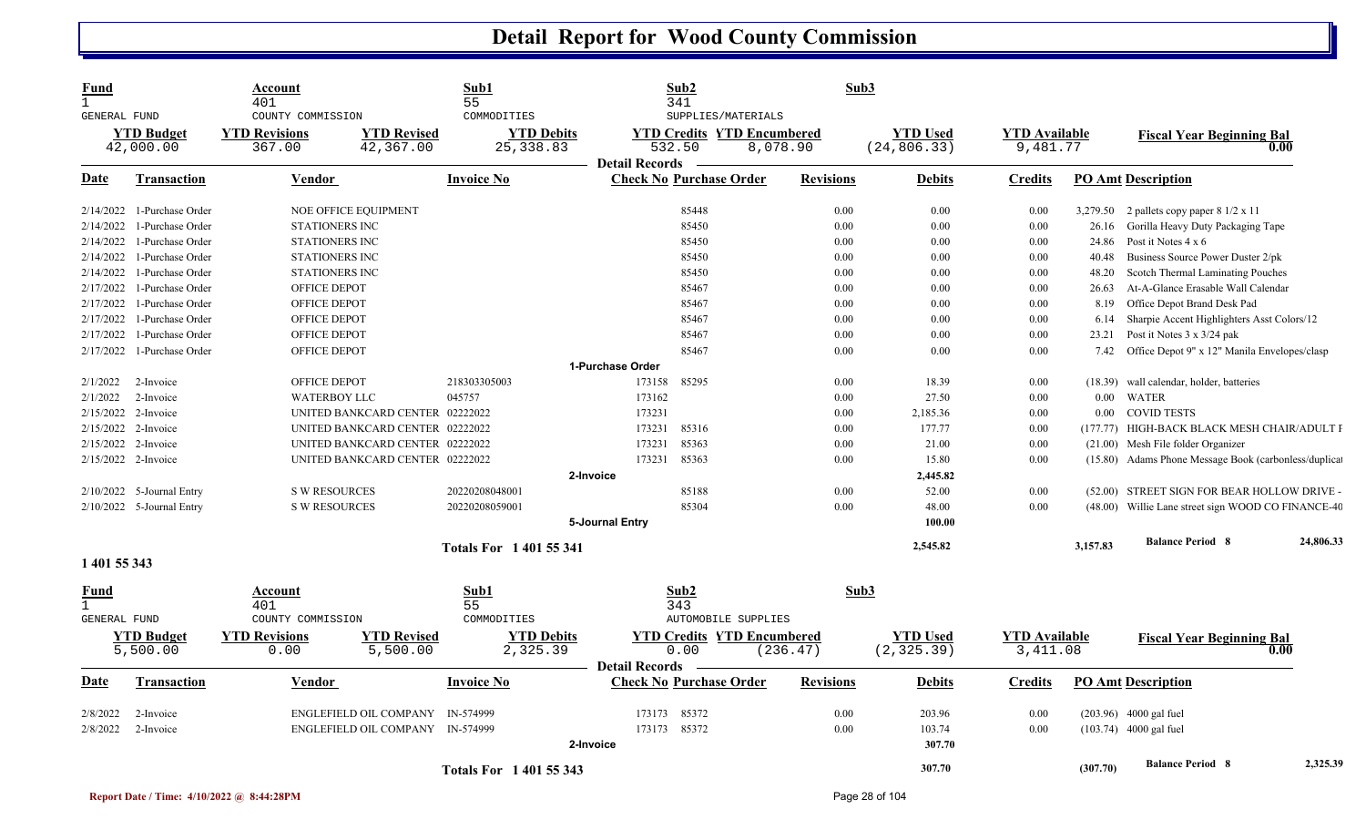# Detail Report for Wood County Commission

| Fund | Account | Sub1 | Sub2 | Sub3 |
|---|---|---|---|---|
| 1 | 401 | 55 | 341 | |
| GENERAL FUND | COUNTY COMMISSION | COMMODITIES | SUPPLIES/MATERIALS | |

| YTD Budget | YTD Revisions | YTD Revised | YTD Debits | YTD Credits | YTD Encumbered | YTD Used | YTD Available | Fiscal Year Beginning Bal |
|---|---|---|---|---|---|---|---|---|
| 42,000.00 | 367.00 | 42,367.00 | 25,338.83 | 532.50 | 8,078.90 | (24,806.33) | 9,481.77 | 0.00 |

**Detail Records**

| Date | Transaction | Vendor | Invoice No | Check No | Purchase Order | Revisions | Debits | Credits | PO Amt | Description |
|---|---|---|---|---|---|---|---|---|---|---|
| 2/14/2022 | 1-Purchase Order | NOE OFFICE EQUIPMENT | | | 85448 | 0.00 | 0.00 | 0.00 | 3,279.50 | 2 pallets copy paper 8 1/2 x 11 |
| 2/14/2022 | 1-Purchase Order | STATIONERS INC | | | 85450 | 0.00 | 0.00 | 0.00 | 26.16 | Gorilla Heavy Duty Packaging Tape |
| 2/14/2022 | 1-Purchase Order | STATIONERS INC | | | 85450 | 0.00 | 0.00 | 0.00 | 24.86 | Post it Notes 4 x 6 |
| 2/14/2022 | 1-Purchase Order | STATIONERS INC | | | 85450 | 0.00 | 0.00 | 0.00 | 40.48 | Business Source Power Duster 2/pk |
| 2/14/2022 | 1-Purchase Order | STATIONERS INC | | | 85450 | 0.00 | 0.00 | 0.00 | 48.20 | Scotch Thermal Laminating Pouches |
| 2/17/2022 | 1-Purchase Order | OFFICE DEPOT | | | 85467 | 0.00 | 0.00 | 0.00 | 26.63 | At-A-Glance Erasable Wall Calendar |
| 2/17/2022 | 1-Purchase Order | OFFICE DEPOT | | | 85467 | 0.00 | 0.00 | 0.00 | 8.19 | Office Depot Brand Desk Pad |
| 2/17/2022 | 1-Purchase Order | OFFICE DEPOT | | | 85467 | 0.00 | 0.00 | 0.00 | 6.14 | Sharpie Accent Highlighters Asst Colors/12 |
| 2/17/2022 | 1-Purchase Order | OFFICE DEPOT | | | 85467 | 0.00 | 0.00 | 0.00 | 23.21 | Post it Notes 3 x 3/24 pak |
| 2/17/2022 | 1-Purchase Order | OFFICE DEPOT | | | 85467 | 0.00 | 0.00 | 0.00 | 7.42 | Office Depot 9" x 12" Manila Envelopes/clasp |
| | **1-Purchase Order** | | | | | | | | | |
| 2/1/2022 | 2-Invoice | OFFICE DEPOT | 218303305003 | 173158 | 85295 | 0.00 | 18.39 | 0.00 | (18.39) | wall calendar, holder, batteries |
| 2/1/2022 | 2-Invoice | WATERBOY LLC | 045757 | 173162 | | 0.00 | 27.50 | 0.00 | 0.00 | WATER |
| 2/15/2022 | 2-Invoice | UNITED BANKCARD CENTER | 02222022 | 173231 | | 0.00 | 2,185.36 | 0.00 | 0.00 | COVID TESTS |
| 2/15/2022 | 2-Invoice | UNITED BANKCARD CENTER | 02222022 | 173231 | 85316 | 0.00 | 177.77 | 0.00 | (177.77) | HIGH-BACK BLACK MESH CHAIR/ADULT F |
| 2/15/2022 | 2-Invoice | UNITED BANKCARD CENTER | 02222022 | 173231 | 85363 | 0.00 | 21.00 | 0.00 | (21.00) | Mesh File folder Organizer |
| 2/15/2022 | 2-Invoice | UNITED BANKCARD CENTER | 02222022 | 173231 | 85363 | 0.00 | 15.80 | 0.00 | (15.80) | Adams Phone Message Book (carbonless/duplicat |
| | **2-Invoice** | | | | | | **2,445.82** | | | |
| 2/10/2022 | 5-Journal Entry | S W RESOURCES | 20220208048001 | | 85188 | 0.00 | 52.00 | 0.00 | (52.00) | STREET SIGN FOR BEAR HOLLOW DRIVE - |
| 2/10/2022 | 5-Journal Entry | S W RESOURCES | 20220208059001 | | 85304 | 0.00 | 48.00 | 0.00 | (48.00) | Willie Lane street sign WOOD CO FINANCE-40 |
| | **5-Journal Entry** | | | | | | **100.00** | | | |
| | **Totals For 1 401 55 341** | | | | | | **2,545.82** | | **3,157.83** | **Balance Period 8** 24,806.33 |

**1 401 55 343**

| Fund | Account | Sub1 | Sub2 | Sub3 |
|---|---|---|---|---|
| 1 | 401 | 55 | 343 | |
| GENERAL FUND | COUNTY COMMISSION | COMMODITIES | AUTOMOBILE SUPPLIES | |

| YTD Budget | YTD Revisions | YTD Revised | YTD Debits | YTD Credits | YTD Encumbered | YTD Used | YTD Available | Fiscal Year Beginning Bal |
|---|---|---|---|---|---|---|---|---|
| 5,500.00 | 0.00 | 5,500.00 | 2,325.39 | 0.00 | (236.47) | (2,325.39) | 3,411.08 | 0.00 |

**Detail Records**

| Date | Transaction | Vendor | Invoice No | Check No | Purchase Order | Revisions | Debits | Credits | PO Amt | Description |
|---|---|---|---|---|---|---|---|---|---|---|
| 2/8/2022 | 2-Invoice | ENGLEFIELD OIL COMPANY | IN-574999 | 173173 | 85372 | 0.00 | 203.96 | 0.00 | (203.96) | 4000 gal fuel |
| 2/8/2022 | 2-Invoice | ENGLEFIELD OIL COMPANY | IN-574999 | 173173 | 85372 | 0.00 | 103.74 | 0.00 | (103.74) | 4000 gal fuel |
| | **2-Invoice** | | | | | | **307.70** | | | |
| | **Totals For 1 401 55 343** | | | | | | **307.70** | | **(307.70)** | **Balance Period 8** 2,325.39 |

Report Date / Time: 4/10/2022 @ 8:44:28PM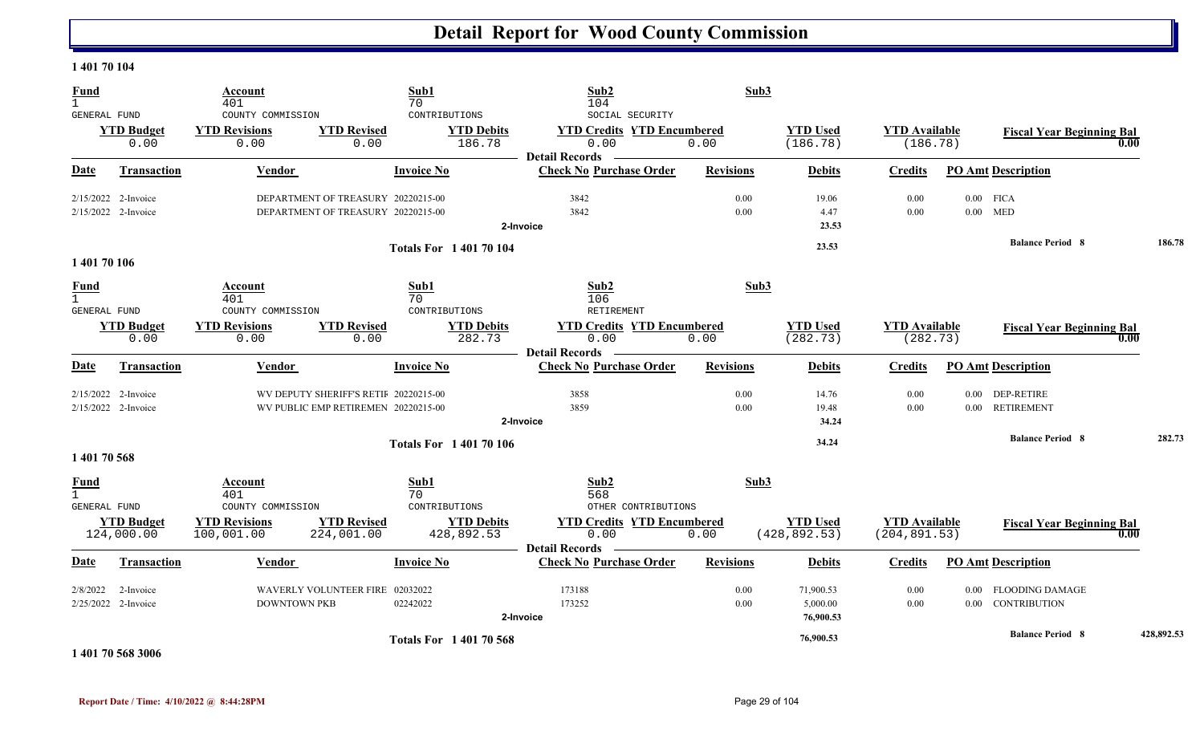# Detail Report for Wood County Commission

## 1 401 70 104

| Fund | Account | Sub1 | Sub2 | Sub3 |
|---|---|---|---|---|
| 1 | 401 | 70 | 104 | |
| GENERAL FUND | COUNTY COMMISSION | CONTRIBUTIONS | SOCIAL SECURITY | |

| YTD Budget | YTD Revisions | YTD Revised | YTD Debits | YTD Credits | YTD Encumbered | YTD Used | YTD Available | Fiscal Year Beginning Bal |
|---|---|---|---|---|---|---|---|---|
| 0.00 | 0.00 | 0.00 | 186.78 | 0.00 | 0.00 | (186.78) | (186.78) | 0.00 |

**Detail Records**

| Date | Transaction | Vendor | Invoice No | Check No | Purchase Order | Revisions | Debits | Credits | PO Amt | Description |
|---|---|---|---|---|---|---|---|---|---|---|
| 2/15/2022 | 2-Invoice | DEPARTMENT OF TREASURY | 20220215-00 | 3842 | | 0.00 | 19.06 | 0.00 | 0.00 | FICA |
| 2/15/2022 | 2-Invoice | DEPARTMENT OF TREASURY | 20220215-00 | 3842 | | 0.00 | 4.47 | 0.00 | 0.00 | MED |
| | | | 2-Invoice | | | | 23.53 | | | |
| | | | Totals For 1 401 70 104 | | | | 23.53 | | | Balance Period 8 186.78 |

## 1 401 70 106

| Fund | Account | Sub1 | Sub2 | Sub3 |
|---|---|---|---|---|
| 1 | 401 | 70 | 106 | |
| GENERAL FUND | COUNTY COMMISSION | CONTRIBUTIONS | RETIREMENT | |

| YTD Budget | YTD Revisions | YTD Revised | YTD Debits | YTD Credits | YTD Encumbered | YTD Used | YTD Available | Fiscal Year Beginning Bal |
|---|---|---|---|---|---|---|---|---|
| 0.00 | 0.00 | 0.00 | 282.73 | 0.00 | 0.00 | (282.73) | (282.73) | 0.00 |

**Detail Records**

| Date | Transaction | Vendor | Invoice No | Check No | Purchase Order | Revisions | Debits | Credits | PO Amt | Description |
|---|---|---|---|---|---|---|---|---|---|---|
| 2/15/2022 | 2-Invoice | WV DEPUTY SHERIFF'S RETIF | 20220215-00 | 3858 | | 0.00 | 14.76 | 0.00 | 0.00 | DEP-RETIRE |
| 2/15/2022 | 2-Invoice | WV PUBLIC EMP RETIREMEN | 20220215-00 | 3859 | | 0.00 | 19.48 | 0.00 | 0.00 | RETIREMENT |
| | | | 2-Invoice | | | | 34.24 | | | |
| | | | Totals For 1 401 70 106 | | | | 34.24 | | | Balance Period 8 282.73 |

## 1 401 70 568

| Fund | Account | Sub1 | Sub2 | Sub3 |
|---|---|---|---|---|
| 1 | 401 | 70 | 568 | |
| GENERAL FUND | COUNTY COMMISSION | CONTRIBUTIONS | OTHER CONTRIBUTIONS | |

| YTD Budget | YTD Revisions | YTD Revised | YTD Debits | YTD Credits | YTD Encumbered | YTD Used | YTD Available | Fiscal Year Beginning Bal |
|---|---|---|---|---|---|---|---|---|
| 124,000.00 | 100,001.00 | 224,001.00 | 428,892.53 | 0.00 | 0.00 | (428,892.53) | (204,891.53) | 0.00 |

**Detail Records**

| Date | Transaction | Vendor | Invoice No | Check No | Purchase Order | Revisions | Debits | Credits | PO Amt | Description |
|---|---|---|---|---|---|---|---|---|---|---|
| 2/8/2022 | 2-Invoice | WAVERLY VOLUNTEER FIRE | 02032022 | 173188 | | 0.00 | 71,900.53 | 0.00 | 0.00 | FLOODING DAMAGE |
| 2/25/2022 | 2-Invoice | DOWNTOWN PKB | 02242022 | 173252 | | 0.00 | 5,000.00 | 0.00 | 0.00 | CONTRIBUTION |
| | | | 2-Invoice | | | | 76,900.53 | | | |
| | | | Totals For 1 401 70 568 | | | | 76,900.53 | | | Balance Period 8 428,892.53 |

## 1 401 70 568 3006

Report Date / Time: 4/10/2022 @ 8:44:28PM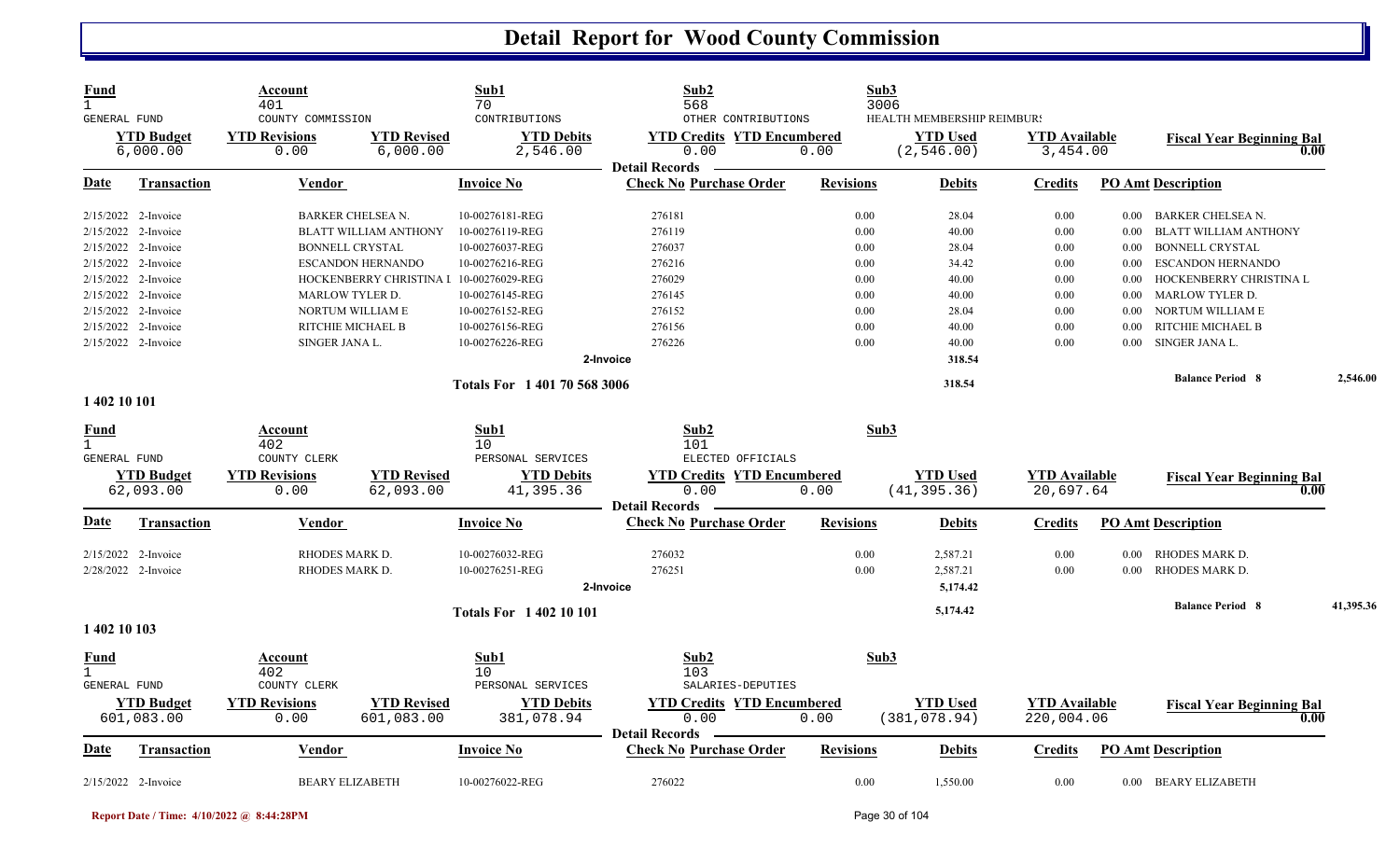# Detail Report for Wood County Commission

| Fund | Account | | Sub1 | Sub2 | | Sub3 | | |
|---|---|---|---|---|---|---|---|---|
| 1 | 401 | | 70 | 568 | | 3006 | | |
| GENERAL FUND | COUNTY COMMISSION | | CONTRIBUTIONS | OTHER CONTRIBUTIONS | | HEALTH MEMBERSHIP REIMBURS | | |
| **YTD Budget** | **YTD Revisions** | **YTD Revised** | **YTD Debits** | **YTD Credits** | **YTD Encumbered** | **YTD Used** | **YTD Available** | **Fiscal Year Beginning Bal** |
| 6,000.00 | 0.00 | 6,000.00 | 2,546.00 | 0.00 | 0.00 | (2,546.00) | 3,454.00 | 0.00 |

Detail Records

| Date | Transaction | Vendor | Invoice No | Check No | Purchase Order | Revisions | Debits | Credits | PO Amt | Description |
|---|---|---|---|---|---|---|---|---|---|---|
| 2/15/2022 | 2-Invoice | BARKER CHELSEA N. | 10-00276181-REG | 276181 | | 0.00 | 28.04 | 0.00 | 0.00 | BARKER CHELSEA N. |
| 2/15/2022 | 2-Invoice | BLATT WILLIAM ANTHONY | 10-00276119-REG | 276119 | | 0.00 | 40.00 | 0.00 | 0.00 | BLATT WILLIAM ANTHONY |
| 2/15/2022 | 2-Invoice | BONNELL CRYSTAL | 10-00276037-REG | 276037 | | 0.00 | 28.04 | 0.00 | 0.00 | BONNELL CRYSTAL |
| 2/15/2022 | 2-Invoice | ESCANDON HERNANDO | 10-00276216-REG | 276216 | | 0.00 | 34.42 | 0.00 | 0.00 | ESCANDON HERNANDO |
| 2/15/2022 | 2-Invoice | HOCKENBERRY CHRISTINA L | 10-00276029-REG | 276029 | | 0.00 | 40.00 | 0.00 | 0.00 | HOCKENBERRY CHRISTINA L |
| 2/15/2022 | 2-Invoice | MARLOW TYLER D. | 10-00276145-REG | 276145 | | 0.00 | 40.00 | 0.00 | 0.00 | MARLOW TYLER D. |
| 2/15/2022 | 2-Invoice | NORTUM WILLIAM E | 10-00276152-REG | 276152 | | 0.00 | 28.04 | 0.00 | 0.00 | NORTUM WILLIAM E |
| 2/15/2022 | 2-Invoice | RITCHIE MICHAEL B | 10-00276156-REG | 276156 | | 0.00 | 40.00 | 0.00 | 0.00 | RITCHIE MICHAEL B |
| 2/15/2022 | 2-Invoice | SINGER JANA L. | 10-00276226-REG | 276226 | | 0.00 | 40.00 | 0.00 | 0.00 | SINGER JANA L. |
| | | | | 2-Invoice | | | 318.54 | | | |
| | | | Totals For 1 401 70 568 3006 | | | | 318.54 | | | Balance Period 8 — 2,546.00 |

## 1 402 10 101

| Fund | Account | | Sub1 | Sub2 | | Sub3 | | |
|---|---|---|---|---|---|---|---|---|
| 1 | 402 | | 10 | 101 | | | | |
| GENERAL FUND | COUNTY CLERK | | PERSONAL SERVICES | ELECTED OFFICIALS | | | | |
| **YTD Budget** | **YTD Revisions** | **YTD Revised** | **YTD Debits** | **YTD Credits** | **YTD Encumbered** | **YTD Used** | **YTD Available** | **Fiscal Year Beginning Bal** |
| 62,093.00 | 0.00 | 62,093.00 | 41,395.36 | 0.00 | 0.00 | (41,395.36) | 20,697.64 | 0.00 |

Detail Records

| Date | Transaction | Vendor | Invoice No | Check No | Purchase Order | Revisions | Debits | Credits | PO Amt | Description |
|---|---|---|---|---|---|---|---|---|---|---|
| 2/15/2022 | 2-Invoice | RHODES MARK D. | 10-00276032-REG | 276032 | | 0.00 | 2,587.21 | 0.00 | 0.00 | RHODES MARK D. |
| 2/28/2022 | 2-Invoice | RHODES MARK D. | 10-00276251-REG | 276251 | | 0.00 | 2,587.21 | 0.00 | 0.00 | RHODES MARK D. |
| | | | | 2-Invoice | | | 5,174.42 | | | |
| | | | Totals For 1 402 10 101 | | | | 5,174.42 | | | Balance Period 8 — 41,395.36 |

## 1 402 10 103

| Fund | Account | | Sub1 | Sub2 | | Sub3 | | |
|---|---|---|---|---|---|---|---|---|
| 1 | 402 | | 10 | 103 | | | | |
| GENERAL FUND | COUNTY CLERK | | PERSONAL SERVICES | SALARIES-DEPUTIES | | | | |
| **YTD Budget** | **YTD Revisions** | **YTD Revised** | **YTD Debits** | **YTD Credits** | **YTD Encumbered** | **YTD Used** | **YTD Available** | **Fiscal Year Beginning Bal** |
| 601,083.00 | 0.00 | 601,083.00 | 381,078.94 | 0.00 | 0.00 | (381,078.94) | 220,004.06 | 0.00 |

Detail Records

| Date | Transaction | Vendor | Invoice No | Check No | Purchase Order | Revisions | Debits | Credits | PO Amt | Description |
|---|---|---|---|---|---|---|---|---|---|---|
| 2/15/2022 | 2-Invoice | BEARY ELIZABETH | 10-00276022-REG | 276022 | | 0.00 | 1,550.00 | 0.00 | 0.00 | BEARY ELIZABETH |

Report Date / Time: 4/10/2022 @ 8:44:28PM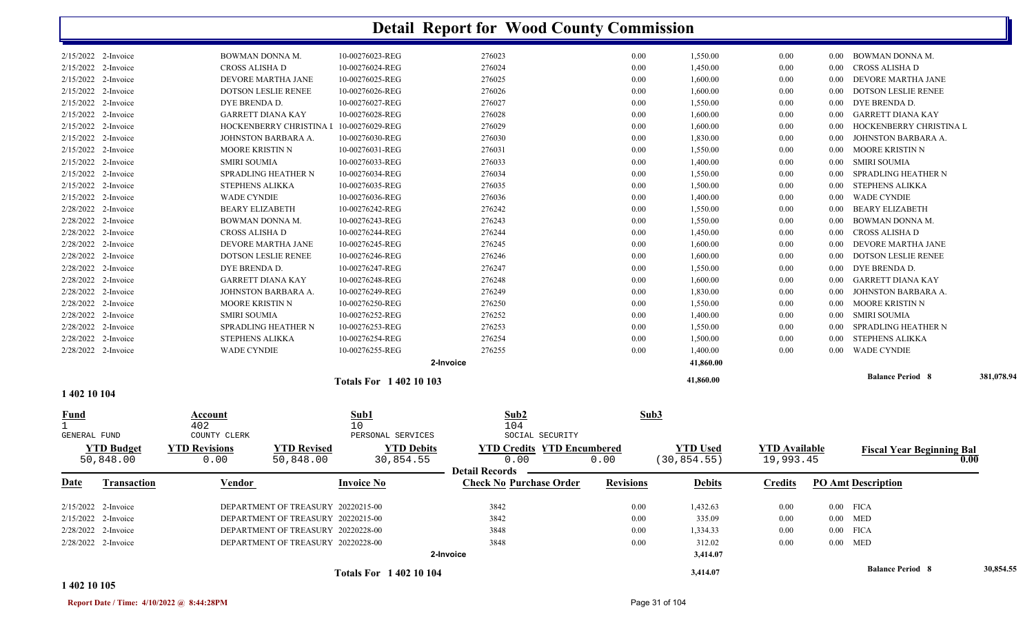# Detail Report for Wood County Commission

| Date | Transaction | Vendor | Invoice No | Check No | Revisions | Debits | Credits | PO Amt | Description |
|---|---|---|---|---|---|---|---|---|---|
| 2/15/2022 | 2-Invoice | BOWMAN DONNA M. | 10-00276023-REG | 276023 | 0.00 | 1,550.00 | 0.00 | 0.00 | BOWMAN DONNA M. |
| 2/15/2022 | 2-Invoice | CROSS ALISHA D | 10-00276024-REG | 276024 | 0.00 | 1,450.00 | 0.00 | 0.00 | CROSS ALISHA D |
| 2/15/2022 | 2-Invoice | DEVORE MARTHA JANE | 10-00276025-REG | 276025 | 0.00 | 1,600.00 | 0.00 | 0.00 | DEVORE MARTHA JANE |
| 2/15/2022 | 2-Invoice | DOTSON LESLIE RENEE | 10-00276026-REG | 276026 | 0.00 | 1,600.00 | 0.00 | 0.00 | DOTSON LESLIE RENEE |
| 2/15/2022 | 2-Invoice | DYE BRENDA D. | 10-00276027-REG | 276027 | 0.00 | 1,550.00 | 0.00 | 0.00 | DYE BRENDA D. |
| 2/15/2022 | 2-Invoice | GARRETT DIANA KAY | 10-00276028-REG | 276028 | 0.00 | 1,600.00 | 0.00 | 0.00 | GARRETT DIANA KAY |
| 2/15/2022 | 2-Invoice | HOCKENBERRY CHRISTINA L | 10-00276029-REG | 276029 | 0.00 | 1,600.00 | 0.00 | 0.00 | HOCKENBERRY CHRISTINA L |
| 2/15/2022 | 2-Invoice | JOHNSTON BARBARA A. | 10-00276030-REG | 276030 | 0.00 | 1,830.00 | 0.00 | 0.00 | JOHNSTON BARBARA A. |
| 2/15/2022 | 2-Invoice | MOORE KRISTIN N | 10-00276031-REG | 276031 | 0.00 | 1,550.00 | 0.00 | 0.00 | MOORE KRISTIN N |
| 2/15/2022 | 2-Invoice | SMIRI SOUMIA | 10-00276033-REG | 276033 | 0.00 | 1,400.00 | 0.00 | 0.00 | SMIRI SOUMIA |
| 2/15/2022 | 2-Invoice | SPRADLING HEATHER N | 10-00276034-REG | 276034 | 0.00 | 1,550.00 | 0.00 | 0.00 | SPRADLING HEATHER N |
| 2/15/2022 | 2-Invoice | STEPHENS ALIKKA | 10-00276035-REG | 276035 | 0.00 | 1,500.00 | 0.00 | 0.00 | STEPHENS ALIKKA |
| 2/15/2022 | 2-Invoice | WADE CYNDIE | 10-00276036-REG | 276036 | 0.00 | 1,400.00 | 0.00 | 0.00 | WADE CYNDIE |
| 2/28/2022 | 2-Invoice | BEARY ELIZABETH | 10-00276242-REG | 276242 | 0.00 | 1,550.00 | 0.00 | 0.00 | BEARY ELIZABETH |
| 2/28/2022 | 2-Invoice | BOWMAN DONNA M. | 10-00276243-REG | 276243 | 0.00 | 1,550.00 | 0.00 | 0.00 | BOWMAN DONNA M. |
| 2/28/2022 | 2-Invoice | CROSS ALISHA D | 10-00276244-REG | 276244 | 0.00 | 1,450.00 | 0.00 | 0.00 | CROSS ALISHA D |
| 2/28/2022 | 2-Invoice | DEVORE MARTHA JANE | 10-00276245-REG | 276245 | 0.00 | 1,600.00 | 0.00 | 0.00 | DEVORE MARTHA JANE |
| 2/28/2022 | 2-Invoice | DOTSON LESLIE RENEE | 10-00276246-REG | 276246 | 0.00 | 1,600.00 | 0.00 | 0.00 | DOTSON LESLIE RENEE |
| 2/28/2022 | 2-Invoice | DYE BRENDA D. | 10-00276247-REG | 276247 | 0.00 | 1,550.00 | 0.00 | 0.00 | DYE BRENDA D. |
| 2/28/2022 | 2-Invoice | GARRETT DIANA KAY | 10-00276248-REG | 276248 | 0.00 | 1,600.00 | 0.00 | 0.00 | GARRETT DIANA KAY |
| 2/28/2022 | 2-Invoice | JOHNSTON BARBARA A. | 10-00276249-REG | 276249 | 0.00 | 1,830.00 | 0.00 | 0.00 | JOHNSTON BARBARA A. |
| 2/28/2022 | 2-Invoice | MOORE KRISTIN N | 10-00276250-REG | 276250 | 0.00 | 1,550.00 | 0.00 | 0.00 | MOORE KRISTIN N |
| 2/28/2022 | 2-Invoice | SMIRI SOUMIA | 10-00276252-REG | 276252 | 0.00 | 1,400.00 | 0.00 | 0.00 | SMIRI SOUMIA |
| 2/28/2022 | 2-Invoice | SPRADLING HEATHER N | 10-00276253-REG | 276253 | 0.00 | 1,550.00 | 0.00 | 0.00 | SPRADLING HEATHER N |
| 2/28/2022 | 2-Invoice | STEPHENS ALIKKA | 10-00276254-REG | 276254 | 0.00 | 1,500.00 | 0.00 | 0.00 | STEPHENS ALIKKA |
| 2/28/2022 | 2-Invoice | WADE CYNDIE | 10-00276255-REG | 276255 | 0.00 | 1,400.00 | 0.00 | 0.00 | WADE CYNDIE |
| | | | | 2-Invoice | | 41,860.00 | | | |

**Totals For 1 402 10 103** — 41,860.00 — **Balance Period 8** 381,078.94

## 1 402 10 104

| Fund | Account | Sub1 | Sub2 | Sub3 |
|---|---|---|---|---|
| 1 | 402 | 10 | 104 | |
| GENERAL FUND | COUNTY CLERK | PERSONAL SERVICES | SOCIAL SECURITY | |

| YTD Budget | YTD Revisions | YTD Revised | YTD Debits | YTD Credits | YTD Encumbered | YTD Used | YTD Available | Fiscal Year Beginning Bal |
|---|---|---|---|---|---|---|---|---|
| 50,848.00 | 0.00 | 50,848.00 | 30,854.55 | 0.00 | 0.00 | (30,854.55) | 19,993.45 | 0.00 |

**Detail Records**

| Date | Transaction | Vendor | Invoice No | Check No | Purchase Order | Revisions | Debits | Credits | PO Amt | Description |
|---|---|---|---|---|---|---|---|---|---|---|
| 2/15/2022 | 2-Invoice | DEPARTMENT OF TREASURY | 20220215-00 | 3842 | | 0.00 | 1,432.63 | 0.00 | 0.00 | FICA |
| 2/15/2022 | 2-Invoice | DEPARTMENT OF TREASURY | 20220215-00 | 3842 | | 0.00 | 335.09 | 0.00 | 0.00 | MED |
| 2/28/2022 | 2-Invoice | DEPARTMENT OF TREASURY | 20220228-00 | 3848 | | 0.00 | 1,334.33 | 0.00 | 0.00 | FICA |
| 2/28/2022 | 2-Invoice | DEPARTMENT OF TREASURY | 20220228-00 | 3848 | | 0.00 | 312.02 | 0.00 | 0.00 | MED |
| | | | | 2-Invoice | | | 3,414.07 | | | |

**Totals For 1 402 10 104** — 3,414.07 — **Balance Period 8** 30,854.55

## 1 402 10 105

Report Date / Time: 4/10/2022 @ 8:44:28PM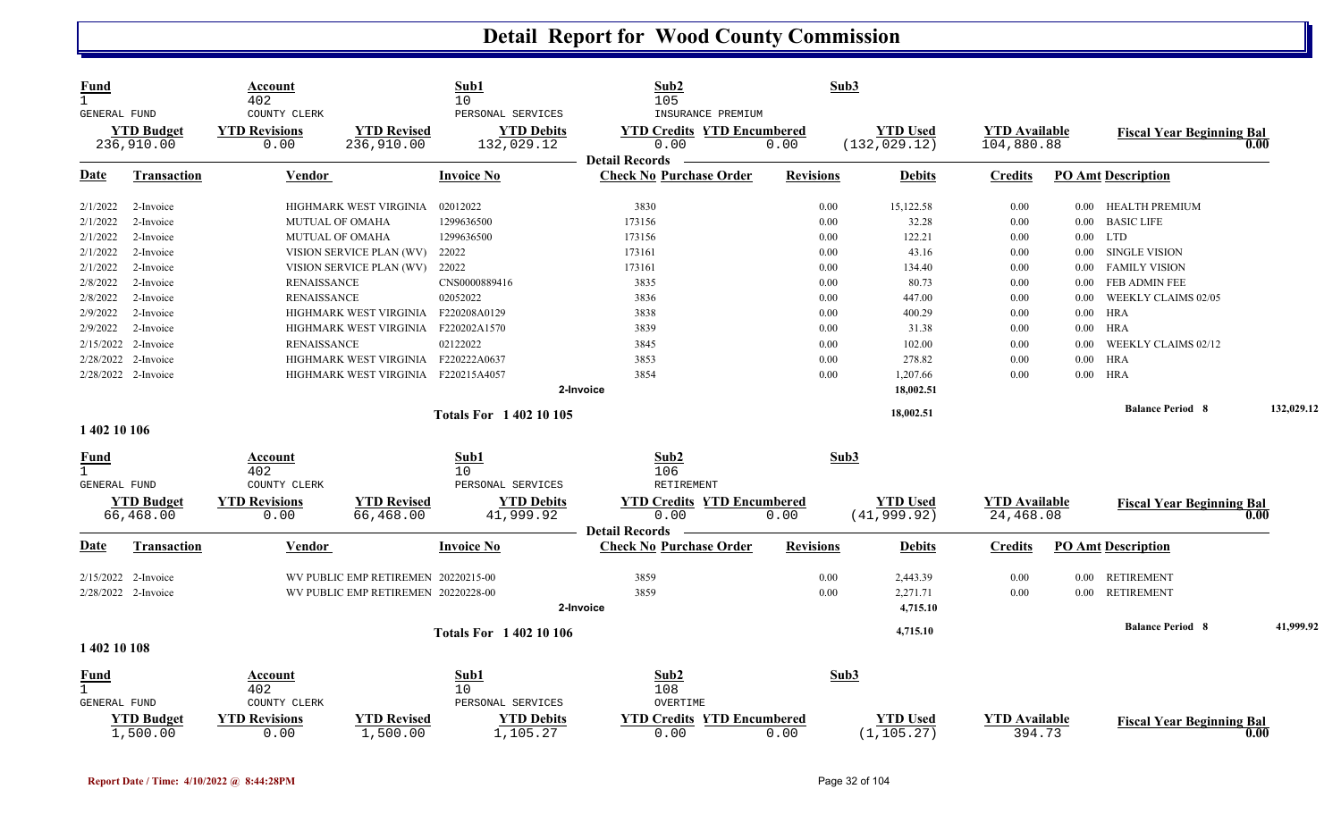# Detail Report for Wood County Commission

| Fund | Account | | Sub1 | Sub2 | | Sub3 | | |
|---|---|---|---|---|---|---|---|---|
| 1 | 402 | | 10 | 105 | | | | |
| GENERAL FUND | COUNTY CLERK | | PERSONAL SERVICES | INSURANCE PREMIUM | | | | |
| **YTD Budget** | **YTD Revisions** | **YTD Revised** | **YTD Debits** | **YTD Credits** | **YTD Encumbered** | **YTD Used** | **YTD Available** | **Fiscal Year Beginning Bal** |
| 236,910.00 | 0.00 | 236,910.00 | 132,029.12 | 0.00 | 0.00 | (132,029.12) | 104,880.88 | 0.00 |

**Detail Records**

| Date | Transaction | Vendor | Invoice No | Check No | Purchase Order | Revisions | Debits | Credits | PO Amt | Description |
|---|---|---|---|---|---|---|---|---|---|---|
| 2/1/2022 | 2-Invoice | HIGHMARK WEST VIRGINIA | 02012022 | 3830 | | 0.00 | 15,122.58 | 0.00 | 0.00 | HEALTH PREMIUM |
| 2/1/2022 | 2-Invoice | MUTUAL OF OMAHA | 1299636500 | 173156 | | 0.00 | 32.28 | 0.00 | 0.00 | BASIC LIFE |
| 2/1/2022 | 2-Invoice | MUTUAL OF OMAHA | 1299636500 | 173156 | | 0.00 | 122.21 | 0.00 | 0.00 | LTD |
| 2/1/2022 | 2-Invoice | VISION SERVICE PLAN (WV) | 22022 | 173161 | | 0.00 | 43.16 | 0.00 | 0.00 | SINGLE VISION |
| 2/1/2022 | 2-Invoice | VISION SERVICE PLAN (WV) | 22022 | 173161 | | 0.00 | 134.40 | 0.00 | 0.00 | FAMILY VISION |
| 2/8/2022 | 2-Invoice | RENAISSANCE | CNS0000889416 | 3835 | | 0.00 | 80.73 | 0.00 | 0.00 | FEB ADMIN FEE |
| 2/8/2022 | 2-Invoice | RENAISSANCE | 02052022 | 3836 | | 0.00 | 447.00 | 0.00 | 0.00 | WEEKLY CLAIMS 02/05 |
| 2/9/2022 | 2-Invoice | HIGHMARK WEST VIRGINIA | F220208A0129 | 3838 | | 0.00 | 400.29 | 0.00 | 0.00 | HRA |
| 2/9/2022 | 2-Invoice | HIGHMARK WEST VIRGINIA | F220202A1570 | 3839 | | 0.00 | 31.38 | 0.00 | 0.00 | HRA |
| 2/15/2022 | 2-Invoice | RENAISSANCE | 02122022 | 3845 | | 0.00 | 102.00 | 0.00 | 0.00 | WEEKLY CLAIMS 02/12 |
| 2/28/2022 | 2-Invoice | HIGHMARK WEST VIRGINIA | F220222A0637 | 3853 | | 0.00 | 278.82 | 0.00 | 0.00 | HRA |
| 2/28/2022 | 2-Invoice | HIGHMARK WEST VIRGINIA | F220215A4057 | 3854 | | 0.00 | 1,207.66 | 0.00 | 0.00 | HRA |
| | | | | 2-Invoice | | | 18,002.51 | | | |
| | | | **Totals For 1 402 10 105** | | | | 18,002.51 | | | **Balance Period 8** 132,029.12 |

**1 402 10 106**

| Fund | Account | | Sub1 | Sub2 | | Sub3 | | |
|---|---|---|---|---|---|---|---|---|
| 1 | 402 | | 10 | 106 | | | | |
| GENERAL FUND | COUNTY CLERK | | PERSONAL SERVICES | RETIREMENT | | | | |
| **YTD Budget** | **YTD Revisions** | **YTD Revised** | **YTD Debits** | **YTD Credits** | **YTD Encumbered** | **YTD Used** | **YTD Available** | **Fiscal Year Beginning Bal** |
| 66,468.00 | 0.00 | 66,468.00 | 41,999.92 | 0.00 | 0.00 | (41,999.92) | 24,468.08 | 0.00 |

**Detail Records**

| Date | Transaction | Vendor | Invoice No | Check No | Purchase Order | Revisions | Debits | Credits | PO Amt | Description |
|---|---|---|---|---|---|---|---|---|---|---|
| 2/15/2022 | 2-Invoice | WV PUBLIC EMP RETIREMEN | 20220215-00 | 3859 | | 0.00 | 2,443.39 | 0.00 | 0.00 | RETIREMENT |
| 2/28/2022 | 2-Invoice | WV PUBLIC EMP RETIREMEN | 20220228-00 | 3859 | | 0.00 | 2,271.71 | 0.00 | 0.00 | RETIREMENT |
| | | | | 2-Invoice | | | 4,715.10 | | | |
| | | | **Totals For 1 402 10 106** | | | | 4,715.10 | | | **Balance Period 8** 41,999.92 |

**1 402 10 108**

| Fund | Account | | Sub1 | Sub2 | | Sub3 | | |
|---|---|---|---|---|---|---|---|---|
| 1 | 402 | | 10 | 108 | | | | |
| GENERAL FUND | COUNTY CLERK | | PERSONAL SERVICES | OVERTIME | | | | |
| **YTD Budget** | **YTD Revisions** | **YTD Revised** | **YTD Debits** | **YTD Credits** | **YTD Encumbered** | **YTD Used** | **YTD Available** | **Fiscal Year Beginning Bal** |
| 1,500.00 | 0.00 | 1,500.00 | 1,105.27 | 0.00 | 0.00 | (1,105.27) | 394.73 | 0.00 |

Report Date / Time: 4/10/2022 @ 8:44:28PM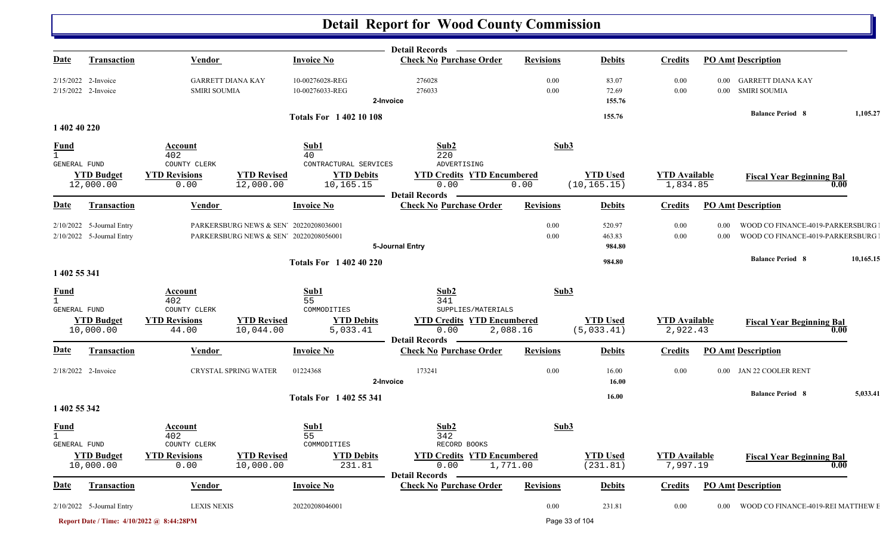# Detail Report for Wood County Commission

**Detail Records**

| Date | Transaction | Vendor | Invoice No | Check No | Purchase Order | Revisions | Debits | Credits | PO Amt | Description |
|---|---|---|---|---|---|---|---|---|---|---|
| 2/15/2022 | 2-Invoice | GARRETT DIANA KAY | 10-00276028-REG | 276028 | | 0.00 | 83.07 | 0.00 | 0.00 | GARRETT DIANA KAY |
| 2/15/2022 | 2-Invoice | SMIRI SOUMIA | 10-00276033-REG | 276033 | | 0.00 | 72.69 | 0.00 | 0.00 | SMIRI SOUMIA |
| | | | 2-Invoice | | | | 155.76 | | | |

**Totals For 1 402 10 108** — 155.76 — **Balance Period 8** 1,105.27

## 1 402 40 220

| Fund | Account | Sub1 | Sub2 | Sub3 |
|---|---|---|---|---|
| 1 GENERAL FUND | 402 COUNTY CLERK | 40 CONTRACTUAL SERVICES | 220 ADVERTISING | |

| YTD Budget | YTD Revisions | YTD Revised | YTD Debits | YTD Credits | YTD Encumbered | YTD Used | YTD Available | Fiscal Year Beginning Bal |
|---|---|---|---|---|---|---|---|---|
| 12,000.00 | 0.00 | 12,000.00 | 10,165.15 | 0.00 | 0.00 | (10,165.15) | 1,834.85 | 0.00 |

**Detail Records**

| Date | Transaction | Vendor | Invoice No | Check No | Purchase Order | Revisions | Debits | Credits | PO Amt | Description |
|---|---|---|---|---|---|---|---|---|---|---|
| 2/10/2022 | 5-Journal Entry | PARKERSBURG NEWS & SEN | 20220208036001 | | | 0.00 | 520.97 | 0.00 | 0.00 | WOOD CO FINANCE-4019-PARKERSBURG |
| 2/10/2022 | 5-Journal Entry | PARKERSBURG NEWS & SEN | 20220208056001 | | | 0.00 | 463.83 | 0.00 | 0.00 | WOOD CO FINANCE-4019-PARKERSBURG |
| | | | 5-Journal Entry | | | | 984.80 | | | |

**Totals For 1 402 40 220** — 984.80 — **Balance Period 8** 10,165.15

## 1 402 55 341

| Fund | Account | Sub1 | Sub2 | Sub3 |
|---|---|---|---|---|
| 1 GENERAL FUND | 402 COUNTY CLERK | 55 COMMODITIES | 341 SUPPLIES/MATERIALS | |

| YTD Budget | YTD Revisions | YTD Revised | YTD Debits | YTD Credits | YTD Encumbered | YTD Used | YTD Available | Fiscal Year Beginning Bal |
|---|---|---|---|---|---|---|---|---|
| 10,000.00 | 44.00 | 10,044.00 | 5,033.41 | 0.00 | 2,088.16 | (5,033.41) | 2,922.43 | 0.00 |

**Detail Records**

| Date | Transaction | Vendor | Invoice No | Check No | Purchase Order | Revisions | Debits | Credits | PO Amt | Description |
|---|---|---|---|---|---|---|---|---|---|---|
| 2/18/2022 | 2-Invoice | CRYSTAL SPRING WATER | 01224368 | 173241 | | 0.00 | 16.00 | 0.00 | 0.00 | JAN 22 COOLER RENT |
| | | | 2-Invoice | | | | 16.00 | | | |

**Totals For 1 402 55 341** — 16.00 — **Balance Period 8** 5,033.41

## 1 402 55 342

| Fund | Account | Sub1 | Sub2 | Sub3 |
|---|---|---|---|---|
| 1 GENERAL FUND | 402 COUNTY CLERK | 55 COMMODITIES | 342 RECORD BOOKS | |

| YTD Budget | YTD Revisions | YTD Revised | YTD Debits | YTD Credits | YTD Encumbered | YTD Used | YTD Available | Fiscal Year Beginning Bal |
|---|---|---|---|---|---|---|---|---|
| 10,000.00 | 0.00 | 10,000.00 | 231.81 | 0.00 | 1,771.00 | (231.81) | 7,997.19 | 0.00 |

**Detail Records**

| Date | Transaction | Vendor | Invoice No | Check No | Purchase Order | Revisions | Debits | Credits | PO Amt | Description |
|---|---|---|---|---|---|---|---|---|---|---|
| 2/10/2022 | 5-Journal Entry | LEXIS NEXIS | 20220208046001 | | | 0.00 | 231.81 | 0.00 | 0.00 | WOOD CO FINANCE-4019-REI MATTHEW E |

Report Date / Time: 4/10/2022 @ 8:44:28PM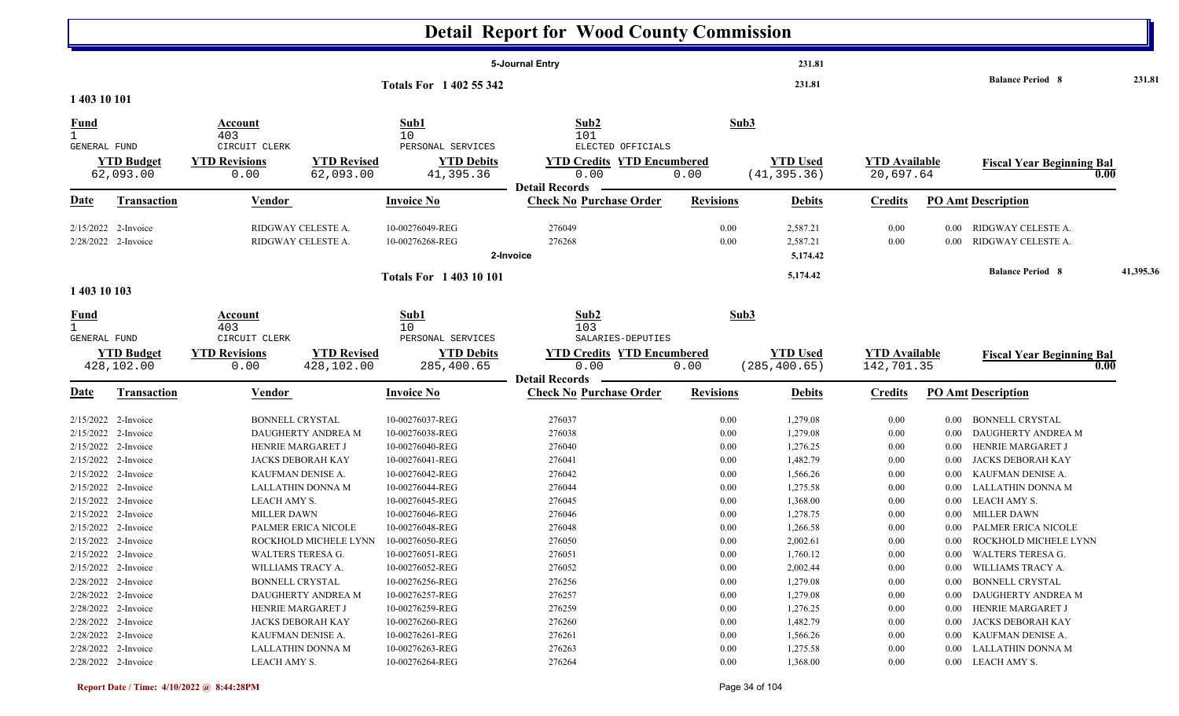# Detail Report for Wood County Commission

| | | | |
|---|---|---|---|
| 5-Journal Entry | 231.81 | | |
| Totals For 1 402 55 342 | 231.81 | Balance Period 8 | 231.81 |

**1 403 10 101**

| Fund | Account | Sub1 | Sub2 | Sub3 |
|---|---|---|---|---|
| 1 GENERAL FUND | 403 CIRCUIT CLERK | 10 PERSONAL SERVICES | 101 ELECTED OFFICIALS | |

| YTD Budget | YTD Revisions | YTD Revised | YTD Debits | YTD Credits | YTD Encumbered | YTD Used | YTD Available | Fiscal Year Beginning Bal |
|---|---|---|---|---|---|---|---|---|
| 62,093.00 | 0.00 | 62,093.00 | 41,395.36 | 0.00 | 0.00 | (41,395.36) | 20,697.64 | 0.00 |

Detail Records

| Date | Transaction | Vendor | Invoice No | Check No | Purchase Order | Revisions | Debits | Credits | PO Amt | Description |
|---|---|---|---|---|---|---|---|---|---|---|
| 2/15/2022 | 2-Invoice | RIDGWAY CELESTE A. | 10-00276049-REG | 276049 | | 0.00 | 2,587.21 | 0.00 | 0.00 | RIDGWAY CELESTE A. |
| 2/28/2022 | 2-Invoice | RIDGWAY CELESTE A. | 10-00276268-REG | 276268 | | 0.00 | 2,587.21 | 0.00 | 0.00 | RIDGWAY CELESTE A. |
| | 2-Invoice | | | | | | 5,174.42 | | | |
| | Totals For 1 403 10 101 | | | | | | 5,174.42 | | | Balance Period 8 41,395.36 |

**1 403 10 103**

| Fund | Account | Sub1 | Sub2 | Sub3 |
|---|---|---|---|---|
| 1 GENERAL FUND | 403 CIRCUIT CLERK | 10 PERSONAL SERVICES | 103 SALARIES-DEPUTIES | |

| YTD Budget | YTD Revisions | YTD Revised | YTD Debits | YTD Credits | YTD Encumbered | YTD Used | YTD Available | Fiscal Year Beginning Bal |
|---|---|---|---|---|---|---|---|---|
| 428,102.00 | 0.00 | 428,102.00 | 285,400.65 | 0.00 | 0.00 | (285,400.65) | 142,701.35 | 0.00 |

Detail Records

| Date | Transaction | Vendor | Invoice No | Check No | Purchase Order | Revisions | Debits | Credits | PO Amt | Description |
|---|---|---|---|---|---|---|---|---|---|---|
| 2/15/2022 | 2-Invoice | BONNELL CRYSTAL | 10-00276037-REG | 276037 | | 0.00 | 1,279.08 | 0.00 | 0.00 | BONNELL CRYSTAL |
| 2/15/2022 | 2-Invoice | DAUGHERTY ANDREA M | 10-00276038-REG | 276038 | | 0.00 | 1,279.08 | 0.00 | 0.00 | DAUGHERTY ANDREA M |
| 2/15/2022 | 2-Invoice | HENRIE MARGARET J | 10-00276040-REG | 276040 | | 0.00 | 1,276.25 | 0.00 | 0.00 | HENRIE MARGARET J |
| 2/15/2022 | 2-Invoice | JACKS DEBORAH KAY | 10-00276041-REG | 276041 | | 0.00 | 1,482.79 | 0.00 | 0.00 | JACKS DEBORAH KAY |
| 2/15/2022 | 2-Invoice | KAUFMAN DENISE A. | 10-00276042-REG | 276042 | | 0.00 | 1,566.26 | 0.00 | 0.00 | KAUFMAN DENISE A. |
| 2/15/2022 | 2-Invoice | LALLATHIN DONNA M | 10-00276044-REG | 276044 | | 0.00 | 1,275.58 | 0.00 | 0.00 | LALLATHIN DONNA M |
| 2/15/2022 | 2-Invoice | LEACH AMY S. | 10-00276045-REG | 276045 | | 0.00 | 1,368.00 | 0.00 | 0.00 | LEACH AMY S. |
| 2/15/2022 | 2-Invoice | MILLER DAWN | 10-00276046-REG | 276046 | | 0.00 | 1,278.75 | 0.00 | 0.00 | MILLER DAWN |
| 2/15/2022 | 2-Invoice | PALMER ERICA NICOLE | 10-00276048-REG | 276048 | | 0.00 | 1,266.58 | 0.00 | 0.00 | PALMER ERICA NICOLE |
| 2/15/2022 | 2-Invoice | ROCKHOLD MICHELE LYNN | 10-00276050-REG | 276050 | | 0.00 | 2,002.61 | 0.00 | 0.00 | ROCKHOLD MICHELE LYNN |
| 2/15/2022 | 2-Invoice | WALTERS TERESA G. | 10-00276051-REG | 276051 | | 0.00 | 1,760.12 | 0.00 | 0.00 | WALTERS TERESA G. |
| 2/15/2022 | 2-Invoice | WILLIAMS TRACY A. | 10-00276052-REG | 276052 | | 0.00 | 2,002.44 | 0.00 | 0.00 | WILLIAMS TRACY A. |
| 2/28/2022 | 2-Invoice | BONNELL CRYSTAL | 10-00276256-REG | 276256 | | 0.00 | 1,279.08 | 0.00 | 0.00 | BONNELL CRYSTAL |
| 2/28/2022 | 2-Invoice | DAUGHERTY ANDREA M | 10-00276257-REG | 276257 | | 0.00 | 1,279.08 | 0.00 | 0.00 | DAUGHERTY ANDREA M |
| 2/28/2022 | 2-Invoice | HENRIE MARGARET J | 10-00276259-REG | 276259 | | 0.00 | 1,276.25 | 0.00 | 0.00 | HENRIE MARGARET J |
| 2/28/2022 | 2-Invoice | JACKS DEBORAH KAY | 10-00276260-REG | 276260 | | 0.00 | 1,482.79 | 0.00 | 0.00 | JACKS DEBORAH KAY |
| 2/28/2022 | 2-Invoice | KAUFMAN DENISE A. | 10-00276261-REG | 276261 | | 0.00 | 1,566.26 | 0.00 | 0.00 | KAUFMAN DENISE A. |
| 2/28/2022 | 2-Invoice | LALLATHIN DONNA M | 10-00276263-REG | 276263 | | 0.00 | 1,275.58 | 0.00 | 0.00 | LALLATHIN DONNA M |
| 2/28/2022 | 2-Invoice | LEACH AMY S. | 10-00276264-REG | 276264 | | 0.00 | 1,368.00 | 0.00 | 0.00 | LEACH AMY S. |

Report Date / Time: 4/10/2022 @ 8:44:28PM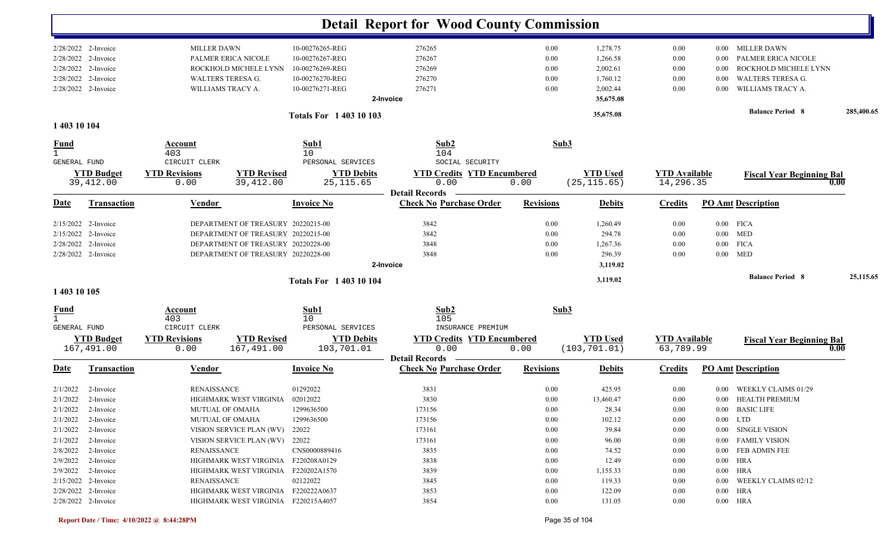# Detail Report for Wood County Commission

| Date | Transaction | Vendor | Invoice No | Check No | Purchase Order | Revisions | Debits | Credits | PO Amt | Description |
|---|---|---|---|---|---|---|---|---|---|---|
| 2/28/2022 | 2-Invoice | MILLER DAWN | 10-00276265-REG | 276265 | | 0.00 | 1,278.75 | 0.00 | 0.00 | MILLER DAWN |
| 2/28/2022 | 2-Invoice | PALMER ERICA NICOLE | 10-00276267-REG | 276267 | | 0.00 | 1,266.58 | 0.00 | 0.00 | PALMER ERICA NICOLE |
| 2/28/2022 | 2-Invoice | ROCKHOLD MICHELE LYNN | 10-00276269-REG | 276269 | | 0.00 | 2,002.61 | 0.00 | 0.00 | ROCKHOLD MICHELE LYNN |
| 2/28/2022 | 2-Invoice | WALTERS TERESA G. | 10-00276270-REG | 276270 | | 0.00 | 1,760.12 | 0.00 | 0.00 | WALTERS TERESA G. |
| 2/28/2022 | 2-Invoice | WILLIAMS TRACY A. | 10-00276271-REG | 276271 | | 0.00 | 2,002.44 | 0.00 | 0.00 | WILLIAMS TRACY A. |
| | | | | 2-Invoice | | | 35,675.08 | | | |

**Totals For 1 403 10 103** — 35,675.08 — **Balance Period 8** 285,400.65

## 1 403 10 104

| Fund | Account | Sub1 | Sub2 | Sub3 |
|---|---|---|---|---|
| 1 | 403 | 10 | 104 | |
| GENERAL FUND | CIRCUIT CLERK | PERSONAL SERVICES | SOCIAL SECURITY | |

| YTD Budget | YTD Revisions | YTD Revised | YTD Debits | YTD Credits | YTD Encumbered | YTD Used | YTD Available | Fiscal Year Beginning Bal |
|---|---|---|---|---|---|---|---|---|
| 39,412.00 | 0.00 | 39,412.00 | 25,115.65 | 0.00 | 0.00 | (25,115.65) | 14,296.35 | 0.00 |

**Detail Records**

| Date | Transaction | Vendor | Invoice No | Check No | Purchase Order | Revisions | Debits | Credits | PO Amt | Description |
|---|---|---|---|---|---|---|---|---|---|---|
| 2/15/2022 | 2-Invoice | DEPARTMENT OF TREASURY | 20220215-00 | 3842 | | 0.00 | 1,260.49 | 0.00 | 0.00 | FICA |
| 2/15/2022 | 2-Invoice | DEPARTMENT OF TREASURY | 20220215-00 | 3842 | | 0.00 | 294.78 | 0.00 | 0.00 | MED |
| 2/28/2022 | 2-Invoice | DEPARTMENT OF TREASURY | 20220228-00 | 3848 | | 0.00 | 1,267.36 | 0.00 | 0.00 | FICA |
| 2/28/2022 | 2-Invoice | DEPARTMENT OF TREASURY | 20220228-00 | 3848 | | 0.00 | 296.39 | 0.00 | 0.00 | MED |
| | | | | 2-Invoice | | | 3,119.02 | | | |

**Totals For 1 403 10 104** — 3,119.02 — **Balance Period 8** 25,115.65

## 1 403 10 105

| Fund | Account | Sub1 | Sub2 | Sub3 |
|---|---|---|---|---|
| 1 | 403 | 10 | 105 | |
| GENERAL FUND | CIRCUIT CLERK | PERSONAL SERVICES | INSURANCE PREMIUM | |

| YTD Budget | YTD Revisions | YTD Revised | YTD Debits | YTD Credits | YTD Encumbered | YTD Used | YTD Available | Fiscal Year Beginning Bal |
|---|---|---|---|---|---|---|---|---|
| 167,491.00 | 0.00 | 167,491.00 | 103,701.01 | 0.00 | 0.00 | (103,701.01) | 63,789.99 | 0.00 |

**Detail Records**

| Date | Transaction | Vendor | Invoice No | Check No | Purchase Order | Revisions | Debits | Credits | PO Amt | Description |
|---|---|---|---|---|---|---|---|---|---|---|
| 2/1/2022 | 2-Invoice | RENAISSANCE | 01292022 | 3831 | | 0.00 | 425.95 | 0.00 | 0.00 | WEEKLY CLAIMS 01/29 |
| 2/1/2022 | 2-Invoice | HIGHMARK WEST VIRGINIA | 02012022 | 3830 | | 0.00 | 13,460.47 | 0.00 | 0.00 | HEALTH PREMIUM |
| 2/1/2022 | 2-Invoice | MUTUAL OF OMAHA | 1299636500 | 173156 | | 0.00 | 28.34 | 0.00 | 0.00 | BASIC LIFE |
| 2/1/2022 | 2-Invoice | MUTUAL OF OMAHA | 1299636500 | 173156 | | 0.00 | 102.12 | 0.00 | 0.00 | LTD |
| 2/1/2022 | 2-Invoice | VISION SERVICE PLAN (WV) | 22022 | 173161 | | 0.00 | 39.84 | 0.00 | 0.00 | SINGLE VISION |
| 2/1/2022 | 2-Invoice | VISION SERVICE PLAN (WV) | 22022 | 173161 | | 0.00 | 96.00 | 0.00 | 0.00 | FAMILY VISION |
| 2/8/2022 | 2-Invoice | RENAISSANCE | CNS0000889416 | 3835 | | 0.00 | 74.52 | 0.00 | 0.00 | FEB ADMIN FEE |
| 2/9/2022 | 2-Invoice | HIGHMARK WEST VIRGINIA | F220208A0129 | 3838 | | 0.00 | 12.49 | 0.00 | 0.00 | HRA |
| 2/9/2022 | 2-Invoice | HIGHMARK WEST VIRGINIA | F220202A1570 | 3839 | | 0.00 | 1,155.33 | 0.00 | 0.00 | HRA |
| 2/15/2022 | 2-Invoice | RENAISSANCE | 02122022 | 3845 | | 0.00 | 119.33 | 0.00 | 0.00 | WEEKLY CLAIMS 02/12 |
| 2/28/2022 | 2-Invoice | HIGHMARK WEST VIRGINIA | F220222A0637 | 3853 | | 0.00 | 122.09 | 0.00 | 0.00 | HRA |
| 2/28/2022 | 2-Invoice | HIGHMARK WEST VIRGINIA | F220215A4057 | 3854 | | 0.00 | 131.05 | 0.00 | 0.00 | HRA |

Report Date / Time: 4/10/2022 @ 8:44:28PM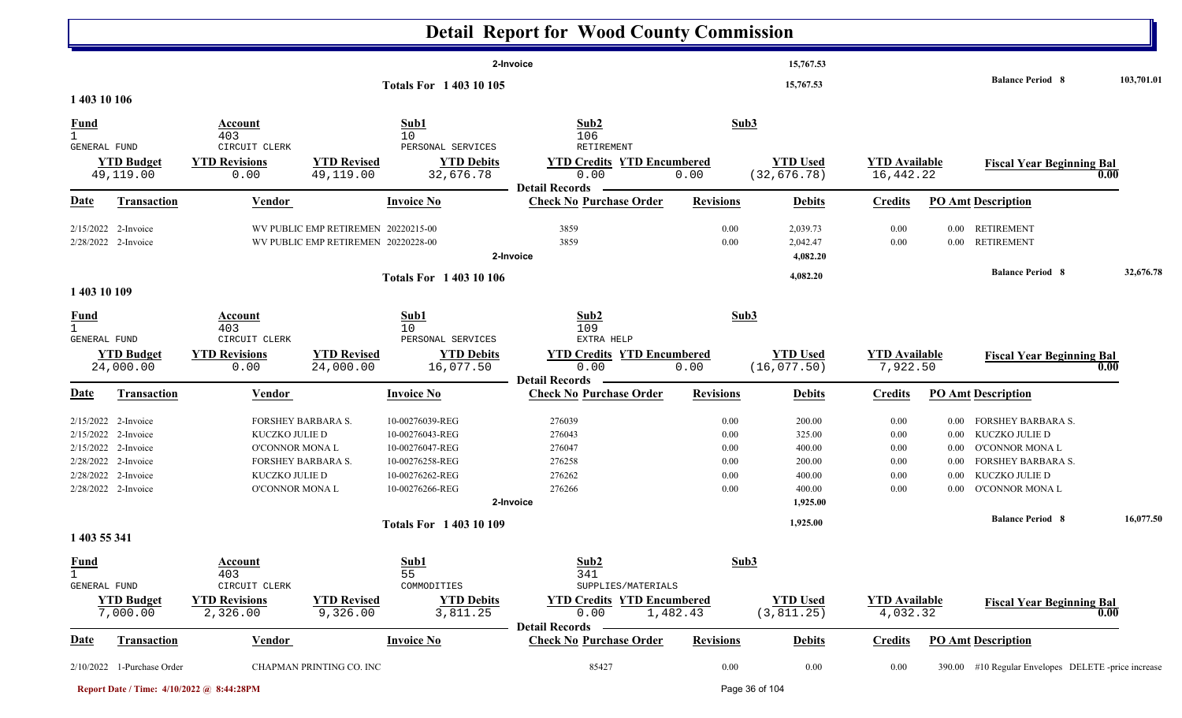# Detail Report for Wood County Commission

| | | | |
|---|---|---|---|
| 2-Invoice | 15,767.53 | | |
| **Totals For 1 403 10 105** | 15,767.53 | **Balance Period 8** | 103,701.01 |

## 1 403 10 106

| Fund | Account | Sub1 | Sub2 | Sub3 |
|---|---|---|---|---|
| 1 | 403 | 10 | 106 | |
| GENERAL FUND | CIRCUIT CLERK | PERSONAL SERVICES | RETIREMENT | |

| YTD Budget | YTD Revisions | YTD Revised | YTD Debits | YTD Credits | YTD Encumbered | YTD Used | YTD Available | Fiscal Year Beginning Bal |
|---|---|---|---|---|---|---|---|---|
| 49,119.00 | 0.00 | 49,119.00 | 32,676.78 | 0.00 | 0.00 | (32,676.78) | 16,442.22 | 0.00 |

**Detail Records**

| Date | Transaction | Vendor | Invoice No | Check No | Purchase Order | Revisions | Debits | Credits | PO Amt | Description |
|---|---|---|---|---|---|---|---|---|---|---|
| 2/15/2022 | 2-Invoice | WV PUBLIC EMP RETIREMEN | 20220215-00 | 3859 | | 0.00 | 2,039.73 | 0.00 | 0.00 | RETIREMENT |
| 2/28/2022 | 2-Invoice | WV PUBLIC EMP RETIREMEN | 20220228-00 | 3859 | | 0.00 | 2,042.47 | 0.00 | 0.00 | RETIREMENT |
| | | | | 2-Invoice | | | 4,082.20 | | | |
| | | | **Totals For 1 403 10 106** | | | | 4,082.20 | | | **Balance Period 8** 32,676.78 |

## 1 403 10 109

| Fund | Account | Sub1 | Sub2 | Sub3 |
|---|---|---|---|---|
| 1 | 403 | 10 | 109 | |
| GENERAL FUND | CIRCUIT CLERK | PERSONAL SERVICES | EXTRA HELP | |

| YTD Budget | YTD Revisions | YTD Revised | YTD Debits | YTD Credits | YTD Encumbered | YTD Used | YTD Available | Fiscal Year Beginning Bal |
|---|---|---|---|---|---|---|---|---|
| 24,000.00 | 0.00 | 24,000.00 | 16,077.50 | 0.00 | 0.00 | (16,077.50) | 7,922.50 | 0.00 |

**Detail Records**

| Date | Transaction | Vendor | Invoice No | Check No | Purchase Order | Revisions | Debits | Credits | PO Amt | Description |
|---|---|---|---|---|---|---|---|---|---|---|
| 2/15/2022 | 2-Invoice | FORSHEY BARBARA S. | 10-00276039-REG | 276039 | | 0.00 | 200.00 | 0.00 | 0.00 | FORSHEY BARBARA S. |
| 2/15/2022 | 2-Invoice | KUCZKO JULIE D | 10-00276043-REG | 276043 | | 0.00 | 325.00 | 0.00 | 0.00 | KUCZKO JULIE D |
| 2/15/2022 | 2-Invoice | O'CONNOR MONA L | 10-00276047-REG | 276047 | | 0.00 | 400.00 | 0.00 | 0.00 | O'CONNOR MONA L |
| 2/28/2022 | 2-Invoice | FORSHEY BARBARA S. | 10-00276258-REG | 276258 | | 0.00 | 200.00 | 0.00 | 0.00 | FORSHEY BARBARA S. |
| 2/28/2022 | 2-Invoice | KUCZKO JULIE D | 10-00276262-REG | 276262 | | 0.00 | 400.00 | 0.00 | 0.00 | KUCZKO JULIE D |
| 2/28/2022 | 2-Invoice | O'CONNOR MONA L | 10-00276266-REG | 276266 | | 0.00 | 400.00 | 0.00 | 0.00 | O'CONNOR MONA L |
| | | | | 2-Invoice | | | 1,925.00 | | | |
| | | | **Totals For 1 403 10 109** | | | | 1,925.00 | | | **Balance Period 8** 16,077.50 |

## 1 403 55 341

| Fund | Account | Sub1 | Sub2 | Sub3 |
|---|---|---|---|---|
| 1 | 403 | 55 | 341 | |
| GENERAL FUND | CIRCUIT CLERK | COMMODITIES | SUPPLIES/MATERIALS | |

| YTD Budget | YTD Revisions | YTD Revised | YTD Debits | YTD Credits | YTD Encumbered | YTD Used | YTD Available | Fiscal Year Beginning Bal |
|---|---|---|---|---|---|---|---|---|
| 7,000.00 | 2,326.00 | 9,326.00 | 3,811.25 | 0.00 | 1,482.43 | (3,811.25) | 4,032.32 | 0.00 |

**Detail Records**

| Date | Transaction | Vendor | Invoice No | Check No | Purchase Order | Revisions | Debits | Credits | PO Amt | Description |
|---|---|---|---|---|---|---|---|---|---|---|
| 2/10/2022 | 1-Purchase Order | CHAPMAN PRINTING CO. INC | | | 85427 | 0.00 | 0.00 | 0.00 | 390.00 | #10 Regular Envelopes DELETE -price increase |

Report Date / Time: 4/10/2022 @ 8:44:28PM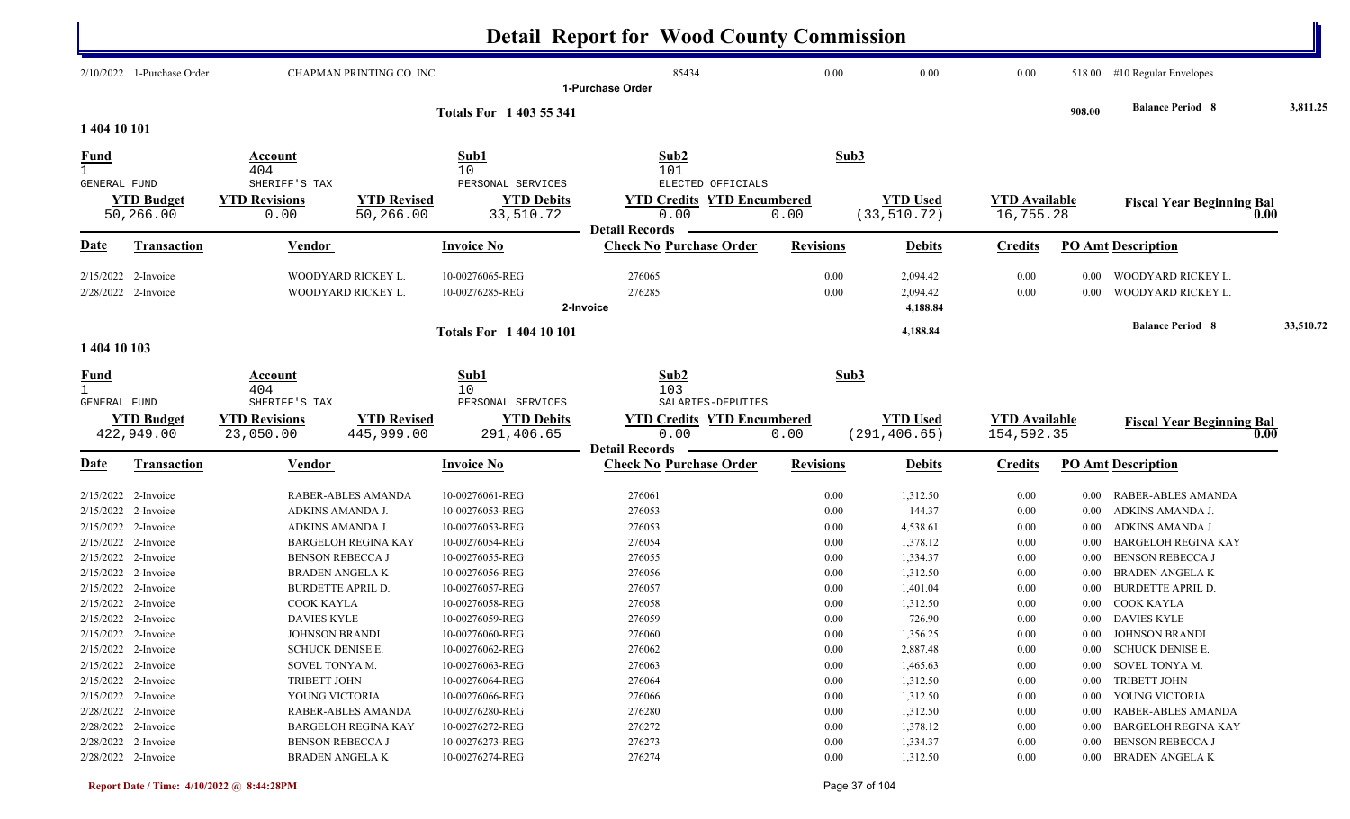# Detail Report for Wood County Commission

| Date | Transaction | Vendor | Invoice No | Check No Purchase Order | Revisions | Debits | Credits | PO Amt | Description |
|---|---|---|---|---|---|---|---|---|---|
| 2/10/2022 | 1-Purchase Order | CHAPMAN PRINTING CO. INC | | 85434 | 0.00 | 0.00 | 0.00 | 518.00 | #10 Regular Envelopes |
| | | | | 1-Purchase Order | | | | | |

**Totals For 1 403 55 341** — 908.00 — **Balance Period 8** 3,811.25

## 1 404 10 101

| Fund | Account | Sub1 | Sub2 | Sub3 |
|---|---|---|---|---|
| 1 | 404 | 10 | 101 | |
| GENERAL FUND | SHERIFF'S TAX | PERSONAL SERVICES | ELECTED OFFICIALS | |

| YTD Budget | YTD Revisions | YTD Revised | YTD Debits | YTD Credits | YTD Encumbered | YTD Used | YTD Available | Fiscal Year Beginning Bal |
|---|---|---|---|---|---|---|---|---|
| 50,266.00 | 0.00 | 50,266.00 | 33,510.72 | 0.00 | 0.00 | (33,510.72) | 16,755.28 | 0.00 |

Detail Records

| Date | Transaction | Vendor | Invoice No | Check No Purchase Order | Revisions | Debits | Credits | PO Amt | Description |
|---|---|---|---|---|---|---|---|---|---|
| 2/15/2022 | 2-Invoice | WOODYARD RICKEY L. | 10-00276065-REG | 276065 | 0.00 | 2,094.42 | 0.00 | 0.00 | WOODYARD RICKEY L. |
| 2/28/2022 | 2-Invoice | WOODYARD RICKEY L. | 10-00276285-REG | 276285 | 0.00 | 2,094.42 | 0.00 | 0.00 | WOODYARD RICKEY L. |
| | | | | 2-Invoice | | 4,188.84 | | | |

**Totals For 1 404 10 101** — 4,188.84 — **Balance Period 8** 33,510.72

## 1 404 10 103

| Fund | Account | Sub1 | Sub2 | Sub3 |
|---|---|---|---|---|
| 1 | 404 | 10 | 103 | |
| GENERAL FUND | SHERIFF'S TAX | PERSONAL SERVICES | SALARIES-DEPUTIES | |

| YTD Budget | YTD Revisions | YTD Revised | YTD Debits | YTD Credits | YTD Encumbered | YTD Used | YTD Available | Fiscal Year Beginning Bal |
|---|---|---|---|---|---|---|---|---|
| 422,949.00 | 23,050.00 | 445,999.00 | 291,406.65 | 0.00 | 0.00 | (291,406.65) | 154,592.35 | 0.00 |

Detail Records

| Date | Transaction | Vendor | Invoice No | Check No Purchase Order | Revisions | Debits | Credits | PO Amt | Description |
|---|---|---|---|---|---|---|---|---|---|
| 2/15/2022 | 2-Invoice | RABER-ABLES AMANDA | 10-00276061-REG | 276061 | 0.00 | 1,312.50 | 0.00 | 0.00 | RABER-ABLES AMANDA |
| 2/15/2022 | 2-Invoice | ADKINS AMANDA J. | 10-00276053-REG | 276053 | 0.00 | 144.37 | 0.00 | 0.00 | ADKINS AMANDA J. |
| 2/15/2022 | 2-Invoice | ADKINS AMANDA J. | 10-00276053-REG | 276053 | 0.00 | 4,538.61 | 0.00 | 0.00 | ADKINS AMANDA J. |
| 2/15/2022 | 2-Invoice | BARGELOH REGINA KAY | 10-00276054-REG | 276054 | 0.00 | 1,378.12 | 0.00 | 0.00 | BARGELOH REGINA KAY |
| 2/15/2022 | 2-Invoice | BENSON REBECCA J | 10-00276055-REG | 276055 | 0.00 | 1,334.37 | 0.00 | 0.00 | BENSON REBECCA J |
| 2/15/2022 | 2-Invoice | BRADEN ANGELA K | 10-00276056-REG | 276056 | 0.00 | 1,312.50 | 0.00 | 0.00 | BRADEN ANGELA K |
| 2/15/2022 | 2-Invoice | BURDETTE APRIL D. | 10-00276057-REG | 276057 | 0.00 | 1,401.04 | 0.00 | 0.00 | BURDETTE APRIL D. |
| 2/15/2022 | 2-Invoice | COOK KAYLA | 10-00276058-REG | 276058 | 0.00 | 1,312.50 | 0.00 | 0.00 | COOK KAYLA |
| 2/15/2022 | 2-Invoice | DAVIES KYLE | 10-00276059-REG | 276059 | 0.00 | 726.90 | 0.00 | 0.00 | DAVIES KYLE |
| 2/15/2022 | 2-Invoice | JOHNSON BRANDI | 10-00276060-REG | 276060 | 0.00 | 1,356.25 | 0.00 | 0.00 | JOHNSON BRANDI |
| 2/15/2022 | 2-Invoice | SCHUCK DENISE E. | 10-00276062-REG | 276062 | 0.00 | 2,887.48 | 0.00 | 0.00 | SCHUCK DENISE E. |
| 2/15/2022 | 2-Invoice | SOVEL TONYA M. | 10-00276063-REG | 276063 | 0.00 | 1,465.63 | 0.00 | 0.00 | SOVEL TONYA M. |
| 2/15/2022 | 2-Invoice | TRIBETT JOHN | 10-00276064-REG | 276064 | 0.00 | 1,312.50 | 0.00 | 0.00 | TRIBETT JOHN |
| 2/15/2022 | 2-Invoice | YOUNG VICTORIA | 10-00276066-REG | 276066 | 0.00 | 1,312.50 | 0.00 | 0.00 | YOUNG VICTORIA |
| 2/28/2022 | 2-Invoice | RABER-ABLES AMANDA | 10-00276280-REG | 276280 | 0.00 | 1,312.50 | 0.00 | 0.00 | RABER-ABLES AMANDA |
| 2/28/2022 | 2-Invoice | BARGELOH REGINA KAY | 10-00276272-REG | 276272 | 0.00 | 1,378.12 | 0.00 | 0.00 | BARGELOH REGINA KAY |
| 2/28/2022 | 2-Invoice | BENSON REBECCA J | 10-00276273-REG | 276273 | 0.00 | 1,334.37 | 0.00 | 0.00 | BENSON REBECCA J |
| 2/28/2022 | 2-Invoice | BRADEN ANGELA K | 10-00276274-REG | 276274 | 0.00 | 1,312.50 | 0.00 | 0.00 | BRADEN ANGELA K |

Report Date / Time: 4/10/2022 @ 8:44:28PM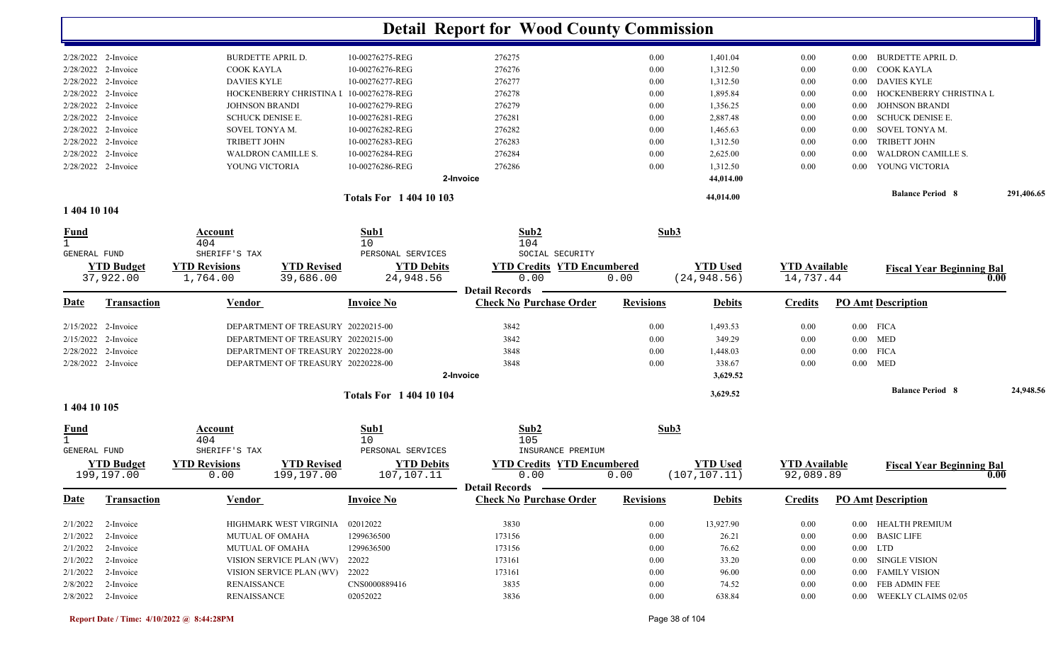# Detail Report for Wood County Commission

| Date | Transaction | Vendor | Invoice No | Check No | Purchase Order | Revisions | Debits | Credits | PO Amt | Description |
|---|---|---|---|---|---|---|---|---|---|---|
| 2/28/2022 | 2-Invoice | BURDETTE APRIL D. | 10-00276275-REG | 276275 | | 0.00 | 1,401.04 | 0.00 | 0.00 | BURDETTE APRIL D. |
| 2/28/2022 | 2-Invoice | COOK KAYLA | 10-00276276-REG | 276276 | | 0.00 | 1,312.50 | 0.00 | 0.00 | COOK KAYLA |
| 2/28/2022 | 2-Invoice | DAVIES KYLE | 10-00276277-REG | 276277 | | 0.00 | 1,312.50 | 0.00 | 0.00 | DAVIES KYLE |
| 2/28/2022 | 2-Invoice | HOCKENBERRY CHRISTINA L | 10-00276278-REG | 276278 | | 0.00 | 1,895.84 | 0.00 | 0.00 | HOCKENBERRY CHRISTINA L |
| 2/28/2022 | 2-Invoice | JOHNSON BRANDI | 10-00276279-REG | 276279 | | 0.00 | 1,356.25 | 0.00 | 0.00 | JOHNSON BRANDI |
| 2/28/2022 | 2-Invoice | SCHUCK DENISE E. | 10-00276281-REG | 276281 | | 0.00 | 2,887.48 | 0.00 | 0.00 | SCHUCK DENISE E. |
| 2/28/2022 | 2-Invoice | SOVEL TONYA M. | 10-00276282-REG | 276282 | | 0.00 | 1,465.63 | 0.00 | 0.00 | SOVEL TONYA M. |
| 2/28/2022 | 2-Invoice | TRIBETT JOHN | 10-00276283-REG | 276283 | | 0.00 | 1,312.50 | 0.00 | 0.00 | TRIBETT JOHN |
| 2/28/2022 | 2-Invoice | WALDRON CAMILLE S. | 10-00276284-REG | 276284 | | 0.00 | 2,625.00 | 0.00 | 0.00 | WALDRON CAMILLE S. |
| 2/28/2022 | 2-Invoice | YOUNG VICTORIA | 10-00276286-REG | 276286 | | 0.00 | 1,312.50 | 0.00 | 0.00 | YOUNG VICTORIA |
| | | | | 2-Invoice | | | 44,014.00 | | | |

**Totals For 1 404 10 103** — 44,014.00 — Balance Period 8: 291,406.65

## 1 404 10 104

| Fund | Account | Sub1 | Sub2 | Sub3 |
|---|---|---|---|---|
| 1 | 404 | 10 | 104 | |
| GENERAL FUND | SHERIFF'S TAX | PERSONAL SERVICES | SOCIAL SECURITY | |

| YTD Budget | YTD Revisions | YTD Revised | YTD Debits | YTD Credits | YTD Encumbered | YTD Used | YTD Available | Fiscal Year Beginning Bal |
|---|---|---|---|---|---|---|---|---|
| 37,922.00 | 1,764.00 | 39,686.00 | 24,948.56 | 0.00 | 0.00 | (24,948.56) | 14,737.44 | 0.00 |

**Detail Records**

| Date | Transaction | Vendor | Invoice No | Check No | Purchase Order | Revisions | Debits | Credits | PO Amt | Description |
|---|---|---|---|---|---|---|---|---|---|---|
| 2/15/2022 | 2-Invoice | DEPARTMENT OF TREASURY | 20220215-00 | 3842 | | 0.00 | 1,493.53 | 0.00 | 0.00 | FICA |
| 2/15/2022 | 2-Invoice | DEPARTMENT OF TREASURY | 20220215-00 | 3842 | | 0.00 | 349.29 | 0.00 | 0.00 | MED |
| 2/28/2022 | 2-Invoice | DEPARTMENT OF TREASURY | 20220228-00 | 3848 | | 0.00 | 1,448.03 | 0.00 | 0.00 | FICA |
| 2/28/2022 | 2-Invoice | DEPARTMENT OF TREASURY | 20220228-00 | 3848 | | 0.00 | 338.67 | 0.00 | 0.00 | MED |
| | | | | 2-Invoice | | | 3,629.52 | | | |

**Totals For 1 404 10 104** — 3,629.52 — Balance Period 8: 24,948.56

## 1 404 10 105

| Fund | Account | Sub1 | Sub2 | Sub3 |
|---|---|---|---|---|
| 1 | 404 | 10 | 105 | |
| GENERAL FUND | SHERIFF'S TAX | PERSONAL SERVICES | INSURANCE PREMIUM | |

| YTD Budget | YTD Revisions | YTD Revised | YTD Debits | YTD Credits | YTD Encumbered | YTD Used | YTD Available | Fiscal Year Beginning Bal |
|---|---|---|---|---|---|---|---|---|
| 199,197.00 | 0.00 | 199,197.00 | 107,107.11 | 0.00 | 0.00 | (107,107.11) | 92,089.89 | 0.00 |

**Detail Records**

| Date | Transaction | Vendor | Invoice No | Check No | Purchase Order | Revisions | Debits | Credits | PO Amt | Description |
|---|---|---|---|---|---|---|---|---|---|---|
| 2/1/2022 | 2-Invoice | HIGHMARK WEST VIRGINIA | 02012022 | 3830 | | 0.00 | 13,927.90 | 0.00 | 0.00 | HEALTH PREMIUM |
| 2/1/2022 | 2-Invoice | MUTUAL OF OMAHA | 1299636500 | 173156 | | 0.00 | 26.21 | 0.00 | 0.00 | BASIC LIFE |
| 2/1/2022 | 2-Invoice | MUTUAL OF OMAHA | 1299636500 | 173156 | | 0.00 | 76.62 | 0.00 | 0.00 | LTD |
| 2/1/2022 | 2-Invoice | VISION SERVICE PLAN (WV) | 22022 | 173161 | | 0.00 | 33.20 | 0.00 | 0.00 | SINGLE VISION |
| 2/1/2022 | 2-Invoice | VISION SERVICE PLAN (WV) | 22022 | 173161 | | 0.00 | 96.00 | 0.00 | 0.00 | FAMILY VISION |
| 2/8/2022 | 2-Invoice | RENAISSANCE | CNS0000889416 | 3835 | | 0.00 | 74.52 | 0.00 | 0.00 | FEB ADMIN FEE |
| 2/8/2022 | 2-Invoice | RENAISSANCE | 02052022 | 3836 | | 0.00 | 638.84 | 0.00 | 0.00 | WEEKLY CLAIMS 02/05 |

Report Date / Time: 4/10/2022 @ 8:44:28PM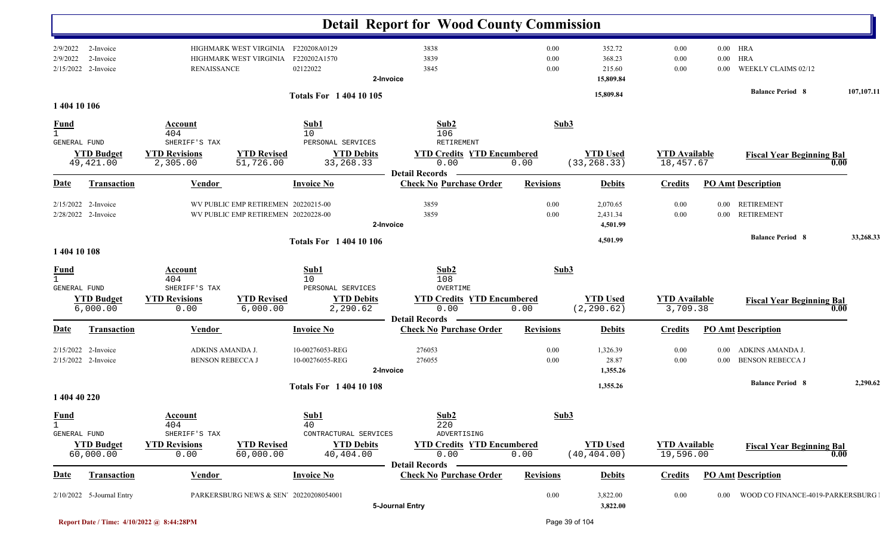# Detail Report for Wood County Commission

| Date | Transaction | Vendor | Invoice No | Check No | Revisions | Debits | Credits | PO Amt | Description |
|---|---|---|---|---|---|---|---|---|---|
| 2/9/2022 | 2-Invoice | HIGHMARK WEST VIRGINIA | F220208A0129 | 3838 | 0.00 | 352.72 | 0.00 | 0.00 | HRA |
| 2/9/2022 | 2-Invoice | HIGHMARK WEST VIRGINIA | F220202A1570 | 3839 | 0.00 | 368.23 | 0.00 | 0.00 | HRA |
| 2/15/2022 | 2-Invoice | RENAISSANCE | 02122022 | 3845 | 0.00 | 215.60 | 0.00 | 0.00 | WEEKLY CLAIMS 02/12 |
| | | | | 2-Invoice | | 15,809.84 | | | |

**Totals For 1 404 10 105** — 15,809.84 — **Balance Period 8** 107,107.11

## 1 404 10 106

| Fund | Account | Sub1 | Sub2 | Sub3 |
|---|---|---|---|---|
| 1 GENERAL FUND | 404 SHERIFF'S TAX | 10 PERSONAL SERVICES | 106 RETIREMENT | |

| YTD Budget | YTD Revisions | YTD Revised | YTD Debits | YTD Credits | YTD Encumbered | YTD Used | YTD Available | Fiscal Year Beginning Bal |
|---|---|---|---|---|---|---|---|---|
| 49,421.00 | 2,305.00 | 51,726.00 | 33,268.33 | 0.00 | 0.00 | (33,268.33) | 18,457.67 | 0.00 |

**Detail Records**

| Date | Transaction | Vendor | Invoice No | Check No | Purchase Order | Revisions | Debits | Credits | PO Amt | Description |
|---|---|---|---|---|---|---|---|---|---|---|
| 2/15/2022 | 2-Invoice | WV PUBLIC EMP RETIREMEN | 20220215-00 | 3859 | | 0.00 | 2,070.65 | 0.00 | 0.00 | RETIREMENT |
| 2/28/2022 | 2-Invoice | WV PUBLIC EMP RETIREMEN | 20220228-00 | 3859 | | 0.00 | 2,431.34 | 0.00 | 0.00 | RETIREMENT |
| | | | | 2-Invoice | | | 4,501.99 | | | |

**Totals For 1 404 10 106** — 4,501.99 — **Balance Period 8** 33,268.33

## 1 404 10 108

| Fund | Account | Sub1 | Sub2 | Sub3 |
|---|---|---|---|---|
| 1 GENERAL FUND | 404 SHERIFF'S TAX | 10 PERSONAL SERVICES | 108 OVERTIME | |

| YTD Budget | YTD Revisions | YTD Revised | YTD Debits | YTD Credits | YTD Encumbered | YTD Used | YTD Available | Fiscal Year Beginning Bal |
|---|---|---|---|---|---|---|---|---|
| 6,000.00 | 0.00 | 6,000.00 | 2,290.62 | 0.00 | 0.00 | (2,290.62) | 3,709.38 | 0.00 |

**Detail Records**

| Date | Transaction | Vendor | Invoice No | Check No | Purchase Order | Revisions | Debits | Credits | PO Amt | Description |
|---|---|---|---|---|---|---|---|---|---|---|
| 2/15/2022 | 2-Invoice | ADKINS AMANDA J. | 10-00276053-REG | 276053 | | 0.00 | 1,326.39 | 0.00 | 0.00 | ADKINS AMANDA J. |
| 2/15/2022 | 2-Invoice | BENSON REBECCA J | 10-00276055-REG | 276055 | | 0.00 | 28.87 | 0.00 | 0.00 | BENSON REBECCA J |
| | | | | 2-Invoice | | | 1,355.26 | | | |

**Totals For 1 404 10 108** — 1,355.26 — **Balance Period 8** 2,290.62

## 1 404 40 220

| Fund | Account | Sub1 | Sub2 | Sub3 |
|---|---|---|---|---|
| 1 GENERAL FUND | 404 SHERIFF'S TAX | 40 CONTRACTURAL SERVICES | 220 ADVERTISING | |

| YTD Budget | YTD Revisions | YTD Revised | YTD Debits | YTD Credits | YTD Encumbered | YTD Used | YTD Available | Fiscal Year Beginning Bal |
|---|---|---|---|---|---|---|---|---|
| 60,000.00 | 0.00 | 60,000.00 | 40,404.00 | 0.00 | 0.00 | (40,404.00) | 19,596.00 | 0.00 |

**Detail Records**

| Date | Transaction | Vendor | Invoice No | Check No | Purchase Order | Revisions | Debits | Credits | PO Amt | Description |
|---|---|---|---|---|---|---|---|---|---|---|
| 2/10/2022 | 5-Journal Entry | PARKERSBURG NEWS & SEN' | 20220208054001 | | | 0.00 | 3,822.00 | 0.00 | 0.00 | WOOD CO FINANCE-4019-PARKERSBURG I |
| | | | | 5-Journal Entry | | | 3,822.00 | | | |

Report Date / Time: 4/10/2022 @ 8:44:28PM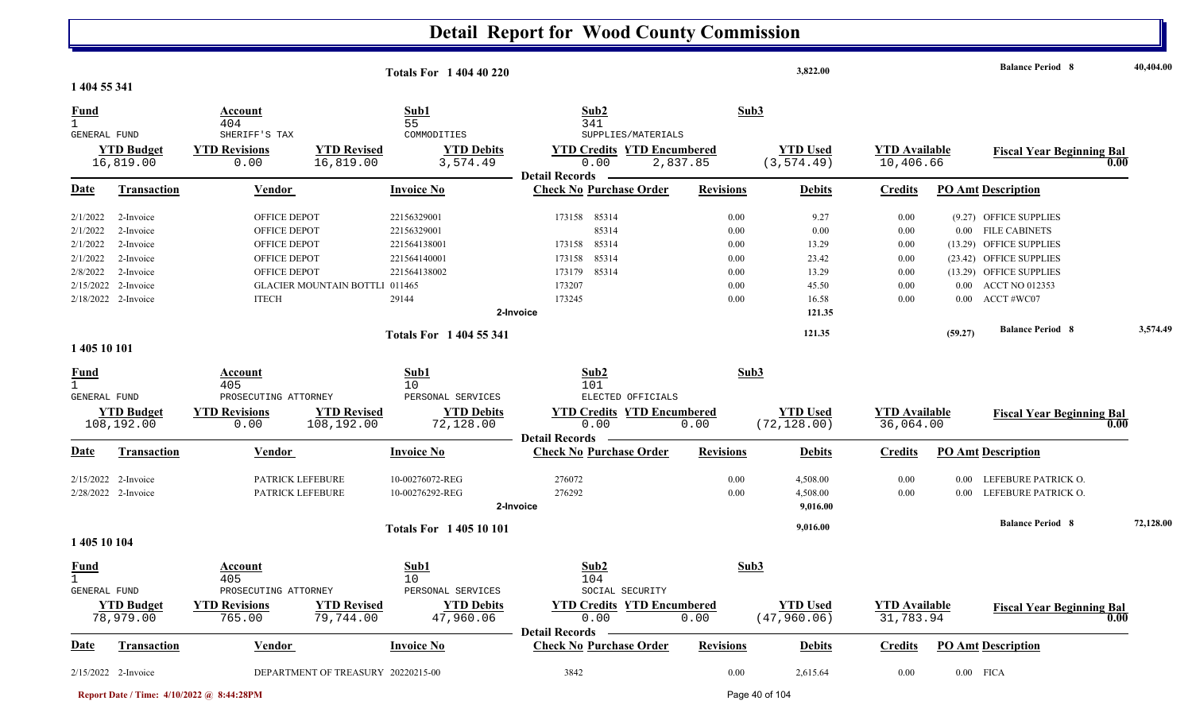# Detail Report for Wood County Commission

**Totals For 1 404 40 220** — 3,822.00 — **Balance Period 8** — 40,404.00

## 1 404 55 341

| Fund | Account | Sub1 | Sub2 | Sub3 |
|---|---|---|---|---|
| 1 GENERAL FUND | 404 SHERIFF'S TAX | 55 COMMODITIES | 341 SUPPLIES/MATERIALS | |

| YTD Budget | YTD Revisions | YTD Revised | YTD Debits | YTD Credits | YTD Encumbered | YTD Used | YTD Available | Fiscal Year Beginning Bal |
|---|---|---|---|---|---|---|---|---|
| 16,819.00 | 0.00 | 16,819.00 | 3,574.49 | 0.00 | 2,837.85 | (3,574.49) | 10,406.66 | 0.00 |

**Detail Records**

| Date | Transaction | Vendor | Invoice No | Check No | Purchase Order | Revisions | Debits | Credits | PO Amt | Description |
|---|---|---|---|---|---|---|---|---|---|---|
| 2/1/2022 | 2-Invoice | OFFICE DEPOT | 22156329001 | 173158 | 85314 | 0.00 | 9.27 | 0.00 | (9.27) | OFFICE SUPPLIES |
| 2/1/2022 | 2-Invoice | OFFICE DEPOT | 22156329001 | | 85314 | 0.00 | 0.00 | 0.00 | 0.00 | FILE CABINETS |
| 2/1/2022 | 2-Invoice | OFFICE DEPOT | 221564138001 | 173158 | 85314 | 0.00 | 13.29 | 0.00 | (13.29) | OFFICE SUPPLIES |
| 2/1/2022 | 2-Invoice | OFFICE DEPOT | 221564140001 | 173158 | 85314 | 0.00 | 23.42 | 0.00 | (23.42) | OFFICE SUPPLIES |
| 2/8/2022 | 2-Invoice | OFFICE DEPOT | 221564138002 | 173179 | 85314 | 0.00 | 13.29 | 0.00 | (13.29) | OFFICE SUPPLIES |
| 2/15/2022 | 2-Invoice | GLACIER MOUNTAIN BOTTLI | 011465 | 173207 | | 0.00 | 45.50 | 0.00 | 0.00 | ACCT NO 012353 |
| 2/18/2022 | 2-Invoice | ITECH | 29144 | 173245 | | 0.00 | 16.58 | 0.00 | 0.00 | ACCT #WC07 |
| | | | | 2-Invoice | | | 121.35 | | | |

**Totals For 1 404 55 341** — 121.35 — (59.27) — **Balance Period 8** — 3,574.49

## 1 405 10 101

| Fund | Account | Sub1 | Sub2 | Sub3 |
|---|---|---|---|---|
| 1 GENERAL FUND | 405 PROSECUTING ATTORNEY | 10 PERSONAL SERVICES | 101 ELECTED OFFICIALS | |

| YTD Budget | YTD Revisions | YTD Revised | YTD Debits | YTD Credits | YTD Encumbered | YTD Used | YTD Available | Fiscal Year Beginning Bal |
|---|---|---|---|---|---|---|---|---|
| 108,192.00 | 0.00 | 108,192.00 | 72,128.00 | 0.00 | 0.00 | (72,128.00) | 36,064.00 | 0.00 |

**Detail Records**

| Date | Transaction | Vendor | Invoice No | Check No | Purchase Order | Revisions | Debits | Credits | PO Amt | Description |
|---|---|---|---|---|---|---|---|---|---|---|
| 2/15/2022 | 2-Invoice | PATRICK LEFEBURE | 10-00276072-REG | 276072 | | 0.00 | 4,508.00 | 0.00 | 0.00 | LEFEBURE PATRICK O. |
| 2/28/2022 | 2-Invoice | PATRICK LEFEBURE | 10-00276292-REG | 276292 | | 0.00 | 4,508.00 | 0.00 | 0.00 | LEFEBURE PATRICK O. |
| | | | | 2-Invoice | | | 9,016.00 | | | |

**Totals For 1 405 10 101** — 9,016.00 — **Balance Period 8** — 72,128.00

## 1 405 10 104

| Fund | Account | Sub1 | Sub2 | Sub3 |
|---|---|---|---|---|
| 1 GENERAL FUND | 405 PROSECUTING ATTORNEY | 10 PERSONAL SERVICES | 104 SOCIAL SECURITY | |

| YTD Budget | YTD Revisions | YTD Revised | YTD Debits | YTD Credits | YTD Encumbered | YTD Used | YTD Available | Fiscal Year Beginning Bal |
|---|---|---|---|---|---|---|---|---|
| 78,979.00 | 765.00 | 79,744.00 | 47,960.06 | 0.00 | 0.00 | (47,960.06) | 31,783.94 | 0.00 |

**Detail Records**

| Date | Transaction | Vendor | Invoice No | Check No | Purchase Order | Revisions | Debits | Credits | PO Amt | Description |
|---|---|---|---|---|---|---|---|---|---|---|
| 2/15/2022 | 2-Invoice | DEPARTMENT OF TREASURY | 20220215-00 | 3842 | | 0.00 | 2,615.64 | 0.00 | 0.00 | FICA |

Report Date / Time: 4/10/2022 @ 8:44:28PM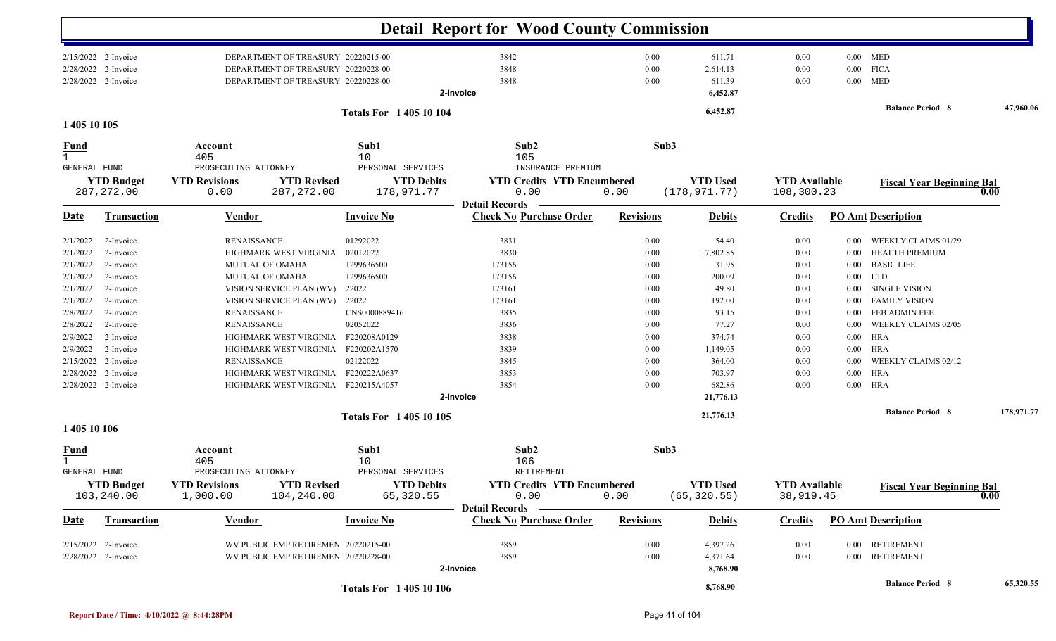# Detail Report for Wood County Commission

| Date | Transaction | Vendor | Invoice No | Check No | Revisions | Debits | Credits | PO Amt | Description |
|---|---|---|---|---|---|---|---|---|---|
| 2/15/2022 | 2-Invoice | DEPARTMENT OF TREASURY | 20220215-00 | 3842 | 0.00 | 611.71 | 0.00 | 0.00 | MED |
| 2/28/2022 | 2-Invoice | DEPARTMENT OF TREASURY | 20220228-00 | 3848 | 0.00 | 2,614.13 | 0.00 | 0.00 | FICA |
| 2/28/2022 | 2-Invoice | DEPARTMENT OF TREASURY | 20220228-00 | 3848 | 0.00 | 611.39 | 0.00 | 0.00 | MED |
| | | | | 2-Invoice | | 6,452.87 | | | |

**Totals For 1 405 10 104** — 6,452.87 — Balance Period 8: 47,960.06

## 1 405 10 105

| Fund | Account | Sub1 | Sub2 | Sub3 |
|---|---|---|---|---|
| 1 GENERAL FUND | 405 PROSECUTING ATTORNEY | 10 PERSONAL SERVICES | 105 INSURANCE PREMIUM | |

| YTD Budget | YTD Revisions | YTD Revised | YTD Debits | YTD Credits | YTD Encumbered | YTD Used | YTD Available | Fiscal Year Beginning Bal |
|---|---|---|---|---|---|---|---|---|
| 287,272.00 | 0.00 | 287,272.00 | 178,971.77 | 0.00 | 0.00 | (178,971.77) | 108,300.23 | 0.00 |

**Detail Records**

| Date | Transaction | Vendor | Invoice No | Check No Purchase Order | Revisions | Debits | Credits | PO Amt | Description |
|---|---|---|---|---|---|---|---|---|---|
| 2/1/2022 | 2-Invoice | RENAISSANCE | 01292022 | 3831 | 0.00 | 54.40 | 0.00 | 0.00 | WEEKLY CLAIMS 01/29 |
| 2/1/2022 | 2-Invoice | HIGHMARK WEST VIRGINIA | 02012022 | 3830 | 0.00 | 17,802.85 | 0.00 | 0.00 | HEALTH PREMIUM |
| 2/1/2022 | 2-Invoice | MUTUAL OF OMAHA | 1299636500 | 173156 | 0.00 | 31.95 | 0.00 | 0.00 | BASIC LIFE |
| 2/1/2022 | 2-Invoice | MUTUAL OF OMAHA | 1299636500 | 173156 | 0.00 | 200.09 | 0.00 | 0.00 | LTD |
| 2/1/2022 | 2-Invoice | VISION SERVICE PLAN (WV) | 22022 | 173161 | 0.00 | 49.80 | 0.00 | 0.00 | SINGLE VISION |
| 2/1/2022 | 2-Invoice | VISION SERVICE PLAN (WV) | 22022 | 173161 | 0.00 | 192.00 | 0.00 | 0.00 | FAMILY VISION |
| 2/8/2022 | 2-Invoice | RENAISSANCE | CNS0000889416 | 3835 | 0.00 | 93.15 | 0.00 | 0.00 | FEB ADMIN FEE |
| 2/8/2022 | 2-Invoice | RENAISSANCE | 02052022 | 3836 | 0.00 | 77.27 | 0.00 | 0.00 | WEEKLY CLAIMS 02/05 |
| 2/9/2022 | 2-Invoice | HIGHMARK WEST VIRGINIA | F220208A0129 | 3838 | 0.00 | 374.74 | 0.00 | 0.00 | HRA |
| 2/9/2022 | 2-Invoice | HIGHMARK WEST VIRGINIA | F220202A1570 | 3839 | 0.00 | 1,149.05 | 0.00 | 0.00 | HRA |
| 2/15/2022 | 2-Invoice | RENAISSANCE | 02122022 | 3845 | 0.00 | 364.00 | 0.00 | 0.00 | WEEKLY CLAIMS 02/12 |
| 2/28/2022 | 2-Invoice | HIGHMARK WEST VIRGINIA | F220222A0637 | 3853 | 0.00 | 703.97 | 0.00 | 0.00 | HRA |
| 2/28/2022 | 2-Invoice | HIGHMARK WEST VIRGINIA | F220215A4057 | 3854 | 0.00 | 682.86 | 0.00 | 0.00 | HRA |
| | | | | 2-Invoice | | 21,776.13 | | | |

**Totals For 1 405 10 105** — 21,776.13 — Balance Period 8: 178,971.77

## 1 405 10 106

| Fund | Account | Sub1 | Sub2 | Sub3 |
|---|---|---|---|---|
| 1 GENERAL FUND | 405 PROSECUTING ATTORNEY | 10 PERSONAL SERVICES | 106 RETIREMENT | |

| YTD Budget | YTD Revisions | YTD Revised | YTD Debits | YTD Credits | YTD Encumbered | YTD Used | YTD Available | Fiscal Year Beginning Bal |
|---|---|---|---|---|---|---|---|---|
| 103,240.00 | 1,000.00 | 104,240.00 | 65,320.55 | 0.00 | 0.00 | (65,320.55) | 38,919.45 | 0.00 |

**Detail Records**

| Date | Transaction | Vendor | Invoice No | Check No Purchase Order | Revisions | Debits | Credits | PO Amt | Description |
|---|---|---|---|---|---|---|---|---|---|
| 2/15/2022 | 2-Invoice | WV PUBLIC EMP RETIREMEN | 20220215-00 | 3859 | 0.00 | 4,397.26 | 0.00 | 0.00 | RETIREMENT |
| 2/28/2022 | 2-Invoice | WV PUBLIC EMP RETIREMEN | 20220228-00 | 3859 | 0.00 | 4,371.64 | 0.00 | 0.00 | RETIREMENT |
| | | | | 2-Invoice | | 8,768.90 | | | |

**Totals For 1 405 10 106** — 8,768.90 — Balance Period 8: 65,320.55

Report Date / Time: 4/10/2022 @ 8:44:28PM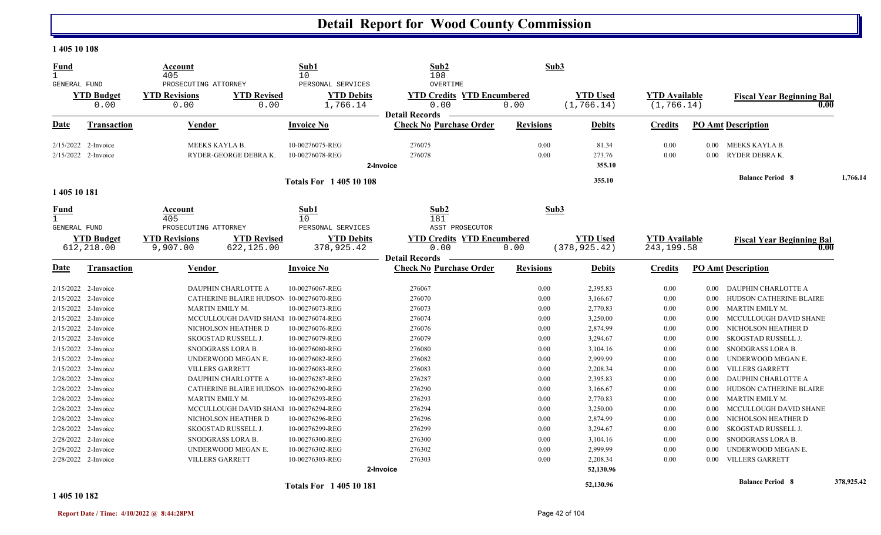# Detail Report for Wood County Commission

## 1 405 10 108

| Fund | Account | Sub1 | Sub2 | Sub3 |
|---|---|---|---|---|
| 1 | 405 | 10 | 108 | |
| GENERAL FUND | PROSECUTING ATTORNEY | PERSONAL SERVICES | OVERTIME | |

| YTD Budget | YTD Revisions | YTD Revised | YTD Debits | YTD Credits | YTD Encumbered | YTD Used | YTD Available | Fiscal Year Beginning Bal |
|---|---|---|---|---|---|---|---|---|
| 0.00 | 0.00 | 0.00 | 1,766.14 | 0.00 | 0.00 | (1,766.14) | (1,766.14) | 0.00 |

**Detail Records**

| Date | Transaction | Vendor | Invoice No | Check No | Purchase Order | Revisions | Debits | Credits | PO Amt | Description |
|---|---|---|---|---|---|---|---|---|---|---|
| 2/15/2022 | 2-Invoice | MEEKS KAYLA B. | 10-00276075-REG | 276075 | | 0.00 | 81.34 | 0.00 | 0.00 | MEEKS KAYLA B. |
| 2/15/2022 | 2-Invoice | RYDER-GEORGE DEBRA K. | 10-00276078-REG | 276078 | | 0.00 | 273.76 | 0.00 | 0.00 | RYDER DEBRA K. |
| | | | 2-Invoice | | | | 355.10 | | | |
| | | | Totals For 1 405 10 108 | | | | 355.10 | | | Balance Period 8 — 1,766.14 |

## 1 405 10 181

| Fund | Account | Sub1 | Sub2 | Sub3 |
|---|---|---|---|---|
| 1 | 405 | 10 | 181 | |
| GENERAL FUND | PROSECUTING ATTORNEY | PERSONAL SERVICES | ASST PROSECUTOR | |

| YTD Budget | YTD Revisions | YTD Revised | YTD Debits | YTD Credits | YTD Encumbered | YTD Used | YTD Available | Fiscal Year Beginning Bal |
|---|---|---|---|---|---|---|---|---|
| 612,218.00 | 9,907.00 | 622,125.00 | 378,925.42 | 0.00 | 0.00 | (378,925.42) | 243,199.58 | 0.00 |

**Detail Records**

| Date | Transaction | Vendor | Invoice No | Check No | Purchase Order | Revisions | Debits | Credits | PO Amt | Description |
|---|---|---|---|---|---|---|---|---|---|---|
| 2/15/2022 | 2-Invoice | DAUPHIN CHARLOTTE A | 10-00276067-REG | 276067 | | 0.00 | 2,395.83 | 0.00 | 0.00 | DAUPHIN CHARLOTTE A |
| 2/15/2022 | 2-Invoice | CATHERINE BLAIRE HUDSON | 10-00276070-REG | 276070 | | 0.00 | 3,166.67 | 0.00 | 0.00 | HUDSON CATHERINE BLAIRE |
| 2/15/2022 | 2-Invoice | MARTIN EMILY M. | 10-00276073-REG | 276073 | | 0.00 | 2,770.83 | 0.00 | 0.00 | MARTIN EMILY M. |
| 2/15/2022 | 2-Invoice | MCCULLOUGH DAVID SHANE | 10-00276074-REG | 276074 | | 0.00 | 3,250.00 | 0.00 | 0.00 | MCCULLOUGH DAVID SHANE |
| 2/15/2022 | 2-Invoice | NICHOLSON HEATHER D | 10-00276076-REG | 276076 | | 0.00 | 2,874.99 | 0.00 | 0.00 | NICHOLSON HEATHER D |
| 2/15/2022 | 2-Invoice | SKOGSTAD RUSSELL J. | 10-00276079-REG | 276079 | | 0.00 | 3,294.67 | 0.00 | 0.00 | SKOGSTAD RUSSELL J. |
| 2/15/2022 | 2-Invoice | SNODGRASS LORA B. | 10-00276080-REG | 276080 | | 0.00 | 3,104.16 | 0.00 | 0.00 | SNODGRASS LORA B. |
| 2/15/2022 | 2-Invoice | UNDERWOOD MEGAN E. | 10-00276082-REG | 276082 | | 0.00 | 2,999.99 | 0.00 | 0.00 | UNDERWOOD MEGAN E. |
| 2/15/2022 | 2-Invoice | VILLERS GARRETT | 10-00276083-REG | 276083 | | 0.00 | 2,208.34 | 0.00 | 0.00 | VILLERS GARRETT |
| 2/28/2022 | 2-Invoice | DAUPHIN CHARLOTTE A | 10-00276287-REG | 276287 | | 0.00 | 2,395.83 | 0.00 | 0.00 | DAUPHIN CHARLOTTE A |
| 2/28/2022 | 2-Invoice | CATHERINE BLAIRE HUDSON | 10-00276290-REG | 276290 | | 0.00 | 3,166.67 | 0.00 | 0.00 | HUDSON CATHERINE BLAIRE |
| 2/28/2022 | 2-Invoice | MARTIN EMILY M. | 10-00276293-REG | 276293 | | 0.00 | 2,770.83 | 0.00 | 0.00 | MARTIN EMILY M. |
| 2/28/2022 | 2-Invoice | MCCULLOUGH DAVID SHANE | 10-00276294-REG | 276294 | | 0.00 | 3,250.00 | 0.00 | 0.00 | MCCULLOUGH DAVID SHANE |
| 2/28/2022 | 2-Invoice | NICHOLSON HEATHER D | 10-00276296-REG | 276296 | | 0.00 | 2,874.99 | 0.00 | 0.00 | NICHOLSON HEATHER D |
| 2/28/2022 | 2-Invoice | SKOGSTAD RUSSELL J. | 10-00276299-REG | 276299 | | 0.00 | 3,294.67 | 0.00 | 0.00 | SKOGSTAD RUSSELL J. |
| 2/28/2022 | 2-Invoice | SNODGRASS LORA B. | 10-00276300-REG | 276300 | | 0.00 | 3,104.16 | 0.00 | 0.00 | SNODGRASS LORA B. |
| 2/28/2022 | 2-Invoice | UNDERWOOD MEGAN E. | 10-00276302-REG | 276302 | | 0.00 | 2,999.99 | 0.00 | 0.00 | UNDERWOOD MEGAN E. |
| 2/28/2022 | 2-Invoice | VILLERS GARRETT | 10-00276303-REG | 276303 | | 0.00 | 2,208.34 | 0.00 | 0.00 | VILLERS GARRETT |
| | | | 2-Invoice | | | | 52,130.96 | | | |
| | | | Totals For 1 405 10 181 | | | | 52,130.96 | | | Balance Period 8 — 378,925.42 |

## 1 405 10 182

Report Date / Time: 4/10/2022 @ 8:44:28PM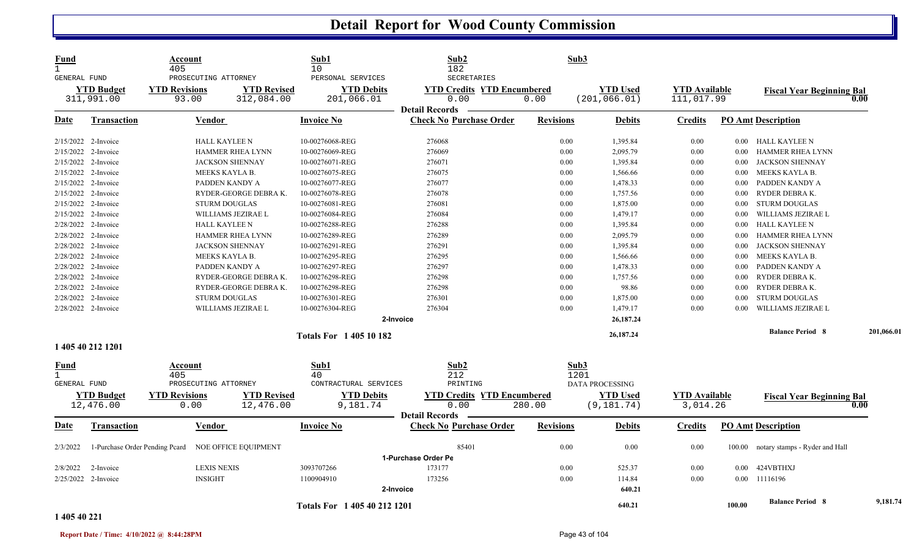# Detail Report for Wood County Commission

| Fund | Account | Sub1 | Sub2 | Sub3 |
|---|---|---|---|---|
| 1 | 405 | 10 | 182 | |
| GENERAL FUND | PROSECUTING ATTORNEY | PERSONAL SERVICES | SECRETARIES | |

| YTD Budget | YTD Revisions | YTD Revised | YTD Debits | YTD Credits | YTD Encumbered | YTD Used | YTD Available | Fiscal Year Beginning Bal |
|---|---|---|---|---|---|---|---|---|
| 311,991.00 | 93.00 | 312,084.00 | 201,066.01 | 0.00 | 0.00 | (201,066.01) | 111,017.99 | 0.00 |

**Detail Records**

| Date | Transaction | Vendor | Invoice No | Check No | Purchase Order | Revisions | Debits | Credits | PO Amt | Description |
|---|---|---|---|---|---|---|---|---|---|---|
| 2/15/2022 | 2-Invoice | HALL KAYLEE N | 10-00276068-REG | 276068 | | 0.00 | 1,395.84 | 0.00 | 0.00 | HALL KAYLEE N |
| 2/15/2022 | 2-Invoice | HAMMER RHEA LYNN | 10-00276069-REG | 276069 | | 0.00 | 2,095.79 | 0.00 | 0.00 | HAMMER RHEA LYNN |
| 2/15/2022 | 2-Invoice | JACKSON SHENNAY | 10-00276071-REG | 276071 | | 0.00 | 1,395.84 | 0.00 | 0.00 | JACKSON SHENNAY |
| 2/15/2022 | 2-Invoice | MEEKS KAYLA B. | 10-00276075-REG | 276075 | | 0.00 | 1,566.66 | 0.00 | 0.00 | MEEKS KAYLA B. |
| 2/15/2022 | 2-Invoice | PADDEN KANDY A | 10-00276077-REG | 276077 | | 0.00 | 1,478.33 | 0.00 | 0.00 | PADDEN KANDY A |
| 2/15/2022 | 2-Invoice | RYDER-GEORGE DEBRA K. | 10-00276078-REG | 276078 | | 0.00 | 1,757.56 | 0.00 | 0.00 | RYDER DEBRA K. |
| 2/15/2022 | 2-Invoice | STURM DOUGLAS | 10-00276081-REG | 276081 | | 0.00 | 1,875.00 | 0.00 | 0.00 | STURM DOUGLAS |
| 2/15/2022 | 2-Invoice | WILLIAMS JEZIRAE L | 10-00276084-REG | 276084 | | 0.00 | 1,479.17 | 0.00 | 0.00 | WILLIAMS JEZIRAE L |
| 2/28/2022 | 2-Invoice | HALL KAYLEE N | 10-00276288-REG | 276288 | | 0.00 | 1,395.84 | 0.00 | 0.00 | HALL KAYLEE N |
| 2/28/2022 | 2-Invoice | HAMMER RHEA LYNN | 10-00276289-REG | 276289 | | 0.00 | 2,095.79 | 0.00 | 0.00 | HAMMER RHEA LYNN |
| 2/28/2022 | 2-Invoice | JACKSON SHENNAY | 10-00276291-REG | 276291 | | 0.00 | 1,395.84 | 0.00 | 0.00 | JACKSON SHENNAY |
| 2/28/2022 | 2-Invoice | MEEKS KAYLA B. | 10-00276295-REG | 276295 | | 0.00 | 1,566.66 | 0.00 | 0.00 | MEEKS KAYLA B. |
| 2/28/2022 | 2-Invoice | PADDEN KANDY A | 10-00276297-REG | 276297 | | 0.00 | 1,478.33 | 0.00 | 0.00 | PADDEN KANDY A |
| 2/28/2022 | 2-Invoice | RYDER-GEORGE DEBRA K. | 10-00276298-REG | 276298 | | 0.00 | 1,757.56 | 0.00 | 0.00 | RYDER DEBRA K. |
| 2/28/2022 | 2-Invoice | RYDER-GEORGE DEBRA K. | 10-00276298-REG | 276298 | | 0.00 | 98.86 | 0.00 | 0.00 | RYDER DEBRA K. |
| 2/28/2022 | 2-Invoice | STURM DOUGLAS | 10-00276301-REG | 276301 | | 0.00 | 1,875.00 | 0.00 | 0.00 | STURM DOUGLAS |
| 2/28/2022 | 2-Invoice | WILLIAMS JEZIRAE L | 10-00276304-REG | 276304 | | 0.00 | 1,479.17 | 0.00 | 0.00 | WILLIAMS JEZIRAE L |
| | | | 2-Invoice | | | | 26,187.24 | | | |
| | | | **Totals For 1 405 10 182** | | | | 26,187.24 | | | **Balance Period 8** 201,066.01 |

**1 405 40 212 1201**

| Fund | Account | Sub1 | Sub2 | Sub3 |
|---|---|---|---|---|
| 1 | 405 | 40 | 212 | 1201 |
| GENERAL FUND | PROSECUTING ATTORNEY | CONTRACTURAL SERVICES | PRINTING | DATA PROCESSING |

| YTD Budget | YTD Revisions | YTD Revised | YTD Debits | YTD Credits | YTD Encumbered | YTD Used | YTD Available | Fiscal Year Beginning Bal |
|---|---|---|---|---|---|---|---|---|
| 12,476.00 | 0.00 | 12,476.00 | 9,181.74 | 0.00 | 280.00 | (9,181.74) | 3,014.26 | 0.00 |

**Detail Records**

| Date | Transaction | Vendor | Invoice No | Check No | Purchase Order | Revisions | Debits | Credits | PO Amt | Description |
|---|---|---|---|---|---|---|---|---|---|---|
| 2/3/2022 | 1-Purchase Order Pending Pcard | NOE OFFICE EQUIPMENT | | | 85401 | 0.00 | 0.00 | 0.00 | 100.00 | notary stamps - Ryder and Hall |
| | | | 1-Purchase Order Pe | | | | | | | |
| 2/8/2022 | 2-Invoice | LEXIS NEXIS | 3093707266 | 173177 | | 0.00 | 525.37 | 0.00 | 0.00 | 424VBTHXJ |
| 2/25/2022 | 2-Invoice | INSIGHT | 1100904910 | 173256 | | 0.00 | 114.84 | 0.00 | 0.00 | 11116196 |
| | | | 2-Invoice | | | | 640.21 | | | |
| | | | **Totals For 1 405 40 212 1201** | | | | 640.21 | | 100.00 | **Balance Period 8** 9,181.74 |

**1 405 40 221**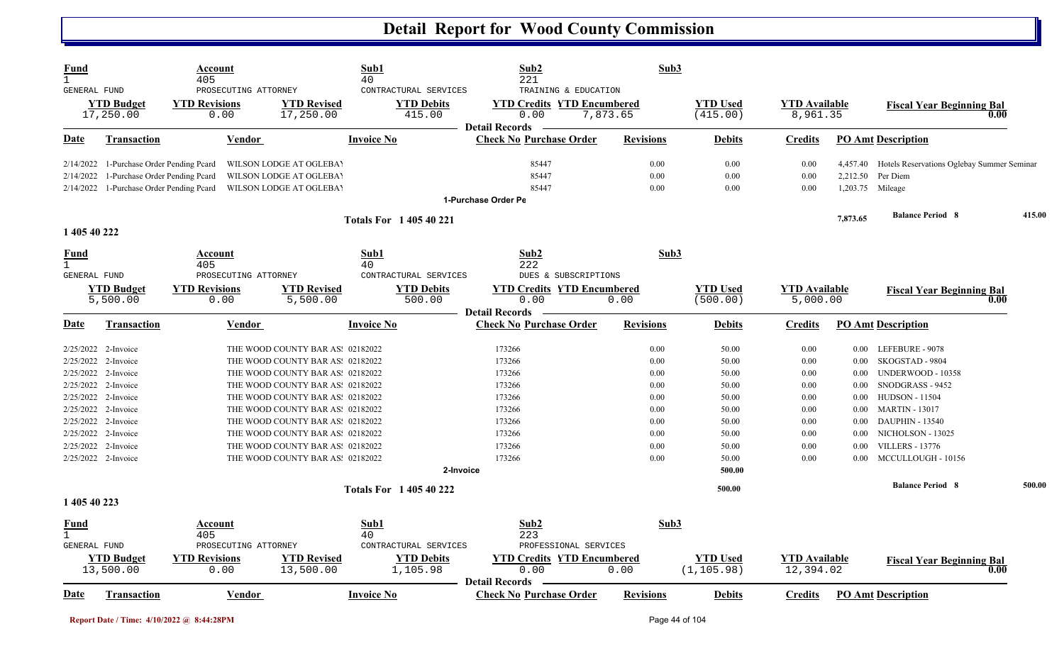# Detail Report for Wood County Commission

| Fund | Account | Sub1 | Sub2 | Sub3 |
|---|---|---|---|---|
| 1 | 405 | 40 | 221 | |
| GENERAL FUND | PROSECUTING ATTORNEY | CONTRACTURAL SERVICES | TRAINING & EDUCATION | |

| YTD Budget | YTD Revisions | YTD Revised | YTD Debits | YTD Credits | YTD Encumbered | YTD Used | YTD Available | Fiscal Year Beginning Bal |
|---|---|---|---|---|---|---|---|---|
| 17,250.00 | 0.00 | 17,250.00 | 415.00 | 0.00 | 7,873.65 | (415.00) | 8,961.35 | 0.00 |

**Detail Records**

| Date | Transaction | Vendor | Invoice No | Check No | Purchase Order | Revisions | Debits | Credits | PO Amt | Description |
|---|---|---|---|---|---|---|---|---|---|---|
| 2/14/2022 | 1-Purchase Order Pending Pcard | WILSON LODGE AT OGLEBAY | | | 85447 | 0.00 | 0.00 | 0.00 | 4,457.40 | Hotels Reservations Oglebay Summer Seminar |
| 2/14/2022 | 1-Purchase Order Pending Pcard | WILSON LODGE AT OGLEBAY | | | 85447 | 0.00 | 0.00 | 0.00 | 2,212.50 | Per Diem |
| 2/14/2022 | 1-Purchase Order Pending Pcard | WILSON LODGE AT OGLEBAY | | | 85447 | 0.00 | 0.00 | 0.00 | 1,203.75 | Mileage |
| | 1-Purchase Order Pe | | | | | | | | | |
| | **Totals For 1 405 40 221** | | | | | | | | 7,873.65 | Balance Period 8 — 415.00 |

**1 405 40 222**

| Fund | Account | Sub1 | Sub2 | Sub3 |
|---|---|---|---|---|
| 1 | 405 | 40 | 222 | |
| GENERAL FUND | PROSECUTING ATTORNEY | CONTRACTURAL SERVICES | DUES & SUBSCRIPTIONS | |

| YTD Budget | YTD Revisions | YTD Revised | YTD Debits | YTD Credits | YTD Encumbered | YTD Used | YTD Available | Fiscal Year Beginning Bal |
|---|---|---|---|---|---|---|---|---|
| 5,500.00 | 0.00 | 5,500.00 | 500.00 | 0.00 | 0.00 | (500.00) | 5,000.00 | 0.00 |

**Detail Records**

| Date | Transaction | Vendor | Invoice No | Check No | Purchase Order | Revisions | Debits | Credits | PO Amt | Description |
|---|---|---|---|---|---|---|---|---|---|---|
| 2/25/2022 | 2-Invoice | THE WOOD COUNTY BAR ASS | 02182022 | 173266 | | 0.00 | 50.00 | 0.00 | 0.00 | LEFEBURE - 9078 |
| 2/25/2022 | 2-Invoice | THE WOOD COUNTY BAR ASS | 02182022 | 173266 | | 0.00 | 50.00 | 0.00 | 0.00 | SKOGSTAD - 9804 |
| 2/25/2022 | 2-Invoice | THE WOOD COUNTY BAR ASS | 02182022 | 173266 | | 0.00 | 50.00 | 0.00 | 0.00 | UNDERWOOD - 10358 |
| 2/25/2022 | 2-Invoice | THE WOOD COUNTY BAR ASS | 02182022 | 173266 | | 0.00 | 50.00 | 0.00 | 0.00 | SNODGRASS - 9452 |
| 2/25/2022 | 2-Invoice | THE WOOD COUNTY BAR ASS | 02182022 | 173266 | | 0.00 | 50.00 | 0.00 | 0.00 | HUDSON - 11504 |
| 2/25/2022 | 2-Invoice | THE WOOD COUNTY BAR ASS | 02182022 | 173266 | | 0.00 | 50.00 | 0.00 | 0.00 | MARTIN - 13017 |
| 2/25/2022 | 2-Invoice | THE WOOD COUNTY BAR ASS | 02182022 | 173266 | | 0.00 | 50.00 | 0.00 | 0.00 | DAUPHIN - 13540 |
| 2/25/2022 | 2-Invoice | THE WOOD COUNTY BAR ASS | 02182022 | 173266 | | 0.00 | 50.00 | 0.00 | 0.00 | NICHOLSON - 13025 |
| 2/25/2022 | 2-Invoice | THE WOOD COUNTY BAR ASS | 02182022 | 173266 | | 0.00 | 50.00 | 0.00 | 0.00 | VILLERS - 13776 |
| 2/25/2022 | 2-Invoice | THE WOOD COUNTY BAR ASS | 02182022 | 173266 | | 0.00 | 50.00 | 0.00 | 0.00 | MCCULLOUGH - 10156 |
| | 2-Invoice | | | | | | 500.00 | | | |
| | **Totals For 1 405 40 222** | | | | | | 500.00 | | | Balance Period 8 — 500.00 |

**1 405 40 223**

| Fund | Account | Sub1 | Sub2 | Sub3 |
|---|---|---|---|---|
| 1 | 405 | 40 | 223 | |
| GENERAL FUND | PROSECUTING ATTORNEY | CONTRACTURAL SERVICES | PROFESSIONAL SERVICES | |

| YTD Budget | YTD Revisions | YTD Revised | YTD Debits | YTD Credits | YTD Encumbered | YTD Used | YTD Available | Fiscal Year Beginning Bal |
|---|---|---|---|---|---|---|---|---|
| 13,500.00 | 0.00 | 13,500.00 | 1,105.98 | 0.00 | 0.00 | (1,105.98) | 12,394.02 | 0.00 |

**Detail Records**

| Date | Transaction | Vendor | Invoice No | Check No | Purchase Order | Revisions | Debits | Credits | PO Amt | Description |
|---|---|---|---|---|---|---|---|---|---|---|

Report Date / Time: 4/10/2022 @ 8:44:28PM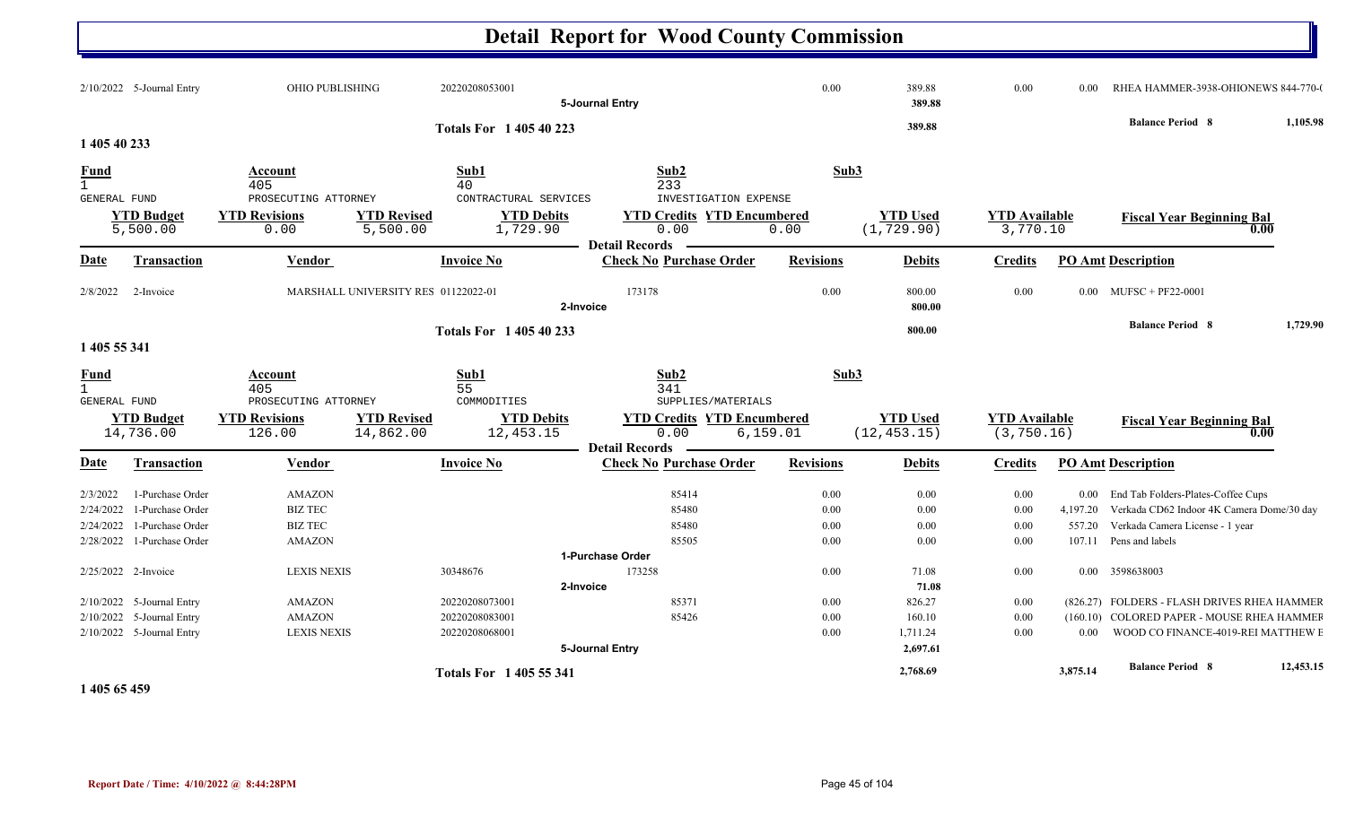# Detail Report for Wood County Commission

| Date | Transaction | Vendor | Invoice No | Check No | Purchase Order | Revisions | Debits | Credits | PO Amt | Description |
|---|---|---|---|---|---|---|---|---|---|---|
| 2/10/2022 | 5-Journal Entry | OHIO PUBLISHING | 20220208053001 | | | 0.00 | 389.88 | 0.00 | 0.00 | RHEA HAMMER-3938-OHIONEWS 844-770-( |
| | | | | **5-Journal Entry** | | | **389.88** | | | |
| | | | **Totals For 1 405 40 223** | | | | **389.88** | | | **Balance Period 8** 1,105.98 |

## 1 405 40 233

| Fund | Account | Sub1 | Sub2 | Sub3 |
|---|---|---|---|---|
| 1 | 405 | 40 | 233 | |
| GENERAL FUND | PROSECUTING ATTORNEY | CONTRACTURAL SERVICES | INVESTIGATION EXPENSE | |

| YTD Budget | YTD Revisions | YTD Revised | YTD Debits | YTD Credits | YTD Encumbered | YTD Used | YTD Available | Fiscal Year Beginning Bal |
|---|---|---|---|---|---|---|---|---|
| 5,500.00 | 0.00 | 5,500.00 | 1,729.90 | 0.00 | 0.00 | (1,729.90) | 3,770.10 | 0.00 |

**Detail Records**

| Date | Transaction | Vendor | Invoice No | Check No | Purchase Order | Revisions | Debits | Credits | PO Amt | Description |
|---|---|---|---|---|---|---|---|---|---|---|
| 2/8/2022 | 2-Invoice | MARSHALL UNIVERSITY RES | 01122022-01 | 173178 | | 0.00 | 800.00 | 0.00 | 0.00 | MUFSC + PF22-0001 |
| | | | | **2-Invoice** | | | **800.00** | | | |
| | | | **Totals For 1 405 40 233** | | | | **800.00** | | | **Balance Period 8** 1,729.90 |

## 1 405 55 341

| Fund | Account | Sub1 | Sub2 | Sub3 |
|---|---|---|---|---|
| 1 | 405 | 55 | 341 | |
| GENERAL FUND | PROSECUTING ATTORNEY | COMMODITIES | SUPPLIES/MATERIALS | |

| YTD Budget | YTD Revisions | YTD Revised | YTD Debits | YTD Credits | YTD Encumbered | YTD Used | YTD Available | Fiscal Year Beginning Bal |
|---|---|---|---|---|---|---|---|---|
| 14,736.00 | 126.00 | 14,862.00 | 12,453.15 | 0.00 | 6,159.01 | (12,453.15) | (3,750.16) | 0.00 |

**Detail Records**

| Date | Transaction | Vendor | Invoice No | Check No | Purchase Order | Revisions | Debits | Credits | PO Amt | Description |
|---|---|---|---|---|---|---|---|---|---|---|
| 2/3/2022 | 1-Purchase Order | AMAZON | | | 85414 | 0.00 | 0.00 | 0.00 | 0.00 | End Tab Folders-Plates-Coffee Cups |
| 2/24/2022 | 1-Purchase Order | BIZ TEC | | | 85480 | 0.00 | 0.00 | 0.00 | 4,197.20 | Verkada CD62 Indoor 4K Camera Dome/30 day |
| 2/24/2022 | 1-Purchase Order | BIZ TEC | | | 85480 | 0.00 | 0.00 | 0.00 | 557.20 | Verkada Camera License - 1 year |
| 2/28/2022 | 1-Purchase Order | AMAZON | | | 85505 | 0.00 | 0.00 | 0.00 | 107.11 | Pens and labels |
| | | | | **1-Purchase Order** | | | | | | |
| 2/25/2022 | 2-Invoice | LEXIS NEXIS | 30348676 | 173258 | | 0.00 | 71.08 | 0.00 | 0.00 | 3598638003 |
| | | | | **2-Invoice** | | | **71.08** | | | |
| 2/10/2022 | 5-Journal Entry | AMAZON | 20220208073001 | | 85371 | 0.00 | 826.27 | 0.00 | (826.27) | FOLDERS - FLASH DRIVES RHEA HAMMER |
| 2/10/2022 | 5-Journal Entry | AMAZON | 20220208083001 | | 85426 | 0.00 | 160.10 | 0.00 | (160.10) | COLORED PAPER - MOUSE RHEA HAMMER |
| 2/10/2022 | 5-Journal Entry | LEXIS NEXIS | 20220208068001 | | | 0.00 | 1,711.24 | 0.00 | 0.00 | WOOD CO FINANCE-4019-REI MATTHEW E |
| | | | | **5-Journal Entry** | | | **2,697.61** | | | |
| | | | **Totals For 1 405 55 341** | | | | **2,768.69** | | **3,875.14** | **Balance Period 8** 12,453.15 |

## 1 405 65 459

Report Date / Time: 4/10/2022 @ 8:44:28PM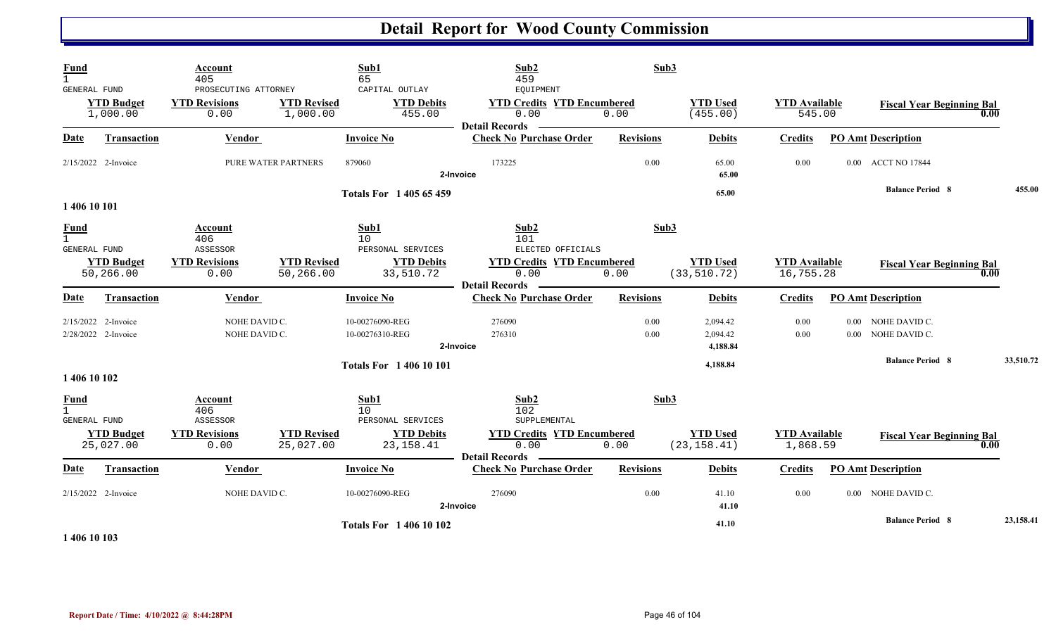# Detail Report for Wood County Commission

| Fund | Account | | Sub1 | Sub2 | | Sub3 | | |
|---|---|---|---|---|---|---|---|---|
| 1 | 405 | | 65 | 459 | | | | |
| GENERAL FUND | PROSECUTING ATTORNEY | | CAPITAL OUTLAY | EQUIPMENT | | | | |
| **YTD Budget** | **YTD Revisions** | **YTD Revised** | **YTD Debits** | **YTD Credits** | **YTD Encumbered** | **YTD Used** | **YTD Available** | **Fiscal Year Beginning Bal** |
| 1,000.00 | 0.00 | 1,000.00 | 455.00 | 0.00 | 0.00 | (455.00) | 545.00 | 0.00 |

**Detail Records**

| Date | Transaction | Vendor | Invoice No | Check No | Purchase Order | Revisions | Debits | Credits | PO Amt | Description |
|---|---|---|---|---|---|---|---|---|---|---|
| 2/15/2022 | 2-Invoice | PURE WATER PARTNERS | 879060 | 173225 | | 0.00 | 65.00 | 0.00 | 0.00 | ACCT NO 17844 |
| | | | 2-Invoice | | | | 65.00 | | | |
| | | | Totals For 1 405 65 459 | | | | 65.00 | | | Balance Period 8 455.00 |

**1 406 10 101**

| Fund | Account | | Sub1 | Sub2 | | Sub3 | | |
|---|---|---|---|---|---|---|---|---|
| 1 | 406 | | 10 | 101 | | | | |
| GENERAL FUND | ASSESSOR | | PERSONAL SERVICES | ELECTED OFFICIALS | | | | |
| **YTD Budget** | **YTD Revisions** | **YTD Revised** | **YTD Debits** | **YTD Credits** | **YTD Encumbered** | **YTD Used** | **YTD Available** | **Fiscal Year Beginning Bal** |
| 50,266.00 | 0.00 | 50,266.00 | 33,510.72 | 0.00 | 0.00 | (33,510.72) | 16,755.28 | 0.00 |

**Detail Records**

| Date | Transaction | Vendor | Invoice No | Check No | Purchase Order | Revisions | Debits | Credits | PO Amt | Description |
|---|---|---|---|---|---|---|---|---|---|---|
| 2/15/2022 | 2-Invoice | NOHE DAVID C. | 10-00276090-REG | 276090 | | 0.00 | 2,094.42 | 0.00 | 0.00 | NOHE DAVID C. |
| 2/28/2022 | 2-Invoice | NOHE DAVID C. | 10-00276310-REG | 276310 | | 0.00 | 2,094.42 | 0.00 | 0.00 | NOHE DAVID C. |
| | | | 2-Invoice | | | | 4,188.84 | | | |
| | | | Totals For 1 406 10 101 | | | | 4,188.84 | | | Balance Period 8 33,510.72 |

**1 406 10 102**

| Fund | Account | | Sub1 | Sub2 | | Sub3 | | |
|---|---|---|---|---|---|---|---|---|
| 1 | 406 | | 10 | 102 | | | | |
| GENERAL FUND | ASSESSOR | | PERSONAL SERVICES | SUPPLEMENTAL | | | | |
| **YTD Budget** | **YTD Revisions** | **YTD Revised** | **YTD Debits** | **YTD Credits** | **YTD Encumbered** | **YTD Used** | **YTD Available** | **Fiscal Year Beginning Bal** |
| 25,027.00 | 0.00 | 25,027.00 | 23,158.41 | 0.00 | 0.00 | (23,158.41) | 1,868.59 | 0.00 |

**Detail Records**

| Date | Transaction | Vendor | Invoice No | Check No | Purchase Order | Revisions | Debits | Credits | PO Amt | Description |
|---|---|---|---|---|---|---|---|---|---|---|
| 2/15/2022 | 2-Invoice | NOHE DAVID C. | 10-00276090-REG | 276090 | | 0.00 | 41.10 | 0.00 | 0.00 | NOHE DAVID C. |
| | | | 2-Invoice | | | | 41.10 | | | |
| | | | Totals For 1 406 10 102 | | | | 41.10 | | | Balance Period 8 23,158.41 |

**1 406 10 103**

Report Date / Time: 4/10/2022 @ 8:44:28PM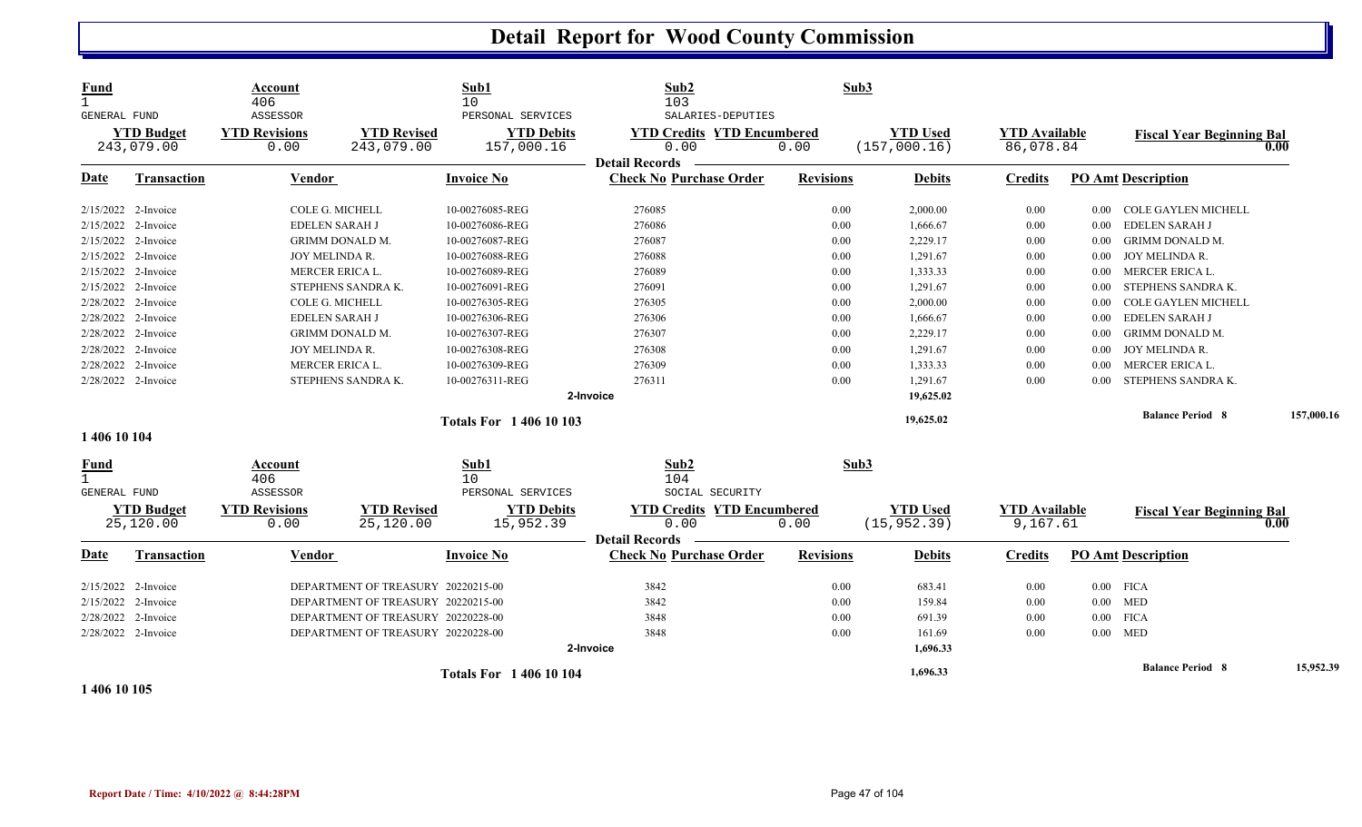# Detail Report for Wood County Commission

| Fund | Account | Sub1 | Sub2 | Sub3 |
|---|---|---|---|---|
| 1 | 406 | 10 | 103 | |
| GENERAL FUND | ASSESSOR | PERSONAL SERVICES | SALARIES-DEPUTIES | |

| YTD Budget | YTD Revisions | YTD Revised | YTD Debits | YTD Credits | YTD Encumbered | YTD Used | YTD Available | Fiscal Year Beginning Bal |
|---|---|---|---|---|---|---|---|---|
| 243,079.00 | 0.00 | 243,079.00 | 157,000.16 | 0.00 | 0.00 | (157,000.16) | 86,078.84 | 0.00 |

**Detail Records**

| Date | Transaction | Vendor | Invoice No | Check No | Purchase Order | Revisions | Debits | Credits | PO Amt | Description |
|---|---|---|---|---|---|---|---|---|---|---|
| 2/15/2022 | 2-Invoice | COLE G. MICHELL | 10-00276085-REG | 276085 | | 0.00 | 2,000.00 | 0.00 | 0.00 | COLE GAYLEN MICHELL |
| 2/15/2022 | 2-Invoice | EDELEN SARAH J | 10-00276086-REG | 276086 | | 0.00 | 1,666.67 | 0.00 | 0.00 | EDELEN SARAH J |
| 2/15/2022 | 2-Invoice | GRIMM DONALD M. | 10-00276087-REG | 276087 | | 0.00 | 2,229.17 | 0.00 | 0.00 | GRIMM DONALD M. |
| 2/15/2022 | 2-Invoice | JOY MELINDA R. | 10-00276088-REG | 276088 | | 0.00 | 1,291.67 | 0.00 | 0.00 | JOY MELINDA R. |
| 2/15/2022 | 2-Invoice | MERCER ERICA L. | 10-00276089-REG | 276089 | | 0.00 | 1,333.33 | 0.00 | 0.00 | MERCER ERICA L. |
| 2/15/2022 | 2-Invoice | STEPHENS SANDRA K. | 10-00276091-REG | 276091 | | 0.00 | 1,291.67 | 0.00 | 0.00 | STEPHENS SANDRA K. |
| 2/28/2022 | 2-Invoice | COLE G. MICHELL | 10-00276305-REG | 276305 | | 0.00 | 2,000.00 | 0.00 | 0.00 | COLE GAYLEN MICHELL |
| 2/28/2022 | 2-Invoice | EDELEN SARAH J | 10-00276306-REG | 276306 | | 0.00 | 1,666.67 | 0.00 | 0.00 | EDELEN SARAH J |
| 2/28/2022 | 2-Invoice | GRIMM DONALD M. | 10-00276307-REG | 276307 | | 0.00 | 2,229.17 | 0.00 | 0.00 | GRIMM DONALD M. |
| 2/28/2022 | 2-Invoice | JOY MELINDA R. | 10-00276308-REG | 276308 | | 0.00 | 1,291.67 | 0.00 | 0.00 | JOY MELINDA R. |
| 2/28/2022 | 2-Invoice | MERCER ERICA L. | 10-00276309-REG | 276309 | | 0.00 | 1,333.33 | 0.00 | 0.00 | MERCER ERICA L. |
| 2/28/2022 | 2-Invoice | STEPHENS SANDRA K. | 10-00276311-REG | 276311 | | 0.00 | 1,291.67 | 0.00 | 0.00 | STEPHENS SANDRA K. |
| | | | | 2-Invoice | | | 19,625.02 | | | |
| | | | **Totals For 1 406 10 103** | | | | 19,625.02 | | | **Balance Period 8** 157,000.16 |

**1 406 10 104**

| Fund | Account | Sub1 | Sub2 | Sub3 |
|---|---|---|---|---|
| 1 | 406 | 10 | 104 | |
| GENERAL FUND | ASSESSOR | PERSONAL SERVICES | SOCIAL SECURITY | |

| YTD Budget | YTD Revisions | YTD Revised | YTD Debits | YTD Credits | YTD Encumbered | YTD Used | YTD Available | Fiscal Year Beginning Bal |
|---|---|---|---|---|---|---|---|---|
| 25,120.00 | 0.00 | 25,120.00 | 15,952.39 | 0.00 | 0.00 | (15,952.39) | 9,167.61 | 0.00 |

**Detail Records**

| Date | Transaction | Vendor | Invoice No | Check No | Purchase Order | Revisions | Debits | Credits | PO Amt | Description |
|---|---|---|---|---|---|---|---|---|---|---|
| 2/15/2022 | 2-Invoice | DEPARTMENT OF TREASURY | 20220215-00 | 3842 | | 0.00 | 683.41 | 0.00 | 0.00 | FICA |
| 2/15/2022 | 2-Invoice | DEPARTMENT OF TREASURY | 20220215-00 | 3842 | | 0.00 | 159.84 | 0.00 | 0.00 | MED |
| 2/28/2022 | 2-Invoice | DEPARTMENT OF TREASURY | 20220228-00 | 3848 | | 0.00 | 691.39 | 0.00 | 0.00 | FICA |
| 2/28/2022 | 2-Invoice | DEPARTMENT OF TREASURY | 20220228-00 | 3848 | | 0.00 | 161.69 | 0.00 | 0.00 | MED |
| | | | | 2-Invoice | | | 1,696.33 | | | |
| | | | **Totals For 1 406 10 104** | | | | 1,696.33 | | | **Balance Period 8** 15,952.39 |

**1 406 10 105**

Report Date / Time: 4/10/2022 @ 8:44:28PM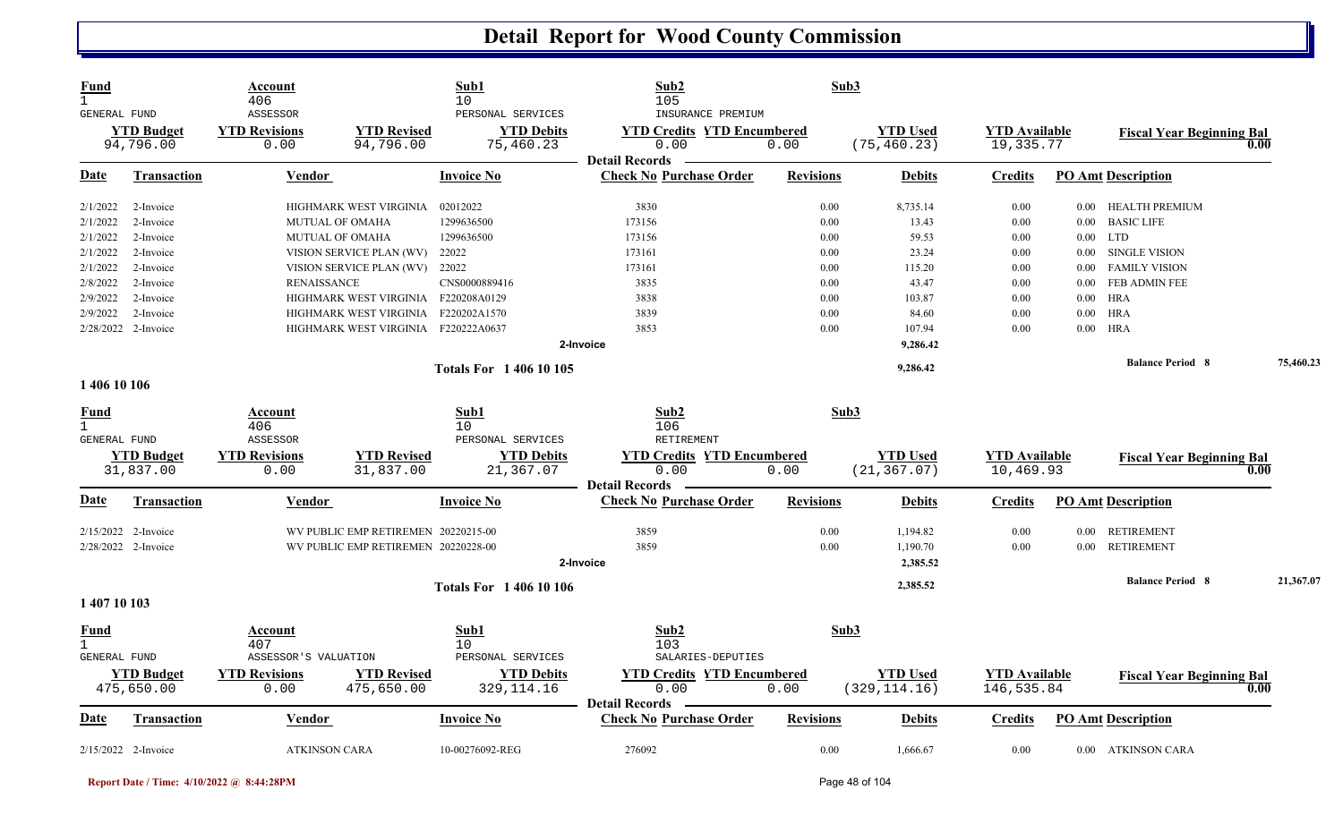# Detail Report for Wood County Commission

| Fund | Account | Sub1 | Sub2 | Sub3 |
|---|---|---|---|---|
| 1 | 406 | 10 | 105 | |
| GENERAL FUND | ASSESSOR | PERSONAL SERVICES | INSURANCE PREMIUM | |

| YTD Budget | YTD Revisions | YTD Revised | YTD Debits | YTD Credits | YTD Encumbered | YTD Used | YTD Available | Fiscal Year Beginning Bal |
|---|---|---|---|---|---|---|---|---|
| 94,796.00 | 0.00 | 94,796.00 | 75,460.23 | 0.00 | 0.00 | (75,460.23) | 19,335.77 | 0.00 |

**Detail Records**

| Date | Transaction | Vendor | Invoice No | Check No | Purchase Order | Revisions | Debits | Credits | PO Amt | Description |
|---|---|---|---|---|---|---|---|---|---|---|
| 2/1/2022 | 2-Invoice | HIGHMARK WEST VIRGINIA | 02012022 | 3830 | | 0.00 | 8,735.14 | 0.00 | 0.00 | HEALTH PREMIUM |
| 2/1/2022 | 2-Invoice | MUTUAL OF OMAHA | 1299636500 | 173156 | | 0.00 | 13.43 | 0.00 | 0.00 | BASIC LIFE |
| 2/1/2022 | 2-Invoice | MUTUAL OF OMAHA | 1299636500 | 173156 | | 0.00 | 59.53 | 0.00 | 0.00 | LTD |
| 2/1/2022 | 2-Invoice | VISION SERVICE PLAN (WV) | 22022 | 173161 | | 0.00 | 23.24 | 0.00 | 0.00 | SINGLE VISION |
| 2/1/2022 | 2-Invoice | VISION SERVICE PLAN (WV) | 22022 | 173161 | | 0.00 | 115.20 | 0.00 | 0.00 | FAMILY VISION |
| 2/8/2022 | 2-Invoice | RENAISSANCE | CNS0000889416 | 3835 | | 0.00 | 43.47 | 0.00 | 0.00 | FEB ADMIN FEE |
| 2/9/2022 | 2-Invoice | HIGHMARK WEST VIRGINIA | F220208A0129 | 3838 | | 0.00 | 103.87 | 0.00 | 0.00 | HRA |
| 2/9/2022 | 2-Invoice | HIGHMARK WEST VIRGINIA | F220202A1570 | 3839 | | 0.00 | 84.60 | 0.00 | 0.00 | HRA |
| 2/28/2022 | 2-Invoice | HIGHMARK WEST VIRGINIA | F220222A0637 | 3853 | | 0.00 | 107.94 | 0.00 | 0.00 | HRA |
| | | | | 2-Invoice | | | 9,286.42 | | | |
| | | | Totals For 1 406 10 105 | | | | 9,286.42 | | | Balance Period 8 — 75,460.23 |

**1 406 10 106**

| Fund | Account | Sub1 | Sub2 | Sub3 |
|---|---|---|---|---|
| 1 | 406 | 10 | 106 | |
| GENERAL FUND | ASSESSOR | PERSONAL SERVICES | RETIREMENT | |

| YTD Budget | YTD Revisions | YTD Revised | YTD Debits | YTD Credits | YTD Encumbered | YTD Used | YTD Available | Fiscal Year Beginning Bal |
|---|---|---|---|---|---|---|---|---|
| 31,837.00 | 0.00 | 31,837.00 | 21,367.07 | 0.00 | 0.00 | (21,367.07) | 10,469.93 | 0.00 |

**Detail Records**

| Date | Transaction | Vendor | Invoice No | Check No | Purchase Order | Revisions | Debits | Credits | PO Amt | Description |
|---|---|---|---|---|---|---|---|---|---|---|
| 2/15/2022 | 2-Invoice | WV PUBLIC EMP RETIREMEN | 20220215-00 | 3859 | | 0.00 | 1,194.82 | 0.00 | 0.00 | RETIREMENT |
| 2/28/2022 | 2-Invoice | WV PUBLIC EMP RETIREMEN | 20220228-00 | 3859 | | 0.00 | 1,190.70 | 0.00 | 0.00 | RETIREMENT |
| | | | | 2-Invoice | | | 2,385.52 | | | |
| | | | Totals For 1 406 10 106 | | | | 2,385.52 | | | Balance Period 8 — 21,367.07 |

**1 407 10 103**

| Fund | Account | Sub1 | Sub2 | Sub3 |
|---|---|---|---|---|
| 1 | 407 | 10 | 103 | |
| GENERAL FUND | ASSESSOR'S VALUATION | PERSONAL SERVICES | SALARIES-DEPUTIES | |

| YTD Budget | YTD Revisions | YTD Revised | YTD Debits | YTD Credits | YTD Encumbered | YTD Used | YTD Available | Fiscal Year Beginning Bal |
|---|---|---|---|---|---|---|---|---|
| 475,650.00 | 0.00 | 475,650.00 | 329,114.16 | 0.00 | 0.00 | (329,114.16) | 146,535.84 | 0.00 |

**Detail Records**

| Date | Transaction | Vendor | Invoice No | Check No | Purchase Order | Revisions | Debits | Credits | PO Amt | Description |
|---|---|---|---|---|---|---|---|---|---|---|
| 2/15/2022 | 2-Invoice | ATKINSON CARA | 10-00276092-REG | 276092 | | 0.00 | 1,666.67 | 0.00 | 0.00 | ATKINSON CARA |

Report Date / Time: 4/10/2022 @ 8:44:28PM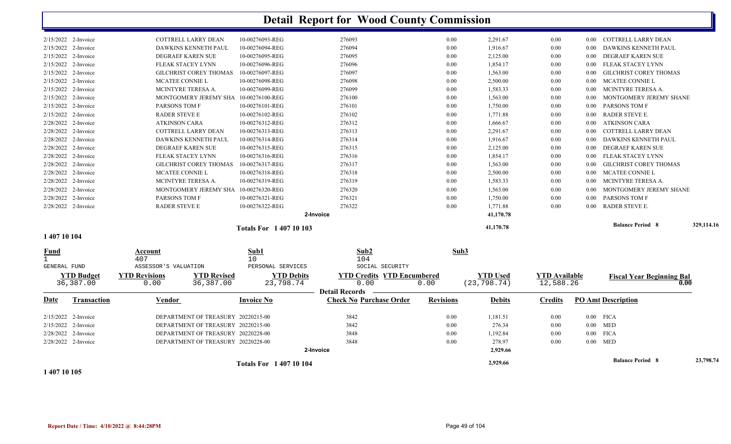# Detail Report for Wood County Commission

| Date | Transaction | Vendor | Invoice No | Check No Purchase Order | Revisions | Debits | Credits | PO Amt Description |
|---|---|---|---|---|---|---|---|---|
| 2/15/2022 | 2-Invoice | COTTRELL LARRY DEAN | 10-00276093-REG | 276093 | 0.00 | 2,291.67 | 0.00 | 0.00 COTTRELL LARRY DEAN |
| 2/15/2022 | 2-Invoice | DAWKINS KENNETH PAUL | 10-00276094-REG | 276094 | 0.00 | 1,916.67 | 0.00 | 0.00 DAWKINS KENNETH PAUL |
| 2/15/2022 | 2-Invoice | DEGRAEF KAREN SUE | 10-00276095-REG | 276095 | 0.00 | 2,125.00 | 0.00 | 0.00 DEGRAEF KAREN SUE |
| 2/15/2022 | 2-Invoice | FLEAK STACEY LYNN | 10-00276096-REG | 276096 | 0.00 | 1,854.17 | 0.00 | 0.00 FLEAK STACEY LYNN |
| 2/15/2022 | 2-Invoice | GILCHRIST COREY THOMAS | 10-00276097-REG | 276097 | 0.00 | 1,563.00 | 0.00 | 0.00 GILCHRIST COREY THOMAS |
| 2/15/2022 | 2-Invoice | MCATEE CONNIE L | 10-00276098-REG | 276098 | 0.00 | 2,500.00 | 0.00 | 0.00 MCATEE CONNIE L |
| 2/15/2022 | 2-Invoice | MCINTYRE TERESA A. | 10-00276099-REG | 276099 | 0.00 | 1,583.33 | 0.00 | 0.00 MCINTYRE TERESA A. |
| 2/15/2022 | 2-Invoice | MONTGOMERY JEREMY SHA | 10-00276100-REG | 276100 | 0.00 | 1,563.00 | 0.00 | 0.00 MONTGOMERY JEREMY SHANE |
| 2/15/2022 | 2-Invoice | PARSONS TOM F | 10-00276101-REG | 276101 | 0.00 | 1,750.00 | 0.00 | 0.00 PARSONS TOM F |
| 2/15/2022 | 2-Invoice | RADER STEVE E | 10-00276102-REG | 276102 | 0.00 | 1,771.88 | 0.00 | 0.00 RADER STEVE E. |
| 2/28/2022 | 2-Invoice | ATKINSON CARA | 10-00276312-REG | 276312 | 0.00 | 1,666.67 | 0.00 | 0.00 ATKINSON CARA |
| 2/28/2022 | 2-Invoice | COTTRELL LARRY DEAN | 10-00276313-REG | 276313 | 0.00 | 2,291.67 | 0.00 | 0.00 COTTRELL LARRY DEAN |
| 2/28/2022 | 2-Invoice | DAWKINS KENNETH PAUL | 10-00276314-REG | 276314 | 0.00 | 1,916.67 | 0.00 | 0.00 DAWKINS KENNETH PAUL |
| 2/28/2022 | 2-Invoice | DEGRAEF KAREN SUE | 10-00276315-REG | 276315 | 0.00 | 2,125.00 | 0.00 | 0.00 DEGRAEF KAREN SUE |
| 2/28/2022 | 2-Invoice | FLEAK STACEY LYNN | 10-00276316-REG | 276316 | 0.00 | 1,854.17 | 0.00 | 0.00 FLEAK STACEY LYNN |
| 2/28/2022 | 2-Invoice | GILCHRIST COREY THOMAS | 10-00276317-REG | 276317 | 0.00 | 1,563.00 | 0.00 | 0.00 GILCHRIST COREY THOMAS |
| 2/28/2022 | 2-Invoice | MCATEE CONNIE L | 10-00276318-REG | 276318 | 0.00 | 2,500.00 | 0.00 | 0.00 MCATEE CONNIE L |
| 2/28/2022 | 2-Invoice | MCINTYRE TERESA A. | 10-00276319-REG | 276319 | 0.00 | 1,583.33 | 0.00 | 0.00 MCINTYRE TERESA A. |
| 2/28/2022 | 2-Invoice | MONTGOMERY JEREMY SHA | 10-00276320-REG | 276320 | 0.00 | 1,563.00 | 0.00 | 0.00 MONTGOMERY JEREMY SHANE |
| 2/28/2022 | 2-Invoice | PARSONS TOM F | 10-00276321-REG | 276321 | 0.00 | 1,750.00 | 0.00 | 0.00 PARSONS TOM F |
| 2/28/2022 | 2-Invoice | RADER STEVE E | 10-00276322-REG | 276322 | 0.00 | 1,771.88 | 0.00 | 0.00 RADER STEVE E. |
| | | | | 2-Invoice | | 41,170.78 | | |

**Totals For 1 407 10 103** — 41,170.78 — **Balance Period 8** 329,114.16

## 1 407 10 104

| Fund | Account | Sub1 | Sub2 | Sub3 |
|---|---|---|---|---|
| 1 | 407 | 10 | 104 | |
| GENERAL FUND | ASSESSOR'S VALUATION | PERSONAL SERVICES | SOCIAL SECURITY | |

| YTD Budget | YTD Revisions | YTD Revised | YTD Debits | YTD Credits | YTD Encumbered | YTD Used | YTD Available | Fiscal Year Beginning Bal |
|---|---|---|---|---|---|---|---|---|
| 36,387.00 | 0.00 | 36,387.00 | 23,798.74 | 0.00 | 0.00 | (23,798.74) | 12,588.26 | 0.00 |

**Detail Records**

| Date | Transaction | Vendor | Invoice No | Check No Purchase Order | Revisions | Debits | Credits | PO Amt Description |
|---|---|---|---|---|---|---|---|---|
| 2/15/2022 | 2-Invoice | DEPARTMENT OF TREASURY | 20220215-00 | 3842 | 0.00 | 1,181.51 | 0.00 | 0.00 FICA |
| 2/15/2022 | 2-Invoice | DEPARTMENT OF TREASURY | 20220215-00 | 3842 | 0.00 | 276.34 | 0.00 | 0.00 MED |
| 2/28/2022 | 2-Invoice | DEPARTMENT OF TREASURY | 20220228-00 | 3848 | 0.00 | 1,192.84 | 0.00 | 0.00 FICA |
| 2/28/2022 | 2-Invoice | DEPARTMENT OF TREASURY | 20220228-00 | 3848 | 0.00 | 278.97 | 0.00 | 0.00 MED |
| | | | | 2-Invoice | | 2,929.66 | | |

**Totals For 1 407 10 104** — 2,929.66 — **Balance Period 8** 23,798.74

## 1 407 10 105

Report Date / Time: 4/10/2022 @ 8:44:28PM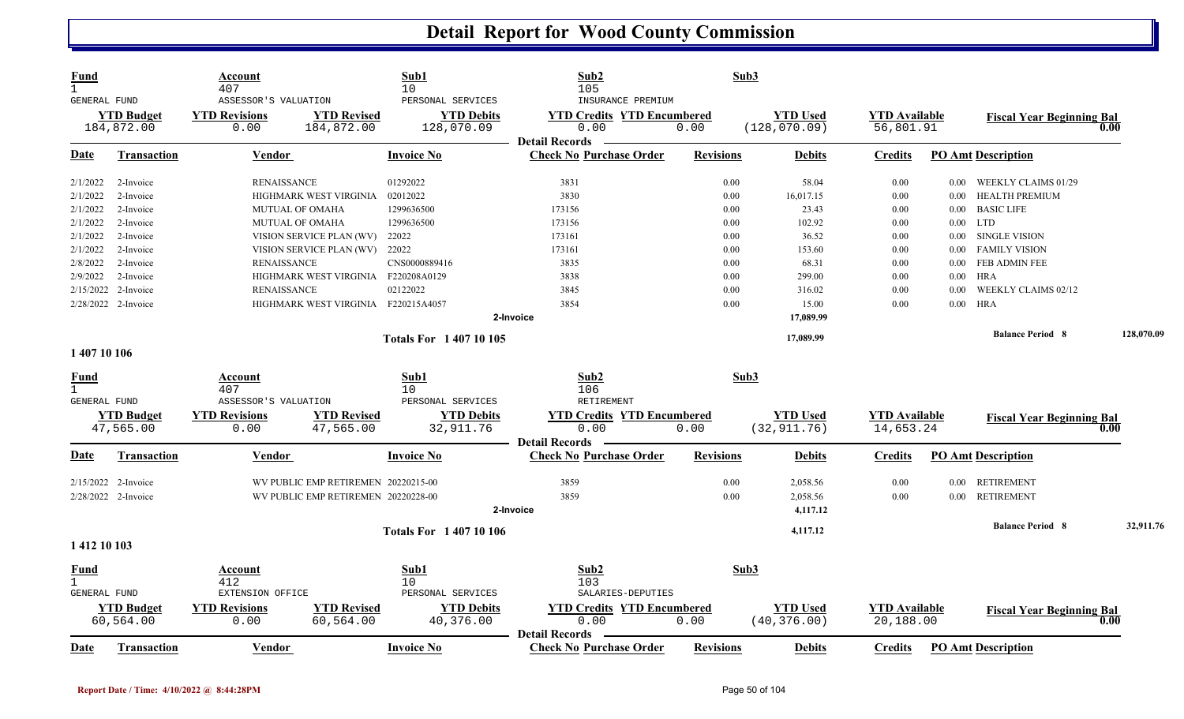# Detail Report for Wood County Commission

| Fund | Account | | Sub1 | Sub2 | | Sub3 | | |
|---|---|---|---|---|---|---|---|---|
| 1 | 407 | | 10 | 105 | | | | |
| GENERAL FUND | ASSESSOR'S VALUATION | | PERSONAL SERVICES | INSURANCE PREMIUM | | | | |
| **YTD Budget** | **YTD Revisions** | **YTD Revised** | **YTD Debits** | **YTD Credits** | **YTD Encumbered** | **YTD Used** | **YTD Available** | **Fiscal Year Beginning Bal** |
| 184,872.00 | 0.00 | 184,872.00 | 128,070.09 | 0.00 | 0.00 | (128,070.09) | 56,801.91 | 0.00 |

**Detail Records**

| Date | Transaction | Vendor | Invoice No | Check No | Purchase Order | Revisions | Debits | Credits | PO Amt | Description |
|---|---|---|---|---|---|---|---|---|---|---|
| 2/1/2022 | 2-Invoice | RENAISSANCE | 01292022 | 3831 | | 0.00 | 58.04 | 0.00 | 0.00 | WEEKLY CLAIMS 01/29 |
| 2/1/2022 | 2-Invoice | HIGHMARK WEST VIRGINIA | 02012022 | 3830 | | 0.00 | 16,017.15 | 0.00 | 0.00 | HEALTH PREMIUM |
| 2/1/2022 | 2-Invoice | MUTUAL OF OMAHA | 1299636500 | 173156 | | 0.00 | 23.43 | 0.00 | 0.00 | BASIC LIFE |
| 2/1/2022 | 2-Invoice | MUTUAL OF OMAHA | 1299636500 | 173156 | | 0.00 | 102.92 | 0.00 | 0.00 | LTD |
| 2/1/2022 | 2-Invoice | VISION SERVICE PLAN (WV) | 22022 | 173161 | | 0.00 | 36.52 | 0.00 | 0.00 | SINGLE VISION |
| 2/1/2022 | 2-Invoice | VISION SERVICE PLAN (WV) | 22022 | 173161 | | 0.00 | 153.60 | 0.00 | 0.00 | FAMILY VISION |
| 2/8/2022 | 2-Invoice | RENAISSANCE | CNS0000889416 | 3835 | | 0.00 | 68.31 | 0.00 | 0.00 | FEB ADMIN FEE |
| 2/9/2022 | 2-Invoice | HIGHMARK WEST VIRGINIA | F220208A0129 | 3838 | | 0.00 | 299.00 | 0.00 | 0.00 | HRA |
| 2/15/2022 | 2-Invoice | RENAISSANCE | 02122022 | 3845 | | 0.00 | 316.02 | 0.00 | 0.00 | WEEKLY CLAIMS 02/12 |
| 2/28/2022 | 2-Invoice | HIGHMARK WEST VIRGINIA | F220215A4057 | 3854 | | 0.00 | 15.00 | 0.00 | 0.00 | HRA |
| | | | | 2-Invoice | | | 17,089.99 | | | |
| | | | Totals For 1 407 10 105 | | | | 17,089.99 | | | Balance Period 8 128,070.09 |

## 1 407 10 106

| Fund | Account | | Sub1 | Sub2 | | Sub3 | | |
|---|---|---|---|---|---|---|---|---|
| 1 | 407 | | 10 | 106 | | | | |
| GENERAL FUND | ASSESSOR'S VALUATION | | PERSONAL SERVICES | RETIREMENT | | | | |
| **YTD Budget** | **YTD Revisions** | **YTD Revised** | **YTD Debits** | **YTD Credits** | **YTD Encumbered** | **YTD Used** | **YTD Available** | **Fiscal Year Beginning Bal** |
| 47,565.00 | 0.00 | 47,565.00 | 32,911.76 | 0.00 | 0.00 | (32,911.76) | 14,653.24 | 0.00 |

**Detail Records**

| Date | Transaction | Vendor | Invoice No | Check No | Purchase Order | Revisions | Debits | Credits | PO Amt | Description |
|---|---|---|---|---|---|---|---|---|---|---|
| 2/15/2022 | 2-Invoice | WV PUBLIC EMP RETIREMEN | 20220215-00 | 3859 | | 0.00 | 2,058.56 | 0.00 | 0.00 | RETIREMENT |
| 2/28/2022 | 2-Invoice | WV PUBLIC EMP RETIREMEN | 20220228-00 | 3859 | | 0.00 | 2,058.56 | 0.00 | 0.00 | RETIREMENT |
| | | | | 2-Invoice | | | 4,117.12 | | | |
| | | | Totals For 1 407 10 106 | | | | 4,117.12 | | | Balance Period 8 32,911.76 |

## 1 412 10 103

| Fund | Account | | Sub1 | Sub2 | | Sub3 | | |
|---|---|---|---|---|---|---|---|---|
| 1 | 412 | | 10 | 103 | | | | |
| GENERAL FUND | EXTENSION OFFICE | | PERSONAL SERVICES | SALARIES-DEPUTIES | | | | |
| **YTD Budget** | **YTD Revisions** | **YTD Revised** | **YTD Debits** | **YTD Credits** | **YTD Encumbered** | **YTD Used** | **YTD Available** | **Fiscal Year Beginning Bal** |
| 60,564.00 | 0.00 | 60,564.00 | 40,376.00 | 0.00 | 0.00 | (40,376.00) | 20,188.00 | 0.00 |

**Detail Records**

| Date | Transaction | Vendor | Invoice No | Check No | Purchase Order | Revisions | Debits | Credits | PO Amt | Description |
|---|---|---|---|---|---|---|---|---|---|---|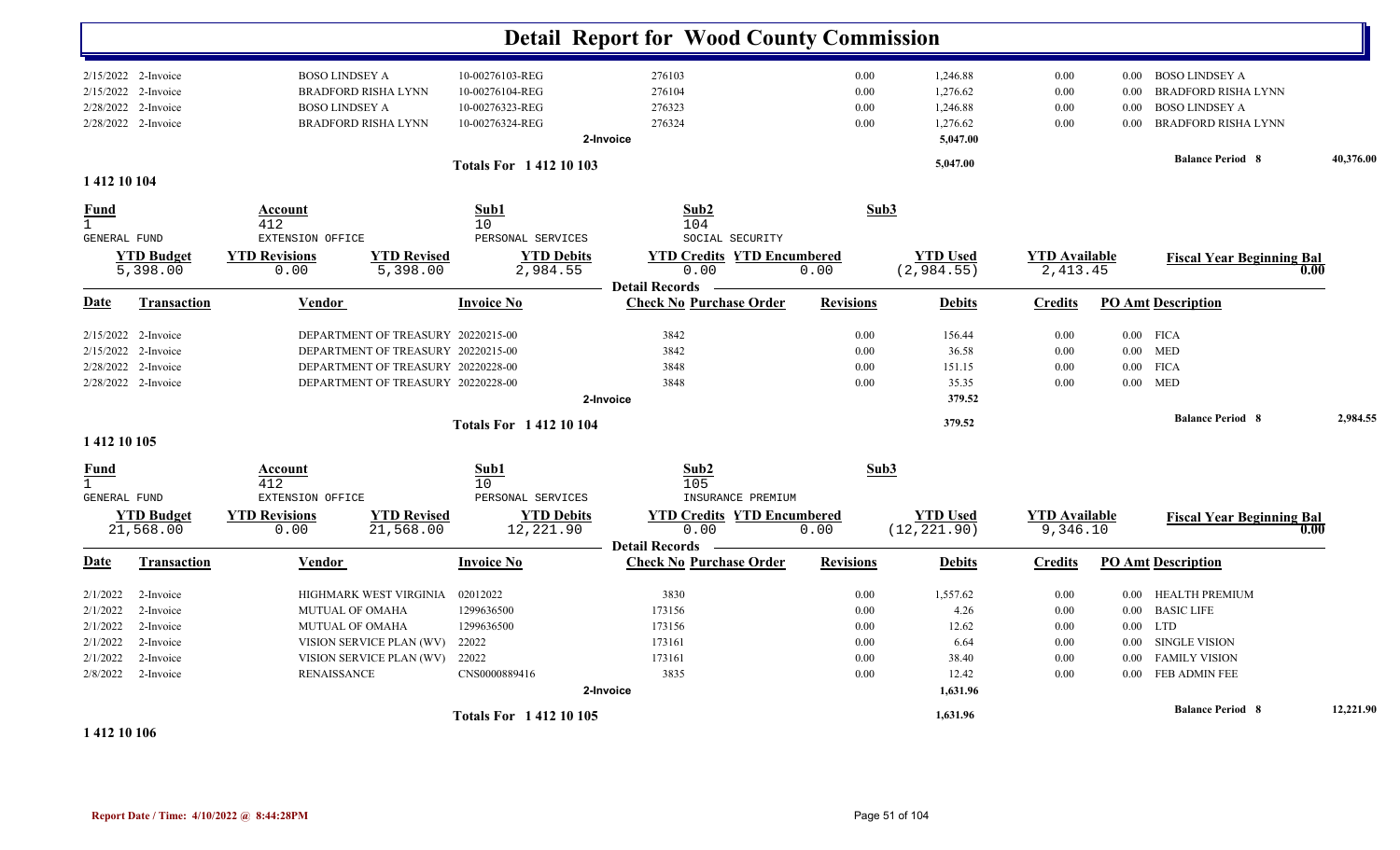# Detail Report for Wood County Commission

| Date | Transaction | Vendor | Invoice No | Check No Purchase Order | Revisions | Debits | Credits | PO Amt Description |
|---|---|---|---|---|---|---|---|---|
| 2/15/2022 | 2-Invoice | BOSO LINDSEY A | 10-00276103-REG | 276103 | 0.00 | 1,246.88 | 0.00 | 0.00 BOSO LINDSEY A |
| 2/15/2022 | 2-Invoice | BRADFORD RISHA LYNN | 10-00276104-REG | 276104 | 0.00 | 1,276.62 | 0.00 | 0.00 BRADFORD RISHA LYNN |
| 2/28/2022 | 2-Invoice | BOSO LINDSEY A | 10-00276323-REG | 276323 | 0.00 | 1,246.88 | 0.00 | 0.00 BOSO LINDSEY A |
| 2/28/2022 | 2-Invoice | BRADFORD RISHA LYNN | 10-00276324-REG | 276324 | 0.00 | 1,276.62 | 0.00 | 0.00 BRADFORD RISHA LYNN |
| | | | | 2-Invoice | | 5,047.00 | | |
| | | | Totals For 1 412 10 103 | | | 5,047.00 | | Balance Period 8 40,376.00 |

## 1 412 10 104

| Fund | Account | Sub1 | Sub2 | Sub3 |
|---|---|---|---|---|
| 1 | 412 | 10 | 104 | |
| GENERAL FUND | EXTENSION OFFICE | PERSONAL SERVICES | SOCIAL SECURITY | |

| YTD Budget | YTD Revisions | YTD Revised | YTD Debits | YTD Credits | YTD Encumbered | YTD Used | YTD Available | Fiscal Year Beginning Bal |
|---|---|---|---|---|---|---|---|---|
| 5,398.00 | 0.00 | 5,398.00 | 2,984.55 | 0.00 | 0.00 | (2,984.55) | 2,413.45 | 0.00 |

**Detail Records**

| Date | Transaction | Vendor | Invoice No | Check No Purchase Order | Revisions | Debits | Credits | PO Amt Description |
|---|---|---|---|---|---|---|---|---|
| 2/15/2022 | 2-Invoice | DEPARTMENT OF TREASURY | 20220215-00 | 3842 | 0.00 | 156.44 | 0.00 | 0.00 FICA |
| 2/15/2022 | 2-Invoice | DEPARTMENT OF TREASURY | 20220215-00 | 3842 | 0.00 | 36.58 | 0.00 | 0.00 MED |
| 2/28/2022 | 2-Invoice | DEPARTMENT OF TREASURY | 20220228-00 | 3848 | 0.00 | 151.15 | 0.00 | 0.00 FICA |
| 2/28/2022 | 2-Invoice | DEPARTMENT OF TREASURY | 20220228-00 | 3848 | 0.00 | 35.35 | 0.00 | 0.00 MED |
| | | | | 2-Invoice | | 379.52 | | |
| | | | Totals For 1 412 10 104 | | | 379.52 | | Balance Period 8 2,984.55 |

## 1 412 10 105

| Fund | Account | Sub1 | Sub2 | Sub3 |
|---|---|---|---|---|
| 1 | 412 | 10 | 105 | |
| GENERAL FUND | EXTENSION OFFICE | PERSONAL SERVICES | INSURANCE PREMIUM | |

| YTD Budget | YTD Revisions | YTD Revised | YTD Debits | YTD Credits | YTD Encumbered | YTD Used | YTD Available | Fiscal Year Beginning Bal |
|---|---|---|---|---|---|---|---|---|
| 21,568.00 | 0.00 | 21,568.00 | 12,221.90 | 0.00 | 0.00 | (12,221.90) | 9,346.10 | 0.00 |

**Detail Records**

| Date | Transaction | Vendor | Invoice No | Check No Purchase Order | Revisions | Debits | Credits | PO Amt Description |
|---|---|---|---|---|---|---|---|---|
| 2/1/2022 | 2-Invoice | HIGHMARK WEST VIRGINIA | 02012022 | 3830 | 0.00 | 1,557.62 | 0.00 | 0.00 HEALTH PREMIUM |
| 2/1/2022 | 2-Invoice | MUTUAL OF OMAHA | 1299636500 | 173156 | 0.00 | 4.26 | 0.00 | 0.00 BASIC LIFE |
| 2/1/2022 | 2-Invoice | MUTUAL OF OMAHA | 1299636500 | 173156 | 0.00 | 12.62 | 0.00 | 0.00 LTD |
| 2/1/2022 | 2-Invoice | VISION SERVICE PLAN (WV) | 22022 | 173161 | 0.00 | 6.64 | 0.00 | 0.00 SINGLE VISION |
| 2/1/2022 | 2-Invoice | VISION SERVICE PLAN (WV) | 22022 | 173161 | 0.00 | 38.40 | 0.00 | 0.00 FAMILY VISION |
| 2/8/2022 | 2-Invoice | RENAISSANCE | CNS0000889416 | 3835 | 0.00 | 12.42 | 0.00 | 0.00 FEB ADMIN FEE |
| | | | | 2-Invoice | | 1,631.96 | | |
| | | | Totals For 1 412 10 105 | | | 1,631.96 | | Balance Period 8 12,221.90 |

## 1 412 10 106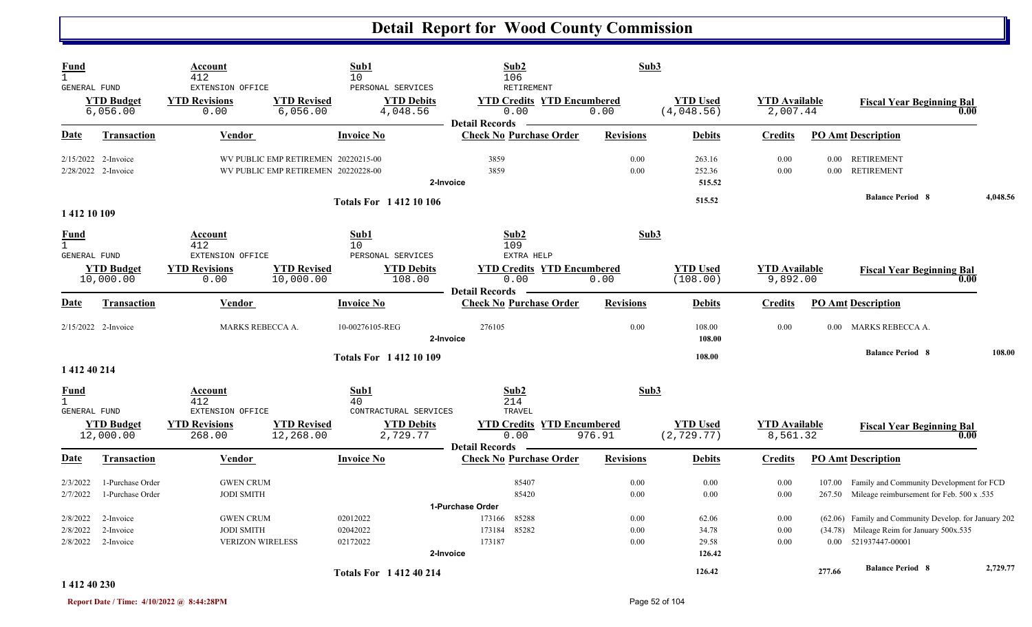# Detail Report for Wood County Commission

| Fund | Account | Sub1 | Sub2 | Sub3 |
|---|---|---|---|---|
| 1 | 412 | 10 | 106 | |
| GENERAL FUND | EXTENSION OFFICE | PERSONAL SERVICES | RETIREMENT | |

| YTD Budget | YTD Revisions | YTD Revised | YTD Debits | YTD Credits | YTD Encumbered | YTD Used | YTD Available | Fiscal Year Beginning Bal |
|---|---|---|---|---|---|---|---|---|
| 6,056.00 | 0.00 | 6,056.00 | 4,048.56 | 0.00 | 0.00 | (4,048.56) | 2,007.44 | 0.00 |

**Detail Records**

| Date | Transaction | Vendor | Invoice No | Check No | Purchase Order | Revisions | Debits | Credits | PO Amt | Description |
|---|---|---|---|---|---|---|---|---|---|---|
| 2/15/2022 | 2-Invoice | WV PUBLIC EMP RETIREMEN | 20220215-00 | 3859 | | 0.00 | 263.16 | 0.00 | 0.00 | RETIREMENT |
| 2/28/2022 | 2-Invoice | WV PUBLIC EMP RETIREMEN | 20220228-00 | 3859 | | 0.00 | 252.36 | 0.00 | 0.00 | RETIREMENT |
| | 2-Invoice | | | | | | 515.52 | | | |
| | **Totals For 1 412 10 106** | | | | | | 515.52 | | | **Balance Period 8** 4,048.56 |

## 1 412 10 109

| Fund | Account | Sub1 | Sub2 | Sub3 |
|---|---|---|---|---|
| 1 | 412 | 10 | 109 | |
| GENERAL FUND | EXTENSION OFFICE | PERSONAL SERVICES | EXTRA HELP | |

| YTD Budget | YTD Revisions | YTD Revised | YTD Debits | YTD Credits | YTD Encumbered | YTD Used | YTD Available | Fiscal Year Beginning Bal |
|---|---|---|---|---|---|---|---|---|
| 10,000.00 | 0.00 | 10,000.00 | 108.00 | 0.00 | 0.00 | (108.00) | 9,892.00 | 0.00 |

**Detail Records**

| Date | Transaction | Vendor | Invoice No | Check No | Purchase Order | Revisions | Debits | Credits | PO Amt | Description |
|---|---|---|---|---|---|---|---|---|---|---|
| 2/15/2022 | 2-Invoice | MARKS REBECCA A. | 10-00276105-REG | 276105 | | 0.00 | 108.00 | 0.00 | 0.00 | MARKS REBECCA A. |
| | 2-Invoice | | | | | | 108.00 | | | |
| | **Totals For 1 412 10 109** | | | | | | 108.00 | | | **Balance Period 8** 108.00 |

## 1 412 40 214

| Fund | Account | Sub1 | Sub2 | Sub3 |
|---|---|---|---|---|
| 1 | 412 | 40 | 214 | |
| GENERAL FUND | EXTENSION OFFICE | CONTRACTURAL SERVICES | TRAVEL | |

| YTD Budget | YTD Revisions | YTD Revised | YTD Debits | YTD Credits | YTD Encumbered | YTD Used | YTD Available | Fiscal Year Beginning Bal |
|---|---|---|---|---|---|---|---|---|
| 12,000.00 | 268.00 | 12,268.00 | 2,729.77 | 0.00 | 976.91 | (2,729.77) | 8,561.32 | 0.00 |

**Detail Records**

| Date | Transaction | Vendor | Invoice No | Check No | Purchase Order | Revisions | Debits | Credits | PO Amt | Description |
|---|---|---|---|---|---|---|---|---|---|---|
| 2/3/2022 | 1-Purchase Order | GWEN CRUM | | | 85407 | 0.00 | 0.00 | 0.00 | 107.00 | Family and Community Development for FCD |
| 2/7/2022 | 1-Purchase Order | JODI SMITH | | | 85420 | 0.00 | 0.00 | 0.00 | 267.50 | Mileage reimbursement for Feb. 500 x .535 |
| | 1-Purchase Order | | | | | | | | | |
| 2/8/2022 | 2-Invoice | GWEN CRUM | 02012022 | 173166 | 85288 | 0.00 | 62.06 | 0.00 | (62.06) | Family and Community Develop. for January 202 |
| 2/8/2022 | 2-Invoice | JODI SMITH | 02042022 | 173184 | 85282 | 0.00 | 34.78 | 0.00 | (34.78) | Mileage Reim for January 500x.535 |
| 2/8/2022 | 2-Invoice | VERIZON WIRELESS | 02172022 | 173187 | | 0.00 | 29.58 | 0.00 | 0.00 | 521937447-00001 |
| | 2-Invoice | | | | | | 126.42 | | | |
| | **Totals For 1 412 40 214** | | | | | | 126.42 | | 277.66 | **Balance Period 8** 2,729.77 |

## 1 412 40 230

Report Date / Time: 4/10/2022 @ 8:44:28PM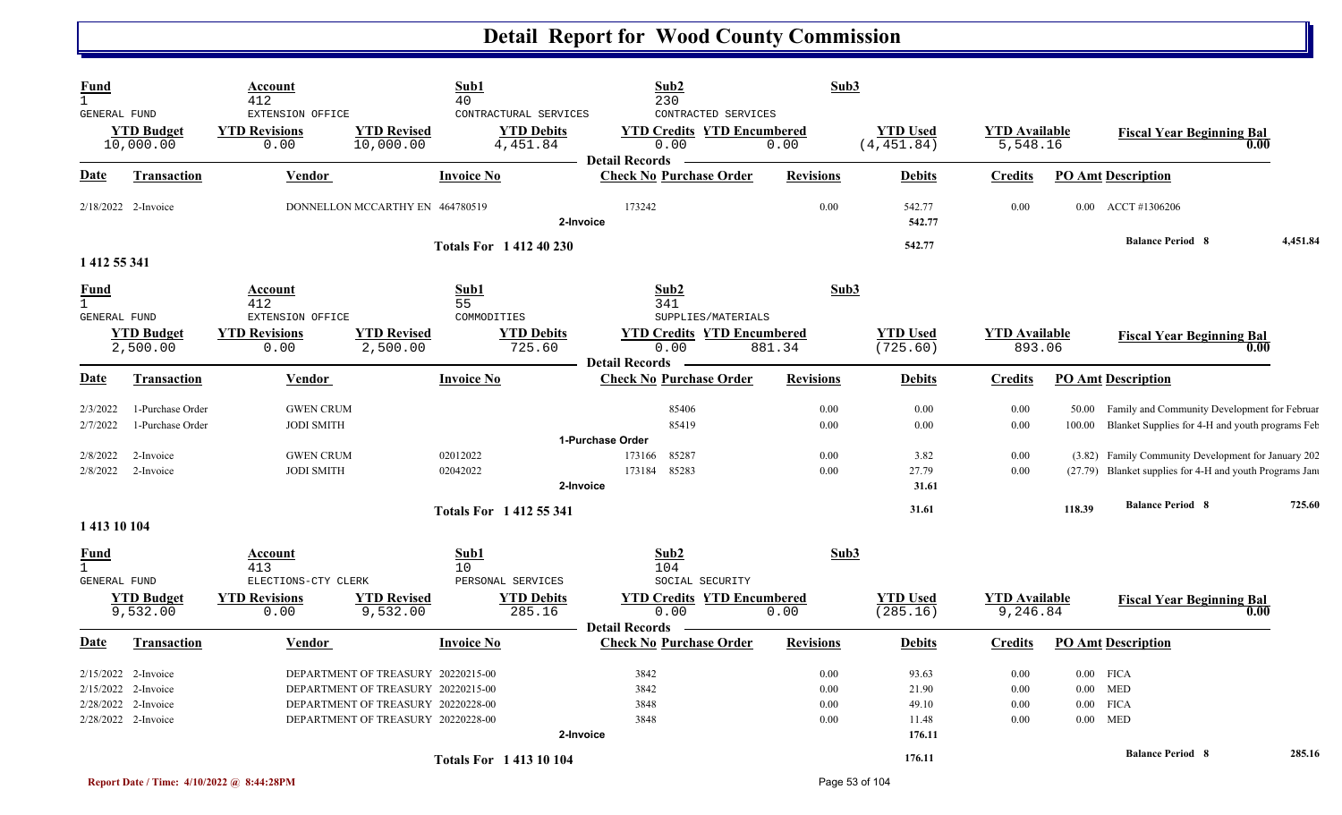# Detail Report for Wood County Commission

| Fund | Account | | Sub1 | Sub2 | | Sub3 | | | |
|---|---|---|---|---|---|---|---|---|---|
| 1 GENERAL FUND | 412 EXTENSION OFFICE | | 40 CONTRACTURAL SERVICES | 230 CONTRACTED SERVICES | | | | | |
| **YTD Budget** | **YTD Revisions** | **YTD Revised** | **YTD Debits** | **YTD Credits** | **YTD Encumbered** | **YTD Used** | **YTD Available** | **Fiscal Year Beginning Bal** | |
| 10,000.00 | 0.00 | 10,000.00 | 4,451.84 | 0.00 | 0.00 | (4,451.84) | 5,548.16 | 0.00 | |

Detail Records

| Date | Transaction | Vendor | Invoice No | Check No | Purchase Order | Revisions | Debits | Credits | PO Amt | Description |
|---|---|---|---|---|---|---|---|---|---|---|
| 2/18/2022 | 2-Invoice | DONNELLON MCCARTHY EN | 464780519 | 173242 | | 0.00 | 542.77 | 0.00 | 0.00 | ACCT #1306206 |
| | | | 2-Invoice | | | | 542.77 | | | |
| | | | Totals For 1 412 40 230 | | | | 542.77 | | | Balance Period 8 4,451.84 |

**1 412 55 341**

| Fund | Account | | Sub1 | Sub2 | | Sub3 | | | |
|---|---|---|---|---|---|---|---|---|---|
| 1 GENERAL FUND | 412 EXTENSION OFFICE | | 55 COMMODITIES | 341 SUPPLIES/MATERIALS | | | | | |
| **YTD Budget** | **YTD Revisions** | **YTD Revised** | **YTD Debits** | **YTD Credits** | **YTD Encumbered** | **YTD Used** | **YTD Available** | **Fiscal Year Beginning Bal** | |
| 2,500.00 | 0.00 | 2,500.00 | 725.60 | 0.00 | 881.34 | (725.60) | 893.06 | 0.00 | |

Detail Records

| Date | Transaction | Vendor | Invoice No | Check No | Purchase Order | Revisions | Debits | Credits | PO Amt | Description |
|---|---|---|---|---|---|---|---|---|---|---|
| 2/3/2022 | 1-Purchase Order | GWEN CRUM | | | 85406 | 0.00 | 0.00 | 0.00 | 50.00 | Family and Community Development for Februar |
| 2/7/2022 | 1-Purchase Order | JODI SMITH | | | 85419 | 0.00 | 0.00 | 0.00 | 100.00 | Blanket Supplies for 4-H and youth programs Feb |
| | | | 1-Purchase Order | | | | | | | |
| 2/8/2022 | 2-Invoice | GWEN CRUM | 02012022 | 173166 | 85287 | 0.00 | 3.82 | 0.00 | (3.82) | Family Community Development for January 202 |
| 2/8/2022 | 2-Invoice | JODI SMITH | 02042022 | 173184 | 85283 | 0.00 | 27.79 | 0.00 | (27.79) | Blanket supplies for 4-H and youth Programs Janu |
| | | | 2-Invoice | | | | 31.61 | | | |
| | | | Totals For 1 412 55 341 | | | | 31.61 | | 118.39 | Balance Period 8 725.60 |

**1 413 10 104**

| Fund | Account | | Sub1 | Sub2 | | Sub3 | | | |
|---|---|---|---|---|---|---|---|---|---|
| 1 GENERAL FUND | 413 ELECTIONS-CTY CLERK | | 10 PERSONAL SERVICES | 104 SOCIAL SECURITY | | | | | |
| **YTD Budget** | **YTD Revisions** | **YTD Revised** | **YTD Debits** | **YTD Credits** | **YTD Encumbered** | **YTD Used** | **YTD Available** | **Fiscal Year Beginning Bal** | |
| 9,532.00 | 0.00 | 9,532.00 | 285.16 | 0.00 | 0.00 | (285.16) | 9,246.84 | 0.00 | |

Detail Records

| Date | Transaction | Vendor | Invoice No | Check No | Purchase Order | Revisions | Debits | Credits | PO Amt | Description |
|---|---|---|---|---|---|---|---|---|---|---|
| 2/15/2022 | 2-Invoice | DEPARTMENT OF TREASURY | 20220215-00 | 3842 | | 0.00 | 93.63 | 0.00 | 0.00 | FICA |
| 2/15/2022 | 2-Invoice | DEPARTMENT OF TREASURY | 20220215-00 | 3842 | | 0.00 | 21.90 | 0.00 | 0.00 | MED |
| 2/28/2022 | 2-Invoice | DEPARTMENT OF TREASURY | 20220228-00 | 3848 | | 0.00 | 49.10 | 0.00 | 0.00 | FICA |
| 2/28/2022 | 2-Invoice | DEPARTMENT OF TREASURY | 20220228-00 | 3848 | | 0.00 | 11.48 | 0.00 | 0.00 | MED |
| | | | 2-Invoice | | | | 176.11 | | | |
| | | | Totals For 1 413 10 104 | | | | 176.11 | | | Balance Period 8 285.16 |

Report Date / Time: 4/10/2022 @ 8:44:28PM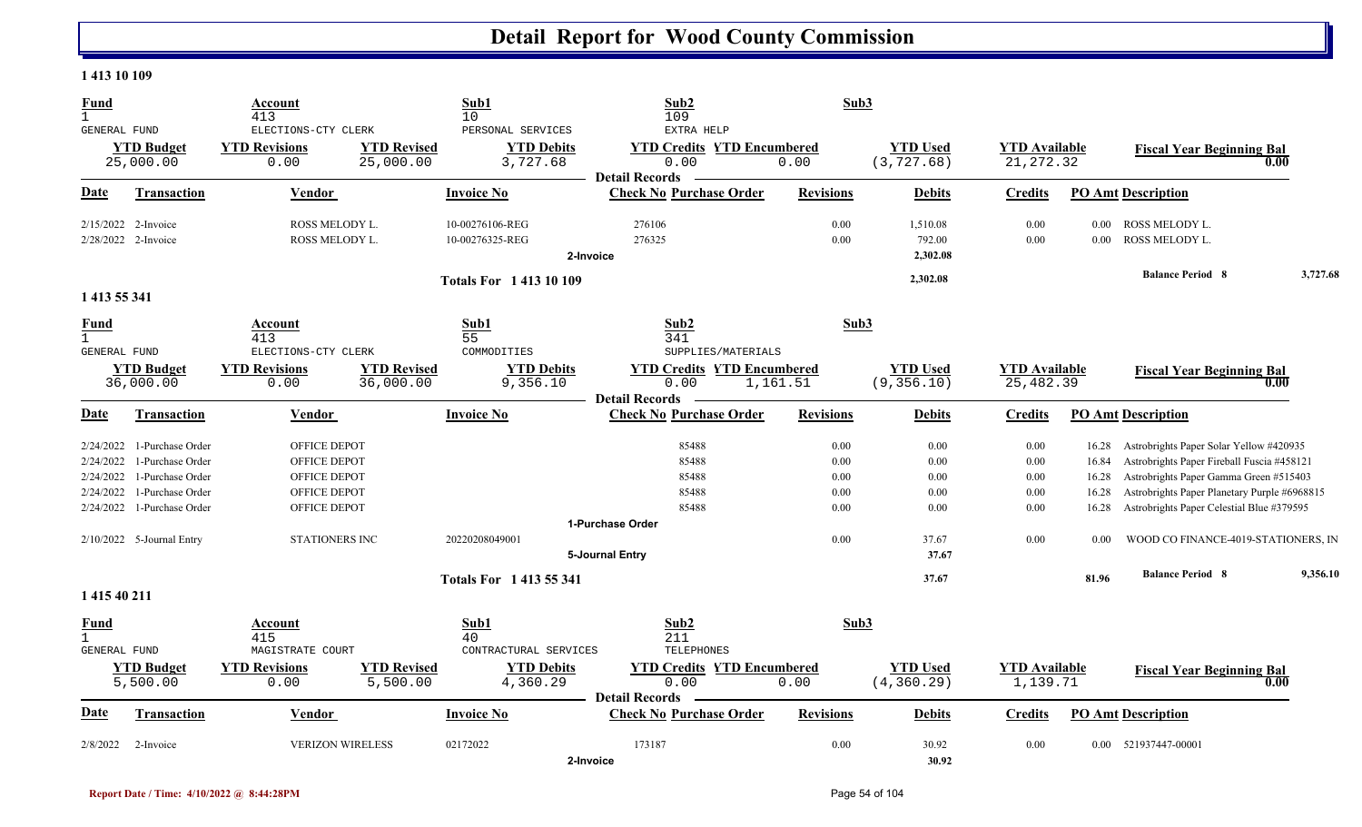# Detail Report for Wood County Commission

## 1 413 10 109

| Fund | Account | | Sub1 | Sub2 | | Sub3 | | |
|---|---|---|---|---|---|---|---|---|
| 1 | 413 | | 10 | 109 | | | | |
| GENERAL FUND | ELECTIONS-CTY CLERK | | PERSONAL SERVICES | EXTRA HELP | | | | |
| **YTD Budget** | **YTD Revisions** | **YTD Revised** | **YTD Debits** | **YTD Credits** | **YTD Encumbered** | **YTD Used** | **YTD Available** | **Fiscal Year Beginning Bal** |
| 25,000.00 | 0.00 | 25,000.00 | 3,727.68 | 0.00 | 0.00 | (3,727.68) | 21,272.32 | 0.00 |

**Detail Records**

| Date | Transaction | Vendor | Invoice No | Check No | Purchase Order | Revisions | Debits | Credits | PO Amt | Description |
|---|---|---|---|---|---|---|---|---|---|---|
| 2/15/2022 | 2-Invoice | ROSS MELODY L. | 10-00276106-REG | 276106 | | 0.00 | 1,510.08 | 0.00 | 0.00 | ROSS MELODY L. |
| 2/28/2022 | 2-Invoice | ROSS MELODY L. | 10-00276325-REG | 276325 | | 0.00 | 792.00 | 0.00 | 0.00 | ROSS MELODY L. |
| | | | | 2-Invoice | | | **2,302.08** | | | |
| | | | **Totals For 1 413 10 109** | | | | **2,302.08** | | | **Balance Period 8** 3,727.68 |

## 1 413 55 341

| Fund | Account | | Sub1 | Sub2 | | Sub3 | | |
|---|---|---|---|---|---|---|---|---|
| 1 | 413 | | 55 | 341 | | | | |
| GENERAL FUND | ELECTIONS-CTY CLERK | | COMMODITIES | SUPPLIES/MATERIALS | | | | |
| **YTD Budget** | **YTD Revisions** | **YTD Revised** | **YTD Debits** | **YTD Credits** | **YTD Encumbered** | **YTD Used** | **YTD Available** | **Fiscal Year Beginning Bal** |
| 36,000.00 | 0.00 | 36,000.00 | 9,356.10 | 0.00 | 1,161.51 | (9,356.10) | 25,482.39 | 0.00 |

**Detail Records**

| Date | Transaction | Vendor | Invoice No | Check No | Purchase Order | Revisions | Debits | Credits | PO Amt | Description |
|---|---|---|---|---|---|---|---|---|---|---|
| 2/24/2022 | 1-Purchase Order | OFFICE DEPOT | | | 85488 | 0.00 | 0.00 | 0.00 | 16.28 | Astrobrights Paper Solar Yellow #420935 |
| 2/24/2022 | 1-Purchase Order | OFFICE DEPOT | | | 85488 | 0.00 | 0.00 | 0.00 | 16.84 | Astrobrights Paper Fireball Fuscia #458121 |
| 2/24/2022 | 1-Purchase Order | OFFICE DEPOT | | | 85488 | 0.00 | 0.00 | 0.00 | 16.28 | Astrobrights Paper Gamma Green #515403 |
| 2/24/2022 | 1-Purchase Order | OFFICE DEPOT | | | 85488 | 0.00 | 0.00 | 0.00 | 16.28 | Astrobrights Paper Planetary Purple #6968815 |
| 2/24/2022 | 1-Purchase Order | OFFICE DEPOT | | | 85488 | 0.00 | 0.00 | 0.00 | 16.28 | Astrobrights Paper Celestial Blue #379595 |
| | | | | 1-Purchase Order | | | | | | |
| 2/10/2022 | 5-Journal Entry | STATIONERS INC | 20220208049001 | | | 0.00 | 37.67 | 0.00 | 0.00 | WOOD CO FINANCE-4019-STATIONERS, IN |
| | | | | 5-Journal Entry | | | **37.67** | | | |
| | | | **Totals For 1 413 55 341** | | | | **37.67** | | **81.96** | **Balance Period 8** 9,356.10 |

## 1 415 40 211

| Fund | Account | | Sub1 | Sub2 | | Sub3 | | |
|---|---|---|---|---|---|---|---|---|
| 1 | 415 | | 40 | 211 | | | | |
| GENERAL FUND | MAGISTRATE COURT | | CONTRACTURAL SERVICES | TELEPHONES | | | | |
| **YTD Budget** | **YTD Revisions** | **YTD Revised** | **YTD Debits** | **YTD Credits** | **YTD Encumbered** | **YTD Used** | **YTD Available** | **Fiscal Year Beginning Bal** |
| 5,500.00 | 0.00 | 5,500.00 | 4,360.29 | 0.00 | 0.00 | (4,360.29) | 1,139.71 | 0.00 |

**Detail Records**

| Date | Transaction | Vendor | Invoice No | Check No | Purchase Order | Revisions | Debits | Credits | PO Amt | Description |
|---|---|---|---|---|---|---|---|---|---|---|
| 2/8/2022 | 2-Invoice | VERIZON WIRELESS | 02172022 | 173187 | | 0.00 | 30.92 | 0.00 | 0.00 | 521937447-00001 |
| | | | | 2-Invoice | | | **30.92** | | | |

Report Date / Time: 4/10/2022 @ 8:44:28PM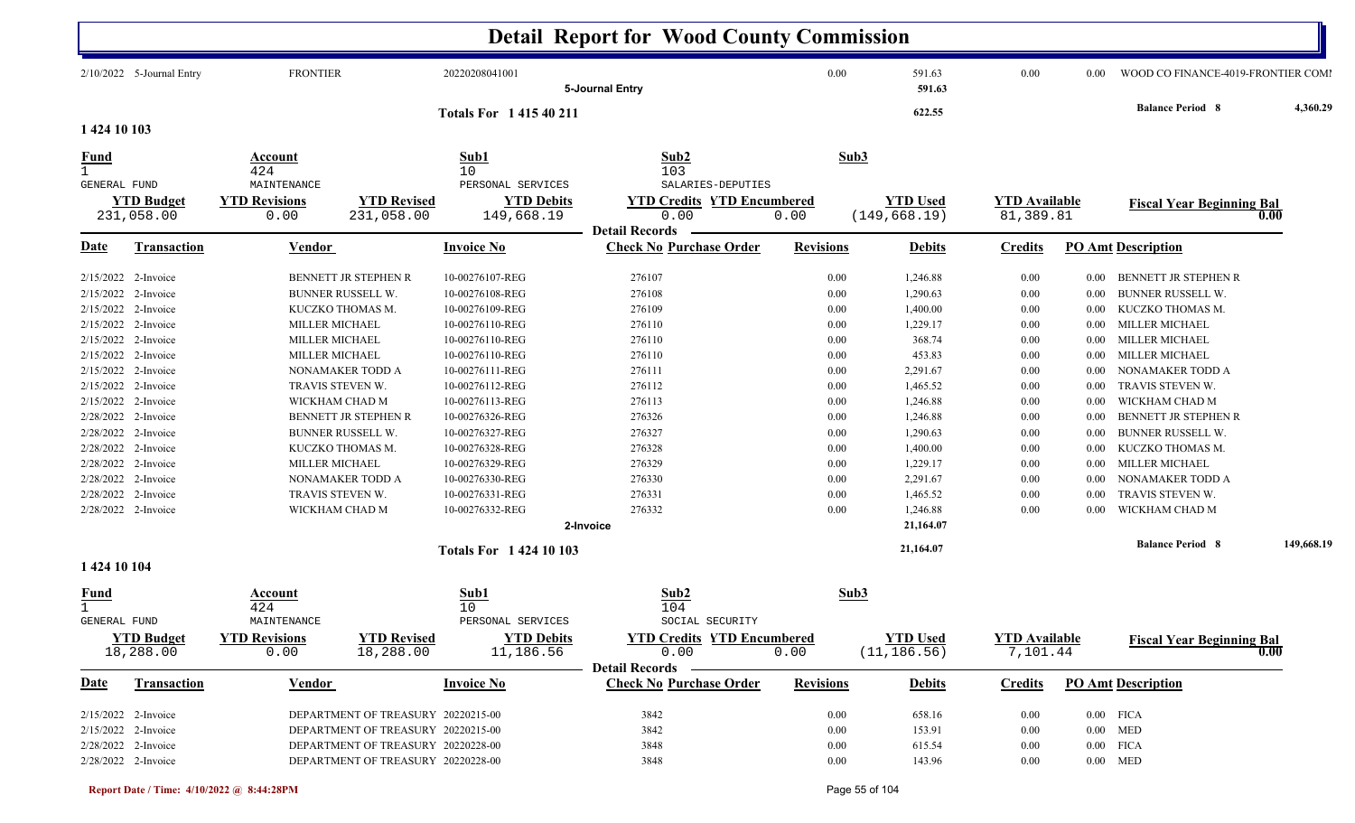# Detail Report for Wood County Commission

| Date | Transaction | Vendor | Invoice No | Check No Purchase Order | Revisions | Debits | Credits | PO Amt Description |
|---|---|---|---|---|---|---|---|---|
| 2/10/2022 | 5-Journal Entry | FRONTIER | 20220208041001 | | 0.00 | 591.63 | 0.00 | 0.00 WOOD CO FINANCE-4019-FRONTIER COMI |
| | | | | 5-Journal Entry | | 591.63 | | |

Totals For 1 415 40 211 — 622.55 — Balance Period 8 — 4,360.29

## 1 424 10 103

| Fund | Account | Sub1 | Sub2 | Sub3 |
|---|---|---|---|---|
| 1 GENERAL FUND | 424 MAINTENANCE | 10 PERSONAL SERVICES | 103 SALARIES-DEPUTIES | |

| YTD Budget | YTD Revisions | YTD Revised | YTD Debits | YTD Credits | YTD Encumbered | YTD Used | YTD Available | Fiscal Year Beginning Bal |
|---|---|---|---|---|---|---|---|---|
| 231,058.00 | 0.00 | 231,058.00 | 149,668.19 | 0.00 | 0.00 | (149,668.19) | 81,389.81 | 0.00 |

Detail Records

| Date | Transaction | Vendor | Invoice No | Check No Purchase Order | Revisions | Debits | Credits | PO Amt | Description |
|---|---|---|---|---|---|---|---|---|---|
| 2/15/2022 | 2-Invoice | BENNETT JR STEPHEN R | 10-00276107-REG | 276107 | 0.00 | 1,246.88 | 0.00 | 0.00 | BENNETT JR STEPHEN R |
| 2/15/2022 | 2-Invoice | BUNNER RUSSELL W. | 10-00276108-REG | 276108 | 0.00 | 1,290.63 | 0.00 | 0.00 | BUNNER RUSSELL W. |
| 2/15/2022 | 2-Invoice | KUCZKO THOMAS M. | 10-00276109-REG | 276109 | 0.00 | 1,400.00 | 0.00 | 0.00 | KUCZKO THOMAS M. |
| 2/15/2022 | 2-Invoice | MILLER MICHAEL | 10-00276110-REG | 276110 | 0.00 | 1,229.17 | 0.00 | 0.00 | MILLER MICHAEL |
| 2/15/2022 | 2-Invoice | MILLER MICHAEL | 10-00276110-REG | 276110 | 0.00 | 368.74 | 0.00 | 0.00 | MILLER MICHAEL |
| 2/15/2022 | 2-Invoice | MILLER MICHAEL | 10-00276110-REG | 276110 | 0.00 | 453.83 | 0.00 | 0.00 | MILLER MICHAEL |
| 2/15/2022 | 2-Invoice | NONAMAKER TODD A | 10-00276111-REG | 276111 | 0.00 | 2,291.67 | 0.00 | 0.00 | NONAMAKER TODD A |
| 2/15/2022 | 2-Invoice | TRAVIS STEVEN W. | 10-00276112-REG | 276112 | 0.00 | 1,465.52 | 0.00 | 0.00 | TRAVIS STEVEN W. |
| 2/15/2022 | 2-Invoice | WICKHAM CHAD M | 10-00276113-REG | 276113 | 0.00 | 1,246.88 | 0.00 | 0.00 | WICKHAM CHAD M |
| 2/28/2022 | 2-Invoice | BENNETT JR STEPHEN R | 10-00276326-REG | 276326 | 0.00 | 1,246.88 | 0.00 | 0.00 | BENNETT JR STEPHEN R |
| 2/28/2022 | 2-Invoice | BUNNER RUSSELL W. | 10-00276327-REG | 276327 | 0.00 | 1,290.63 | 0.00 | 0.00 | BUNNER RUSSELL W. |
| 2/28/2022 | 2-Invoice | KUCZKO THOMAS M. | 10-00276328-REG | 276328 | 0.00 | 1,400.00 | 0.00 | 0.00 | KUCZKO THOMAS M. |
| 2/28/2022 | 2-Invoice | MILLER MICHAEL | 10-00276329-REG | 276329 | 0.00 | 1,229.17 | 0.00 | 0.00 | MILLER MICHAEL |
| 2/28/2022 | 2-Invoice | NONAMAKER TODD A | 10-00276330-REG | 276330 | 0.00 | 2,291.67 | 0.00 | 0.00 | NONAMAKER TODD A |
| 2/28/2022 | 2-Invoice | TRAVIS STEVEN W. | 10-00276331-REG | 276331 | 0.00 | 1,465.52 | 0.00 | 0.00 | TRAVIS STEVEN W. |
| 2/28/2022 | 2-Invoice | WICKHAM CHAD M | 10-00276332-REG | 276332 | 0.00 | 1,246.88 | 0.00 | 0.00 | WICKHAM CHAD M |
| | | | | 2-Invoice | | 21,164.07 | | | |

Totals For 1 424 10 103 — 21,164.07 — Balance Period 8 — 149,668.19

## 1 424 10 104

| Fund | Account | Sub1 | Sub2 | Sub3 |
|---|---|---|---|---|
| 1 GENERAL FUND | 424 MAINTENANCE | 10 PERSONAL SERVICES | 104 SOCIAL SECURITY | |

| YTD Budget | YTD Revisions | YTD Revised | YTD Debits | YTD Credits | YTD Encumbered | YTD Used | YTD Available | Fiscal Year Beginning Bal |
|---|---|---|---|---|---|---|---|---|
| 18,288.00 | 0.00 | 18,288.00 | 11,186.56 | 0.00 | 0.00 | (11,186.56) | 7,101.44 | 0.00 |

Detail Records

| Date | Transaction | Vendor | Invoice No | Check No Purchase Order | Revisions | Debits | Credits | PO Amt | Description |
|---|---|---|---|---|---|---|---|---|---|
| 2/15/2022 | 2-Invoice | DEPARTMENT OF TREASURY | 20220215-00 | 3842 | 0.00 | 658.16 | 0.00 | 0.00 | FICA |
| 2/15/2022 | 2-Invoice | DEPARTMENT OF TREASURY | 20220215-00 | 3842 | 0.00 | 153.91 | 0.00 | 0.00 | MED |
| 2/28/2022 | 2-Invoice | DEPARTMENT OF TREASURY | 20220228-00 | 3848 | 0.00 | 615.54 | 0.00 | 0.00 | FICA |
| 2/28/2022 | 2-Invoice | DEPARTMENT OF TREASURY | 20220228-00 | 3848 | 0.00 | 143.96 | 0.00 | 0.00 | MED |

Report Date / Time: 4/10/2022 @ 8:44:28PM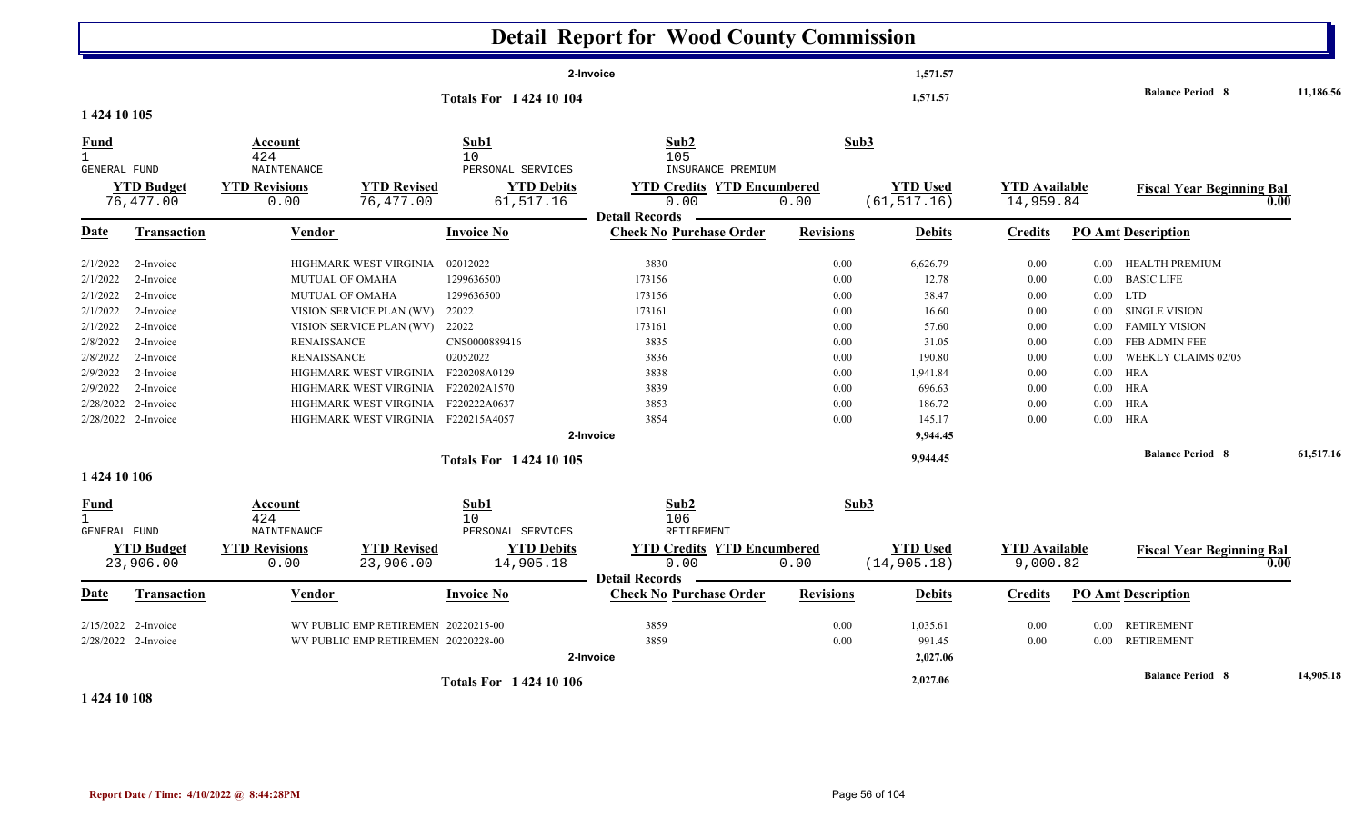# Detail Report for Wood County Commission

| | | | | |
|---|---|---|---|---|
| 2-Invoice | | 1,571.57 | | |
| Totals For 1 424 10 104 | | 1,571.57 | Balance Period 8 | 11,186.56 |

## 1 424 10 105

| Fund | Account | Sub1 | Sub2 | Sub3 |
|---|---|---|---|---|
| 1 GENERAL FUND | 424 MAINTENANCE | 10 PERSONAL SERVICES | 105 INSURANCE PREMIUM | |

| YTD Budget | YTD Revisions | YTD Revised | YTD Debits | YTD Credits | YTD Encumbered | YTD Used | YTD Available | Fiscal Year Beginning Bal |
|---|---|---|---|---|---|---|---|---|
| 76,477.00 | 0.00 | 76,477.00 | 61,517.16 | 0.00 | 0.00 | (61,517.16) | 14,959.84 | 0.00 |

**Detail Records**

| Date | Transaction | Vendor | Invoice No | Check No | Purchase Order | Revisions | Debits | Credits | PO Amt | Description |
|---|---|---|---|---|---|---|---|---|---|---|
| 2/1/2022 | 2-Invoice | HIGHMARK WEST VIRGINIA | 02012022 | 3830 | | 0.00 | 6,626.79 | 0.00 | 0.00 | HEALTH PREMIUM |
| 2/1/2022 | 2-Invoice | MUTUAL OF OMAHA | 1299636500 | 173156 | | 0.00 | 12.78 | 0.00 | 0.00 | BASIC LIFE |
| 2/1/2022 | 2-Invoice | MUTUAL OF OMAHA | 1299636500 | 173156 | | 0.00 | 38.47 | 0.00 | 0.00 | LTD |
| 2/1/2022 | 2-Invoice | VISION SERVICE PLAN (WV) | 22022 | 173161 | | 0.00 | 16.60 | 0.00 | 0.00 | SINGLE VISION |
| 2/1/2022 | 2-Invoice | VISION SERVICE PLAN (WV) | 22022 | 173161 | | 0.00 | 57.60 | 0.00 | 0.00 | FAMILY VISION |
| 2/8/2022 | 2-Invoice | RENAISSANCE | CNS0000889416 | 3835 | | 0.00 | 31.05 | 0.00 | 0.00 | FEB ADMIN FEE |
| 2/8/2022 | 2-Invoice | RENAISSANCE | 02052022 | 3836 | | 0.00 | 190.80 | 0.00 | 0.00 | WEEKLY CLAIMS 02/05 |
| 2/9/2022 | 2-Invoice | HIGHMARK WEST VIRGINIA | F220208A0129 | 3838 | | 0.00 | 1,941.84 | 0.00 | 0.00 | HRA |
| 2/9/2022 | 2-Invoice | HIGHMARK WEST VIRGINIA | F220202A1570 | 3839 | | 0.00 | 696.63 | 0.00 | 0.00 | HRA |
| 2/28/2022 | 2-Invoice | HIGHMARK WEST VIRGINIA | F220222A0637 | 3853 | | 0.00 | 186.72 | 0.00 | 0.00 | HRA |
| 2/28/2022 | 2-Invoice | HIGHMARK WEST VIRGINIA | F220215A4057 | 3854 | | 0.00 | 145.17 | 0.00 | 0.00 | HRA |
| | | | 2-Invoice | | | | 9,944.45 | | | |
| | | | Totals For 1 424 10 105 | | | | 9,944.45 | | | Balance Period 8 61,517.16 |

## 1 424 10 106

| Fund | Account | Sub1 | Sub2 | Sub3 |
|---|---|---|---|---|
| 1 GENERAL FUND | 424 MAINTENANCE | 10 PERSONAL SERVICES | 106 RETIREMENT | |

| YTD Budget | YTD Revisions | YTD Revised | YTD Debits | YTD Credits | YTD Encumbered | YTD Used | YTD Available | Fiscal Year Beginning Bal |
|---|---|---|---|---|---|---|---|---|
| 23,906.00 | 0.00 | 23,906.00 | 14,905.18 | 0.00 | 0.00 | (14,905.18) | 9,000.82 | 0.00 |

**Detail Records**

| Date | Transaction | Vendor | Invoice No | Check No | Purchase Order | Revisions | Debits | Credits | PO Amt | Description |
|---|---|---|---|---|---|---|---|---|---|---|
| 2/15/2022 | 2-Invoice | WV PUBLIC EMP RETIREMEN | 20220215-00 | 3859 | | 0.00 | 1,035.61 | 0.00 | 0.00 | RETIREMENT |
| 2/28/2022 | 2-Invoice | WV PUBLIC EMP RETIREMEN | 20220228-00 | 3859 | | 0.00 | 991.45 | 0.00 | 0.00 | RETIREMENT |
| | | | 2-Invoice | | | | 2,027.06 | | | |
| | | | Totals For 1 424 10 106 | | | | 2,027.06 | | | Balance Period 8 14,905.18 |

## 1 424 10 108

Report Date / Time: 4/10/2022 @ 8:44:28PM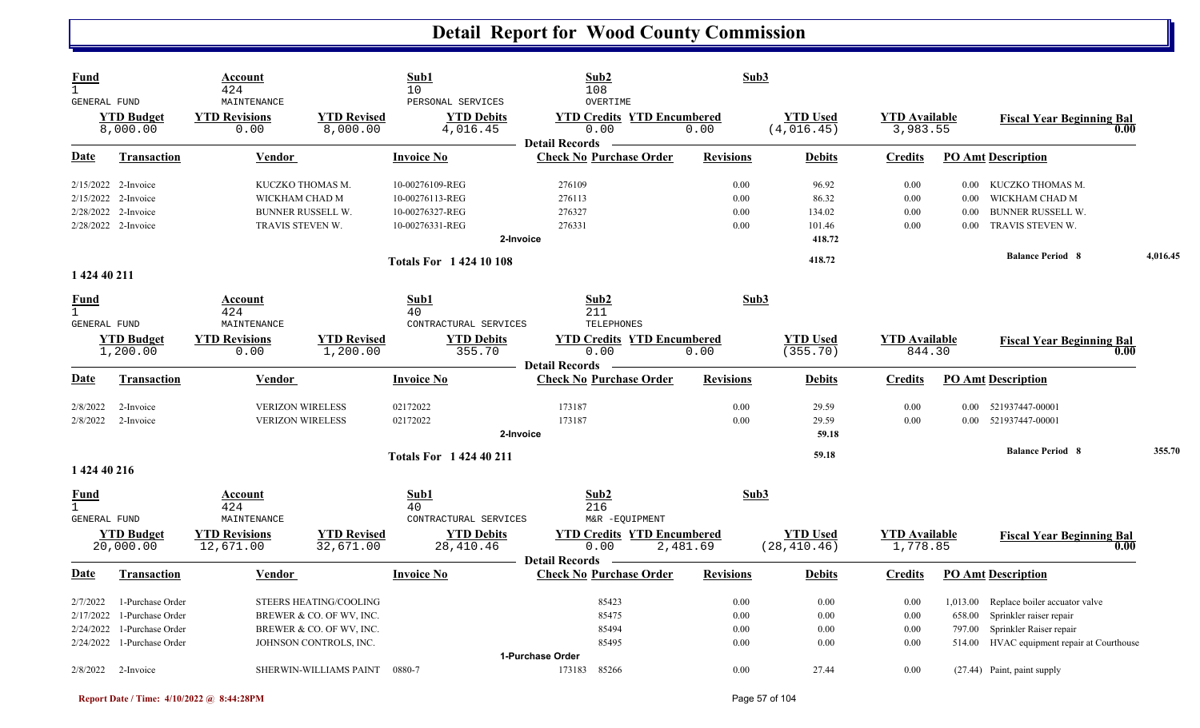# Detail Report for Wood County Commission

| Fund | Account | | Sub1 | Sub2 | | Sub3 | | |
|---|---|---|---|---|---|---|---|---|
| 1 | 424 | | 10 | 108 | | | | |
| GENERAL FUND | MAINTENANCE | | PERSONAL SERVICES | OVERTIME | | | | |
| **YTD Budget** | **YTD Revisions** | **YTD Revised** | **YTD Debits** | **YTD Credits** | **YTD Encumbered** | **YTD Used** | **YTD Available** | **Fiscal Year Beginning Bal** |
| 8,000.00 | 0.00 | 8,000.00 | 4,016.45 | 0.00 | 0.00 | (4,016.45) | 3,983.55 | 0.00 |

**Detail Records**

| Date | Transaction | Vendor | Invoice No | Check No | Purchase Order | Revisions | Debits | Credits | PO Amt | Description |
|---|---|---|---|---|---|---|---|---|---|---|
| 2/15/2022 | 2-Invoice | KUCZKO THOMAS M. | 10-00276109-REG | 276109 | | 0.00 | 96.92 | 0.00 | 0.00 | KUCZKO THOMAS M. |
| 2/15/2022 | 2-Invoice | WICKHAM CHAD M | 10-00276113-REG | 276113 | | 0.00 | 86.32 | 0.00 | 0.00 | WICKHAM CHAD M |
| 2/28/2022 | 2-Invoice | BUNNER RUSSELL W. | 10-00276327-REG | 276327 | | 0.00 | 134.02 | 0.00 | 0.00 | BUNNER RUSSELL W. |
| 2/28/2022 | 2-Invoice | TRAVIS STEVEN W. | 10-00276331-REG | 276331 | | 0.00 | 101.46 | 0.00 | 0.00 | TRAVIS STEVEN W. |
| | | | | 2-Invoice | | | 418.72 | | | |
| | | | Totals For 1 424 10 108 | | | | 418.72 | | | Balance Period 8 — 4,016.45 |

## 1 424 40 211

| Fund | Account | | Sub1 | Sub2 | | Sub3 | | |
|---|---|---|---|---|---|---|---|---|
| 1 | 424 | | 40 | 211 | | | | |
| GENERAL FUND | MAINTENANCE | | CONTRACTURAL SERVICES | TELEPHONES | | | | |
| **YTD Budget** | **YTD Revisions** | **YTD Revised** | **YTD Debits** | **YTD Credits** | **YTD Encumbered** | **YTD Used** | **YTD Available** | **Fiscal Year Beginning Bal** |
| 1,200.00 | 0.00 | 1,200.00 | 355.70 | 0.00 | 0.00 | (355.70) | 844.30 | 0.00 |

**Detail Records**

| Date | Transaction | Vendor | Invoice No | Check No | Purchase Order | Revisions | Debits | Credits | PO Amt | Description |
|---|---|---|---|---|---|---|---|---|---|---|
| 2/8/2022 | 2-Invoice | VERIZON WIRELESS | 02172022 | 173187 | | 0.00 | 29.59 | 0.00 | 0.00 | 521937447-00001 |
| 2/8/2022 | 2-Invoice | VERIZON WIRELESS | 02172022 | 173187 | | 0.00 | 29.59 | 0.00 | 0.00 | 521937447-00001 |
| | | | | 2-Invoice | | | 59.18 | | | |
| | | | Totals For 1 424 40 211 | | | | 59.18 | | | Balance Period 8 — 355.70 |

## 1 424 40 216

| Fund | Account | | Sub1 | Sub2 | | Sub3 | | |
|---|---|---|---|---|---|---|---|---|
| 1 | 424 | | 40 | 216 | | | | |
| GENERAL FUND | MAINTENANCE | | CONTRACTURAL SERVICES | M&R -EQUIPMENT | | | | |
| **YTD Budget** | **YTD Revisions** | **YTD Revised** | **YTD Debits** | **YTD Credits** | **YTD Encumbered** | **YTD Used** | **YTD Available** | **Fiscal Year Beginning Bal** |
| 20,000.00 | 12,671.00 | 32,671.00 | 28,410.46 | 0.00 | 2,481.69 | (28,410.46) | 1,778.85 | 0.00 |

**Detail Records**

| Date | Transaction | Vendor | Invoice No | Check No | Purchase Order | Revisions | Debits | Credits | PO Amt | Description |
|---|---|---|---|---|---|---|---|---|---|---|
| 2/7/2022 | 1-Purchase Order | STEERS HEATING/COOLING | | | 85423 | 0.00 | 0.00 | 0.00 | 1,013.00 | Replace boiler accuator valve |
| 2/17/2022 | 1-Purchase Order | BREWER & CO. OF WV, INC. | | | 85475 | 0.00 | 0.00 | 0.00 | 658.00 | Sprinkler raiser repair |
| 2/24/2022 | 1-Purchase Order | BREWER & CO. OF WV, INC. | | | 85494 | 0.00 | 0.00 | 0.00 | 797.00 | Sprinkler Raiser repair |
| 2/24/2022 | 1-Purchase Order | JOHNSON CONTROLS, INC. | | | 85495 | 0.00 | 0.00 | 0.00 | 514.00 | HVAC equipment repair at Courthouse |
| | | | | 1-Purchase Order | | | | | | |
| 2/8/2022 | 2-Invoice | SHERWIN-WILLIAMS PAINT | 0880-7 | 173183 | 85266 | 0.00 | 27.44 | 0.00 | (27.44) | Paint, paint supply |

Report Date / Time: 4/10/2022 @ 8:44:28PM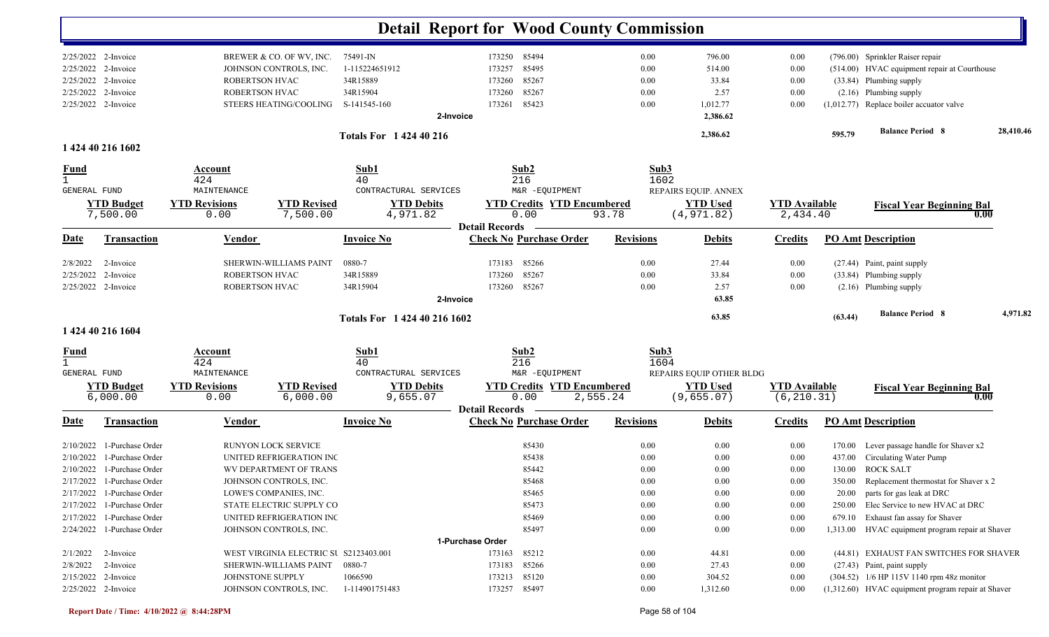# Detail Report for Wood County Commission

| Date | Transaction | Vendor | Invoice No | Check No | Purchase Order | Revisions | Debits | Credits | PO Amt | Description |
|---|---|---|---|---|---|---|---|---|---|---|
| 2/25/2022 | 2-Invoice | BREWER & CO. OF WV, INC. | 75491-IN | 173250 | 85494 | 0.00 | 796.00 | 0.00 | (796.00) | Sprinkler Raiser repair |
| 2/25/2022 | 2-Invoice | JOHNSON CONTROLS, INC. | 1-115224651912 | 173257 | 85495 | 0.00 | 514.00 | 0.00 | (514.00) | HVAC equipment repair at Courthouse |
| 2/25/2022 | 2-Invoice | ROBERTSON HVAC | 34R15889 | 173260 | 85267 | 0.00 | 33.84 | 0.00 | (33.84) | Plumbing supply |
| 2/25/2022 | 2-Invoice | ROBERTSON HVAC | 34R15904 | 173260 | 85267 | 0.00 | 2.57 | 0.00 | (2.16) | Plumbing supply |
| 2/25/2022 | 2-Invoice | STEERS HEATING/COOLING | S-141545-160 | 173261 | 85423 | 0.00 | 1,012.77 | 0.00 | (1,012.77) | Replace boiler accuator valve |
| | | | 2-Invoice | | | | 2,386.62 | | | |
| | | | Totals For 1 424 40 216 | | | | 2,386.62 | | 595.79 | Balance Period 8 — 28,410.46 |

## 1 424 40 216 1602

| Fund | Account | Sub1 | Sub2 | Sub3 |
|---|---|---|---|---|
| 1 | 424 | 40 | 216 | 1602 |
| GENERAL FUND | MAINTENANCE | CONTRACTUAL SERVICES | M&R -EQUIPMENT | REPAIRS EQUIP. ANNEX |

| YTD Budget | YTD Revisions | YTD Revised | YTD Debits | YTD Credits | YTD Encumbered | YTD Used | YTD Available | Fiscal Year Beginning Bal |
|---|---|---|---|---|---|---|---|---|
| 7,500.00 | 0.00 | 7,500.00 | 4,971.82 | 0.00 | 93.78 | (4,971.82) | 2,434.40 | 0.00 |

**Detail Records**

| Date | Transaction | Vendor | Invoice No | Check No | Purchase Order | Revisions | Debits | Credits | PO Amt | Description |
|---|---|---|---|---|---|---|---|---|---|---|
| 2/8/2022 | 2-Invoice | SHERWIN-WILLIAMS PAINT | 0880-7 | 173183 | 85266 | 0.00 | 27.44 | 0.00 | (27.44) | Paint, paint supply |
| 2/25/2022 | 2-Invoice | ROBERTSON HVAC | 34R15889 | 173260 | 85267 | 0.00 | 33.84 | 0.00 | (33.84) | Plumbing supply |
| 2/25/2022 | 2-Invoice | ROBERTSON HVAC | 34R15904 | 173260 | 85267 | 0.00 | 2.57 | 0.00 | (2.16) | Plumbing supply |
| | | | 2-Invoice | | | | 63.85 | | | |
| | | | Totals For 1 424 40 216 1602 | | | | 63.85 | | (63.44) | Balance Period 8 — 4,971.82 |

## 1 424 40 216 1604

| Fund | Account | Sub1 | Sub2 | Sub3 |
|---|---|---|---|---|
| 1 | 424 | 40 | 216 | 1604 |
| GENERAL FUND | MAINTENANCE | CONTRACTUAL SERVICES | M&R -EQUIPMENT | REPAIRS EQUIP OTHER BLDG |

| YTD Budget | YTD Revisions | YTD Revised | YTD Debits | YTD Credits | YTD Encumbered | YTD Used | YTD Available | Fiscal Year Beginning Bal |
|---|---|---|---|---|---|---|---|---|
| 6,000.00 | 0.00 | 6,000.00 | 9,655.07 | 0.00 | 2,555.24 | (9,655.07) | (6,210.31) | 0.00 |

**Detail Records**

| Date | Transaction | Vendor | Invoice No | Check No | Purchase Order | Revisions | Debits | Credits | PO Amt | Description |
|---|---|---|---|---|---|---|---|---|---|---|
| 2/10/2022 | 1-Purchase Order | RUNYON LOCK SERVICE | | | 85430 | 0.00 | 0.00 | 0.00 | 170.00 | Lever passage handle for Shaver x2 |
| 2/10/2022 | 1-Purchase Order | UNITED REFRIGERATION INC | | | 85438 | 0.00 | 0.00 | 0.00 | 437.00 | Circulating Water Pump |
| 2/10/2022 | 1-Purchase Order | WV DEPARTMENT OF TRANS | | | 85442 | 0.00 | 0.00 | 0.00 | 130.00 | ROCK SALT |
| 2/17/2022 | 1-Purchase Order | JOHNSON CONTROLS, INC. | | | 85468 | 0.00 | 0.00 | 0.00 | 350.00 | Replacement thermostat for Shaver x 2 |
| 2/17/2022 | 1-Purchase Order | LOWE'S COMPANIES, INC. | | | 85465 | 0.00 | 0.00 | 0.00 | 20.00 | parts for gas leak at DRC |
| 2/17/2022 | 1-Purchase Order | STATE ELECTRIC SUPPLY CO | | | 85473 | 0.00 | 0.00 | 0.00 | 250.00 | Elec Service to new HVAC at DRC |
| 2/17/2022 | 1-Purchase Order | UNITED REFRIGERATION INC | | | 85469 | 0.00 | 0.00 | 0.00 | 679.10 | Exhaust fan assay for Shaver |
| 2/24/2022 | 1-Purchase Order | JOHNSON CONTROLS, INC. | | | 85497 | 0.00 | 0.00 | 0.00 | 1,313.00 | HVAC equipment program repair at Shaver |
| | | | 1-Purchase Order | | | | | | | |
| 2/1/2022 | 2-Invoice | WEST VIRGINIA ELECTRIC SU | S2123403.001 | 173163 | 85212 | 0.00 | 44.81 | 0.00 | (44.81) | EXHAUST FAN SWITCHES FOR SHAVER |
| 2/8/2022 | 2-Invoice | SHERWIN-WILLIAMS PAINT | 0880-7 | 173183 | 85266 | 0.00 | 27.43 | 0.00 | (27.43) | Paint, paint supply |
| 2/15/2022 | 2-Invoice | JOHNSTONE SUPPLY | 1066590 | 173213 | 85120 | 0.00 | 304.52 | 0.00 | (304.52) | 1/6 HP 115V 1140 rpm 48z monitor |
| 2/25/2022 | 2-Invoice | JOHNSON CONTROLS, INC. | 1-114901751483 | 173257 | 85497 | 0.00 | 1,312.60 | 0.00 | (1,312.60) | HVAC equipment program repair at Shaver |

Report Date / Time: 4/10/2022 @ 8:44:28PM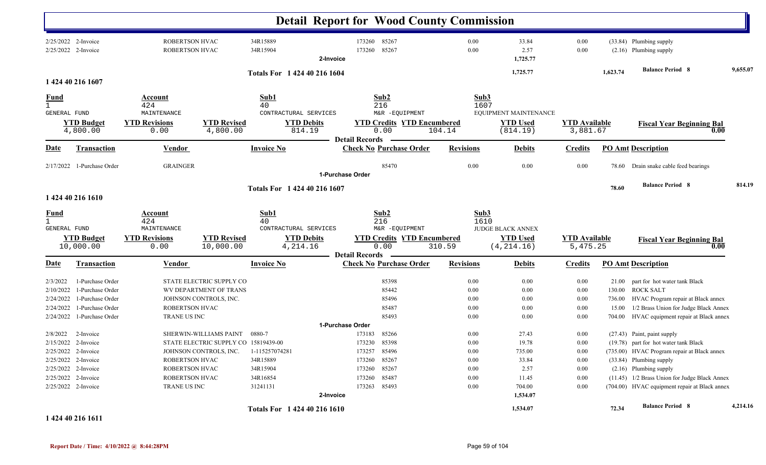# Detail Report for Wood County Commission

| Date | Transaction | Vendor | Invoice No | Check No | Purchase Order | Revisions | Debits | Credits | PO Amt | Description |
|---|---|---|---|---|---|---|---|---|---|---|
| 2/25/2022 | 2-Invoice | ROBERTSON HVAC | 34R15889 | 173260 | 85267 | 0.00 | 33.84 | 0.00 | (33.84) | Plumbing supply |
| 2/25/2022 | 2-Invoice | ROBERTSON HVAC | 34R15904 | 173260 | 85267 | 0.00 | 2.57 | 0.00 | (2.16) | Plumbing supply |
| | | | 2-Invoice | | | | 1,725.77 | | | |
| | | | Totals For 1 424 40 216 1604 | | | | 1,725.77 | | 1,623.74 | Balance Period 8 9,655.07 |

## 1 424 40 216 1607

| Fund | Account | Sub1 | Sub2 | Sub3 |
|---|---|---|---|---|
| 1 | 424 | 40 | 216 | 1607 |
| GENERAL FUND | MAINTENANCE | CONTRACTUAL SERVICES | M&R -EQUIPMENT | EQUIPMENT MAINTENANCE |

| YTD Budget | YTD Revisions | YTD Revised | YTD Debits | YTD Credits | YTD Encumbered | YTD Used | YTD Available | Fiscal Year Beginning Bal |
|---|---|---|---|---|---|---|---|---|
| 4,800.00 | 0.00 | 4,800.00 | 814.19 | 0.00 | 104.14 | (814.19) | 3,881.67 | 0.00 |

**Detail Records**

| Date | Transaction | Vendor | Invoice No | Check No | Purchase Order | Revisions | Debits | Credits | PO Amt | Description |
|---|---|---|---|---|---|---|---|---|---|---|
| 2/17/2022 | 1-Purchase Order | GRAINGER | | | 85470 | 0.00 | 0.00 | 0.00 | 78.60 | Drain snake cable feed bearings |
| | | | 1-Purchase Order | | | | | | | |
| | | | Totals For 1 424 40 216 1607 | | | | | | 78.60 | Balance Period 8 814.19 |

## 1 424 40 216 1610

| Fund | Account | Sub1 | Sub2 | Sub3 |
|---|---|---|---|---|
| 1 | 424 | 40 | 216 | 1610 |
| GENERAL FUND | MAINTENANCE | CONTRACTUAL SERVICES | M&R -EQUIPMENT | JUDGE BLACK ANNEX |

| YTD Budget | YTD Revisions | YTD Revised | YTD Debits | YTD Credits | YTD Encumbered | YTD Used | YTD Available | Fiscal Year Beginning Bal |
|---|---|---|---|---|---|---|---|---|
| 10,000.00 | 0.00 | 10,000.00 | 4,214.16 | 0.00 | 310.59 | (4,214.16) | 5,475.25 | 0.00 |

**Detail Records**

| Date | Transaction | Vendor | Invoice No | Check No | Purchase Order | Revisions | Debits | Credits | PO Amt | Description |
|---|---|---|---|---|---|---|---|---|---|---|
| 2/3/2022 | 1-Purchase Order | STATE ELECTRIC SUPPLY CO | | | 85398 | 0.00 | 0.00 | 0.00 | 21.00 | part for hot water tank Black |
| 2/10/2022 | 1-Purchase Order | WV DEPARTMENT OF TRANS | | | 85442 | 0.00 | 0.00 | 0.00 | 130.00 | ROCK SALT |
| 2/24/2022 | 1-Purchase Order | JOHNSON CONTROLS, INC. | | | 85496 | 0.00 | 0.00 | 0.00 | 736.00 | HVAC Program repair at Black annex |
| 2/24/2022 | 1-Purchase Order | ROBERTSON HVAC | | | 85487 | 0.00 | 0.00 | 0.00 | 15.00 | 1/2 Brass Union for Judge Black Annex |
| 2/24/2022 | 1-Purchase Order | TRANE US INC | | | 85493 | 0.00 | 0.00 | 0.00 | 704.00 | HVAC equipment repair at Black annex |
| | | | 1-Purchase Order | | | | | | | |
| 2/8/2022 | 2-Invoice | SHERWIN-WILLIAMS PAINT | 0880-7 | 173183 | 85266 | 0.00 | 27.43 | 0.00 | (27.43) | Paint, paint supply |
| 2/15/2022 | 2-Invoice | STATE ELECTRIC SUPPLY CO | 15819439-00 | 173230 | 85398 | 0.00 | 19.78 | 0.00 | (19.78) | part for hot water tank Black |
| 2/25/2022 | 2-Invoice | JOHNSON CONTROLS, INC. | 1-115257074281 | 173257 | 85496 | 0.00 | 735.00 | 0.00 | (735.00) | HVAC Program repair at Black annex |
| 2/25/2022 | 2-Invoice | ROBERTSON HVAC | 34R15889 | 173260 | 85267 | 0.00 | 33.84 | 0.00 | (33.84) | Plumbing supply |
| 2/25/2022 | 2-Invoice | ROBERTSON HVAC | 34R15904 | 173260 | 85267 | 0.00 | 2.57 | 0.00 | (2.16) | Plumbing supply |
| 2/25/2022 | 2-Invoice | ROBERTSON HVAC | 34R16854 | 173260 | 85487 | 0.00 | 11.45 | 0.00 | (11.45) | 1/2 Brass Union for Judge Black Annex |
| 2/25/2022 | 2-Invoice | TRANE US INC | 31241131 | 173263 | 85493 | 0.00 | 704.00 | 0.00 | (704.00) | HVAC equipment repair at Black annex |
| | | | 2-Invoice | | | | 1,534.07 | | | |
| | | | Totals For 1 424 40 216 1610 | | | | 1,534.07 | | 72.34 | Balance Period 8 4,214.16 |

## 1 424 40 216 1611

Report Date / Time: 4/10/2022 @ 8:44:28PM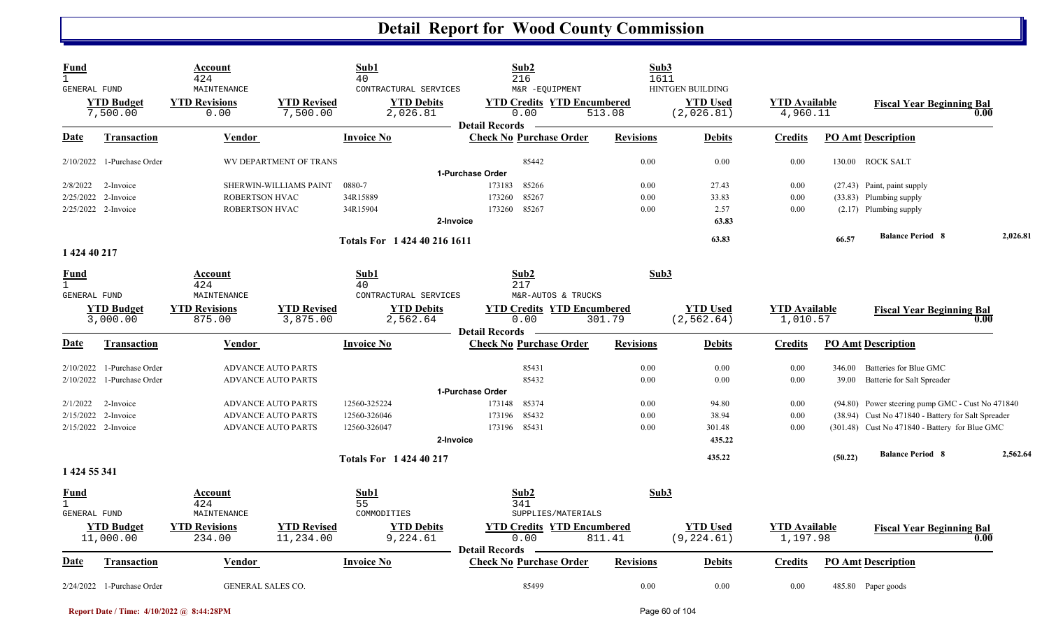# Detail Report for Wood County Commission

| Fund | Account | Sub1 | Sub2 | Sub3 |
|---|---|---|---|---|
| 1 | 424 | 40 | 216 | 1611 |
| GENERAL FUND | MAINTENANCE | CONTRACTURAL SERVICES | M&R -EQUIPMENT | HINTGEN BUILDING |

| YTD Budget | YTD Revisions | YTD Revised | YTD Debits | YTD Credits | YTD Encumbered | YTD Used | YTD Available | Fiscal Year Beginning Bal |
|---|---|---|---|---|---|---|---|---|
| 7,500.00 | 0.00 | 7,500.00 | 2,026.81 | 0.00 | 513.08 | (2,026.81) | 4,960.11 | 0.00 |

**Detail Records**

| Date | Transaction | Vendor | Invoice No | Check No | Purchase Order | Revisions | Debits | Credits | PO Amt | Description |
|---|---|---|---|---|---|---|---|---|---|---|
| 2/10/2022 | 1-Purchase Order | WV DEPARTMENT OF TRANS | | | 85442 | 0.00 | 0.00 | 0.00 | 130.00 | ROCK SALT |
| | 1-Purchase Order | | | | | | | | | |
| 2/8/2022 | 2-Invoice | SHERWIN-WILLIAMS PAINT | 0880-7 | 173183 | 85266 | 0.00 | 27.43 | 0.00 | (27.43) | Paint, paint supply |
| 2/25/2022 | 2-Invoice | ROBERTSON HVAC | 34R15889 | 173260 | 85267 | 0.00 | 33.83 | 0.00 | (33.83) | Plumbing supply |
| 2/25/2022 | 2-Invoice | ROBERTSON HVAC | 34R15904 | 173260 | 85267 | 0.00 | 2.57 | 0.00 | (2.17) | Plumbing supply |
| | 2-Invoice | | | | | | 63.83 | | | |
| | | | Totals For 1 424 40 216 1611 | | | | 63.83 | | 66.57 | Balance Period 8 — 2,026.81 |

## 1 424 40 217

| Fund | Account | Sub1 | Sub2 | Sub3 |
|---|---|---|---|---|
| 1 | 424 | 40 | 217 | |
| GENERAL FUND | MAINTENANCE | CONTRACTURAL SERVICES | M&R-AUTOS & TRUCKS | |

| YTD Budget | YTD Revisions | YTD Revised | YTD Debits | YTD Credits | YTD Encumbered | YTD Used | YTD Available | Fiscal Year Beginning Bal |
|---|---|---|---|---|---|---|---|---|
| 3,000.00 | 875.00 | 3,875.00 | 2,562.64 | 0.00 | 301.79 | (2,562.64) | 1,010.57 | 0.00 |

**Detail Records**

| Date | Transaction | Vendor | Invoice No | Check No | Purchase Order | Revisions | Debits | Credits | PO Amt | Description |
|---|---|---|---|---|---|---|---|---|---|---|
| 2/10/2022 | 1-Purchase Order | ADVANCE AUTO PARTS | | | 85431 | 0.00 | 0.00 | 0.00 | 346.00 | Batteries for Blue GMC |
| 2/10/2022 | 1-Purchase Order | ADVANCE AUTO PARTS | | | 85432 | 0.00 | 0.00 | 0.00 | 39.00 | Batterie for Salt Spreader |
| | 1-Purchase Order | | | | | | | | | |
| 2/1/2022 | 2-Invoice | ADVANCE AUTO PARTS | 12560-325224 | 173148 | 85374 | 0.00 | 94.80 | 0.00 | (94.80) | Power steering pump GMC - Cust No 471840 |
| 2/15/2022 | 2-Invoice | ADVANCE AUTO PARTS | 12560-326046 | 173196 | 85432 | 0.00 | 38.94 | 0.00 | (38.94) | Cust No 471840 - Battery for Salt Spreader |
| 2/15/2022 | 2-Invoice | ADVANCE AUTO PARTS | 12560-326047 | 173196 | 85431 | 0.00 | 301.48 | 0.00 | (301.48) | Cust No 471840 - Battery for Blue GMC |
| | 2-Invoice | | | | | | 435.22 | | | |
| | | | Totals For 1 424 40 217 | | | | 435.22 | | (50.22) | Balance Period 8 — 2,562.64 |

## 1 424 55 341

| Fund | Account | Sub1 | Sub2 | Sub3 |
|---|---|---|---|---|
| 1 | 424 | 55 | 341 | |
| GENERAL FUND | MAINTENANCE | COMMODITIES | SUPPLIES/MATERIALS | |

| YTD Budget | YTD Revisions | YTD Revised | YTD Debits | YTD Credits | YTD Encumbered | YTD Used | YTD Available | Fiscal Year Beginning Bal |
|---|---|---|---|---|---|---|---|---|
| 11,000.00 | 234.00 | 11,234.00 | 9,224.61 | 0.00 | 811.41 | (9,224.61) | 1,197.98 | 0.00 |

**Detail Records**

| Date | Transaction | Vendor | Invoice No | Check No | Purchase Order | Revisions | Debits | Credits | PO Amt | Description |
|---|---|---|---|---|---|---|---|---|---|---|
| 2/24/2022 | 1-Purchase Order | GENERAL SALES CO. | | | 85499 | 0.00 | 0.00 | 0.00 | 485.80 | Paper goods |

Report Date / Time: 4/10/2022 @ 8:44:28PM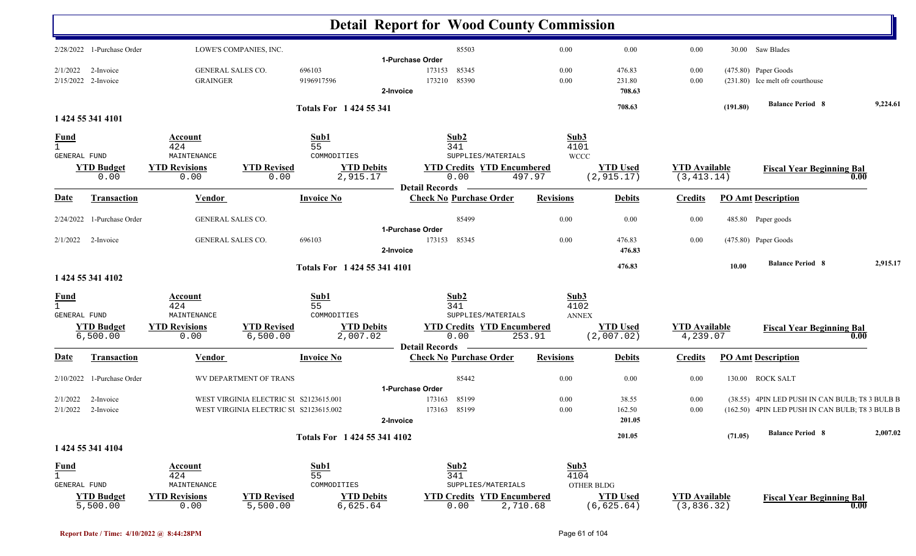# Detail Report for Wood County Commission

| Date | Transaction | Vendor | Invoice No | Check No | Purchase Order | Revisions | Debits | Credits | PO Amt | Description |
|---|---|---|---|---|---|---|---|---|---|---|
| 2/28/2022 | 1-Purchase Order | LOWE'S COMPANIES, INC. | | | 85503 | 0.00 | 0.00 | 0.00 | 30.00 | Saw Blades |
| | | | | **1-Purchase Order** | | | | | | |
| 2/1/2022 | 2-Invoice | GENERAL SALES CO. | 696103 | 173153 | 85345 | 0.00 | 476.83 | 0.00 | (475.80) | Paper Goods |
| 2/15/2022 | 2-Invoice | GRAINGER | 9196917596 | 173210 | 85390 | 0.00 | 231.80 | 0.00 | (231.80) | Ice melt ofr courthouse |
| | | | **2-Invoice** | | | | 708.63 | | | |
| | | | **Totals For 1 424 55 341** | | | | 708.63 | | (191.80) | **Balance Period 8** 9,224.61 |

## 1 424 55 341 4101

| Fund | Account | Sub1 | Sub2 | Sub3 |
|---|---|---|---|---|
| 1 | 424 | 55 | 341 | 4101 |
| GENERAL FUND | MAINTENANCE | COMMODITIES | SUPPLIES/MATERIALS | WCCC |

| YTD Budget | YTD Revisions | YTD Revised | YTD Debits | YTD Credits | YTD Encumbered | YTD Used | YTD Available | Fiscal Year Beginning Bal |
|---|---|---|---|---|---|---|---|---|
| 0.00 | 0.00 | 0.00 | 2,915.17 | 0.00 | 497.97 | (2,915.17) | (3,413.14) | 0.00 |

**Detail Records**

| Date | Transaction | Vendor | Invoice No | Check No | Purchase Order | Revisions | Debits | Credits | PO Amt | Description |
|---|---|---|---|---|---|---|---|---|---|---|
| 2/24/2022 | 1-Purchase Order | GENERAL SALES CO. | | | 85499 | 0.00 | 0.00 | 0.00 | 485.80 | Paper goods |
| | | | | **1-Purchase Order** | | | | | | |
| 2/1/2022 | 2-Invoice | GENERAL SALES CO. | 696103 | 173153 | 85345 | 0.00 | 476.83 | 0.00 | (475.80) | Paper Goods |
| | | | **2-Invoice** | | | | 476.83 | | | |
| | | | **Totals For 1 424 55 341 4101** | | | | 476.83 | | 10.00 | **Balance Period 8** 2,915.17 |

## 1 424 55 341 4102

| Fund | Account | Sub1 | Sub2 | Sub3 |
|---|---|---|---|---|
| 1 | 424 | 55 | 341 | 4102 |
| GENERAL FUND | MAINTENANCE | COMMODITIES | SUPPLIES/MATERIALS | ANNEX |

| YTD Budget | YTD Revisions | YTD Revised | YTD Debits | YTD Credits | YTD Encumbered | YTD Used | YTD Available | Fiscal Year Beginning Bal |
|---|---|---|---|---|---|---|---|---|
| 6,500.00 | 0.00 | 6,500.00 | 2,007.02 | 0.00 | 253.91 | (2,007.02) | 4,239.07 | 0.00 |

**Detail Records**

| Date | Transaction | Vendor | Invoice No | Check No | Purchase Order | Revisions | Debits | Credits | PO Amt | Description |
|---|---|---|---|---|---|---|---|---|---|---|
| 2/10/2022 | 1-Purchase Order | WV DEPARTMENT OF TRANS | | | 85442 | 0.00 | 0.00 | 0.00 | 130.00 | ROCK SALT |
| | | | | **1-Purchase Order** | | | | | | |
| 2/1/2022 | 2-Invoice | WEST VIRGINIA ELECTRIC SU | S2123615.001 | 173163 | 85199 | 0.00 | 38.55 | 0.00 | (38.55) | 4PIN LED PUSH IN CAN BULB; T8 3 BULB B |
| 2/1/2022 | 2-Invoice | WEST VIRGINIA ELECTRIC SU | S2123615.002 | 173163 | 85199 | 0.00 | 162.50 | 0.00 | (162.50) | 4PIN LED PUSH IN CAN BULB; T8 3 BULB B |
| | | | **2-Invoice** | | | | 201.05 | | | |
| | | | **Totals For 1 424 55 341 4102** | | | | 201.05 | | (71.05) | **Balance Period 8** 2,007.02 |

## 1 424 55 341 4104

| Fund | Account | Sub1 | Sub2 | Sub3 |
|---|---|---|---|---|
| 1 | 424 | 55 | 341 | 4104 |
| GENERAL FUND | MAINTENANCE | COMMODITIES | SUPPLIES/MATERIALS | OTHER BLDG |

| YTD Budget | YTD Revisions | YTD Revised | YTD Debits | YTD Credits | YTD Encumbered | YTD Used | YTD Available | Fiscal Year Beginning Bal |
|---|---|---|---|---|---|---|---|---|
| 5,500.00 | 0.00 | 5,500.00 | 6,625.64 | 0.00 | 2,710.68 | (6,625.64) | (3,836.32) | 0.00 |

Report Date / Time: 4/10/2022 @ 8:44:28PM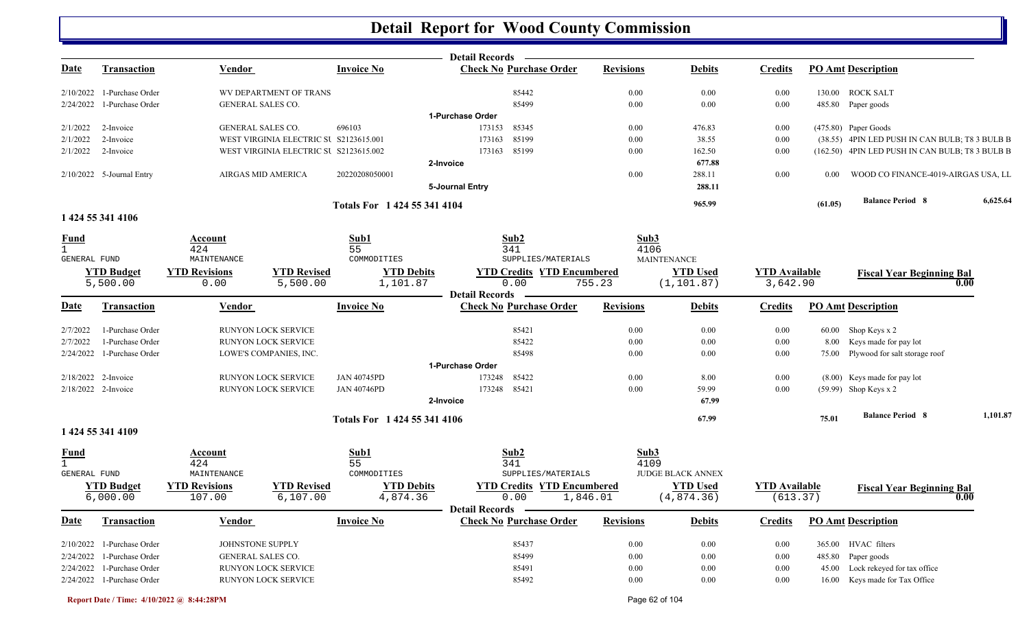# Detail Report for Wood County Commission

| Date | Transaction | Vendor | Invoice No | Check No | Purchase Order | Revisions | Debits | Credits | PO Amt | Description |
|---|---|---|---|---|---|---|---|---|---|---|
| 2/10/2022 | 1-Purchase Order | WV DEPARTMENT OF TRANS | | | 85442 | 0.00 | 0.00 | 0.00 | 130.00 | ROCK SALT |
| 2/24/2022 | 1-Purchase Order | GENERAL SALES CO. | | | 85499 | 0.00 | 0.00 | 0.00 | 485.80 | Paper goods |
| | | | | 1-Purchase Order | | | | | | |
| 2/1/2022 | 2-Invoice | GENERAL SALES CO. | 696103 | 173153 | 85345 | 0.00 | 476.83 | 0.00 | (475.80) | Paper Goods |
| 2/1/2022 | 2-Invoice | WEST VIRGINIA ELECTRIC SU | S2123615.001 | 173163 | 85199 | 0.00 | 38.55 | 0.00 | (38.55) | 4PIN LED PUSH IN CAN BULB; T8 3 BULB B |
| 2/1/2022 | 2-Invoice | WEST VIRGINIA ELECTRIC SU | S2123615.002 | 173163 | 85199 | 0.00 | 162.50 | 0.00 | (162.50) | 4PIN LED PUSH IN CAN BULB; T8 3 BULB B |
| | | | | 2-Invoice | | | 677.88 | | | |
| 2/10/2022 | 5-Journal Entry | AIRGAS MID AMERICA | 20220208050001 | | | 0.00 | 288.11 | 0.00 | 0.00 | WOOD CO FINANCE-4019-AIRGAS USA, LL |
| | | | | 5-Journal Entry | | | 288.11 | | | |
| | | | Totals For 1 424 55 341 4104 | | | | 965.99 | | (61.05) | Balance Period 8 — 6,625.64 |

## 1 424 55 341 4106

| Fund | Account | Sub1 | Sub2 | Sub3 |
|---|---|---|---|---|
| 1 GENERAL FUND | 424 MAINTENANCE | 55 COMMODITIES | 341 SUPPLIES/MATERIALS | 4106 MAINTENANCE |

| YTD Budget | YTD Revisions | YTD Revised | YTD Debits | YTD Credits | YTD Encumbered | YTD Used | YTD Available | Fiscal Year Beginning Bal |
|---|---|---|---|---|---|---|---|---|
| 5,500.00 | 0.00 | 5,500.00 | 1,101.87 | 0.00 | 755.23 | (1,101.87) | 3,642.90 | 0.00 |

| Date | Transaction | Vendor | Invoice No | Check No | Purchase Order | Revisions | Debits | Credits | PO Amt | Description |
|---|---|---|---|---|---|---|---|---|---|---|
| 2/7/2022 | 1-Purchase Order | RUNYON LOCK SERVICE | | | 85421 | 0.00 | 0.00 | 0.00 | 60.00 | Shop Keys x 2 |
| 2/7/2022 | 1-Purchase Order | RUNYON LOCK SERVICE | | | 85422 | 0.00 | 0.00 | 0.00 | 8.00 | Keys made for pay lot |
| 2/24/2022 | 1-Purchase Order | LOWE'S COMPANIES, INC. | | | 85498 | 0.00 | 0.00 | 0.00 | 75.00 | Plywood for salt storage roof |
| | | | | 1-Purchase Order | | | | | | |
| 2/18/2022 | 2-Invoice | RUNYON LOCK SERVICE | JAN 40745PD | 173248 | 85422 | 0.00 | 8.00 | 0.00 | (8.00) | Keys made for pay lot |
| 2/18/2022 | 2-Invoice | RUNYON LOCK SERVICE | JAN 40746PD | 173248 | 85421 | 0.00 | 59.99 | 0.00 | (59.99) | Shop Keys x 2 |
| | | | | 2-Invoice | | | 67.99 | | | |
| | | | Totals For 1 424 55 341 4106 | | | | 67.99 | | 75.01 | Balance Period 8 — 1,101.87 |

## 1 424 55 341 4109

| Fund | Account | Sub1 | Sub2 | Sub3 |
|---|---|---|---|---|
| 1 GENERAL FUND | 424 MAINTENANCE | 55 COMMODITIES | 341 SUPPLIES/MATERIALS | 4109 JUDGE BLACK ANNEX |

| YTD Budget | YTD Revisions | YTD Revised | YTD Debits | YTD Credits | YTD Encumbered | YTD Used | YTD Available | Fiscal Year Beginning Bal |
|---|---|---|---|---|---|---|---|---|
| 6,000.00 | 107.00 | 6,107.00 | 4,874.36 | 0.00 | 1,846.01 | (4,874.36) | (613.37) | 0.00 |

| Date | Transaction | Vendor | Invoice No | Check No | Purchase Order | Revisions | Debits | Credits | PO Amt | Description |
|---|---|---|---|---|---|---|---|---|---|---|
| 2/10/2022 | 1-Purchase Order | JOHNSTONE SUPPLY | | | 85437 | 0.00 | 0.00 | 0.00 | 365.00 | HVAC filters |
| 2/24/2022 | 1-Purchase Order | GENERAL SALES CO. | | | 85499 | 0.00 | 0.00 | 0.00 | 485.80 | Paper goods |
| 2/24/2022 | 1-Purchase Order | RUNYON LOCK SERVICE | | | 85491 | 0.00 | 0.00 | 0.00 | 45.00 | Lock rekeyed for tax office |
| 2/24/2022 | 1-Purchase Order | RUNYON LOCK SERVICE | | | 85492 | 0.00 | 0.00 | 0.00 | 16.00 | Keys made for Tax Office |

Report Date / Time: 4/10/2022 @ 8:44:28PM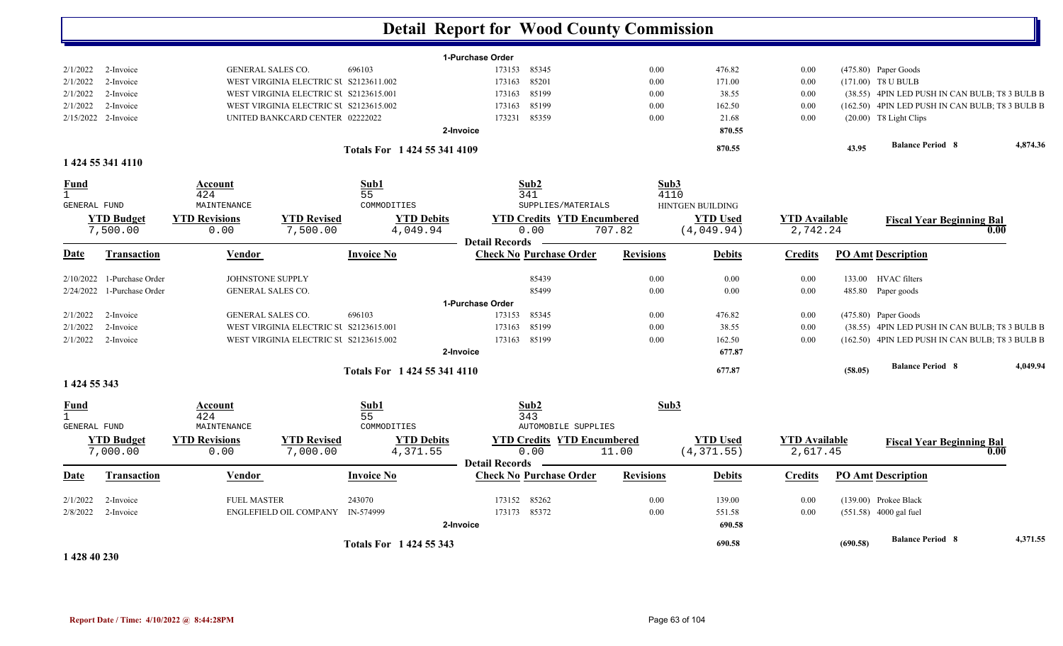# Detail Report for Wood County Commission

| Date | Transaction | Vendor | Invoice No | Check No | Purchase Order | Revisions | Debits | Credits | PO Amt | Description |
|---|---|---|---|---|---|---|---|---|---|---|
| | | | | 1-Purchase Order | | | | | | |
| 2/1/2022 | 2-Invoice | GENERAL SALES CO. | 696103 | 173153 | 85345 | 0.00 | 476.82 | 0.00 | (475.80) | Paper Goods |
| 2/1/2022 | 2-Invoice | WEST VIRGINIA ELECTRIC SU | S2123611.002 | 173163 | 85201 | 0.00 | 171.00 | 0.00 | (171.00) | T8 U BULB |
| 2/1/2022 | 2-Invoice | WEST VIRGINIA ELECTRIC SU | S2123615.001 | 173163 | 85199 | 0.00 | 38.55 | 0.00 | (38.55) | 4PIN LED PUSH IN CAN BULB; T8 3 BULB B |
| 2/1/2022 | 2-Invoice | WEST VIRGINIA ELECTRIC SU | S2123615.002 | 173163 | 85199 | 0.00 | 162.50 | 0.00 | (162.50) | 4PIN LED PUSH IN CAN BULB; T8 3 BULB B |
| 2/15/2022 | 2-Invoice | UNITED BANKCARD CENTER | 02222022 | 173231 | 85359 | 0.00 | 21.68 | 0.00 | (20.00) | T8 Light Clips |
| | | | | 2-Invoice | | | 870.55 | | | |
| | | | Totals For 1 424 55 341 4109 | | | | 870.55 | | 43.95 | Balance Period 8 — 4,874.36 |

## 1 424 55 341 4110

| Fund | Account | Sub1 | Sub2 | Sub3 |
|---|---|---|---|---|
| 1 | 424 | 55 | 341 | 4110 |
| GENERAL FUND | MAINTENANCE | COMMODITIES | SUPPLIES/MATERIALS | HINTGEN BUILDING |

| YTD Budget | YTD Revisions | YTD Revised | YTD Debits | YTD Credits | YTD Encumbered | YTD Used | YTD Available | Fiscal Year Beginning Bal |
|---|---|---|---|---|---|---|---|---|
| 7,500.00 | 0.00 | 7,500.00 | 4,049.94 | 0.00 | 707.82 | (4,049.94) | 2,742.24 | 0.00 |

| Date | Transaction | Vendor | Invoice No | Check No | Purchase Order | Revisions | Debits | Credits | PO Amt | Description |
|---|---|---|---|---|---|---|---|---|---|---|
| 2/10/2022 | 1-Purchase Order | JOHNSTONE SUPPLY | | | 85439 | 0.00 | 0.00 | 0.00 | 133.00 | HVAC filters |
| 2/24/2022 | 1-Purchase Order | GENERAL SALES CO. | | | 85499 | 0.00 | 0.00 | 0.00 | 485.80 | Paper goods |
| | | | | 1-Purchase Order | | | | | | |
| 2/1/2022 | 2-Invoice | GENERAL SALES CO. | 696103 | 173153 | 85345 | 0.00 | 476.82 | 0.00 | (475.80) | Paper Goods |
| 2/1/2022 | 2-Invoice | WEST VIRGINIA ELECTRIC SU | S2123615.001 | 173163 | 85199 | 0.00 | 38.55 | 0.00 | (38.55) | 4PIN LED PUSH IN CAN BULB; T8 3 BULB B |
| 2/1/2022 | 2-Invoice | WEST VIRGINIA ELECTRIC SU | S2123615.002 | 173163 | 85199 | 0.00 | 162.50 | 0.00 | (162.50) | 4PIN LED PUSH IN CAN BULB; T8 3 BULB B |
| | | | | 2-Invoice | | | 677.87 | | | |
| | | | Totals For 1 424 55 341 4110 | | | | 677.87 | | (58.05) | Balance Period 8 — 4,049.94 |

## 1 424 55 343

| Fund | Account | Sub1 | Sub2 | Sub3 |
|---|---|---|---|---|
| 1 | 424 | 55 | 343 | |
| GENERAL FUND | MAINTENANCE | COMMODITIES | AUTOMOBILE SUPPLIES | |

| YTD Budget | YTD Revisions | YTD Revised | YTD Debits | YTD Credits | YTD Encumbered | YTD Used | YTD Available | Fiscal Year Beginning Bal |
|---|---|---|---|---|---|---|---|---|
| 7,000.00 | 0.00 | 7,000.00 | 4,371.55 | 0.00 | 11.00 | (4,371.55) | 2,617.45 | 0.00 |

| Date | Transaction | Vendor | Invoice No | Check No | Purchase Order | Revisions | Debits | Credits | PO Amt | Description |
|---|---|---|---|---|---|---|---|---|---|---|
| 2/1/2022 | 2-Invoice | FUEL MASTER | 243070 | 173152 | 85262 | 0.00 | 139.00 | 0.00 | (139.00) | Prokee Black |
| 2/8/2022 | 2-Invoice | ENGLEFIELD OIL COMPANY | IN-574999 | 173173 | 85372 | 0.00 | 551.58 | 0.00 | (551.58) | 4000 gal fuel |
| | | | | 2-Invoice | | | 690.58 | | | |
| | | | Totals For 1 424 55 343 | | | | 690.58 | | (690.58) | Balance Period 8 — 4,371.55 |

## 1 428 40 230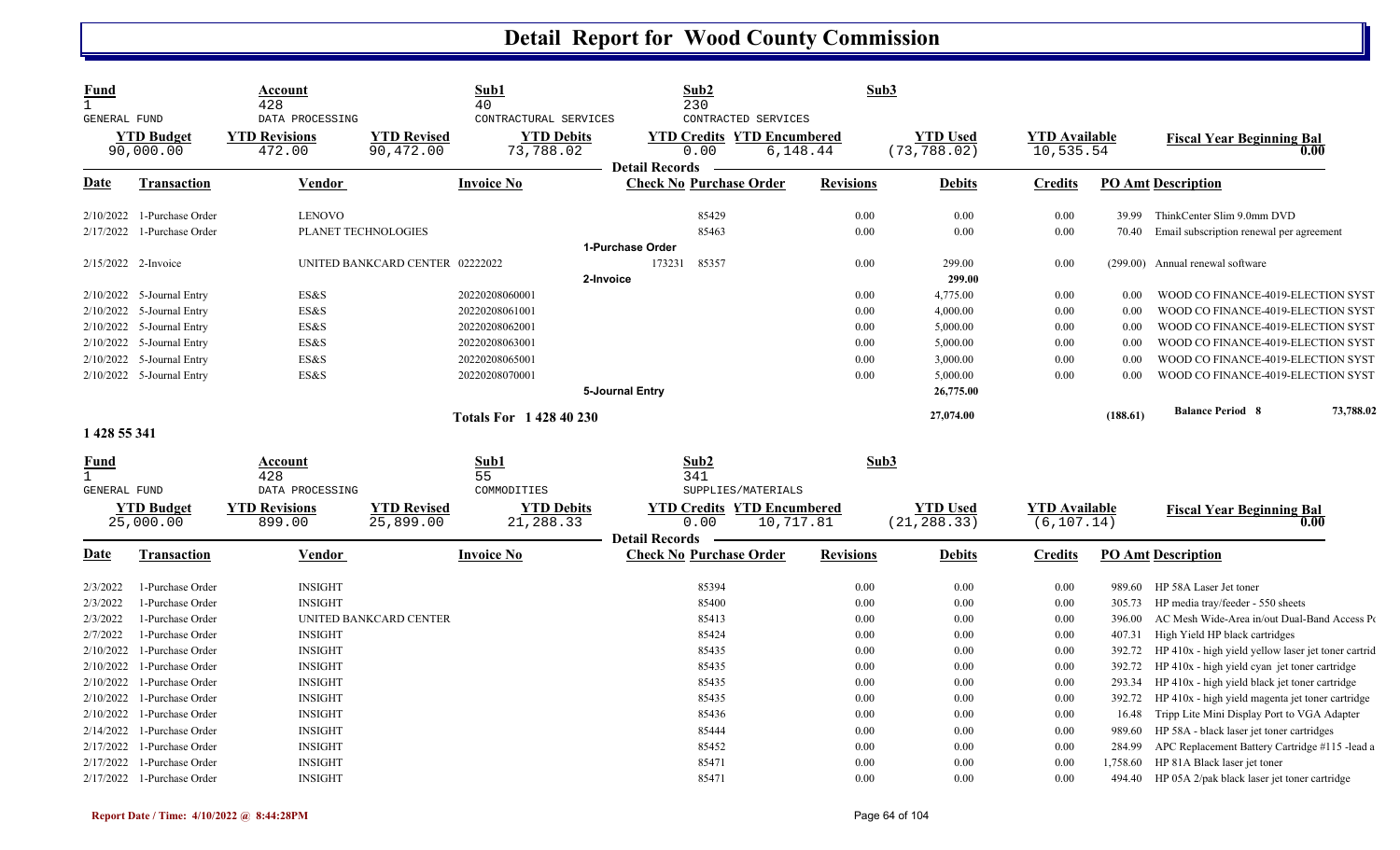# Detail Report for Wood County Commission

| Fund | Account | Sub1 | Sub2 | Sub3 |
|---|---|---|---|---|
| 1 GENERAL FUND | 428 DATA PROCESSING | 40 CONTRACTURAL SERVICES | 230 CONTRACTED SERVICES | |

| YTD Budget | YTD Revisions | YTD Revised | YTD Debits | YTD Credits | YTD Encumbered | YTD Used | YTD Available | Fiscal Year Beginning Bal |
|---|---|---|---|---|---|---|---|---|
| 90,000.00 | 472.00 | 90,472.00 | 73,788.02 | 0.00 | 6,148.44 | (73,788.02) | 10,535.54 | 0.00 |

**Detail Records**

| Date | Transaction | Vendor | Invoice No | Check No | Purchase Order | Revisions | Debits | Credits | PO Amt | Description |
|---|---|---|---|---|---|---|---|---|---|---|
| 2/10/2022 | 1-Purchase Order | LENOVO | | | 85429 | 0.00 | 0.00 | 0.00 | 39.99 | ThinkCenter Slim 9.0mm DVD |
| 2/17/2022 | 1-Purchase Order | PLANET TECHNOLOGIES | | | 85463 | 0.00 | 0.00 | 0.00 | 70.40 | Email subscription renewal per agreement |
| | | | 1-Purchase Order | | | | | | | |
| 2/15/2022 | 2-Invoice | UNITED BANKCARD CENTER | 02222022 | 173231 | 85357 | 0.00 | 299.00 | 0.00 | (299.00) | Annual renewal software |
| | | | 2-Invoice | | | | 299.00 | | | |
| 2/10/2022 | 5-Journal Entry | ES&S | 20220208060001 | | | 0.00 | 4,775.00 | 0.00 | 0.00 | WOOD CO FINANCE-4019-ELECTION SYST |
| 2/10/2022 | 5-Journal Entry | ES&S | 20220208061001 | | | 0.00 | 4,000.00 | 0.00 | 0.00 | WOOD CO FINANCE-4019-ELECTION SYST |
| 2/10/2022 | 5-Journal Entry | ES&S | 20220208062001 | | | 0.00 | 5,000.00 | 0.00 | 0.00 | WOOD CO FINANCE-4019-ELECTION SYST |
| 2/10/2022 | 5-Journal Entry | ES&S | 20220208063001 | | | 0.00 | 5,000.00 | 0.00 | 0.00 | WOOD CO FINANCE-4019-ELECTION SYST |
| 2/10/2022 | 5-Journal Entry | ES&S | 20220208065001 | | | 0.00 | 3,000.00 | 0.00 | 0.00 | WOOD CO FINANCE-4019-ELECTION SYST |
| 2/10/2022 | 5-Journal Entry | ES&S | 20220208070001 | | | 0.00 | 5,000.00 | 0.00 | 0.00 | WOOD CO FINANCE-4019-ELECTION SYST |
| | | | 5-Journal Entry | | | | 26,775.00 | | | |
| | | | Totals For 1 428 40 230 | | | | 27,074.00 | | (188.61) | Balance Period 8 — 73,788.02 |

**1 428 55 341**

| Fund | Account | Sub1 | Sub2 | Sub3 |
|---|---|---|---|---|
| 1 GENERAL FUND | 428 DATA PROCESSING | 55 COMMODITIES | 341 SUPPLIES/MATERIALS | |

| YTD Budget | YTD Revisions | YTD Revised | YTD Debits | YTD Credits | YTD Encumbered | YTD Used | YTD Available | Fiscal Year Beginning Bal |
|---|---|---|---|---|---|---|---|---|
| 25,000.00 | 899.00 | 25,899.00 | 21,288.33 | 0.00 | 10,717.81 | (21,288.33) | (6,107.14) | 0.00 |

**Detail Records**

| Date | Transaction | Vendor | Invoice No | Check No | Purchase Order | Revisions | Debits | Credits | PO Amt | Description |
|---|---|---|---|---|---|---|---|---|---|---|
| 2/3/2022 | 1-Purchase Order | INSIGHT | | | 85394 | 0.00 | 0.00 | 0.00 | 989.60 | HP 58A Laser Jet toner |
| 2/3/2022 | 1-Purchase Order | INSIGHT | | | 85400 | 0.00 | 0.00 | 0.00 | 305.73 | HP media tray/feeder - 550 sheets |
| 2/3/2022 | 1-Purchase Order | UNITED BANKCARD CENTER | | | 85413 | 0.00 | 0.00 | 0.00 | 396.00 | AC Mesh Wide-Area in/out Dual-Band Access Po |
| 2/7/2022 | 1-Purchase Order | INSIGHT | | | 85424 | 0.00 | 0.00 | 0.00 | 407.31 | High Yield HP black cartridges |
| 2/10/2022 | 1-Purchase Order | INSIGHT | | | 85435 | 0.00 | 0.00 | 0.00 | 392.72 | HP 410x - high yield yellow laser jet toner cartrid |
| 2/10/2022 | 1-Purchase Order | INSIGHT | | | 85435 | 0.00 | 0.00 | 0.00 | 392.72 | HP 410x - high yield cyan jet toner cartridge |
| 2/10/2022 | 1-Purchase Order | INSIGHT | | | 85435 | 0.00 | 0.00 | 0.00 | 293.34 | HP 410x - high yield black jet toner cartridge |
| 2/10/2022 | 1-Purchase Order | INSIGHT | | | 85435 | 0.00 | 0.00 | 0.00 | 392.72 | HP 410x - high yield magenta jet toner cartridge |
| 2/10/2022 | 1-Purchase Order | INSIGHT | | | 85436 | 0.00 | 0.00 | 0.00 | 16.48 | Tripp Lite Mini Display Port to VGA Adapter |
| 2/14/2022 | 1-Purchase Order | INSIGHT | | | 85444 | 0.00 | 0.00 | 0.00 | 989.60 | HP 58A - black laser jet toner cartridges |
| 2/17/2022 | 1-Purchase Order | INSIGHT | | | 85452 | 0.00 | 0.00 | 0.00 | 284.99 | APC Replacement Battery Cartridge #115 -lead a |
| 2/17/2022 | 1-Purchase Order | INSIGHT | | | 85471 | 0.00 | 0.00 | 0.00 | 1,758.60 | HP 81A Black laser jet toner |
| 2/17/2022 | 1-Purchase Order | INSIGHT | | | 85471 | 0.00 | 0.00 | 0.00 | 494.40 | HP 05A 2/pak black laser jet toner cartridge |

Report Date / Time: 4/10/2022 @ 8:44:28PM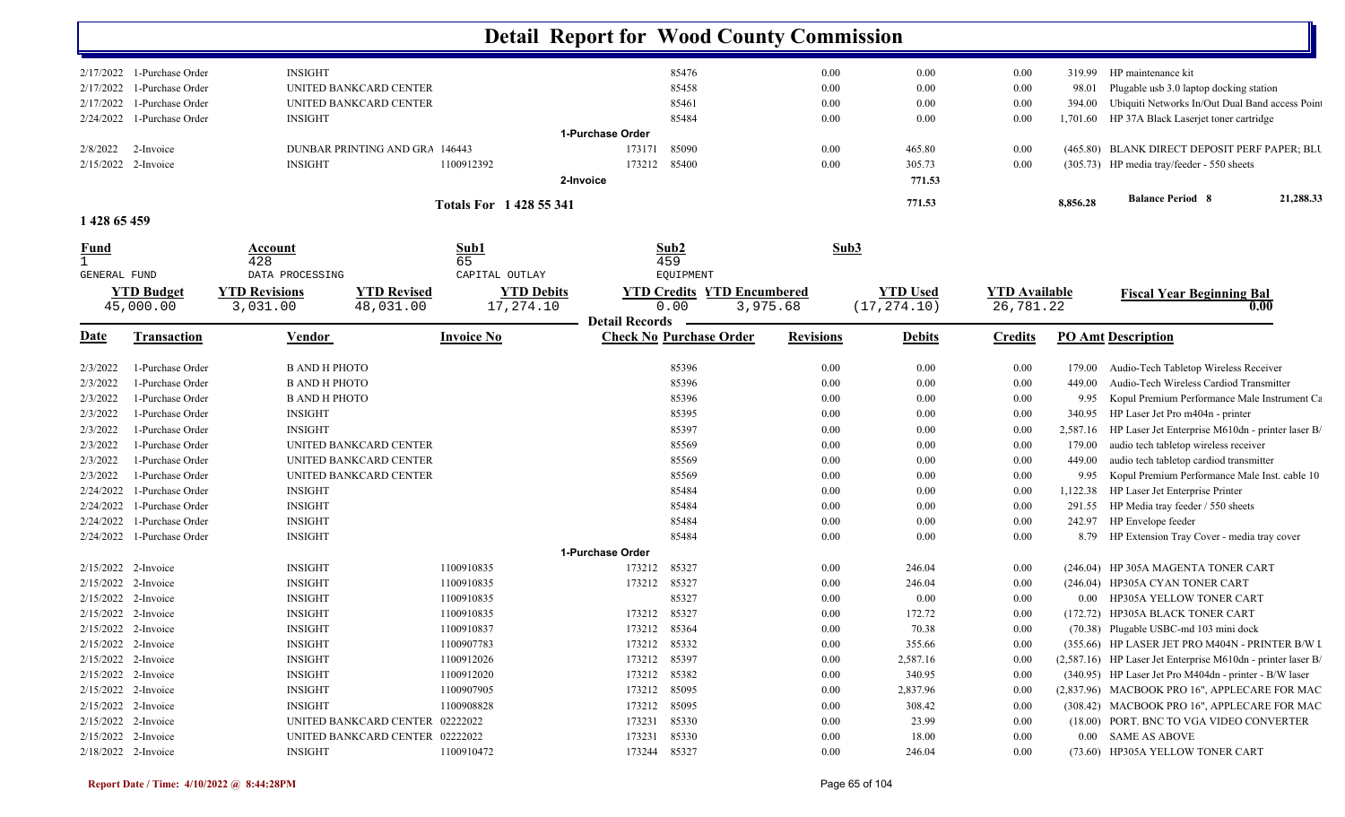# Detail Report for Wood County Commission

| Date | Transaction | Vendor | Invoice No | Check No | Purchase Order | Revisions | Debits | Credits | PO Amt | Description |
|---|---|---|---|---|---|---|---|---|---|---|
| 2/17/2022 | 1-Purchase Order | INSIGHT | | | 85476 | 0.00 | 0.00 | 0.00 | 319.99 | HP maintenance kit |
| 2/17/2022 | 1-Purchase Order | UNITED BANKCARD CENTER | | | 85458 | 0.00 | 0.00 | 0.00 | 98.01 | Plugable usb 3.0 laptop docking station |
| 2/17/2022 | 1-Purchase Order | UNITED BANKCARD CENTER | | | 85461 | 0.00 | 0.00 | 0.00 | 394.00 | Ubiquiti Networks In/Out Dual Band access Point |
| 2/24/2022 | 1-Purchase Order | INSIGHT | | | 85484 | 0.00 | 0.00 | 0.00 | 1,701.60 | HP 37A Black Laserjet toner cartridge |
| | | | | 1-Purchase Order | | | | | | |
| 2/8/2022 | 2-Invoice | DUNBAR PRINTING AND GRA | 146443 | 173171 | 85090 | 0.00 | 465.80 | 0.00 | (465.80) | BLANK DIRECT DEPOSIT PERF PAPER; BLU |
| 2/15/2022 | 2-Invoice | INSIGHT | 1100912392 | 173212 | 85400 | 0.00 | 305.73 | 0.00 | (305.73) | HP media tray/feeder - 550 sheets |
| | | | | 2-Invoice | | | 771.53 | | | |
| | | | Totals For 1 428 55 341 | | | | 771.53 | | 8,856.28 | Balance Period 8 21,288.33 |

**1 428 65 459**

| Fund | Account | Sub1 | Sub2 | Sub3 |
|---|---|---|---|---|
| 1 | 428 | 65 | 459 | |
| GENERAL FUND | DATA PROCESSING | CAPITAL OUTLAY | EQUIPMENT | |

| YTD Budget | YTD Revisions | YTD Revised | YTD Debits | YTD Credits | YTD Encumbered | YTD Used | YTD Available | Fiscal Year Beginning Bal |
|---|---|---|---|---|---|---|---|---|
| 45,000.00 | 3,031.00 | 48,031.00 | 17,274.10 | 0.00 | 3,975.68 | (17,274.10) | 26,781.22 | 0.00 |

**Detail Records**

| Date | Transaction | Vendor | Invoice No | Check No | Purchase Order | Revisions | Debits | Credits | PO Amt | Description |
|---|---|---|---|---|---|---|---|---|---|---|
| 2/3/2022 | 1-Purchase Order | B AND H PHOTO | | | 85396 | 0.00 | 0.00 | 0.00 | 179.00 | Audio-Tech Tabletop Wireless Receiver |
| 2/3/2022 | 1-Purchase Order | B AND H PHOTO | | | 85396 | 0.00 | 0.00 | 0.00 | 449.00 | Audio-Tech Wireless Cardiod Transmitter |
| 2/3/2022 | 1-Purchase Order | B AND H PHOTO | | | 85396 | 0.00 | 0.00 | 0.00 | 9.95 | Kopul Premium Performance Male Instrument Ca |
| 2/3/2022 | 1-Purchase Order | INSIGHT | | | 85395 | 0.00 | 0.00 | 0.00 | 340.95 | HP Laser Jet Pro m404n - printer |
| 2/3/2022 | 1-Purchase Order | INSIGHT | | | 85397 | 0.00 | 0.00 | 0.00 | 2,587.16 | HP Laser Jet Enterprise M610dn - printer laser B/ |
| 2/3/2022 | 1-Purchase Order | UNITED BANKCARD CENTER | | | 85569 | 0.00 | 0.00 | 0.00 | 179.00 | audio tech tabletop wireless receiver |
| 2/3/2022 | 1-Purchase Order | UNITED BANKCARD CENTER | | | 85569 | 0.00 | 0.00 | 0.00 | 449.00 | audio tech tabletop cardiod transmitter |
| 2/3/2022 | 1-Purchase Order | UNITED BANKCARD CENTER | | | 85569 | 0.00 | 0.00 | 0.00 | 9.95 | Kopul Premium Performance Male Inst. cable 10 |
| 2/24/2022 | 1-Purchase Order | INSIGHT | | | 85484 | 0.00 | 0.00 | 0.00 | 1,122.38 | HP Laser Jet Enterprise Printer |
| 2/24/2022 | 1-Purchase Order | INSIGHT | | | 85484 | 0.00 | 0.00 | 0.00 | 291.55 | HP Media tray feeder / 550 sheets |
| 2/24/2022 | 1-Purchase Order | INSIGHT | | | 85484 | 0.00 | 0.00 | 0.00 | 242.97 | HP Envelope feeder |
| 2/24/2022 | 1-Purchase Order | INSIGHT | | | 85484 | 0.00 | 0.00 | 0.00 | 8.79 | HP Extension Tray Cover - media tray cover |
| | | | | 1-Purchase Order | | | | | | |
| 2/15/2022 | 2-Invoice | INSIGHT | 1100910835 | 173212 | 85327 | 0.00 | 246.04 | 0.00 | (246.04) | HP 305A MAGENTA TONER CART |
| 2/15/2022 | 2-Invoice | INSIGHT | 1100910835 | 173212 | 85327 | 0.00 | 246.04 | 0.00 | (246.04) | HP305A CYAN TONER CART |
| 2/15/2022 | 2-Invoice | INSIGHT | 1100910835 | | 85327 | 0.00 | 0.00 | 0.00 | 0.00 | HP305A YELLOW TONER CART |
| 2/15/2022 | 2-Invoice | INSIGHT | 1100910835 | 173212 | 85327 | 0.00 | 172.72 | 0.00 | (172.72) | HP305A BLACK TONER CART |
| 2/15/2022 | 2-Invoice | INSIGHT | 1100910837 | 173212 | 85364 | 0.00 | 70.38 | 0.00 | (70.38) | Plugable USBC-md 103 mini dock |
| 2/15/2022 | 2-Invoice | INSIGHT | 1100907783 | 173212 | 85332 | 0.00 | 355.66 | 0.00 | (355.66) | HP LASER JET PRO M404N - PRINTER B/W L |
| 2/15/2022 | 2-Invoice | INSIGHT | 1100912026 | 173212 | 85397 | 0.00 | 2,587.16 | 0.00 | (2,587.16) | HP Laser Jet Enterprise M610dn - printer laser B/ |
| 2/15/2022 | 2-Invoice | INSIGHT | 1100912020 | 173212 | 85382 | 0.00 | 340.95 | 0.00 | (340.95) | HP Laser Jet Pro M404dn - printer - B/W laser |
| 2/15/2022 | 2-Invoice | INSIGHT | 1100907905 | 173212 | 85095 | 0.00 | 2,837.96 | 0.00 | (2,837.96) | MACBOOK PRO 16", APPLECARE FOR MAC |
| 2/15/2022 | 2-Invoice | INSIGHT | 1100908828 | 173212 | 85095 | 0.00 | 308.42 | 0.00 | (308.42) | MACBOOK PRO 16", APPLECARE FOR MAC |
| 2/15/2022 | 2-Invoice | UNITED BANKCARD CENTER | 02222022 | 173231 | 85330 | 0.00 | 23.99 | 0.00 | (18.00) | PORT. BNC TO VGA VIDEO CONVERTER |
| 2/15/2022 | 2-Invoice | UNITED BANKCARD CENTER | 02222022 | 173231 | 85330 | 0.00 | 18.00 | 0.00 | 0.00 | SAME AS ABOVE |
| 2/18/2022 | 2-Invoice | INSIGHT | 1100910472 | 173244 | 85327 | 0.00 | 246.04 | 0.00 | (73.60) | HP305A YELLOW TONER CART |

Report Date / Time: 4/10/2022 @ 8:44:28PM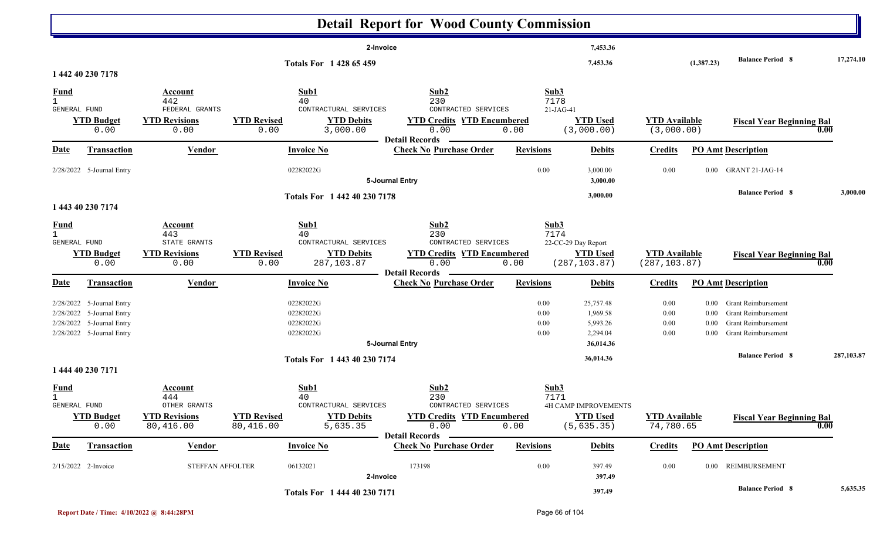# Detail Report for Wood County Commission

| | | | | | | | |
|---|---|---|---|---|---|---|---|
| | | 2-Invoice | | 7,453.36 | | | |
| | | Totals For 1 428 65 459 | | 7,453.36 | (1,387.23) | Balance Period 8 | 17,274.10 |

## 1 442 40 230 7178

| Fund | Account | | Sub1 | Sub2 | | Sub3 | | |
|---|---|---|---|---|---|---|---|---|
| 1 GENERAL FUND | 442 FEDERAL GRANTS | | 40 CONTRACTURAL SERVICES | 230 CONTRACTED SERVICES | | 7178 21-JAG-41 | | |
| YTD Budget | YTD Revisions | YTD Revised | YTD Debits | YTD Credits | YTD Encumbered | YTD Used | YTD Available | Fiscal Year Beginning Bal |
| 0.00 | 0.00 | 0.00 | 3,000.00 | 0.00 | 0.00 | (3,000.00) | (3,000.00) | 0.00 |

Detail Records

| Date | Transaction | Vendor | Invoice No | Check No | Purchase Order | Revisions | Debits | Credits | PO Amt | Description |
|---|---|---|---|---|---|---|---|---|---|---|
| 2/28/2022 | 5-Journal Entry | | 02282022G | | | 0.00 | 3,000.00 | 0.00 | 0.00 | GRANT 21-JAG-14 |
| | | | | 5-Journal Entry | | | 3,000.00 | | | |
| | | | Totals For 1 442 40 230 7178 | | | | 3,000.00 | | | Balance Period 8 3,000.00 |

## 1 443 40 230 7174

| Fund | Account | | Sub1 | Sub2 | | Sub3 | | |
|---|---|---|---|---|---|---|---|---|
| 1 GENERAL FUND | 443 STATE GRANTS | | 40 CONTRACTURAL SERVICES | 230 CONTRACTED SERVICES | | 7174 22-CC-29 Day Report | | |
| YTD Budget | YTD Revisions | YTD Revised | YTD Debits | YTD Credits | YTD Encumbered | YTD Used | YTD Available | Fiscal Year Beginning Bal |
| 0.00 | 0.00 | 0.00 | 287,103.87 | 0.00 | 0.00 | (287,103.87) | (287,103.87) | 0.00 |

Detail Records

| Date | Transaction | Vendor | Invoice No | Check No | Purchase Order | Revisions | Debits | Credits | PO Amt | Description |
|---|---|---|---|---|---|---|---|---|---|---|
| 2/28/2022 | 5-Journal Entry | | 02282022G | | | 0.00 | 25,757.48 | 0.00 | 0.00 | Grant Reimbursement |
| 2/28/2022 | 5-Journal Entry | | 02282022G | | | 0.00 | 1,969.58 | 0.00 | 0.00 | Grant Reimbursement |
| 2/28/2022 | 5-Journal Entry | | 02282022G | | | 0.00 | 5,993.26 | 0.00 | 0.00 | Grant Reimbursement |
| 2/28/2022 | 5-Journal Entry | | 02282022G | | | 0.00 | 2,294.04 | 0.00 | 0.00 | Grant Reimbursement |
| | | | | 5-Journal Entry | | | 36,014.36 | | | |
| | | | Totals For 1 443 40 230 7174 | | | | 36,014.36 | | | Balance Period 8 287,103.87 |

## 1 444 40 230 7171

| Fund | Account | | Sub1 | Sub2 | | Sub3 | | |
|---|---|---|---|---|---|---|---|---|
| 1 GENERAL FUND | 444 OTHER GRANTS | | 40 CONTRACTURAL SERVICES | 230 CONTRACTED SERVICES | | 7171 4H CAMP IMPROVEMENTS | | |
| YTD Budget | YTD Revisions | YTD Revised | YTD Debits | YTD Credits | YTD Encumbered | YTD Used | YTD Available | Fiscal Year Beginning Bal |
| 0.00 | 80,416.00 | 80,416.00 | 5,635.35 | 0.00 | 0.00 | (5,635.35) | 74,780.65 | 0.00 |

Detail Records

| Date | Transaction | Vendor | Invoice No | Check No | Purchase Order | Revisions | Debits | Credits | PO Amt | Description |
|---|---|---|---|---|---|---|---|---|---|---|
| 2/15/2022 | 2-Invoice | STEFFAN AFFOLTER | 06132021 | 173198 | | 0.00 | 397.49 | 0.00 | 0.00 | REIMBURSEMENT |
| | | | | 2-Invoice | | | 397.49 | | | |
| | | | Totals For 1 444 40 230 7171 | | | | 397.49 | | | Balance Period 8 5,635.35 |

Report Date / Time: 4/10/2022 @ 8:44:28PM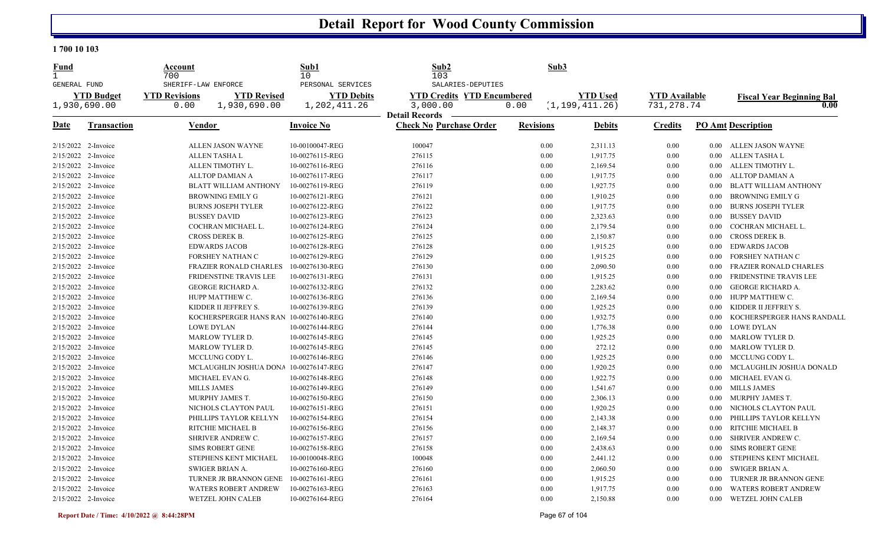# Detail Report for Wood County Commission

**1 700 10 103**

| Fund | Account | Sub1 | Sub2 | Sub3 |
|---|---|---|---|---|
| 1 | 700 | 10 | 103 | |
| GENERAL FUND | SHERIFF-LAW ENFORCE | PERSONAL SERVICES | SALARIES-DEPUTIES | |

| YTD Budget | YTD Revisions | YTD Revised | YTD Debits | YTD Credits | YTD Encumbered | YTD Used | YTD Available | Fiscal Year Beginning Bal |
|---|---|---|---|---|---|---|---|---|
| 1,930,690.00 | 0.00 | 1,930,690.00 | 1,202,411.26 | 3,000.00 | 0.00 | (1,199,411.26) | 731,278.74 | 0.00 |

**Detail Records**

| Date | Transaction | Vendor | Invoice No | Check No | Purchase Order | Revisions | Debits | Credits | PO Amt | Description |
|---|---|---|---|---|---|---|---|---|---|---|
| 2/15/2022 | 2-Invoice | ALLEN JASON WAYNE | 10-00100047-REG | 100047 | | 0.00 | 2,311.13 | 0.00 | 0.00 | ALLEN JASON WAYNE |
| 2/15/2022 | 2-Invoice | ALLEN TASHA L | 10-00276115-REG | 276115 | | 0.00 | 1,917.75 | 0.00 | 0.00 | ALLEN TASHA L |
| 2/15/2022 | 2-Invoice | ALLEN TIMOTHY L. | 10-00276116-REG | 276116 | | 0.00 | 2,169.54 | 0.00 | 0.00 | ALLEN TIMOTHY L. |
| 2/15/2022 | 2-Invoice | ALLTOP DAMIAN A | 10-00276117-REG | 276117 | | 0.00 | 1,917.75 | 0.00 | 0.00 | ALLTOP DAMIAN A |
| 2/15/2022 | 2-Invoice | BLATT WILLIAM ANTHONY | 10-00276119-REG | 276119 | | 0.00 | 1,927.75 | 0.00 | 0.00 | BLATT WILLIAM ANTHONY |
| 2/15/2022 | 2-Invoice | BROWNING EMILY G | 10-00276121-REG | 276121 | | 0.00 | 1,910.25 | 0.00 | 0.00 | BROWNING EMILY G |
| 2/15/2022 | 2-Invoice | BURNS JOSEPH TYLER | 10-00276122-REG | 276122 | | 0.00 | 1,917.75 | 0.00 | 0.00 | BURNS JOSEPH TYLER |
| 2/15/2022 | 2-Invoice | BUSSEY DAVID | 10-00276123-REG | 276123 | | 0.00 | 2,323.63 | 0.00 | 0.00 | BUSSEY DAVID |
| 2/15/2022 | 2-Invoice | COCHRAN MICHAEL L. | 10-00276124-REG | 276124 | | 0.00 | 2,179.54 | 0.00 | 0.00 | COCHRAN MICHAEL L. |
| 2/15/2022 | 2-Invoice | CROSS DEREK B. | 10-00276125-REG | 276125 | | 0.00 | 2,150.87 | 0.00 | 0.00 | CROSS DEREK B. |
| 2/15/2022 | 2-Invoice | EDWARDS JACOB | 10-00276128-REG | 276128 | | 0.00 | 1,915.25 | 0.00 | 0.00 | EDWARDS JACOB |
| 2/15/2022 | 2-Invoice | FORSHEY NATHAN C | 10-00276129-REG | 276129 | | 0.00 | 1,915.25 | 0.00 | 0.00 | FORSHEY NATHAN C |
| 2/15/2022 | 2-Invoice | FRAZIER RONALD CHARLES | 10-00276130-REG | 276130 | | 0.00 | 2,090.50 | 0.00 | 0.00 | FRAZIER RONALD CHARLES |
| 2/15/2022 | 2-Invoice | FRIDENSTINE TRAVIS LEE | 10-00276131-REG | 276131 | | 0.00 | 1,915.25 | 0.00 | 0.00 | FRIDENSTINE TRAVIS LEE |
| 2/15/2022 | 2-Invoice | GEORGE RICHARD A. | 10-00276132-REG | 276132 | | 0.00 | 2,283.62 | 0.00 | 0.00 | GEORGE RICHARD A. |
| 2/15/2022 | 2-Invoice | HUPP MATTHEW C. | 10-00276136-REG | 276136 | | 0.00 | 2,169.54 | 0.00 | 0.00 | HUPP MATTHEW C. |
| 2/15/2022 | 2-Invoice | KIDDER II JEFFREY S. | 10-00276139-REG | 276139 | | 0.00 | 1,925.25 | 0.00 | 0.00 | KIDDER II JEFFREY S. |
| 2/15/2022 | 2-Invoice | KOCHERSPERGER HANS RAN | 10-00276140-REG | 276140 | | 0.00 | 1,932.75 | 0.00 | 0.00 | KOCHERSPERGER HANS RANDALL |
| 2/15/2022 | 2-Invoice | LOWE DYLAN | 10-00276144-REG | 276144 | | 0.00 | 1,776.38 | 0.00 | 0.00 | LOWE DYLAN |
| 2/15/2022 | 2-Invoice | MARLOW TYLER D. | 10-00276145-REG | 276145 | | 0.00 | 1,925.25 | 0.00 | 0.00 | MARLOW TYLER D. |
| 2/15/2022 | 2-Invoice | MARLOW TYLER D. | 10-00276145-REG | 276145 | | 0.00 | 272.12 | 0.00 | 0.00 | MARLOW TYLER D. |
| 2/15/2022 | 2-Invoice | MCCLUNG CODY L. | 10-00276146-REG | 276146 | | 0.00 | 1,925.25 | 0.00 | 0.00 | MCCLUNG CODY L. |
| 2/15/2022 | 2-Invoice | MCLAUGHLIN JOSHUA DONA | 10-00276147-REG | 276147 | | 0.00 | 1,920.25 | 0.00 | 0.00 | MCLAUGHLIN JOSHUA DONALD |
| 2/15/2022 | 2-Invoice | MICHAEL EVAN G. | 10-00276148-REG | 276148 | | 0.00 | 1,922.75 | 0.00 | 0.00 | MICHAEL EVAN G. |
| 2/15/2022 | 2-Invoice | MILLS JAMES | 10-00276149-REG | 276149 | | 0.00 | 1,541.67 | 0.00 | 0.00 | MILLS JAMES |
| 2/15/2022 | 2-Invoice | MURPHY JAMES T. | 10-00276150-REG | 276150 | | 0.00 | 2,306.13 | 0.00 | 0.00 | MURPHY JAMES T. |
| 2/15/2022 | 2-Invoice | NICHOLS CLAYTON PAUL | 10-00276151-REG | 276151 | | 0.00 | 1,920.25 | 0.00 | 0.00 | NICHOLS CLAYTON PAUL |
| 2/15/2022 | 2-Invoice | PHILLIPS TAYLOR KELLYN | 10-00276154-REG | 276154 | | 0.00 | 2,143.38 | 0.00 | 0.00 | PHILLIPS TAYLOR KELLYN |
| 2/15/2022 | 2-Invoice | RITCHIE MICHAEL B | 10-00276156-REG | 276156 | | 0.00 | 2,148.37 | 0.00 | 0.00 | RITCHIE MICHAEL B |
| 2/15/2022 | 2-Invoice | SHRIVER ANDREW C. | 10-00276157-REG | 276157 | | 0.00 | 2,169.54 | 0.00 | 0.00 | SHRIVER ANDREW C. |
| 2/15/2022 | 2-Invoice | SIMS ROBERT GENE | 10-00276158-REG | 276158 | | 0.00 | 2,438.63 | 0.00 | 0.00 | SIMS ROBERT GENE |
| 2/15/2022 | 2-Invoice | STEPHENS KENT MICHAEL | 10-00100048-REG | 100048 | | 0.00 | 2,441.12 | 0.00 | 0.00 | STEPHENS KENT MICHAEL |
| 2/15/2022 | 2-Invoice | SWIGER BRIAN A. | 10-00276160-REG | 276160 | | 0.00 | 2,060.50 | 0.00 | 0.00 | SWIGER BRIAN A. |
| 2/15/2022 | 2-Invoice | TURNER JR BRANNON GENE | 10-00276161-REG | 276161 | | 0.00 | 1,915.25 | 0.00 | 0.00 | TURNER JR BRANNON GENE |
| 2/15/2022 | 2-Invoice | WATERS ROBERT ANDREW | 10-00276163-REG | 276163 | | 0.00 | 1,917.75 | 0.00 | 0.00 | WATERS ROBERT ANDREW |
| 2/15/2022 | 2-Invoice | WETZEL JOHN CALEB | 10-00276164-REG | 276164 | | 0.00 | 2,150.88 | 0.00 | 0.00 | WETZEL JOHN CALEB |

Report Date / Time: 4/10/2022 @ 8:44:28PM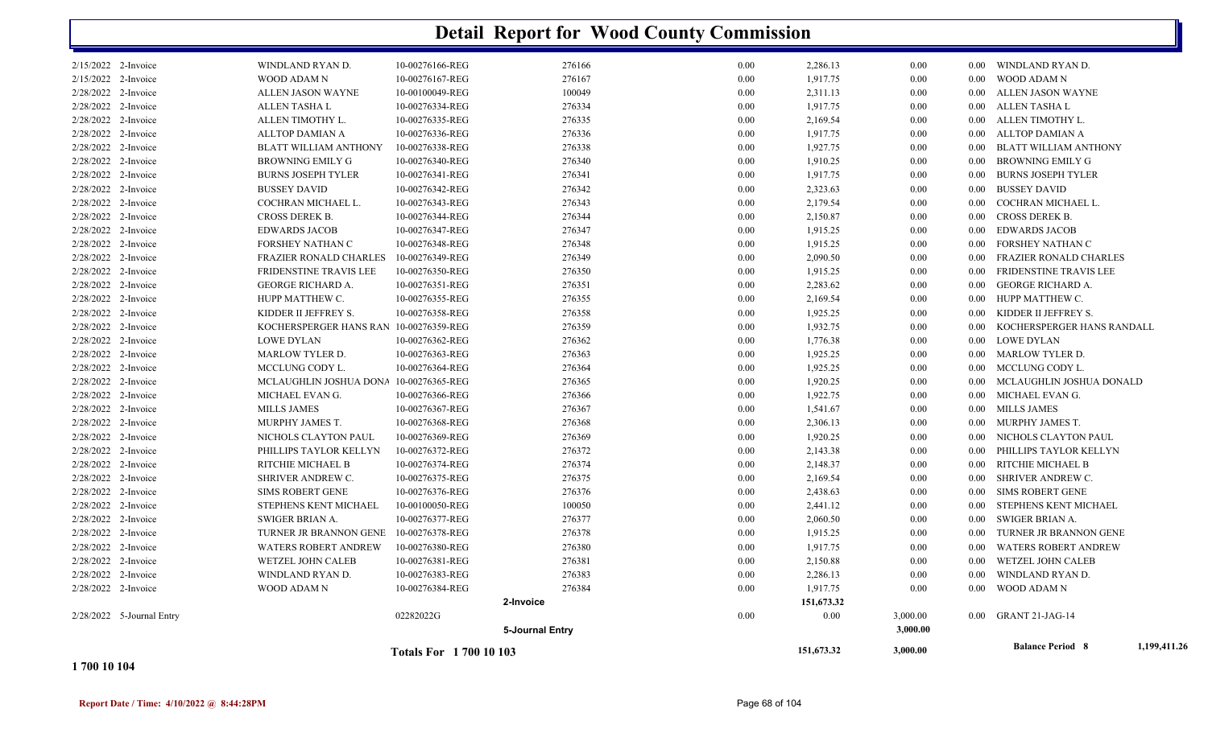# Detail Report for Wood County Commission

| Date | Type | Name | Reference | Doc | | Debit | Credit | | Description |
|---|---|---|---|---|---|---|---|---|---|
| 2/15/2022 | 2-Invoice | WINDLAND RYAN D. | 10-00276166-REG | 276166 | 0.00 | 2,286.13 | 0.00 | 0.00 | WINDLAND RYAN D. |
| 2/15/2022 | 2-Invoice | WOOD ADAM N | 10-00276167-REG | 276167 | 0.00 | 1,917.75 | 0.00 | 0.00 | WOOD ADAM N |
| 2/28/2022 | 2-Invoice | ALLEN JASON WAYNE | 10-00100049-REG | 100049 | 0.00 | 2,311.13 | 0.00 | 0.00 | ALLEN JASON WAYNE |
| 2/28/2022 | 2-Invoice | ALLEN TASHA L | 10-00276334-REG | 276334 | 0.00 | 1,917.75 | 0.00 | 0.00 | ALLEN TASHA L |
| 2/28/2022 | 2-Invoice | ALLEN TIMOTHY L. | 10-00276335-REG | 276335 | 0.00 | 2,169.54 | 0.00 | 0.00 | ALLEN TIMOTHY L. |
| 2/28/2022 | 2-Invoice | ALLTOP DAMIAN A | 10-00276336-REG | 276336 | 0.00 | 1,917.75 | 0.00 | 0.00 | ALLTOP DAMIAN A |
| 2/28/2022 | 2-Invoice | BLATT WILLIAM ANTHONY | 10-00276338-REG | 276338 | 0.00 | 1,927.75 | 0.00 | 0.00 | BLATT WILLIAM ANTHONY |
| 2/28/2022 | 2-Invoice | BROWNING EMILY G | 10-00276340-REG | 276340 | 0.00 | 1,910.25 | 0.00 | 0.00 | BROWNING EMILY G |
| 2/28/2022 | 2-Invoice | BURNS JOSEPH TYLER | 10-00276341-REG | 276341 | 0.00 | 1,917.75 | 0.00 | 0.00 | BURNS JOSEPH TYLER |
| 2/28/2022 | 2-Invoice | BUSSEY DAVID | 10-00276342-REG | 276342 | 0.00 | 2,323.63 | 0.00 | 0.00 | BUSSEY DAVID |
| 2/28/2022 | 2-Invoice | COCHRAN MICHAEL L. | 10-00276343-REG | 276343 | 0.00 | 2,179.54 | 0.00 | 0.00 | COCHRAN MICHAEL L. |
| 2/28/2022 | 2-Invoice | CROSS DEREK B. | 10-00276344-REG | 276344 | 0.00 | 2,150.87 | 0.00 | 0.00 | CROSS DEREK B. |
| 2/28/2022 | 2-Invoice | EDWARDS JACOB | 10-00276347-REG | 276347 | 0.00 | 1,915.25 | 0.00 | 0.00 | EDWARDS JACOB |
| 2/28/2022 | 2-Invoice | FORSHEY NATHAN C | 10-00276348-REG | 276348 | 0.00 | 1,915.25 | 0.00 | 0.00 | FORSHEY NATHAN C |
| 2/28/2022 | 2-Invoice | FRAZIER RONALD CHARLES | 10-00276349-REG | 276349 | 0.00 | 2,090.50 | 0.00 | 0.00 | FRAZIER RONALD CHARLES |
| 2/28/2022 | 2-Invoice | FRIDENSTINE TRAVIS LEE | 10-00276350-REG | 276350 | 0.00 | 1,915.25 | 0.00 | 0.00 | FRIDENSTINE TRAVIS LEE |
| 2/28/2022 | 2-Invoice | GEORGE RICHARD A. | 10-00276351-REG | 276351 | 0.00 | 2,283.62 | 0.00 | 0.00 | GEORGE RICHARD A. |
| 2/28/2022 | 2-Invoice | HUPP MATTHEW C. | 10-00276355-REG | 276355 | 0.00 | 2,169.54 | 0.00 | 0.00 | HUPP MATTHEW C. |
| 2/28/2022 | 2-Invoice | KIDDER II JEFFREY S. | 10-00276358-REG | 276358 | 0.00 | 1,925.25 | 0.00 | 0.00 | KIDDER II JEFFREY S. |
| 2/28/2022 | 2-Invoice | KOCHERSPERGER HANS RAN | 10-00276359-REG | 276359 | 0.00 | 1,932.75 | 0.00 | 0.00 | KOCHERSPERGER HANS RANDALL |
| 2/28/2022 | 2-Invoice | LOWE DYLAN | 10-00276362-REG | 276362 | 0.00 | 1,776.38 | 0.00 | 0.00 | LOWE DYLAN |
| 2/28/2022 | 2-Invoice | MARLOW TYLER D. | 10-00276363-REG | 276363 | 0.00 | 1,925.25 | 0.00 | 0.00 | MARLOW TYLER D. |
| 2/28/2022 | 2-Invoice | MCCLUNG CODY L. | 10-00276364-REG | 276364 | 0.00 | 1,925.25 | 0.00 | 0.00 | MCCLUNG CODY L. |
| 2/28/2022 | 2-Invoice | MCLAUGHLIN JOSHUA DONA | 10-00276365-REG | 276365 | 0.00 | 1,920.25 | 0.00 | 0.00 | MCLAUGHLIN JOSHUA DONALD |
| 2/28/2022 | 2-Invoice | MICHAEL EVAN G. | 10-00276366-REG | 276366 | 0.00 | 1,922.75 | 0.00 | 0.00 | MICHAEL EVAN G. |
| 2/28/2022 | 2-Invoice | MILLS JAMES | 10-00276367-REG | 276367 | 0.00 | 1,541.67 | 0.00 | 0.00 | MILLS JAMES |
| 2/28/2022 | 2-Invoice | MURPHY JAMES T. | 10-00276368-REG | 276368 | 0.00 | 2,306.13 | 0.00 | 0.00 | MURPHY JAMES T. |
| 2/28/2022 | 2-Invoice | NICHOLS CLAYTON PAUL | 10-00276369-REG | 276369 | 0.00 | 1,920.25 | 0.00 | 0.00 | NICHOLS CLAYTON PAUL |
| 2/28/2022 | 2-Invoice | PHILLIPS TAYLOR KELLYN | 10-00276372-REG | 276372 | 0.00 | 2,143.38 | 0.00 | 0.00 | PHILLIPS TAYLOR KELLYN |
| 2/28/2022 | 2-Invoice | RITCHIE MICHAEL B | 10-00276374-REG | 276374 | 0.00 | 2,148.37 | 0.00 | 0.00 | RITCHIE MICHAEL B |
| 2/28/2022 | 2-Invoice | SHRIVER ANDREW C. | 10-00276375-REG | 276375 | 0.00 | 2,169.54 | 0.00 | 0.00 | SHRIVER ANDREW C. |
| 2/28/2022 | 2-Invoice | SIMS ROBERT GENE | 10-00276376-REG | 276376 | 0.00 | 2,438.63 | 0.00 | 0.00 | SIMS ROBERT GENE |
| 2/28/2022 | 2-Invoice | STEPHENS KENT MICHAEL | 10-00100050-REG | 100050 | 0.00 | 2,441.12 | 0.00 | 0.00 | STEPHENS KENT MICHAEL |
| 2/28/2022 | 2-Invoice | SWIGER BRIAN A. | 10-00276377-REG | 276377 | 0.00 | 2,060.50 | 0.00 | 0.00 | SWIGER BRIAN A. |
| 2/28/2022 | 2-Invoice | TURNER JR BRANNON GENE | 10-00276378-REG | 276378 | 0.00 | 1,915.25 | 0.00 | 0.00 | TURNER JR BRANNON GENE |
| 2/28/2022 | 2-Invoice | WATERS ROBERT ANDREW | 10-00276380-REG | 276380 | 0.00 | 1,917.75 | 0.00 | 0.00 | WATERS ROBERT ANDREW |
| 2/28/2022 | 2-Invoice | WETZEL JOHN CALEB | 10-00276381-REG | 276381 | 0.00 | 2,150.88 | 0.00 | 0.00 | WETZEL JOHN CALEB |
| 2/28/2022 | 2-Invoice | WINDLAND RYAN D. | 10-00276383-REG | 276383 | 0.00 | 2,286.13 | 0.00 | 0.00 | WINDLAND RYAN D. |
| 2/28/2022 | 2-Invoice | WOOD ADAM N | 10-00276384-REG | 276384 | 0.00 | 1,917.75 | 0.00 | 0.00 | WOOD ADAM N |
| | | | | **2-Invoice** | | **151,673.32** | | | |
| 2/28/2022 | 5-Journal Entry | | 02282022G | | 0.00 | 0.00 | 3,000.00 | 0.00 | GRANT 21-JAG-14 |
| | | | | **5-Journal Entry** | | | **3,000.00** | | |
| | | | **Totals For 1 700 10 103** | | | **151,673.32** | **3,000.00** | | **Balance Period 8** **1,199,411.26** |

**1 700 10 104**

**Report Date / Time: 4/10/2022 @ 8:44:28PM**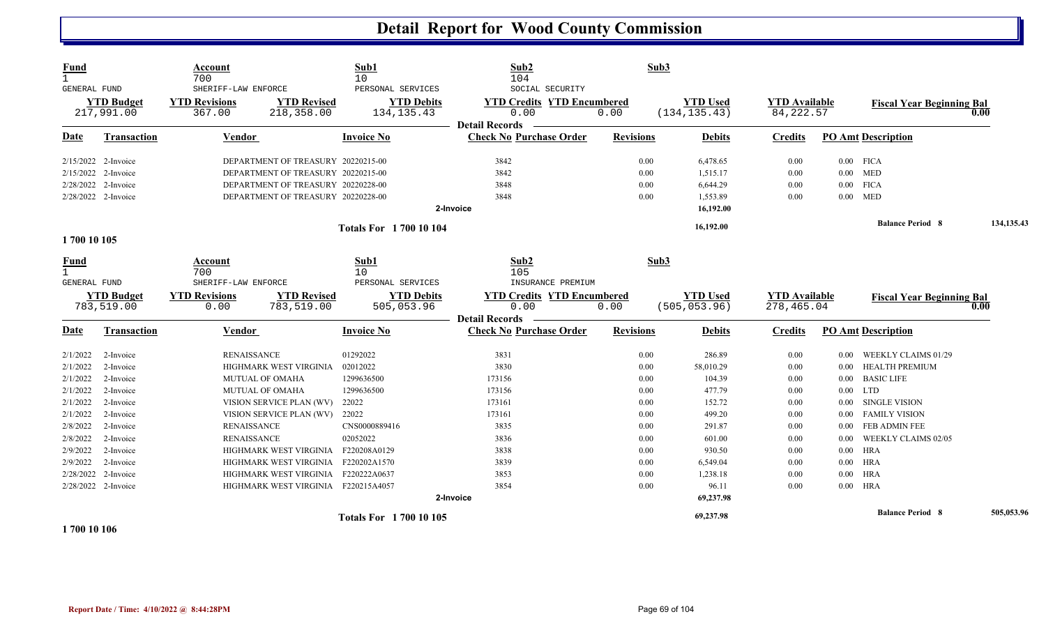# Detail Report for Wood County Commission

| Fund | Account | Sub1 | Sub2 | Sub3 |
|---|---|---|---|---|
| 1 | 700 | 10 | 104 | |
| GENERAL FUND | SHERIFF-LAW ENFORCE | PERSONAL SERVICES | SOCIAL SECURITY | |

| YTD Budget | YTD Revisions | YTD Revised | YTD Debits | YTD Credits | YTD Encumbered | YTD Used | YTD Available | Fiscal Year Beginning Bal |
|---|---|---|---|---|---|---|---|---|
| 217,991.00 | 367.00 | 218,358.00 | 134,135.43 | 0.00 | 0.00 | (134,135.43) | 84,222.57 | 0.00 |

**Detail Records**

| Date | Transaction | Vendor | Invoice No | Check No | Purchase Order | Revisions | Debits | Credits | PO Amt | Description |
|---|---|---|---|---|---|---|---|---|---|---|
| 2/15/2022 | 2-Invoice | DEPARTMENT OF TREASURY | 20220215-00 | 3842 | | 0.00 | 6,478.65 | 0.00 | 0.00 | FICA |
| 2/15/2022 | 2-Invoice | DEPARTMENT OF TREASURY | 20220215-00 | 3842 | | 0.00 | 1,515.17 | 0.00 | 0.00 | MED |
| 2/28/2022 | 2-Invoice | DEPARTMENT OF TREASURY | 20220228-00 | 3848 | | 0.00 | 6,644.29 | 0.00 | 0.00 | FICA |
| 2/28/2022 | 2-Invoice | DEPARTMENT OF TREASURY | 20220228-00 | 3848 | | 0.00 | 1,553.89 | 0.00 | 0.00 | MED |
| | | | | 2-Invoice | | | 16,192.00 | | | |
| | | | Totals For 1 700 10 104 | | | | 16,192.00 | | | Balance Period 8 134,135.43 |

**1 700 10 105**

| Fund | Account | Sub1 | Sub2 | Sub3 |
|---|---|---|---|---|
| 1 | 700 | 10 | 105 | |
| GENERAL FUND | SHERIFF-LAW ENFORCE | PERSONAL SERVICES | INSURANCE PREMIUM | |

| YTD Budget | YTD Revisions | YTD Revised | YTD Debits | YTD Credits | YTD Encumbered | YTD Used | YTD Available | Fiscal Year Beginning Bal |
|---|---|---|---|---|---|---|---|---|
| 783,519.00 | 0.00 | 783,519.00 | 505,053.96 | 0.00 | 0.00 | (505,053.96) | 278,465.04 | 0.00 |

**Detail Records**

| Date | Transaction | Vendor | Invoice No | Check No | Purchase Order | Revisions | Debits | Credits | PO Amt | Description |
|---|---|---|---|---|---|---|---|---|---|---|
| 2/1/2022 | 2-Invoice | RENAISSANCE | 01292022 | 3831 | | 0.00 | 286.89 | 0.00 | 0.00 | WEEKLY CLAIMS 01/29 |
| 2/1/2022 | 2-Invoice | HIGHMARK WEST VIRGINIA | 02012022 | 3830 | | 0.00 | 58,010.29 | 0.00 | 0.00 | HEALTH PREMIUM |
| 2/1/2022 | 2-Invoice | MUTUAL OF OMAHA | 1299636500 | 173156 | | 0.00 | 104.39 | 0.00 | 0.00 | BASIC LIFE |
| 2/1/2022 | 2-Invoice | MUTUAL OF OMAHA | 1299636500 | 173156 | | 0.00 | 477.79 | 0.00 | 0.00 | LTD |
| 2/1/2022 | 2-Invoice | VISION SERVICE PLAN (WV) | 22022 | 173161 | | 0.00 | 152.72 | 0.00 | 0.00 | SINGLE VISION |
| 2/1/2022 | 2-Invoice | VISION SERVICE PLAN (WV) | 22022 | 173161 | | 0.00 | 499.20 | 0.00 | 0.00 | FAMILY VISION |
| 2/8/2022 | 2-Invoice | RENAISSANCE | CNS0000889416 | 3835 | | 0.00 | 291.87 | 0.00 | 0.00 | FEB ADMIN FEE |
| 2/8/2022 | 2-Invoice | RENAISSANCE | 02052022 | 3836 | | 0.00 | 601.00 | 0.00 | 0.00 | WEEKLY CLAIMS 02/05 |
| 2/9/2022 | 2-Invoice | HIGHMARK WEST VIRGINIA | F220208A0129 | 3838 | | 0.00 | 930.50 | 0.00 | 0.00 | HRA |
| 2/9/2022 | 2-Invoice | HIGHMARK WEST VIRGINIA | F220202A1570 | 3839 | | 0.00 | 6,549.04 | 0.00 | 0.00 | HRA |
| 2/28/2022 | 2-Invoice | HIGHMARK WEST VIRGINIA | F220222A0637 | 3853 | | 0.00 | 1,238.18 | 0.00 | 0.00 | HRA |
| 2/28/2022 | 2-Invoice | HIGHMARK WEST VIRGINIA | F220215A4057 | 3854 | | 0.00 | 96.11 | 0.00 | 0.00 | HRA |
| | | | | 2-Invoice | | | 69,237.98 | | | |
| | | | Totals For 1 700 10 105 | | | | 69,237.98 | | | Balance Period 8 505,053.96 |

**1 700 10 106**

Report Date / Time: 4/10/2022 @ 8:44:28PM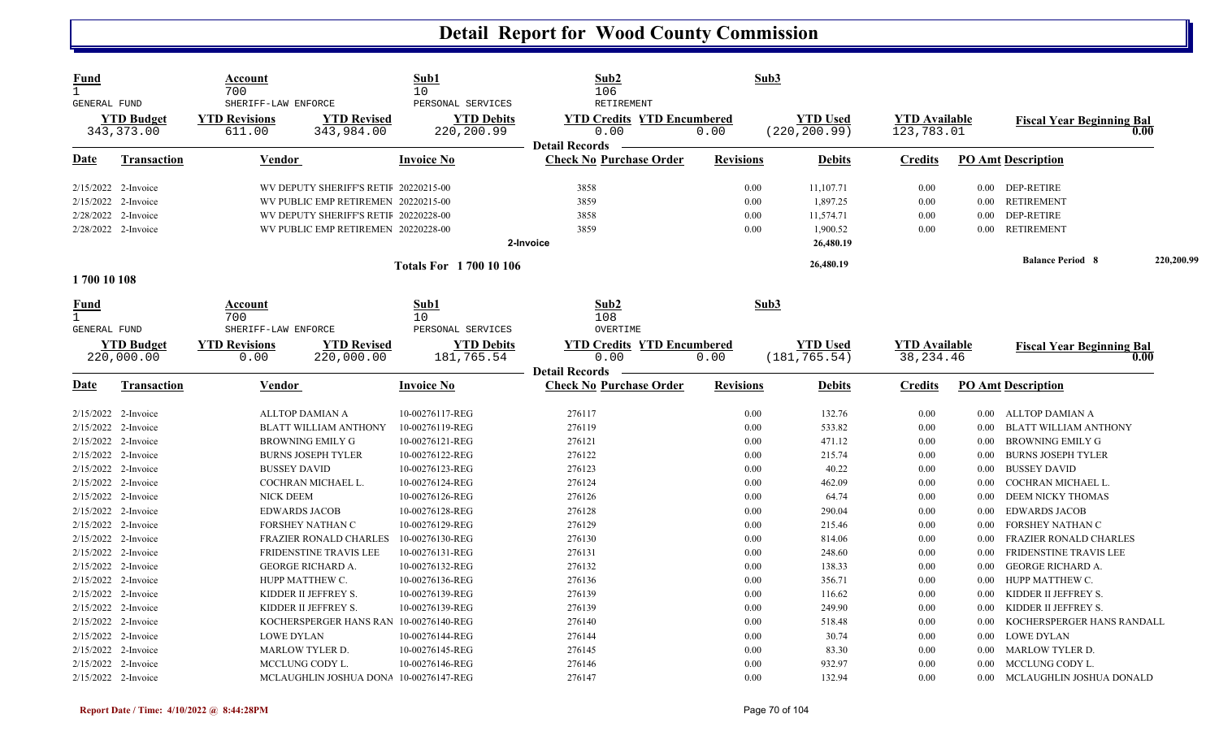# Detail Report for Wood County Commission

| Fund | Account | | Sub1 | Sub2 | | Sub3 | | |
|---|---|---|---|---|---|---|---|---|
| 1 | 700 | | 10 | 106 | | | | |
| GENERAL FUND | SHERIFF-LAW ENFORCE | | PERSONAL SERVICES | RETIREMENT | | | | |
| **YTD Budget** | **YTD Revisions** | **YTD Revised** | **YTD Debits** | **YTD Credits** | **YTD Encumbered** | **YTD Used** | **YTD Available** | **Fiscal Year Beginning Bal** |
| 343,373.00 | 611.00 | 343,984.00 | 220,200.99 | 0.00 | 0.00 | (220,200.99) | 123,783.01 | 0.00 |

**Detail Records**

| Date | Transaction | Vendor | Invoice No | Check No | Purchase Order | Revisions | Debits | Credits | PO Amt | Description |
|---|---|---|---|---|---|---|---|---|---|---|
| 2/15/2022 | 2-Invoice | WV DEPUTY SHERIFF'S RETIR | 20220215-00 | 3858 | | 0.00 | 11,107.71 | 0.00 | 0.00 | DEP-RETIRE |
| 2/15/2022 | 2-Invoice | WV PUBLIC EMP RETIREMEN | 20220215-00 | 3859 | | 0.00 | 1,897.25 | 0.00 | 0.00 | RETIREMENT |
| 2/28/2022 | 2-Invoice | WV DEPUTY SHERIFF'S RETIR | 20220228-00 | 3858 | | 0.00 | 11,574.71 | 0.00 | 0.00 | DEP-RETIRE |
| 2/28/2022 | 2-Invoice | WV PUBLIC EMP RETIREMEN | 20220228-00 | 3859 | | 0.00 | 1,900.52 | 0.00 | 0.00 | RETIREMENT |
| | | | | 2-Invoice | | | 26,480.19 | | | |
| | | | **Totals For 1 700 10 106** | | | | 26,480.19 | | | **Balance Period 8** 220,200.99 |

**1 700 10 108**

| Fund | Account | | Sub1 | Sub2 | | Sub3 | | |
|---|---|---|---|---|---|---|---|---|
| 1 | 700 | | 10 | 108 | | | | |
| GENERAL FUND | SHERIFF-LAW ENFORCE | | PERSONAL SERVICES | OVERTIME | | | | |
| **YTD Budget** | **YTD Revisions** | **YTD Revised** | **YTD Debits** | **YTD Credits** | **YTD Encumbered** | **YTD Used** | **YTD Available** | **Fiscal Year Beginning Bal** |
| 220,000.00 | 0.00 | 220,000.00 | 181,765.54 | 0.00 | 0.00 | (181,765.54) | 38,234.46 | 0.00 |

**Detail Records**

| Date | Transaction | Vendor | Invoice No | Check No | Purchase Order | Revisions | Debits | Credits | PO Amt | Description |
|---|---|---|---|---|---|---|---|---|---|---|
| 2/15/2022 | 2-Invoice | ALLTOP DAMIAN A | 10-00276117-REG | 276117 | | 0.00 | 132.76 | 0.00 | 0.00 | ALLTOP DAMIAN A |
| 2/15/2022 | 2-Invoice | BLATT WILLIAM ANTHONY | 10-00276119-REG | 276119 | | 0.00 | 533.82 | 0.00 | 0.00 | BLATT WILLIAM ANTHONY |
| 2/15/2022 | 2-Invoice | BROWNING EMILY G | 10-00276121-REG | 276121 | | 0.00 | 471.12 | 0.00 | 0.00 | BROWNING EMILY G |
| 2/15/2022 | 2-Invoice | BURNS JOSEPH TYLER | 10-00276122-REG | 276122 | | 0.00 | 215.74 | 0.00 | 0.00 | BURNS JOSEPH TYLER |
| 2/15/2022 | 2-Invoice | BUSSEY DAVID | 10-00276123-REG | 276123 | | 0.00 | 40.22 | 0.00 | 0.00 | BUSSEY DAVID |
| 2/15/2022 | 2-Invoice | COCHRAN MICHAEL L. | 10-00276124-REG | 276124 | | 0.00 | 462.09 | 0.00 | 0.00 | COCHRAN MICHAEL L. |
| 2/15/2022 | 2-Invoice | NICK DEEM | 10-00276126-REG | 276126 | | 0.00 | 64.74 | 0.00 | 0.00 | DEEM NICKY THOMAS |
| 2/15/2022 | 2-Invoice | EDWARDS JACOB | 10-00276128-REG | 276128 | | 0.00 | 290.04 | 0.00 | 0.00 | EDWARDS JACOB |
| 2/15/2022 | 2-Invoice | FORSHEY NATHAN C | 10-00276129-REG | 276129 | | 0.00 | 215.46 | 0.00 | 0.00 | FORSHEY NATHAN C |
| 2/15/2022 | 2-Invoice | FRAZIER RONALD CHARLES | 10-00276130-REG | 276130 | | 0.00 | 814.06 | 0.00 | 0.00 | FRAZIER RONALD CHARLES |
| 2/15/2022 | 2-Invoice | FRIDENSTINE TRAVIS LEE | 10-00276131-REG | 276131 | | 0.00 | 248.60 | 0.00 | 0.00 | FRIDENSTINE TRAVIS LEE |
| 2/15/2022 | 2-Invoice | GEORGE RICHARD A. | 10-00276132-REG | 276132 | | 0.00 | 138.33 | 0.00 | 0.00 | GEORGE RICHARD A. |
| 2/15/2022 | 2-Invoice | HUPP MATTHEW C. | 10-00276136-REG | 276136 | | 0.00 | 356.71 | 0.00 | 0.00 | HUPP MATTHEW C. |
| 2/15/2022 | 2-Invoice | KIDDER II JEFFREY S. | 10-00276139-REG | 276139 | | 0.00 | 116.62 | 0.00 | 0.00 | KIDDER II JEFFREY S. |
| 2/15/2022 | 2-Invoice | KIDDER II JEFFREY S. | 10-00276139-REG | 276139 | | 0.00 | 249.90 | 0.00 | 0.00 | KIDDER II JEFFREY S. |
| 2/15/2022 | 2-Invoice | KOCHERSPERGER HANS RAN | 10-00276140-REG | 276140 | | 0.00 | 518.48 | 0.00 | 0.00 | KOCHERSPERGER HANS RANDALL |
| 2/15/2022 | 2-Invoice | LOWE DYLAN | 10-00276144-REG | 276144 | | 0.00 | 30.74 | 0.00 | 0.00 | LOWE DYLAN |
| 2/15/2022 | 2-Invoice | MARLOW TYLER D. | 10-00276145-REG | 276145 | | 0.00 | 83.30 | 0.00 | 0.00 | MARLOW TYLER D. |
| 2/15/2022 | 2-Invoice | MCCLUNG CODY L. | 10-00276146-REG | 276146 | | 0.00 | 932.97 | 0.00 | 0.00 | MCCLUNG CODY L. |
| 2/15/2022 | 2-Invoice | MCLAUGHLIN JOSHUA DONA | 10-00276147-REG | 276147 | | 0.00 | 132.94 | 0.00 | 0.00 | MCLAUGHLIN JOSHUA DONALD |

Report Date / Time: 4/10/2022 @ 8:44:28PM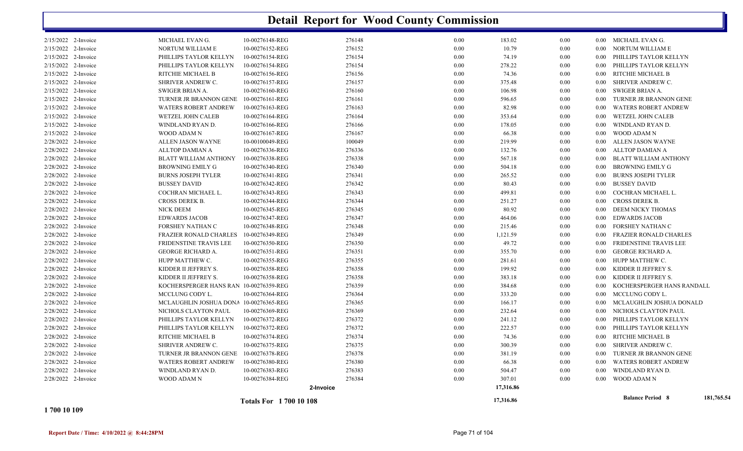# Detail Report for Wood County Commission

| Date | Type | Name | Reference | Number | | Amount | | | Description |
|---|---|---|---|---|---|---|---|---|---|
| 2/15/2022 | 2-Invoice | MICHAEL EVAN G. | 10-00276148-REG | 276148 | 0.00 | 183.02 | 0.00 | 0.00 | MICHAEL EVAN G. |
| 2/15/2022 | 2-Invoice | NORTUM WILLIAM E | 10-00276152-REG | 276152 | 0.00 | 10.79 | 0.00 | 0.00 | NORTUM WILLIAM E |
| 2/15/2022 | 2-Invoice | PHILLIPS TAYLOR KELLYN | 10-00276154-REG | 276154 | 0.00 | 74.19 | 0.00 | 0.00 | PHILLIPS TAYLOR KELLYN |
| 2/15/2022 | 2-Invoice | PHILLIPS TAYLOR KELLYN | 10-00276154-REG | 276154 | 0.00 | 278.22 | 0.00 | 0.00 | PHILLIPS TAYLOR KELLYN |
| 2/15/2022 | 2-Invoice | RITCHIE MICHAEL B | 10-00276156-REG | 276156 | 0.00 | 74.36 | 0.00 | 0.00 | RITCHIE MICHAEL B |
| 2/15/2022 | 2-Invoice | SHRIVER ANDREW C. | 10-00276157-REG | 276157 | 0.00 | 375.48 | 0.00 | 0.00 | SHRIVER ANDREW C. |
| 2/15/2022 | 2-Invoice | SWIGER BRIAN A. | 10-00276160-REG | 276160 | 0.00 | 106.98 | 0.00 | 0.00 | SWIGER BRIAN A. |
| 2/15/2022 | 2-Invoice | TURNER JR BRANNON GENE | 10-00276161-REG | 276161 | 0.00 | 596.65 | 0.00 | 0.00 | TURNER JR BRANNON GENE |
| 2/15/2022 | 2-Invoice | WATERS ROBERT ANDREW | 10-00276163-REG | 276163 | 0.00 | 82.98 | 0.00 | 0.00 | WATERS ROBERT ANDREW |
| 2/15/2022 | 2-Invoice | WETZEL JOHN CALEB | 10-00276164-REG | 276164 | 0.00 | 353.64 | 0.00 | 0.00 | WETZEL JOHN CALEB |
| 2/15/2022 | 2-Invoice | WINDLAND RYAN D. | 10-00276166-REG | 276166 | 0.00 | 178.05 | 0.00 | 0.00 | WINDLAND RYAN D. |
| 2/15/2022 | 2-Invoice | WOOD ADAM N | 10-00276167-REG | 276167 | 0.00 | 66.38 | 0.00 | 0.00 | WOOD ADAM N |
| 2/28/2022 | 2-Invoice | ALLEN JASON WAYNE | 10-00100049-REG | 100049 | 0.00 | 219.99 | 0.00 | 0.00 | ALLEN JASON WAYNE |
| 2/28/2022 | 2-Invoice | ALLTOP DAMIAN A | 10-00276336-REG | 276336 | 0.00 | 132.76 | 0.00 | 0.00 | ALLTOP DAMIAN A |
| 2/28/2022 | 2-Invoice | BLATT WILLIAM ANTHONY | 10-00276338-REG | 276338 | 0.00 | 567.18 | 0.00 | 0.00 | BLATT WILLIAM ANTHONY |
| 2/28/2022 | 2-Invoice | BROWNING EMILY G | 10-00276340-REG | 276340 | 0.00 | 504.18 | 0.00 | 0.00 | BROWNING EMILY G |
| 2/28/2022 | 2-Invoice | BURNS JOSEPH TYLER | 10-00276341-REG | 276341 | 0.00 | 265.52 | 0.00 | 0.00 | BURNS JOSEPH TYLER |
| 2/28/2022 | 2-Invoice | BUSSEY DAVID | 10-00276342-REG | 276342 | 0.00 | 80.43 | 0.00 | 0.00 | BUSSEY DAVID |
| 2/28/2022 | 2-Invoice | COCHRAN MICHAEL L. | 10-00276343-REG | 276343 | 0.00 | 499.81 | 0.00 | 0.00 | COCHRAN MICHAEL L. |
| 2/28/2022 | 2-Invoice | CROSS DEREK B. | 10-00276344-REG | 276344 | 0.00 | 251.27 | 0.00 | 0.00 | CROSS DEREK B. |
| 2/28/2022 | 2-Invoice | NICK DEEM | 10-00276345-REG | 276345 | 0.00 | 80.92 | 0.00 | 0.00 | DEEM NICKY THOMAS |
| 2/28/2022 | 2-Invoice | EDWARDS JACOB | 10-00276347-REG | 276347 | 0.00 | 464.06 | 0.00 | 0.00 | EDWARDS JACOB |
| 2/28/2022 | 2-Invoice | FORSHEY NATHAN C | 10-00276348-REG | 276348 | 0.00 | 215.46 | 0.00 | 0.00 | FORSHEY NATHAN C |
| 2/28/2022 | 2-Invoice | FRAZIER RONALD CHARLES | 10-00276349-REG | 276349 | 0.00 | 1,121.59 | 0.00 | 0.00 | FRAZIER RONALD CHARLES |
| 2/28/2022 | 2-Invoice | FRIDENSTINE TRAVIS LEE | 10-00276350-REG | 276350 | 0.00 | 49.72 | 0.00 | 0.00 | FRIDENSTINE TRAVIS LEE |
| 2/28/2022 | 2-Invoice | GEORGE RICHARD A. | 10-00276351-REG | 276351 | 0.00 | 355.70 | 0.00 | 0.00 | GEORGE RICHARD A. |
| 2/28/2022 | 2-Invoice | HUPP MATTHEW C. | 10-00276355-REG | 276355 | 0.00 | 281.61 | 0.00 | 0.00 | HUPP MATTHEW C. |
| 2/28/2022 | 2-Invoice | KIDDER II JEFFREY S. | 10-00276358-REG | 276358 | 0.00 | 199.92 | 0.00 | 0.00 | KIDDER II JEFFREY S. |
| 2/28/2022 | 2-Invoice | KIDDER II JEFFREY S. | 10-00276358-REG | 276358 | 0.00 | 383.18 | 0.00 | 0.00 | KIDDER II JEFFREY S. |
| 2/28/2022 | 2-Invoice | KOCHERSPERGER HANS RAN | 10-00276359-REG | 276359 | 0.00 | 384.68 | 0.00 | 0.00 | KOCHERSPERGER HANS RANDALL |
| 2/28/2022 | 2-Invoice | MCCLUNG CODY L. | 10-00276364-REG | 276364 | 0.00 | 333.20 | 0.00 | 0.00 | MCCLUNG CODY L. |
| 2/28/2022 | 2-Invoice | MCLAUGHLIN JOSHUA DONA | 10-00276365-REG | 276365 | 0.00 | 166.17 | 0.00 | 0.00 | MCLAUGHLIN JOSHUA DONALD |
| 2/28/2022 | 2-Invoice | NICHOLS CLAYTON PAUL | 10-00276369-REG | 276369 | 0.00 | 232.64 | 0.00 | 0.00 | NICHOLS CLAYTON PAUL |
| 2/28/2022 | 2-Invoice | PHILLIPS TAYLOR KELLYN | 10-00276372-REG | 276372 | 0.00 | 241.12 | 0.00 | 0.00 | PHILLIPS TAYLOR KELLYN |
| 2/28/2022 | 2-Invoice | PHILLIPS TAYLOR KELLYN | 10-00276372-REG | 276372 | 0.00 | 222.57 | 0.00 | 0.00 | PHILLIPS TAYLOR KELLYN |
| 2/28/2022 | 2-Invoice | RITCHIE MICHAEL B | 10-00276374-REG | 276374 | 0.00 | 74.36 | 0.00 | 0.00 | RITCHIE MICHAEL B |
| 2/28/2022 | 2-Invoice | SHRIVER ANDREW C. | 10-00276375-REG | 276375 | 0.00 | 300.39 | 0.00 | 0.00 | SHRIVER ANDREW C. |
| 2/28/2022 | 2-Invoice | TURNER JR BRANNON GENE | 10-00276378-REG | 276378 | 0.00 | 381.19 | 0.00 | 0.00 | TURNER JR BRANNON GENE |
| 2/28/2022 | 2-Invoice | WATERS ROBERT ANDREW | 10-00276380-REG | 276380 | 0.00 | 66.38 | 0.00 | 0.00 | WATERS ROBERT ANDREW |
| 2/28/2022 | 2-Invoice | WINDLAND RYAN D. | 10-00276383-REG | 276383 | 0.00 | 504.47 | 0.00 | 0.00 | WINDLAND RYAN D. |
| 2/28/2022 | 2-Invoice | WOOD ADAM N | 10-00276384-REG | 276384 | 0.00 | 307.01 | 0.00 | 0.00 | WOOD ADAM N |
| | | | | 2-Invoice | | 17,316.86 | | | |
| | | | **Totals For 1 700 10 108** | | | 17,316.86 | | | **Balance Period 8** 181,765.54 |

**1 700 10 109**

**Report Date / Time: 4/10/2022 @ 8:44:28PM**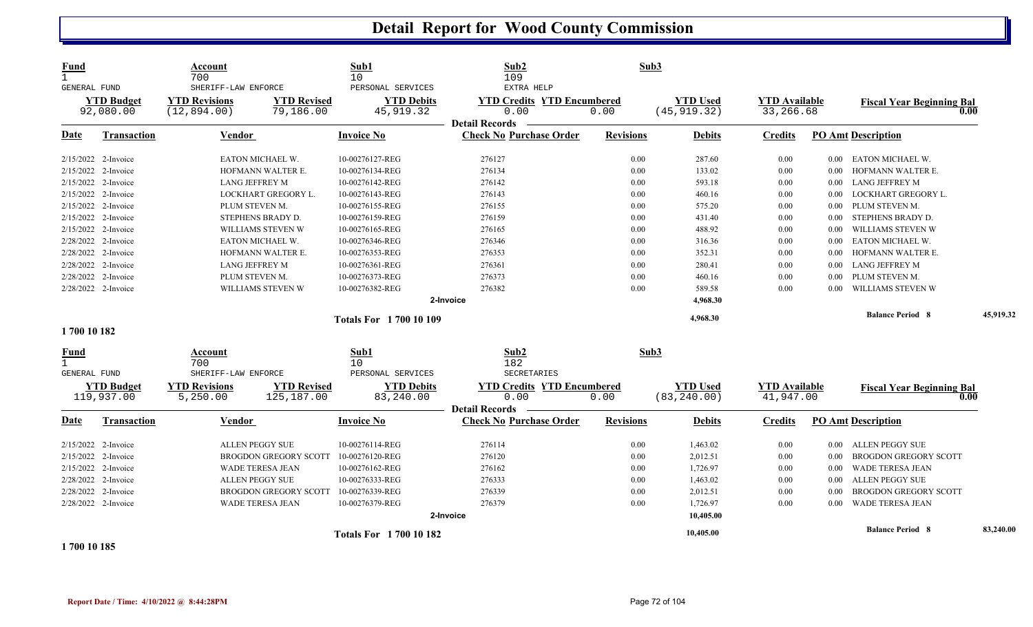# Detail Report for Wood County Commission

| Fund | Account | Sub1 | Sub2 | Sub3 |
|---|---|---|---|---|
| 1 | 700 | 10 | 109 | |
| GENERAL FUND | SHERIFF-LAW ENFORCE | PERSONAL SERVICES | EXTRA HELP | |

| YTD Budget | YTD Revisions | YTD Revised | YTD Debits | YTD Credits | YTD Encumbered | YTD Used | YTD Available | Fiscal Year Beginning Bal |
|---|---|---|---|---|---|---|---|---|
| 92,080.00 | (12,894.00) | 79,186.00 | 45,919.32 | 0.00 | 0.00 | (45,919.32) | 33,266.68 | 0.00 |

**Detail Records**

| Date | Transaction | Vendor | Invoice No | Check No | Purchase Order | Revisions | Debits | Credits | PO Amt | Description |
|---|---|---|---|---|---|---|---|---|---|---|
| 2/15/2022 | 2-Invoice | EATON MICHAEL W. | 10-00276127-REG | 276127 | | 0.00 | 287.60 | 0.00 | 0.00 | EATON MICHAEL W. |
| 2/15/2022 | 2-Invoice | HOFMANN WALTER E. | 10-00276134-REG | 276134 | | 0.00 | 133.02 | 0.00 | 0.00 | HOFMANN WALTER E. |
| 2/15/2022 | 2-Invoice | LANG JEFFREY M | 10-00276142-REG | 276142 | | 0.00 | 593.18 | 0.00 | 0.00 | LANG JEFFREY M |
| 2/15/2022 | 2-Invoice | LOCKHART GREGORY L. | 10-00276143-REG | 276143 | | 0.00 | 460.16 | 0.00 | 0.00 | LOCKHART GREGORY L. |
| 2/15/2022 | 2-Invoice | PLUM STEVEN M. | 10-00276155-REG | 276155 | | 0.00 | 575.20 | 0.00 | 0.00 | PLUM STEVEN M. |
| 2/15/2022 | 2-Invoice | STEPHENS BRADY D. | 10-00276159-REG | 276159 | | 0.00 | 431.40 | 0.00 | 0.00 | STEPHENS BRADY D. |
| 2/15/2022 | 2-Invoice | WILLIAMS STEVEN W | 10-00276165-REG | 276165 | | 0.00 | 488.92 | 0.00 | 0.00 | WILLIAMS STEVEN W |
| 2/28/2022 | 2-Invoice | EATON MICHAEL W. | 10-00276346-REG | 276346 | | 0.00 | 316.36 | 0.00 | 0.00 | EATON MICHAEL W. |
| 2/28/2022 | 2-Invoice | HOFMANN WALTER E. | 10-00276353-REG | 276353 | | 0.00 | 352.31 | 0.00 | 0.00 | HOFMANN WALTER E. |
| 2/28/2022 | 2-Invoice | LANG JEFFREY M | 10-00276361-REG | 276361 | | 0.00 | 280.41 | 0.00 | 0.00 | LANG JEFFREY M |
| 2/28/2022 | 2-Invoice | PLUM STEVEN M. | 10-00276373-REG | 276373 | | 0.00 | 460.16 | 0.00 | 0.00 | PLUM STEVEN M. |
| 2/28/2022 | 2-Invoice | WILLIAMS STEVEN W | 10-00276382-REG | 276382 | | 0.00 | 589.58 | 0.00 | 0.00 | WILLIAMS STEVEN W |
| | | | | 2-Invoice | | | 4,968.30 | | | |
| | | | Totals For 1 700 10 109 | | | | 4,968.30 | | | Balance Period 8 45,919.32 |

**1 700 10 182**

| Fund | Account | Sub1 | Sub2 | Sub3 |
|---|---|---|---|---|
| 1 | 700 | 10 | 182 | |
| GENERAL FUND | SHERIFF-LAW ENFORCE | PERSONAL SERVICES | SECRETARIES | |

| YTD Budget | YTD Revisions | YTD Revised | YTD Debits | YTD Credits | YTD Encumbered | YTD Used | YTD Available | Fiscal Year Beginning Bal |
|---|---|---|---|---|---|---|---|---|
| 119,937.00 | 5,250.00 | 125,187.00 | 83,240.00 | 0.00 | 0.00 | (83,240.00) | 41,947.00 | 0.00 |

**Detail Records**

| Date | Transaction | Vendor | Invoice No | Check No | Purchase Order | Revisions | Debits | Credits | PO Amt | Description |
|---|---|---|---|---|---|---|---|---|---|---|
| 2/15/2022 | 2-Invoice | ALLEN PEGGY SUE | 10-00276114-REG | 276114 | | 0.00 | 1,463.02 | 0.00 | 0.00 | ALLEN PEGGY SUE |
| 2/15/2022 | 2-Invoice | BROGDON GREGORY SCOTT | 10-00276120-REG | 276120 | | 0.00 | 2,012.51 | 0.00 | 0.00 | BROGDON GREGORY SCOTT |
| 2/15/2022 | 2-Invoice | WADE TERESA JEAN | 10-00276162-REG | 276162 | | 0.00 | 1,726.97 | 0.00 | 0.00 | WADE TERESA JEAN |
| 2/28/2022 | 2-Invoice | ALLEN PEGGY SUE | 10-00276333-REG | 276333 | | 0.00 | 1,463.02 | 0.00 | 0.00 | ALLEN PEGGY SUE |
| 2/28/2022 | 2-Invoice | BROGDON GREGORY SCOTT | 10-00276339-REG | 276339 | | 0.00 | 2,012.51 | 0.00 | 0.00 | BROGDON GREGORY SCOTT |
| 2/28/2022 | 2-Invoice | WADE TERESA JEAN | 10-00276379-REG | 276379 | | 0.00 | 1,726.97 | 0.00 | 0.00 | WADE TERESA JEAN |
| | | | | 2-Invoice | | | 10,405.00 | | | |
| | | | Totals For 1 700 10 182 | | | | 10,405.00 | | | Balance Period 8 83,240.00 |

**1 700 10 185**

Report Date / Time: 4/10/2022 @ 8:44:28PM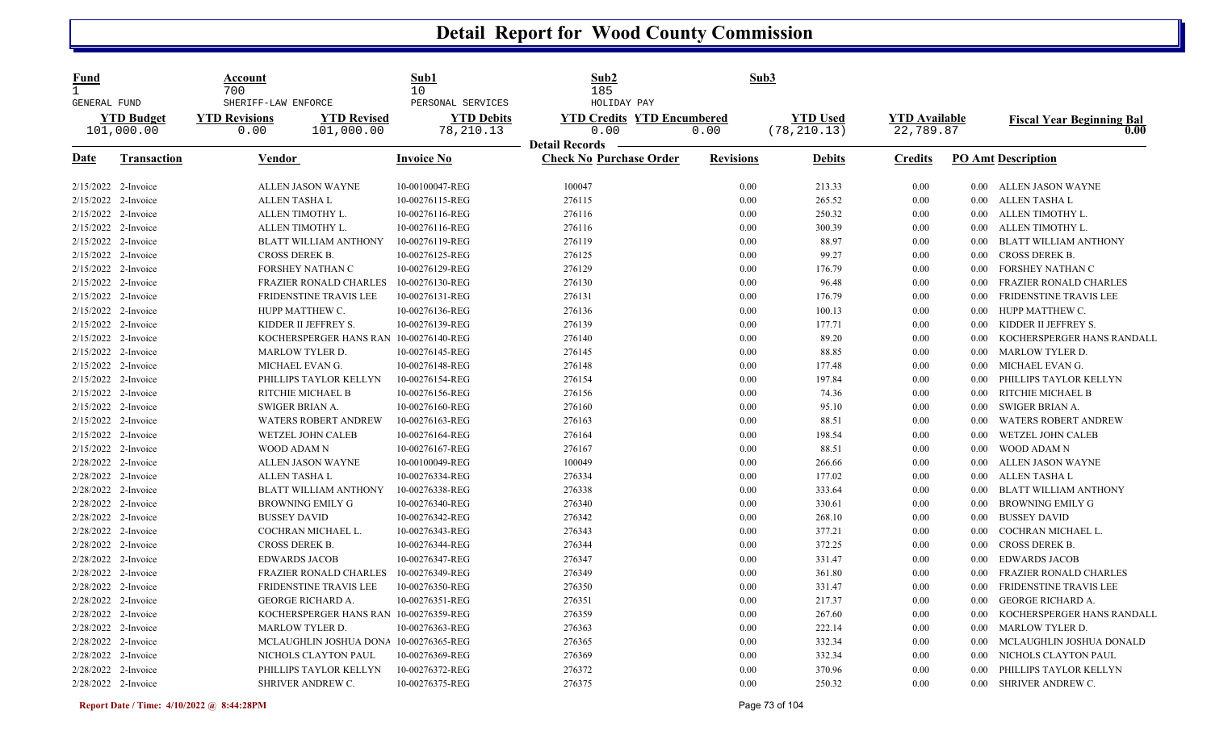# Detail Report for Wood County Commission

| Fund | Account | | Sub1 | Sub2 | | Sub3 | | | |
|---|---|---|---|---|---|---|---|---|---|
| 1 | 700 | | 10 | 185 | | | | | |
| GENERAL FUND | SHERIFF-LAW ENFORCE | | PERSONAL SERVICES | HOLIDAY PAY | | | | | |
| **YTD Budget** | **YTD Revisions** | **YTD Revised** | **YTD Debits** | **YTD Credits** | **YTD Encumbered** | **YTD Used** | **YTD Available** | **Fiscal Year Beginning Bal** | |
| 101,000.00 | 0.00 | 101,000.00 | 78,210.13 | 0.00 | 0.00 | (78,210.13) | 22,789.87 | 0.00 | |

**Detail Records**

| Date | Transaction | Vendor | Invoice No | Check No | Purchase Order | Revisions | Debits | Credits | PO Amt | Description |
|---|---|---|---|---|---|---|---|---|---|---|
| 2/15/2022 | 2-Invoice | ALLEN JASON WAYNE | 10-00100047-REG | 100047 | | 0.00 | 213.33 | 0.00 | 0.00 | ALLEN JASON WAYNE |
| 2/15/2022 | 2-Invoice | ALLEN TASHA L | 10-00276115-REG | 276115 | | 0.00 | 265.52 | 0.00 | 0.00 | ALLEN TASHA L |
| 2/15/2022 | 2-Invoice | ALLEN TIMOTHY L. | 10-00276116-REG | 276116 | | 0.00 | 250.32 | 0.00 | 0.00 | ALLEN TIMOTHY L. |
| 2/15/2022 | 2-Invoice | ALLEN TIMOTHY L. | 10-00276116-REG | 276116 | | 0.00 | 300.39 | 0.00 | 0.00 | ALLEN TIMOTHY L. |
| 2/15/2022 | 2-Invoice | BLATT WILLIAM ANTHONY | 10-00276119-REG | 276119 | | 0.00 | 88.97 | 0.00 | 0.00 | BLATT WILLIAM ANTHONY |
| 2/15/2022 | 2-Invoice | CROSS DEREK B. | 10-00276125-REG | 276125 | | 0.00 | 99.27 | 0.00 | 0.00 | CROSS DEREK B. |
| 2/15/2022 | 2-Invoice | FORSHEY NATHAN C | 10-00276129-REG | 276129 | | 0.00 | 176.79 | 0.00 | 0.00 | FORSHEY NATHAN C |
| 2/15/2022 | 2-Invoice | FRAZIER RONALD CHARLES | 10-00276130-REG | 276130 | | 0.00 | 96.48 | 0.00 | 0.00 | FRAZIER RONALD CHARLES |
| 2/15/2022 | 2-Invoice | FRIDENSTINE TRAVIS LEE | 10-00276131-REG | 276131 | | 0.00 | 176.79 | 0.00 | 0.00 | FRIDENSTINE TRAVIS LEE |
| 2/15/2022 | 2-Invoice | HUPP MATTHEW C. | 10-00276136-REG | 276136 | | 0.00 | 100.13 | 0.00 | 0.00 | HUPP MATTHEW C. |
| 2/15/2022 | 2-Invoice | KIDDER II JEFFREY S. | 10-00276139-REG | 276139 | | 0.00 | 177.71 | 0.00 | 0.00 | KIDDER II JEFFREY S. |
| 2/15/2022 | 2-Invoice | KOCHERSPERGER HANS RAN | 10-00276140-REG | 276140 | | 0.00 | 89.20 | 0.00 | 0.00 | KOCHERSPERGER HANS RANDALL |
| 2/15/2022 | 2-Invoice | MARLOW TYLER D. | 10-00276145-REG | 276145 | | 0.00 | 88.85 | 0.00 | 0.00 | MARLOW TYLER D. |
| 2/15/2022 | 2-Invoice | MICHAEL EVAN G. | 10-00276148-REG | 276148 | | 0.00 | 177.48 | 0.00 | 0.00 | MICHAEL EVAN G. |
| 2/15/2022 | 2-Invoice | PHILLIPS TAYLOR KELLYN | 10-00276154-REG | 276154 | | 0.00 | 197.84 | 0.00 | 0.00 | PHILLIPS TAYLOR KELLYN |
| 2/15/2022 | 2-Invoice | RITCHIE MICHAEL B | 10-00276156-REG | 276156 | | 0.00 | 74.36 | 0.00 | 0.00 | RITCHIE MICHAEL B |
| 2/15/2022 | 2-Invoice | SWIGER BRIAN A. | 10-00276160-REG | 276160 | | 0.00 | 95.10 | 0.00 | 0.00 | SWIGER BRIAN A. |
| 2/15/2022 | 2-Invoice | WATERS ROBERT ANDREW | 10-00276163-REG | 276163 | | 0.00 | 88.51 | 0.00 | 0.00 | WATERS ROBERT ANDREW |
| 2/15/2022 | 2-Invoice | WETZEL JOHN CALEB | 10-00276164-REG | 276164 | | 0.00 | 198.54 | 0.00 | 0.00 | WETZEL JOHN CALEB |
| 2/15/2022 | 2-Invoice | WOOD ADAM N | 10-00276167-REG | 276167 | | 0.00 | 88.51 | 0.00 | 0.00 | WOOD ADAM N |
| 2/28/2022 | 2-Invoice | ALLEN JASON WAYNE | 10-00100049-REG | 100049 | | 0.00 | 266.66 | 0.00 | 0.00 | ALLEN JASON WAYNE |
| 2/28/2022 | 2-Invoice | ALLEN TASHA L | 10-00276334-REG | 276334 | | 0.00 | 177.02 | 0.00 | 0.00 | ALLEN TASHA L |
| 2/28/2022 | 2-Invoice | BLATT WILLIAM ANTHONY | 10-00276338-REG | 276338 | | 0.00 | 333.64 | 0.00 | 0.00 | BLATT WILLIAM ANTHONY |
| 2/28/2022 | 2-Invoice | BROWNING EMILY G | 10-00276340-REG | 276340 | | 0.00 | 330.61 | 0.00 | 0.00 | BROWNING EMILY G |
| 2/28/2022 | 2-Invoice | BUSSEY DAVID | 10-00276342-REG | 276342 | | 0.00 | 268.10 | 0.00 | 0.00 | BUSSEY DAVID |
| 2/28/2022 | 2-Invoice | COCHRAN MICHAEL L. | 10-00276343-REG | 276343 | | 0.00 | 377.21 | 0.00 | 0.00 | COCHRAN MICHAEL L. |
| 2/28/2022 | 2-Invoice | CROSS DEREK B. | 10-00276344-REG | 276344 | | 0.00 | 372.25 | 0.00 | 0.00 | CROSS DEREK B. |
| 2/28/2022 | 2-Invoice | EDWARDS JACOB | 10-00276347-REG | 276347 | | 0.00 | 331.47 | 0.00 | 0.00 | EDWARDS JACOB |
| 2/28/2022 | 2-Invoice | FRAZIER RONALD CHARLES | 10-00276349-REG | 276349 | | 0.00 | 361.80 | 0.00 | 0.00 | FRAZIER RONALD CHARLES |
| 2/28/2022 | 2-Invoice | FRIDENSTINE TRAVIS LEE | 10-00276350-REG | 276350 | | 0.00 | 331.47 | 0.00 | 0.00 | FRIDENSTINE TRAVIS LEE |
| 2/28/2022 | 2-Invoice | GEORGE RICHARD A. | 10-00276351-REG | 276351 | | 0.00 | 217.37 | 0.00 | 0.00 | GEORGE RICHARD A. |
| 2/28/2022 | 2-Invoice | KOCHERSPERGER HANS RAN | 10-00276359-REG | 276359 | | 0.00 | 267.60 | 0.00 | 0.00 | KOCHERSPERGER HANS RANDALL |
| 2/28/2022 | 2-Invoice | MARLOW TYLER D. | 10-00276363-REG | 276363 | | 0.00 | 222.14 | 0.00 | 0.00 | MARLOW TYLER D. |
| 2/28/2022 | 2-Invoice | MCLAUGHLIN JOSHUA DONA | 10-00276365-REG | 276365 | | 0.00 | 332.34 | 0.00 | 0.00 | MCLAUGHLIN JOSHUA DONALD |
| 2/28/2022 | 2-Invoice | NICHOLS CLAYTON PAUL | 10-00276369-REG | 276369 | | 0.00 | 332.34 | 0.00 | 0.00 | NICHOLS CLAYTON PAUL |
| 2/28/2022 | 2-Invoice | PHILLIPS TAYLOR KELLYN | 10-00276372-REG | 276372 | | 0.00 | 370.96 | 0.00 | 0.00 | PHILLIPS TAYLOR KELLYN |
| 2/28/2022 | 2-Invoice | SHRIVER ANDREW C. | 10-00276375-REG | 276375 | | 0.00 | 250.32 | 0.00 | 0.00 | SHRIVER ANDREW C. |

**Report Date / Time: 4/10/2022 @ 8:44:28PM**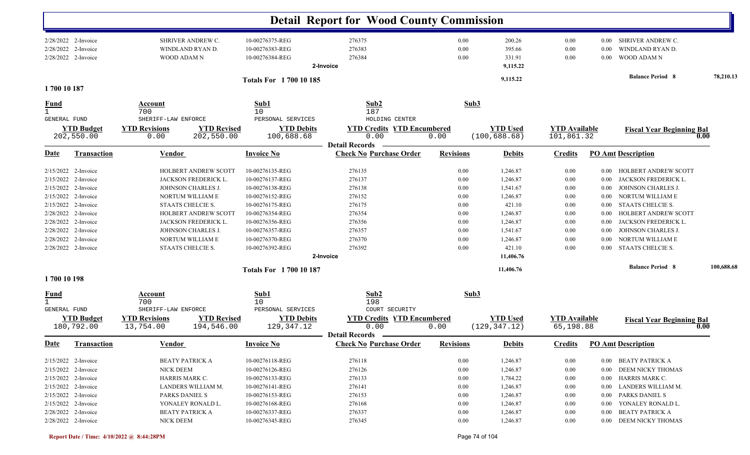# Detail Report for Wood County Commission

| Date | Transaction | Vendor | Invoice No | Check No | Purchase Order | Revisions | Debits | Credits | PO Amt | Description |
|---|---|---|---|---|---|---|---|---|---|---|
| 2/28/2022 | 2-Invoice | SHRIVER ANDREW C. | 10-00276375-REG | 276375 | | 0.00 | 200.26 | 0.00 | 0.00 | SHRIVER ANDREW C. |
| 2/28/2022 | 2-Invoice | WINDLAND RYAN D. | 10-00276383-REG | 276383 | | 0.00 | 395.66 | 0.00 | 0.00 | WINDLAND RYAN D. |
| 2/28/2022 | 2-Invoice | WOOD ADAM N | 10-00276384-REG | 276384 | | 0.00 | 331.91 | 0.00 | 0.00 | WOOD ADAM N |
| | | | 2-Invoice | | | | 9,115.22 | | | |

**Totals For 1 700 10 185** 9,115.22 **Balance Period 8** 78,210.13

## 1 700 10 187

| Fund | Account | Sub1 | Sub2 | Sub3 |
|---|---|---|---|---|
| 1 | 700 | 10 | 187 | |
| GENERAL FUND | SHERIFF-LAW ENFORCE | PERSONAL SERVICES | HOLDING CENTER | |

| YTD Budget | YTD Revisions | YTD Revised | YTD Debits | YTD Credits | YTD Encumbered | YTD Used | YTD Available | Fiscal Year Beginning Bal |
|---|---|---|---|---|---|---|---|---|
| 202,550.00 | 0.00 | 202,550.00 | 100,688.68 | 0.00 | 0.00 | (100,688.68) | 101,861.32 | 0.00 |

**Detail Records**

| Date | Transaction | Vendor | Invoice No | Check No | Purchase Order | Revisions | Debits | Credits | PO Amt | Description |
|---|---|---|---|---|---|---|---|---|---|---|
| 2/15/2022 | 2-Invoice | HOLBERT ANDREW SCOTT | 10-00276135-REG | 276135 | | 0.00 | 1,246.87 | 0.00 | 0.00 | HOLBERT ANDREW SCOTT |
| 2/15/2022 | 2-Invoice | JACKSON FREDERICK L. | 10-00276137-REG | 276137 | | 0.00 | 1,246.87 | 0.00 | 0.00 | JACKSON FREDERICK L. |
| 2/15/2022 | 2-Invoice | JOHNSON CHARLES J. | 10-00276138-REG | 276138 | | 0.00 | 1,541.67 | 0.00 | 0.00 | JOHNSON CHARLES J. |
| 2/15/2022 | 2-Invoice | NORTUM WILLIAM E | 10-00276152-REG | 276152 | | 0.00 | 1,246.87 | 0.00 | 0.00 | NORTUM WILLIAM E |
| 2/15/2022 | 2-Invoice | STAATS CHELCIE S. | 10-00276175-REG | 276175 | | 0.00 | 421.10 | 0.00 | 0.00 | STAATS CHELCIE S. |
| 2/28/2022 | 2-Invoice | HOLBERT ANDREW SCOTT | 10-00276354-REG | 276354 | | 0.00 | 1,246.87 | 0.00 | 0.00 | HOLBERT ANDREW SCOTT |
| 2/28/2022 | 2-Invoice | JACKSON FREDERICK L. | 10-00276356-REG | 276356 | | 0.00 | 1,246.87 | 0.00 | 0.00 | JACKSON FREDERICK L. |
| 2/28/2022 | 2-Invoice | JOHNSON CHARLES J. | 10-00276357-REG | 276357 | | 0.00 | 1,541.67 | 0.00 | 0.00 | JOHNSON CHARLES J. |
| 2/28/2022 | 2-Invoice | NORTUM WILLIAM E | 10-00276370-REG | 276370 | | 0.00 | 1,246.87 | 0.00 | 0.00 | NORTUM WILLIAM E |
| 2/28/2022 | 2-Invoice | STAATS CHELCIE S. | 10-00276392-REG | 276392 | | 0.00 | 421.10 | 0.00 | 0.00 | STAATS CHELCIE S. |
| | | | 2-Invoice | | | | 11,406.76 | | | |

**Totals For 1 700 10 187** 11,406.76 **Balance Period 8** 100,688.68

## 1 700 10 198

| Fund | Account | Sub1 | Sub2 | Sub3 |
|---|---|---|---|---|
| 1 | 700 | 10 | 198 | |
| GENERAL FUND | SHERIFF-LAW ENFORCE | PERSONAL SERVICES | COURT SECURITY | |

| YTD Budget | YTD Revisions | YTD Revised | YTD Debits | YTD Credits | YTD Encumbered | YTD Used | YTD Available | Fiscal Year Beginning Bal |
|---|---|---|---|---|---|---|---|---|
| 180,792.00 | 13,754.00 | 194,546.00 | 129,347.12 | 0.00 | 0.00 | (129,347.12) | 65,198.88 | 0.00 |

**Detail Records**

| Date | Transaction | Vendor | Invoice No | Check No | Purchase Order | Revisions | Debits | Credits | PO Amt | Description |
|---|---|---|---|---|---|---|---|---|---|---|
| 2/15/2022 | 2-Invoice | BEATY PATRICK A | 10-00276118-REG | 276118 | | 0.00 | 1,246.87 | 0.00 | 0.00 | BEATY PATRICK A |
| 2/15/2022 | 2-Invoice | NICK DEEM | 10-00276126-REG | 276126 | | 0.00 | 1,246.87 | 0.00 | 0.00 | DEEM NICKY THOMAS |
| 2/15/2022 | 2-Invoice | HARRIS MARK C. | 10-00276133-REG | 276133 | | 0.00 | 1,784.22 | 0.00 | 0.00 | HARRIS MARK C. |
| 2/15/2022 | 2-Invoice | LANDERS WILLIAM M. | 10-00276141-REG | 276141 | | 0.00 | 1,246.87 | 0.00 | 0.00 | LANDERS WILLIAM M. |
| 2/15/2022 | 2-Invoice | PARKS DANIEL S | 10-00276153-REG | 276153 | | 0.00 | 1,246.87 | 0.00 | 0.00 | PARKS DANIEL S |
| 2/15/2022 | 2-Invoice | YONALEY RONALD L. | 10-00276168-REG | 276168 | | 0.00 | 1,246.87 | 0.00 | 0.00 | YONALEY RONALD L. |
| 2/28/2022 | 2-Invoice | BEATY PATRICK A | 10-00276337-REG | 276337 | | 0.00 | 1,246.87 | 0.00 | 0.00 | BEATY PATRICK A |
| 2/28/2022 | 2-Invoice | NICK DEEM | 10-00276345-REG | 276345 | | 0.00 | 1,246.87 | 0.00 | 0.00 | DEEM NICKY THOMAS |

Report Date / Time: 4/10/2022 @ 8:44:28PM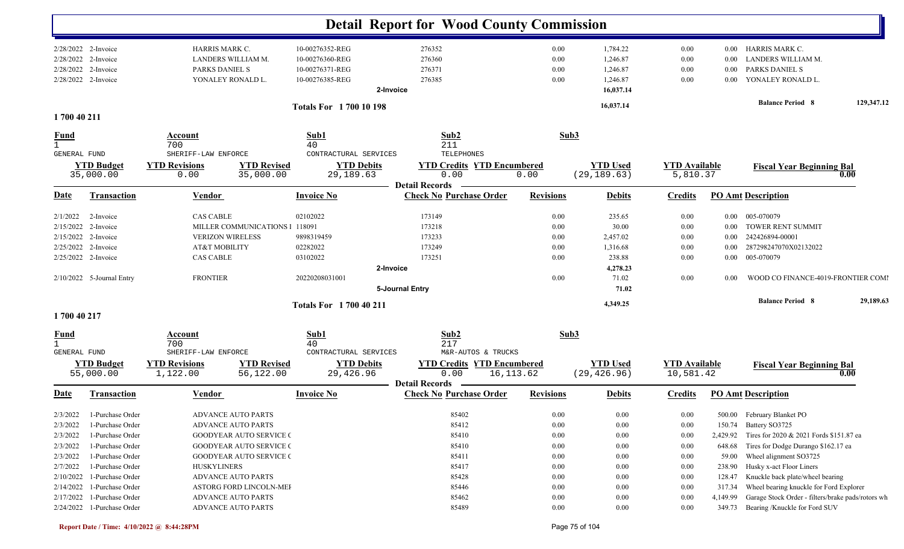# Detail Report for Wood County Commission

| Date | Transaction | Vendor | Invoice No | Check No Purchase Order | Revisions | Debits | Credits | PO Amt | Description |
|---|---|---|---|---|---|---|---|---|---|
| 2/28/2022 | 2-Invoice | HARRIS MARK C. | 10-00276352-REG | 276352 | 0.00 | 1,784.22 | 0.00 | 0.00 | HARRIS MARK C. |
| 2/28/2022 | 2-Invoice | LANDERS WILLIAM M. | 10-00276360-REG | 276360 | 0.00 | 1,246.87 | 0.00 | 0.00 | LANDERS WILLIAM M. |
| 2/28/2022 | 2-Invoice | PARKS DANIEL S | 10-00276371-REG | 276371 | 0.00 | 1,246.87 | 0.00 | 0.00 | PARKS DANIEL S |
| 2/28/2022 | 2-Invoice | YONALEY RONALD L. | 10-00276385-REG | 276385 | 0.00 | 1,246.87 | 0.00 | 0.00 | YONALEY RONALD L. |
| | | | | 2-Invoice | | 16,037.14 | | | |
| | | | Totals For 1 700 10 198 | | | 16,037.14 | | | Balance Period 8 129,347.12 |

## 1 700 40 211

| Fund | Account | Sub1 | Sub2 | Sub3 |
|---|---|---|---|---|
| 1 GENERAL FUND | 700 SHERIFF-LAW ENFORCE | 40 CONTRACTUAL SERVICES | 211 TELEPHONES | |

| YTD Budget | YTD Revisions | YTD Revised | YTD Debits | YTD Credits | YTD Encumbered | YTD Used | YTD Available | Fiscal Year Beginning Bal |
|---|---|---|---|---|---|---|---|---|
| 35,000.00 | 0.00 | 35,000.00 | 29,189.63 | 0.00 | 0.00 | (29,189.63) | 5,810.37 | 0.00 |

**Detail Records**

| Date | Transaction | Vendor | Invoice No | Check No Purchase Order | Revisions | Debits | Credits | PO Amt | Description |
|---|---|---|---|---|---|---|---|---|---|
| 2/1/2022 | 2-Invoice | CAS CABLE | 02102022 | 173149 | 0.00 | 235.65 | 0.00 | 0.00 | 005-070079 |
| 2/15/2022 | 2-Invoice | MILLER COMMUNICATIONS I | 118091 | 173218 | 0.00 | 30.00 | 0.00 | 0.00 | TOWER RENT SUMMIT |
| 2/15/2022 | 2-Invoice | VERIZON WIRELESS | 9898319459 | 173233 | 0.00 | 2,457.02 | 0.00 | 0.00 | 242426894-00001 |
| 2/25/2022 | 2-Invoice | AT&T MOBILITY | 02282022 | 173249 | 0.00 | 1,316.68 | 0.00 | 0.00 | 287298247070X02132022 |
| 2/25/2022 | 2-Invoice | CAS CABLE | 03102022 | 173251 | 0.00 | 238.88 | 0.00 | 0.00 | 005-070079 |
| | | | | 2-Invoice | | 4,278.23 | | | |
| 2/10/2022 | 5-Journal Entry | FRONTIER | 20220208031001 | | 0.00 | 71.02 | 0.00 | 0.00 | WOOD CO FINANCE-4019-FRONTIER COMI |
| | | | | 5-Journal Entry | | 71.02 | | | |
| | | | Totals For 1 700 40 211 | | | 4,349.25 | | | Balance Period 8 29,189.63 |

## 1 700 40 217

| Fund | Account | Sub1 | Sub2 | Sub3 |
|---|---|---|---|---|
| 1 GENERAL FUND | 700 SHERIFF-LAW ENFORCE | 40 CONTRACTUAL SERVICES | 217 M&R-AUTOS & TRUCKS | |

| YTD Budget | YTD Revisions | YTD Revised | YTD Debits | YTD Credits | YTD Encumbered | YTD Used | YTD Available | Fiscal Year Beginning Bal |
|---|---|---|---|---|---|---|---|---|
| 55,000.00 | 1,122.00 | 56,122.00 | 29,426.96 | 0.00 | 16,113.62 | (29,426.96) | 10,581.42 | 0.00 |

**Detail Records**

| Date | Transaction | Vendor | Invoice No | Check No Purchase Order | Revisions | Debits | Credits | PO Amt | Description |
|---|---|---|---|---|---|---|---|---|---|
| 2/3/2022 | 1-Purchase Order | ADVANCE AUTO PARTS | | 85402 | 0.00 | 0.00 | 0.00 | 500.00 | February Blanket PO |
| 2/3/2022 | 1-Purchase Order | ADVANCE AUTO PARTS | | 85412 | 0.00 | 0.00 | 0.00 | 150.74 | Battery SO3725 |
| 2/3/2022 | 1-Purchase Order | GOODYEAR AUTO SERVICE C | | 85410 | 0.00 | 0.00 | 0.00 | 2,429.92 | Tires for 2020 & 2021 Fords $151.87 ea |
| 2/3/2022 | 1-Purchase Order | GOODYEAR AUTO SERVICE C | | 85410 | 0.00 | 0.00 | 0.00 | 648.68 | Tires for Dodge Durango $162.17 ea |
| 2/3/2022 | 1-Purchase Order | GOODYEAR AUTO SERVICE C | | 85411 | 0.00 | 0.00 | 0.00 | 59.00 | Wheel alignment SO3725 |
| 2/7/2022 | 1-Purchase Order | HUSKYLINERS | | 85417 | 0.00 | 0.00 | 0.00 | 238.90 | Husky x-act Floor Liners |
| 2/10/2022 | 1-Purchase Order | ADVANCE AUTO PARTS | | 85428 | 0.00 | 0.00 | 0.00 | 128.47 | Knuckle back plate/wheel bearing |
| 2/14/2022 | 1-Purchase Order | ASTORG FORD LINCOLN-MEF | | 85446 | 0.00 | 0.00 | 0.00 | 317.34 | Wheel bearing knuckle for Ford Explorer |
| 2/17/2022 | 1-Purchase Order | ADVANCE AUTO PARTS | | 85462 | 0.00 | 0.00 | 0.00 | 4,149.99 | Garage Stock Order - filters/brake pads/rotors wh |
| 2/24/2022 | 1-Purchase Order | ADVANCE AUTO PARTS | | 85489 | 0.00 | 0.00 | 0.00 | 349.73 | Bearing /Knuckle for Ford SUV |

Report Date / Time: 4/10/2022 @ 8:44:28PM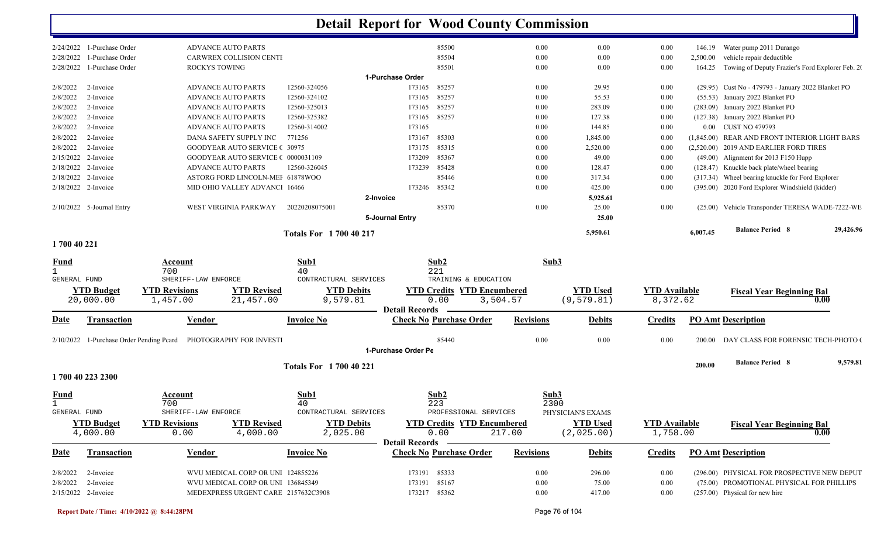# Detail Report for Wood County Commission

| Date | Transaction | Vendor | Invoice No | Check No | Purchase Order | Revisions | Debits | Credits | PO Amt | Description |
|---|---|---|---|---|---|---|---|---|---|---|
| 2/24/2022 | 1-Purchase Order | ADVANCE AUTO PARTS | | | 85500 | 0.00 | 0.00 | 0.00 | 146.19 | Water pump 2011 Durango |
| 2/28/2022 | 1-Purchase Order | CARWREX COLLISION CENTI | | | 85504 | 0.00 | 0.00 | 0.00 | 2,500.00 | vehicle repair deductible |
| 2/28/2022 | 1-Purchase Order | ROCKYS TOWING | | | 85501 | 0.00 | 0.00 | 0.00 | 164.25 | Towing of Deputy Frazier's Ford Explorer Feb. 20 |
| | | | 1-Purchase Order | | | | | | | |
| 2/8/2022 | 2-Invoice | ADVANCE AUTO PARTS | 12560-324056 | 173165 | 85257 | 0.00 | 29.95 | 0.00 | (29.95) | Cust No - 479793 - January 2022 Blanket PO |
| 2/8/2022 | 2-Invoice | ADVANCE AUTO PARTS | 12560-324102 | 173165 | 85257 | 0.00 | 55.53 | 0.00 | (55.53) | January 2022 Blanket PO |
| 2/8/2022 | 2-Invoice | ADVANCE AUTO PARTS | 12560-325013 | 173165 | 85257 | 0.00 | 283.09 | 0.00 | (283.09) | January 2022 Blanket PO |
| 2/8/2022 | 2-Invoice | ADVANCE AUTO PARTS | 12560-325382 | 173165 | 85257 | 0.00 | 127.38 | 0.00 | (127.38) | January 2022 Blanket PO |
| 2/8/2022 | 2-Invoice | ADVANCE AUTO PARTS | 12560-314002 | 173165 | | 0.00 | 144.85 | 0.00 | 0.00 | CUST NO 479793 |
| 2/8/2022 | 2-Invoice | DANA SAFETY SUPPLY INC | 771256 | 173167 | 85303 | 0.00 | 1,845.00 | 0.00 | (1,845.00) | REAR AND FRONT INTERIOR LIGHT BARS |
| 2/8/2022 | 2-Invoice | GOODYEAR AUTO SERVICE C | 30975 | 173175 | 85315 | 0.00 | 2,520.00 | 0.00 | (2,520.00) | 2019 AND EARLIER FORD TIRES |
| 2/15/2022 | 2-Invoice | GOODYEAR AUTO SERVICE C | 0000031109 | 173209 | 85367 | 0.00 | 49.00 | 0.00 | (49.00) | Alignment for 2013 F150 Hupp |
| 2/18/2022 | 2-Invoice | ADVANCE AUTO PARTS | 12560-326045 | 173239 | 85428 | 0.00 | 128.47 | 0.00 | (128.47) | Knuckle back plate/wheel bearing |
| 2/18/2022 | 2-Invoice | ASTORG FORD LINCOLN-MEI | 61878WOO | | 85446 | 0.00 | 317.34 | 0.00 | (317.34) | Wheel bearing knuckle for Ford Explorer |
| 2/18/2022 | 2-Invoice | MID OHIO VALLEY ADVANCI | 16466 | 173246 | 85342 | 0.00 | 425.00 | 0.00 | (395.00) | 2020 Ford Explorer Windshield (kidder) |
| | | | 2-Invoice | | | | 5,925.61 | | | |
| 2/10/2022 | 5-Journal Entry | WEST VIRGINIA PARKWAY | 20220208075001 | | 85370 | 0.00 | 25.00 | 0.00 | (25.00) | Vehicle Transponder TERESA WADE-7222-WE |
| | | | 5-Journal Entry | | | | 25.00 | | | |
| | | | Totals For 1 700 40 217 | | | | 5,950.61 | | 6,007.45 | Balance Period 8: 29,426.96 |

## 1 700 40 221

| Fund | Account | Sub1 | Sub2 | Sub3 |
|---|---|---|---|---|
| 1 GENERAL FUND | 700 SHERIFF-LAW ENFORCE | 40 CONTRACTUAL SERVICES | 221 TRAINING & EDUCATION | |

| YTD Budget | YTD Revisions | YTD Revised | YTD Debits | YTD Credits | YTD Encumbered | YTD Used | YTD Available | Fiscal Year Beginning Bal |
|---|---|---|---|---|---|---|---|---|
| 20,000.00 | 1,457.00 | 21,457.00 | 9,579.81 | 0.00 | 3,504.57 | (9,579.81) | 8,372.62 | 0.00 |

**Detail Records**

| Date | Transaction | Vendor | Invoice No | Check No | Purchase Order | Revisions | Debits | Credits | PO Amt | Description |
|---|---|---|---|---|---|---|---|---|---|---|
| 2/10/2022 | 1-Purchase Order Pending Pcard | PHOTOGRAPHY FOR INVESTI | | | 85440 | 0.00 | 0.00 | 0.00 | 200.00 | DAY CLASS FOR FORENSIC TECH-PHOTO ( |
| | | | 1-Purchase Order Pe | | | | | | | |
| | | | Totals For 1 700 40 221 | | | | | | 200.00 | Balance Period 8: 9,579.81 |

## 1 700 40 223 2300

| Fund | Account | Sub1 | Sub2 | Sub3 |
|---|---|---|---|---|
| 1 GENERAL FUND | 700 SHERIFF-LAW ENFORCE | 40 CONTRACTUAL SERVICES | 223 PROFESSIONAL SERVICES | 2300 PHYSICIAN'S EXAMS |

| YTD Budget | YTD Revisions | YTD Revised | YTD Debits | YTD Credits | YTD Encumbered | YTD Used | YTD Available | Fiscal Year Beginning Bal |
|---|---|---|---|---|---|---|---|---|
| 4,000.00 | 0.00 | 4,000.00 | 2,025.00 | 0.00 | 217.00 | (2,025.00) | 1,758.00 | 0.00 |

**Detail Records**

| Date | Transaction | Vendor | Invoice No | Check No | Purchase Order | Revisions | Debits | Credits | PO Amt | Description |
|---|---|---|---|---|---|---|---|---|---|---|
| 2/8/2022 | 2-Invoice | WVU MEDICAL CORP OR UNI | 124855226 | 173191 | 85333 | 0.00 | 296.00 | 0.00 | (296.00) | PHYSICAL FOR PROSPECTIVE NEW DEPUT |
| 2/8/2022 | 2-Invoice | WVU MEDICAL CORP OR UNI | 136845349 | 173191 | 85167 | 0.00 | 75.00 | 0.00 | (75.00) | PROMOTIONAL PHYSICAL FOR PHILLIPS |
| 2/15/2022 | 2-Invoice | MEDEXPRESS URGENT CARE | 2157632C3908 | 173217 | 85362 | 0.00 | 417.00 | 0.00 | (257.00) | Physical for new hire |

Report Date / Time: 4/10/2022 @ 8:44:28PM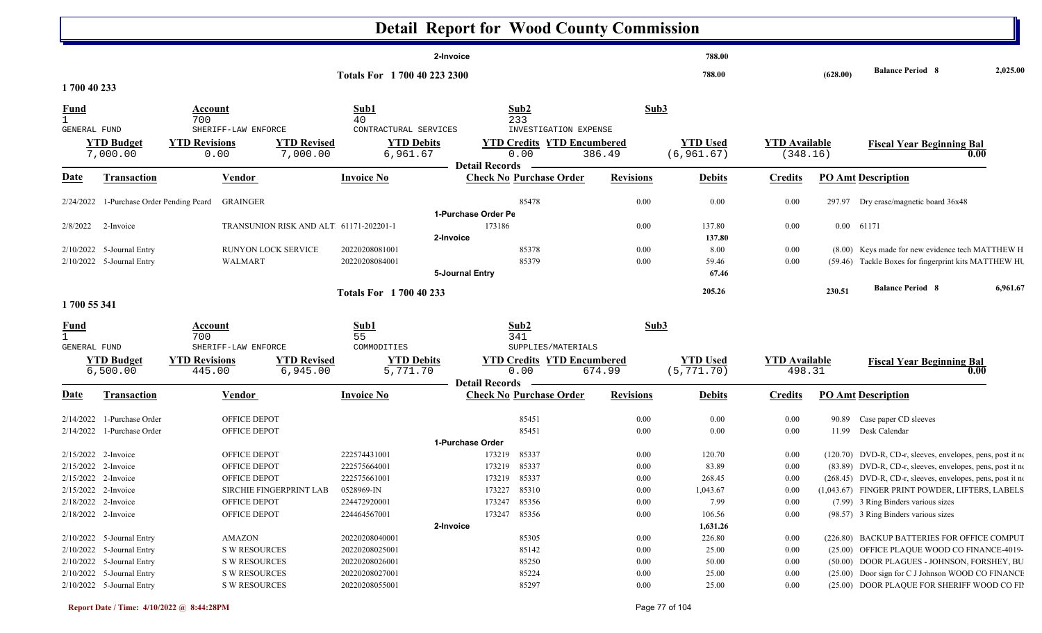# Detail Report for Wood County Commission

| | | | | | | | | |
|---|---|---|---|---|---|---|---|---|
| | | | 2-Invoice | | | 788.00 | | |
| | | Totals For 1 700 40 223 2300 | | | | 788.00 | (628.00) | Balance Period 8 2,025.00 |

## 1 700 40 233

| Fund | Account | Sub1 | Sub2 | Sub3 |
|---|---|---|---|---|
| 1 | 700 | 40 | 233 | |
| GENERAL FUND | SHERIFF-LAW ENFORCE | CONTRACTURAL SERVICES | INVESTIGATION EXPENSE | |

| YTD Budget | YTD Revisions | YTD Revised | YTD Debits | YTD Credits | YTD Encumbered | YTD Used | YTD Available | Fiscal Year Beginning Bal |
|---|---|---|---|---|---|---|---|---|
| 7,000.00 | 0.00 | 7,000.00 | 6,961.67 | 0.00 | 386.49 | (6,961.67) | (348.16) | 0.00 |

Detail Records

| Date | Transaction | Vendor | Invoice No | Check No | Purchase Order | Revisions | Debits | Credits | PO Amt | Description |
|---|---|---|---|---|---|---|---|---|---|---|
| 2/24/2022 | 1-Purchase Order Pending Pcard | GRAINGER | | | 85478 | 0.00 | 0.00 | 0.00 | 297.97 | Dry erase/magnetic board 36x48 |
| | | | | 1-Purchase Order Pe | | | | | | |
| 2/8/2022 | 2-Invoice | TRANSUNION RISK AND ALT | 61171-202201-1 | 173186 | | 0.00 | 137.80 | 0.00 | 0.00 | 61171 |
| | | | | 2-Invoice | | | 137.80 | | | |
| 2/10/2022 | 5-Journal Entry | RUNYON LOCK SERVICE | 20220208081001 | | 85378 | 0.00 | 8.00 | 0.00 | (8.00) | Keys made for new evidence tech MATTHEW H |
| 2/10/2022 | 5-Journal Entry | WALMART | 20220208084001 | | 85379 | 0.00 | 59.46 | 0.00 | (59.46) | Tackle Boxes for fingerprint kits MATTHEW HU |
| | | | | 5-Journal Entry | | | 67.46 | | | |
| | | | Totals For 1 700 40 233 | | | | 205.26 | | 230.51 | Balance Period 8 6,961.67 |

## 1 700 55 341

| Fund | Account | Sub1 | Sub2 | Sub3 |
|---|---|---|---|---|
| 1 | 700 | 55 | 341 | |
| GENERAL FUND | SHERIFF-LAW ENFORCE | COMMODITIES | SUPPLIES/MATERIALS | |

| YTD Budget | YTD Revisions | YTD Revised | YTD Debits | YTD Credits | YTD Encumbered | YTD Used | YTD Available | Fiscal Year Beginning Bal |
|---|---|---|---|---|---|---|---|---|
| 6,500.00 | 445.00 | 6,945.00 | 5,771.70 | 0.00 | 674.99 | (5,771.70) | 498.31 | 0.00 |

Detail Records

| Date | Transaction | Vendor | Invoice No | Check No | Purchase Order | Revisions | Debits | Credits | PO Amt | Description |
|---|---|---|---|---|---|---|---|---|---|---|
| 2/14/2022 | 1-Purchase Order | OFFICE DEPOT | | | 85451 | 0.00 | 0.00 | 0.00 | 90.89 | Case paper CD sleeves |
| 2/14/2022 | 1-Purchase Order | OFFICE DEPOT | | | 85451 | 0.00 | 0.00 | 0.00 | 11.99 | Desk Calendar |
| | | | | 1-Purchase Order | | | | | | |
| 2/15/2022 | 2-Invoice | OFFICE DEPOT | 222574431001 | 173219 | 85337 | 0.00 | 120.70 | 0.00 | (120.70) | DVD-R, CD-r, sleeves, envelopes, pens, post it no |
| 2/15/2022 | 2-Invoice | OFFICE DEPOT | 222575664001 | 173219 | 85337 | 0.00 | 83.89 | 0.00 | (83.89) | DVD-R, CD-r, sleeves, envelopes, pens, post it no |
| 2/15/2022 | 2-Invoice | OFFICE DEPOT | 222575661001 | 173219 | 85337 | 0.00 | 268.45 | 0.00 | (268.45) | DVD-R, CD-r, sleeves, envelopes, pens, post it no |
| 2/15/2022 | 2-Invoice | SIRCHIE FINGERPRINT LAB | 0528969-IN | 173227 | 85310 | 0.00 | 1,043.67 | 0.00 | (1,043.67) | FINGER PRINT POWDER, LIFTERS, LABELS |
| 2/18/2022 | 2-Invoice | OFFICE DEPOT | 224472920001 | 173247 | 85356 | 0.00 | 7.99 | 0.00 | (7.99) | 3 Ring Binders various sizes |
| 2/18/2022 | 2-Invoice | OFFICE DEPOT | 224464567001 | 173247 | 85356 | 0.00 | 106.56 | 0.00 | (98.57) | 3 Ring Binders various sizes |
| | | | | 2-Invoice | | | 1,631.26 | | | |
| 2/10/2022 | 5-Journal Entry | AMAZON | 20220208040001 | | 85305 | 0.00 | 226.80 | 0.00 | (226.80) | BACKUP BATTERIES FOR OFFICE COMPUT |
| 2/10/2022 | 5-Journal Entry | S W RESOURCES | 20220208025001 | | 85142 | 0.00 | 25.00 | 0.00 | (25.00) | OFFICE PLAQUE WOOD CO FINANCE-4019- |
| 2/10/2022 | 5-Journal Entry | S W RESOURCES | 20220208026001 | | 85250 | 0.00 | 50.00 | 0.00 | (50.00) | DOOR PLAGUES - JOHNSON, FORSHEY, BU |
| 2/10/2022 | 5-Journal Entry | S W RESOURCES | 20220208027001 | | 85224 | 0.00 | 25.00 | 0.00 | (25.00) | Door sign for C J Johnson WOOD CO FINANCE |
| 2/10/2022 | 5-Journal Entry | S W RESOURCES | 20220208055001 | | 85297 | 0.00 | 25.00 | 0.00 | (25.00) | DOOR PLAQUE FOR SHERIFF WOOD CO FIN |

Report Date / Time: 4/10/2022 @ 8:44:28PM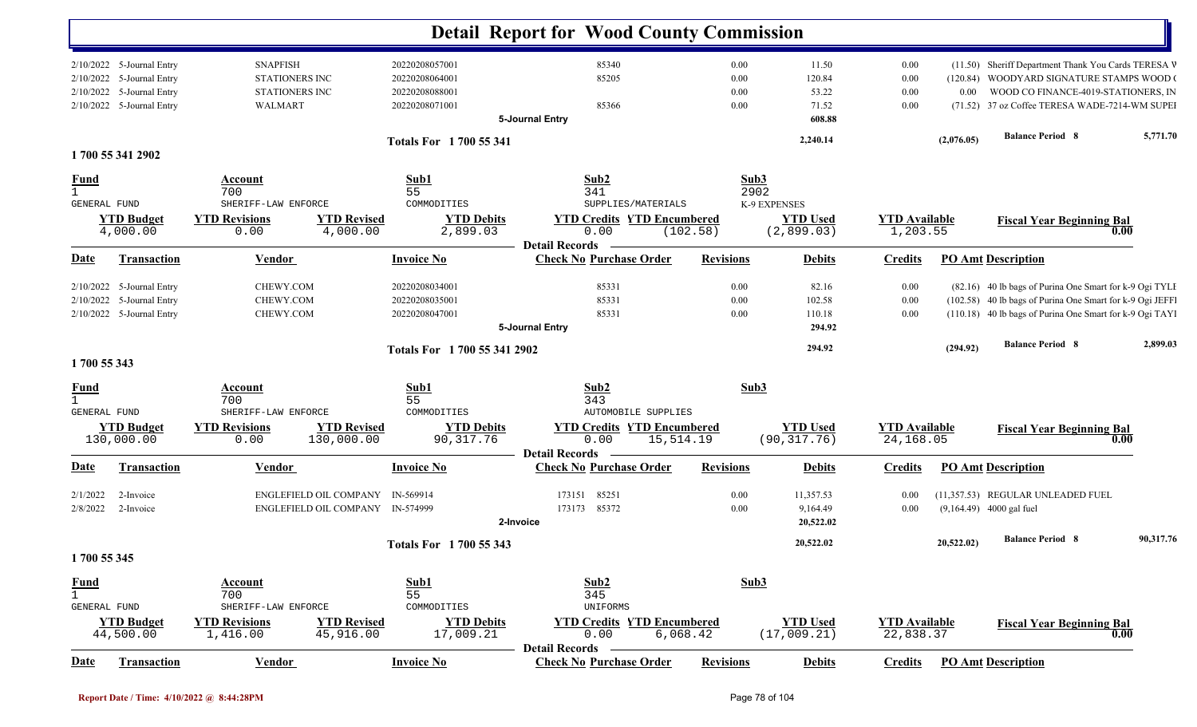# Detail Report for Wood County Commission

| Date | Transaction | Vendor | Invoice No | Check No | Purchase Order | Revisions | Debits | Credits | PO Amt | Description |
|---|---|---|---|---|---|---|---|---|---|---|
| 2/10/2022 | 5-Journal Entry | SNAPFISH | 20220208057001 | | 85340 | 0.00 | 11.50 | 0.00 | (11.50) | Sheriff Department Thank You Cards TERESA W |
| 2/10/2022 | 5-Journal Entry | STATIONERS INC | 20220208064001 | | 85205 | 0.00 | 120.84 | 0.00 | (120.84) | WOODYARD SIGNATURE STAMPS WOOD ( |
| 2/10/2022 | 5-Journal Entry | STATIONERS INC | 20220208088001 | | | 0.00 | 53.22 | 0.00 | 0.00 | WOOD CO FINANCE-4019-STATIONERS, IN |
| 2/10/2022 | 5-Journal Entry | WALMART | 20220208071001 | | 85366 | 0.00 | 71.52 | 0.00 | (71.52) | 37 oz Coffee TERESA WADE-7214-WM SUPEI |
| | | | | 5-Journal Entry | | | 608.88 | | | |

**Totals For 1 700 55 341** — 2,240.14 — (2,076.05) — Balance Period 8 — 5,771.70

## 1 700 55 341 2902

| Fund | Account | Sub1 | Sub2 | Sub3 |
|---|---|---|---|---|
| 1 | 700 | 55 | 341 | 2902 |
| GENERAL FUND | SHERIFF-LAW ENFORCE | COMMODITIES | SUPPLIES/MATERIALS | K-9 EXPENSES |

| YTD Budget | YTD Revisions | YTD Revised | YTD Debits | YTD Credits | YTD Encumbered | YTD Used | YTD Available | Fiscal Year Beginning Bal |
|---|---|---|---|---|---|---|---|---|
| 4,000.00 | 0.00 | 4,000.00 | 2,899.03 | 0.00 | (102.58) | (2,899.03) | 1,203.55 | 0.00 |

**Detail Records**

| Date | Transaction | Vendor | Invoice No | Check No | Purchase Order | Revisions | Debits | Credits | PO Amt | Description |
|---|---|---|---|---|---|---|---|---|---|---|
| 2/10/2022 | 5-Journal Entry | CHEWY.COM | 20220208034001 | | 85331 | 0.00 | 82.16 | 0.00 | (82.16) | 40 lb bags of Purina One Smart for k-9 Ogi TYLI |
| 2/10/2022 | 5-Journal Entry | CHEWY.COM | 20220208035001 | | 85331 | 0.00 | 102.58 | 0.00 | (102.58) | 40 lb bags of Purina One Smart for k-9 Ogi JEFFI |
| 2/10/2022 | 5-Journal Entry | CHEWY.COM | 20220208047001 | | 85331 | 0.00 | 110.18 | 0.00 | (110.18) | 40 lb bags of Purina One Smart for k-9 Ogi TAYI |
| | | | | 5-Journal Entry | | | 294.92 | | | |

**Totals For 1 700 55 341 2902** — 294.92 — (294.92) — Balance Period 8 — 2,899.03

## 1 700 55 343

| Fund | Account | Sub1 | Sub2 | Sub3 |
|---|---|---|---|---|
| 1 | 700 | 55 | 343 | |
| GENERAL FUND | SHERIFF-LAW ENFORCE | COMMODITIES | AUTOMOBILE SUPPLIES | |

| YTD Budget | YTD Revisions | YTD Revised | YTD Debits | YTD Credits | YTD Encumbered | YTD Used | YTD Available | Fiscal Year Beginning Bal |
|---|---|---|---|---|---|---|---|---|
| 130,000.00 | 0.00 | 130,000.00 | 90,317.76 | 0.00 | 15,514.19 | (90,317.76) | 24,168.05 | 0.00 |

**Detail Records**

| Date | Transaction | Vendor | Invoice No | Check No | Purchase Order | Revisions | Debits | Credits | PO Amt | Description |
|---|---|---|---|---|---|---|---|---|---|---|
| 2/1/2022 | 2-Invoice | ENGLEFIELD OIL COMPANY | IN-569914 | 173151 | 85251 | 0.00 | 11,357.53 | 0.00 | (11,357.53) | REGULAR UNLEADED FUEL |
| 2/8/2022 | 2-Invoice | ENGLEFIELD OIL COMPANY | IN-574999 | 173173 | 85372 | 0.00 | 9,164.49 | 0.00 | (9,164.49) | 4000 gal fuel |
| | | | | 2-Invoice | | | 20,522.02 | | | |

**Totals For 1 700 55 343** — 20,522.02 — 20,522.02) — Balance Period 8 — 90,317.76

## 1 700 55 345

| Fund | Account | Sub1 | Sub2 | Sub3 |
|---|---|---|---|---|
| 1 | 700 | 55 | 345 | |
| GENERAL FUND | SHERIFF-LAW ENFORCE | COMMODITIES | UNIFORMS | |

| YTD Budget | YTD Revisions | YTD Revised | YTD Debits | YTD Credits | YTD Encumbered | YTD Used | YTD Available | Fiscal Year Beginning Bal |
|---|---|---|---|---|---|---|---|---|
| 44,500.00 | 1,416.00 | 45,916.00 | 17,009.21 | 0.00 | 6,068.42 | (17,009.21) | 22,838.37 | 0.00 |

**Detail Records**

| Date | Transaction | Vendor | Invoice No | Check No | Purchase Order | Revisions | Debits | Credits | PO Amt | Description |
|---|---|---|---|---|---|---|---|---|---|---|

Report Date / Time: 4/10/2022 @ 8:44:28PM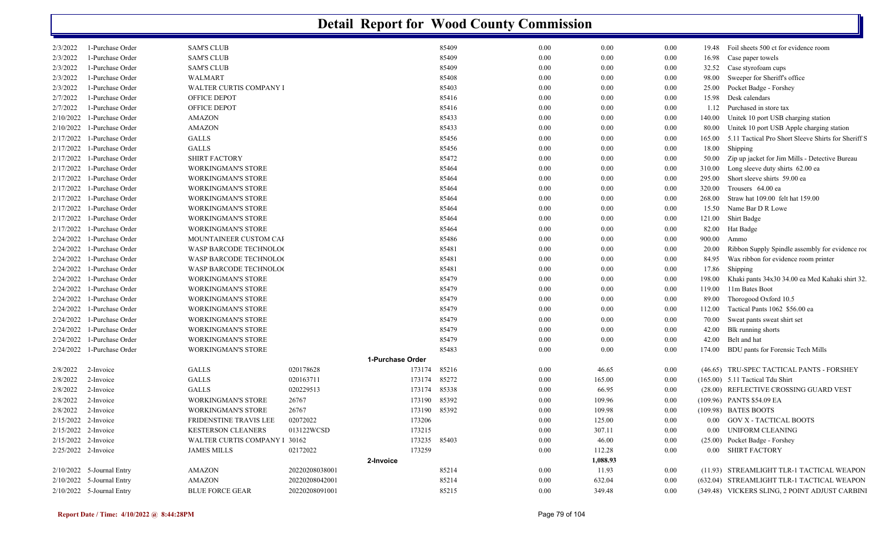# Detail Report for Wood County Commission

| Date | Type | Vendor | Invoice | Check/Ref | PO | | | | Amount | Description |
|---|---|---|---|---|---|---|---|---|---|---|
| 2/3/2022 | 1-Purchase Order | SAM'S CLUB | | | 85409 | 0.00 | 0.00 | 0.00 | 19.48 | Foil sheets 500 ct for evidence room |
| 2/3/2022 | 1-Purchase Order | SAM'S CLUB | | | 85409 | 0.00 | 0.00 | 0.00 | 16.98 | Case paper towels |
| 2/3/2022 | 1-Purchase Order | SAM'S CLUB | | | 85409 | 0.00 | 0.00 | 0.00 | 32.52 | Case styrofoam cups |
| 2/3/2022 | 1-Purchase Order | WALMART | | | 85408 | 0.00 | 0.00 | 0.00 | 98.00 | Sweeper for Sheriff's office |
| 2/3/2022 | 1-Purchase Order | WALTER CURTIS COMPANY I | | | 85403 | 0.00 | 0.00 | 0.00 | 25.00 | Pocket Badge - Forshey |
| 2/7/2022 | 1-Purchase Order | OFFICE DEPOT | | | 85416 | 0.00 | 0.00 | 0.00 | 15.98 | Desk calendars |
| 2/7/2022 | 1-Purchase Order | OFFICE DEPOT | | | 85416 | 0.00 | 0.00 | 0.00 | 1.12 | Purchased in store tax |
| 2/10/2022 | 1-Purchase Order | AMAZON | | | 85433 | 0.00 | 0.00 | 0.00 | 140.00 | Unitek 10 port USB charging station |
| 2/10/2022 | 1-Purchase Order | AMAZON | | | 85433 | 0.00 | 0.00 | 0.00 | 80.00 | Unitek 10 port USB Apple charging station |
| 2/17/2022 | 1-Purchase Order | GALLS | | | 85456 | 0.00 | 0.00 | 0.00 | 165.00 | 5.11 Tactical Pro Short Sleeve Shirts for Sheriff S |
| 2/17/2022 | 1-Purchase Order | GALLS | | | 85456 | 0.00 | 0.00 | 0.00 | 18.00 | Shipping |
| 2/17/2022 | 1-Purchase Order | SHIRT FACTORY | | | 85472 | 0.00 | 0.00 | 0.00 | 50.00 | Zip up jacket for Jim Mills - Detective Bureau |
| 2/17/2022 | 1-Purchase Order | WORKINGMAN'S STORE | | | 85464 | 0.00 | 0.00 | 0.00 | 310.00 | Long sleeve duty shirts 62.00 ea |
| 2/17/2022 | 1-Purchase Order | WORKINGMAN'S STORE | | | 85464 | 0.00 | 0.00 | 0.00 | 295.00 | Short sleeve shirts 59.00 ea |
| 2/17/2022 | 1-Purchase Order | WORKINGMAN'S STORE | | | 85464 | 0.00 | 0.00 | 0.00 | 320.00 | Trousers 64.00 ea |
| 2/17/2022 | 1-Purchase Order | WORKINGMAN'S STORE | | | 85464 | 0.00 | 0.00 | 0.00 | 268.00 | Straw hat 109.00 felt hat 159.00 |
| 2/17/2022 | 1-Purchase Order | WORKINGMAN'S STORE | | | 85464 | 0.00 | 0.00 | 0.00 | 15.50 | Name Bar D R Lowe |
| 2/17/2022 | 1-Purchase Order | WORKINGMAN'S STORE | | | 85464 | 0.00 | 0.00 | 0.00 | 121.00 | Shirt Badge |
| 2/17/2022 | 1-Purchase Order | WORKINGMAN'S STORE | | | 85464 | 0.00 | 0.00 | 0.00 | 82.00 | Hat Badge |
| 2/24/2022 | 1-Purchase Order | MOUNTAINEER CUSTOM CAI | | | 85486 | 0.00 | 0.00 | 0.00 | 900.00 | Ammo |
| 2/24/2022 | 1-Purchase Order | WASP BARCODE TECHNOLO( | | | 85481 | 0.00 | 0.00 | 0.00 | 20.00 | Ribbon Supply Spindle assembly for evidence roc |
| 2/24/2022 | 1-Purchase Order | WASP BARCODE TECHNOLO( | | | 85481 | 0.00 | 0.00 | 0.00 | 84.95 | Wax ribbon for evidence room printer |
| 2/24/2022 | 1-Purchase Order | WASP BARCODE TECHNOLO( | | | 85481 | 0.00 | 0.00 | 0.00 | 17.86 | Shipping |
| 2/24/2022 | 1-Purchase Order | WORKINGMAN'S STORE | | | 85479 | 0.00 | 0.00 | 0.00 | 198.00 | Khaki pants 34x30 34.00 ea Med Kahaki shirt 32. |
| 2/24/2022 | 1-Purchase Order | WORKINGMAN'S STORE | | | 85479 | 0.00 | 0.00 | 0.00 | 119.00 | 11m Bates Boot |
| 2/24/2022 | 1-Purchase Order | WORKINGMAN'S STORE | | | 85479 | 0.00 | 0.00 | 0.00 | 89.00 | Thorogood Oxford 10.5 |
| 2/24/2022 | 1-Purchase Order | WORKINGMAN'S STORE | | | 85479 | 0.00 | 0.00 | 0.00 | 112.00 | Tactical Pants 1062 $56.00 ea |
| 2/24/2022 | 1-Purchase Order | WORKINGMAN'S STORE | | | 85479 | 0.00 | 0.00 | 0.00 | 70.00 | Sweat pants sweat shirt set |
| 2/24/2022 | 1-Purchase Order | WORKINGMAN'S STORE | | | 85479 | 0.00 | 0.00 | 0.00 | 42.00 | Blk running shorts |
| 2/24/2022 | 1-Purchase Order | WORKINGMAN'S STORE | | | 85479 | 0.00 | 0.00 | 0.00 | 42.00 | Belt and hat |
| 2/24/2022 | 1-Purchase Order | WORKINGMAN'S STORE | | | 85483 | 0.00 | 0.00 | 0.00 | 174.00 | BDU pants for Forensic Tech Mills |
| | | | | 1-Purchase Order | | | | | | |
| 2/8/2022 | 2-Invoice | GALLS | 020178628 | 173174 | 85216 | 0.00 | 46.65 | 0.00 | (46.65) | TRU-SPEC TACTICAL PANTS - FORSHEY |
| 2/8/2022 | 2-Invoice | GALLS | 020163711 | 173174 | 85272 | 0.00 | 165.00 | 0.00 | (165.00) | 5.11 Tactical Tdu Shirt |
| 2/8/2022 | 2-Invoice | GALLS | 020229513 | 173174 | 85338 | 0.00 | 66.95 | 0.00 | (28.00) | REFLECTIVE CROSSING GUARD VEST |
| 2/8/2022 | 2-Invoice | WORKINGMAN'S STORE | 26767 | 173190 | 85392 | 0.00 | 109.96 | 0.00 | (109.96) | PANTS $54.09 EA |
| 2/8/2022 | 2-Invoice | WORKINGMAN'S STORE | 26767 | 173190 | 85392 | 0.00 | 109.98 | 0.00 | (109.98) | BATES BOOTS |
| 2/15/2022 | 2-Invoice | FRIDENSTINE TRAVIS LEE | 02072022 | 173206 | | 0.00 | 125.00 | 0.00 | 0.00 | GOV X - TACTICAL BOOTS |
| 2/15/2022 | 2-Invoice | KESTERSON CLEANERS | 013122WCSD | 173215 | | 0.00 | 307.11 | 0.00 | 0.00 | UNIFORM CLEANING |
| 2/15/2022 | 2-Invoice | WALTER CURTIS COMPANY I | 30162 | 173235 | 85403 | 0.00 | 46.00 | 0.00 | (25.00) | Pocket Badge - Forshey |
| 2/25/2022 | 2-Invoice | JAMES MILLS | 02172022 | 173259 | | 0.00 | 112.28 | 0.00 | 0.00 | SHIRT FACTORY |
| | | | | 2-Invoice | | | 1,088.93 | | | |
| 2/10/2022 | 5-Journal Entry | AMAZON | 20220208038001 | | 85214 | 0.00 | 11.93 | 0.00 | (11.93) | STREAMLIGHT TLR-1 TACTICAL WEAPON |
| 2/10/2022 | 5-Journal Entry | AMAZON | 20220208042001 | | 85214 | 0.00 | 632.04 | 0.00 | (632.04) | STREAMLIGHT TLR-1 TACTICAL WEAPON |
| 2/10/2022 | 5-Journal Entry | BLUE FORCE GEAR | 20220208091001 | | 85215 | 0.00 | 349.48 | 0.00 | (349.48) | VICKERS SLING, 2 POINT ADJUST CARBINI |

Report Date / Time: 4/10/2022 @ 8:44:28PM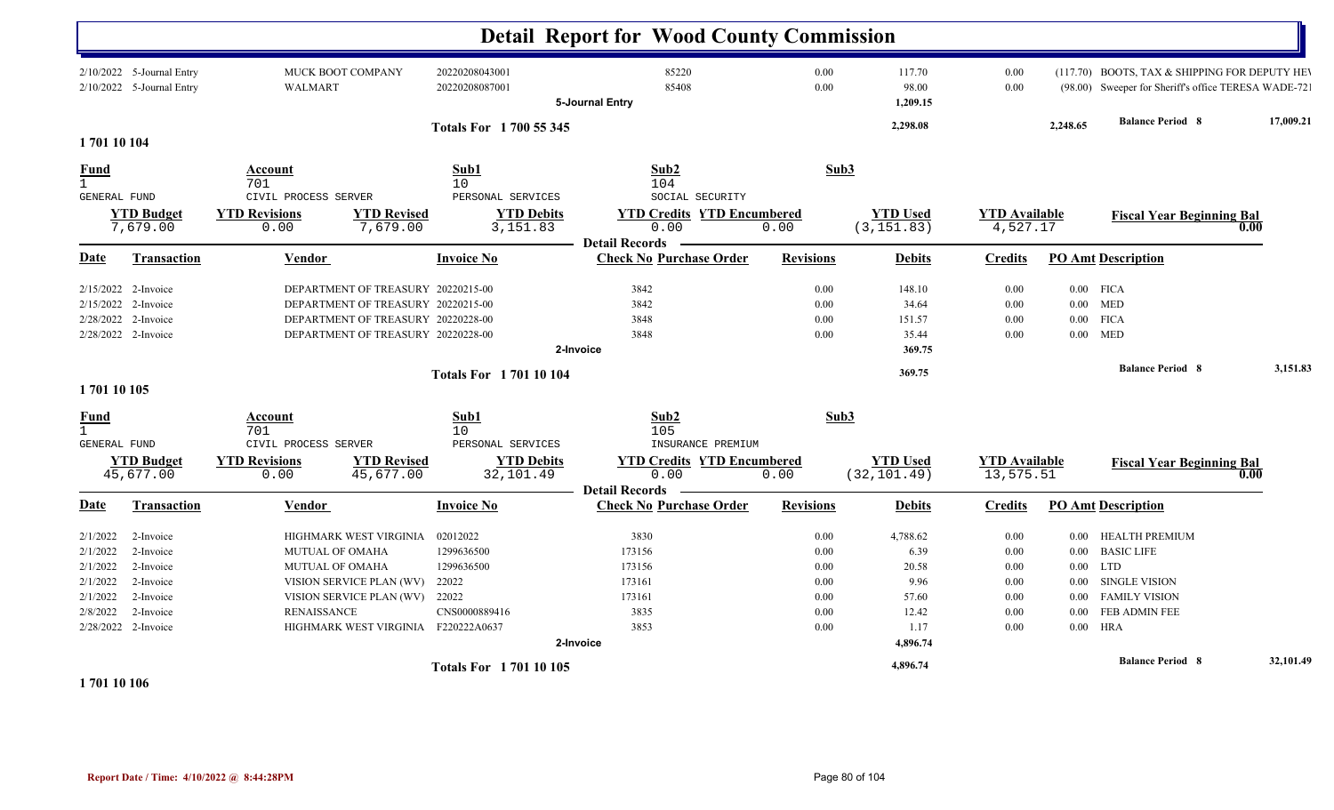# Detail Report for Wood County Commission

| Date | Transaction | Vendor | Invoice No | Check No | Purchase Order | Revisions | Debits | Credits | PO Amt | Description |
|---|---|---|---|---|---|---|---|---|---|---|
| 2/10/2022 | 5-Journal Entry | MUCK BOOT COMPANY | 20220208043001 | 85220 | | 0.00 | 117.70 | 0.00 | (117.70) | BOOTS, TAX & SHIPPING FOR DEPUTY HE\ |
| 2/10/2022 | 5-Journal Entry | WALMART | 20220208087001 | 85408 | | 0.00 | 98.00 | 0.00 | (98.00) | Sweeper for Sheriff's office TERESA WADE-721 |
| | | | | 5-Journal Entry | | | 1,209.15 | | | |

**Totals For 1 700 55 345** — 2,298.08 — 2,248.65 — **Balance Period 8** 17,009.21

## 1 701 10 104

| Fund | Account | Sub1 | Sub2 | Sub3 |
|---|---|---|---|---|
| 1 | 701 | 10 | 104 | |
| GENERAL FUND | CIVIL PROCESS SERVER | PERSONAL SERVICES | SOCIAL SECURITY | |

| YTD Budget | YTD Revisions | YTD Revised | YTD Debits | YTD Credits | YTD Encumbered | YTD Used | YTD Available | Fiscal Year Beginning Bal |
|---|---|---|---|---|---|---|---|---|
| 7,679.00 | 0.00 | 7,679.00 | 3,151.83 | 0.00 | 0.00 | (3,151.83) | 4,527.17 | 0.00 |

**Detail Records**

| Date | Transaction | Vendor | Invoice No | Check No | Purchase Order | Revisions | Debits | Credits | PO Amt | Description |
|---|---|---|---|---|---|---|---|---|---|---|
| 2/15/2022 | 2-Invoice | DEPARTMENT OF TREASURY | 20220215-00 | 3842 | | 0.00 | 148.10 | 0.00 | 0.00 | FICA |
| 2/15/2022 | 2-Invoice | DEPARTMENT OF TREASURY | 20220215-00 | 3842 | | 0.00 | 34.64 | 0.00 | 0.00 | MED |
| 2/28/2022 | 2-Invoice | DEPARTMENT OF TREASURY | 20220228-00 | 3848 | | 0.00 | 151.57 | 0.00 | 0.00 | FICA |
| 2/28/2022 | 2-Invoice | DEPARTMENT OF TREASURY | 20220228-00 | 3848 | | 0.00 | 35.44 | 0.00 | 0.00 | MED |
| | | | | 2-Invoice | | | 369.75 | | | |

**Totals For 1 701 10 104** — 369.75 — **Balance Period 8** 3,151.83

## 1 701 10 105

| Fund | Account | Sub1 | Sub2 | Sub3 |
|---|---|---|---|---|
| 1 | 701 | 10 | 105 | |
| GENERAL FUND | CIVIL PROCESS SERVER | PERSONAL SERVICES | INSURANCE PREMIUM | |

| YTD Budget | YTD Revisions | YTD Revised | YTD Debits | YTD Credits | YTD Encumbered | YTD Used | YTD Available | Fiscal Year Beginning Bal |
|---|---|---|---|---|---|---|---|---|
| 45,677.00 | 0.00 | 45,677.00 | 32,101.49 | 0.00 | 0.00 | (32,101.49) | 13,575.51 | 0.00 |

**Detail Records**

| Date | Transaction | Vendor | Invoice No | Check No | Purchase Order | Revisions | Debits | Credits | PO Amt | Description |
|---|---|---|---|---|---|---|---|---|---|---|
| 2/1/2022 | 2-Invoice | HIGHMARK WEST VIRGINIA | 02012022 | 3830 | | 0.00 | 4,788.62 | 0.00 | 0.00 | HEALTH PREMIUM |
| 2/1/2022 | 2-Invoice | MUTUAL OF OMAHA | 1299636500 | 173156 | | 0.00 | 6.39 | 0.00 | 0.00 | BASIC LIFE |
| 2/1/2022 | 2-Invoice | MUTUAL OF OMAHA | 1299636500 | 173156 | | 0.00 | 20.58 | 0.00 | 0.00 | LTD |
| 2/1/2022 | 2-Invoice | VISION SERVICE PLAN (WV) | 22022 | 173161 | | 0.00 | 9.96 | 0.00 | 0.00 | SINGLE VISION |
| 2/1/2022 | 2-Invoice | VISION SERVICE PLAN (WV) | 22022 | 173161 | | 0.00 | 57.60 | 0.00 | 0.00 | FAMILY VISION |
| 2/8/2022 | 2-Invoice | RENAISSANCE | CNS0000889416 | 3835 | | 0.00 | 12.42 | 0.00 | 0.00 | FEB ADMIN FEE |
| 2/28/2022 | 2-Invoice | HIGHMARK WEST VIRGINIA | F220222A0637 | 3853 | | 0.00 | 1.17 | 0.00 | 0.00 | HRA |
| | | | | 2-Invoice | | | 4,896.74 | | | |

**Totals For 1 701 10 105** — 4,896.74 — **Balance Period 8** 32,101.49

## 1 701 10 106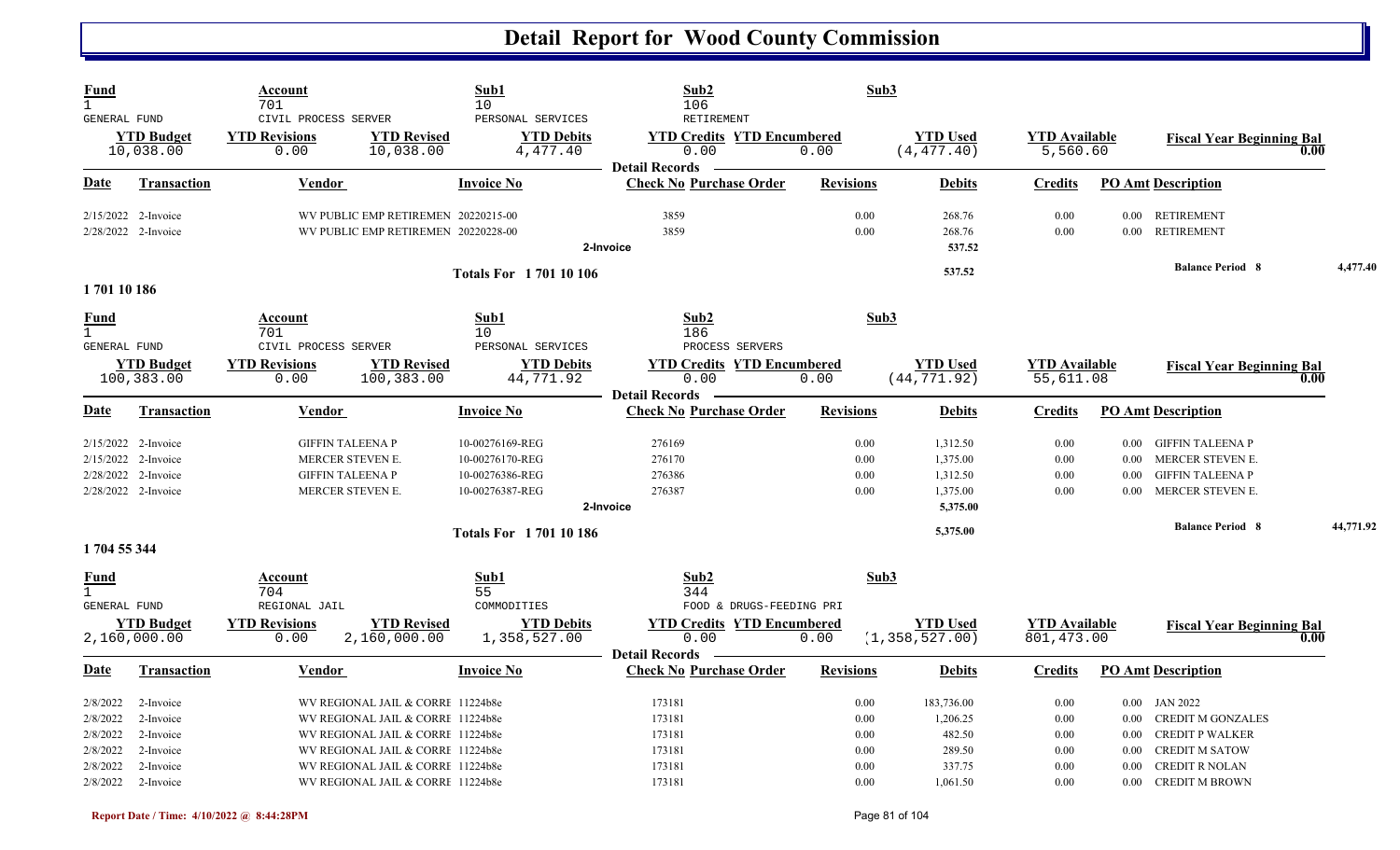# Detail Report for Wood County Commission

| Fund | Account | Sub1 | Sub2 | Sub3 |
|---|---|---|---|---|
| 1 | 701 | 10 | 106 | |
| GENERAL FUND | CIVIL PROCESS SERVER | PERSONAL SERVICES | RETIREMENT | |

| YTD Budget | YTD Revisions | YTD Revised | YTD Debits | YTD Credits | YTD Encumbered | YTD Used | YTD Available | Fiscal Year Beginning Bal |
|---|---|---|---|---|---|---|---|---|
| 10,038.00 | 0.00 | 10,038.00 | 4,477.40 | 0.00 | 0.00 | (4,477.40) | 5,560.60 | 0.00 |

**Detail Records**

| Date | Transaction | Vendor | Invoice No | Check No | Purchase Order | Revisions | Debits | Credits | PO Amt | Description |
|---|---|---|---|---|---|---|---|---|---|---|
| 2/15/2022 | 2-Invoice | WV PUBLIC EMP RETIREMEN | 20220215-00 | 3859 | | 0.00 | 268.76 | 0.00 | 0.00 | RETIREMENT |
| 2/28/2022 | 2-Invoice | WV PUBLIC EMP RETIREMEN | 20220228-00 | 3859 | | 0.00 | 268.76 | 0.00 | 0.00 | RETIREMENT |
| | | | | 2-Invoice | | | 537.52 | | | |
| | | | Totals For 1 701 10 106 | | | | 537.52 | | | Balance Period 8 &nbsp; 4,477.40 |

**1 701 10 186**

| Fund | Account | Sub1 | Sub2 | Sub3 |
|---|---|---|---|---|
| 1 | 701 | 10 | 186 | |
| GENERAL FUND | CIVIL PROCESS SERVER | PERSONAL SERVICES | PROCESS SERVERS | |

| YTD Budget | YTD Revisions | YTD Revised | YTD Debits | YTD Credits | YTD Encumbered | YTD Used | YTD Available | Fiscal Year Beginning Bal |
|---|---|---|---|---|---|---|---|---|
| 100,383.00 | 0.00 | 100,383.00 | 44,771.92 | 0.00 | 0.00 | (44,771.92) | 55,611.08 | 0.00 |

**Detail Records**

| Date | Transaction | Vendor | Invoice No | Check No | Purchase Order | Revisions | Debits | Credits | PO Amt | Description |
|---|---|---|---|---|---|---|---|---|---|---|
| 2/15/2022 | 2-Invoice | GIFFIN TALEENA P | 10-00276169-REG | 276169 | | 0.00 | 1,312.50 | 0.00 | 0.00 | GIFFIN TALEENA P |
| 2/15/2022 | 2-Invoice | MERCER STEVEN E. | 10-00276170-REG | 276170 | | 0.00 | 1,375.00 | 0.00 | 0.00 | MERCER STEVEN E. |
| 2/28/2022 | 2-Invoice | GIFFIN TALEENA P | 10-00276386-REG | 276386 | | 0.00 | 1,312.50 | 0.00 | 0.00 | GIFFIN TALEENA P |
| 2/28/2022 | 2-Invoice | MERCER STEVEN E. | 10-00276387-REG | 276387 | | 0.00 | 1,375.00 | 0.00 | 0.00 | MERCER STEVEN E. |
| | | | | 2-Invoice | | | 5,375.00 | | | |
| | | | Totals For 1 701 10 186 | | | | 5,375.00 | | | Balance Period 8 &nbsp; 44,771.92 |

**1 704 55 344**

| Fund | Account | Sub1 | Sub2 | Sub3 |
|---|---|---|---|---|
| 1 | 704 | 55 | 344 | |
| GENERAL FUND | REGIONAL JAIL | COMMODITIES | FOOD & DRUGS-FEEDING PRI | |

| YTD Budget | YTD Revisions | YTD Revised | YTD Debits | YTD Credits | YTD Encumbered | YTD Used | YTD Available | Fiscal Year Beginning Bal |
|---|---|---|---|---|---|---|---|---|
| 2,160,000.00 | 0.00 | 2,160,000.00 | 1,358,527.00 | 0.00 | 0.00 | (1,358,527.00) | 801,473.00 | 0.00 |

**Detail Records**

| Date | Transaction | Vendor | Invoice No | Check No | Purchase Order | Revisions | Debits | Credits | PO Amt | Description |
|---|---|---|---|---|---|---|---|---|---|---|
| 2/8/2022 | 2-Invoice | WV REGIONAL JAIL & CORRE | 11224b8e | 173181 | | 0.00 | 183,736.00 | 0.00 | 0.00 | JAN 2022 |
| 2/8/2022 | 2-Invoice | WV REGIONAL JAIL & CORRE | 11224b8e | 173181 | | 0.00 | 1,206.25 | 0.00 | 0.00 | CREDIT M GONZALES |
| 2/8/2022 | 2-Invoice | WV REGIONAL JAIL & CORRE | 11224b8e | 173181 | | 0.00 | 482.50 | 0.00 | 0.00 | CREDIT P WALKER |
| 2/8/2022 | 2-Invoice | WV REGIONAL JAIL & CORRE | 11224b8e | 173181 | | 0.00 | 289.50 | 0.00 | 0.00 | CREDIT M SATOW |
| 2/8/2022 | 2-Invoice | WV REGIONAL JAIL & CORRE | 11224b8e | 173181 | | 0.00 | 337.75 | 0.00 | 0.00 | CREDIT R NOLAN |
| 2/8/2022 | 2-Invoice | WV REGIONAL JAIL & CORRE | 11224b8e | 173181 | | 0.00 | 1,061.50 | 0.00 | 0.00 | CREDIT M BROWN |

Report Date / Time: 4/10/2022 @ 8:44:28PM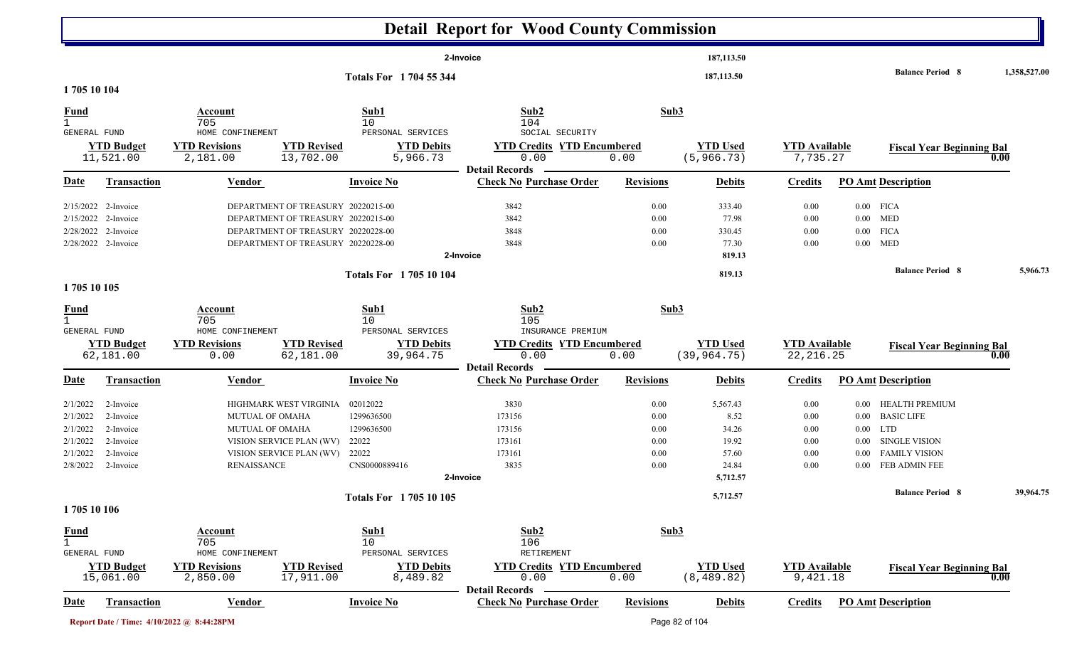# Detail Report for Wood County Commission

| | | | | |
|---|---|---|---|---|
| 2-Invoice | 187,113.50 | | | |
| Totals For 1 704 55 344 | 187,113.50 | | Balance Period 8 | 1,358,527.00 |

## 1 705 10 104

| Fund | Account | Sub1 | Sub2 | Sub3 |
|---|---|---|---|---|
| 1 | 705 | 10 | 104 | |
| GENERAL FUND | HOME CONFINEMENT | PERSONAL SERVICES | SOCIAL SECURITY | |

| YTD Budget | YTD Revisions | YTD Revised | YTD Debits | YTD Credits | YTD Encumbered | YTD Used | YTD Available | Fiscal Year Beginning Bal |
|---|---|---|---|---|---|---|---|---|
| 11,521.00 | 2,181.00 | 13,702.00 | 5,966.73 | 0.00 | 0.00 | (5,966.73) | 7,735.27 | 0.00 |

**Detail Records**

| Date | Transaction | Vendor | Invoice No | Check No | Purchase Order | Revisions | Debits | Credits | PO Amt | Description |
|---|---|---|---|---|---|---|---|---|---|---|
| 2/15/2022 | 2-Invoice | DEPARTMENT OF TREASURY | 20220215-00 | 3842 | | 0.00 | 333.40 | 0.00 | 0.00 | FICA |
| 2/15/2022 | 2-Invoice | DEPARTMENT OF TREASURY | 20220215-00 | 3842 | | 0.00 | 77.98 | 0.00 | 0.00 | MED |
| 2/28/2022 | 2-Invoice | DEPARTMENT OF TREASURY | 20220228-00 | 3848 | | 0.00 | 330.45 | 0.00 | 0.00 | FICA |
| 2/28/2022 | 2-Invoice | DEPARTMENT OF TREASURY | 20220228-00 | 3848 | | 0.00 | 77.30 | 0.00 | 0.00 | MED |
| | | | | 2-Invoice | | | 819.13 | | | |
| | | | Totals For 1 705 10 104 | | | | 819.13 | | | Balance Period 8 5,966.73 |

## 1 705 10 105

| Fund | Account | Sub1 | Sub2 | Sub3 |
|---|---|---|---|---|
| 1 | 705 | 10 | 105 | |
| GENERAL FUND | HOME CONFINEMENT | PERSONAL SERVICES | INSURANCE PREMIUM | |

| YTD Budget | YTD Revisions | YTD Revised | YTD Debits | YTD Credits | YTD Encumbered | YTD Used | YTD Available | Fiscal Year Beginning Bal |
|---|---|---|---|---|---|---|---|---|
| 62,181.00 | 0.00 | 62,181.00 | 39,964.75 | 0.00 | 0.00 | (39,964.75) | 22,216.25 | 0.00 |

**Detail Records**

| Date | Transaction | Vendor | Invoice No | Check No | Purchase Order | Revisions | Debits | Credits | PO Amt | Description |
|---|---|---|---|---|---|---|---|---|---|---|
| 2/1/2022 | 2-Invoice | HIGHMARK WEST VIRGINIA | 02012022 | 3830 | | 0.00 | 5,567.43 | 0.00 | 0.00 | HEALTH PREMIUM |
| 2/1/2022 | 2-Invoice | MUTUAL OF OMAHA | 1299636500 | 173156 | | 0.00 | 8.52 | 0.00 | 0.00 | BASIC LIFE |
| 2/1/2022 | 2-Invoice | MUTUAL OF OMAHA | 1299636500 | 173156 | | 0.00 | 34.26 | 0.00 | 0.00 | LTD |
| 2/1/2022 | 2-Invoice | VISION SERVICE PLAN (WV) | 22022 | 173161 | | 0.00 | 19.92 | 0.00 | 0.00 | SINGLE VISION |
| 2/1/2022 | 2-Invoice | VISION SERVICE PLAN (WV) | 22022 | 173161 | | 0.00 | 57.60 | 0.00 | 0.00 | FAMILY VISION |
| 2/8/2022 | 2-Invoice | RENAISSANCE | CNS0000889416 | 3835 | | 0.00 | 24.84 | 0.00 | 0.00 | FEB ADMIN FEE |
| | | | | 2-Invoice | | | 5,712.57 | | | |
| | | | Totals For 1 705 10 105 | | | | 5,712.57 | | | Balance Period 8 39,964.75 |

## 1 705 10 106

| Fund | Account | Sub1 | Sub2 | Sub3 |
|---|---|---|---|---|
| 1 | 705 | 10 | 106 | |
| GENERAL FUND | HOME CONFINEMENT | PERSONAL SERVICES | RETIREMENT | |

| YTD Budget | YTD Revisions | YTD Revised | YTD Debits | YTD Credits | YTD Encumbered | YTD Used | YTD Available | Fiscal Year Beginning Bal |
|---|---|---|---|---|---|---|---|---|
| 15,061.00 | 2,850.00 | 17,911.00 | 8,489.82 | 0.00 | 0.00 | (8,489.82) | 9,421.18 | 0.00 |

**Detail Records**

| Date | Transaction | Vendor | Invoice No | Check No | Purchase Order | Revisions | Debits | Credits | PO Amt | Description |
|---|---|---|---|---|---|---|---|---|---|---|

Report Date / Time: 4/10/2022 @ 8:44:28PM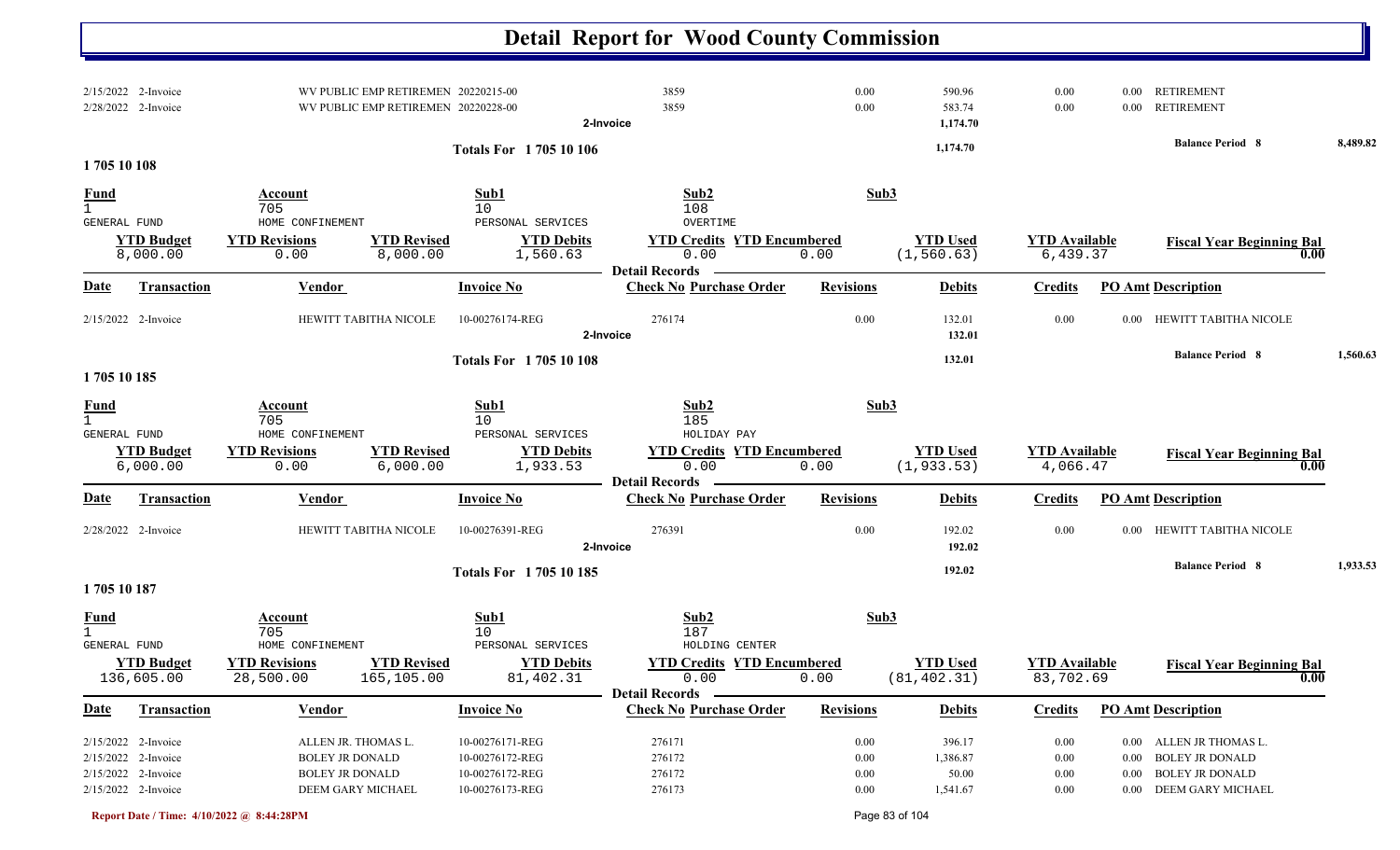# Detail Report for Wood County Commission

| Date | Transaction | Vendor | Invoice No | Check No Purchase Order | Revisions | Debits | Credits | PO Amt Description | |
|---|---|---|---|---|---|---|---|---|---|
| 2/15/2022 | 2-Invoice | WV PUBLIC EMP RETIREMEN | 20220215-00 | 3859 | 0.00 | 590.96 | 0.00 | 0.00 RETIREMENT | |
| 2/28/2022 | 2-Invoice | WV PUBLIC EMP RETIREMEN | 20220228-00 | 3859 | 0.00 | 583.74 | 0.00 | 0.00 RETIREMENT | |
| | | | | 2-Invoice | | 1,174.70 | | | |
| | | | Totals For 1 705 10 106 | | | 1,174.70 | | Balance Period 8 | 8,489.82 |

## 1 705 10 108

| Fund | Account | Sub1 | Sub2 | Sub3 |
|---|---|---|---|---|
| 1 | 705 | 10 | 108 | |
| GENERAL FUND | HOME CONFINEMENT | PERSONAL SERVICES | OVERTIME | |

| YTD Budget | YTD Revisions | YTD Revised | YTD Debits | YTD Credits | YTD Encumbered | YTD Used | YTD Available | Fiscal Year Beginning Bal |
|---|---|---|---|---|---|---|---|---|
| 8,000.00 | 0.00 | 8,000.00 | 1,560.63 | 0.00 | 0.00 | (1,560.63) | 6,439.37 | 0.00 |

**Detail Records**

| Date | Transaction | Vendor | Invoice No | Check No Purchase Order | Revisions | Debits | Credits | PO Amt Description | |
|---|---|---|---|---|---|---|---|---|---|
| 2/15/2022 | 2-Invoice | HEWITT TABITHA NICOLE | 10-00276174-REG | 276174 | 0.00 | 132.01 | 0.00 | 0.00 HEWITT TABITHA NICOLE | |
| | | | | 2-Invoice | | 132.01 | | | |
| | | | Totals For 1 705 10 108 | | | 132.01 | | Balance Period 8 | 1,560.63 |

## 1 705 10 185

| Fund | Account | Sub1 | Sub2 | Sub3 |
|---|---|---|---|---|
| 1 | 705 | 10 | 185 | |
| GENERAL FUND | HOME CONFINEMENT | PERSONAL SERVICES | HOLIDAY PAY | |

| YTD Budget | YTD Revisions | YTD Revised | YTD Debits | YTD Credits | YTD Encumbered | YTD Used | YTD Available | Fiscal Year Beginning Bal |
|---|---|---|---|---|---|---|---|---|
| 6,000.00 | 0.00 | 6,000.00 | 1,933.53 | 0.00 | 0.00 | (1,933.53) | 4,066.47 | 0.00 |

**Detail Records**

| Date | Transaction | Vendor | Invoice No | Check No Purchase Order | Revisions | Debits | Credits | PO Amt Description | |
|---|---|---|---|---|---|---|---|---|---|
| 2/28/2022 | 2-Invoice | HEWITT TABITHA NICOLE | 10-00276391-REG | 276391 | 0.00 | 192.02 | 0.00 | 0.00 HEWITT TABITHA NICOLE | |
| | | | | 2-Invoice | | 192.02 | | | |
| | | | Totals For 1 705 10 185 | | | 192.02 | | Balance Period 8 | 1,933.53 |

## 1 705 10 187

| Fund | Account | Sub1 | Sub2 | Sub3 |
|---|---|---|---|---|
| 1 | 705 | 10 | 187 | |
| GENERAL FUND | HOME CONFINEMENT | PERSONAL SERVICES | HOLDING CENTER | |

| YTD Budget | YTD Revisions | YTD Revised | YTD Debits | YTD Credits | YTD Encumbered | YTD Used | YTD Available | Fiscal Year Beginning Bal |
|---|---|---|---|---|---|---|---|---|
| 136,605.00 | 28,500.00 | 165,105.00 | 81,402.31 | 0.00 | 0.00 | (81,402.31) | 83,702.69 | 0.00 |

**Detail Records**

| Date | Transaction | Vendor | Invoice No | Check No Purchase Order | Revisions | Debits | Credits | PO Amt Description |
|---|---|---|---|---|---|---|---|---|
| 2/15/2022 | 2-Invoice | ALLEN JR. THOMAS L. | 10-00276171-REG | 276171 | 0.00 | 396.17 | 0.00 | 0.00 ALLEN JR THOMAS L. |
| 2/15/2022 | 2-Invoice | BOLEY JR DONALD | 10-00276172-REG | 276172 | 0.00 | 1,386.87 | 0.00 | 0.00 BOLEY JR DONALD |
| 2/15/2022 | 2-Invoice | BOLEY JR DONALD | 10-00276172-REG | 276172 | 0.00 | 50.00 | 0.00 | 0.00 BOLEY JR DONALD |
| 2/15/2022 | 2-Invoice | DEEM GARY MICHAEL | 10-00276173-REG | 276173 | 0.00 | 1,541.67 | 0.00 | 0.00 DEEM GARY MICHAEL |

Report Date / Time: 4/10/2022 @ 8:44:28PM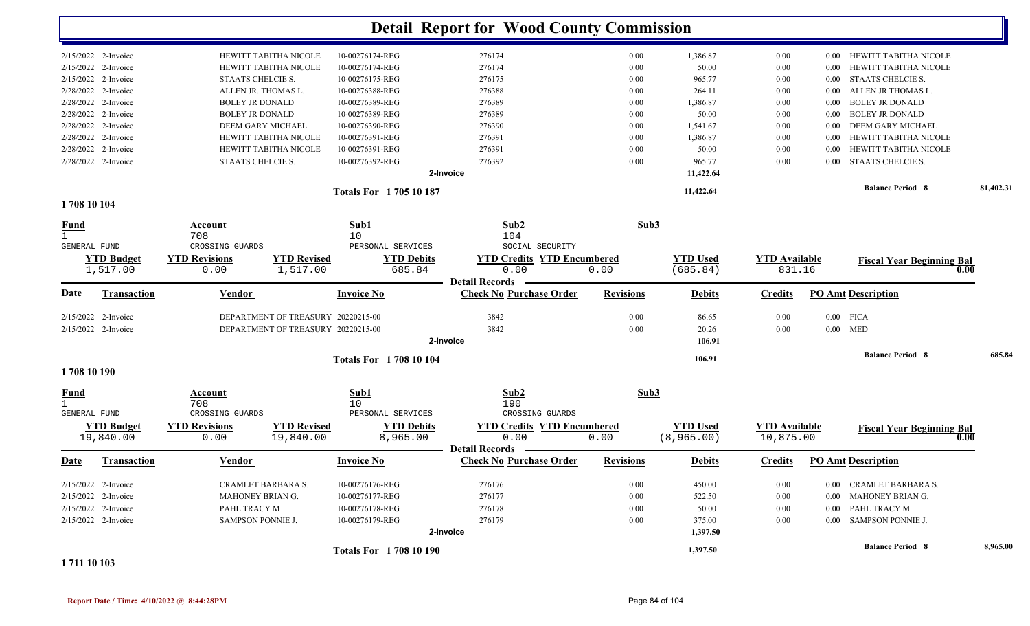# Detail Report for Wood County Commission

| Date | Transaction | Vendor | Invoice No | Check No | Purchase Order | Revisions | Debits | Credits | PO Amt | Description |
|---|---|---|---|---|---|---|---|---|---|---|
| 2/15/2022 | 2-Invoice | HEWITT TABITHA NICOLE | 10-00276174-REG | 276174 | | 0.00 | 1,386.87 | 0.00 | 0.00 | HEWITT TABITHA NICOLE |
| 2/15/2022 | 2-Invoice | HEWITT TABITHA NICOLE | 10-00276174-REG | 276174 | | 0.00 | 50.00 | 0.00 | 0.00 | HEWITT TABITHA NICOLE |
| 2/15/2022 | 2-Invoice | STAATS CHELCIE S. | 10-00276175-REG | 276175 | | 0.00 | 965.77 | 0.00 | 0.00 | STAATS CHELCIE S. |
| 2/28/2022 | 2-Invoice | ALLEN JR. THOMAS L. | 10-00276388-REG | 276388 | | 0.00 | 264.11 | 0.00 | 0.00 | ALLEN JR THOMAS L. |
| 2/28/2022 | 2-Invoice | BOLEY JR DONALD | 10-00276389-REG | 276389 | | 0.00 | 1,386.87 | 0.00 | 0.00 | BOLEY JR DONALD |
| 2/28/2022 | 2-Invoice | BOLEY JR DONALD | 10-00276389-REG | 276389 | | 0.00 | 50.00 | 0.00 | 0.00 | BOLEY JR DONALD |
| 2/28/2022 | 2-Invoice | DEEM GARY MICHAEL | 10-00276390-REG | 276390 | | 0.00 | 1,541.67 | 0.00 | 0.00 | DEEM GARY MICHAEL |
| 2/28/2022 | 2-Invoice | HEWITT TABITHA NICOLE | 10-00276391-REG | 276391 | | 0.00 | 1,386.87 | 0.00 | 0.00 | HEWITT TABITHA NICOLE |
| 2/28/2022 | 2-Invoice | HEWITT TABITHA NICOLE | 10-00276391-REG | 276391 | | 0.00 | 50.00 | 0.00 | 0.00 | HEWITT TABITHA NICOLE |
| 2/28/2022 | 2-Invoice | STAATS CHELCIE S. | 10-00276392-REG | 276392 | | 0.00 | 965.77 | 0.00 | 0.00 | STAATS CHELCIE S. |
| | | | | 2-Invoice | | | 11,422.64 | | | |

Totals For 1 705 10 187 — 11,422.64 — Balance Period 8: 81,402.31

## 1 708 10 104

| Fund | Account | Sub1 | Sub2 | Sub3 |
|---|---|---|---|---|
| 1 | 708 | 10 | 104 | |
| GENERAL FUND | CROSSING GUARDS | PERSONAL SERVICES | SOCIAL SECURITY | |

| YTD Budget | YTD Revisions | YTD Revised | YTD Debits | YTD Credits | YTD Encumbered | YTD Used | YTD Available | Fiscal Year Beginning Bal |
|---|---|---|---|---|---|---|---|---|
| 1,517.00 | 0.00 | 1,517.00 | 685.84 | 0.00 | 0.00 | (685.84) | 831.16 | 0.00 |

Detail Records

| Date | Transaction | Vendor | Invoice No | Check No | Purchase Order | Revisions | Debits | Credits | PO Amt | Description |
|---|---|---|---|---|---|---|---|---|---|---|
| 2/15/2022 | 2-Invoice | DEPARTMENT OF TREASURY | 20220215-00 | 3842 | | 0.00 | 86.65 | 0.00 | 0.00 | FICA |
| 2/15/2022 | 2-Invoice | DEPARTMENT OF TREASURY | 20220215-00 | 3842 | | 0.00 | 20.26 | 0.00 | 0.00 | MED |
| | | | | 2-Invoice | | | 106.91 | | | |

Totals For 1 708 10 104 — 106.91 — Balance Period 8: 685.84

## 1 708 10 190

| Fund | Account | Sub1 | Sub2 | Sub3 |
|---|---|---|---|---|
| 1 | 708 | 10 | 190 | |
| GENERAL FUND | CROSSING GUARDS | PERSONAL SERVICES | CROSSING GUARDS | |

| YTD Budget | YTD Revisions | YTD Revised | YTD Debits | YTD Credits | YTD Encumbered | YTD Used | YTD Available | Fiscal Year Beginning Bal |
|---|---|---|---|---|---|---|---|---|
| 19,840.00 | 0.00 | 19,840.00 | 8,965.00 | 0.00 | 0.00 | (8,965.00) | 10,875.00 | 0.00 |

Detail Records

| Date | Transaction | Vendor | Invoice No | Check No | Purchase Order | Revisions | Debits | Credits | PO Amt | Description |
|---|---|---|---|---|---|---|---|---|---|---|
| 2/15/2022 | 2-Invoice | CRAMLET BARBARA S. | 10-00276176-REG | 276176 | | 0.00 | 450.00 | 0.00 | 0.00 | CRAMLET BARBARA S. |
| 2/15/2022 | 2-Invoice | MAHONEY BRIAN G. | 10-00276177-REG | 276177 | | 0.00 | 522.50 | 0.00 | 0.00 | MAHONEY BRIAN G. |
| 2/15/2022 | 2-Invoice | PAHL TRACY M | 10-00276178-REG | 276178 | | 0.00 | 50.00 | 0.00 | 0.00 | PAHL TRACY M |
| 2/15/2022 | 2-Invoice | SAMPSON PONNIE J. | 10-00276179-REG | 276179 | | 0.00 | 375.00 | 0.00 | 0.00 | SAMPSON PONNIE J. |
| | | | | 2-Invoice | | | 1,397.50 | | | |

Totals For 1 708 10 190 — 1,397.50 — Balance Period 8: 8,965.00

## 1 711 10 103

Report Date / Time: 4/10/2022 @ 8:44:28PM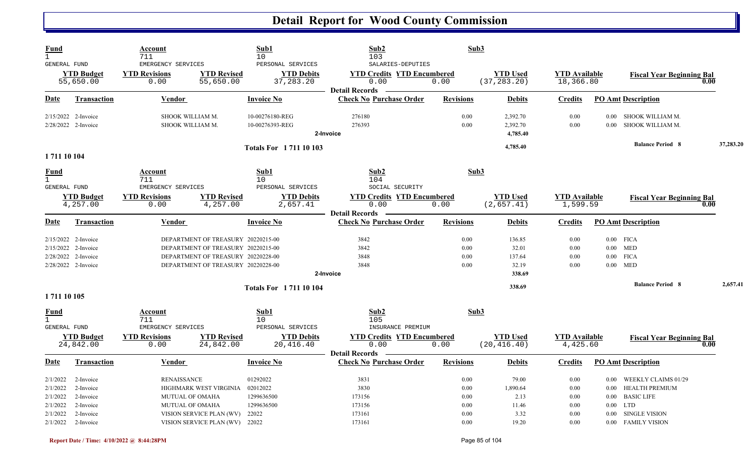# Detail Report for Wood County Commission

| Fund | Account | Sub1 | Sub2 | Sub3 |
|---|---|---|---|---|
| 1 | 711 | 10 | 103 | |
| GENERAL FUND | EMERGENCY SERVICES | PERSONAL SERVICES | SALARIES-DEPUTIES | |

| YTD Budget | YTD Revisions | YTD Revised | YTD Debits | YTD Credits | YTD Encumbered | YTD Used | YTD Available | Fiscal Year Beginning Bal |
|---|---|---|---|---|---|---|---|---|
| 55,650.00 | 0.00 | 55,650.00 | 37,283.20 | 0.00 | 0.00 | (37,283.20) | 18,366.80 | 0.00 |

**Detail Records**

| Date | Transaction | Vendor | Invoice No | Check No | Purchase Order | Revisions | Debits | Credits | PO Amt | Description |
|---|---|---|---|---|---|---|---|---|---|---|
| 2/15/2022 | 2-Invoice | SHOOK WILLIAM M. | 10-00276180-REG | 276180 | | 0.00 | 2,392.70 | 0.00 | 0.00 | SHOOK WILLIAM M. |
| 2/28/2022 | 2-Invoice | SHOOK WILLIAM M. | 10-00276393-REG | 276393 | | 0.00 | 2,392.70 | 0.00 | 0.00 | SHOOK WILLIAM M. |
| | | | 2-Invoice | | | | 4,785.40 | | | |
| | | | Totals For 1 711 10 103 | | | | 4,785.40 | | | Balance Period 8 37,283.20 |

## 1 711 10 104

| Fund | Account | Sub1 | Sub2 | Sub3 |
|---|---|---|---|---|
| 1 | 711 | 10 | 104 | |
| GENERAL FUND | EMERGENCY SERVICES | PERSONAL SERVICES | SOCIAL SECURITY | |

| YTD Budget | YTD Revisions | YTD Revised | YTD Debits | YTD Credits | YTD Encumbered | YTD Used | YTD Available | Fiscal Year Beginning Bal |
|---|---|---|---|---|---|---|---|---|
| 4,257.00 | 0.00 | 4,257.00 | 2,657.41 | 0.00 | 0.00 | (2,657.41) | 1,599.59 | 0.00 |

**Detail Records**

| Date | Transaction | Vendor | Invoice No | Check No | Purchase Order | Revisions | Debits | Credits | PO Amt | Description |
|---|---|---|---|---|---|---|---|---|---|---|
| 2/15/2022 | 2-Invoice | DEPARTMENT OF TREASURY | 20220215-00 | 3842 | | 0.00 | 136.85 | 0.00 | 0.00 | FICA |
| 2/15/2022 | 2-Invoice | DEPARTMENT OF TREASURY | 20220215-00 | 3842 | | 0.00 | 32.01 | 0.00 | 0.00 | MED |
| 2/28/2022 | 2-Invoice | DEPARTMENT OF TREASURY | 20220228-00 | 3848 | | 0.00 | 137.64 | 0.00 | 0.00 | FICA |
| 2/28/2022 | 2-Invoice | DEPARTMENT OF TREASURY | 20220228-00 | 3848 | | 0.00 | 32.19 | 0.00 | 0.00 | MED |
| | | | 2-Invoice | | | | 338.69 | | | |
| | | | Totals For 1 711 10 104 | | | | 338.69 | | | Balance Period 8 2,657.41 |

## 1 711 10 105

| Fund | Account | Sub1 | Sub2 | Sub3 |
|---|---|---|---|---|
| 1 | 711 | 10 | 105 | |
| GENERAL FUND | EMERGENCY SERVICES | PERSONAL SERVICES | INSURANCE PREMIUM | |

| YTD Budget | YTD Revisions | YTD Revised | YTD Debits | YTD Credits | YTD Encumbered | YTD Used | YTD Available | Fiscal Year Beginning Bal |
|---|---|---|---|---|---|---|---|---|
| 24,842.00 | 0.00 | 24,842.00 | 20,416.40 | 0.00 | 0.00 | (20,416.40) | 4,425.60 | 0.00 |

**Detail Records**

| Date | Transaction | Vendor | Invoice No | Check No | Purchase Order | Revisions | Debits | Credits | PO Amt | Description |
|---|---|---|---|---|---|---|---|---|---|---|
| 2/1/2022 | 2-Invoice | RENAISSANCE | 01292022 | 3831 | | 0.00 | 79.00 | 0.00 | 0.00 | WEEKLY CLAIMS 01/29 |
| 2/1/2022 | 2-Invoice | HIGHMARK WEST VIRGINIA | 02012022 | 3830 | | 0.00 | 1,890.64 | 0.00 | 0.00 | HEALTH PREMIUM |
| 2/1/2022 | 2-Invoice | MUTUAL OF OMAHA | 1299636500 | 173156 | | 0.00 | 2.13 | 0.00 | 0.00 | BASIC LIFE |
| 2/1/2022 | 2-Invoice | MUTUAL OF OMAHA | 1299636500 | 173156 | | 0.00 | 11.46 | 0.00 | 0.00 | LTD |
| 2/1/2022 | 2-Invoice | VISION SERVICE PLAN (WV) | 22022 | 173161 | | 0.00 | 3.32 | 0.00 | 0.00 | SINGLE VISION |
| 2/1/2022 | 2-Invoice | VISION SERVICE PLAN (WV) | 22022 | 173161 | | 0.00 | 19.20 | 0.00 | 0.00 | FAMILY VISION |

Report Date / Time: 4/10/2022 @ 8:44:28PM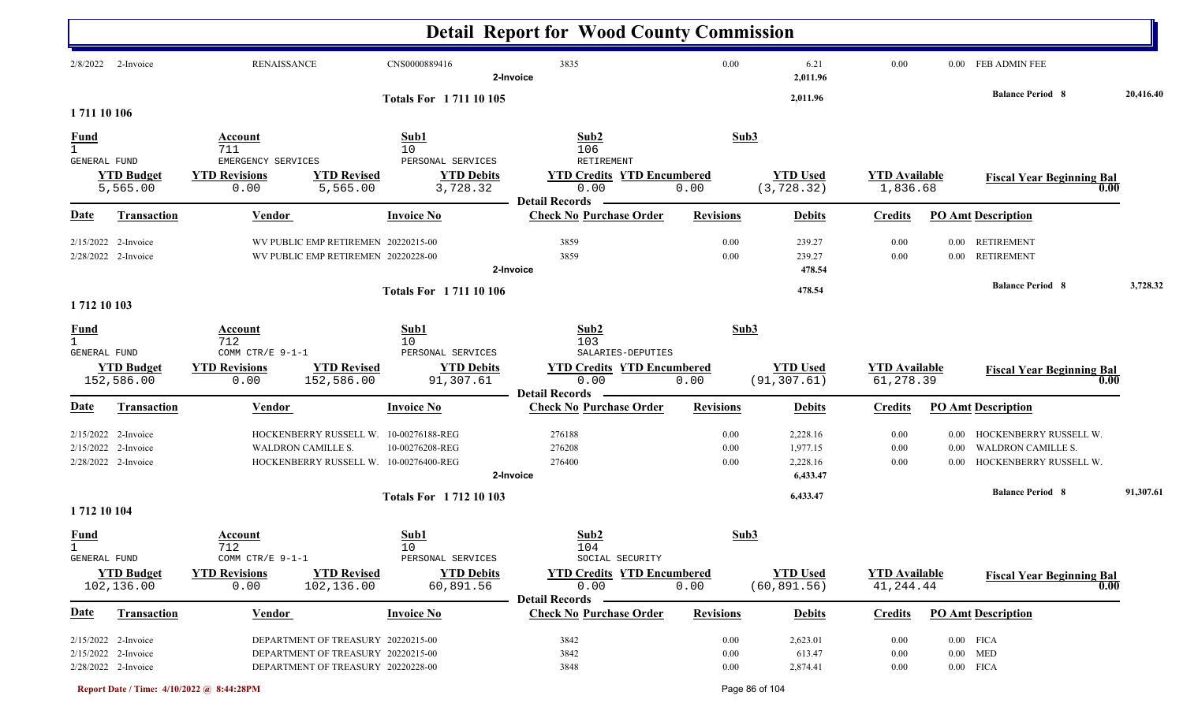# Detail Report for Wood County Commission

| Date | Transaction | Vendor | Invoice No | Check No Purchase Order | Revisions | Debits | Credits | PO Amt Description |
|---|---|---|---|---|---|---|---|---|
| 2/8/2022 | 2-Invoice | RENAISSANCE | CNS0000889416 | 3835 | 0.00 | 6.21 | 0.00 | 0.00 FEB ADMIN FEE |
| | | | 2-Invoice | | | 2,011.96 | | |

**Totals For 1 711 10 105** — 2,011.96 — Balance Period 8: 20,416.40

## 1 711 10 106

| Fund | Account | Sub1 | Sub2 | Sub3 |
|---|---|---|---|---|
| 1 | 711 | 10 | 106 | |
| GENERAL FUND | EMERGENCY SERVICES | PERSONAL SERVICES | RETIREMENT | |

| YTD Budget | YTD Revisions | YTD Revised | YTD Debits | YTD Credits | YTD Encumbered | YTD Used | YTD Available | Fiscal Year Beginning Bal |
|---|---|---|---|---|---|---|---|---|
| 5,565.00 | 0.00 | 5,565.00 | 3,728.32 | 0.00 | 0.00 | (3,728.32) | 1,836.68 | 0.00 |

**Detail Records**

| Date | Transaction | Vendor | Invoice No | Check No Purchase Order | Revisions | Debits | Credits | PO Amt Description |
|---|---|---|---|---|---|---|---|---|
| 2/15/2022 | 2-Invoice | WV PUBLIC EMP RETIREMEN | 20220215-00 | 3859 | 0.00 | 239.27 | 0.00 | 0.00 RETIREMENT |
| 2/28/2022 | 2-Invoice | WV PUBLIC EMP RETIREMEN | 20220228-00 | 3859 | 0.00 | 239.27 | 0.00 | 0.00 RETIREMENT |
| | | | 2-Invoice | | | 478.54 | | |

**Totals For 1 711 10 106** — 478.54 — Balance Period 8: 3,728.32

## 1 712 10 103

| Fund | Account | Sub1 | Sub2 | Sub3 |
|---|---|---|---|---|
| 1 | 712 | 10 | 103 | |
| GENERAL FUND | COMM CTR/E 9-1-1 | PERSONAL SERVICES | SALARIES-DEPUTIES | |

| YTD Budget | YTD Revisions | YTD Revised | YTD Debits | YTD Credits | YTD Encumbered | YTD Used | YTD Available | Fiscal Year Beginning Bal |
|---|---|---|---|---|---|---|---|---|
| 152,586.00 | 0.00 | 152,586.00 | 91,307.61 | 0.00 | 0.00 | (91,307.61) | 61,278.39 | 0.00 |

**Detail Records**

| Date | Transaction | Vendor | Invoice No | Check No Purchase Order | Revisions | Debits | Credits | PO Amt Description |
|---|---|---|---|---|---|---|---|---|
| 2/15/2022 | 2-Invoice | HOCKENBERRY RUSSELL W. | 10-00276188-REG | 276188 | 0.00 | 2,228.16 | 0.00 | 0.00 HOCKENBERRY RUSSELL W. |
| 2/15/2022 | 2-Invoice | WALDRON CAMILLE S. | 10-00276208-REG | 276208 | 0.00 | 1,977.15 | 0.00 | 0.00 WALDRON CAMILLE S. |
| 2/28/2022 | 2-Invoice | HOCKENBERRY RUSSELL W. | 10-00276400-REG | 276400 | 0.00 | 2,228.16 | 0.00 | 0.00 HOCKENBERRY RUSSELL W. |
| | | | 2-Invoice | | | 6,433.47 | | |

**Totals For 1 712 10 103** — 6,433.47 — Balance Period 8: 91,307.61

## 1 712 10 104

| Fund | Account | Sub1 | Sub2 | Sub3 |
|---|---|---|---|---|
| 1 | 712 | 10 | 104 | |
| GENERAL FUND | COMM CTR/E 9-1-1 | PERSONAL SERVICES | SOCIAL SECURITY | |

| YTD Budget | YTD Revisions | YTD Revised | YTD Debits | YTD Credits | YTD Encumbered | YTD Used | YTD Available | Fiscal Year Beginning Bal |
|---|---|---|---|---|---|---|---|---|
| 102,136.00 | 0.00 | 102,136.00 | 60,891.56 | 0.00 | 0.00 | (60,891.56) | 41,244.44 | 0.00 |

**Detail Records**

| Date | Transaction | Vendor | Invoice No | Check No Purchase Order | Revisions | Debits | Credits | PO Amt Description |
|---|---|---|---|---|---|---|---|---|
| 2/15/2022 | 2-Invoice | DEPARTMENT OF TREASURY | 20220215-00 | 3842 | 0.00 | 2,623.01 | 0.00 | 0.00 FICA |
| 2/15/2022 | 2-Invoice | DEPARTMENT OF TREASURY | 20220215-00 | 3842 | 0.00 | 613.47 | 0.00 | 0.00 MED |
| 2/28/2022 | 2-Invoice | DEPARTMENT OF TREASURY | 20220228-00 | 3848 | 0.00 | 2,874.41 | 0.00 | 0.00 FICA |

Report Date / Time: 4/10/2022 @ 8:44:28PM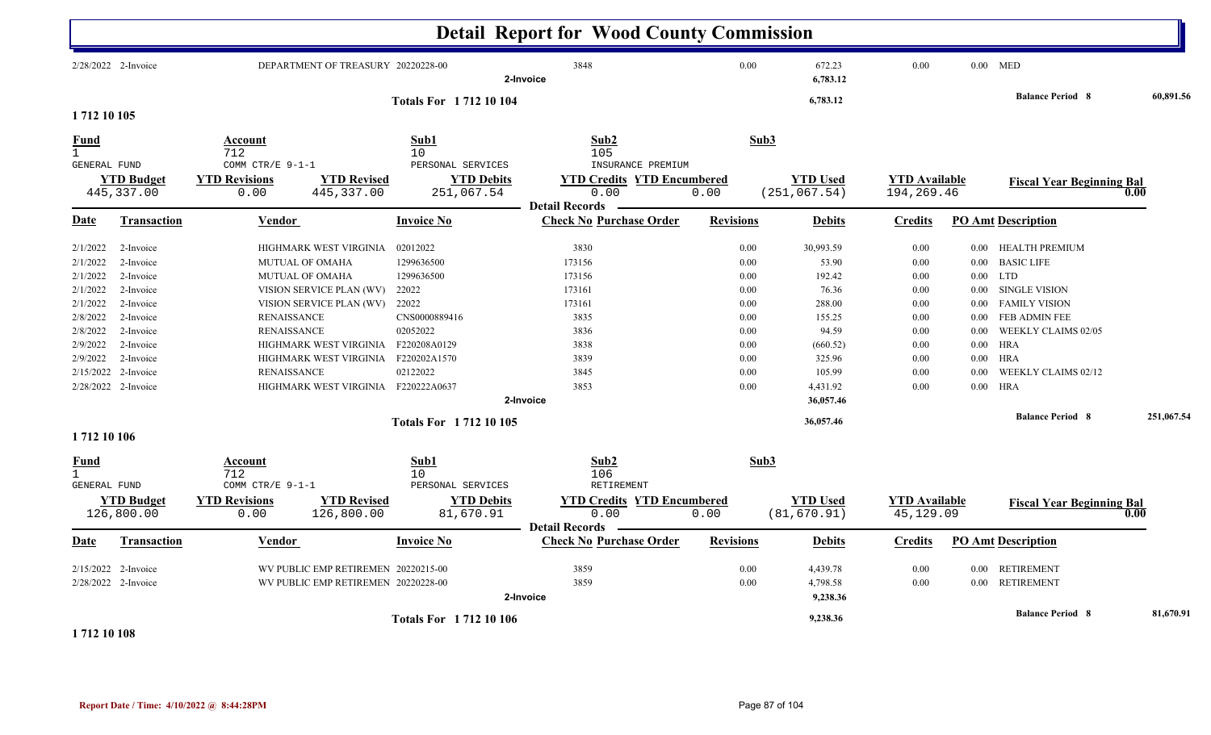# Detail Report for Wood County Commission

| Date | Transaction | Vendor | Invoice No | Check No Purchase Order | Revisions | Debits | Credits | PO Amt Description |
|---|---|---|---|---|---|---|---|---|
| 2/28/2022 | 2-Invoice | DEPARTMENT OF TREASURY | 20220228-00 | 3848 | 0.00 | 672.23 | 0.00 | 0.00 MED |
| | | | | 2-Invoice | | 6,783.12 | | |

**Totals For 1 712 10 104** — 6,783.12 — **Balance Period 8** 60,891.56

## 1 712 10 105

| Fund | Account | Sub1 | Sub2 | Sub3 |
|---|---|---|---|---|
| 1 GENERAL FUND | 712 COMM CTR/E 9-1-1 | 10 PERSONAL SERVICES | 105 INSURANCE PREMIUM | |

| YTD Budget | YTD Revisions | YTD Revised | YTD Debits | YTD Credits | YTD Encumbered | YTD Used | YTD Available | Fiscal Year Beginning Bal |
|---|---|---|---|---|---|---|---|---|
| 445,337.00 | 0.00 | 445,337.00 | 251,067.54 | 0.00 | 0.00 | (251,067.54) | 194,269.46 | 0.00 |

**Detail Records**

| Date | Transaction | Vendor | Invoice No | Check No Purchase Order | Revisions | Debits | Credits | PO Amt | Description |
|---|---|---|---|---|---|---|---|---|---|
| 2/1/2022 | 2-Invoice | HIGHMARK WEST VIRGINIA | 02012022 | 3830 | 0.00 | 30,993.59 | 0.00 | 0.00 | HEALTH PREMIUM |
| 2/1/2022 | 2-Invoice | MUTUAL OF OMAHA | 1299636500 | 173156 | 0.00 | 53.90 | 0.00 | 0.00 | BASIC LIFE |
| 2/1/2022 | 2-Invoice | MUTUAL OF OMAHA | 1299636500 | 173156 | 0.00 | 192.42 | 0.00 | 0.00 | LTD |
| 2/1/2022 | 2-Invoice | VISION SERVICE PLAN (WV) | 22022 | 173161 | 0.00 | 76.36 | 0.00 | 0.00 | SINGLE VISION |
| 2/1/2022 | 2-Invoice | VISION SERVICE PLAN (WV) | 22022 | 173161 | 0.00 | 288.00 | 0.00 | 0.00 | FAMILY VISION |
| 2/8/2022 | 2-Invoice | RENAISSANCE | CNS0000889416 | 3835 | 0.00 | 155.25 | 0.00 | 0.00 | FEB ADMIN FEE |
| 2/8/2022 | 2-Invoice | RENAISSANCE | 02052022 | 3836 | 0.00 | 94.59 | 0.00 | 0.00 | WEEKLY CLAIMS 02/05 |
| 2/9/2022 | 2-Invoice | HIGHMARK WEST VIRGINIA | F220208A0129 | 3838 | 0.00 | (660.52) | 0.00 | 0.00 | HRA |
| 2/9/2022 | 2-Invoice | HIGHMARK WEST VIRGINIA | F220202A1570 | 3839 | 0.00 | 325.96 | 0.00 | 0.00 | HRA |
| 2/15/2022 | 2-Invoice | RENAISSANCE | 02122022 | 3845 | 0.00 | 105.99 | 0.00 | 0.00 | WEEKLY CLAIMS 02/12 |
| 2/28/2022 | 2-Invoice | HIGHMARK WEST VIRGINIA | F220222A0637 | 3853 | 0.00 | 4,431.92 | 0.00 | 0.00 | HRA |
| | | | | 2-Invoice | | 36,057.46 | | | |

**Totals For 1 712 10 105** — 36,057.46 — **Balance Period 8** 251,067.54

## 1 712 10 106

| Fund | Account | Sub1 | Sub2 | Sub3 |
|---|---|---|---|---|
| 1 GENERAL FUND | 712 COMM CTR/E 9-1-1 | 10 PERSONAL SERVICES | 106 RETIREMENT | |

| YTD Budget | YTD Revisions | YTD Revised | YTD Debits | YTD Credits | YTD Encumbered | YTD Used | YTD Available | Fiscal Year Beginning Bal |
|---|---|---|---|---|---|---|---|---|
| 126,800.00 | 0.00 | 126,800.00 | 81,670.91 | 0.00 | 0.00 | (81,670.91) | 45,129.09 | 0.00 |

**Detail Records**

| Date | Transaction | Vendor | Invoice No | Check No Purchase Order | Revisions | Debits | Credits | PO Amt | Description |
|---|---|---|---|---|---|---|---|---|---|
| 2/15/2022 | 2-Invoice | WV PUBLIC EMP RETIREMEN | 20220215-00 | 3859 | 0.00 | 4,439.78 | 0.00 | 0.00 | RETIREMENT |
| 2/28/2022 | 2-Invoice | WV PUBLIC EMP RETIREMEN | 20220228-00 | 3859 | 0.00 | 4,798.58 | 0.00 | 0.00 | RETIREMENT |
| | | | | 2-Invoice | | 9,238.36 | | | |

**Totals For 1 712 10 106** — 9,238.36 — **Balance Period 8** 81,670.91

## 1 712 10 108

Report Date / Time: 4/10/2022 @ 8:44:28PM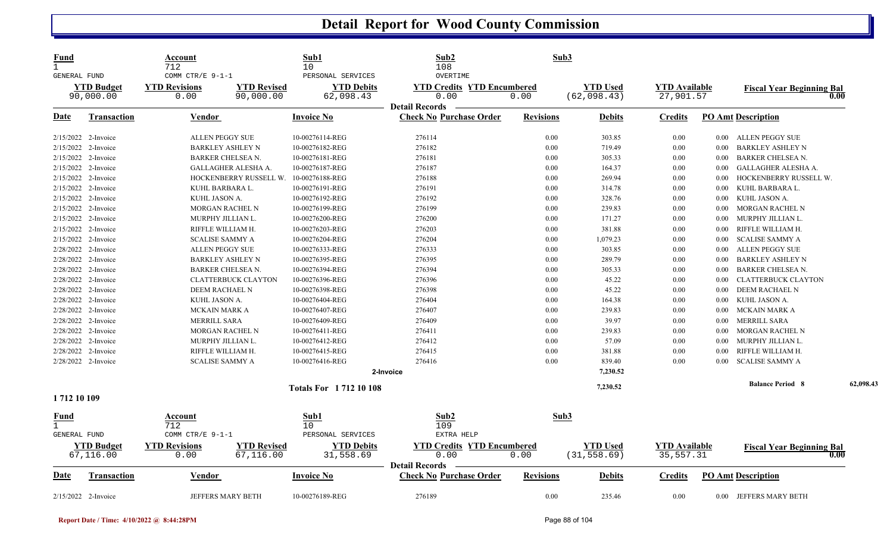# Detail Report for Wood County Commission

| Fund | Account | Sub1 | Sub2 | Sub3 | | |
|---|---|---|---|---|---|---|
| 1 | 712 | 10 | 108 | | | |
| GENERAL FUND | COMM CTR/E 9-1-1 | PERSONAL SERVICES | OVERTIME | | | |

| YTD Budget | YTD Revisions | YTD Revised | YTD Debits | YTD Credits | YTD Encumbered | YTD Used | YTD Available | Fiscal Year Beginning Bal |
|---|---|---|---|---|---|---|---|---|
| 90,000.00 | 0.00 | 90,000.00 | 62,098.43 | 0.00 | 0.00 | (62,098.43) | 27,901.57 | 0.00 |

**Detail Records**

| Date | Transaction | Vendor | Invoice No | Check No | Purchase Order | Revisions | Debits | Credits | PO Amt | Description |
|---|---|---|---|---|---|---|---|---|---|---|
| 2/15/2022 | 2-Invoice | ALLEN PEGGY SUE | 10-00276114-REG | 276114 | | 0.00 | 303.85 | 0.00 | 0.00 | ALLEN PEGGY SUE |
| 2/15/2022 | 2-Invoice | BARKLEY ASHLEY N | 10-00276182-REG | 276182 | | 0.00 | 719.49 | 0.00 | 0.00 | BARKLEY ASHLEY N |
| 2/15/2022 | 2-Invoice | BARKER CHELSEA N. | 10-00276181-REG | 276181 | | 0.00 | 305.33 | 0.00 | 0.00 | BARKER CHELSEA N. |
| 2/15/2022 | 2-Invoice | GALLAGHER ALESHA A. | 10-00276187-REG | 276187 | | 0.00 | 164.37 | 0.00 | 0.00 | GALLAGHER ALESHA A. |
| 2/15/2022 | 2-Invoice | HOCKENBERRY RUSSELL W. | 10-00276188-REG | 276188 | | 0.00 | 269.94 | 0.00 | 0.00 | HOCKENBERRY RUSSELL W. |
| 2/15/2022 | 2-Invoice | KUHL BARBARA L. | 10-00276191-REG | 276191 | | 0.00 | 314.78 | 0.00 | 0.00 | KUHL BARBARA L. |
| 2/15/2022 | 2-Invoice | KUHL JASON A. | 10-00276192-REG | 276192 | | 0.00 | 328.76 | 0.00 | 0.00 | KUHL JASON A. |
| 2/15/2022 | 2-Invoice | MORGAN RACHEL N | 10-00276199-REG | 276199 | | 0.00 | 239.83 | 0.00 | 0.00 | MORGAN RACHEL N |
| 2/15/2022 | 2-Invoice | MURPHY JILLIAN L. | 10-00276200-REG | 276200 | | 0.00 | 171.27 | 0.00 | 0.00 | MURPHY JILLIAN L. |
| 2/15/2022 | 2-Invoice | RIFFLE WILLIAM H. | 10-00276203-REG | 276203 | | 0.00 | 381.88 | 0.00 | 0.00 | RIFFLE WILLIAM H. |
| 2/15/2022 | 2-Invoice | SCALISE SAMMY A | 10-00276204-REG | 276204 | | 0.00 | 1,079.23 | 0.00 | 0.00 | SCALISE SAMMY A |
| 2/28/2022 | 2-Invoice | ALLEN PEGGY SUE | 10-00276333-REG | 276333 | | 0.00 | 303.85 | 0.00 | 0.00 | ALLEN PEGGY SUE |
| 2/28/2022 | 2-Invoice | BARKLEY ASHLEY N | 10-00276395-REG | 276395 | | 0.00 | 289.79 | 0.00 | 0.00 | BARKLEY ASHLEY N |
| 2/28/2022 | 2-Invoice | BARKER CHELSEA N. | 10-00276394-REG | 276394 | | 0.00 | 305.33 | 0.00 | 0.00 | BARKER CHELSEA N. |
| 2/28/2022 | 2-Invoice | CLATTERBUCK CLAYTON | 10-00276396-REG | 276396 | | 0.00 | 45.22 | 0.00 | 0.00 | CLATTERBUCK CLAYTON |
| 2/28/2022 | 2-Invoice | DEEM RACHAEL N | 10-00276398-REG | 276398 | | 0.00 | 45.22 | 0.00 | 0.00 | DEEM RACHAEL N |
| 2/28/2022 | 2-Invoice | KUHL JASON A. | 10-00276404-REG | 276404 | | 0.00 | 164.38 | 0.00 | 0.00 | KUHL JASON A. |
| 2/28/2022 | 2-Invoice | MCKAIN MARK A | 10-00276407-REG | 276407 | | 0.00 | 239.83 | 0.00 | 0.00 | MCKAIN MARK A |
| 2/28/2022 | 2-Invoice | MERRILL SARA | 10-00276409-REG | 276409 | | 0.00 | 39.97 | 0.00 | 0.00 | MERRILL SARA |
| 2/28/2022 | 2-Invoice | MORGAN RACHEL N | 10-00276411-REG | 276411 | | 0.00 | 239.83 | 0.00 | 0.00 | MORGAN RACHEL N |
| 2/28/2022 | 2-Invoice | MURPHY JILLIAN L. | 10-00276412-REG | 276412 | | 0.00 | 57.09 | 0.00 | 0.00 | MURPHY JILLIAN L. |
| 2/28/2022 | 2-Invoice | RIFFLE WILLIAM H. | 10-00276415-REG | 276415 | | 0.00 | 381.88 | 0.00 | 0.00 | RIFFLE WILLIAM H. |
| 2/28/2022 | 2-Invoice | SCALISE SAMMY A | 10-00276416-REG | 276416 | | 0.00 | 839.40 | 0.00 | 0.00 | SCALISE SAMMY A |
| | | | | 2-Invoice | | | 7,230.52 | | | |
| | | | Totals For 1 712 10 108 | | | | 7,230.52 | | | Balance Period 8 — 62,098.43 |

**1 712 10 109**

| Fund | Account | Sub1 | Sub2 | Sub3 | | |
|---|---|---|---|---|---|---|
| 1 | 712 | 10 | 109 | | | |
| GENERAL FUND | COMM CTR/E 9-1-1 | PERSONAL SERVICES | EXTRA HELP | | | |

| YTD Budget | YTD Revisions | YTD Revised | YTD Debits | YTD Credits | YTD Encumbered | YTD Used | YTD Available | Fiscal Year Beginning Bal |
|---|---|---|---|---|---|---|---|---|
| 67,116.00 | 0.00 | 67,116.00 | 31,558.69 | 0.00 | 0.00 | (31,558.69) | 35,557.31 | 0.00 |

**Detail Records**

| Date | Transaction | Vendor | Invoice No | Check No | Purchase Order | Revisions | Debits | Credits | PO Amt | Description |
|---|---|---|---|---|---|---|---|---|---|---|
| 2/15/2022 | 2-Invoice | JEFFERS MARY BETH | 10-00276189-REG | 276189 | | 0.00 | 235.46 | 0.00 | 0.00 | JEFFERS MARY BETH |

Report Date / Time: 4/10/2022 @ 8:44:28PM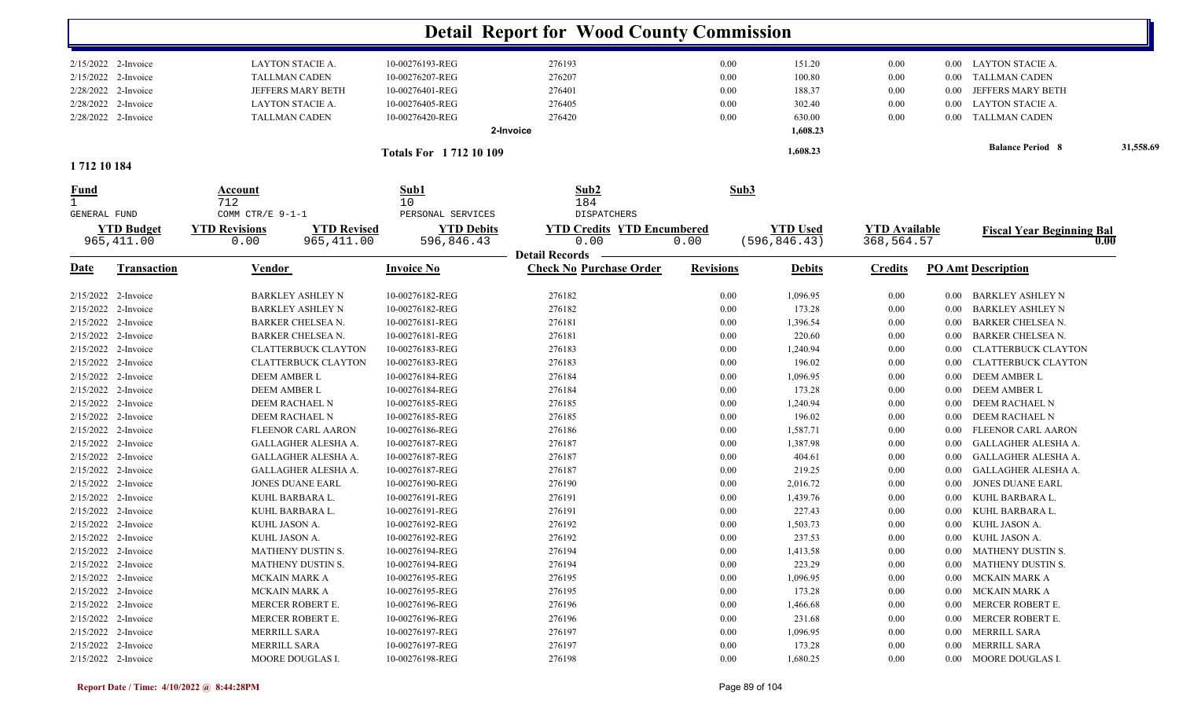# Detail Report for Wood County Commission

| Date | Transaction | Vendor | Invoice No | Check No Purchase Order | Revisions | Debits | Credits | PO Amt Description |
|---|---|---|---|---|---|---|---|---|
| 2/15/2022 | 2-Invoice | LAYTON STACIE A. | 10-00276193-REG | 276193 | 0.00 | 151.20 | 0.00 | 0.00 LAYTON STACIE A. |
| 2/15/2022 | 2-Invoice | TALLMAN CADEN | 10-00276207-REG | 276207 | 0.00 | 100.80 | 0.00 | 0.00 TALLMAN CADEN |
| 2/28/2022 | 2-Invoice | JEFFERS MARY BETH | 10-00276401-REG | 276401 | 0.00 | 188.37 | 0.00 | 0.00 JEFFERS MARY BETH |
| 2/28/2022 | 2-Invoice | LAYTON STACIE A. | 10-00276405-REG | 276405 | 0.00 | 302.40 | 0.00 | 0.00 LAYTON STACIE A. |
| 2/28/2022 | 2-Invoice | TALLMAN CADEN | 10-00276420-REG | 276420 | 0.00 | 630.00 | 0.00 | 0.00 TALLMAN CADEN |
| | | | | 2-Invoice | | 1,608.23 | | |
| | | | Totals For 1 712 10 109 | | | 1,608.23 | | Balance Period 8 — 31,558.69 |

**1 712 10 184**

| Fund | Account | Sub1 | Sub2 | Sub3 |
|---|---|---|---|---|
| 1 | 712 | 10 | 184 | |
| GENERAL FUND | COMM CTR/E 9-1-1 | PERSONAL SERVICES | DISPATCHERS | |

| YTD Budget | YTD Revisions | YTD Revised | YTD Debits | YTD Credits | YTD Encumbered | YTD Used | YTD Available | Fiscal Year Beginning Bal |
|---|---|---|---|---|---|---|---|---|
| 965,411.00 | 0.00 | 965,411.00 | 596,846.43 | 0.00 | 0.00 | (596,846.43) | 368,564.57 | 0.00 |

**Detail Records**

| Date | Transaction | Vendor | Invoice No | Check No Purchase Order | Revisions | Debits | Credits | PO Amt | Description |
|---|---|---|---|---|---|---|---|---|---|
| 2/15/2022 | 2-Invoice | BARKLEY ASHLEY N | 10-00276182-REG | 276182 | 0.00 | 1,096.95 | 0.00 | 0.00 | BARKLEY ASHLEY N |
| 2/15/2022 | 2-Invoice | BARKLEY ASHLEY N | 10-00276182-REG | 276182 | 0.00 | 173.28 | 0.00 | 0.00 | BARKLEY ASHLEY N |
| 2/15/2022 | 2-Invoice | BARKER CHELSEA N. | 10-00276181-REG | 276181 | 0.00 | 1,396.54 | 0.00 | 0.00 | BARKER CHELSEA N. |
| 2/15/2022 | 2-Invoice | BARKER CHELSEA N. | 10-00276181-REG | 276181 | 0.00 | 220.60 | 0.00 | 0.00 | BARKER CHELSEA N. |
| 2/15/2022 | 2-Invoice | CLATTERBUCK CLAYTON | 10-00276183-REG | 276183 | 0.00 | 1,240.94 | 0.00 | 0.00 | CLATTERBUCK CLAYTON |
| 2/15/2022 | 2-Invoice | CLATTERBUCK CLAYTON | 10-00276183-REG | 276183 | 0.00 | 196.02 | 0.00 | 0.00 | CLATTERBUCK CLAYTON |
| 2/15/2022 | 2-Invoice | DEEM AMBER L | 10-00276184-REG | 276184 | 0.00 | 1,096.95 | 0.00 | 0.00 | DEEM AMBER L |
| 2/15/2022 | 2-Invoice | DEEM AMBER L | 10-00276184-REG | 276184 | 0.00 | 173.28 | 0.00 | 0.00 | DEEM AMBER L |
| 2/15/2022 | 2-Invoice | DEEM RACHAEL N | 10-00276185-REG | 276185 | 0.00 | 1,240.94 | 0.00 | 0.00 | DEEM RACHAEL N |
| 2/15/2022 | 2-Invoice | DEEM RACHAEL N | 10-00276185-REG | 276185 | 0.00 | 196.02 | 0.00 | 0.00 | DEEM RACHAEL N |
| 2/15/2022 | 2-Invoice | FLEENOR CARL AARON | 10-00276186-REG | 276186 | 0.00 | 1,587.71 | 0.00 | 0.00 | FLEENOR CARL AARON |
| 2/15/2022 | 2-Invoice | GALLAGHER ALESHA A. | 10-00276187-REG | 276187 | 0.00 | 1,387.98 | 0.00 | 0.00 | GALLAGHER ALESHA A. |
| 2/15/2022 | 2-Invoice | GALLAGHER ALESHA A. | 10-00276187-REG | 276187 | 0.00 | 404.61 | 0.00 | 0.00 | GALLAGHER ALESHA A. |
| 2/15/2022 | 2-Invoice | GALLAGHER ALESHA A. | 10-00276187-REG | 276187 | 0.00 | 219.25 | 0.00 | 0.00 | GALLAGHER ALESHA A. |
| 2/15/2022 | 2-Invoice | JONES DUANE EARL | 10-00276190-REG | 276190 | 0.00 | 2,016.72 | 0.00 | 0.00 | JONES DUANE EARL |
| 2/15/2022 | 2-Invoice | KUHL BARBARA L. | 10-00276191-REG | 276191 | 0.00 | 1,439.76 | 0.00 | 0.00 | KUHL BARBARA L. |
| 2/15/2022 | 2-Invoice | KUHL BARBARA L. | 10-00276191-REG | 276191 | 0.00 | 227.43 | 0.00 | 0.00 | KUHL BARBARA L. |
| 2/15/2022 | 2-Invoice | KUHL JASON A. | 10-00276192-REG | 276192 | 0.00 | 1,503.73 | 0.00 | 0.00 | KUHL JASON A. |
| 2/15/2022 | 2-Invoice | KUHL JASON A. | 10-00276192-REG | 276192 | 0.00 | 237.53 | 0.00 | 0.00 | KUHL JASON A. |
| 2/15/2022 | 2-Invoice | MATHENY DUSTIN S. | 10-00276194-REG | 276194 | 0.00 | 1,413.58 | 0.00 | 0.00 | MATHENY DUSTIN S. |
| 2/15/2022 | 2-Invoice | MATHENY DUSTIN S. | 10-00276194-REG | 276194 | 0.00 | 223.29 | 0.00 | 0.00 | MATHENY DUSTIN S. |
| 2/15/2022 | 2-Invoice | MCKAIN MARK A | 10-00276195-REG | 276195 | 0.00 | 1,096.95 | 0.00 | 0.00 | MCKAIN MARK A |
| 2/15/2022 | 2-Invoice | MCKAIN MARK A | 10-00276195-REG | 276195 | 0.00 | 173.28 | 0.00 | 0.00 | MCKAIN MARK A |
| 2/15/2022 | 2-Invoice | MERCER ROBERT E. | 10-00276196-REG | 276196 | 0.00 | 1,466.68 | 0.00 | 0.00 | MERCER ROBERT E. |
| 2/15/2022 | 2-Invoice | MERCER ROBERT E. | 10-00276196-REG | 276196 | 0.00 | 231.68 | 0.00 | 0.00 | MERCER ROBERT E. |
| 2/15/2022 | 2-Invoice | MERRILL SARA | 10-00276197-REG | 276197 | 0.00 | 1,096.95 | 0.00 | 0.00 | MERRILL SARA |
| 2/15/2022 | 2-Invoice | MERRILL SARA | 10-00276197-REG | 276197 | 0.00 | 173.28 | 0.00 | 0.00 | MERRILL SARA |
| 2/15/2022 | 2-Invoice | MOORE DOUGLAS I. | 10-00276198-REG | 276198 | 0.00 | 1,680.25 | 0.00 | 0.00 | MOORE DOUGLAS I. |

Report Date / Time: 4/10/2022 @ 8:44:28PM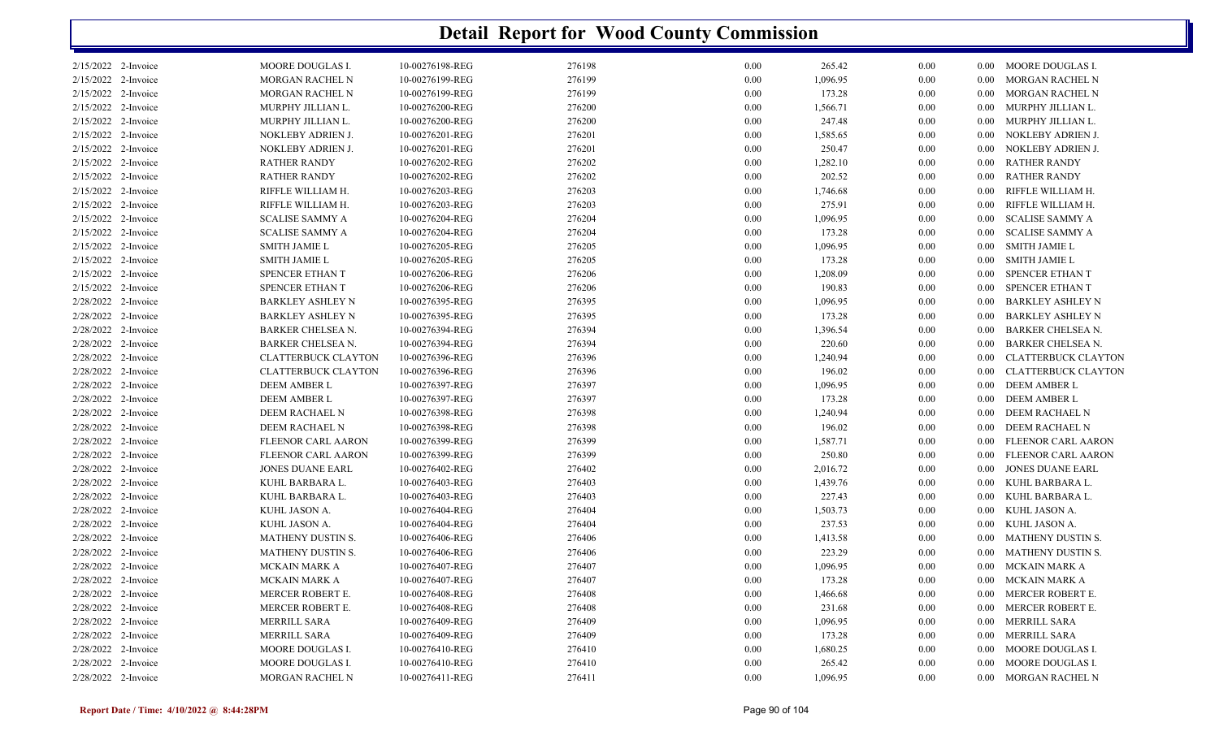# Detail Report for Wood County Commission

| | | | | | | | | | |
|---|---|---|---|---|---|---|---|---|---|
| 2/15/2022 | 2-Invoice | MOORE DOUGLAS I. | 10-00276198-REG | 276198 | 0.00 | 265.42 | 0.00 | 0.00 | MOORE DOUGLAS I. |
| 2/15/2022 | 2-Invoice | MORGAN RACHEL N | 10-00276199-REG | 276199 | 0.00 | 1,096.95 | 0.00 | 0.00 | MORGAN RACHEL N |
| 2/15/2022 | 2-Invoice | MORGAN RACHEL N | 10-00276199-REG | 276199 | 0.00 | 173.28 | 0.00 | 0.00 | MORGAN RACHEL N |
| 2/15/2022 | 2-Invoice | MURPHY JILLIAN L. | 10-00276200-REG | 276200 | 0.00 | 1,566.71 | 0.00 | 0.00 | MURPHY JILLIAN L. |
| 2/15/2022 | 2-Invoice | MURPHY JILLIAN L. | 10-00276200-REG | 276200 | 0.00 | 247.48 | 0.00 | 0.00 | MURPHY JILLIAN L. |
| 2/15/2022 | 2-Invoice | NOKLEBY ADRIEN J. | 10-00276201-REG | 276201 | 0.00 | 1,585.65 | 0.00 | 0.00 | NOKLEBY ADRIEN J. |
| 2/15/2022 | 2-Invoice | NOKLEBY ADRIEN J. | 10-00276201-REG | 276201 | 0.00 | 250.47 | 0.00 | 0.00 | NOKLEBY ADRIEN J. |
| 2/15/2022 | 2-Invoice | RATHER RANDY | 10-00276202-REG | 276202 | 0.00 | 1,282.10 | 0.00 | 0.00 | RATHER RANDY |
| 2/15/2022 | 2-Invoice | RATHER RANDY | 10-00276202-REG | 276202 | 0.00 | 202.52 | 0.00 | 0.00 | RATHER RANDY |
| 2/15/2022 | 2-Invoice | RIFFLE WILLIAM H. | 10-00276203-REG | 276203 | 0.00 | 1,746.68 | 0.00 | 0.00 | RIFFLE WILLIAM H. |
| 2/15/2022 | 2-Invoice | RIFFLE WILLIAM H. | 10-00276203-REG | 276203 | 0.00 | 275.91 | 0.00 | 0.00 | RIFFLE WILLIAM H. |
| 2/15/2022 | 2-Invoice | SCALISE SAMMY A | 10-00276204-REG | 276204 | 0.00 | 1,096.95 | 0.00 | 0.00 | SCALISE SAMMY A |
| 2/15/2022 | 2-Invoice | SCALISE SAMMY A | 10-00276204-REG | 276204 | 0.00 | 173.28 | 0.00 | 0.00 | SCALISE SAMMY A |
| 2/15/2022 | 2-Invoice | SMITH JAMIE L | 10-00276205-REG | 276205 | 0.00 | 1,096.95 | 0.00 | 0.00 | SMITH JAMIE L |
| 2/15/2022 | 2-Invoice | SMITH JAMIE L | 10-00276205-REG | 276205 | 0.00 | 173.28 | 0.00 | 0.00 | SMITH JAMIE L |
| 2/15/2022 | 2-Invoice | SPENCER ETHAN T | 10-00276206-REG | 276206 | 0.00 | 1,208.09 | 0.00 | 0.00 | SPENCER ETHAN T |
| 2/15/2022 | 2-Invoice | SPENCER ETHAN T | 10-00276206-REG | 276206 | 0.00 | 190.83 | 0.00 | 0.00 | SPENCER ETHAN T |
| 2/28/2022 | 2-Invoice | BARKLEY ASHLEY N | 10-00276395-REG | 276395 | 0.00 | 1,096.95 | 0.00 | 0.00 | BARKLEY ASHLEY N |
| 2/28/2022 | 2-Invoice | BARKLEY ASHLEY N | 10-00276395-REG | 276395 | 0.00 | 173.28 | 0.00 | 0.00 | BARKLEY ASHLEY N |
| 2/28/2022 | 2-Invoice | BARKER CHELSEA N. | 10-00276394-REG | 276394 | 0.00 | 1,396.54 | 0.00 | 0.00 | BARKER CHELSEA N. |
| 2/28/2022 | 2-Invoice | BARKER CHELSEA N. | 10-00276394-REG | 276394 | 0.00 | 220.60 | 0.00 | 0.00 | BARKER CHELSEA N. |
| 2/28/2022 | 2-Invoice | CLATTERBUCK CLAYTON | 10-00276396-REG | 276396 | 0.00 | 1,240.94 | 0.00 | 0.00 | CLATTERBUCK CLAYTON |
| 2/28/2022 | 2-Invoice | CLATTERBUCK CLAYTON | 10-00276396-REG | 276396 | 0.00 | 196.02 | 0.00 | 0.00 | CLATTERBUCK CLAYTON |
| 2/28/2022 | 2-Invoice | DEEM AMBER L | 10-00276397-REG | 276397 | 0.00 | 1,096.95 | 0.00 | 0.00 | DEEM AMBER L |
| 2/28/2022 | 2-Invoice | DEEM AMBER L | 10-00276397-REG | 276397 | 0.00 | 173.28 | 0.00 | 0.00 | DEEM AMBER L |
| 2/28/2022 | 2-Invoice | DEEM RACHAEL N | 10-00276398-REG | 276398 | 0.00 | 1,240.94 | 0.00 | 0.00 | DEEM RACHAEL N |
| 2/28/2022 | 2-Invoice | DEEM RACHAEL N | 10-00276398-REG | 276398 | 0.00 | 196.02 | 0.00 | 0.00 | DEEM RACHAEL N |
| 2/28/2022 | 2-Invoice | FLEENOR CARL AARON | 10-00276399-REG | 276399 | 0.00 | 1,587.71 | 0.00 | 0.00 | FLEENOR CARL AARON |
| 2/28/2022 | 2-Invoice | FLEENOR CARL AARON | 10-00276399-REG | 276399 | 0.00 | 250.80 | 0.00 | 0.00 | FLEENOR CARL AARON |
| 2/28/2022 | 2-Invoice | JONES DUANE EARL | 10-00276402-REG | 276402 | 0.00 | 2,016.72 | 0.00 | 0.00 | JONES DUANE EARL |
| 2/28/2022 | 2-Invoice | KUHL BARBARA L. | 10-00276403-REG | 276403 | 0.00 | 1,439.76 | 0.00 | 0.00 | KUHL BARBARA L. |
| 2/28/2022 | 2-Invoice | KUHL BARBARA L. | 10-00276403-REG | 276403 | 0.00 | 227.43 | 0.00 | 0.00 | KUHL BARBARA L. |
| 2/28/2022 | 2-Invoice | KUHL JASON A. | 10-00276404-REG | 276404 | 0.00 | 1,503.73 | 0.00 | 0.00 | KUHL JASON A. |
| 2/28/2022 | 2-Invoice | KUHL JASON A. | 10-00276404-REG | 276404 | 0.00 | 237.53 | 0.00 | 0.00 | KUHL JASON A. |
| 2/28/2022 | 2-Invoice | MATHENY DUSTIN S. | 10-00276406-REG | 276406 | 0.00 | 1,413.58 | 0.00 | 0.00 | MATHENY DUSTIN S. |
| 2/28/2022 | 2-Invoice | MATHENY DUSTIN S. | 10-00276406-REG | 276406 | 0.00 | 223.29 | 0.00 | 0.00 | MATHENY DUSTIN S. |
| 2/28/2022 | 2-Invoice | MCKAIN MARK A | 10-00276407-REG | 276407 | 0.00 | 1,096.95 | 0.00 | 0.00 | MCKAIN MARK A |
| 2/28/2022 | 2-Invoice | MCKAIN MARK A | 10-00276407-REG | 276407 | 0.00 | 173.28 | 0.00 | 0.00 | MCKAIN MARK A |
| 2/28/2022 | 2-Invoice | MERCER ROBERT E. | 10-00276408-REG | 276408 | 0.00 | 1,466.68 | 0.00 | 0.00 | MERCER ROBERT E. |
| 2/28/2022 | 2-Invoice | MERCER ROBERT E. | 10-00276408-REG | 276408 | 0.00 | 231.68 | 0.00 | 0.00 | MERCER ROBERT E. |
| 2/28/2022 | 2-Invoice | MERRILL SARA | 10-00276409-REG | 276409 | 0.00 | 1,096.95 | 0.00 | 0.00 | MERRILL SARA |
| 2/28/2022 | 2-Invoice | MERRILL SARA | 10-00276409-REG | 276409 | 0.00 | 173.28 | 0.00 | 0.00 | MERRILL SARA |
| 2/28/2022 | 2-Invoice | MOORE DOUGLAS I. | 10-00276410-REG | 276410 | 0.00 | 1,680.25 | 0.00 | 0.00 | MOORE DOUGLAS I. |
| 2/28/2022 | 2-Invoice | MOORE DOUGLAS I. | 10-00276410-REG | 276410 | 0.00 | 265.42 | 0.00 | 0.00 | MOORE DOUGLAS I. |
| 2/28/2022 | 2-Invoice | MORGAN RACHEL N | 10-00276411-REG | 276411 | 0.00 | 1,096.95 | 0.00 | 0.00 | MORGAN RACHEL N |

**Report Date / Time: 4/10/2022 @ 8:44:28PM**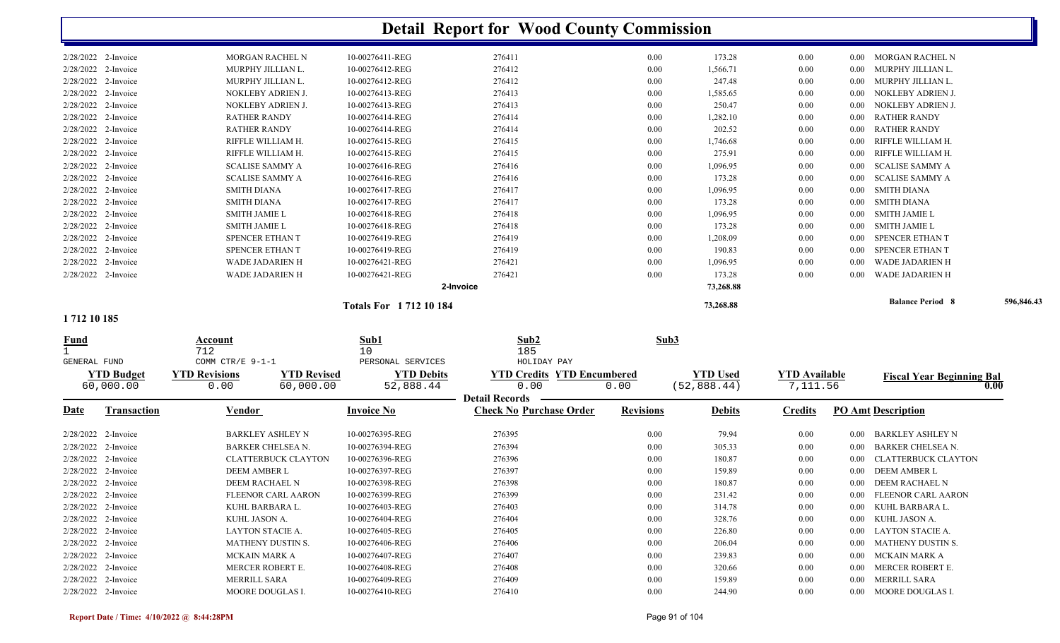# Detail Report for Wood County Commission

| Date | Transaction | Vendor | Invoice No | Check No Purchase Order | Revisions | Debits | Credits | PO Amt | Description |
|---|---|---|---|---|---|---|---|---|---|
| 2/28/2022 | 2-Invoice | MORGAN RACHEL N | 10-00276411-REG | 276411 | 0.00 | 173.28 | 0.00 | 0.00 | MORGAN RACHEL N |
| 2/28/2022 | 2-Invoice | MURPHY JILLIAN L. | 10-00276412-REG | 276412 | 0.00 | 1,566.71 | 0.00 | 0.00 | MURPHY JILLIAN L. |
| 2/28/2022 | 2-Invoice | MURPHY JILLIAN L. | 10-00276412-REG | 276412 | 0.00 | 247.48 | 0.00 | 0.00 | MURPHY JILLIAN L. |
| 2/28/2022 | 2-Invoice | NOKLEBY ADRIEN J. | 10-00276413-REG | 276413 | 0.00 | 1,585.65 | 0.00 | 0.00 | NOKLEBY ADRIEN J. |
| 2/28/2022 | 2-Invoice | NOKLEBY ADRIEN J. | 10-00276413-REG | 276413 | 0.00 | 250.47 | 0.00 | 0.00 | NOKLEBY ADRIEN J. |
| 2/28/2022 | 2-Invoice | RATHER RANDY | 10-00276414-REG | 276414 | 0.00 | 1,282.10 | 0.00 | 0.00 | RATHER RANDY |
| 2/28/2022 | 2-Invoice | RATHER RANDY | 10-00276414-REG | 276414 | 0.00 | 202.52 | 0.00 | 0.00 | RATHER RANDY |
| 2/28/2022 | 2-Invoice | RIFFLE WILLIAM H. | 10-00276415-REG | 276415 | 0.00 | 1,746.68 | 0.00 | 0.00 | RIFFLE WILLIAM H. |
| 2/28/2022 | 2-Invoice | RIFFLE WILLIAM H. | 10-00276415-REG | 276415 | 0.00 | 275.91 | 0.00 | 0.00 | RIFFLE WILLIAM H. |
| 2/28/2022 | 2-Invoice | SCALISE SAMMY A | 10-00276416-REG | 276416 | 0.00 | 1,096.95 | 0.00 | 0.00 | SCALISE SAMMY A |
| 2/28/2022 | 2-Invoice | SCALISE SAMMY A | 10-00276416-REG | 276416 | 0.00 | 173.28 | 0.00 | 0.00 | SCALISE SAMMY A |
| 2/28/2022 | 2-Invoice | SMITH DIANA | 10-00276417-REG | 276417 | 0.00 | 1,096.95 | 0.00 | 0.00 | SMITH DIANA |
| 2/28/2022 | 2-Invoice | SMITH DIANA | 10-00276417-REG | 276417 | 0.00 | 173.28 | 0.00 | 0.00 | SMITH DIANA |
| 2/28/2022 | 2-Invoice | SMITH JAMIE L | 10-00276418-REG | 276418 | 0.00 | 1,096.95 | 0.00 | 0.00 | SMITH JAMIE L |
| 2/28/2022 | 2-Invoice | SMITH JAMIE L | 10-00276418-REG | 276418 | 0.00 | 173.28 | 0.00 | 0.00 | SMITH JAMIE L |
| 2/28/2022 | 2-Invoice | SPENCER ETHAN T | 10-00276419-REG | 276419 | 0.00 | 1,208.09 | 0.00 | 0.00 | SPENCER ETHAN T |
| 2/28/2022 | 2-Invoice | SPENCER ETHAN T | 10-00276419-REG | 276419 | 0.00 | 190.83 | 0.00 | 0.00 | SPENCER ETHAN T |
| 2/28/2022 | 2-Invoice | WADE JADARIEN H | 10-00276421-REG | 276421 | 0.00 | 1,096.95 | 0.00 | 0.00 | WADE JADARIEN H |
| 2/28/2022 | 2-Invoice | WADE JADARIEN H | 10-00276421-REG | 276421 | 0.00 | 173.28 | 0.00 | 0.00 | WADE JADARIEN H |
| | | | | 2-Invoice | | 73,268.88 | | | |
| | | | Totals For 1 712 10 184 | | | 73,268.88 | | | Balance Period 8 — 596,846.43 |

**1 712 10 185**

| Fund | Account | Sub1 | Sub2 | Sub3 |
|---|---|---|---|---|
| 1 | 712 | 10 | 185 | |
| GENERAL FUND | COMM CTR/E 9-1-1 | PERSONAL SERVICES | HOLIDAY PAY | |

| YTD Budget | YTD Revisions | YTD Revised | YTD Debits | YTD Credits | YTD Encumbered | YTD Used | YTD Available | Fiscal Year Beginning Bal |
|---|---|---|---|---|---|---|---|---|
| 60,000.00 | 0.00 | 60,000.00 | 52,888.44 | 0.00 | 0.00 | (52,888.44) | 7,111.56 | 0.00 |

**Detail Records**

| Date | Transaction | Vendor | Invoice No | Check No Purchase Order | Revisions | Debits | Credits | PO Amt | Description |
|---|---|---|---|---|---|---|---|---|---|
| 2/28/2022 | 2-Invoice | BARKLEY ASHLEY N | 10-00276395-REG | 276395 | 0.00 | 79.94 | 0.00 | 0.00 | BARKLEY ASHLEY N |
| 2/28/2022 | 2-Invoice | BARKER CHELSEA N. | 10-00276394-REG | 276394 | 0.00 | 305.33 | 0.00 | 0.00 | BARKER CHELSEA N. |
| 2/28/2022 | 2-Invoice | CLATTERBUCK CLAYTON | 10-00276396-REG | 276396 | 0.00 | 180.87 | 0.00 | 0.00 | CLATTERBUCK CLAYTON |
| 2/28/2022 | 2-Invoice | DEEM AMBER L | 10-00276397-REG | 276397 | 0.00 | 159.89 | 0.00 | 0.00 | DEEM AMBER L |
| 2/28/2022 | 2-Invoice | DEEM RACHAEL N | 10-00276398-REG | 276398 | 0.00 | 180.87 | 0.00 | 0.00 | DEEM RACHAEL N |
| 2/28/2022 | 2-Invoice | FLEENOR CARL AARON | 10-00276399-REG | 276399 | 0.00 | 231.42 | 0.00 | 0.00 | FLEENOR CARL AARON |
| 2/28/2022 | 2-Invoice | KUHL BARBARA L. | 10-00276403-REG | 276403 | 0.00 | 314.78 | 0.00 | 0.00 | KUHL BARBARA L. |
| 2/28/2022 | 2-Invoice | KUHL JASON A. | 10-00276404-REG | 276404 | 0.00 | 328.76 | 0.00 | 0.00 | KUHL JASON A. |
| 2/28/2022 | 2-Invoice | LAYTON STACIE A. | 10-00276405-REG | 276405 | 0.00 | 226.80 | 0.00 | 0.00 | LAYTON STACIE A. |
| 2/28/2022 | 2-Invoice | MATHENY DUSTIN S. | 10-00276406-REG | 276406 | 0.00 | 206.04 | 0.00 | 0.00 | MATHENY DUSTIN S. |
| 2/28/2022 | 2-Invoice | MCKAIN MARK A | 10-00276407-REG | 276407 | 0.00 | 239.83 | 0.00 | 0.00 | MCKAIN MARK A |
| 2/28/2022 | 2-Invoice | MERCER ROBERT E. | 10-00276408-REG | 276408 | 0.00 | 320.66 | 0.00 | 0.00 | MERCER ROBERT E. |
| 2/28/2022 | 2-Invoice | MERRILL SARA | 10-00276409-REG | 276409 | 0.00 | 159.89 | 0.00 | 0.00 | MERRILL SARA |
| 2/28/2022 | 2-Invoice | MOORE DOUGLAS I. | 10-00276410-REG | 276410 | 0.00 | 244.90 | 0.00 | 0.00 | MOORE DOUGLAS I. |

Report Date / Time: 4/10/2022 @ 8:44:28PM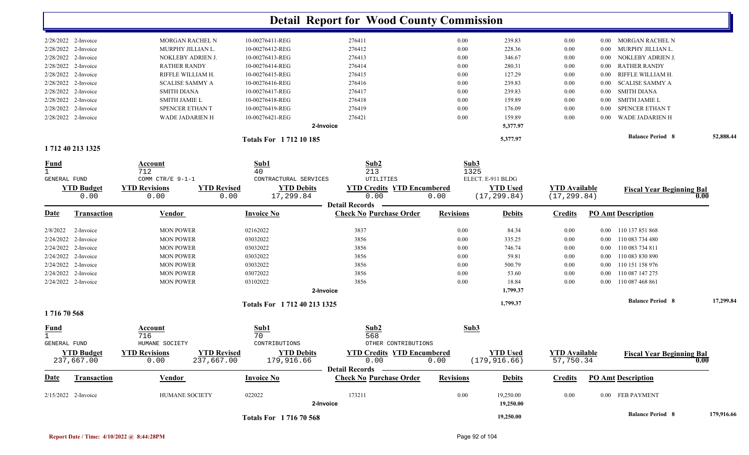# Detail Report for Wood County Commission

| Date | Transaction | Vendor | Invoice No | Check No | Revisions | Debits | Credits | PO Amt | Description |
|---|---|---|---|---|---|---|---|---|---|
| 2/28/2022 | 2-Invoice | MORGAN RACHEL N | 10-00276411-REG | 276411 | 0.00 | 239.83 | 0.00 | 0.00 | MORGAN RACHEL N |
| 2/28/2022 | 2-Invoice | MURPHY JILLIAN L. | 10-00276412-REG | 276412 | 0.00 | 228.36 | 0.00 | 0.00 | MURPHY JILLIAN L. |
| 2/28/2022 | 2-Invoice | NOKLEBY ADRIEN J. | 10-00276413-REG | 276413 | 0.00 | 346.67 | 0.00 | 0.00 | NOKLEBY ADRIEN J. |
| 2/28/2022 | 2-Invoice | RATHER RANDY | 10-00276414-REG | 276414 | 0.00 | 280.31 | 0.00 | 0.00 | RATHER RANDY |
| 2/28/2022 | 2-Invoice | RIFFLE WILLIAM H. | 10-00276415-REG | 276415 | 0.00 | 127.29 | 0.00 | 0.00 | RIFFLE WILLIAM H. |
| 2/28/2022 | 2-Invoice | SCALISE SAMMY A | 10-00276416-REG | 276416 | 0.00 | 239.83 | 0.00 | 0.00 | SCALISE SAMMY A |
| 2/28/2022 | 2-Invoice | SMITH DIANA | 10-00276417-REG | 276417 | 0.00 | 239.83 | 0.00 | 0.00 | SMITH DIANA |
| 2/28/2022 | 2-Invoice | SMITH JAMIE L | 10-00276418-REG | 276418 | 0.00 | 159.89 | 0.00 | 0.00 | SMITH JAMIE L |
| 2/28/2022 | 2-Invoice | SPENCER ETHAN T | 10-00276419-REG | 276419 | 0.00 | 176.09 | 0.00 | 0.00 | SPENCER ETHAN T |
| 2/28/2022 | 2-Invoice | WADE JADARIEN H | 10-00276421-REG | 276421 | 0.00 | 159.89 | 0.00 | 0.00 | WADE JADARIEN H |
| | | | | 2-Invoice | | 5,377.97 | | | |

**Totals For 1 712 10 185** — 5,377.97 — **Balance Period 8** 52,888.44

## 1 712 40 213 1325

| Fund | Account | Sub1 | Sub2 | Sub3 |
|---|---|---|---|---|
| 1 | 712 | 40 | 213 | 1325 |
| GENERAL FUND | COMM CTR/E 9-1-1 | CONTRACTURAL SERVICES | UTILITIES | ELECT. E-911 BLDG |

| YTD Budget | YTD Revisions | YTD Revised | YTD Debits | YTD Credits | YTD Encumbered | YTD Used | YTD Available | Fiscal Year Beginning Bal |
|---|---|---|---|---|---|---|---|---|
| 0.00 | 0.00 | 0.00 | 17,299.84 | 0.00 | 0.00 | (17,299.84) | (17,299.84) | 0.00 |

**Detail Records**

| Date | Transaction | Vendor | Invoice No | Check No Purchase Order | Revisions | Debits | Credits | PO Amt | Description |
|---|---|---|---|---|---|---|---|---|---|
| 2/8/2022 | 2-Invoice | MON POWER | 02162022 | 3837 | 0.00 | 84.34 | 0.00 | 0.00 | 110 137 851 868 |
| 2/24/2022 | 2-Invoice | MON POWER | 03032022 | 3856 | 0.00 | 335.25 | 0.00 | 0.00 | 110 083 734 480 |
| 2/24/2022 | 2-Invoice | MON POWER | 03032022 | 3856 | 0.00 | 746.74 | 0.00 | 0.00 | 110 083 734 811 |
| 2/24/2022 | 2-Invoice | MON POWER | 03032022 | 3856 | 0.00 | 59.81 | 0.00 | 0.00 | 110 083 830 890 |
| 2/24/2022 | 2-Invoice | MON POWER | 03032022 | 3856 | 0.00 | 500.79 | 0.00 | 0.00 | 110 151 158 976 |
| 2/24/2022 | 2-Invoice | MON POWER | 03072022 | 3856 | 0.00 | 53.60 | 0.00 | 0.00 | 110 087 147 275 |
| 2/24/2022 | 2-Invoice | MON POWER | 03102022 | 3856 | 0.00 | 18.84 | 0.00 | 0.00 | 110 087 468 861 |
| | | | | 2-Invoice | | 1,799.37 | | | |

**Totals For 1 712 40 213 1325** — 1,799.37 — **Balance Period 8** 17,299.84

## 1 716 70 568

| Fund | Account | Sub1 | Sub2 | Sub3 |
|---|---|---|---|---|
| 1 | 716 | 70 | 568 | |
| GENERAL FUND | HUMANE SOCIETY | CONTRIBUTIONS | OTHER CONTRIBUTIONS | |

| YTD Budget | YTD Revisions | YTD Revised | YTD Debits | YTD Credits | YTD Encumbered | YTD Used | YTD Available | Fiscal Year Beginning Bal |
|---|---|---|---|---|---|---|---|---|
| 237,667.00 | 0.00 | 237,667.00 | 179,916.66 | 0.00 | 0.00 | (179,916.66) | 57,750.34 | 0.00 |

**Detail Records**

| Date | Transaction | Vendor | Invoice No | Check No Purchase Order | Revisions | Debits | Credits | PO Amt | Description |
|---|---|---|---|---|---|---|---|---|---|
| 2/15/2022 | 2-Invoice | HUMANE SOCIETY | 022022 | 173211 | 0.00 | 19,250.00 | 0.00 | 0.00 | FEB PAYMENT |
| | | | | 2-Invoice | | 19,250.00 | | | |

**Totals For 1 716 70 568** — 19,250.00 — **Balance Period 8** 179,916.66

Report Date / Time: 4/10/2022 @ 8:44:28PM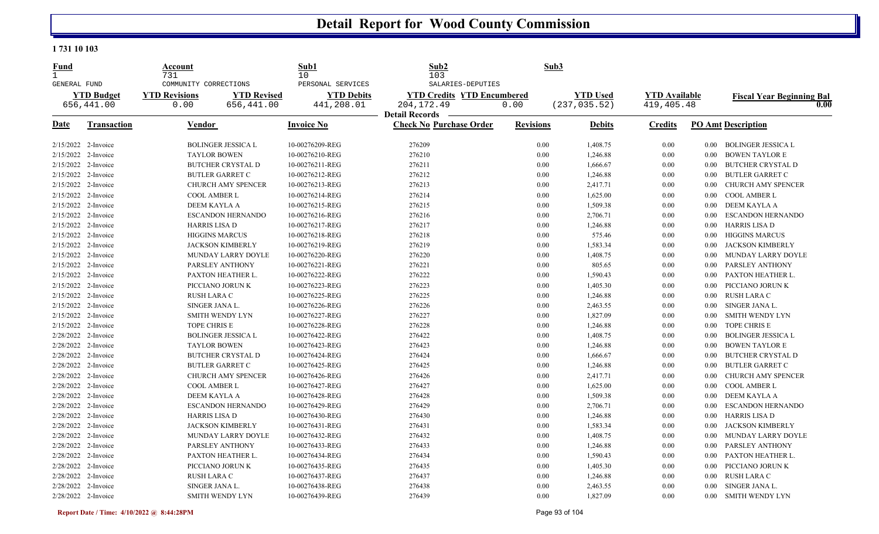# Detail Report for Wood County Commission

**1 731 10 103**

| Fund | Account | | Sub1 | Sub2 | Sub3 | | | |
|---|---|---|---|---|---|---|---|---|
| 1 | 731 | | 10 | 103 | | | | |
| GENERAL FUND | COMMUNITY CORRECTIONS | | PERSONAL SERVICES | SALARIES-DEPUTIES | | | | |
| **YTD Budget** | **YTD Revisions** | **YTD Revised** | **YTD Debits** | **YTD Credits** | **YTD Encumbered** | **YTD Used** | **YTD Available** | **Fiscal Year Beginning Bal** |
| 656,441.00 | 0.00 | 656,441.00 | 441,208.01 | 204,172.49 | 0.00 | (237,035.52) | 419,405.48 | 0.00 |

**Detail Records**

| Date | Transaction | Vendor | Invoice No | Check No | Purchase Order | Revisions | Debits | Credits | PO Amt | Description |
|---|---|---|---|---|---|---|---|---|---|---|
| 2/15/2022 | 2-Invoice | BOLINGER JESSICA L | 10-00276209-REG | 276209 | | 0.00 | 1,408.75 | 0.00 | 0.00 | BOLINGER JESSICA L |
| 2/15/2022 | 2-Invoice | TAYLOR BOWEN | 10-00276210-REG | 276210 | | 0.00 | 1,246.88 | 0.00 | 0.00 | BOWEN TAYLOR E |
| 2/15/2022 | 2-Invoice | BUTCHER CRYSTAL D | 10-00276211-REG | 276211 | | 0.00 | 1,666.67 | 0.00 | 0.00 | BUTCHER CRYSTAL D |
| 2/15/2022 | 2-Invoice | BUTLER GARRET C | 10-00276212-REG | 276212 | | 0.00 | 1,246.88 | 0.00 | 0.00 | BUTLER GARRET C |
| 2/15/2022 | 2-Invoice | CHURCH AMY SPENCER | 10-00276213-REG | 276213 | | 0.00 | 2,417.71 | 0.00 | 0.00 | CHURCH AMY SPENCER |
| 2/15/2022 | 2-Invoice | COOL AMBER L | 10-00276214-REG | 276214 | | 0.00 | 1,625.00 | 0.00 | 0.00 | COOL AMBER L |
| 2/15/2022 | 2-Invoice | DEEM KAYLA A | 10-00276215-REG | 276215 | | 0.00 | 1,509.38 | 0.00 | 0.00 | DEEM KAYLA A |
| 2/15/2022 | 2-Invoice | ESCANDON HERNANDO | 10-00276216-REG | 276216 | | 0.00 | 2,706.71 | 0.00 | 0.00 | ESCANDON HERNANDO |
| 2/15/2022 | 2-Invoice | HARRIS LISA D | 10-00276217-REG | 276217 | | 0.00 | 1,246.88 | 0.00 | 0.00 | HARRIS LISA D |
| 2/15/2022 | 2-Invoice | HIGGINS MARCUS | 10-00276218-REG | 276218 | | 0.00 | 575.46 | 0.00 | 0.00 | HIGGINS MARCUS |
| 2/15/2022 | 2-Invoice | JACKSON KIMBERLY | 10-00276219-REG | 276219 | | 0.00 | 1,583.34 | 0.00 | 0.00 | JACKSON KIMBERLY |
| 2/15/2022 | 2-Invoice | MUNDAY LARRY DOYLE | 10-00276220-REG | 276220 | | 0.00 | 1,408.75 | 0.00 | 0.00 | MUNDAY LARRY DOYLE |
| 2/15/2022 | 2-Invoice | PARSLEY ANTHONY | 10-00276221-REG | 276221 | | 0.00 | 805.65 | 0.00 | 0.00 | PARSLEY ANTHONY |
| 2/15/2022 | 2-Invoice | PAXTON HEATHER L. | 10-00276222-REG | 276222 | | 0.00 | 1,590.43 | 0.00 | 0.00 | PAXTON HEATHER L. |
| 2/15/2022 | 2-Invoice | PICCIANO JORUN K | 10-00276223-REG | 276223 | | 0.00 | 1,405.30 | 0.00 | 0.00 | PICCIANO JORUN K |
| 2/15/2022 | 2-Invoice | RUSH LARA C | 10-00276225-REG | 276225 | | 0.00 | 1,246.88 | 0.00 | 0.00 | RUSH LARA C |
| 2/15/2022 | 2-Invoice | SINGER JANA L. | 10-00276226-REG | 276226 | | 0.00 | 2,463.55 | 0.00 | 0.00 | SINGER JANA L. |
| 2/15/2022 | 2-Invoice | SMITH WENDY LYN | 10-00276227-REG | 276227 | | 0.00 | 1,827.09 | 0.00 | 0.00 | SMITH WENDY LYN |
| 2/15/2022 | 2-Invoice | TOPE CHRIS E | 10-00276228-REG | 276228 | | 0.00 | 1,246.88 | 0.00 | 0.00 | TOPE CHRIS E |
| 2/28/2022 | 2-Invoice | BOLINGER JESSICA L | 10-00276422-REG | 276422 | | 0.00 | 1,408.75 | 0.00 | 0.00 | BOLINGER JESSICA L |
| 2/28/2022 | 2-Invoice | TAYLOR BOWEN | 10-00276423-REG | 276423 | | 0.00 | 1,246.88 | 0.00 | 0.00 | BOWEN TAYLOR E |
| 2/28/2022 | 2-Invoice | BUTCHER CRYSTAL D | 10-00276424-REG | 276424 | | 0.00 | 1,666.67 | 0.00 | 0.00 | BUTCHER CRYSTAL D |
| 2/28/2022 | 2-Invoice | BUTLER GARRET C | 10-00276425-REG | 276425 | | 0.00 | 1,246.88 | 0.00 | 0.00 | BUTLER GARRET C |
| 2/28/2022 | 2-Invoice | CHURCH AMY SPENCER | 10-00276426-REG | 276426 | | 0.00 | 2,417.71 | 0.00 | 0.00 | CHURCH AMY SPENCER |
| 2/28/2022 | 2-Invoice | COOL AMBER L | 10-00276427-REG | 276427 | | 0.00 | 1,625.00 | 0.00 | 0.00 | COOL AMBER L |
| 2/28/2022 | 2-Invoice | DEEM KAYLA A | 10-00276428-REG | 276428 | | 0.00 | 1,509.38 | 0.00 | 0.00 | DEEM KAYLA A |
| 2/28/2022 | 2-Invoice | ESCANDON HERNANDO | 10-00276429-REG | 276429 | | 0.00 | 2,706.71 | 0.00 | 0.00 | ESCANDON HERNANDO |
| 2/28/2022 | 2-Invoice | HARRIS LISA D | 10-00276430-REG | 276430 | | 0.00 | 1,246.88 | 0.00 | 0.00 | HARRIS LISA D |
| 2/28/2022 | 2-Invoice | JACKSON KIMBERLY | 10-00276431-REG | 276431 | | 0.00 | 1,583.34 | 0.00 | 0.00 | JACKSON KIMBERLY |
| 2/28/2022 | 2-Invoice | MUNDAY LARRY DOYLE | 10-00276432-REG | 276432 | | 0.00 | 1,408.75 | 0.00 | 0.00 | MUNDAY LARRY DOYLE |
| 2/28/2022 | 2-Invoice | PARSLEY ANTHONY | 10-00276433-REG | 276433 | | 0.00 | 1,246.88 | 0.00 | 0.00 | PARSLEY ANTHONY |
| 2/28/2022 | 2-Invoice | PAXTON HEATHER L. | 10-00276434-REG | 276434 | | 0.00 | 1,590.43 | 0.00 | 0.00 | PAXTON HEATHER L. |
| 2/28/2022 | 2-Invoice | PICCIANO JORUN K | 10-00276435-REG | 276435 | | 0.00 | 1,405.30 | 0.00 | 0.00 | PICCIANO JORUN K |
| 2/28/2022 | 2-Invoice | RUSH LARA C | 10-00276437-REG | 276437 | | 0.00 | 1,246.88 | 0.00 | 0.00 | RUSH LARA C |
| 2/28/2022 | 2-Invoice | SINGER JANA L. | 10-00276438-REG | 276438 | | 0.00 | 2,463.55 | 0.00 | 0.00 | SINGER JANA L. |
| 2/28/2022 | 2-Invoice | SMITH WENDY LYN | 10-00276439-REG | 276439 | | 0.00 | 1,827.09 | 0.00 | 0.00 | SMITH WENDY LYN |

**Report Date / Time: 4/10/2022 @ 8:44:28PM**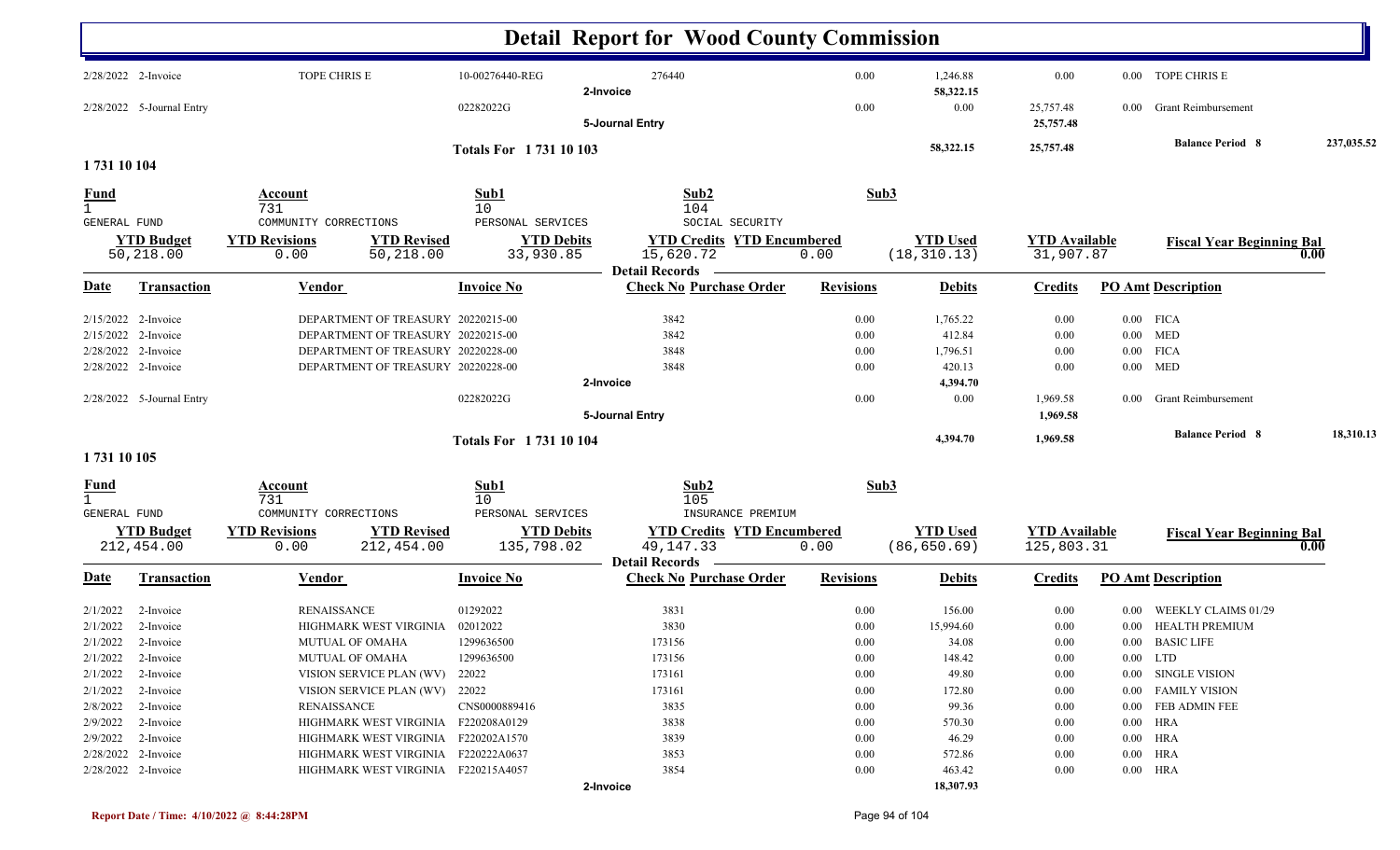# Detail Report for Wood County Commission

| Date | Transaction | Vendor | Invoice No | Check No Purchase Order | Revisions | Debits | Credits | PO Amt Description |
|---|---|---|---|---|---|---|---|---|
| 2/28/2022 | 2-Invoice | TOPE CHRIS E | 10-00276440-REG | 276440 | 0.00 | 1,246.88 | 0.00 | 0.00 TOPE CHRIS E |
| | | | | 2-Invoice | | 58,322.15 | | |
| 2/28/2022 | 5-Journal Entry | | 02282022G | | 0.00 | 0.00 | 25,757.48 | 0.00 Grant Reimbursement |
| | | | | 5-Journal Entry | | | 25,757.48 | |
| | | | Totals For 1 731 10 103 | | | 58,322.15 | 25,757.48 | Balance Period 8 237,035.52 |

## 1 731 10 104

| Fund | Account | Sub1 | Sub2 | Sub3 |
|---|---|---|---|---|
| 1 | 731 | 10 | 104 | |
| GENERAL FUND | COMMUNITY CORRECTIONS | PERSONAL SERVICES | SOCIAL SECURITY | |

| YTD Budget | YTD Revisions | YTD Revised | YTD Debits | YTD Credits | YTD Encumbered | YTD Used | YTD Available | Fiscal Year Beginning Bal |
|---|---|---|---|---|---|---|---|---|
| 50,218.00 | 0.00 | 50,218.00 | 33,930.85 | 15,620.72 | 0.00 | (18,310.13) | 31,907.87 | 0.00 |

**Detail Records**

| Date | Transaction | Vendor | Invoice No | Check No Purchase Order | Revisions | Debits | Credits | PO Amt Description |
|---|---|---|---|---|---|---|---|---|
| 2/15/2022 | 2-Invoice | DEPARTMENT OF TREASURY | 20220215-00 | 3842 | 0.00 | 1,765.22 | 0.00 | 0.00 FICA |
| 2/15/2022 | 2-Invoice | DEPARTMENT OF TREASURY | 20220215-00 | 3842 | 0.00 | 412.84 | 0.00 | 0.00 MED |
| 2/28/2022 | 2-Invoice | DEPARTMENT OF TREASURY | 20220228-00 | 3848 | 0.00 | 1,796.51 | 0.00 | 0.00 FICA |
| 2/28/2022 | 2-Invoice | DEPARTMENT OF TREASURY | 20220228-00 | 3848 | 0.00 | 420.13 | 0.00 | 0.00 MED |
| | | | | 2-Invoice | | 4,394.70 | | |
| 2/28/2022 | 5-Journal Entry | | 02282022G | | 0.00 | 0.00 | 1,969.58 | 0.00 Grant Reimbursement |
| | | | | 5-Journal Entry | | | 1,969.58 | |
| | | | Totals For 1 731 10 104 | | | 4,394.70 | 1,969.58 | Balance Period 8 18,310.13 |

## 1 731 10 105

| Fund | Account | Sub1 | Sub2 | Sub3 |
|---|---|---|---|---|
| 1 | 731 | 10 | 105 | |
| GENERAL FUND | COMMUNITY CORRECTIONS | PERSONAL SERVICES | INSURANCE PREMIUM | |

| YTD Budget | YTD Revisions | YTD Revised | YTD Debits | YTD Credits | YTD Encumbered | YTD Used | YTD Available | Fiscal Year Beginning Bal |
|---|---|---|---|---|---|---|---|---|
| 212,454.00 | 0.00 | 212,454.00 | 135,798.02 | 49,147.33 | 0.00 | (86,650.69) | 125,803.31 | 0.00 |

**Detail Records**

| Date | Transaction | Vendor | Invoice No | Check No Purchase Order | Revisions | Debits | Credits | PO Amt Description |
|---|---|---|---|---|---|---|---|---|
| 2/1/2022 | 2-Invoice | RENAISSANCE | 01292022 | 3831 | 0.00 | 156.00 | 0.00 | 0.00 WEEKLY CLAIMS 01/29 |
| 2/1/2022 | 2-Invoice | HIGHMARK WEST VIRGINIA | 02012022 | 3830 | 0.00 | 15,994.60 | 0.00 | 0.00 HEALTH PREMIUM |
| 2/1/2022 | 2-Invoice | MUTUAL OF OMAHA | 1299636500 | 173156 | 0.00 | 34.08 | 0.00 | 0.00 BASIC LIFE |
| 2/1/2022 | 2-Invoice | MUTUAL OF OMAHA | 1299636500 | 173156 | 0.00 | 148.42 | 0.00 | 0.00 LTD |
| 2/1/2022 | 2-Invoice | VISION SERVICE PLAN (WV) | 22022 | 173161 | 0.00 | 49.80 | 0.00 | 0.00 SINGLE VISION |
| 2/1/2022 | 2-Invoice | VISION SERVICE PLAN (WV) | 22022 | 173161 | 0.00 | 172.80 | 0.00 | 0.00 FAMILY VISION |
| 2/8/2022 | 2-Invoice | RENAISSANCE | CNS0000889416 | 3835 | 0.00 | 99.36 | 0.00 | 0.00 FEB ADMIN FEE |
| 2/9/2022 | 2-Invoice | HIGHMARK WEST VIRGINIA | F220208A0129 | 3838 | 0.00 | 570.30 | 0.00 | 0.00 HRA |
| 2/9/2022 | 2-Invoice | HIGHMARK WEST VIRGINIA | F220202A1570 | 3839 | 0.00 | 46.29 | 0.00 | 0.00 HRA |
| 2/28/2022 | 2-Invoice | HIGHMARK WEST VIRGINIA | F220222A0637 | 3853 | 0.00 | 572.86 | 0.00 | 0.00 HRA |
| 2/28/2022 | 2-Invoice | HIGHMARK WEST VIRGINIA | F220215A4057 | 3854 | 0.00 | 463.42 | 0.00 | 0.00 HRA |
| | | | | 2-Invoice | | 18,307.93 | | |

Report Date / Time: 4/10/2022 @ 8:44:28PM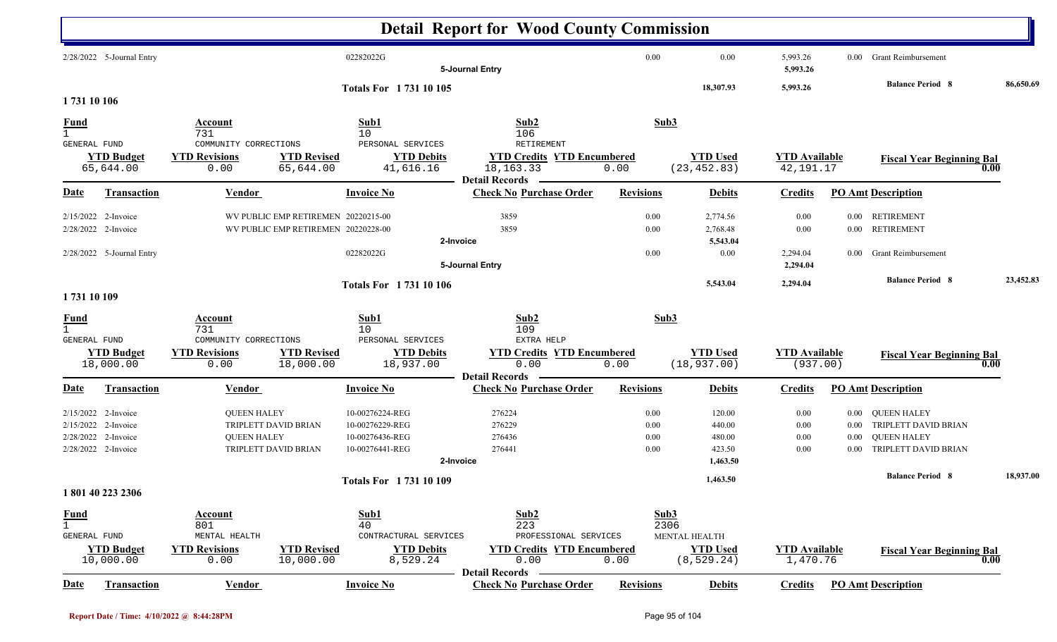# Detail Report for Wood County Commission

| Date | Transaction | Vendor | Invoice No | Check No Purchase Order | Revisions | Debits | Credits | PO Amt Description | |
|---|---|---|---|---|---|---|---|---|---|
| 2/28/2022 | 5-Journal Entry | | 02282022G | | 0.00 | 0.00 | 5,993.26 | 0.00 Grant Reimbursement | |
| | | | | 5-Journal Entry | | | 5,993.26 | | |
| | | | Totals For 1 731 10 105 | | | 18,307.93 | 5,993.26 | Balance Period 8 | 86,650.69 |

## 1 731 10 106

| Fund | Account | | Sub1 | Sub2 | | Sub3 | | |
|---|---|---|---|---|---|---|---|---|
| 1 | 731 | | 10 | 106 | | | | |
| GENERAL FUND | COMMUNITY CORRECTIONS | | PERSONAL SERVICES | RETIREMENT | | | | |
| **YTD Budget** | **YTD Revisions** | **YTD Revised** | **YTD Debits** | **YTD Credits** | **YTD Encumbered** | **YTD Used** | **YTD Available** | **Fiscal Year Beginning Bal** |
| 65,644.00 | 0.00 | 65,644.00 | 41,616.16 | 18,163.33 | 0.00 | (23,452.83) | 42,191.17 | 0.00 |

Detail Records

| Date | Transaction | Vendor | Invoice No | Check No Purchase Order | Revisions | Debits | Credits | PO Amt Description | |
|---|---|---|---|---|---|---|---|---|---|
| 2/15/2022 | 2-Invoice | WV PUBLIC EMP RETIREMEN | 20220215-00 | 3859 | 0.00 | 2,774.56 | 0.00 | 0.00 RETIREMENT | |
| 2/28/2022 | 2-Invoice | WV PUBLIC EMP RETIREMEN | 20220228-00 | 3859 | 0.00 | 2,768.48 | 0.00 | 0.00 RETIREMENT | |
| | | | | 2-Invoice | | 5,543.04 | | | |
| 2/28/2022 | 5-Journal Entry | | 02282022G | | 0.00 | 0.00 | 2,294.04 | 0.00 Grant Reimbursement | |
| | | | | 5-Journal Entry | | | 2,294.04 | | |
| | | | Totals For 1 731 10 106 | | | 5,543.04 | 2,294.04 | Balance Period 8 | 23,452.83 |

## 1 731 10 109

| Fund | Account | | Sub1 | Sub2 | | Sub3 | | |
|---|---|---|---|---|---|---|---|---|
| 1 | 731 | | 10 | 109 | | | | |
| GENERAL FUND | COMMUNITY CORRECTIONS | | PERSONAL SERVICES | EXTRA HELP | | | | |
| **YTD Budget** | **YTD Revisions** | **YTD Revised** | **YTD Debits** | **YTD Credits** | **YTD Encumbered** | **YTD Used** | **YTD Available** | **Fiscal Year Beginning Bal** |
| 18,000.00 | 0.00 | 18,000.00 | 18,937.00 | 0.00 | 0.00 | (18,937.00) | (937.00) | 0.00 |

Detail Records

| Date | Transaction | Vendor | Invoice No | Check No Purchase Order | Revisions | Debits | Credits | PO Amt Description | |
|---|---|---|---|---|---|---|---|---|---|
| 2/15/2022 | 2-Invoice | QUEEN HALEY | 10-00276224-REG | 276224 | 0.00 | 120.00 | 0.00 | 0.00 QUEEN HALEY | |
| 2/15/2022 | 2-Invoice | TRIPLETT DAVID BRIAN | 10-00276229-REG | 276229 | 0.00 | 440.00 | 0.00 | 0.00 TRIPLETT DAVID BRIAN | |
| 2/28/2022 | 2-Invoice | QUEEN HALEY | 10-00276436-REG | 276436 | 0.00 | 480.00 | 0.00 | 0.00 QUEEN HALEY | |
| 2/28/2022 | 2-Invoice | TRIPLETT DAVID BRIAN | 10-00276441-REG | 276441 | 0.00 | 423.50 | 0.00 | 0.00 TRIPLETT DAVID BRIAN | |
| | | | | 2-Invoice | | 1,463.50 | | | |
| | | | Totals For 1 731 10 109 | | | 1,463.50 | | Balance Period 8 | 18,937.00 |

## 1 801 40 223 2306

| Fund | Account | | Sub1 | Sub2 | | Sub3 | | |
|---|---|---|---|---|---|---|---|---|
| 1 | 801 | | 40 | 223 | | 2306 | | |
| GENERAL FUND | MENTAL HEALTH | | CONTRACTURAL SERVICES | PROFESSIONAL SERVICES | | MENTAL HEALTH | | |
| **YTD Budget** | **YTD Revisions** | **YTD Revised** | **YTD Debits** | **YTD Credits** | **YTD Encumbered** | **YTD Used** | **YTD Available** | **Fiscal Year Beginning Bal** |
| 10,000.00 | 0.00 | 10,000.00 | 8,529.24 | 0.00 | 0.00 | (8,529.24) | 1,470.76 | 0.00 |

Detail Records

| Date | Transaction | Vendor | Invoice No | Check No Purchase Order | Revisions | Debits | Credits | PO Amt Description |
|---|---|---|---|---|---|---|---|---|

Report Date / Time: 4/10/2022 @ 8:44:28PM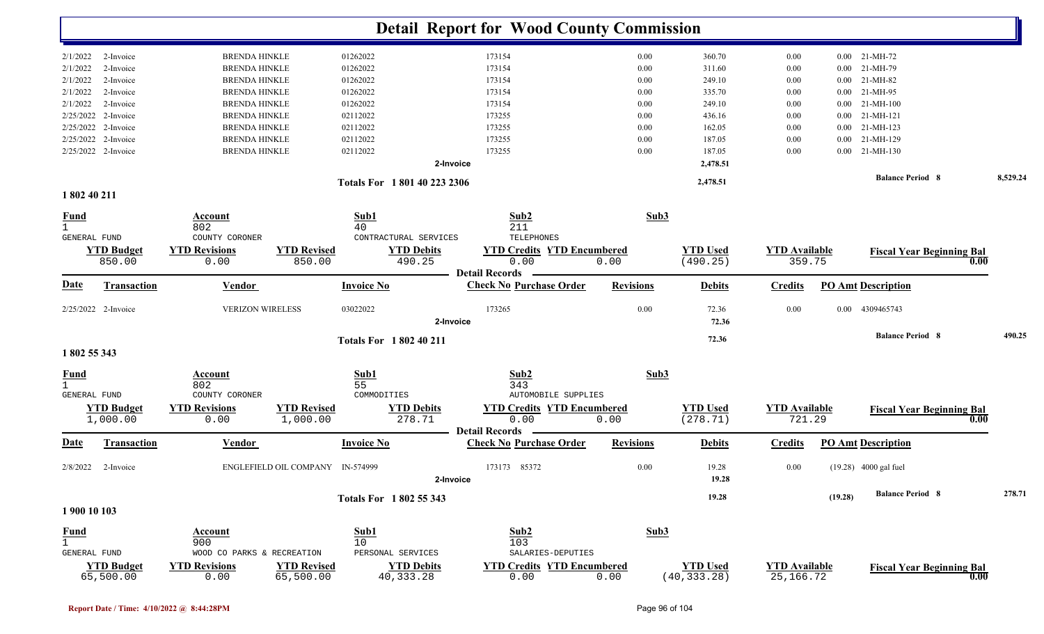# Detail Report for Wood County Commission

| Date | Transaction | Vendor | Invoice No | Check No | Purchase Order | Revisions | Debits | Credits | PO Amt | Description |
|---|---|---|---|---|---|---|---|---|---|---|
| 2/1/2022 | 2-Invoice | BRENDA HINKLE | 01262022 | 173154 | | 0.00 | 360.70 | 0.00 | 0.00 | 21-MH-72 |
| 2/1/2022 | 2-Invoice | BRENDA HINKLE | 01262022 | 173154 | | 0.00 | 311.60 | 0.00 | 0.00 | 21-MH-79 |
| 2/1/2022 | 2-Invoice | BRENDA HINKLE | 01262022 | 173154 | | 0.00 | 249.10 | 0.00 | 0.00 | 21-MH-82 |
| 2/1/2022 | 2-Invoice | BRENDA HINKLE | 01262022 | 173154 | | 0.00 | 335.70 | 0.00 | 0.00 | 21-MH-95 |
| 2/1/2022 | 2-Invoice | BRENDA HINKLE | 01262022 | 173154 | | 0.00 | 249.10 | 0.00 | 0.00 | 21-MH-100 |
| 2/25/2022 | 2-Invoice | BRENDA HINKLE | 02112022 | 173255 | | 0.00 | 436.16 | 0.00 | 0.00 | 21-MH-121 |
| 2/25/2022 | 2-Invoice | BRENDA HINKLE | 02112022 | 173255 | | 0.00 | 162.05 | 0.00 | 0.00 | 21-MH-123 |
| 2/25/2022 | 2-Invoice | BRENDA HINKLE | 02112022 | 173255 | | 0.00 | 187.05 | 0.00 | 0.00 | 21-MH-129 |
| 2/25/2022 | 2-Invoice | BRENDA HINKLE | 02112022 | 173255 | | 0.00 | 187.05 | 0.00 | 0.00 | 21-MH-130 |
| | | | 2-Invoice | | | | 2,478.51 | | | |

**Totals For 1 801 40 223 2306** — 2,478.51 — **Balance Period 8** 8,529.24

## 1 802 40 211

| Fund | Account | Sub1 | Sub2 | Sub3 |
|---|---|---|---|---|
| 1 | 802 | 40 | 211 | |
| GENERAL FUND | COUNTY CORONER | CONTRACTUAL SERVICES | TELEPHONES | |

| YTD Budget | YTD Revisions | YTD Revised | YTD Debits | YTD Credits | YTD Encumbered | YTD Used | YTD Available | Fiscal Year Beginning Bal |
|---|---|---|---|---|---|---|---|---|
| 850.00 | 0.00 | 850.00 | 490.25 | 0.00 | 0.00 | (490.25) | 359.75 | 0.00 |

**Detail Records**

| Date | Transaction | Vendor | Invoice No | Check No | Purchase Order | Revisions | Debits | Credits | PO Amt | Description |
|---|---|---|---|---|---|---|---|---|---|---|
| 2/25/2022 | 2-Invoice | VERIZON WIRELESS | 03022022 | 173265 | | 0.00 | 72.36 | 0.00 | 0.00 | 4309465743 |
| | | | 2-Invoice | | | | 72.36 | | | |

**Totals For 1 802 40 211** — 72.36 — **Balance Period 8** 490.25

## 1 802 55 343

| Fund | Account | Sub1 | Sub2 | Sub3 |
|---|---|---|---|---|
| 1 | 802 | 55 | 343 | |
| GENERAL FUND | COUNTY CORONER | COMMODITIES | AUTOMOBILE SUPPLIES | |

| YTD Budget | YTD Revisions | YTD Revised | YTD Debits | YTD Credits | YTD Encumbered | YTD Used | YTD Available | Fiscal Year Beginning Bal |
|---|---|---|---|---|---|---|---|---|
| 1,000.00 | 0.00 | 1,000.00 | 278.71 | 0.00 | 0.00 | (278.71) | 721.29 | 0.00 |

**Detail Records**

| Date | Transaction | Vendor | Invoice No | Check No | Purchase Order | Revisions | Debits | Credits | PO Amt | Description |
|---|---|---|---|---|---|---|---|---|---|---|
| 2/8/2022 | 2-Invoice | ENGLEFIELD OIL COMPANY | IN-574999 | 173173 | 85372 | 0.00 | 19.28 | 0.00 | (19.28) | 4000 gal fuel |
| | | | 2-Invoice | | | | 19.28 | | | |

**Totals For 1 802 55 343** — 19.28 — (19.28) — **Balance Period 8** 278.71

## 1 900 10 103

| Fund | Account | Sub1 | Sub2 | Sub3 |
|---|---|---|---|---|
| 1 | 900 | 10 | 103 | |
| GENERAL FUND | WOOD CO PARKS & RECREATION | PERSONAL SERVICES | SALARIES-DEPUTIES | |

| YTD Budget | YTD Revisions | YTD Revised | YTD Debits | YTD Credits | YTD Encumbered | YTD Used | YTD Available | Fiscal Year Beginning Bal |
|---|---|---|---|---|---|---|---|---|
| 65,500.00 | 0.00 | 65,500.00 | 40,333.28 | 0.00 | 0.00 | (40,333.28) | 25,166.72 | 0.00 |

Report Date / Time: 4/10/2022 @ 8:44:28PM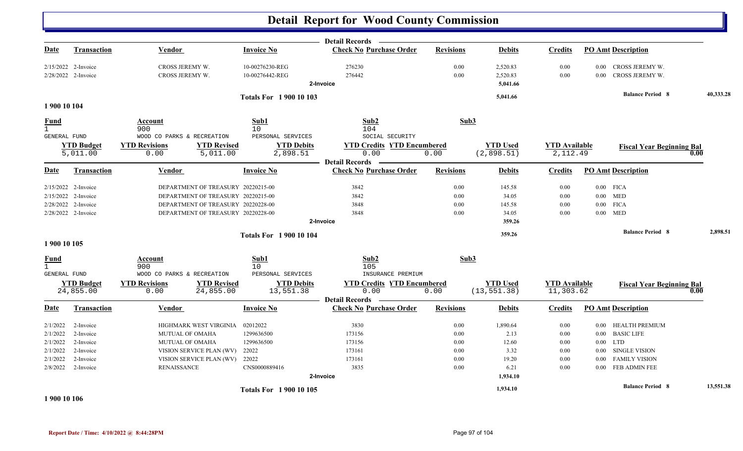# Detail Report for Wood County Commission

**Detail Records**

| Date | Transaction | Vendor | Invoice No | Check No | Purchase Order | Revisions | Debits | Credits | PO Amt | Description |
|---|---|---|---|---|---|---|---|---|---|---|
| 2/15/2022 | 2-Invoice | CROSS JEREMY W. | 10-00276230-REG | 276230 | | 0.00 | 2,520.83 | 0.00 | 0.00 | CROSS JEREMY W. |
| 2/28/2022 | 2-Invoice | CROSS JEREMY W. | 10-00276442-REG | 276442 | | 0.00 | 2,520.83 | 0.00 | 0.00 | CROSS JEREMY W. |
| | | | | 2-Invoice | | | 5,041.66 | | | |

**Totals For 1 900 10 103** — 5,041.66 — **Balance Period 8** 40,333.28

## 1 900 10 104

| Fund | Account | Sub1 | Sub2 | Sub3 |
|---|---|---|---|---|
| 1 | 900 | 10 | 104 | |
| GENERAL FUND | WOOD CO PARKS & RECREATION | PERSONAL SERVICES | SOCIAL SECURITY | |

| YTD Budget | YTD Revisions | YTD Revised | YTD Debits | YTD Credits | YTD Encumbered | YTD Used | YTD Available | Fiscal Year Beginning Bal |
|---|---|---|---|---|---|---|---|---|
| 5,011.00 | 0.00 | 5,011.00 | 2,898.51 | 0.00 | 0.00 | (2,898.51) | 2,112.49 | 0.00 |

**Detail Records**

| Date | Transaction | Vendor | Invoice No | Check No | Purchase Order | Revisions | Debits | Credits | PO Amt | Description |
|---|---|---|---|---|---|---|---|---|---|---|
| 2/15/2022 | 2-Invoice | DEPARTMENT OF TREASURY | 20220215-00 | 3842 | | 0.00 | 145.58 | 0.00 | 0.00 | FICA |
| 2/15/2022 | 2-Invoice | DEPARTMENT OF TREASURY | 20220215-00 | 3842 | | 0.00 | 34.05 | 0.00 | 0.00 | MED |
| 2/28/2022 | 2-Invoice | DEPARTMENT OF TREASURY | 20220228-00 | 3848 | | 0.00 | 145.58 | 0.00 | 0.00 | FICA |
| 2/28/2022 | 2-Invoice | DEPARTMENT OF TREASURY | 20220228-00 | 3848 | | 0.00 | 34.05 | 0.00 | 0.00 | MED |
| | | | | 2-Invoice | | | 359.26 | | | |

**Totals For 1 900 10 104** — 359.26 — **Balance Period 8** 2,898.51

## 1 900 10 105

| Fund | Account | Sub1 | Sub2 | Sub3 |
|---|---|---|---|---|
| 1 | 900 | 10 | 105 | |
| GENERAL FUND | WOOD CO PARKS & RECREATION | PERSONAL SERVICES | INSURANCE PREMIUM | |

| YTD Budget | YTD Revisions | YTD Revised | YTD Debits | YTD Credits | YTD Encumbered | YTD Used | YTD Available | Fiscal Year Beginning Bal |
|---|---|---|---|---|---|---|---|---|
| 24,855.00 | 0.00 | 24,855.00 | 13,551.38 | 0.00 | 0.00 | (13,551.38) | 11,303.62 | 0.00 |

**Detail Records**

| Date | Transaction | Vendor | Invoice No | Check No | Purchase Order | Revisions | Debits | Credits | PO Amt | Description |
|---|---|---|---|---|---|---|---|---|---|---|
| 2/1/2022 | 2-Invoice | HIGHMARK WEST VIRGINIA | 02012022 | 3830 | | 0.00 | 1,890.64 | 0.00 | 0.00 | HEALTH PREMIUM |
| 2/1/2022 | 2-Invoice | MUTUAL OF OMAHA | 1299636500 | 173156 | | 0.00 | 2.13 | 0.00 | 0.00 | BASIC LIFE |
| 2/1/2022 | 2-Invoice | MUTUAL OF OMAHA | 1299636500 | 173156 | | 0.00 | 12.60 | 0.00 | 0.00 | LTD |
| 2/1/2022 | 2-Invoice | VISION SERVICE PLAN (WV) | 22022 | 173161 | | 0.00 | 3.32 | 0.00 | 0.00 | SINGLE VISION |
| 2/1/2022 | 2-Invoice | VISION SERVICE PLAN (WV) | 22022 | 173161 | | 0.00 | 19.20 | 0.00 | 0.00 | FAMILY VISION |
| 2/8/2022 | 2-Invoice | RENAISSANCE | CNS0000889416 | 3835 | | 0.00 | 6.21 | 0.00 | 0.00 | FEB ADMIN FEE |
| | | | | 2-Invoice | | | 1,934.10 | | | |

**Totals For 1 900 10 105** — 1,934.10 — **Balance Period 8** 13,551.38

## 1 900 10 106

Report Date / Time: 4/10/2022 @ 8:44:28PM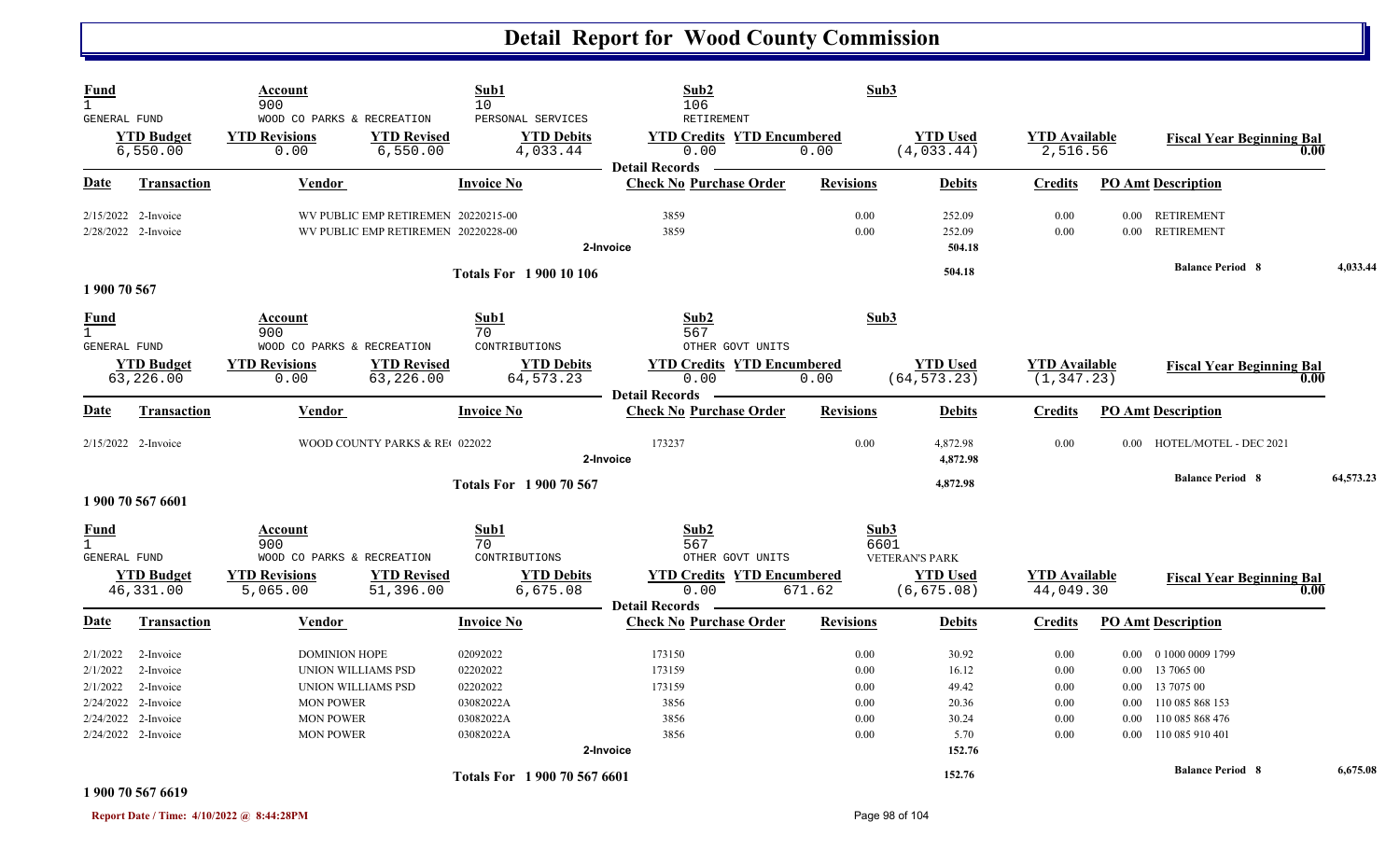# Detail Report for Wood County Commission

| Fund | Account | | Sub1 | Sub2 | | Sub3 | | |
|---|---|---|---|---|---|---|---|---|
| 1 | 900 | | 10 | 106 | | | | |
| GENERAL FUND | WOOD CO PARKS & RECREATION | | PERSONAL SERVICES | RETIREMENT | | | | |
| **YTD Budget** | **YTD Revisions** | **YTD Revised** | **YTD Debits** | **YTD Credits** | **YTD Encumbered** | **YTD Used** | **YTD Available** | **Fiscal Year Beginning Bal** |
| 6,550.00 | 0.00 | 6,550.00 | 4,033.44 | 0.00 | 0.00 | (4,033.44) | 2,516.56 | 0.00 |

**Detail Records**

| Date | Transaction | Vendor | Invoice No | Check No | Purchase Order | Revisions | Debits | Credits | PO Amt | Description |
|---|---|---|---|---|---|---|---|---|---|---|
| 2/15/2022 | 2-Invoice | WV PUBLIC EMP RETIREMEN | 20220215-00 | 3859 | | 0.00 | 252.09 | 0.00 | 0.00 | RETIREMENT |
| 2/28/2022 | 2-Invoice | WV PUBLIC EMP RETIREMEN | 20220228-00 | 3859 | | 0.00 | 252.09 | 0.00 | 0.00 | RETIREMENT |
| | | | | 2-Invoice | | | 504.18 | | | |
| | | | Totals For 1 900 10 106 | | | | 504.18 | | | Balance Period 8 4,033.44 |

**1 900 70 567**

| Fund | Account | | Sub1 | Sub2 | | Sub3 | | |
|---|---|---|---|---|---|---|---|---|
| 1 | 900 | | 70 | 567 | | | | |
| GENERAL FUND | WOOD CO PARKS & RECREATION | | CONTRIBUTIONS | OTHER GOVT UNITS | | | | |
| **YTD Budget** | **YTD Revisions** | **YTD Revised** | **YTD Debits** | **YTD Credits** | **YTD Encumbered** | **YTD Used** | **YTD Available** | **Fiscal Year Beginning Bal** |
| 63,226.00 | 0.00 | 63,226.00 | 64,573.23 | 0.00 | 0.00 | (64,573.23) | (1,347.23) | 0.00 |

**Detail Records**

| Date | Transaction | Vendor | Invoice No | Check No | Purchase Order | Revisions | Debits | Credits | PO Amt | Description |
|---|---|---|---|---|---|---|---|---|---|---|
| 2/15/2022 | 2-Invoice | WOOD COUNTY PARKS & RE( | 022022 | 173237 | | 0.00 | 4,872.98 | 0.00 | 0.00 | HOTEL/MOTEL - DEC 2021 |
| | | | | 2-Invoice | | | 4,872.98 | | | |
| | | | Totals For 1 900 70 567 | | | | 4,872.98 | | | Balance Period 8 64,573.23 |

**1 900 70 567 6601**

| Fund | Account | | Sub1 | Sub2 | | Sub3 | | |
|---|---|---|---|---|---|---|---|---|
| 1 | 900 | | 70 | 567 | | 6601 | | |
| GENERAL FUND | WOOD CO PARKS & RECREATION | | CONTRIBUTIONS | OTHER GOVT UNITS | | VETERAN'S PARK | | |
| **YTD Budget** | **YTD Revisions** | **YTD Revised** | **YTD Debits** | **YTD Credits** | **YTD Encumbered** | **YTD Used** | **YTD Available** | **Fiscal Year Beginning Bal** |
| 46,331.00 | 5,065.00 | 51,396.00 | 6,675.08 | 0.00 | 671.62 | (6,675.08) | 44,049.30 | 0.00 |

**Detail Records**

| Date | Transaction | Vendor | Invoice No | Check No | Purchase Order | Revisions | Debits | Credits | PO Amt | Description |
|---|---|---|---|---|---|---|---|---|---|---|
| 2/1/2022 | 2-Invoice | DOMINION HOPE | 02092022 | 173150 | | 0.00 | 30.92 | 0.00 | 0.00 | 0 1000 0009 1799 |
| 2/1/2022 | 2-Invoice | UNION WILLIAMS PSD | 02202022 | 173159 | | 0.00 | 16.12 | 0.00 | 0.00 | 13 7065 00 |
| 2/1/2022 | 2-Invoice | UNION WILLIAMS PSD | 02202022 | 173159 | | 0.00 | 49.42 | 0.00 | 0.00 | 13 7075 00 |
| 2/24/2022 | 2-Invoice | MON POWER | 03082022A | 3856 | | 0.00 | 20.36 | 0.00 | 0.00 | 110 085 868 153 |
| 2/24/2022 | 2-Invoice | MON POWER | 03082022A | 3856 | | 0.00 | 30.24 | 0.00 | 0.00 | 110 085 868 476 |
| 2/24/2022 | 2-Invoice | MON POWER | 03082022A | 3856 | | 0.00 | 5.70 | 0.00 | 0.00 | 110 085 910 401 |
| | | | | 2-Invoice | | | 152.76 | | | |
| | | | Totals For 1 900 70 567 6601 | | | | 152.76 | | | Balance Period 8 6,675.08 |

**1 900 70 567 6619**

Report Date / Time: 4/10/2022 @ 8:44:28PM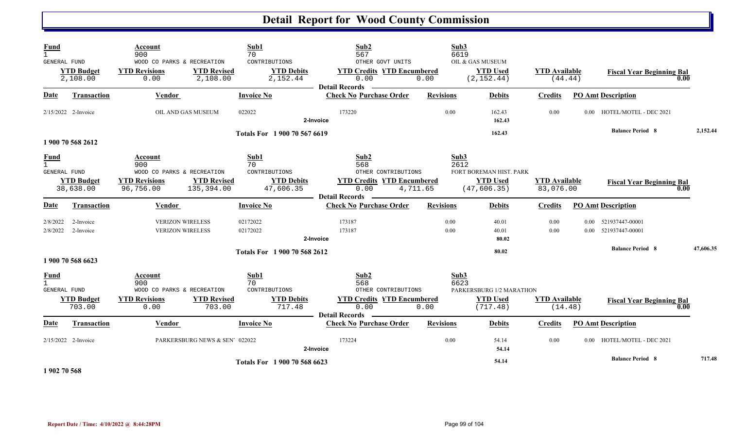# Detail Report for Wood County Commission

| Fund | Account | | Sub1 | Sub2 | | Sub3 | | |
|---|---|---|---|---|---|---|---|---|
| 1 | 900 | | 70 | 567 | | 6619 | | |
| GENERAL FUND | WOOD CO PARKS & RECREATION | | CONTRIBUTIONS | OTHER GOVT UNITS | | OIL & GAS MUSEUM | | |
| **YTD Budget** | **YTD Revisions** | **YTD Revised** | **YTD Debits** | **YTD Credits** | **YTD Encumbered** | **YTD Used** | **YTD Available** | **Fiscal Year Beginning Bal** |
| 2,108.00 | 0.00 | 2,108.00 | 2,152.44 | 0.00 | 0.00 | (2,152.44) | (44.44) | 0.00 |

**Detail Records**

| Date | Transaction | Vendor | Invoice No | Check No | Purchase Order | Revisions | Debits | Credits | PO Amt | Description |
|---|---|---|---|---|---|---|---|---|---|---|
| 2/15/2022 | 2-Invoice | OIL AND GAS MUSEUM | 022022 | 173220 | | 0.00 | 162.43 | 0.00 | 0.00 | HOTEL/MOTEL - DEC 2021 |
| | | | 2-Invoice | | | | 162.43 | | | |
| | | | Totals For 1 900 70 567 6619 | | | | 162.43 | | | Balance Period 8 — 2,152.44 |

**1 900 70 568 2612**

| Fund | Account | | Sub1 | Sub2 | | Sub3 | | |
|---|---|---|---|---|---|---|---|---|
| 1 | 900 | | 70 | 568 | | 2612 | | |
| GENERAL FUND | WOOD CO PARKS & RECREATION | | CONTRIBUTIONS | OTHER CONTRIBUTIONS | | FORT BOREMAN HIST. PARK | | |
| **YTD Budget** | **YTD Revisions** | **YTD Revised** | **YTD Debits** | **YTD Credits** | **YTD Encumbered** | **YTD Used** | **YTD Available** | **Fiscal Year Beginning Bal** |
| 38,638.00 | 96,756.00 | 135,394.00 | 47,606.35 | 0.00 | 4,711.65 | (47,606.35) | 83,076.00 | 0.00 |

**Detail Records**

| Date | Transaction | Vendor | Invoice No | Check No | Purchase Order | Revisions | Debits | Credits | PO Amt | Description |
|---|---|---|---|---|---|---|---|---|---|---|
| 2/8/2022 | 2-Invoice | VERIZON WIRELESS | 02172022 | 173187 | | 0.00 | 40.01 | 0.00 | 0.00 | 521937447-00001 |
| 2/8/2022 | 2-Invoice | VERIZON WIRELESS | 02172022 | 173187 | | 0.00 | 40.01 | 0.00 | 0.00 | 521937447-00001 |
| | | | 2-Invoice | | | | 80.02 | | | |
| | | | Totals For 1 900 70 568 2612 | | | | 80.02 | | | Balance Period 8 — 47,606.35 |

**1 900 70 568 6623**

| Fund | Account | | Sub1 | Sub2 | | Sub3 | | |
|---|---|---|---|---|---|---|---|---|
| 1 | 900 | | 70 | 568 | | 6623 | | |
| GENERAL FUND | WOOD CO PARKS & RECREATION | | CONTRIBUTIONS | OTHER CONTRIBUTIONS | | PARKERSBURG 1/2 MARATHON | | |
| **YTD Budget** | **YTD Revisions** | **YTD Revised** | **YTD Debits** | **YTD Credits** | **YTD Encumbered** | **YTD Used** | **YTD Available** | **Fiscal Year Beginning Bal** |
| 703.00 | 0.00 | 703.00 | 717.48 | 0.00 | 0.00 | (717.48) | (14.48) | 0.00 |

**Detail Records**

| Date | Transaction | Vendor | Invoice No | Check No | Purchase Order | Revisions | Debits | Credits | PO Amt | Description |
|---|---|---|---|---|---|---|---|---|---|---|
| 2/15/2022 | 2-Invoice | PARKERSBURG NEWS & SEN' | 022022 | 173224 | | 0.00 | 54.14 | 0.00 | 0.00 | HOTEL/MOTEL - DEC 2021 |
| | | | 2-Invoice | | | | 54.14 | | | |
| | | | Totals For 1 900 70 568 6623 | | | | 54.14 | | | Balance Period 8 — 717.48 |

**1 902 70 568**

Report Date / Time: 4/10/2022 @ 8:44:28PM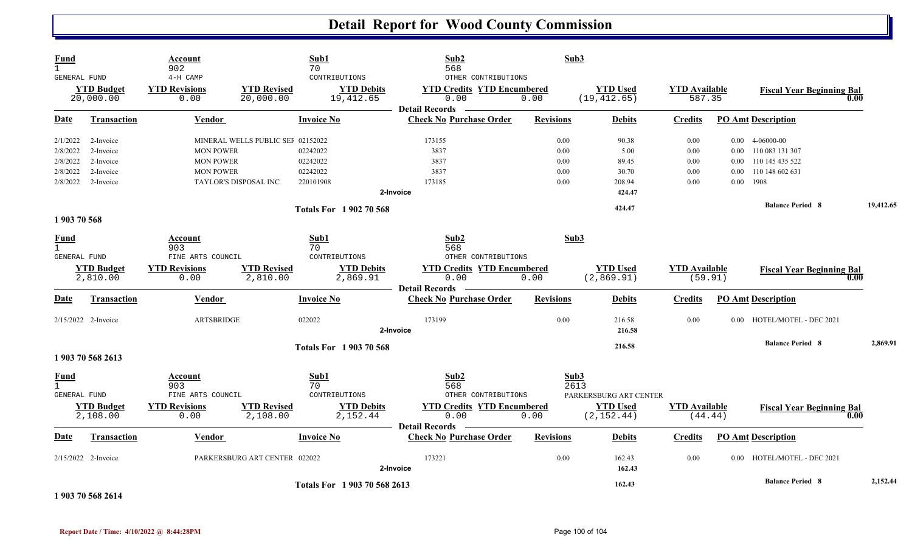# Detail Report for Wood County Commission

| Fund | Account | | Sub1 | Sub2 | | Sub3 | | | |
|---|---|---|---|---|---|---|---|---|---|
| 1 | 902 | | 70 | 568 | | | | | |
| GENERAL FUND | 4-H CAMP | | CONTRIBUTIONS | OTHER CONTRIBUTIONS | | | | | |
| **YTD Budget** | **YTD Revisions** | **YTD Revised** | **YTD Debits** | **YTD Credits** | **YTD Encumbered** | **YTD Used** | **YTD Available** | **Fiscal Year Beginning Bal** | |
| 20,000.00 | 0.00 | 20,000.00 | 19,412.65 | 0.00 | 0.00 | (19,412.65) | 587.35 | 0.00 | |

**Detail Records**

| Date | Transaction | Vendor | Invoice No | Check No | Purchase Order | Revisions | Debits | Credits | PO Amt | Description |
|---|---|---|---|---|---|---|---|---|---|---|
| 2/1/2022 | 2-Invoice | MINERAL WELLS PUBLIC SEF | 02152022 | 173155 | | 0.00 | 90.38 | 0.00 | 0.00 | 4-06000-00 |
| 2/8/2022 | 2-Invoice | MON POWER | 02242022 | 3837 | | 0.00 | 5.00 | 0.00 | 0.00 | 110 083 131 307 |
| 2/8/2022 | 2-Invoice | MON POWER | 02242022 | 3837 | | 0.00 | 89.45 | 0.00 | 0.00 | 110 145 435 522 |
| 2/8/2022 | 2-Invoice | MON POWER | 02242022 | 3837 | | 0.00 | 30.70 | 0.00 | 0.00 | 110 148 602 631 |
| 2/8/2022 | 2-Invoice | TAYLOR'S DISPOSAL INC | 220101908 | 173185 | | 0.00 | 208.94 | 0.00 | 0.00 | 1908 |
| | | | 2-Invoice | | | | 424.47 | | | |
| | | | **Totals For 1 902 70 568** | | | | 424.47 | | | **Balance Period 8** 19,412.65 |

**1 903 70 568**

| Fund | Account | | Sub1 | Sub2 | | Sub3 | | | |
|---|---|---|---|---|---|---|---|---|---|
| 1 | 903 | | 70 | 568 | | | | | |
| GENERAL FUND | FINE ARTS COUNCIL | | CONTRIBUTIONS | OTHER CONTRIBUTIONS | | | | | |
| **YTD Budget** | **YTD Revisions** | **YTD Revised** | **YTD Debits** | **YTD Credits** | **YTD Encumbered** | **YTD Used** | **YTD Available** | **Fiscal Year Beginning Bal** | |
| 2,810.00 | 0.00 | 2,810.00 | 2,869.91 | 0.00 | 0.00 | (2,869.91) | (59.91) | 0.00 | |

**Detail Records**

| Date | Transaction | Vendor | Invoice No | Check No | Purchase Order | Revisions | Debits | Credits | PO Amt | Description |
|---|---|---|---|---|---|---|---|---|---|---|
| 2/15/2022 | 2-Invoice | ARTSBRIDGE | 022022 | 173199 | | 0.00 | 216.58 | 0.00 | 0.00 | HOTEL/MOTEL - DEC 2021 |
| | | | 2-Invoice | | | | 216.58 | | | |
| | | | **Totals For 1 903 70 568** | | | | 216.58 | | | **Balance Period 8** 2,869.91 |

**1 903 70 568 2613**

| Fund | Account | | Sub1 | Sub2 | | Sub3 | | | |
|---|---|---|---|---|---|---|---|---|---|
| 1 | 903 | | 70 | 568 | | 2613 | | | |
| GENERAL FUND | FINE ARTS COUNCIL | | CONTRIBUTIONS | OTHER CONTRIBUTIONS | | PARKERSBURG ART CENTER | | | |
| **YTD Budget** | **YTD Revisions** | **YTD Revised** | **YTD Debits** | **YTD Credits** | **YTD Encumbered** | **YTD Used** | **YTD Available** | **Fiscal Year Beginning Bal** | |
| 2,108.00 | 0.00 | 2,108.00 | 2,152.44 | 0.00 | 0.00 | (2,152.44) | (44.44) | 0.00 | |

**Detail Records**

| Date | Transaction | Vendor | Invoice No | Check No | Purchase Order | Revisions | Debits | Credits | PO Amt | Description |
|---|---|---|---|---|---|---|---|---|---|---|
| 2/15/2022 | 2-Invoice | PARKERSBURG ART CENTER | 022022 | 173221 | | 0.00 | 162.43 | 0.00 | 0.00 | HOTEL/MOTEL - DEC 2021 |
| | | | 2-Invoice | | | | 162.43 | | | |
| | | | **Totals For 1 903 70 568 2613** | | | | 162.43 | | | **Balance Period 8** 2,152.44 |

**1 903 70 568 2614**

Report Date / Time: 4/10/2022 @ 8:44:28PM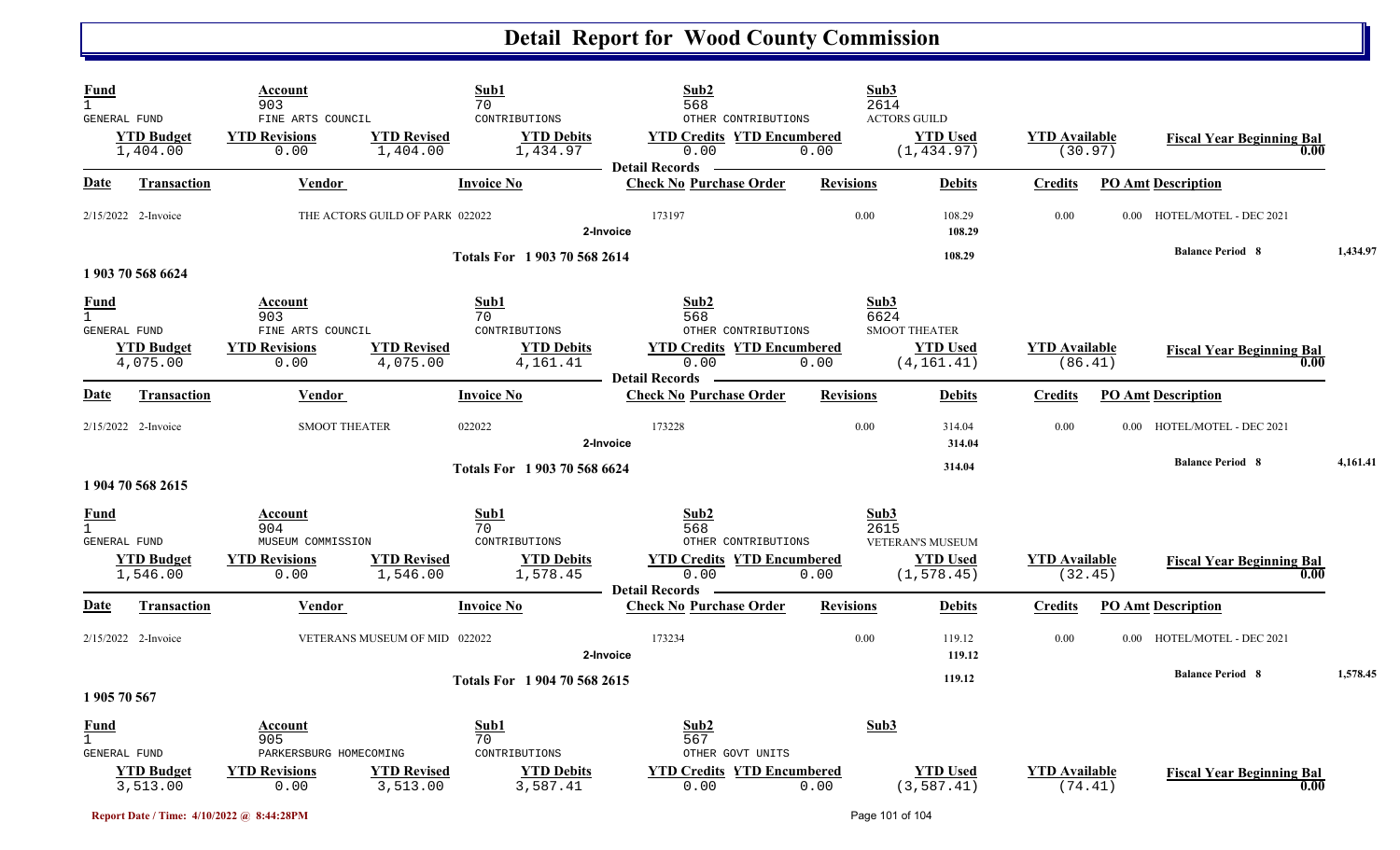# Detail Report for Wood County Commission

| Fund | Account | | Sub1 | Sub2 | | Sub3 | | |
|---|---|---|---|---|---|---|---|---|
| 1 | 903 | | 70 | 568 | | 2614 | | |
| GENERAL FUND | FINE ARTS COUNCIL | | CONTRIBUTIONS | OTHER CONTRIBUTIONS | | ACTORS GUILD | | |
| **YTD Budget** | **YTD Revisions** | **YTD Revised** | **YTD Debits** | **YTD Credits** | **YTD Encumbered** | **YTD Used** | **YTD Available** | **Fiscal Year Beginning Bal** |
| 1,404.00 | 0.00 | 1,404.00 | 1,434.97 | 0.00 | 0.00 | (1,434.97) | (30.97) | 0.00 |

**Detail Records**

| Date | Transaction | Vendor | Invoice No | Check No | Purchase Order | Revisions | Debits | Credits | PO Amt | Description |
|---|---|---|---|---|---|---|---|---|---|---|
| 2/15/2022 | 2-Invoice | THE ACTORS GUILD OF PARK | 022022 | 173197 | | 0.00 | 108.29 | 0.00 | 0.00 | HOTEL/MOTEL - DEC 2021 |
| | | | 2-Invoice | | | | 108.29 | | | |
| | | | Totals For 1 903 70 568 2614 | | | | 108.29 | | | Balance Period 8 — 1,434.97 |

**1 903 70 568 6624**

| Fund | Account | | Sub1 | Sub2 | | Sub3 | | |
|---|---|---|---|---|---|---|---|---|
| 1 | 903 | | 70 | 568 | | 6624 | | |
| GENERAL FUND | FINE ARTS COUNCIL | | CONTRIBUTIONS | OTHER CONTRIBUTIONS | | SMOOT THEATER | | |
| **YTD Budget** | **YTD Revisions** | **YTD Revised** | **YTD Debits** | **YTD Credits** | **YTD Encumbered** | **YTD Used** | **YTD Available** | **Fiscal Year Beginning Bal** |
| 4,075.00 | 0.00 | 4,075.00 | 4,161.41 | 0.00 | 0.00 | (4,161.41) | (86.41) | 0.00 |

**Detail Records**

| Date | Transaction | Vendor | Invoice No | Check No | Purchase Order | Revisions | Debits | Credits | PO Amt | Description |
|---|---|---|---|---|---|---|---|---|---|---|
| 2/15/2022 | 2-Invoice | SMOOT THEATER | 022022 | 173228 | | 0.00 | 314.04 | 0.00 | 0.00 | HOTEL/MOTEL - DEC 2021 |
| | | | 2-Invoice | | | | 314.04 | | | |
| | | | Totals For 1 903 70 568 6624 | | | | 314.04 | | | Balance Period 8 — 4,161.41 |

**1 904 70 568 2615**

| Fund | Account | | Sub1 | Sub2 | | Sub3 | | |
|---|---|---|---|---|---|---|---|---|
| 1 | 904 | | 70 | 568 | | 2615 | | |
| GENERAL FUND | MUSEUM COMMISSION | | CONTRIBUTIONS | OTHER CONTRIBUTIONS | | VETERAN'S MUSEUM | | |
| **YTD Budget** | **YTD Revisions** | **YTD Revised** | **YTD Debits** | **YTD Credits** | **YTD Encumbered** | **YTD Used** | **YTD Available** | **Fiscal Year Beginning Bal** |
| 1,546.00 | 0.00 | 1,546.00 | 1,578.45 | 0.00 | 0.00 | (1,578.45) | (32.45) | 0.00 |

**Detail Records**

| Date | Transaction | Vendor | Invoice No | Check No | Purchase Order | Revisions | Debits | Credits | PO Amt | Description |
|---|---|---|---|---|---|---|---|---|---|---|
| 2/15/2022 | 2-Invoice | VETERANS MUSEUM OF MID | 022022 | 173234 | | 0.00 | 119.12 | 0.00 | 0.00 | HOTEL/MOTEL - DEC 2021 |
| | | | 2-Invoice | | | | 119.12 | | | |
| | | | Totals For 1 904 70 568 2615 | | | | 119.12 | | | Balance Period 8 — 1,578.45 |

**1 905 70 567**

| Fund | Account | | Sub1 | Sub2 | | Sub3 | | |
|---|---|---|---|---|---|---|---|---|
| 1 | 905 | | 70 | 567 | | | | |
| GENERAL FUND | PARKERSBURG HOMECOMING | | CONTRIBUTIONS | OTHER GOVT UNITS | | | | |
| **YTD Budget** | **YTD Revisions** | **YTD Revised** | **YTD Debits** | **YTD Credits** | **YTD Encumbered** | **YTD Used** | **YTD Available** | **Fiscal Year Beginning Bal** |
| 3,513.00 | 0.00 | 3,513.00 | 3,587.41 | 0.00 | 0.00 | (3,587.41) | (74.41) | 0.00 |

Report Date / Time: 4/10/2022 @ 8:44:28PM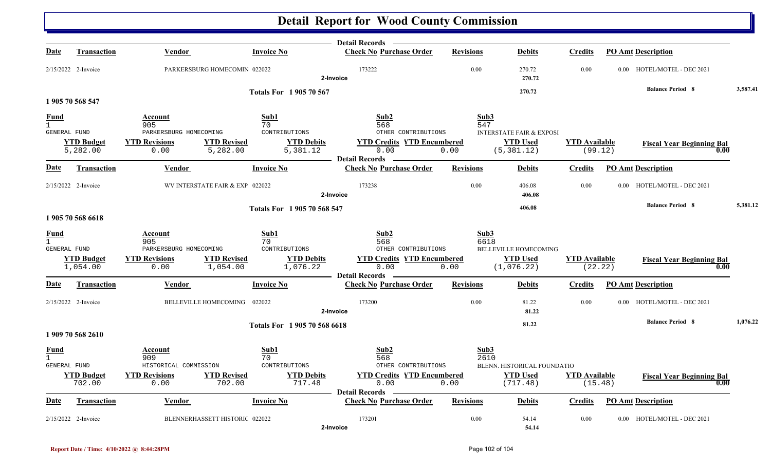# Detail Report for Wood County Commission

| Date | Transaction | Vendor | Invoice No | Check No | Purchase Order | Revisions | Debits | Credits | PO Amt | Description | |
|---|---|---|---|---|---|---|---|---|---|---|---|
| 2/15/2022 | 2-Invoice | PARKERSBURG HOMECOMIN | 022022 | 173222 | | 0.00 | 270.72 | 0.00 | 0.00 | HOTEL/MOTEL - DEC 2021 | |
| | | | 2-Invoice | | | | 270.72 | | | | |
| | | | Totals For 1 905 70 567 | | | | 270.72 | | | Balance Period 8 | 3,587.41 |

## 1 905 70 568 547

| Fund | Account | Sub1 | Sub2 | Sub3 |
|---|---|---|---|---|
| 1 | 905 | 70 | 568 | 547 |
| GENERAL FUND | PARKERSBURG HOMECOMING | CONTRIBUTIONS | OTHER CONTRIBUTIONS | INTERSTATE FAIR & EXPOSI |

| YTD Budget | YTD Revisions | YTD Revised | YTD Debits | YTD Credits | YTD Encumbered | YTD Used | YTD Available | Fiscal Year Beginning Bal |
|---|---|---|---|---|---|---|---|---|
| 5,282.00 | 0.00 | 5,282.00 | 5,381.12 | 0.00 | 0.00 | (5,381.12) | (99.12) | 0.00 |

| Date | Transaction | Vendor | Invoice No | Check No | Purchase Order | Revisions | Debits | Credits | PO Amt | Description | |
|---|---|---|---|---|---|---|---|---|---|---|---|
| 2/15/2022 | 2-Invoice | WV INTERSTATE FAIR & EXP | 022022 | 173238 | | 0.00 | 406.08 | 0.00 | 0.00 | HOTEL/MOTEL - DEC 2021 | |
| | | | 2-Invoice | | | | 406.08 | | | | |
| | | | Totals For 1 905 70 568 547 | | | | 406.08 | | | Balance Period 8 | 5,381.12 |

## 1 905 70 568 6618

| Fund | Account | Sub1 | Sub2 | Sub3 |
|---|---|---|---|---|
| 1 | 905 | 70 | 568 | 6618 |
| GENERAL FUND | PARKERSBURG HOMECOMING | CONTRIBUTIONS | OTHER CONTRIBUTIONS | BELLEVILLE HOMECOMING |

| YTD Budget | YTD Revisions | YTD Revised | YTD Debits | YTD Credits | YTD Encumbered | YTD Used | YTD Available | Fiscal Year Beginning Bal |
|---|---|---|---|---|---|---|---|---|
| 1,054.00 | 0.00 | 1,054.00 | 1,076.22 | 0.00 | 0.00 | (1,076.22) | (22.22) | 0.00 |

| Date | Transaction | Vendor | Invoice No | Check No | Purchase Order | Revisions | Debits | Credits | PO Amt | Description | |
|---|---|---|---|---|---|---|---|---|---|---|---|
| 2/15/2022 | 2-Invoice | BELLEVILLE HOMECOMING | 022022 | 173200 | | 0.00 | 81.22 | 0.00 | 0.00 | HOTEL/MOTEL - DEC 2021 | |
| | | | 2-Invoice | | | | 81.22 | | | | |
| | | | Totals For 1 905 70 568 6618 | | | | 81.22 | | | Balance Period 8 | 1,076.22 |

## 1 909 70 568 2610

| Fund | Account | Sub1 | Sub2 | Sub3 |
|---|---|---|---|---|
| 1 | 909 | 70 | 568 | 2610 |
| GENERAL FUND | HISTORICAL COMMISSION | CONTRIBUTIONS | OTHER CONTRIBUTIONS | BLENN. HISTORICAL FOUNDATIO |

| YTD Budget | YTD Revisions | YTD Revised | YTD Debits | YTD Credits | YTD Encumbered | YTD Used | YTD Available | Fiscal Year Beginning Bal |
|---|---|---|---|---|---|---|---|---|
| 702.00 | 0.00 | 702.00 | 717.48 | 0.00 | 0.00 | (717.48) | (15.48) | 0.00 |

| Date | Transaction | Vendor | Invoice No | Check No | Purchase Order | Revisions | Debits | Credits | PO Amt | Description |
|---|---|---|---|---|---|---|---|---|---|---|
| 2/15/2022 | 2-Invoice | BLENNERHASSETT HISTORIC | 022022 | 173201 | | 0.00 | 54.14 | 0.00 | 0.00 | HOTEL/MOTEL - DEC 2021 |
| | | | 2-Invoice | | | | 54.14 | | | |

Report Date / Time: 4/10/2022 @ 8:44:28PM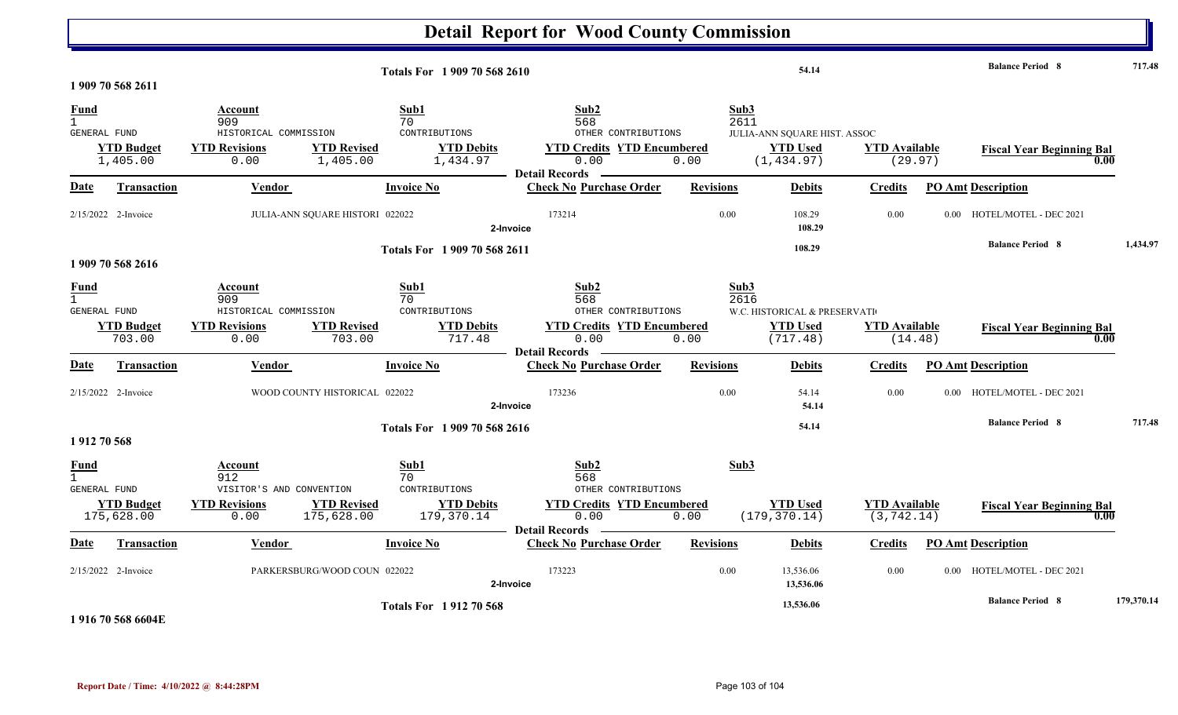# Detail Report for Wood County Commission

| | | | Totals For 1 909 70 568 2610 | | | 54.14 | | Balance Period 8 | 717.48 |
|---|---|---|---|---|---|---|---|---|---|

**1 909 70 568 2611**

| Fund | Account | | Sub1 | Sub2 | | Sub3 | | |
|---|---|---|---|---|---|---|---|---|
| 1 | 909 | | 70 | 568 | | 2611 | | |
| GENERAL FUND | HISTORICAL COMMISSION | | CONTRIBUTIONS | OTHER CONTRIBUTIONS | | JULIA-ANN SQUARE HIST. ASSOC | | |
| **YTD Budget** | **YTD Revisions** | **YTD Revised** | **YTD Debits** | **YTD Credits** | **YTD Encumbered** | **YTD Used** | **YTD Available** | **Fiscal Year Beginning Bal** |
| 1,405.00 | 0.00 | 1,405.00 | 1,434.97 | 0.00 | 0.00 | (1,434.97) | (29.97) | 0.00 |

Detail Records

| Date | Transaction | Vendor | Invoice No | Check No | Purchase Order | Revisions | Debits | Credits | PO Amt | Description |
|---|---|---|---|---|---|---|---|---|---|---|
| 2/15/2022 | 2-Invoice | JULIA-ANN SQUARE HISTORI | 022022 | 173214 | | 0.00 | 108.29 | 0.00 | 0.00 | HOTEL/MOTEL - DEC 2021 |
| | | | 2-Invoice | | | | 108.29 | | | |
| | | | Totals For 1 909 70 568 2611 | | | | 108.29 | | | Balance Period 8 1,434.97 |

**1 909 70 568 2616**

| Fund | Account | | Sub1 | Sub2 | | Sub3 | | |
|---|---|---|---|---|---|---|---|---|
| 1 | 909 | | 70 | 568 | | 2616 | | |
| GENERAL FUND | HISTORICAL COMMISSION | | CONTRIBUTIONS | OTHER CONTRIBUTIONS | | W.C. HISTORICAL & PRESERVATI | | |
| **YTD Budget** | **YTD Revisions** | **YTD Revised** | **YTD Debits** | **YTD Credits** | **YTD Encumbered** | **YTD Used** | **YTD Available** | **Fiscal Year Beginning Bal** |
| 703.00 | 0.00 | 703.00 | 717.48 | 0.00 | 0.00 | (717.48) | (14.48) | 0.00 |

Detail Records

| Date | Transaction | Vendor | Invoice No | Check No | Purchase Order | Revisions | Debits | Credits | PO Amt | Description |
|---|---|---|---|---|---|---|---|---|---|---|
| 2/15/2022 | 2-Invoice | WOOD COUNTY HISTORICAL | 022022 | 173236 | | 0.00 | 54.14 | 0.00 | 0.00 | HOTEL/MOTEL - DEC 2021 |
| | | | 2-Invoice | | | | 54.14 | | | |
| | | | Totals For 1 909 70 568 2616 | | | | 54.14 | | | Balance Period 8 717.48 |

**1 912 70 568**

| Fund | Account | | Sub1 | Sub2 | | Sub3 | | |
|---|---|---|---|---|---|---|---|---|
| 1 | 912 | | 70 | 568 | | | | |
| GENERAL FUND | VISITOR'S AND CONVENTION | | CONTRIBUTIONS | OTHER CONTRIBUTIONS | | | | |
| **YTD Budget** | **YTD Revisions** | **YTD Revised** | **YTD Debits** | **YTD Credits** | **YTD Encumbered** | **YTD Used** | **YTD Available** | **Fiscal Year Beginning Bal** |
| 175,628.00 | 0.00 | 175,628.00 | 179,370.14 | 0.00 | 0.00 | (179,370.14) | (3,742.14) | 0.00 |

Detail Records

| Date | Transaction | Vendor | Invoice No | Check No | Purchase Order | Revisions | Debits | Credits | PO Amt | Description |
|---|---|---|---|---|---|---|---|---|---|---|
| 2/15/2022 | 2-Invoice | PARKERSBURG/WOOD COUN | 022022 | 173223 | | 0.00 | 13,536.06 | 0.00 | 0.00 | HOTEL/MOTEL - DEC 2021 |
| | | | 2-Invoice | | | | 13,536.06 | | | |
| | | | Totals For 1 912 70 568 | | | | 13,536.06 | | | Balance Period 8 179,370.14 |

**1 916 70 568 6604E**

Report Date / Time: 4/10/2022 @ 8:44:28PM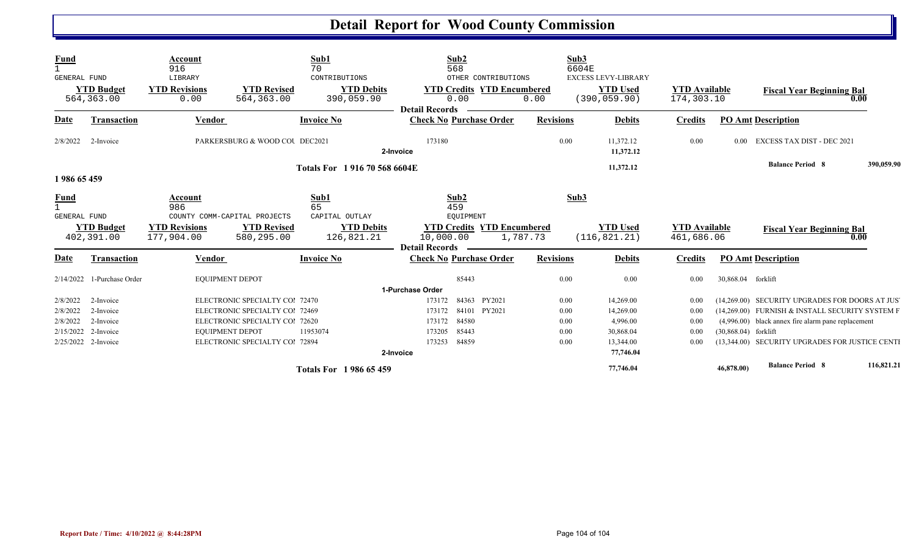# Detail Report for Wood County Commission

| Fund | Account | | Sub1 | Sub2 | | Sub3 | | |
|---|---|---|---|---|---|---|---|---|
| 1 | 916 | | 70 | 568 | | 6604E | | |
| GENERAL FUND | LIBRARY | | CONTRIBUTIONS | OTHER CONTRIBUTIONS | | EXCESS LEVY-LIBRARY | | |
| **YTD Budget** | **YTD Revisions** | **YTD Revised** | **YTD Debits** | **YTD Credits** | **YTD Encumbered** | **YTD Used** | **YTD Available** | **Fiscal Year Beginning Bal** |
| 564,363.00 | 0.00 | 564,363.00 | 390,059.90 | 0.00 | 0.00 | (390,059.90) | 174,303.10 | 0.00 |

**Detail Records**

| Date | Transaction | Vendor | Invoice No | Check No | Purchase Order | | Revisions | Debits | Credits | PO Amt | Description |
|---|---|---|---|---|---|---|---|---|---|---|---|
| 2/8/2022 | 2-Invoice | PARKERSBURG & WOOD COU | DEC2021 | 173180 | | | 0.00 | 11,372.12 | 0.00 | 0.00 | EXCESS TAX DIST - DEC 2021 |
| | | | 2-Invoice | | | | | 11,372.12 | | | |
| | | | Totals For 1 916 70 568 6604E | | | | | 11,372.12 | | | Balance Period 8 390,059.90 |

**1 986 65 459**

| Fund | Account | | Sub1 | Sub2 | | Sub3 | | |
|---|---|---|---|---|---|---|---|---|
| 1 | 986 | | 65 | 459 | | | | |
| GENERAL FUND | COUNTY COMM-CAPITAL PROJECTS | | CAPITAL OUTLAY | EQUIPMENT | | | | |
| **YTD Budget** | **YTD Revisions** | **YTD Revised** | **YTD Debits** | **YTD Credits** | **YTD Encumbered** | **YTD Used** | **YTD Available** | **Fiscal Year Beginning Bal** |
| 402,391.00 | 177,904.00 | 580,295.00 | 126,821.21 | 10,000.00 | 1,787.73 | (116,821.21) | 461,686.06 | 0.00 |

**Detail Records**

| Date | Transaction | Vendor | Invoice No | Check No | Purchase Order | | Revisions | Debits | Credits | PO Amt | Description |
|---|---|---|---|---|---|---|---|---|---|---|---|
| 2/14/2022 | 1-Purchase Order | EQUIPMENT DEPOT | | | 85443 | | 0.00 | 0.00 | 0.00 | 30,868.04 | forklift |
| | | | 1-Purchase Order | | | | | | | | |
| 2/8/2022 | 2-Invoice | ELECTRONIC SPECIALTY CO | 72470 | 173172 | 84363 | PY2021 | 0.00 | 14,269.00 | 0.00 | (14,269.00) | SECURITY UPGRADES FOR DOORS AT JUST |
| 2/8/2022 | 2-Invoice | ELECTRONIC SPECIALTY CO | 72469 | 173172 | 84101 | PY2021 | 0.00 | 14,269.00 | 0.00 | (14,269.00) | FURNISH & INSTALL SECURITY SYSTEM F |
| 2/8/2022 | 2-Invoice | ELECTRONIC SPECIALTY CO | 72620 | 173172 | 84580 | | 0.00 | 4,996.00 | 0.00 | (4,996.00) | black annex fire alarm pane replacement |
| 2/15/2022 | 2-Invoice | EQUIPMENT DEPOT | 11953074 | 173205 | 85443 | | 0.00 | 30,868.04 | 0.00 | (30,868.04) | forklift |
| 2/25/2022 | 2-Invoice | ELECTRONIC SPECIALTY CO | 72894 | 173253 | 84859 | | 0.00 | 13,344.00 | 0.00 | (13,344.00) | SECURITY UPGRADES FOR JUSTICE CENTI |
| | | | 2-Invoice | | | | | 77,746.04 | | | |
| | | | Totals For 1 986 65 459 | | | | | 77,746.04 | | 46,878.00) | Balance Period 8 116,821.21 |

Report Date / Time: 4/10/2022 @ 8:44:28PM